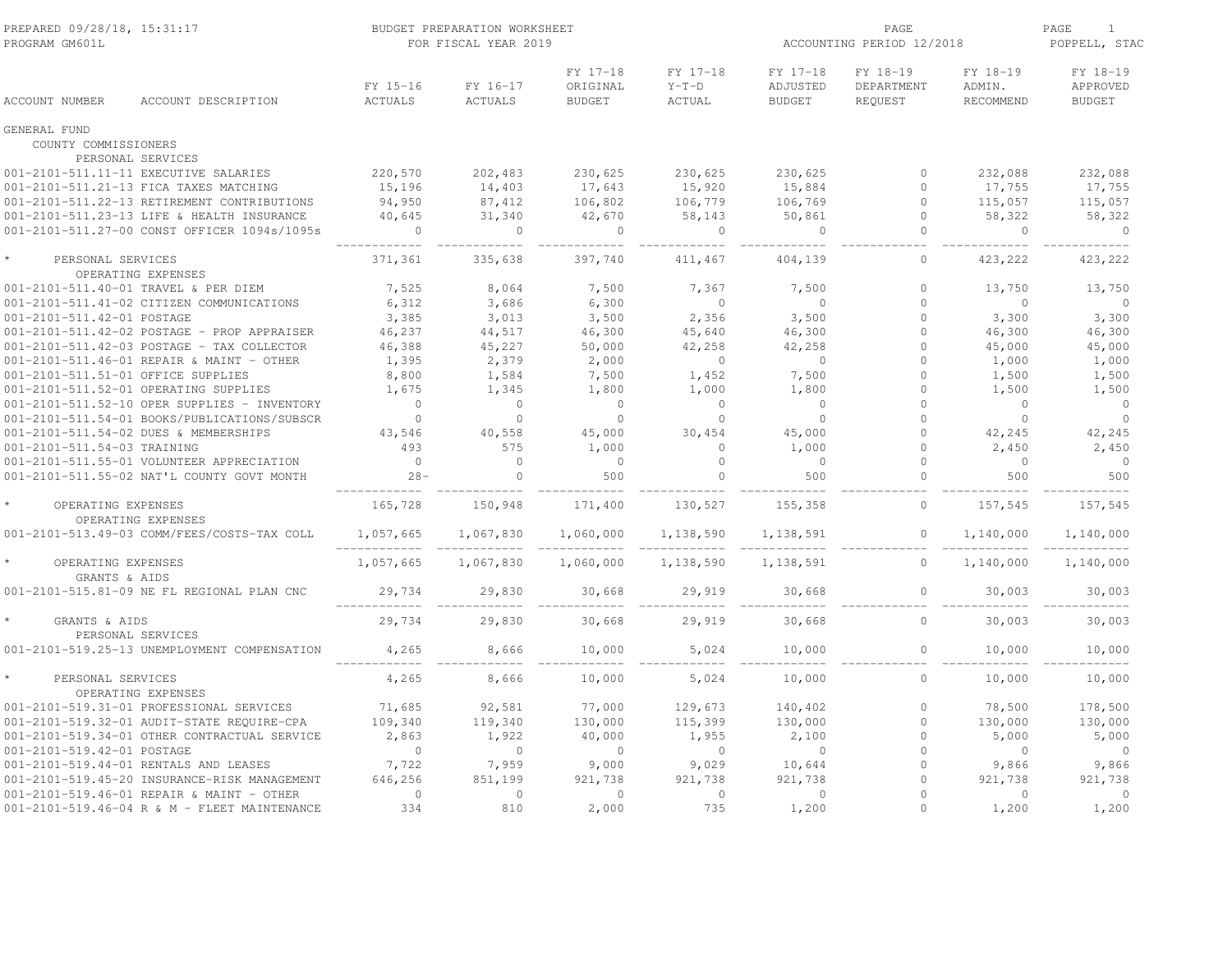BUDGET PREPARATION WORKSHEET
FOR FISCAL YEAR 2019

PREPARED 09/28/18, 15:31:17
PROGRAM GM601L

ACCOUNTING PERIOD 12/2018

POPPELL, STAC

| ACCOUNT NUMBER | ACCOUNT DESCRIPTION | FY 15-16 ACTUALS | FY 16-17 ACTUALS | FY 17-18 ORIGINAL BUDGET | FY 17-18 Y-T-D ACTUAL | FY 17-18 ADJUSTED BUDGET | FY 18-19 DEPARTMENT REQUEST | FY 18-19 ADMIN. RECOMMEND | FY 18-19 APPROVED BUDGET |
|---|---|---|---|---|---|---|---|---|---|
| GENERAL FUND | | | | | | | | | |
| COUNTY COMMISSIONERS | | | | | | | | | |
| PERSONAL SERVICES | | | | | | | | | |
| 001-2101-511.11-11 | EXECUTIVE SALARIES | 220,570 | 202,483 | 230,625 | 230,625 | 230,625 | 0 | 232,088 | 232,088 |
| 001-2101-511.21-13 | FICA TAXES MATCHING | 15,196 | 14,403 | 17,643 | 15,920 | 15,884 | 0 | 17,755 | 17,755 |
| 001-2101-511.22-13 | RETIREMENT CONTRIBUTIONS | 94,950 | 87,412 | 106,802 | 106,779 | 106,769 | 0 | 115,057 | 115,057 |
| 001-2101-511.23-13 | LIFE & HEALTH INSURANCE | 40,645 | 31,340 | 42,670 | 58,143 | 50,861 | 0 | 58,322 | 58,322 |
| 001-2101-511.27-00 | CONST OFFICER 1094s/1095s | 0 | 0 | 0 | 0 | 0 | 0 | 0 | 0 |
| * | PERSONAL SERVICES | 371,361 | 335,638 | 397,740 | 411,467 | 404,139 | 0 | 423,222 | 423,222 |
| OPERATING EXPENSES | | | | | | | | | |
| 001-2101-511.40-01 | TRAVEL & PER DIEM | 7,525 | 8,064 | 7,500 | 7,367 | 7,500 | 0 | 13,750 | 13,750 |
| 001-2101-511.41-02 | CITIZEN COMMUNICATIONS | 6,312 | 3,686 | 6,300 | 0 | 0 | 0 | 0 | 0 |
| 001-2101-511.42-01 | POSTAGE | 3,385 | 3,013 | 3,500 | 2,356 | 3,500 | 0 | 3,300 | 3,300 |
| 001-2101-511.42-02 | POSTAGE - PROP APPRAISER | 46,237 | 44,517 | 46,300 | 45,640 | 46,300 | 0 | 46,300 | 46,300 |
| 001-2101-511.42-03 | POSTAGE - TAX COLLECTOR | 46,388 | 45,227 | 50,000 | 42,258 | 42,258 | 0 | 45,000 | 45,000 |
| 001-2101-511.46-01 | REPAIR & MAINT - OTHER | 1,395 | 2,379 | 2,000 | 0 | 0 | 0 | 1,000 | 1,000 |
| 001-2101-511.51-01 | OFFICE SUPPLIES | 8,800 | 1,584 | 7,500 | 1,452 | 7,500 | 0 | 1,500 | 1,500 |
| 001-2101-511.52-01 | OPERATING SUPPLIES | 1,675 | 1,345 | 1,800 | 1,000 | 1,800 | 0 | 1,500 | 1,500 |
| 001-2101-511.52-10 | OPER SUPPLIES - INVENTORY | 0 | 0 | 0 | 0 | 0 | 0 | 0 | 0 |
| 001-2101-511.54-01 | BOOKS/PUBLICATIONS/SUBSCR | 0 | 0 | 0 | 0 | 0 | 0 | 0 | 0 |
| 001-2101-511.54-02 | DUES & MEMBERSHIPS | 43,546 | 40,558 | 45,000 | 30,454 | 45,000 | 0 | 42,245 | 42,245 |
| 001-2101-511.54-03 | TRAINING | 493 | 575 | 1,000 | 0 | 1,000 | 0 | 2,450 | 2,450 |
| 001-2101-511.55-01 | VOLUNTEER APPRECIATION | 0 | 0 | 0 | 0 | 0 | 0 | 0 | 0 |
| 001-2101-511.55-02 | NAT'L COUNTY GOVT MONTH | 28- | 0 | 500 | 0 | 500 | 0 | 500 | 500 |
| * | OPERATING EXPENSES | 165,728 | 150,948 | 171,400 | 130,527 | 155,358 | 0 | 157,545 | 157,545 |
| OPERATING EXPENSES | | | | | | | | | |
| 001-2101-513.49-03 | COMM/FEES/COSTS-TAX COLL | 1,057,665 | 1,067,830 | 1,060,000 | 1,138,590 | 1,138,591 | 0 | 1,140,000 | 1,140,000 |
| * | OPERATING EXPENSES | 1,057,665 | 1,067,830 | 1,060,000 | 1,138,590 | 1,138,591 | 0 | 1,140,000 | 1,140,000 |
| GRANTS & AIDS | | | | | | | | | |
| 001-2101-515.81-09 | NE FL REGIONAL PLAN CNC | 29,734 | 29,830 | 30,668 | 29,919 | 30,668 | 0 | 30,003 | 30,003 |
| * | GRANTS & AIDS | 29,734 | 29,830 | 30,668 | 29,919 | 30,668 | 0 | 30,003 | 30,003 |
| PERSONAL SERVICES | | | | | | | | | |
| 001-2101-519.25-13 | UNEMPLOYMENT COMPENSATION | 4,265 | 8,666 | 10,000 | 5,024 | 10,000 | 0 | 10,000 | 10,000 |
| * | PERSONAL SERVICES | 4,265 | 8,666 | 10,000 | 5,024 | 10,000 | 0 | 10,000 | 10,000 |
| OPERATING EXPENSES | | | | | | | | | |
| 001-2101-519.31-01 | PROFESSIONAL SERVICES | 71,685 | 92,581 | 77,000 | 129,673 | 140,402 | 0 | 78,500 | 178,500 |
| 001-2101-519.32-01 | AUDIT-STATE REQUIRE-CPA | 109,340 | 119,340 | 130,000 | 115,399 | 130,000 | 0 | 130,000 | 130,000 |
| 001-2101-519.34-01 | OTHER CONTRACTUAL SERVICE | 2,863 | 1,922 | 40,000 | 1,955 | 2,100 | 0 | 5,000 | 5,000 |
| 001-2101-519.42-01 | POSTAGE | 0 | 0 | 0 | 0 | 0 | 0 | 0 | 0 |
| 001-2101-519.44-01 | RENTALS AND LEASES | 7,722 | 7,959 | 9,000 | 9,029 | 10,644 | 0 | 9,866 | 9,866 |
| 001-2101-519.45-20 | INSURANCE-RISK MANAGEMENT | 646,256 | 851,199 | 921,738 | 921,738 | 921,738 | 0 | 921,738 | 921,738 |
| 001-2101-519.46-01 | REPAIR & MAINT - OTHER | 0 | 0 | 0 | 0 | 0 | 0 | 0 | 0 |
| 001-2101-519.46-04 | R & M - FLEET MAINTENANCE | 334 | 810 | 2,000 | 735 | 1,200 | 0 | 1,200 | 1,200 |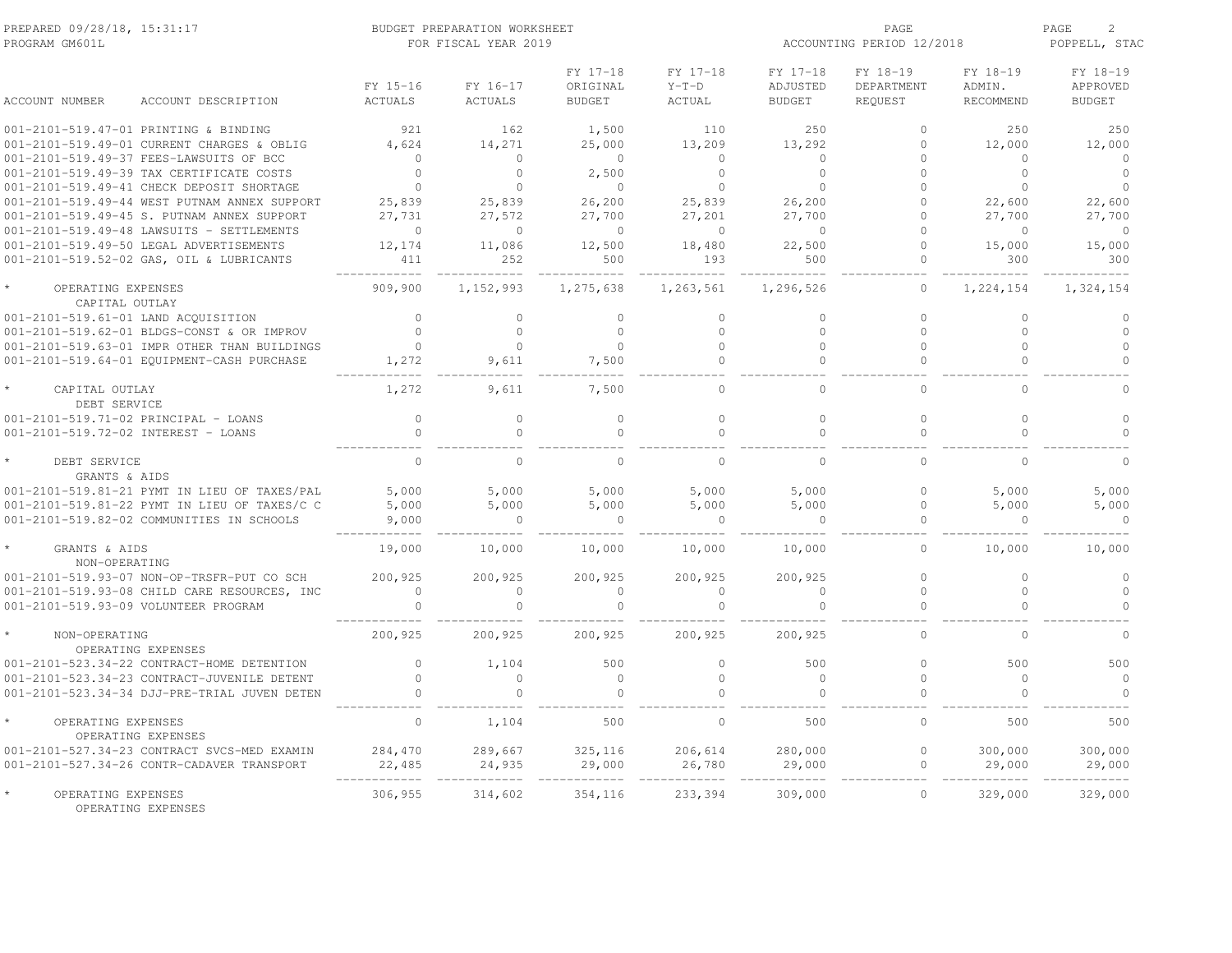| ACCOUNT NUMBER | ACCOUNT DESCRIPTION | FY 15-16 ACTUALS | FY 16-17 ACTUALS | FY 17-18 ORIGINAL BUDGET | FY 17-18 Y-T-D ACTUAL | FY 17-18 ADJUSTED BUDGET | FY 18-19 DEPARTMENT REQUEST | FY 18-19 ADMIN. RECOMMEND | FY 18-19 APPROVED BUDGET |
|---|---|---|---|---|---|---|---|---|---|
| 001-2101-519.47-01 | PRINTING & BINDING | 921 | 162 | 1,500 | 110 | 250 | 0 | 250 | 250 |
| 001-2101-519.49-01 | CURRENT CHARGES & OBLIG | 4,624 | 14,271 | 25,000 | 13,209 | 13,292 | 0 | 12,000 | 12,000 |
| 001-2101-519.49-37 | FEES-LAWSUITS OF BCC | 0 | 0 | 0 | 0 | 0 | 0 | 0 | 0 |
| 001-2101-519.49-39 | TAX CERTIFICATE COSTS | 0 | 0 | 2,500 | 0 | 0 | 0 | 0 | 0 |
| 001-2101-519.49-41 | CHECK DEPOSIT SHORTAGE | 0 | 0 | 0 | 0 | 0 | 0 | 0 | 0 |
| 001-2101-519.49-44 | WEST PUTNAM ANNEX SUPPORT | 25,839 | 25,839 | 26,200 | 25,839 | 26,200 | 0 | 22,600 | 22,600 |
| 001-2101-519.49-45 | S. PUTNAM ANNEX SUPPORT | 27,731 | 27,572 | 27,700 | 27,201 | 27,700 | 0 | 27,700 | 27,700 |
| 001-2101-519.49-48 | LAWSUITS - SETTLEMENTS | 0 | 0 | 0 | 0 | 0 | 0 | 0 | 0 |
| 001-2101-519.49-50 | LEGAL ADVERTISEMENTS | 12,174 | 11,086 | 12,500 | 18,480 | 22,500 | 0 | 15,000 | 15,000 |
| 001-2101-519.52-02 | GAS, OIL & LUBRICANTS | 411 | 252 | 500 | 193 | 500 | 0 | 300 | 300 |
| * | OPERATING EXPENSES | 909,900 | 1,152,993 | 1,275,638 | 1,263,561 | 1,296,526 | 0 | 1,224,154 | 1,324,154 |
| | CAPITAL OUTLAY | | | | | | | | |
| 001-2101-519.61-01 | LAND ACQUISITION | 0 | 0 | 0 | 0 | 0 | 0 | 0 | 0 |
| 001-2101-519.62-01 | BLDGS-CONST & OR IMPROV | 0 | 0 | 0 | 0 | 0 | 0 | 0 | 0 |
| 001-2101-519.63-01 | IMPR OTHER THAN BUILDINGS | 0 | 0 | 0 | 0 | 0 | 0 | 0 | 0 |
| 001-2101-519.64-01 | EQUIPMENT-CASH PURCHASE | 1,272 | 9,611 | 7,500 | 0 | 0 | 0 | 0 | 0 |
| * | CAPITAL OUTLAY | 1,272 | 9,611 | 7,500 | 0 | 0 | 0 | 0 | 0 |
| | DEBT SERVICE | | | | | | | | |
| 001-2101-519.71-02 | PRINCIPAL - LOANS | 0 | 0 | 0 | 0 | 0 | 0 | 0 | 0 |
| 001-2101-519.72-02 | INTEREST - LOANS | 0 | 0 | 0 | 0 | 0 | 0 | 0 | 0 |
| * | DEBT SERVICE | 0 | 0 | 0 | 0 | 0 | 0 | 0 | 0 |
| | GRANTS & AIDS | | | | | | | | |
| 001-2101-519.81-21 | PYMT IN LIEU OF TAXES/PAL | 5,000 | 5,000 | 5,000 | 5,000 | 5,000 | 0 | 5,000 | 5,000 |
| 001-2101-519.81-22 | PYMT IN LIEU OF TAXES/C C | 5,000 | 5,000 | 5,000 | 5,000 | 5,000 | 0 | 5,000 | 5,000 |
| 001-2101-519.82-02 | COMMUNITIES IN SCHOOLS | 9,000 | 0 | 0 | 0 | 0 | 0 | 0 | 0 |
| * | GRANTS & AIDS | 19,000 | 10,000 | 10,000 | 10,000 | 10,000 | 0 | 10,000 | 10,000 |
| | NON-OPERATING | | | | | | | | |
| 001-2101-519.93-07 | NON-OP-TRSFR-PUT CO SCH | 200,925 | 200,925 | 200,925 | 200,925 | 200,925 | 0 | 0 | 0 |
| 001-2101-519.93-08 | CHILD CARE RESOURCES, INC | 0 | 0 | 0 | 0 | 0 | 0 | 0 | 0 |
| 001-2101-519.93-09 | VOLUNTEER PROGRAM | 0 | 0 | 0 | 0 | 0 | 0 | 0 | 0 |
| * | NON-OPERATING | 200,925 | 200,925 | 200,925 | 200,925 | 200,925 | 0 | 0 | 0 |
| | OPERATING EXPENSES | | | | | | | | |
| 001-2101-523.34-22 | CONTRACT-HOME DETENTION | 0 | 1,104 | 500 | 0 | 500 | 0 | 500 | 500 |
| 001-2101-523.34-23 | CONTRACT-JUVENILE DETENT | 0 | 0 | 0 | 0 | 0 | 0 | 0 | 0 |
| 001-2101-523.34-34 | DJJ-PRE-TRIAL JUVEN DETEN | 0 | 0 | 0 | 0 | 0 | 0 | 0 | 0 |
| * | OPERATING EXPENSES | 0 | 1,104 | 500 | 0 | 500 | 0 | 500 | 500 |
| | OPERATING EXPENSES | | | | | | | | |
| 001-2101-527.34-23 | CONTRACT SVCS-MED EXAMIN | 284,470 | 289,667 | 325,116 | 206,614 | 280,000 | 0 | 300,000 | 300,000 |
| 001-2101-527.34-26 | CONTR-CADAVER TRANSPORT | 22,485 | 24,935 | 29,000 | 26,780 | 29,000 | 0 | 29,000 | 29,000 |
| * | OPERATING EXPENSES | 306,955 | 314,602 | 354,116 | 233,394 | 309,000 | 0 | 329,000 | 329,000 |
| | OPERATING EXPENSES | | | | | | | | |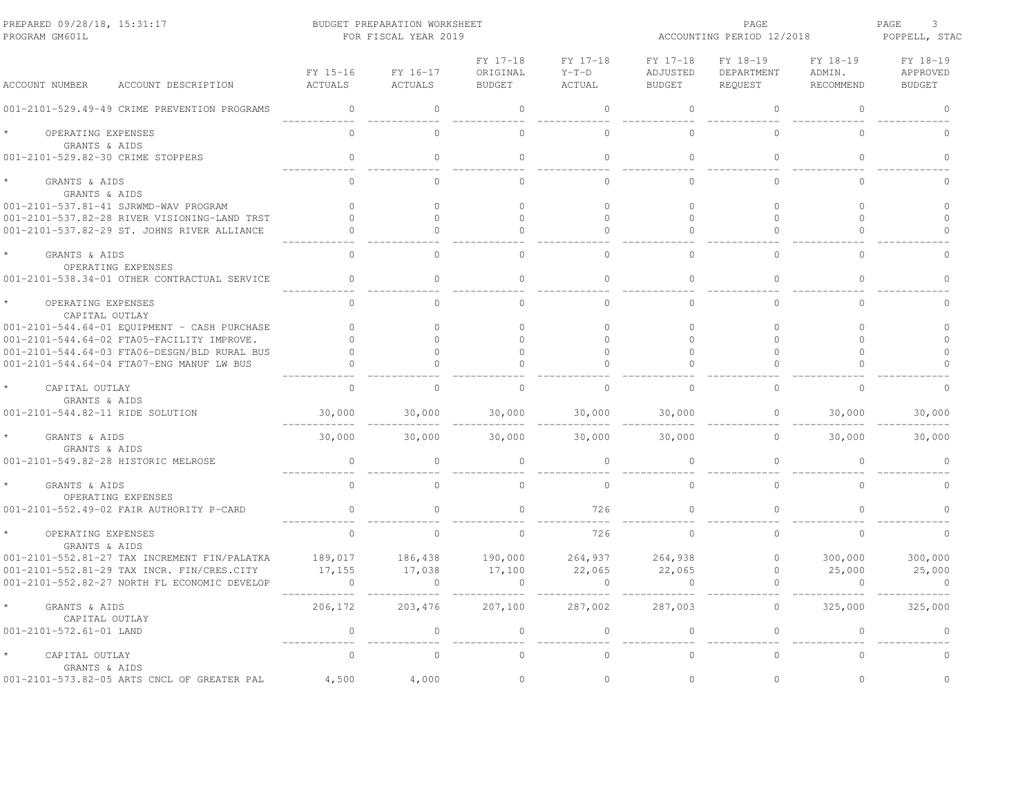PREPARED 09/28/18, 15:31:17 BUDGET PREPARATION WORKSHEET
PROGRAM GM601L FOR FISCAL YEAR 2019
ACCOUNTING PERIOD 12/2018
POPPELL, STAC

| ACCOUNT NUMBER ACCOUNT DESCRIPTION | FY 15-16 ACTUALS | FY 16-17 ACTUALS | FY 17-18 ORIGINAL BUDGET | FY 17-18 Y-T-D ACTUAL | FY 17-18 ADJUSTED BUDGET | FY 18-19 DEPARTMENT REQUEST | FY 18-19 ADMIN. RECOMMEND | FY 18-19 APPROVED BUDGET |
|---|---|---|---|---|---|---|---|---|
| 001-2101-529.49-49 CRIME PREVENTION PROGRAMS | 0 | 0 | 0 | 0 | 0 | 0 | 0 | 0 |
| * OPERATING EXPENSES | 0 | 0 | 0 | 0 | 0 | 0 | 0 | 0 |
| GRANTS & AIDS | | | | | | | | |
| 001-2101-529.82-30 CRIME STOPPERS | 0 | 0 | 0 | 0 | 0 | 0 | 0 | 0 |
| * GRANTS & AIDS | 0 | 0 | 0 | 0 | 0 | 0 | 0 | 0 |
| GRANTS & AIDS | | | | | | | | |
| 001-2101-537.81-41 SJRWMD-WAV PROGRAM | 0 | 0 | 0 | 0 | 0 | 0 | 0 | 0 |
| 001-2101-537.82-28 RIVER VISIONING-LAND TRST | 0 | 0 | 0 | 0 | 0 | 0 | 0 | 0 |
| 001-2101-537.82-29 ST. JOHNS RIVER ALLIANCE | 0 | 0 | 0 | 0 | 0 | 0 | 0 | 0 |
| * GRANTS & AIDS | 0 | 0 | 0 | 0 | 0 | 0 | 0 | 0 |
| OPERATING EXPENSES | | | | | | | | |
| 001-2101-538.34-01 OTHER CONTRACTUAL SERVICE | 0 | 0 | 0 | 0 | 0 | 0 | 0 | 0 |
| * OPERATING EXPENSES | 0 | 0 | 0 | 0 | 0 | 0 | 0 | 0 |
| CAPITAL OUTLAY | | | | | | | | |
| 001-2101-544.64-01 EQUIPMENT - CASH PURCHASE | 0 | 0 | 0 | 0 | 0 | 0 | 0 | 0 |
| 001-2101-544.64-02 FTA05-FACILITY IMPROVE. | 0 | 0 | 0 | 0 | 0 | 0 | 0 | 0 |
| 001-2101-544.64-03 FTA06-DESGN/BLD RURAL BUS | 0 | 0 | 0 | 0 | 0 | 0 | 0 | 0 |
| 001-2101-544.64-04 FTA07-ENG MANUF LW BUS | 0 | 0 | 0 | 0 | 0 | 0 | 0 | 0 |
| * CAPITAL OUTLAY | 0 | 0 | 0 | 0 | 0 | 0 | 0 | 0 |
| GRANTS & AIDS | | | | | | | | |
| 001-2101-544.82-11 RIDE SOLUTION | 30,000 | 30,000 | 30,000 | 30,000 | 30,000 | 0 | 30,000 | 30,000 |
| * GRANTS & AIDS | 30,000 | 30,000 | 30,000 | 30,000 | 30,000 | 0 | 30,000 | 30,000 |
| GRANTS & AIDS | | | | | | | | |
| 001-2101-549.82-28 HISTORIC MELROSE | 0 | 0 | 0 | 0 | 0 | 0 | 0 | 0 |
| * GRANTS & AIDS | 0 | 0 | 0 | 0 | 0 | 0 | 0 | 0 |
| OPERATING EXPENSES | | | | | | | | |
| 001-2101-552.49-02 FAIR AUTHORITY P-CARD | 0 | 0 | 0 | 726 | 0 | 0 | 0 | 0 |
| * OPERATING EXPENSES | 0 | 0 | 0 | 726 | 0 | 0 | 0 | 0 |
| GRANTS & AIDS | | | | | | | | |
| 001-2101-552.81-27 TAX INCREMENT FIN/PALATKA | 189,017 | 186,438 | 190,000 | 264,937 | 264,938 | 0 | 300,000 | 300,000 |
| 001-2101-552.81-29 TAX INCR. FIN/CRES.CITY | 17,155 | 17,038 | 17,100 | 22,065 | 22,065 | 0 | 25,000 | 25,000 |
| 001-2101-552.82-27 NORTH FL ECONOMIC DEVELOP | 0 | 0 | 0 | 0 | 0 | 0 | 0 | 0 |
| * GRANTS & AIDS | 206,172 | 203,476 | 207,100 | 287,002 | 287,003 | 0 | 325,000 | 325,000 |
| CAPITAL OUTLAY | | | | | | | | |
| 001-2101-572.61-01 LAND | 0 | 0 | 0 | 0 | 0 | 0 | 0 | 0 |
| * CAPITAL OUTLAY | 0 | 0 | 0 | 0 | 0 | 0 | 0 | 0 |
| GRANTS & AIDS | | | | | | | | |
| 001-2101-573.82-05 ARTS CNCL OF GREATER PAL | 4,500 | 4,000 | 0 | 0 | 0 | 0 | 0 | 0 |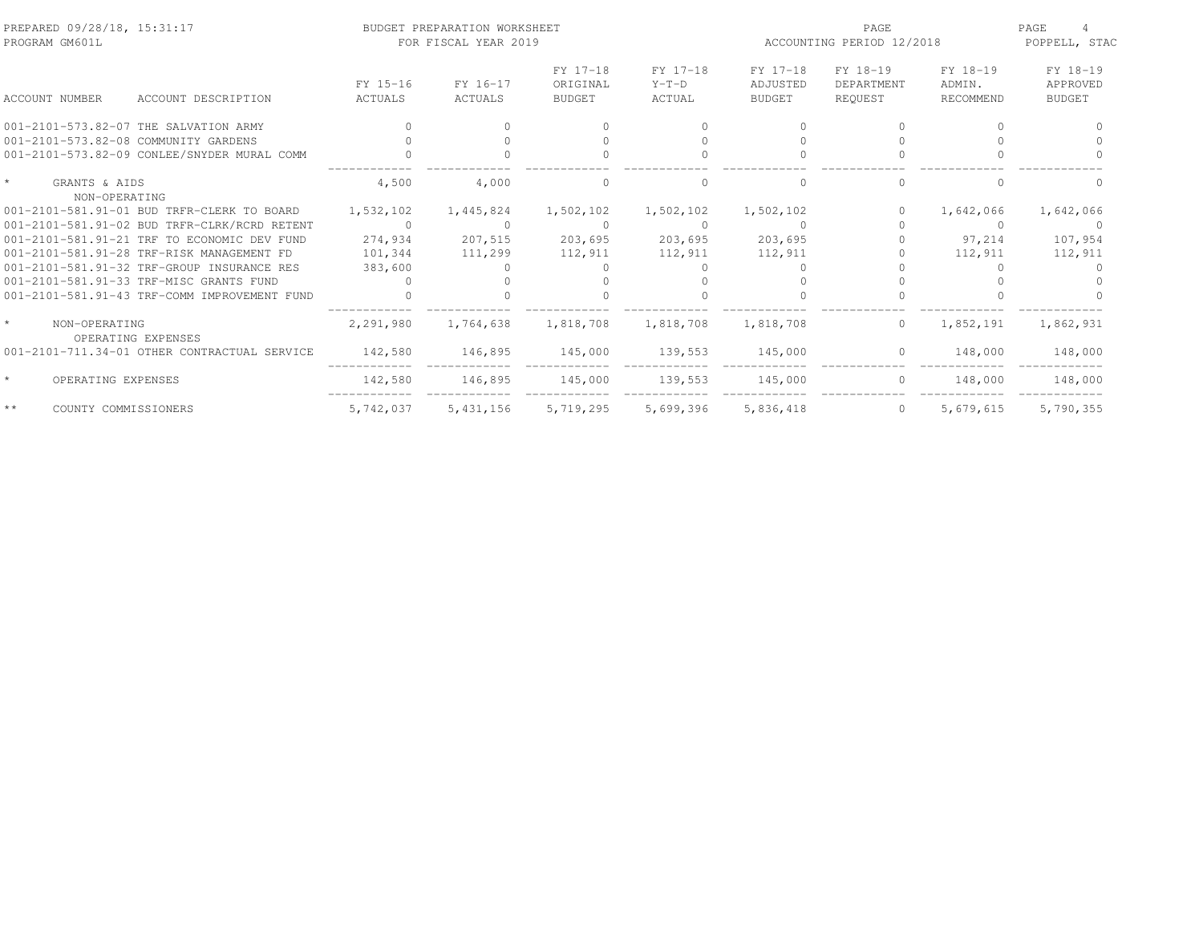| ACCOUNT NUMBER | ACCOUNT DESCRIPTION | FY 15-16 ACTUALS | FY 16-17 ACTUALS | FY 17-18 ORIGINAL BUDGET | FY 17-18 Y-T-D ACTUAL | FY 17-18 ADJUSTED BUDGET | FY 18-19 DEPARTMENT REQUEST | FY 18-19 ADMIN. RECOMMEND | FY 18-19 APPROVED BUDGET |
|---|---|---|---|---|---|---|---|---|---|
| 001-2101-573.82-07 | THE SALVATION ARMY | 0 | 0 | 0 | 0 | 0 | 0 | 0 | 0 |
| 001-2101-573.82-08 | COMMUNITY GARDENS | 0 | 0 | 0 | 0 | 0 | 0 | 0 | 0 |
| 001-2101-573.82-09 | CONLEE/SNYDER MURAL COMM | 0 | 0 | 0 | 0 | 0 | 0 | 0 | 0 |
| * | GRANTS & AIDS | 4,500 | 4,000 | 0 | 0 | 0 | 0 | 0 | 0 |
| | NON-OPERATING | | | | | | | | |
| 001-2101-581.91-01 | BUD TRFR-CLERK TO BOARD | 1,532,102 | 1,445,824 | 1,502,102 | 1,502,102 | 1,502,102 | 0 | 1,642,066 | 1,642,066 |
| 001-2101-581.91-02 | BUD TRFR-CLRK/RCRD RETENT | 0 | 0 | 0 | 0 | 0 | 0 | 0 | 0 |
| 001-2101-581.91-21 | TRF TO ECONOMIC DEV FUND | 274,934 | 207,515 | 203,695 | 203,695 | 203,695 | 0 | 97,214 | 107,954 |
| 001-2101-581.91-28 | TRF-RISK MANAGEMENT FD | 101,344 | 111,299 | 112,911 | 112,911 | 112,911 | 0 | 112,911 | 112,911 |
| 001-2101-581.91-32 | TRF-GROUP INSURANCE RES | 383,600 | 0 | 0 | 0 | 0 | 0 | 0 | 0 |
| 001-2101-581.91-33 | TRF-MISC GRANTS FUND | 0 | 0 | 0 | 0 | 0 | 0 | 0 | 0 |
| 001-2101-581.91-43 | TRF-COMM IMPROVEMENT FUND | 0 | 0 | 0 | 0 | 0 | 0 | 0 | 0 |
| * | NON-OPERATING | 2,291,980 | 1,764,638 | 1,818,708 | 1,818,708 | 1,818,708 | 0 | 1,852,191 | 1,862,931 |
| | OPERATING EXPENSES | | | | | | | | |
| 001-2101-711.34-01 | OTHER CONTRACTUAL SERVICE | 142,580 | 146,895 | 145,000 | 139,553 | 145,000 | 0 | 148,000 | 148,000 |
| * | OPERATING EXPENSES | 142,580 | 146,895 | 145,000 | 139,553 | 145,000 | 0 | 148,000 | 148,000 |
| ** | COUNTY COMMISSIONERS | 5,742,037 | 5,431,156 | 5,719,295 | 5,699,396 | 5,836,418 | 0 | 5,679,615 | 5,790,355 |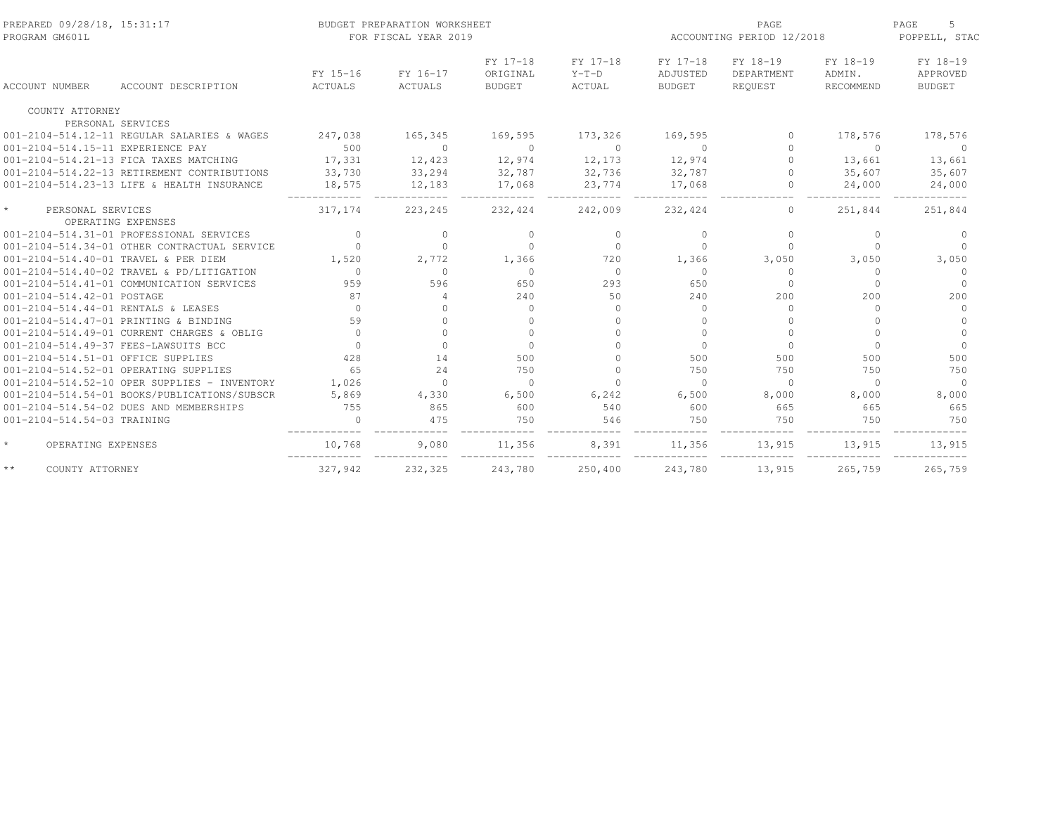PREPARED 09/28/18, 15:31:17 BUDGET PREPARATION WORKSHEET
PROGRAM GM601L FOR FISCAL YEAR 2019
ACCOUNTING PERIOD 12/2018
POPPELL, STAC

| ACCOUNT NUMBER | ACCOUNT DESCRIPTION | FY 15-16 ACTUALS | FY 16-17 ACTUALS | FY 17-18 ORIGINAL BUDGET | FY 17-18 Y-T-D ACTUAL | FY 17-18 ADJUSTED BUDGET | FY 18-19 DEPARTMENT REQUEST | FY 18-19 ADMIN. RECOMMEND | FY 18-19 APPROVED BUDGET |
|---|---|---|---|---|---|---|---|---|---|
| COUNTY ATTORNEY | | | | | | | | | |
| PERSONAL SERVICES | | | | | | | | | |
| 001-2104-514.12-11 | REGULAR SALARIES & WAGES | 247,038 | 165,345 | 169,595 | 173,326 | 169,595 | 0 | 178,576 | 178,576 |
| 001-2104-514.15-11 | EXPERIENCE PAY | 500 | 0 | 0 | 0 | 0 | 0 | 0 | 0 |
| 001-2104-514.21-13 | FICA TAXES MATCHING | 17,331 | 12,423 | 12,974 | 12,173 | 12,974 | 0 | 13,661 | 13,661 |
| 001-2104-514.22-13 | RETIREMENT CONTRIBUTIONS | 33,730 | 33,294 | 32,787 | 32,736 | 32,787 | 0 | 35,607 | 35,607 |
| 001-2104-514.23-13 | LIFE & HEALTH INSURANCE | 18,575 | 12,183 | 17,068 | 23,774 | 17,068 | 0 | 24,000 | 24,000 |
| * | PERSONAL SERVICES | 317,174 | 223,245 | 232,424 | 242,009 | 232,424 | 0 | 251,844 | 251,844 |
| OPERATING EXPENSES | | | | | | | | | |
| 001-2104-514.31-01 | PROFESSIONAL SERVICES | 0 | 0 | 0 | 0 | 0 | 0 | 0 | 0 |
| 001-2104-514.34-01 | OTHER CONTRACTUAL SERVICE | 0 | 0 | 0 | 0 | 0 | 0 | 0 | 0 |
| 001-2104-514.40-01 | TRAVEL & PER DIEM | 1,520 | 2,772 | 1,366 | 720 | 1,366 | 3,050 | 3,050 | 3,050 |
| 001-2104-514.40-02 | TRAVEL & PD/LITIGATION | 0 | 0 | 0 | 0 | 0 | 0 | 0 | 0 |
| 001-2104-514.41-01 | COMMUNICATION SERVICES | 959 | 596 | 650 | 293 | 650 | 0 | 0 | 0 |
| 001-2104-514.42-01 | POSTAGE | 87 | 4 | 240 | 50 | 240 | 200 | 200 | 200 |
| 001-2104-514.44-01 | RENTALS & LEASES | 0 | 0 | 0 | 0 | 0 | 0 | 0 | 0 |
| 001-2104-514.47-01 | PRINTING & BINDING | 59 | 0 | 0 | 0 | 0 | 0 | 0 | 0 |
| 001-2104-514.49-01 | CURRENT CHARGES & OBLIG | 0 | 0 | 0 | 0 | 0 | 0 | 0 | 0 |
| 001-2104-514.49-37 | FEES-LAWSUITS BCC | 0 | 0 | 0 | 0 | 0 | 0 | 0 | 0 |
| 001-2104-514.51-01 | OFFICE SUPPLIES | 428 | 14 | 500 | 0 | 500 | 500 | 500 | 500 |
| 001-2104-514.52-01 | OPERATING SUPPLIES | 65 | 24 | 750 | 0 | 750 | 750 | 750 | 750 |
| 001-2104-514.52-10 | OPER SUPPLIES - INVENTORY | 1,026 | 0 | 0 | 0 | 0 | 0 | 0 | 0 |
| 001-2104-514.54-01 | BOOKS/PUBLICATIONS/SUBSCR | 5,869 | 4,330 | 6,500 | 6,242 | 6,500 | 8,000 | 8,000 | 8,000 |
| 001-2104-514.54-02 | DUES AND MEMBERSHIPS | 755 | 865 | 600 | 540 | 600 | 665 | 665 | 665 |
| 001-2104-514.54-03 | TRAINING | 0 | 475 | 750 | 546 | 750 | 750 | 750 | 750 |
| * | OPERATING EXPENSES | 10,768 | 9,080 | 11,356 | 8,391 | 11,356 | 13,915 | 13,915 | 13,915 |
| ** | COUNTY ATTORNEY | 327,942 | 232,325 | 243,780 | 250,400 | 243,780 | 13,915 | 265,759 | 265,759 |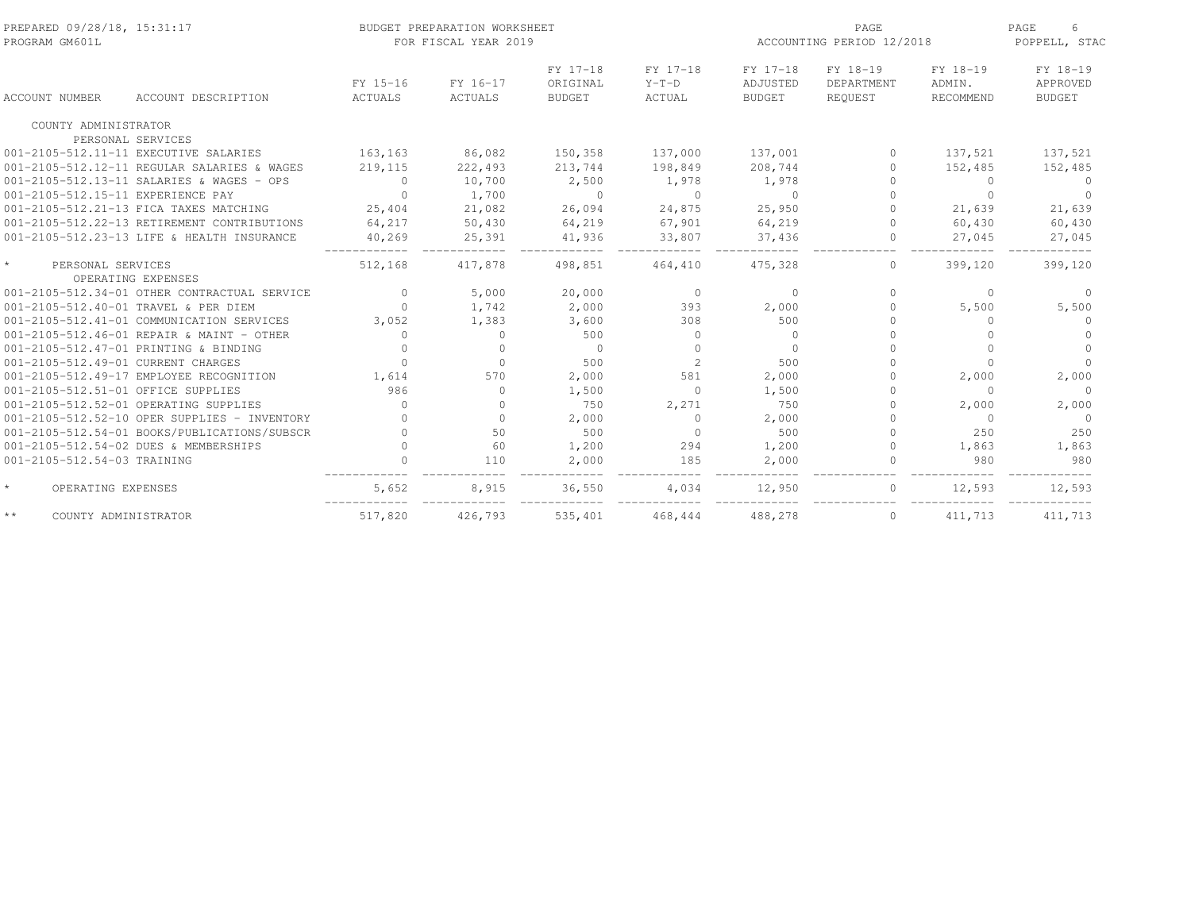BUDGET PREPARATION WORKSHEET
FOR FISCAL YEAR 2019

| ACCOUNT NUMBER | ACCOUNT DESCRIPTION | FY 15-16 ACTUALS | FY 16-17 ACTUALS | FY 17-18 ORIGINAL BUDGET | FY 17-18 Y-T-D ACTUAL | FY 17-18 ADJUSTED BUDGET | FY 18-19 DEPARTMENT REQUEST | FY 18-19 ADMIN. RECOMMEND | FY 18-19 APPROVED BUDGET |
|---|---|---|---|---|---|---|---|---|---|
| COUNTY ADMINISTRATOR | | | | | | | | | |
| | PERSONAL SERVICES | | | | | | | | |
| 001-2105-512.11-11 | EXECUTIVE SALARIES | 163,163 | 86,082 | 150,358 | 137,000 | 137,001 | 0 | 137,521 | 137,521 |
| 001-2105-512.12-11 | REGULAR SALARIES & WAGES | 219,115 | 222,493 | 213,744 | 198,849 | 208,744 | 0 | 152,485 | 152,485 |
| 001-2105-512.13-11 | SALARIES & WAGES - OPS | 0 | 10,700 | 2,500 | 1,978 | 1,978 | 0 | 0 | 0 |
| 001-2105-512.15-11 | EXPERIENCE PAY | 0 | 1,700 | 0 | 0 | 0 | 0 | 0 | 0 |
| 001-2105-512.21-13 | FICA TAXES MATCHING | 25,404 | 21,082 | 26,094 | 24,875 | 25,950 | 0 | 21,639 | 21,639 |
| 001-2105-512.22-13 | RETIREMENT CONTRIBUTIONS | 64,217 | 50,430 | 64,219 | 67,901 | 64,219 | 0 | 60,430 | 60,430 |
| 001-2105-512.23-13 | LIFE & HEALTH INSURANCE | 40,269 | 25,391 | 41,936 | 33,807 | 37,436 | 0 | 27,045 | 27,045 |
| * | PERSONAL SERVICES | 512,168 | 417,878 | 498,851 | 464,410 | 475,328 | 0 | 399,120 | 399,120 |
| | OPERATING EXPENSES | | | | | | | | |
| 001-2105-512.34-01 | OTHER CONTRACTUAL SERVICE | 0 | 5,000 | 20,000 | 0 | 0 | 0 | 0 | 0 |
| 001-2105-512.40-01 | TRAVEL & PER DIEM | 0 | 1,742 | 2,000 | 393 | 2,000 | 0 | 5,500 | 5,500 |
| 001-2105-512.41-01 | COMMUNICATION SERVICES | 3,052 | 1,383 | 3,600 | 308 | 500 | 0 | 0 | 0 |
| 001-2105-512.46-01 | REPAIR & MAINT - OTHER | 0 | 0 | 500 | 0 | 0 | 0 | 0 | 0 |
| 001-2105-512.47-01 | PRINTING & BINDING | 0 | 0 | 0 | 0 | 0 | 0 | 0 | 0 |
| 001-2105-512.49-01 | CURRENT CHARGES | 0 | 0 | 500 | 2 | 500 | 0 | 0 | 0 |
| 001-2105-512.49-17 | EMPLOYEE RECOGNITION | 1,614 | 570 | 2,000 | 581 | 2,000 | 0 | 2,000 | 2,000 |
| 001-2105-512.51-01 | OFFICE SUPPLIES | 986 | 0 | 1,500 | 0 | 1,500 | 0 | 0 | 0 |
| 001-2105-512.52-01 | OPERATING SUPPLIES | 0 | 0 | 750 | 2,271 | 750 | 0 | 2,000 | 2,000 |
| 001-2105-512.52-10 | OPER SUPPLIES - INVENTORY | 0 | 0 | 2,000 | 0 | 2,000 | 0 | 0 | 0 |
| 001-2105-512.54-01 | BOOKS/PUBLICATIONS/SUBSCR | 0 | 50 | 500 | 0 | 500 | 0 | 250 | 250 |
| 001-2105-512.54-02 | DUES & MEMBERSHIPS | 0 | 60 | 1,200 | 294 | 1,200 | 0 | 1,863 | 1,863 |
| 001-2105-512.54-03 | TRAINING | 0 | 110 | 2,000 | 185 | 2,000 | 0 | 980 | 980 |
| * | OPERATING EXPENSES | 5,652 | 8,915 | 36,550 | 4,034 | 12,950 | 0 | 12,593 | 12,593 |
| ** | COUNTY ADMINISTRATOR | 517,820 | 426,793 | 535,401 | 468,444 | 488,278 | 0 | 411,713 | 411,713 |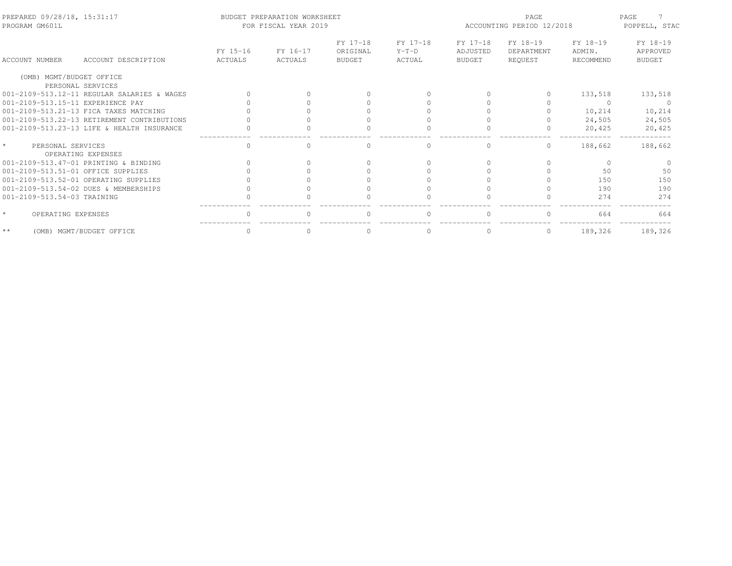BUDGET PREPARATION WORKSHEET
FOR FISCAL YEAR 2019

ACCOUNTING PERIOD 12/2018

| ACCOUNT NUMBER | ACCOUNT DESCRIPTION | FY 15-16 ACTUALS | FY 16-17 ACTUALS | FY 17-18 ORIGINAL BUDGET | FY 17-18 Y-T-D ACTUAL | FY 17-18 ADJUSTED BUDGET | FY 18-19 DEPARTMENT REQUEST | FY 18-19 ADMIN. RECOMMEND | FY 18-19 APPROVED BUDGET |
|---|---|---|---|---|---|---|---|---|---|
| (OMB) MGMT/BUDGET OFFICE | | | | | | | | | |
| | PERSONAL SERVICES | | | | | | | | |
| 001-2109-513.12-11 | REGULAR SALARIES & WAGES | 0 | 0 | 0 | 0 | 0 | 0 | 133,518 | 133,518 |
| 001-2109-513.15-11 | EXPERIENCE PAY | 0 | 0 | 0 | 0 | 0 | 0 | 0 | 0 |
| 001-2109-513.21-13 | FICA TAXES MATCHING | 0 | 0 | 0 | 0 | 0 | 0 | 10,214 | 10,214 |
| 001-2109-513.22-13 | RETIREMENT CONTRIBUTIONS | 0 | 0 | 0 | 0 | 0 | 0 | 24,505 | 24,505 |
| 001-2109-513.23-13 | LIFE & HEALTH INSURANCE | 0 | 0 | 0 | 0 | 0 | 0 | 20,425 | 20,425 |
| * | PERSONAL SERVICES | 0 | 0 | 0 | 0 | 0 | 0 | 188,662 | 188,662 |
| | OPERATING EXPENSES | | | | | | | | |
| 001-2109-513.47-01 | PRINTING & BINDING | 0 | 0 | 0 | 0 | 0 | 0 | 0 | 0 |
| 001-2109-513.51-01 | OFFICE SUPPLIES | 0 | 0 | 0 | 0 | 0 | 0 | 50 | 50 |
| 001-2109-513.52-01 | OPERATING SUPPLIES | 0 | 0 | 0 | 0 | 0 | 0 | 150 | 150 |
| 001-2109-513.54-02 | DUES & MEMBERSHIPS | 0 | 0 | 0 | 0 | 0 | 0 | 190 | 190 |
| 001-2109-513.54-03 | TRAINING | 0 | 0 | 0 | 0 | 0 | 0 | 274 | 274 |
| * | OPERATING EXPENSES | 0 | 0 | 0 | 0 | 0 | 0 | 664 | 664 |
| ** | (OMB) MGMT/BUDGET OFFICE | 0 | 0 | 0 | 0 | 0 | 0 | 189,326 | 189,326 |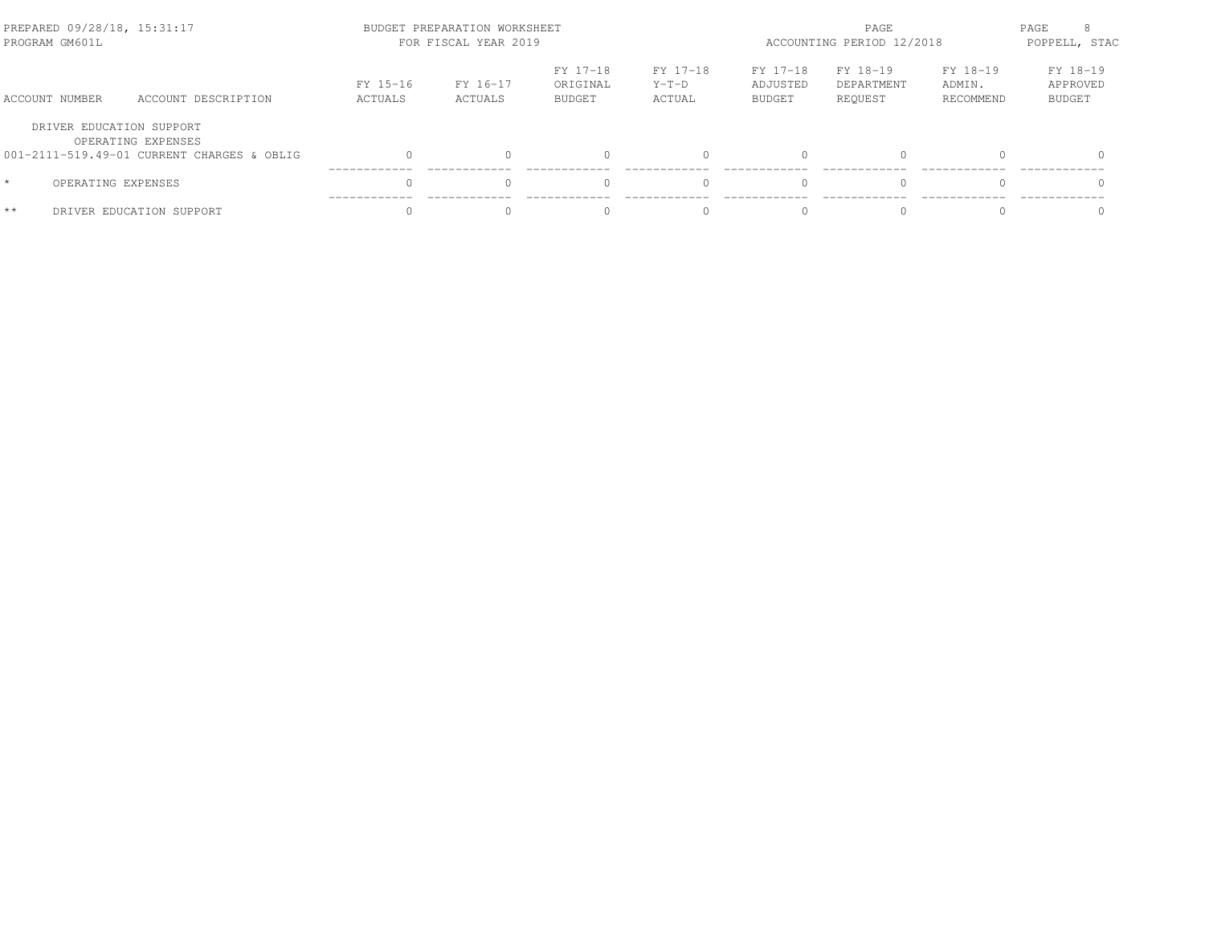PREPARED 09/28/18, 15:31:17 BUDGET PREPARATION WORKSHEET
PROGRAM GM601L FOR FISCAL YEAR 2019
ACCOUNTING PERIOD 12/2018
POPPELL, STAC

| ACCOUNT NUMBER | ACCOUNT DESCRIPTION | FY 15-16 ACTUALS | FY 16-17 ACTUALS | FY 17-18 ORIGINAL BUDGET | FY 17-18 Y-T-D ACTUAL | FY 17-18 ADJUSTED BUDGET | FY 18-19 DEPARTMENT REQUEST | FY 18-19 ADMIN. RECOMMEND | FY 18-19 APPROVED BUDGET |
|---|---|---|---|---|---|---|---|---|---|
| DRIVER EDUCATION SUPPORT | | | | | | | | | |
| | OPERATING EXPENSES | | | | | | | | |
| 001-2111-519.49-01 | CURRENT CHARGES & OBLIG | 0 | 0 | 0 | 0 | 0 | 0 | 0 | 0 |
| * | OPERATING EXPENSES | 0 | 0 | 0 | 0 | 0 | 0 | 0 | 0 |
| ** | DRIVER EDUCATION SUPPORT | 0 | 0 | 0 | 0 | 0 | 0 | 0 | 0 |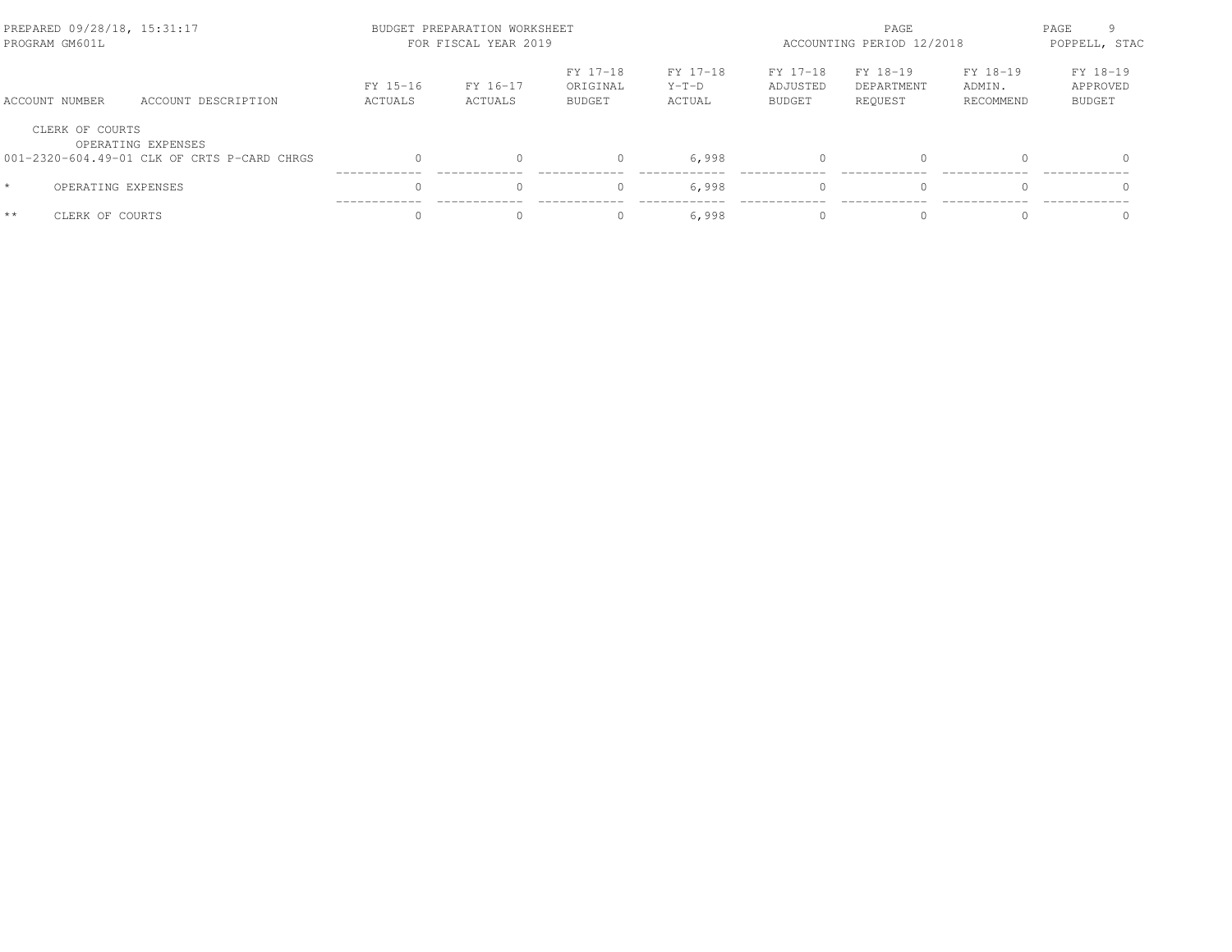| ACCOUNT NUMBER | ACCOUNT DESCRIPTION | FY 15-16 ACTUALS | FY 16-17 ACTUALS | FY 17-18 ORIGINAL BUDGET | FY 17-18 Y-T-D ACTUAL | FY 17-18 ADJUSTED BUDGET | FY 18-19 DEPARTMENT REQUEST | FY 18-19 ADMIN. RECOMMEND | FY 18-19 APPROVED BUDGET |
|---|---|---|---|---|---|---|---|---|---|
| CLERK OF COURTS | | | | | | | | | |
| OPERATING EXPENSES | | | | | | | | | |
| 001-2320-604.49-01 | CLK OF CRTS P-CARD CHRGS | 0 | 0 | 0 | 6,998 | 0 | 0 | 0 | 0 |
| * | OPERATING EXPENSES | 0 | 0 | 0 | 6,998 | 0 | 0 | 0 | 0 |
| ** | CLERK OF COURTS | 0 | 0 | 0 | 6,998 | 0 | 0 | 0 | 0 |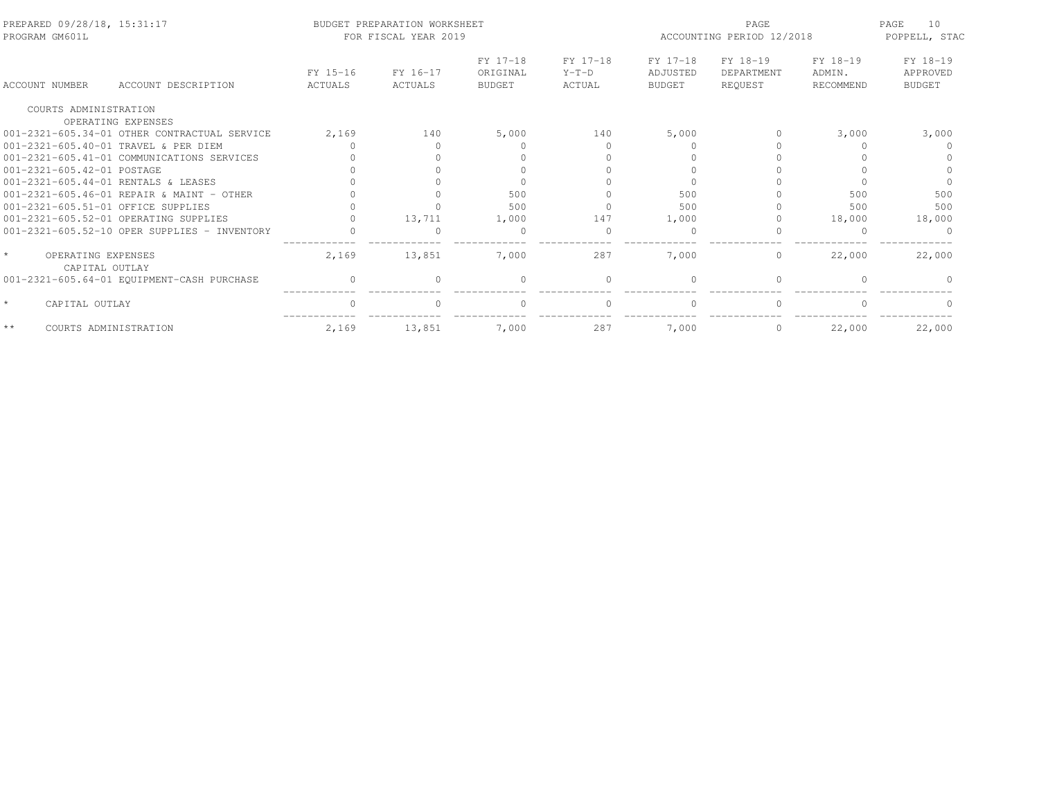PREPARED 09/28/18, 15:31:17 BUDGET PREPARATION WORKSHEET PAGE
PROGRAM GM601L FOR FISCAL YEAR 2019 ACCOUNTING PERIOD 12/2018 POPPELL, STAC

| ACCOUNT NUMBER | ACCOUNT DESCRIPTION | FY 15-16 ACTUALS | FY 16-17 ACTUALS | FY 17-18 ORIGINAL BUDGET | FY 17-18 Y-T-D ACTUAL | FY 17-18 ADJUSTED BUDGET | FY 18-19 DEPARTMENT REQUEST | FY 18-19 ADMIN. RECOMMEND | FY 18-19 APPROVED BUDGET |
|---|---|---|---|---|---|---|---|---|---|
| COURTS ADMINISTRATION | | | | | | | | | |
| OPERATING EXPENSES | | | | | | | | | |
| 001-2321-605.34-01 | OTHER CONTRACTUAL SERVICE | 2,169 | 140 | 5,000 | 140 | 5,000 | 0 | 3,000 | 3,000 |
| 001-2321-605.40-01 | TRAVEL & PER DIEM | 0 | 0 | 0 | 0 | 0 | 0 | 0 | 0 |
| 001-2321-605.41-01 | COMMUNICATIONS SERVICES | 0 | 0 | 0 | 0 | 0 | 0 | 0 | 0 |
| 001-2321-605.42-01 | POSTAGE | 0 | 0 | 0 | 0 | 0 | 0 | 0 | 0 |
| 001-2321-605.44-01 | RENTALS & LEASES | 0 | 0 | 0 | 0 | 0 | 0 | 0 | 0 |
| 001-2321-605.46-01 | REPAIR & MAINT - OTHER | 0 | 0 | 500 | 0 | 500 | 0 | 500 | 500 |
| 001-2321-605.51-01 | OFFICE SUPPLIES | 0 | 0 | 500 | 0 | 500 | 0 | 500 | 500 |
| 001-2321-605.52-01 | OPERATING SUPPLIES | 0 | 13,711 | 1,000 | 147 | 1,000 | 0 | 18,000 | 18,000 |
| 001-2321-605.52-10 | OPER SUPPLIES - INVENTORY | 0 | 0 | 0 | 0 | 0 | 0 | 0 | 0 |
| * | OPERATING EXPENSES | 2,169 | 13,851 | 7,000 | 287 | 7,000 | 0 | 22,000 | 22,000 |
| CAPITAL OUTLAY | | | | | | | | | |
| 001-2321-605.64-01 | EQUIPMENT-CASH PURCHASE | 0 | 0 | 0 | 0 | 0 | 0 | 0 | 0 |
| * | CAPITAL OUTLAY | 0 | 0 | 0 | 0 | 0 | 0 | 0 | 0 |
| ** | COURTS ADMINISTRATION | 2,169 | 13,851 | 7,000 | 287 | 7,000 | 0 | 22,000 | 22,000 |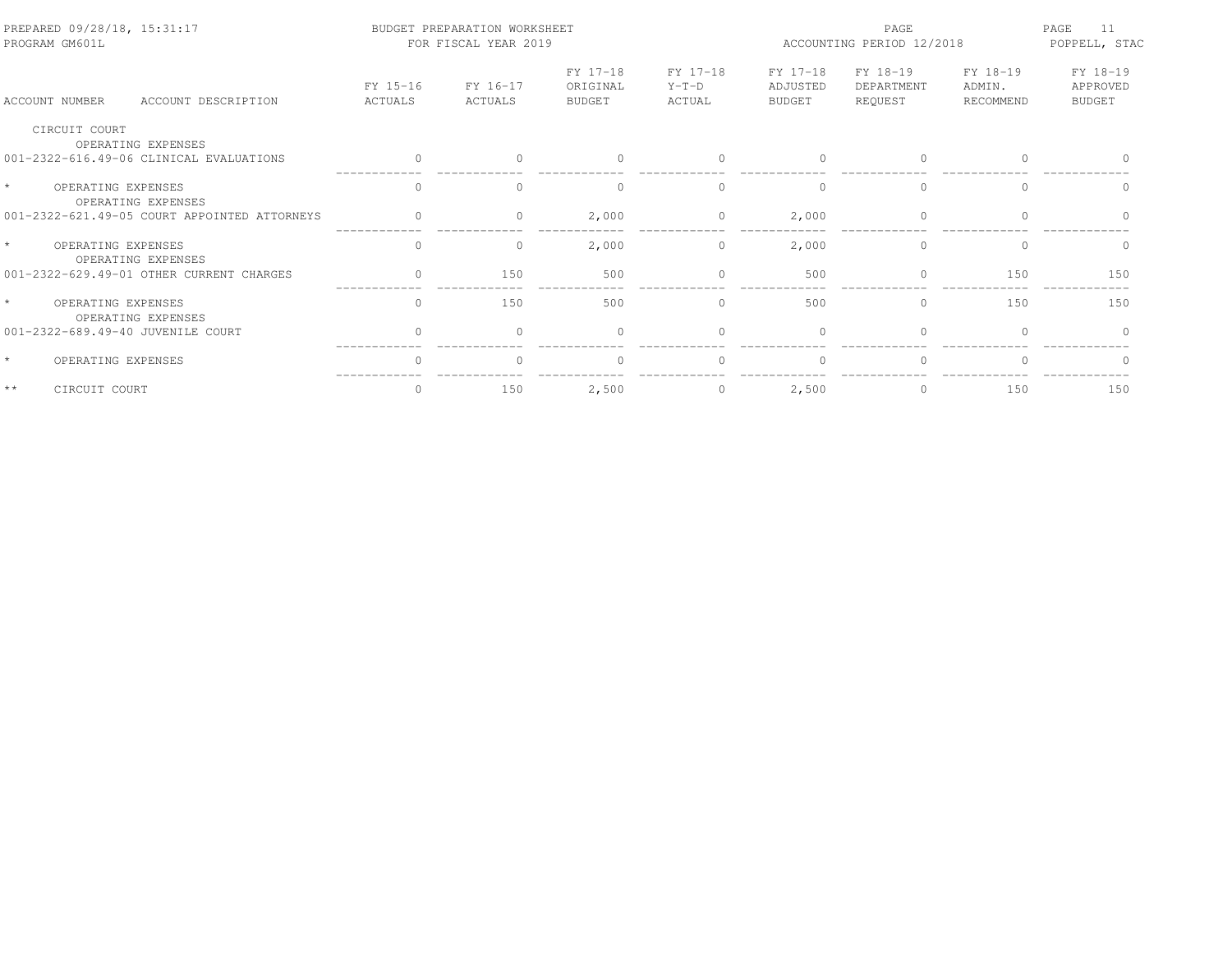| ACCOUNT NUMBER | ACCOUNT DESCRIPTION | FY 15-16 ACTUALS | FY 16-17 ACTUALS | FY 17-18 ORIGINAL BUDGET | FY 17-18 Y-T-D ACTUAL | FY 17-18 ADJUSTED BUDGET | FY 18-19 DEPARTMENT REQUEST | FY 18-19 ADMIN. RECOMMEND | FY 18-19 APPROVED BUDGET |
|---|---|---|---|---|---|---|---|---|---|
| CIRCUIT COURT | | | | | | | | | |
| | OPERATING EXPENSES | | | | | | | | |
| 001-2322-616.49-06 | CLINICAL EVALUATIONS | 0 | 0 | 0 | 0 | 0 | 0 | 0 | 0 |
| * | OPERATING EXPENSES | 0 | 0 | 0 | 0 | 0 | 0 | 0 | 0 |
| | OPERATING EXPENSES | | | | | | | | |
| 001-2322-621.49-05 | COURT APPOINTED ATTORNEYS | 0 | 0 | 2,000 | 0 | 2,000 | 0 | 0 | 0 |
| * | OPERATING EXPENSES | 0 | 0 | 2,000 | 0 | 2,000 | 0 | 0 | 0 |
| | OPERATING EXPENSES | | | | | | | | |
| 001-2322-629.49-01 | OTHER CURRENT CHARGES | 0 | 150 | 500 | 0 | 500 | 0 | 150 | 150 |
| * | OPERATING EXPENSES | 0 | 150 | 500 | 0 | 500 | 0 | 150 | 150 |
| | OPERATING EXPENSES | | | | | | | | |
| 001-2322-689.49-40 | JUVENILE COURT | 0 | 0 | 0 | 0 | 0 | 0 | 0 | 0 |
| * | OPERATING EXPENSES | 0 | 0 | 0 | 0 | 0 | 0 | 0 | 0 |
| ** | CIRCUIT COURT | 0 | 150 | 2,500 | 0 | 2,500 | 0 | 150 | 150 |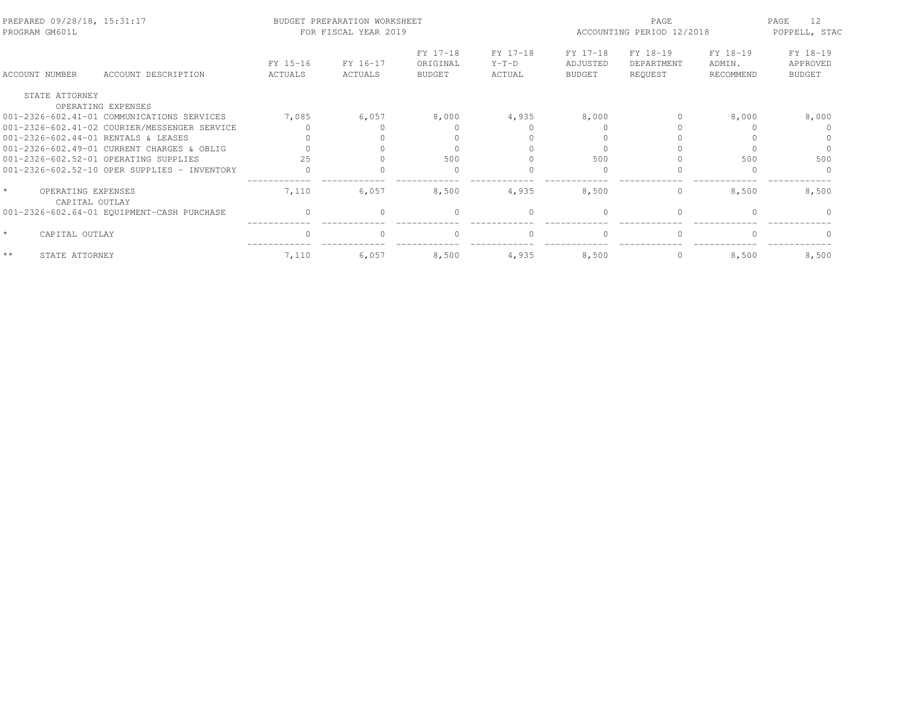PREPARED 09/28/18, 15:31:17
PROGRAM GM601L

BUDGET PREPARATION WORKSHEET
FOR FISCAL YEAR 2019

ACCOUNTING PERIOD 12/2018

POPPELL, STAC

| ACCOUNT NUMBER | ACCOUNT DESCRIPTION | FY 15-16 ACTUALS | FY 16-17 ACTUALS | FY 17-18 ORIGINAL BUDGET | FY 17-18 Y-T-D ACTUAL | FY 17-18 ADJUSTED BUDGET | FY 18-19 DEPARTMENT REQUEST | FY 18-19 ADMIN. RECOMMEND | FY 18-19 APPROVED BUDGET |
|---|---|---|---|---|---|---|---|---|---|
| STATE ATTORNEY | | | | | | | | | |
| | OPERATING EXPENSES | | | | | | | | |
| 001-2326-602.41-01 | COMMUNICATIONS SERVICES | 7,085 | 6,057 | 8,000 | 4,935 | 8,000 | 0 | 8,000 | 8,000 |
| 001-2326-602.41-02 | COURIER/MESSENGER SERVICE | 0 | 0 | 0 | 0 | 0 | 0 | 0 | 0 |
| 001-2326-602.44-01 | RENTALS & LEASES | 0 | 0 | 0 | 0 | 0 | 0 | 0 | 0 |
| 001-2326-602.49-01 | CURRENT CHARGES & OBLIG | 0 | 0 | 0 | 0 | 0 | 0 | 0 | 0 |
| 001-2326-602.52-01 | OPERATING SUPPLIES | 25 | 0 | 500 | 0 | 500 | 0 | 500 | 500 |
| 001-2326-602.52-10 | OPER SUPPLIES - INVENTORY | 0 | 0 | 0 | 0 | 0 | 0 | 0 | 0 |
| * | OPERATING EXPENSES | 7,110 | 6,057 | 8,500 | 4,935 | 8,500 | 0 | 8,500 | 8,500 |
| | CAPITAL OUTLAY | | | | | | | | |
| 001-2326-602.64-01 | EQUIPMENT-CASH PURCHASE | 0 | 0 | 0 | 0 | 0 | 0 | 0 | 0 |
| * | CAPITAL OUTLAY | 0 | 0 | 0 | 0 | 0 | 0 | 0 | 0 |
| ** | STATE ATTORNEY | 7,110 | 6,057 | 8,500 | 4,935 | 8,500 | 0 | 8,500 | 8,500 |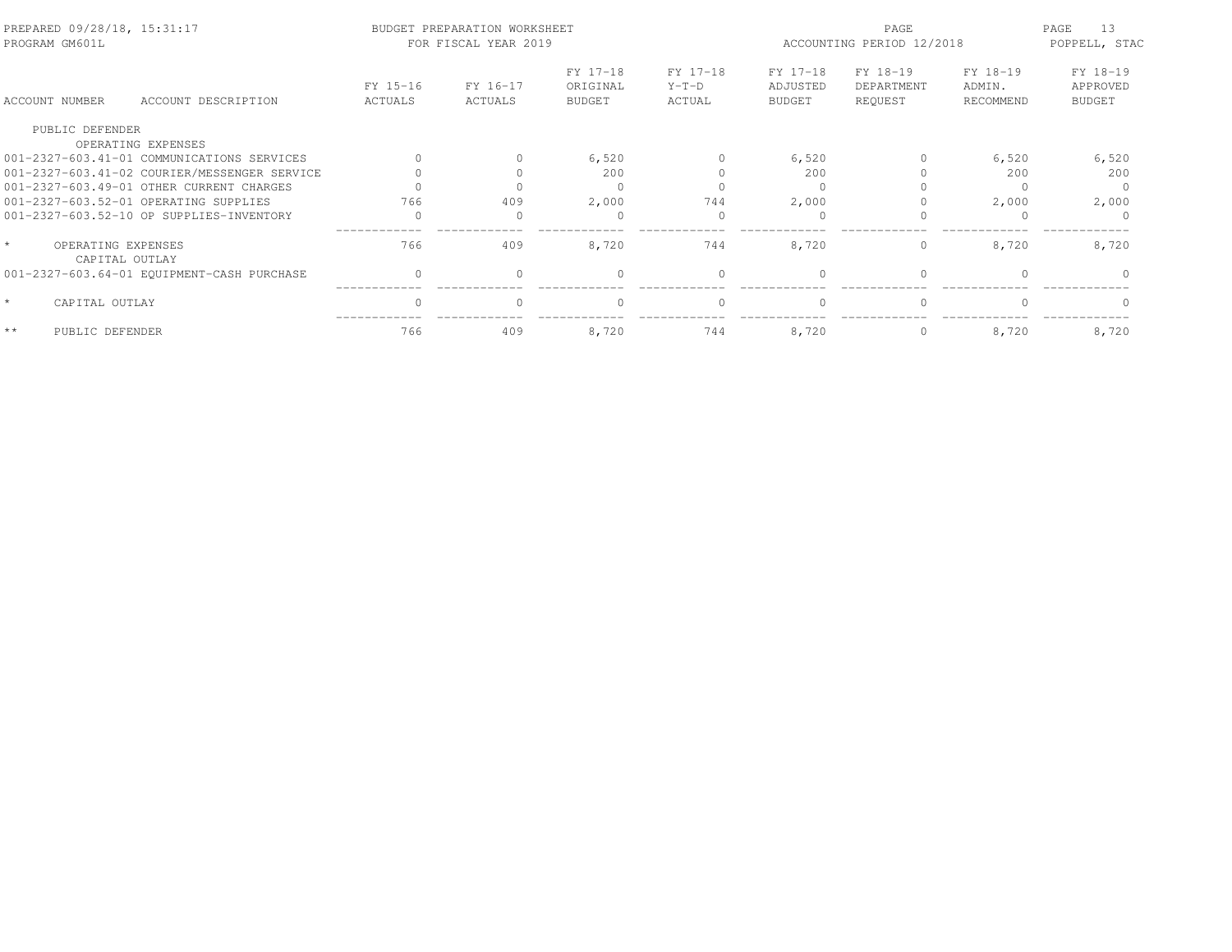PREPARED 09/28/18, 15:31:17
PROGRAM GM601L

BUDGET PREPARATION WORKSHEET
FOR FISCAL YEAR 2019

ACCOUNTING PERIOD 12/2018

POPPELL, STAC

| ACCOUNT NUMBER | ACCOUNT DESCRIPTION | FY 15-16 ACTUALS | FY 16-17 ACTUALS | FY 17-18 ORIGINAL BUDGET | FY 17-18 Y-T-D ACTUAL | FY 17-18 ADJUSTED BUDGET | FY 18-19 DEPARTMENT REQUEST | FY 18-19 ADMIN. RECOMMEND | FY 18-19 APPROVED BUDGET |
|---|---|---|---|---|---|---|---|---|---|
| PUBLIC DEFENDER | | | | | | | | | |
| | OPERATING EXPENSES | | | | | | | | |
| 001-2327-603.41-01 | COMMUNICATIONS SERVICES | 0 | 0 | 6,520 | 0 | 6,520 | 0 | 6,520 | 6,520 |
| 001-2327-603.41-02 | COURIER/MESSENGER SERVICE | 0 | 0 | 200 | 0 | 200 | 0 | 200 | 200 |
| 001-2327-603.49-01 | OTHER CURRENT CHARGES | 0 | 0 | 0 | 0 | 0 | 0 | 0 | 0 |
| 001-2327-603.52-01 | OPERATING SUPPLIES | 766 | 409 | 2,000 | 744 | 2,000 | 0 | 2,000 | 2,000 |
| 001-2327-603.52-10 | OP SUPPLIES-INVENTORY | 0 | 0 | 0 | 0 | 0 | 0 | 0 | 0 |
| * | OPERATING EXPENSES | 766 | 409 | 8,720 | 744 | 8,720 | 0 | 8,720 | 8,720 |
| | CAPITAL OUTLAY | | | | | | | | |
| 001-2327-603.64-01 | EQUIPMENT-CASH PURCHASE | 0 | 0 | 0 | 0 | 0 | 0 | 0 | 0 |
| * | CAPITAL OUTLAY | 0 | 0 | 0 | 0 | 0 | 0 | 0 | 0 |
| ** | PUBLIC DEFENDER | 766 | 409 | 8,720 | 744 | 8,720 | 0 | 8,720 | 8,720 |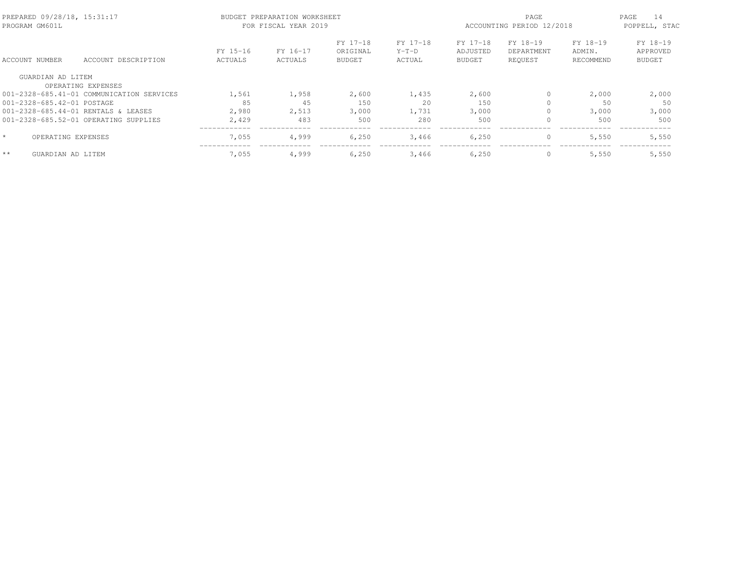BUDGET PREPARATION WORKSHEET
FOR FISCAL YEAR 2019

PREPARED 09/28/18, 15:31:17
PROGRAM GM601L

ACCOUNTING PERIOD 12/2018

POPPELL, STAC

| ACCOUNT NUMBER | ACCOUNT DESCRIPTION | FY 15-16 ACTUALS | FY 16-17 ACTUALS | FY 17-18 ORIGINAL BUDGET | FY 17-18 Y-T-D ACTUAL | FY 17-18 ADJUSTED BUDGET | FY 18-19 DEPARTMENT REQUEST | FY 18-19 ADMIN. RECOMMEND | FY 18-19 APPROVED BUDGET |
|---|---|---|---|---|---|---|---|---|---|
| GUARDIAN AD LITEM | | | | | | | | | |
| | OPERATING EXPENSES | | | | | | | | |
| 001-2328-685.41-01 | COMMUNICATION SERVICES | 1,561 | 1,958 | 2,600 | 1,435 | 2,600 | 0 | 2,000 | 2,000 |
| 001-2328-685.42-01 | POSTAGE | 85 | 45 | 150 | 20 | 150 | 0 | 50 | 50 |
| 001-2328-685.44-01 | RENTALS & LEASES | 2,980 | 2,513 | 3,000 | 1,731 | 3,000 | 0 | 3,000 | 3,000 |
| 001-2328-685.52-01 | OPERATING SUPPLIES | 2,429 | 483 | 500 | 280 | 500 | 0 | 500 | 500 |
| * | OPERATING EXPENSES | 7,055 | 4,999 | 6,250 | 3,466 | 6,250 | 0 | 5,550 | 5,550 |
| ** | GUARDIAN AD LITEM | 7,055 | 4,999 | 6,250 | 3,466 | 6,250 | 0 | 5,550 | 5,550 |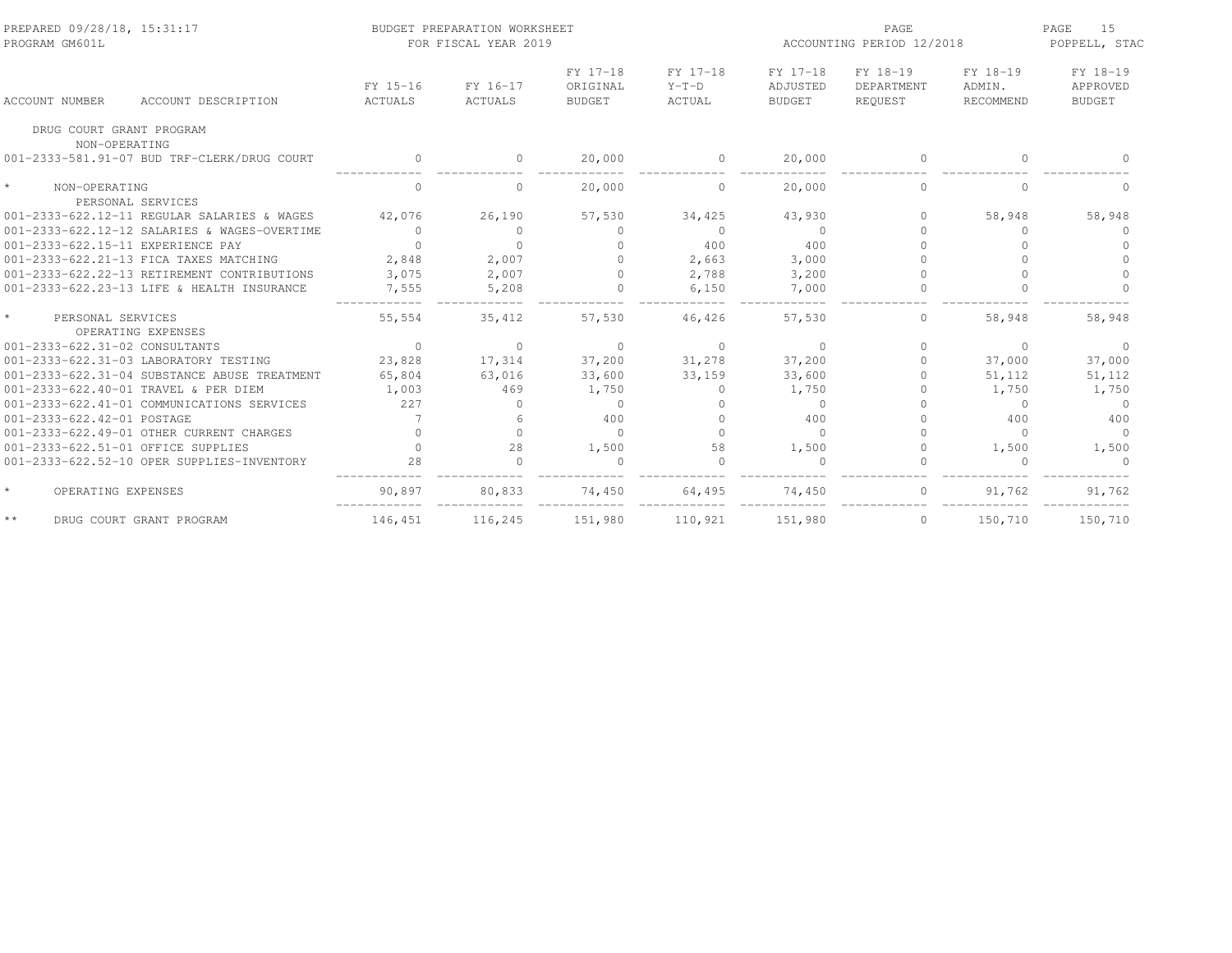PREPARED 09/28/18, 15:31:17
PROGRAM GM601L

BUDGET PREPARATION WORKSHEET
FOR FISCAL YEAR 2019

ACCOUNTING PERIOD 12/2018

POPPELL, STAC

| ACCOUNT NUMBER | ACCOUNT DESCRIPTION | FY 15-16 ACTUALS | FY 16-17 ACTUALS | FY 17-18 ORIGINAL BUDGET | FY 17-18 Y-T-D ACTUAL | FY 17-18 ADJUSTED BUDGET | FY 18-19 DEPARTMENT REQUEST | FY 18-19 ADMIN. RECOMMEND | FY 18-19 APPROVED BUDGET |
|---|---|---|---|---|---|---|---|---|---|
| DRUG COURT GRANT PROGRAM | | | | | | | | | |
| NON-OPERATING | | | | | | | | | |
| 001-2333-581.91-07 | BUD TRF-CLERK/DRUG COURT | 0 | 0 | 20,000 | 0 | 20,000 | 0 | 0 | 0 |
| * NON-OPERATING | | 0 | 0 | 20,000 | 0 | 20,000 | 0 | 0 | 0 |
| PERSONAL SERVICES | | | | | | | | | |
| 001-2333-622.12-11 | REGULAR SALARIES & WAGES | 42,076 | 26,190 | 57,530 | 34,425 | 43,930 | 0 | 58,948 | 58,948 |
| 001-2333-622.12-12 | SALARIES & WAGES-OVERTIME | 0 | 0 | 0 | 0 | 0 | 0 | 0 | 0 |
| 001-2333-622.15-11 | EXPERIENCE PAY | 0 | 0 | 0 | 400 | 400 | 0 | 0 | 0 |
| 001-2333-622.21-13 | FICA TAXES MATCHING | 2,848 | 2,007 | 0 | 2,663 | 3,000 | 0 | 0 | 0 |
| 001-2333-622.22-13 | RETIREMENT CONTRIBUTIONS | 3,075 | 2,007 | 0 | 2,788 | 3,200 | 0 | 0 | 0 |
| 001-2333-622.23-13 | LIFE & HEALTH INSURANCE | 7,555 | 5,208 | 0 | 6,150 | 7,000 | 0 | 0 | 0 |
| * PERSONAL SERVICES | | 55,554 | 35,412 | 57,530 | 46,426 | 57,530 | 0 | 58,948 | 58,948 |
| OPERATING EXPENSES | | | | | | | | | |
| 001-2333-622.31-02 | CONSULTANTS | 0 | 0 | 0 | 0 | 0 | 0 | 0 | 0 |
| 001-2333-622.31-03 | LABORATORY TESTING | 23,828 | 17,314 | 37,200 | 31,278 | 37,200 | 0 | 37,000 | 37,000 |
| 001-2333-622.31-04 | SUBSTANCE ABUSE TREATMENT | 65,804 | 63,016 | 33,600 | 33,159 | 33,600 | 0 | 51,112 | 51,112 |
| 001-2333-622.40-01 | TRAVEL & PER DIEM | 1,003 | 469 | 1,750 | 0 | 1,750 | 0 | 1,750 | 1,750 |
| 001-2333-622.41-01 | COMMUNICATIONS SERVICES | 227 | 0 | 0 | 0 | 0 | 0 | 0 | 0 |
| 001-2333-622.42-01 | POSTAGE | 7 | 6 | 400 | 0 | 400 | 0 | 400 | 400 |
| 001-2333-622.49-01 | OTHER CURRENT CHARGES | 0 | 0 | 0 | 0 | 0 | 0 | 0 | 0 |
| 001-2333-622.51-01 | OFFICE SUPPLIES | 0 | 28 | 1,500 | 58 | 1,500 | 0 | 1,500 | 1,500 |
| 001-2333-622.52-10 | OPER SUPPLIES-INVENTORY | 28 | 0 | 0 | 0 | 0 | 0 | 0 | 0 |
| * OPERATING EXPENSES | | 90,897 | 80,833 | 74,450 | 64,495 | 74,450 | 0 | 91,762 | 91,762 |
| ** DRUG COURT GRANT PROGRAM | | 146,451 | 116,245 | 151,980 | 110,921 | 151,980 | 0 | 150,710 | 150,710 |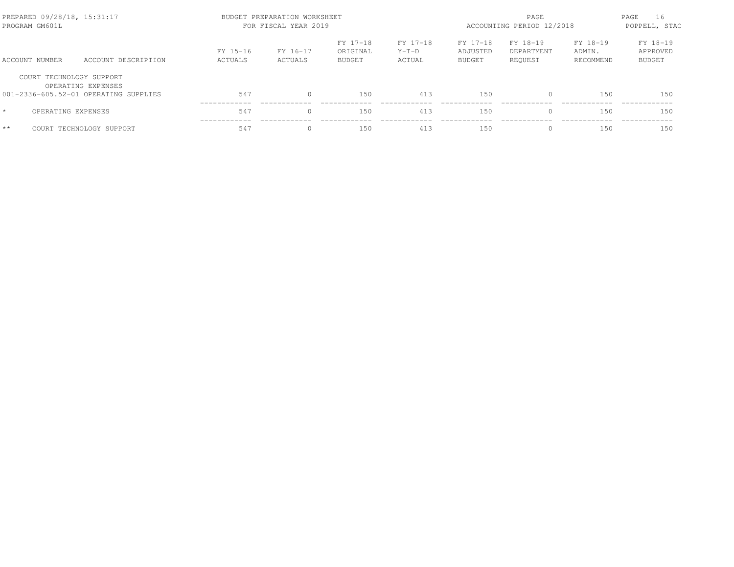BUDGET PREPARATION WORKSHEET
FOR FISCAL YEAR 2019

PREPARED 09/28/18, 15:31:17
PROGRAM GM601L

ACCOUNTING PERIOD 12/2018

| ACCOUNT NUMBER | ACCOUNT DESCRIPTION | FY 15-16 ACTUALS | FY 16-17 ACTUALS | FY 17-18 ORIGINAL BUDGET | FY 17-18 Y-T-D ACTUAL | FY 17-18 ADJUSTED BUDGET | FY 18-19 DEPARTMENT REQUEST | FY 18-19 ADMIN. RECOMMEND | FY 18-19 APPROVED BUDGET |
|---|---|---|---|---|---|---|---|---|---|
| COURT TECHNOLOGY SUPPORT | | | | | | | | | |
| | OPERATING EXPENSES | | | | | | | | |
| 001-2336-605.52-01 | OPERATING SUPPLIES | 547 | 0 | 150 | 413 | 150 | 0 | 150 | 150 |
| * | OPERATING EXPENSES | 547 | 0 | 150 | 413 | 150 | 0 | 150 | 150 |
| ** | COURT TECHNOLOGY SUPPORT | 547 | 0 | 150 | 413 | 150 | 0 | 150 | 150 |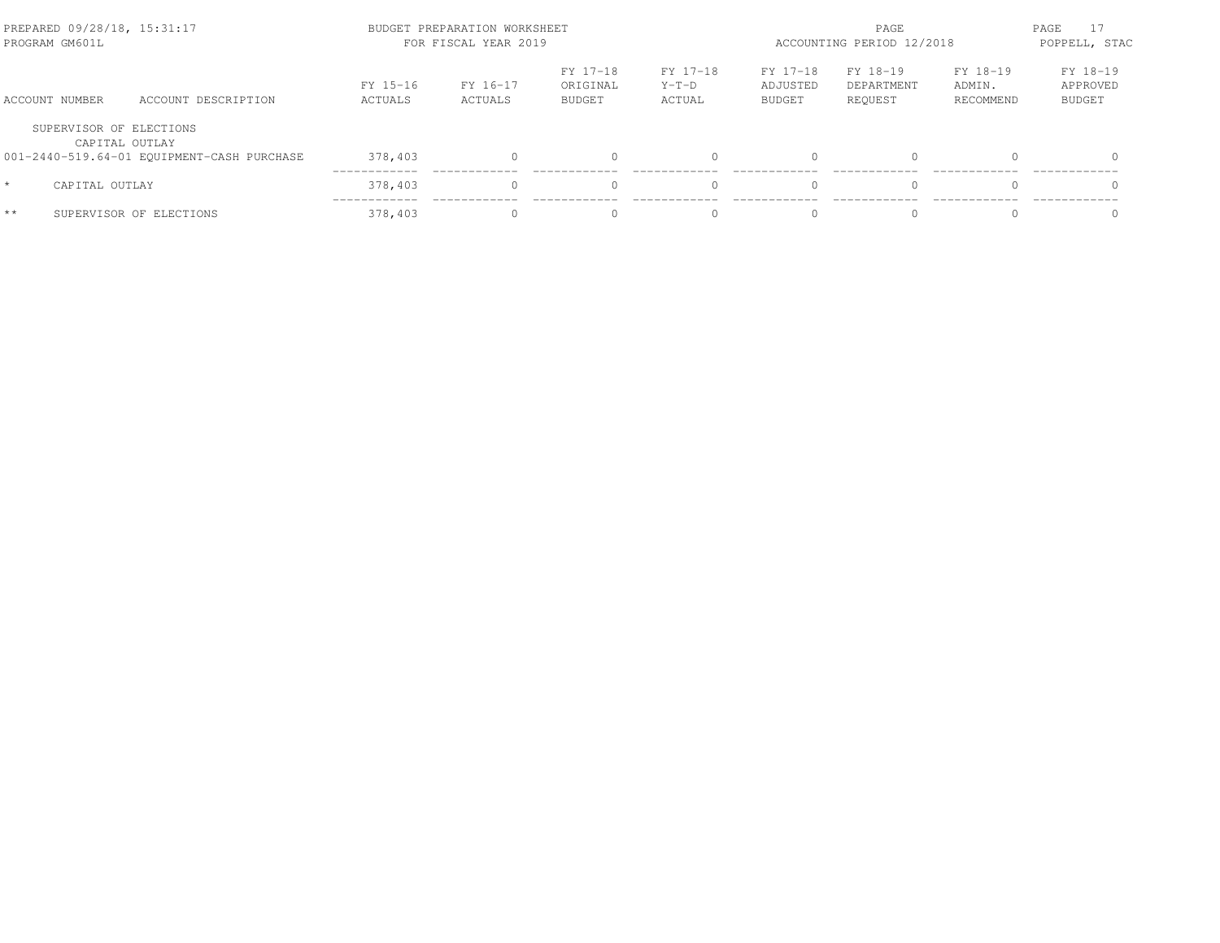BUDGET PREPARATION WORKSHEET
FOR FISCAL YEAR 2019

PREPARED 09/28/18, 15:31:17
PROGRAM GM601L
ACCOUNTING PERIOD 12/2018
POPPELL, STAC

| ACCOUNT NUMBER | ACCOUNT DESCRIPTION | FY 15-16 ACTUALS | FY 16-17 ACTUALS | FY 17-18 ORIGINAL BUDGET | FY 17-18 Y-T-D ACTUAL | FY 17-18 ADJUSTED BUDGET | FY 18-19 DEPARTMENT REQUEST | FY 18-19 ADMIN. RECOMMEND | FY 18-19 APPROVED BUDGET |
|---|---|---|---|---|---|---|---|---|---|
| SUPERVISOR OF ELECTIONS | | | | | | | | | |
| CAPITAL OUTLAY | | | | | | | | | |
| 001-2440-519.64-01 | EQUIPMENT-CASH PURCHASE | 378,403 | 0 | 0 | 0 | 0 | 0 | 0 | 0 |
| * | CAPITAL OUTLAY | 378,403 | 0 | 0 | 0 | 0 | 0 | 0 | 0 |
| ** | SUPERVISOR OF ELECTIONS | 378,403 | 0 | 0 | 0 | 0 | 0 | 0 | 0 |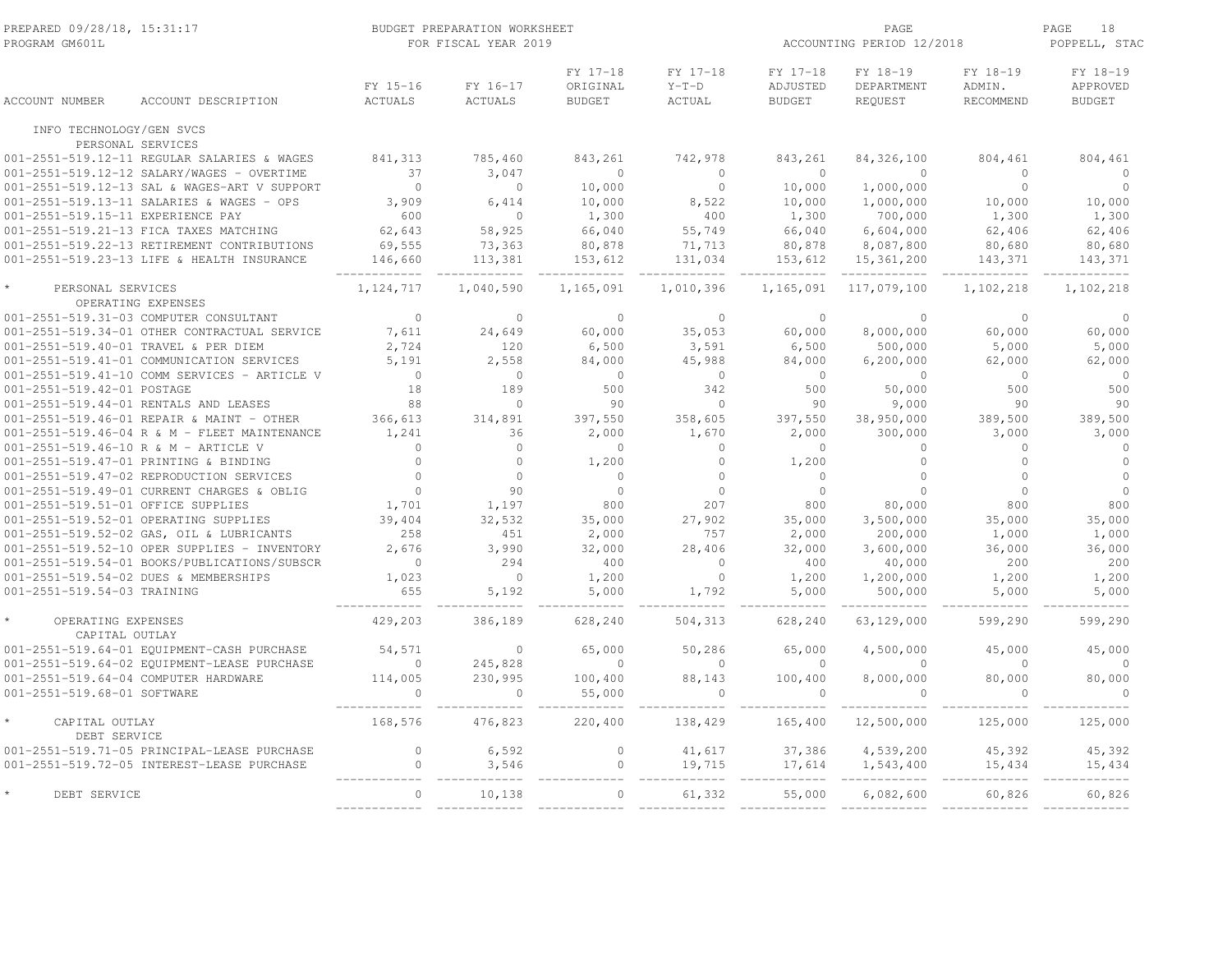PREPARED 09/28/18, 15:31:17 BUDGET PREPARATION WORKSHEET PAGE 18
PROGRAM GM601L FOR FISCAL YEAR 2019 ACCOUNTING PERIOD 12/2018 POPPELL, STAC

| ACCOUNT NUMBER | ACCOUNT DESCRIPTION | FY 15-16 ACTUALS | FY 16-17 ACTUALS | FY 17-18 ORIGINAL BUDGET | FY 17-18 Y-T-D ACTUAL | FY 17-18 ADJUSTED BUDGET | FY 18-19 DEPARTMENT REQUEST | FY 18-19 ADMIN. RECOMMEND | FY 18-19 APPROVED BUDGET |
|---|---|---|---|---|---|---|---|---|---|
| INFO TECHNOLOGY/GEN SVCS | | | | | | | | | |
| PERSONAL SERVICES | | | | | | | | | |
| 001-2551-519.12-11 | REGULAR SALARIES & WAGES | 841,313 | 785,460 | 843,261 | 742,978 | 843,261 | 84,326,100 | 804,461 | 804,461 |
| 001-2551-519.12-12 | SALARY/WAGES - OVERTIME | 37 | 3,047 | 0 | 0 | 0 | 0 | 0 | 0 |
| 001-2551-519.12-13 | SAL & WAGES-ART V SUPPORT | 0 | 0 | 10,000 | 0 | 10,000 | 1,000,000 | 0 | 0 |
| 001-2551-519.13-11 | SALARIES & WAGES - OPS | 3,909 | 6,414 | 10,000 | 8,522 | 10,000 | 1,000,000 | 10,000 | 10,000 |
| 001-2551-519.15-11 | EXPERIENCE PAY | 600 | 0 | 1,300 | 400 | 1,300 | 700,000 | 1,300 | 1,300 |
| 001-2551-519.21-13 | FICA TAXES MATCHING | 62,643 | 58,925 | 66,040 | 55,749 | 66,040 | 6,604,000 | 62,406 | 62,406 |
| 001-2551-519.22-13 | RETIREMENT CONTRIBUTIONS | 69,555 | 73,363 | 80,878 | 71,713 | 80,878 | 8,087,800 | 80,680 | 80,680 |
| 001-2551-519.23-13 | LIFE & HEALTH INSURANCE | 146,660 | 113,381 | 153,612 | 131,034 | 153,612 | 15,361,200 | 143,371 | 143,371 |
| * PERSONAL SERVICES | | 1,124,717 | 1,040,590 | 1,165,091 | 1,010,396 | 1,165,091 | 117,079,100 | 1,102,218 | 1,102,218 |
| OPERATING EXPENSES | | | | | | | | | |
| 001-2551-519.31-03 | COMPUTER CONSULTANT | 0 | 0 | 0 | 0 | 0 | 0 | 0 | 0 |
| 001-2551-519.34-01 | OTHER CONTRACTUAL SERVICE | 7,611 | 24,649 | 60,000 | 35,053 | 60,000 | 8,000,000 | 60,000 | 60,000 |
| 001-2551-519.40-01 | TRAVEL & PER DIEM | 2,724 | 120 | 6,500 | 3,591 | 6,500 | 500,000 | 5,000 | 5,000 |
| 001-2551-519.41-01 | COMMUNICATION SERVICES | 5,191 | 2,558 | 84,000 | 45,988 | 84,000 | 6,200,000 | 62,000 | 62,000 |
| 001-2551-519.41-10 | COMM SERVICES - ARTICLE V | 0 | 0 | 0 | 0 | 0 | 0 | 0 | 0 |
| 001-2551-519.42-01 | POSTAGE | 18 | 189 | 500 | 342 | 500 | 50,000 | 500 | 500 |
| 001-2551-519.44-01 | RENTALS AND LEASES | 88 | 0 | 90 | 0 | 90 | 9,000 | 90 | 90 |
| 001-2551-519.46-01 | REPAIR & MAINT - OTHER | 366,613 | 314,891 | 397,550 | 358,605 | 397,550 | 38,950,000 | 389,500 | 389,500 |
| 001-2551-519.46-04 | R & M - FLEET MAINTENANCE | 1,241 | 36 | 2,000 | 1,670 | 2,000 | 300,000 | 3,000 | 3,000 |
| 001-2551-519.46-10 | R & M - ARTICLE V | 0 | 0 | 0 | 0 | 0 | 0 | 0 | 0 |
| 001-2551-519.47-01 | PRINTING & BINDING | 0 | 0 | 1,200 | 0 | 1,200 | 0 | 0 | 0 |
| 001-2551-519.47-02 | REPRODUCTION SERVICES | 0 | 0 | 0 | 0 | 0 | 0 | 0 | 0 |
| 001-2551-519.49-01 | CURRENT CHARGES & OBLIG | 0 | 90 | 0 | 0 | 0 | 0 | 0 | 0 |
| 001-2551-519.51-01 | OFFICE SUPPLIES | 1,701 | 1,197 | 800 | 207 | 800 | 80,000 | 800 | 800 |
| 001-2551-519.52-01 | OPERATING SUPPLIES | 39,404 | 32,532 | 35,000 | 27,902 | 35,000 | 3,500,000 | 35,000 | 35,000 |
| 001-2551-519.52-02 | GAS, OIL & LUBRICANTS | 258 | 451 | 2,000 | 757 | 2,000 | 200,000 | 1,000 | 1,000 |
| 001-2551-519.52-10 | OPER SUPPLIES - INVENTORY | 2,676 | 3,990 | 32,000 | 28,406 | 32,000 | 3,600,000 | 36,000 | 36,000 |
| 001-2551-519.54-01 | BOOKS/PUBLICATIONS/SUBSCR | 0 | 294 | 400 | 0 | 400 | 40,000 | 200 | 200 |
| 001-2551-519.54-02 | DUES & MEMBERSHIPS | 1,023 | 0 | 1,200 | 0 | 1,200 | 1,200,000 | 1,200 | 1,200 |
| 001-2551-519.54-03 | TRAINING | 655 | 5,192 | 5,000 | 1,792 | 5,000 | 500,000 | 5,000 | 5,000 |
| * OPERATING EXPENSES | | 429,203 | 386,189 | 628,240 | 504,313 | 628,240 | 63,129,000 | 599,290 | 599,290 |
| CAPITAL OUTLAY | | | | | | | | | |
| 001-2551-519.64-01 | EQUIPMENT-CASH PURCHASE | 54,571 | 0 | 65,000 | 50,286 | 65,000 | 4,500,000 | 45,000 | 45,000 |
| 001-2551-519.64-02 | EQUIPMENT-LEASE PURCHASE | 0 | 245,828 | 0 | 0 | 0 | 0 | 0 | 0 |
| 001-2551-519.64-04 | COMPUTER HARDWARE | 114,005 | 230,995 | 100,400 | 88,143 | 100,400 | 8,000,000 | 80,000 | 80,000 |
| 001-2551-519.68-01 | SOFTWARE | 0 | 0 | 55,000 | 0 | 0 | 0 | 0 | 0 |
| * CAPITAL OUTLAY | | 168,576 | 476,823 | 220,400 | 138,429 | 165,400 | 12,500,000 | 125,000 | 125,000 |
| DEBT SERVICE | | | | | | | | | |
| 001-2551-519.71-05 | PRINCIPAL-LEASE PURCHASE | 0 | 6,592 | 0 | 41,617 | 37,386 | 4,539,200 | 45,392 | 45,392 |
| 001-2551-519.72-05 | INTEREST-LEASE PURCHASE | 0 | 3,546 | 0 | 19,715 | 17,614 | 1,543,400 | 15,434 | 15,434 |
| * DEBT SERVICE | | 0 | 10,138 | 0 | 61,332 | 55,000 | 6,082,600 | 60,826 | 60,826 |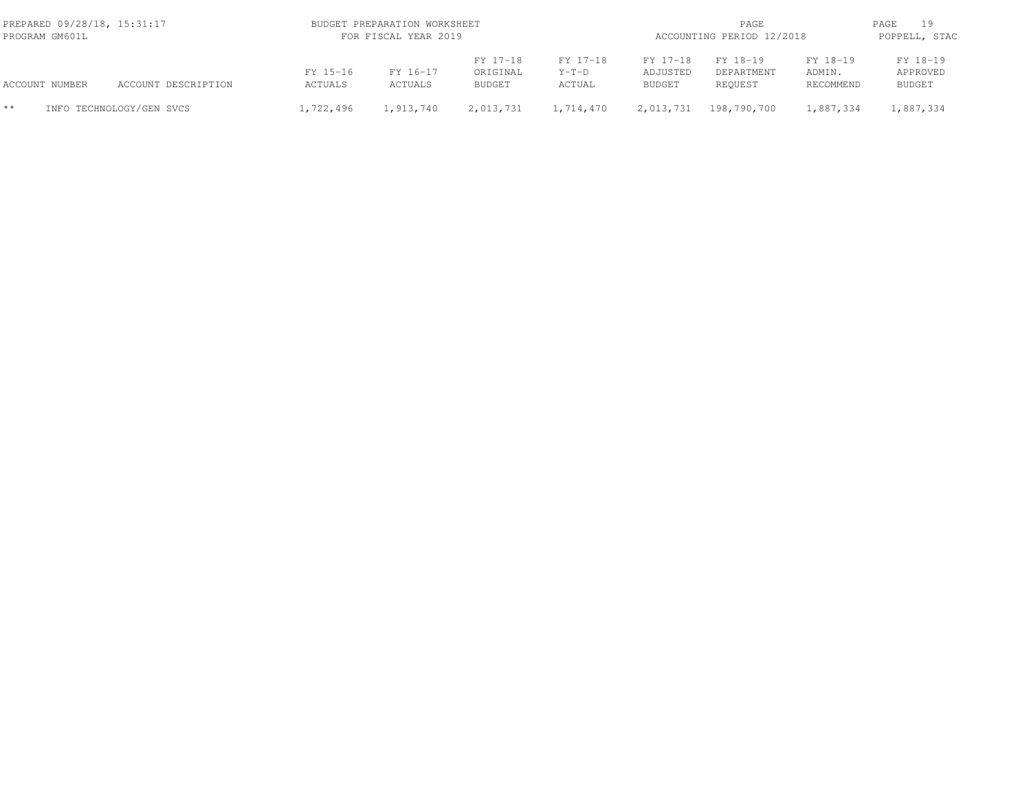| ACCOUNT NUMBER | ACCOUNT DESCRIPTION | FY 15-16 ACTUALS | FY 16-17 ACTUALS | FY 17-18 ORIGINAL BUDGET | FY 17-18 Y-T-D ACTUAL | FY 17-18 ADJUSTED BUDGET | FY 18-19 DEPARTMENT REQUEST | FY 18-19 ADMIN. RECOMMEND | FY 18-19 APPROVED BUDGET |
|---|---|---|---|---|---|---|---|---|---|
| ** | INFO TECHNOLOGY/GEN SVCS | 1,722,496 | 1,913,740 | 2,013,731 | 1,714,470 | 2,013,731 | 198,790,700 | 1,887,334 | 1,887,334 |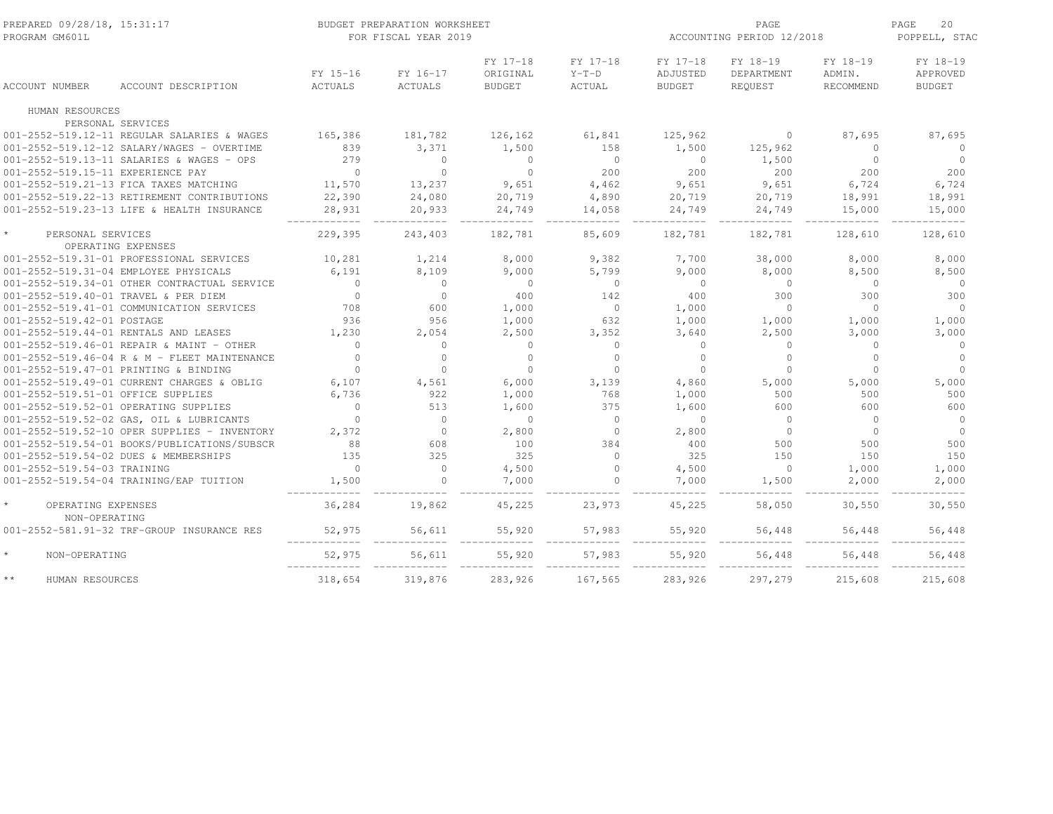BUDGET PREPARATION WORKSHEET
FOR FISCAL YEAR 2019

PREPARED 09/28/18, 15:31:17
PROGRAM GM601L

ACCOUNTING PERIOD 12/2018
POPPELL, STAC

| ACCOUNT NUMBER | ACCOUNT DESCRIPTION | FY 15-16 ACTUALS | FY 16-17 ACTUALS | FY 17-18 ORIGINAL BUDGET | FY 17-18 Y-T-D ACTUAL | FY 17-18 ADJUSTED BUDGET | FY 18-19 DEPARTMENT REQUEST | FY 18-19 ADMIN. RECOMMEND | FY 18-19 APPROVED BUDGET |
|---|---|---|---|---|---|---|---|---|---|
| HUMAN RESOURCES | | | | | | | | | |
| PERSONAL SERVICES | | | | | | | | | |
| 001-2552-519.12-11 | REGULAR SALARIES & WAGES | 165,386 | 181,782 | 126,162 | 61,841 | 125,962 | 0 | 87,695 | 87,695 |
| 001-2552-519.12-12 | SALARY/WAGES - OVERTIME | 839 | 3,371 | 1,500 | 158 | 1,500 | 125,962 | 0 | 0 |
| 001-2552-519.13-11 | SALARIES & WAGES - OPS | 279 | 0 | 0 | 0 | 0 | 1,500 | 0 | 0 |
| 001-2552-519.15-11 | EXPERIENCE PAY | 0 | 0 | 0 | 200 | 200 | 200 | 200 | 200 |
| 001-2552-519.21-13 | FICA TAXES MATCHING | 11,570 | 13,237 | 9,651 | 4,462 | 9,651 | 9,651 | 6,724 | 6,724 |
| 001-2552-519.22-13 | RETIREMENT CONTRIBUTIONS | 22,390 | 24,080 | 20,719 | 4,890 | 20,719 | 20,719 | 18,991 | 18,991 |
| 001-2552-519.23-13 | LIFE & HEALTH INSURANCE | 28,931 | 20,933 | 24,749 | 14,058 | 24,749 | 24,749 | 15,000 | 15,000 |
| * PERSONAL SERVICES | | 229,395 | 243,403 | 182,781 | 85,609 | 182,781 | 182,781 | 128,610 | 128,610 |
| OPERATING EXPENSES | | | | | | | | | |
| 001-2552-519.31-01 | PROFESSIONAL SERVICES | 10,281 | 1,214 | 8,000 | 9,382 | 7,700 | 38,000 | 8,000 | 8,000 |
| 001-2552-519.31-04 | EMPLOYEE PHYSICALS | 6,191 | 8,109 | 9,000 | 5,799 | 9,000 | 8,000 | 8,500 | 8,500 |
| 001-2552-519.34-01 | OTHER CONTRACTUAL SERVICE | 0 | 0 | 0 | 0 | 0 | 0 | 0 | 0 |
| 001-2552-519.40-01 | TRAVEL & PER DIEM | 0 | 0 | 400 | 142 | 400 | 300 | 300 | 300 |
| 001-2552-519.41-01 | COMMUNICATION SERVICES | 708 | 600 | 1,000 | 0 | 1,000 | 0 | 0 | 0 |
| 001-2552-519.42-01 | POSTAGE | 936 | 956 | 1,000 | 632 | 1,000 | 1,000 | 1,000 | 1,000 |
| 001-2552-519.44-01 | RENTALS AND LEASES | 1,230 | 2,054 | 2,500 | 3,352 | 3,640 | 2,500 | 3,000 | 3,000 |
| 001-2552-519.46-01 | REPAIR & MAINT - OTHER | 0 | 0 | 0 | 0 | 0 | 0 | 0 | 0 |
| 001-2552-519.46-04 | R & M - FLEET MAINTENANCE | 0 | 0 | 0 | 0 | 0 | 0 | 0 | 0 |
| 001-2552-519.47-01 | PRINTING & BINDING | 0 | 0 | 0 | 0 | 0 | 0 | 0 | 0 |
| 001-2552-519.49-01 | CURRENT CHARGES & OBLIG | 6,107 | 4,561 | 6,000 | 3,139 | 4,860 | 5,000 | 5,000 | 5,000 |
| 001-2552-519.51-01 | OFFICE SUPPLIES | 6,736 | 922 | 1,000 | 768 | 1,000 | 500 | 500 | 500 |
| 001-2552-519.52-01 | OPERATING SUPPLIES | 0 | 513 | 1,600 | 375 | 1,600 | 600 | 600 | 600 |
| 001-2552-519.52-02 | GAS, OIL & LUBRICANTS | 0 | 0 | 0 | 0 | 0 | 0 | 0 | 0 |
| 001-2552-519.52-10 | OPER SUPPLIES - INVENTORY | 2,372 | 0 | 2,800 | 0 | 2,800 | 0 | 0 | 0 |
| 001-2552-519.54-01 | BOOKS/PUBLICATIONS/SUBSCR | 88 | 608 | 100 | 384 | 400 | 500 | 500 | 500 |
| 001-2552-519.54-02 | DUES & MEMBERSHIPS | 135 | 325 | 325 | 0 | 325 | 150 | 150 | 150 |
| 001-2552-519.54-03 | TRAINING | 0 | 0 | 4,500 | 0 | 4,500 | 0 | 1,000 | 1,000 |
| 001-2552-519.54-04 | TRAINING/EAP TUITION | 1,500 | 0 | 7,000 | 0 | 7,000 | 1,500 | 2,000 | 2,000 |
| * OPERATING EXPENSES | | 36,284 | 19,862 | 45,225 | 23,973 | 45,225 | 58,050 | 30,550 | 30,550 |
| NON-OPERATING | | | | | | | | | |
| 001-2552-581.91-32 | TRF-GROUP INSURANCE RES | 52,975 | 56,611 | 55,920 | 57,983 | 55,920 | 56,448 | 56,448 | 56,448 |
| * NON-OPERATING | | 52,975 | 56,611 | 55,920 | 57,983 | 55,920 | 56,448 | 56,448 | 56,448 |
| ** HUMAN RESOURCES | | 318,654 | 319,876 | 283,926 | 167,565 | 283,926 | 297,279 | 215,608 | 215,608 |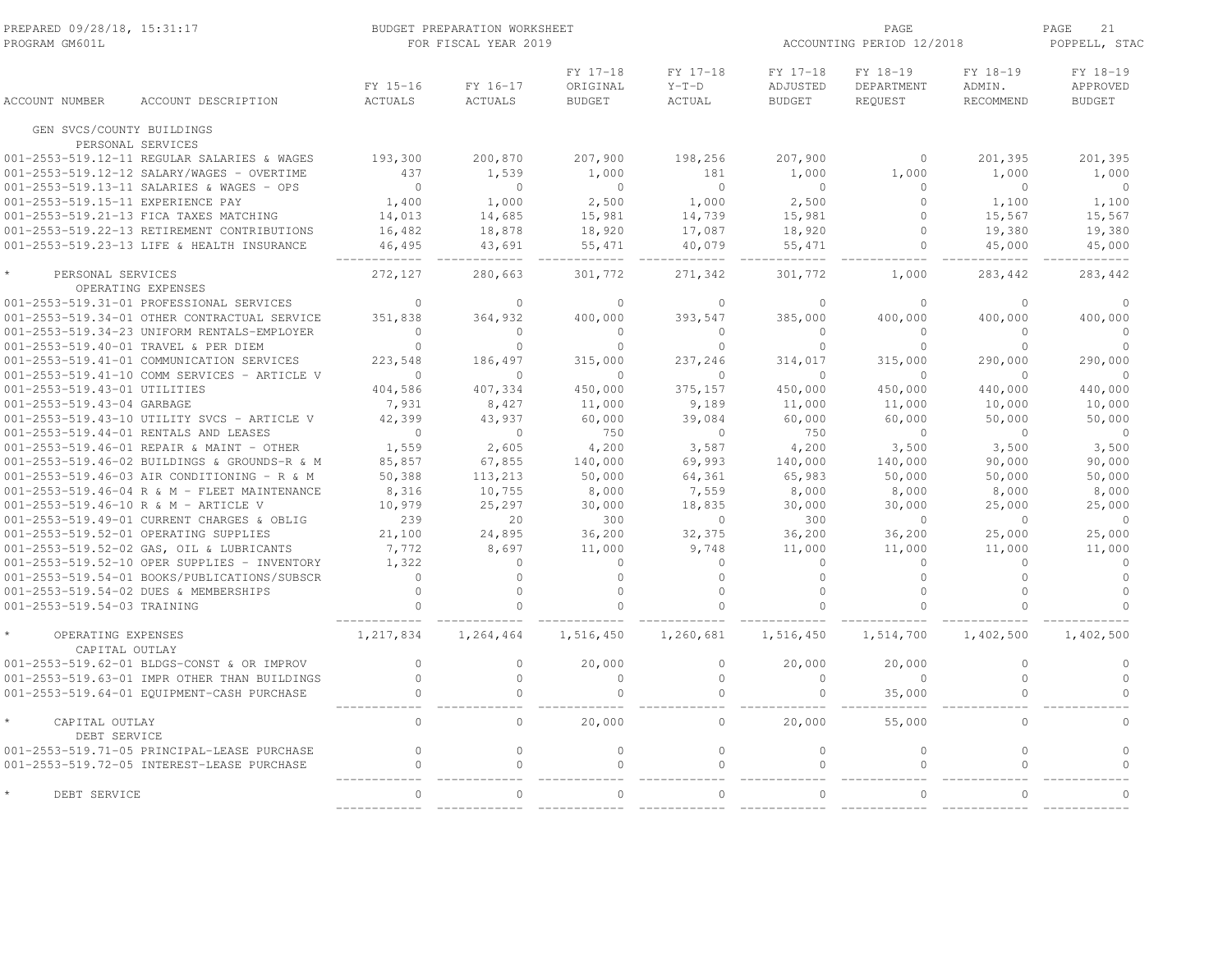PREPARED 09/28/18, 15:31:17 PROGRAM GM601L — BUDGET PREPARATION WORKSHEET FOR FISCAL YEAR 2019 — PAGE ACCOUNTING PERIOD 12/2018 — POPPELL, STAC

| ACCOUNT NUMBER | ACCOUNT DESCRIPTION | FY 15-16 ACTUALS | FY 16-17 ACTUALS | FY 17-18 ORIGINAL BUDGET | FY 17-18 Y-T-D ACTUAL | FY 17-18 ADJUSTED BUDGET | FY 18-19 DEPARTMENT REQUEST | FY 18-19 ADMIN. RECOMMEND | FY 18-19 APPROVED BUDGET |
|---|---|---|---|---|---|---|---|---|---|
| GEN SVCS/COUNTY BUILDINGS | | | | | | | | | |
| PERSONAL SERVICES | | | | | | | | | |
| 001-2553-519.12-11 | REGULAR SALARIES & WAGES | 193,300 | 200,870 | 207,900 | 198,256 | 207,900 | 0 | 201,395 | 201,395 |
| 001-2553-519.12-12 | SALARY/WAGES - OVERTIME | 437 | 1,539 | 1,000 | 181 | 1,000 | 1,000 | 1,000 | 1,000 |
| 001-2553-519.13-11 | SALARIES & WAGES - OPS | 0 | 0 | 0 | 0 | 0 | 0 | 0 | 0 |
| 001-2553-519.15-11 | EXPERIENCE PAY | 1,400 | 1,000 | 2,500 | 1,000 | 2,500 | 0 | 1,100 | 1,100 |
| 001-2553-519.21-13 | FICA TAXES MATCHING | 14,013 | 14,685 | 15,981 | 14,739 | 15,981 | 0 | 15,567 | 15,567 |
| 001-2553-519.22-13 | RETIREMENT CONTRIBUTIONS | 16,482 | 18,878 | 18,920 | 17,087 | 18,920 | 0 | 19,380 | 19,380 |
| 001-2553-519.23-13 | LIFE & HEALTH INSURANCE | 46,495 | 43,691 | 55,471 | 40,079 | 55,471 | 0 | 45,000 | 45,000 |
| * PERSONAL SERVICES | | 272,127 | 280,663 | 301,772 | 271,342 | 301,772 | 1,000 | 283,442 | 283,442 |
| OPERATING EXPENSES | | | | | | | | | |
| 001-2553-519.31-01 | PROFESSIONAL SERVICES | 0 | 0 | 0 | 0 | 0 | 0 | 0 | 0 |
| 001-2553-519.34-01 | OTHER CONTRACTUAL SERVICE | 351,838 | 364,932 | 400,000 | 393,547 | 385,000 | 400,000 | 400,000 | 400,000 |
| 001-2553-519.34-23 | UNIFORM RENTALS-EMPLOYER | 0 | 0 | 0 | 0 | 0 | 0 | 0 | 0 |
| 001-2553-519.40-01 | TRAVEL & PER DIEM | 0 | 0 | 0 | 0 | 0 | 0 | 0 | 0 |
| 001-2553-519.41-01 | COMMUNICATION SERVICES | 223,548 | 186,497 | 315,000 | 237,246 | 314,017 | 315,000 | 290,000 | 290,000 |
| 001-2553-519.41-10 | COMM SERVICES - ARTICLE V | 0 | 0 | 0 | 0 | 0 | 0 | 0 | 0 |
| 001-2553-519.43-01 | UTILITIES | 404,586 | 407,334 | 450,000 | 375,157 | 450,000 | 450,000 | 440,000 | 440,000 |
| 001-2553-519.43-04 | GARBAGE | 7,931 | 8,427 | 11,000 | 9,189 | 11,000 | 11,000 | 10,000 | 10,000 |
| 001-2553-519.43-10 | UTILITY SVCS - ARTICLE V | 42,399 | 43,937 | 60,000 | 39,084 | 60,000 | 60,000 | 50,000 | 50,000 |
| 001-2553-519.44-01 | RENTALS AND LEASES | 0 | 0 | 750 | 0 | 750 | 0 | 0 | 0 |
| 001-2553-519.46-01 | REPAIR & MAINT - OTHER | 1,559 | 2,605 | 4,200 | 3,587 | 4,200 | 3,500 | 3,500 | 3,500 |
| 001-2553-519.46-02 | BUILDINGS & GROUNDS-R & M | 85,857 | 67,855 | 140,000 | 69,993 | 140,000 | 140,000 | 90,000 | 90,000 |
| 001-2553-519.46-03 | AIR CONDITIONING - R & M | 50,388 | 113,213 | 50,000 | 64,361 | 65,983 | 50,000 | 50,000 | 50,000 |
| 001-2553-519.46-04 | R & M - FLEET MAINTENANCE | 8,316 | 10,755 | 8,000 | 7,559 | 8,000 | 8,000 | 8,000 | 8,000 |
| 001-2553-519.46-10 | R & M - ARTICLE V | 10,979 | 25,297 | 30,000 | 18,835 | 30,000 | 30,000 | 25,000 | 25,000 |
| 001-2553-519.49-01 | CURRENT CHARGES & OBLIG | 239 | 20 | 300 | 0 | 300 | 0 | 0 | 0 |
| 001-2553-519.52-01 | OPERATING SUPPLIES | 21,100 | 24,895 | 36,200 | 32,375 | 36,200 | 36,200 | 25,000 | 25,000 |
| 001-2553-519.52-02 | GAS, OIL & LUBRICANTS | 7,772 | 8,697 | 11,000 | 9,748 | 11,000 | 11,000 | 11,000 | 11,000 |
| 001-2553-519.52-10 | OPER SUPPLIES - INVENTORY | 1,322 | 0 | 0 | 0 | 0 | 0 | 0 | 0 |
| 001-2553-519.54-01 | BOOKS/PUBLICATIONS/SUBSCR | 0 | 0 | 0 | 0 | 0 | 0 | 0 | 0 |
| 001-2553-519.54-02 | DUES & MEMBERSHIPS | 0 | 0 | 0 | 0 | 0 | 0 | 0 | 0 |
| 001-2553-519.54-03 | TRAINING | 0 | 0 | 0 | 0 | 0 | 0 | 0 | 0 |
| * OPERATING EXPENSES | | 1,217,834 | 1,264,464 | 1,516,450 | 1,260,681 | 1,516,450 | 1,514,700 | 1,402,500 | 1,402,500 |
| CAPITAL OUTLAY | | | | | | | | | |
| 001-2553-519.62-01 | BLDGS-CONST & OR IMPROV | 0 | 0 | 20,000 | 0 | 20,000 | 20,000 | 0 | 0 |
| 001-2553-519.63-01 | IMPR OTHER THAN BUILDINGS | 0 | 0 | 0 | 0 | 0 | 0 | 0 | 0 |
| 001-2553-519.64-01 | EQUIPMENT-CASH PURCHASE | 0 | 0 | 0 | 0 | 0 | 35,000 | 0 | 0 |
| * CAPITAL OUTLAY | | 0 | 0 | 20,000 | 0 | 20,000 | 55,000 | 0 | 0 |
| DEBT SERVICE | | | | | | | | | |
| 001-2553-519.71-05 | PRINCIPAL-LEASE PURCHASE | 0 | 0 | 0 | 0 | 0 | 0 | 0 | 0 |
| 001-2553-519.72-05 | INTEREST-LEASE PURCHASE | 0 | 0 | 0 | 0 | 0 | 0 | 0 | 0 |
| * DEBT SERVICE | | 0 | 0 | 0 | 0 | 0 | 0 | 0 | 0 |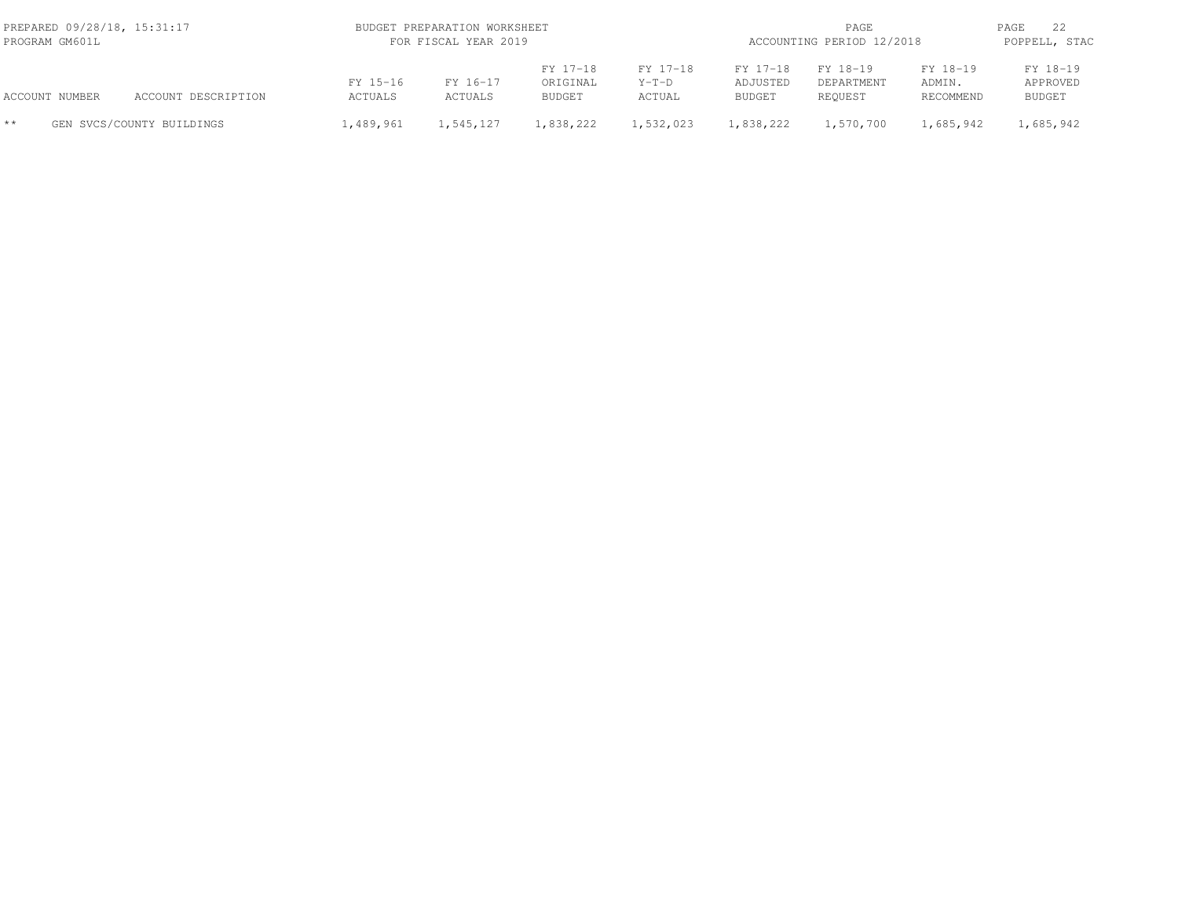| ACCOUNT NUMBER | ACCOUNT DESCRIPTION | FY 15-16 ACTUALS | FY 16-17 ACTUALS | FY 17-18 ORIGINAL BUDGET | FY 17-18 Y-T-D ACTUAL | FY 17-18 ADJUSTED BUDGET | FY 18-19 DEPARTMENT REQUEST | FY 18-19 ADMIN. RECOMMEND | FY 18-19 APPROVED BUDGET |
|---|---|---|---|---|---|---|---|---|---|
| ** | GEN SVCS/COUNTY BUILDINGS | 1,489,961 | 1,545,127 | 1,838,222 | 1,532,023 | 1,838,222 | 1,570,700 | 1,685,942 | 1,685,942 |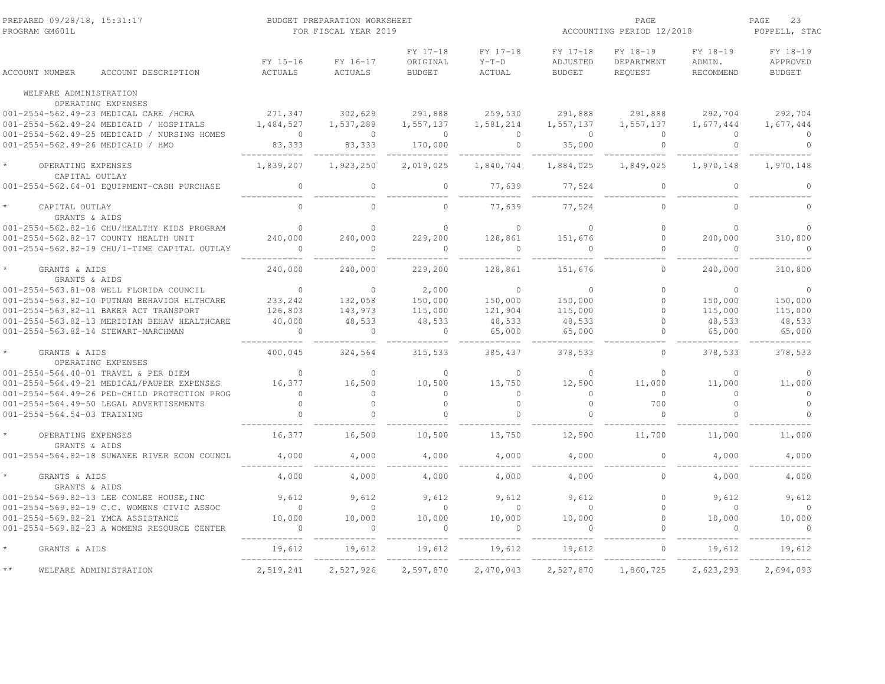| ACCOUNT NUMBER | ACCOUNT DESCRIPTION | FY 15-16 ACTUALS | FY 16-17 ACTUALS | FY 17-18 ORIGINAL BUDGET | FY 17-18 Y-T-D ACTUAL | FY 17-18 ADJUSTED BUDGET | FY 18-19 DEPARTMENT REQUEST | FY 18-19 ADMIN. RECOMMEND | FY 18-19 APPROVED BUDGET |
|---|---|---|---|---|---|---|---|---|---|
| | WELFARE ADMINISTRATION | | | | | | | | |
| | OPERATING EXPENSES | | | | | | | | |
| 001-2554-562.49-23 | MEDICAL CARE /HCRA | 271,347 | 302,629 | 291,888 | 259,530 | 291,888 | 291,888 | 292,704 | 292,704 |
| 001-2554-562.49-24 | MEDICAID / HOSPITALS | 1,484,527 | 1,537,288 | 1,557,137 | 1,581,214 | 1,557,137 | 1,557,137 | 1,677,444 | 1,677,444 |
| 001-2554-562.49-25 | MEDICAID / NURSING HOMES | 0 | 0 | 0 | 0 | 0 | 0 | 0 | 0 |
| 001-2554-562.49-26 | MEDICAID / HMO | 83,333 | 83,333 | 170,000 | 0 | 35,000 | 0 | 0 | 0 |
| * | OPERATING EXPENSES | 1,839,207 | 1,923,250 | 2,019,025 | 1,840,744 | 1,884,025 | 1,849,025 | 1,970,148 | 1,970,148 |
| | CAPITAL OUTLAY | | | | | | | | |
| 001-2554-562.64-01 | EQUIPMENT-CASH PURCHASE | 0 | 0 | 0 | 77,639 | 77,524 | 0 | 0 | 0 |
| * | CAPITAL OUTLAY | 0 | 0 | 0 | 77,639 | 77,524 | 0 | 0 | 0 |
| | GRANTS & AIDS | | | | | | | | |
| 001-2554-562.82-16 | CHU/HEALTHY KIDS PROGRAM | 0 | 0 | 0 | 0 | 0 | 0 | 0 | 0 |
| 001-2554-562.82-17 | COUNTY HEALTH UNIT | 240,000 | 240,000 | 229,200 | 128,861 | 151,676 | 0 | 240,000 | 310,800 |
| 001-2554-562.82-19 | CHU/1-TIME CAPITAL OUTLAY | 0 | 0 | 0 | 0 | 0 | 0 | 0 | 0 |
| * | GRANTS & AIDS | 240,000 | 240,000 | 229,200 | 128,861 | 151,676 | 0 | 240,000 | 310,800 |
| | GRANTS & AIDS | | | | | | | | |
| 001-2554-563.81-08 | WELL FLORIDA COUNCIL | 0 | 0 | 2,000 | 0 | 0 | 0 | 0 | 0 |
| 001-2554-563.82-10 | PUTNAM BEHAVIOR HLTHCARE | 233,242 | 132,058 | 150,000 | 150,000 | 150,000 | 0 | 150,000 | 150,000 |
| 001-2554-563.82-11 | BAKER ACT TRANSPORT | 126,803 | 143,973 | 115,000 | 121,904 | 115,000 | 0 | 115,000 | 115,000 |
| 001-2554-563.82-13 | MERIDIAN BEHAV HEALTHCARE | 40,000 | 48,533 | 48,533 | 48,533 | 48,533 | 0 | 48,533 | 48,533 |
| 001-2554-563.82-14 | STEWART-MARCHMAN | 0 | 0 | 0 | 65,000 | 65,000 | 0 | 65,000 | 65,000 |
| * | GRANTS & AIDS | 400,045 | 324,564 | 315,533 | 385,437 | 378,533 | 0 | 378,533 | 378,533 |
| | OPERATING EXPENSES | | | | | | | | |
| 001-2554-564.40-01 | TRAVEL & PER DIEM | 0 | 0 | 0 | 0 | 0 | 0 | 0 | 0 |
| 001-2554-564.49-21 | MEDICAL/PAUPER EXPENSES | 16,377 | 16,500 | 10,500 | 13,750 | 12,500 | 11,000 | 11,000 | 11,000 |
| 001-2554-564.49-26 | PED-CHILD PROTECTION PROG | 0 | 0 | 0 | 0 | 0 | 0 | 0 | 0 |
| 001-2554-564.49-50 | LEGAL ADVERTISEMENTS | 0 | 0 | 0 | 0 | 0 | 700 | 0 | 0 |
| 001-2554-564.54-03 | TRAINING | 0 | 0 | 0 | 0 | 0 | 0 | 0 | 0 |
| * | OPERATING EXPENSES | 16,377 | 16,500 | 10,500 | 13,750 | 12,500 | 11,700 | 11,000 | 11,000 |
| | GRANTS & AIDS | | | | | | | | |
| 001-2554-564.82-18 | SUWANEE RIVER ECON COUNCL | 4,000 | 4,000 | 4,000 | 4,000 | 4,000 | 0 | 4,000 | 4,000 |
| * | GRANTS & AIDS | 4,000 | 4,000 | 4,000 | 4,000 | 4,000 | 0 | 4,000 | 4,000 |
| | GRANTS & AIDS | | | | | | | | |
| 001-2554-569.82-13 | LEE CONLEE HOUSE,INC | 9,612 | 9,612 | 9,612 | 9,612 | 9,612 | 0 | 9,612 | 9,612 |
| 001-2554-569.82-19 | C.C. WOMENS CIVIC ASSOC | 0 | 0 | 0 | 0 | 0 | 0 | 0 | 0 |
| 001-2554-569.82-21 | YMCA ASSISTANCE | 10,000 | 10,000 | 10,000 | 10,000 | 10,000 | 0 | 10,000 | 10,000 |
| 001-2554-569.82-23 | A WOMENS RESOURCE CENTER | 0 | 0 | 0 | 0 | 0 | 0 | 0 | 0 |
| * | GRANTS & AIDS | 19,612 | 19,612 | 19,612 | 19,612 | 19,612 | 0 | 19,612 | 19,612 |
| ** | WELFARE ADMINISTRATION | 2,519,241 | 2,527,926 | 2,597,870 | 2,470,043 | 2,527,870 | 1,860,725 | 2,623,293 | 2,694,093 |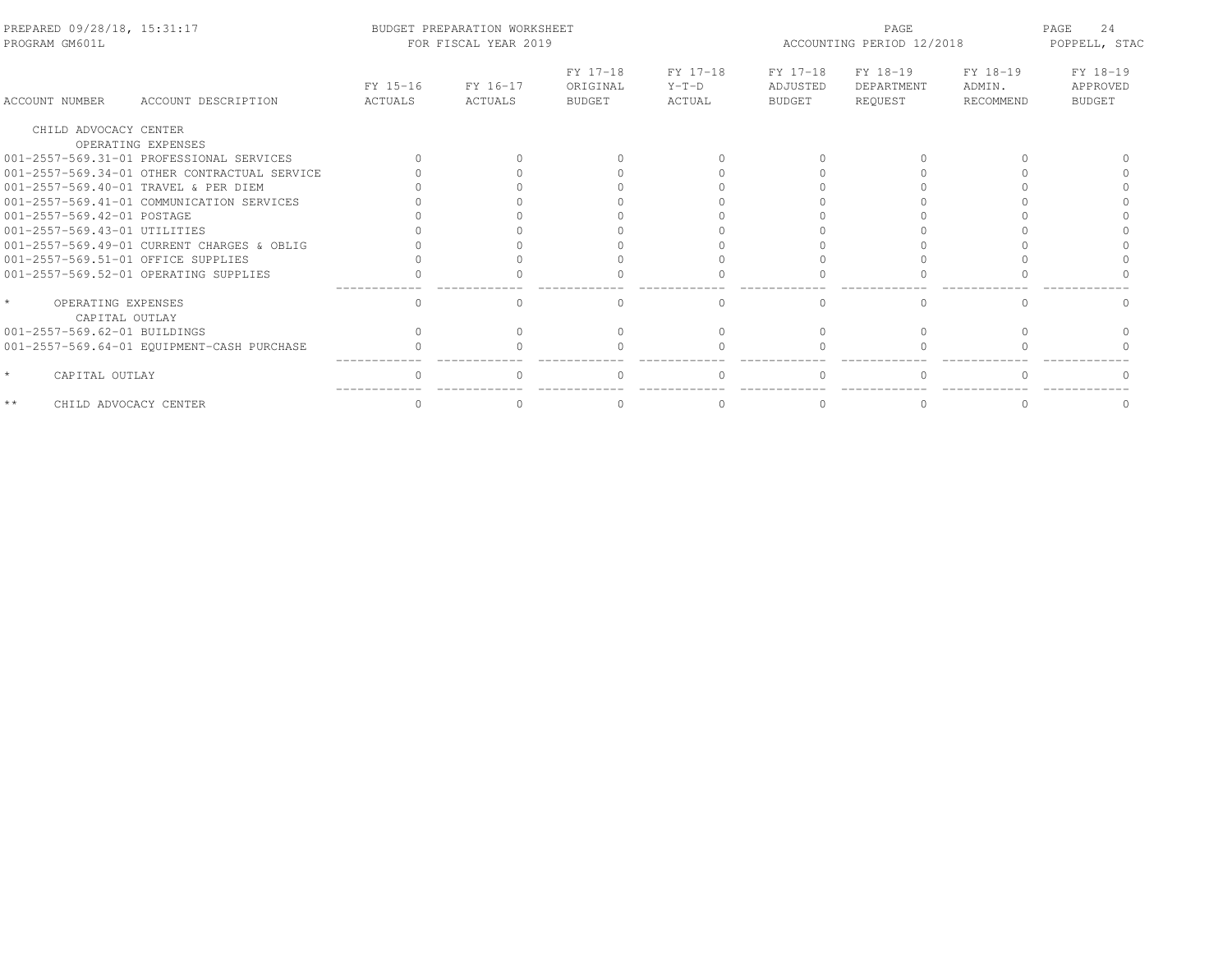PREPARED 09/28/18, 15:31:17 BUDGET PREPARATION WORKSHEET
PROGRAM GM601L FOR FISCAL YEAR 2019
ACCOUNTING PERIOD 12/2018 POPPELL, STAC

| ACCOUNT NUMBER | ACCOUNT DESCRIPTION | FY 15-16 ACTUALS | FY 16-17 ACTUALS | FY 17-18 ORIGINAL BUDGET | FY 17-18 Y-T-D ACTUAL | FY 17-18 ADJUSTED BUDGET | FY 18-19 DEPARTMENT REQUEST | FY 18-19 ADMIN. RECOMMEND | FY 18-19 APPROVED BUDGET |
|---|---|---|---|---|---|---|---|---|---|
| CHILD ADVOCACY CENTER | | | | | | | | | |
| | OPERATING EXPENSES | | | | | | | | |
| 001-2557-569.31-01 | PROFESSIONAL SERVICES | 0 | 0 | 0 | 0 | 0 | 0 | 0 | 0 |
| 001-2557-569.34-01 | OTHER CONTRACTUAL SERVICE | 0 | 0 | 0 | 0 | 0 | 0 | 0 | 0 |
| 001-2557-569.40-01 | TRAVEL & PER DIEM | 0 | 0 | 0 | 0 | 0 | 0 | 0 | 0 |
| 001-2557-569.41-01 | COMMUNICATION SERVICES | 0 | 0 | 0 | 0 | 0 | 0 | 0 | 0 |
| 001-2557-569.42-01 | POSTAGE | 0 | 0 | 0 | 0 | 0 | 0 | 0 | 0 |
| 001-2557-569.43-01 | UTILITIES | 0 | 0 | 0 | 0 | 0 | 0 | 0 | 0 |
| 001-2557-569.49-01 | CURRENT CHARGES & OBLIG | 0 | 0 | 0 | 0 | 0 | 0 | 0 | 0 |
| 001-2557-569.51-01 | OFFICE SUPPLIES | 0 | 0 | 0 | 0 | 0 | 0 | 0 | 0 |
| 001-2557-569.52-01 | OPERATING SUPPLIES | 0 | 0 | 0 | 0 | 0 | 0 | 0 | 0 |
| * | OPERATING EXPENSES | 0 | 0 | 0 | 0 | 0 | 0 | 0 | 0 |
| | CAPITAL OUTLAY | | | | | | | | |
| 001-2557-569.62-01 | BUILDINGS | 0 | 0 | 0 | 0 | 0 | 0 | 0 | 0 |
| 001-2557-569.64-01 | EQUIPMENT-CASH PURCHASE | 0 | 0 | 0 | 0 | 0 | 0 | 0 | 0 |
| * | CAPITAL OUTLAY | 0 | 0 | 0 | 0 | 0 | 0 | 0 | 0 |
| ** | CHILD ADVOCACY CENTER | 0 | 0 | 0 | 0 | 0 | 0 | 0 | 0 |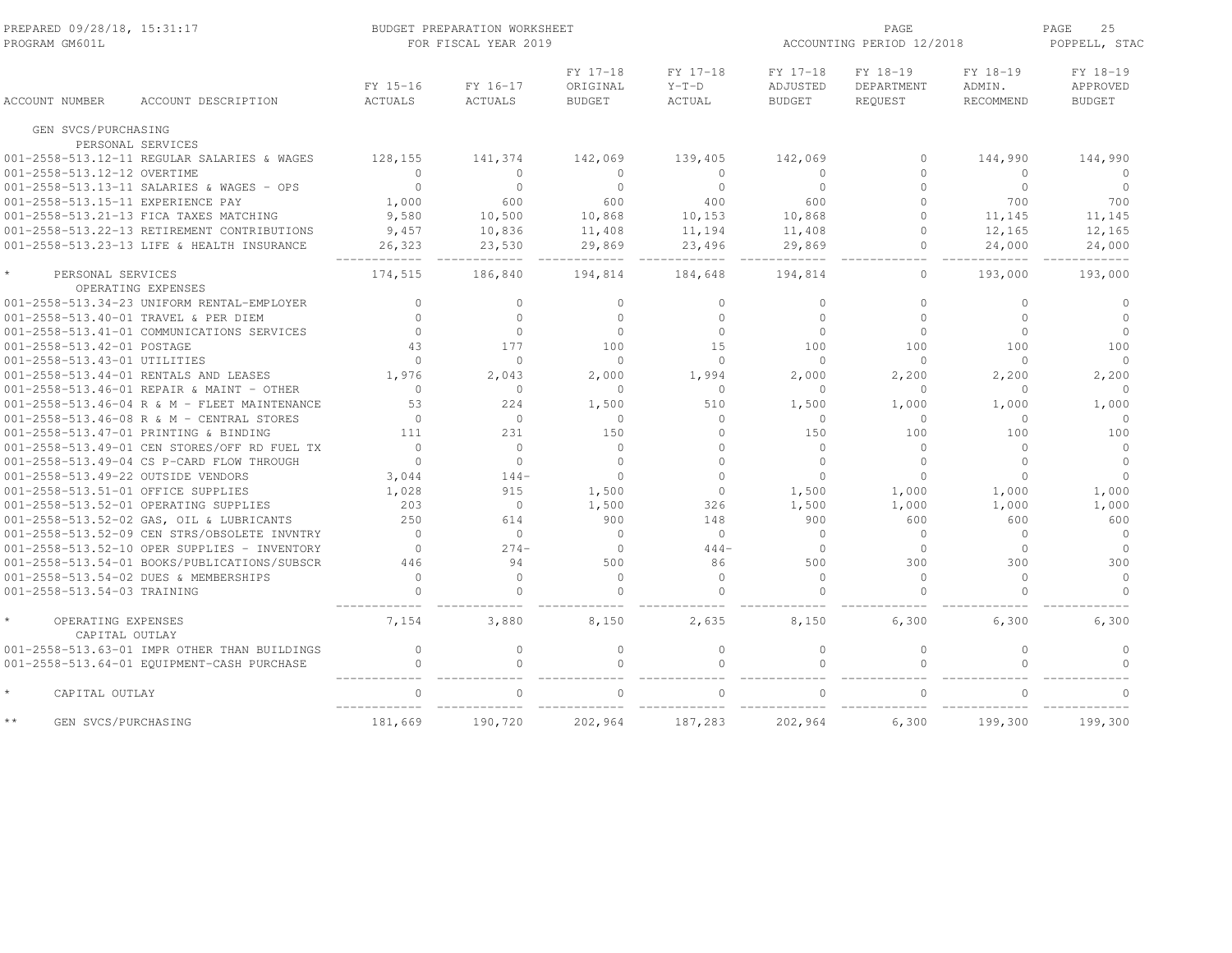BUDGET PREPARATION WORKSHEET
FOR FISCAL YEAR 2019

PREPARED 09/28/18, 15:31:17
PROGRAM GM601L

ACCOUNTING PERIOD 12/2018
POPPELL, STAC

| ACCOUNT NUMBER | ACCOUNT DESCRIPTION | FY 15-16 ACTUALS | FY 16-17 ACTUALS | FY 17-18 ORIGINAL BUDGET | FY 17-18 Y-T-D ACTUAL | FY 17-18 ADJUSTED BUDGET | FY 18-19 DEPARTMENT REQUEST | FY 18-19 ADMIN. RECOMMEND | FY 18-19 APPROVED BUDGET |
|---|---|---|---|---|---|---|---|---|---|
| GEN SVCS/PURCHASING | | | | | | | | | |
| PERSONAL SERVICES | | | | | | | | | |
| 001-2558-513.12-11 | REGULAR SALARIES & WAGES | 128,155 | 141,374 | 142,069 | 139,405 | 142,069 | 0 | 144,990 | 144,990 |
| 001-2558-513.12-12 | OVERTIME | 0 | 0 | 0 | 0 | 0 | 0 | 0 | 0 |
| 001-2558-513.13-11 | SALARIES & WAGES - OPS | 0 | 0 | 0 | 0 | 0 | 0 | 0 | 0 |
| 001-2558-513.15-11 | EXPERIENCE PAY | 1,000 | 600 | 600 | 400 | 600 | 0 | 700 | 700 |
| 001-2558-513.21-13 | FICA TAXES MATCHING | 9,580 | 10,500 | 10,868 | 10,153 | 10,868 | 0 | 11,145 | 11,145 |
| 001-2558-513.22-13 | RETIREMENT CONTRIBUTIONS | 9,457 | 10,836 | 11,408 | 11,194 | 11,408 | 0 | 12,165 | 12,165 |
| 001-2558-513.23-13 | LIFE & HEALTH INSURANCE | 26,323 | 23,530 | 29,869 | 23,496 | 29,869 | 0 | 24,000 | 24,000 |
| * PERSONAL SERVICES | | 174,515 | 186,840 | 194,814 | 184,648 | 194,814 | 0 | 193,000 | 193,000 |
| OPERATING EXPENSES | | | | | | | | | |
| 001-2558-513.34-23 | UNIFORM RENTAL-EMPLOYER | 0 | 0 | 0 | 0 | 0 | 0 | 0 | 0 |
| 001-2558-513.40-01 | TRAVEL & PER DIEM | 0 | 0 | 0 | 0 | 0 | 0 | 0 | 0 |
| 001-2558-513.41-01 | COMMUNICATIONS SERVICES | 0 | 0 | 0 | 0 | 0 | 0 | 0 | 0 |
| 001-2558-513.42-01 | POSTAGE | 43 | 177 | 100 | 15 | 100 | 100 | 100 | 100 |
| 001-2558-513.43-01 | UTILITIES | 0 | 0 | 0 | 0 | 0 | 0 | 0 | 0 |
| 001-2558-513.44-01 | RENTALS AND LEASES | 1,976 | 2,043 | 2,000 | 1,994 | 2,000 | 2,200 | 2,200 | 2,200 |
| 001-2558-513.46-01 | REPAIR & MAINT - OTHER | 0 | 0 | 0 | 0 | 0 | 0 | 0 | 0 |
| 001-2558-513.46-04 | R & M - FLEET MAINTENANCE | 53 | 224 | 1,500 | 510 | 1,500 | 1,000 | 1,000 | 1,000 |
| 001-2558-513.46-08 | R & M - CENTRAL STORES | 0 | 0 | 0 | 0 | 0 | 0 | 0 | 0 |
| 001-2558-513.47-01 | PRINTING & BINDING | 111 | 231 | 150 | 0 | 150 | 100 | 100 | 100 |
| 001-2558-513.49-01 | CEN STORES/OFF RD FUEL TX | 0 | 0 | 0 | 0 | 0 | 0 | 0 | 0 |
| 001-2558-513.49-04 | CS P-CARD FLOW THROUGH | 0 | 0 | 0 | 0 | 0 | 0 | 0 | 0 |
| 001-2558-513.49-22 | OUTSIDE VENDORS | 3,044 | 144- | 0 | 0 | 0 | 0 | 0 | 0 |
| 001-2558-513.51-01 | OFFICE SUPPLIES | 1,028 | 915 | 1,500 | 0 | 1,500 | 1,000 | 1,000 | 1,000 |
| 001-2558-513.52-01 | OPERATING SUPPLIES | 203 | 0 | 1,500 | 326 | 1,500 | 1,000 | 1,000 | 1,000 |
| 001-2558-513.52-02 | GAS, OIL & LUBRICANTS | 250 | 614 | 900 | 148 | 900 | 600 | 600 | 600 |
| 001-2558-513.52-09 | CEN STRS/OBSOLETE INVNTRY | 0 | 0 | 0 | 0 | 0 | 0 | 0 | 0 |
| 001-2558-513.52-10 | OPER SUPPLIES - INVENTORY | 0 | 274- | 0 | 444- | 0 | 0 | 0 | 0 |
| 001-2558-513.54-01 | BOOKS/PUBLICATIONS/SUBSCR | 446 | 94 | 500 | 86 | 500 | 300 | 300 | 300 |
| 001-2558-513.54-02 | DUES & MEMBERSHIPS | 0 | 0 | 0 | 0 | 0 | 0 | 0 | 0 |
| 001-2558-513.54-03 | TRAINING | 0 | 0 | 0 | 0 | 0 | 0 | 0 | 0 |
| * OPERATING EXPENSES | | 7,154 | 3,880 | 8,150 | 2,635 | 8,150 | 6,300 | 6,300 | 6,300 |
| CAPITAL OUTLAY | | | | | | | | | |
| 001-2558-513.63-01 | IMPR OTHER THAN BUILDINGS | 0 | 0 | 0 | 0 | 0 | 0 | 0 | 0 |
| 001-2558-513.64-01 | EQUIPMENT-CASH PURCHASE | 0 | 0 | 0 | 0 | 0 | 0 | 0 | 0 |
| * CAPITAL OUTLAY | | 0 | 0 | 0 | 0 | 0 | 0 | 0 | 0 |
| ** GEN SVCS/PURCHASING | | 181,669 | 190,720 | 202,964 | 187,283 | 202,964 | 6,300 | 199,300 | 199,300 |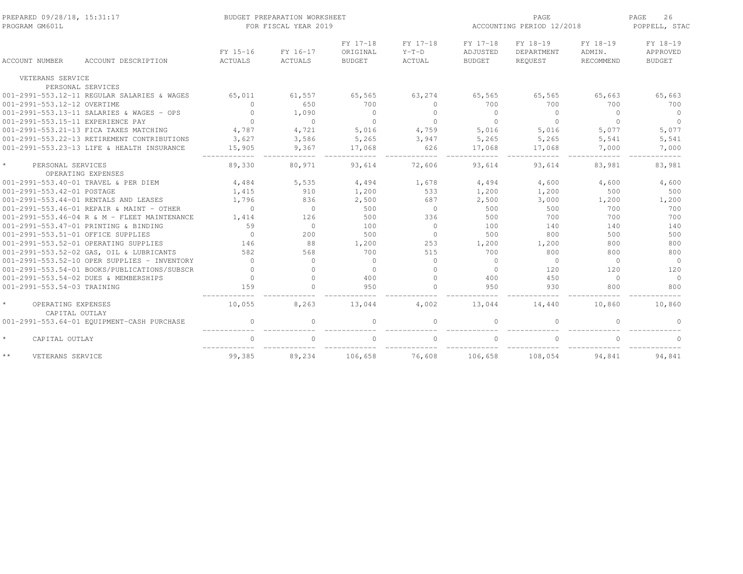| ACCOUNT NUMBER | ACCOUNT DESCRIPTION | FY 15-16 ACTUALS | FY 16-17 ACTUALS | FY 17-18 ORIGINAL BUDGET | FY 17-18 Y-T-D ACTUAL | FY 17-18 ADJUSTED BUDGET | FY 18-19 DEPARTMENT REQUEST | FY 18-19 ADMIN. RECOMMEND | FY 18-19 APPROVED BUDGET |
|---|---|---|---|---|---|---|---|---|---|
| VETERANS SERVICE | | | | | | | | | |
| | PERSONAL SERVICES | | | | | | | | |
| 001-2991-553.12-11 | REGULAR SALARIES & WAGES | 65,011 | 61,557 | 65,565 | 63,274 | 65,565 | 65,565 | 65,663 | 65,663 |
| 001-2991-553.12-12 | OVERTIME | 0 | 650 | 700 | 0 | 700 | 700 | 700 | 700 |
| 001-2991-553.13-11 | SALARIES & WAGES - OPS | 0 | 1,090 | 0 | 0 | 0 | 0 | 0 | 0 |
| 001-2991-553.15-11 | EXPERIENCE PAY | 0 | 0 | 0 | 0 | 0 | 0 | 0 | 0 |
| 001-2991-553.21-13 | FICA TAXES MATCHING | 4,787 | 4,721 | 5,016 | 4,759 | 5,016 | 5,016 | 5,077 | 5,077 |
| 001-2991-553.22-13 | RETIREMENT CONTRIBUTIONS | 3,627 | 3,586 | 5,265 | 3,947 | 5,265 | 5,265 | 5,541 | 5,541 |
| 001-2991-553.23-13 | LIFE & HEALTH INSURANCE | 15,905 | 9,367 | 17,068 | 626 | 17,068 | 17,068 | 7,000 | 7,000 |
| * | PERSONAL SERVICES | 89,330 | 80,971 | 93,614 | 72,606 | 93,614 | 93,614 | 83,981 | 83,981 |
| | OPERATING EXPENSES | | | | | | | | |
| 001-2991-553.40-01 | TRAVEL & PER DIEM | 4,484 | 5,535 | 4,494 | 1,678 | 4,494 | 4,600 | 4,600 | 4,600 |
| 001-2991-553.42-01 | POSTAGE | 1,415 | 910 | 1,200 | 533 | 1,200 | 1,200 | 500 | 500 |
| 001-2991-553.44-01 | RENTALS AND LEASES | 1,796 | 836 | 2,500 | 687 | 2,500 | 3,000 | 1,200 | 1,200 |
| 001-2991-553.46-01 | REPAIR & MAINT - OTHER | 0 | 0 | 500 | 0 | 500 | 500 | 700 | 700 |
| 001-2991-553.46-04 | R & M - FLEET MAINTENANCE | 1,414 | 126 | 500 | 336 | 500 | 700 | 700 | 700 |
| 001-2991-553.47-01 | PRINTING & BINDING | 59 | 0 | 100 | 0 | 100 | 140 | 140 | 140 |
| 001-2991-553.51-01 | OFFICE SUPPLIES | 0 | 200 | 500 | 0 | 500 | 800 | 500 | 500 |
| 001-2991-553.52-01 | OPERATING SUPPLIES | 146 | 88 | 1,200 | 253 | 1,200 | 1,200 | 800 | 800 |
| 001-2991-553.52-02 | GAS, OIL & LUBRICANTS | 582 | 568 | 700 | 515 | 700 | 800 | 800 | 800 |
| 001-2991-553.52-10 | OPER SUPPLIES - INVENTORY | 0 | 0 | 0 | 0 | 0 | 0 | 0 | 0 |
| 001-2991-553.54-01 | BOOKS/PUBLICATIONS/SUBSCR | 0 | 0 | 0 | 0 | 0 | 120 | 120 | 120 |
| 001-2991-553.54-02 | DUES & MEMBERSHIPS | 0 | 0 | 400 | 0 | 400 | 450 | 0 | 0 |
| 001-2991-553.54-03 | TRAINING | 159 | 0 | 950 | 0 | 950 | 930 | 800 | 800 |
| * | OPERATING EXPENSES | 10,055 | 8,263 | 13,044 | 4,002 | 13,044 | 14,440 | 10,860 | 10,860 |
| | CAPITAL OUTLAY | | | | | | | | |
| 001-2991-553.64-01 | EQUIPMENT-CASH PURCHASE | 0 | 0 | 0 | 0 | 0 | 0 | 0 | 0 |
| * | CAPITAL OUTLAY | 0 | 0 | 0 | 0 | 0 | 0 | 0 | 0 |
| ** | VETERANS SERVICE | 99,385 | 89,234 | 106,658 | 76,608 | 106,658 | 108,054 | 94,841 | 94,841 |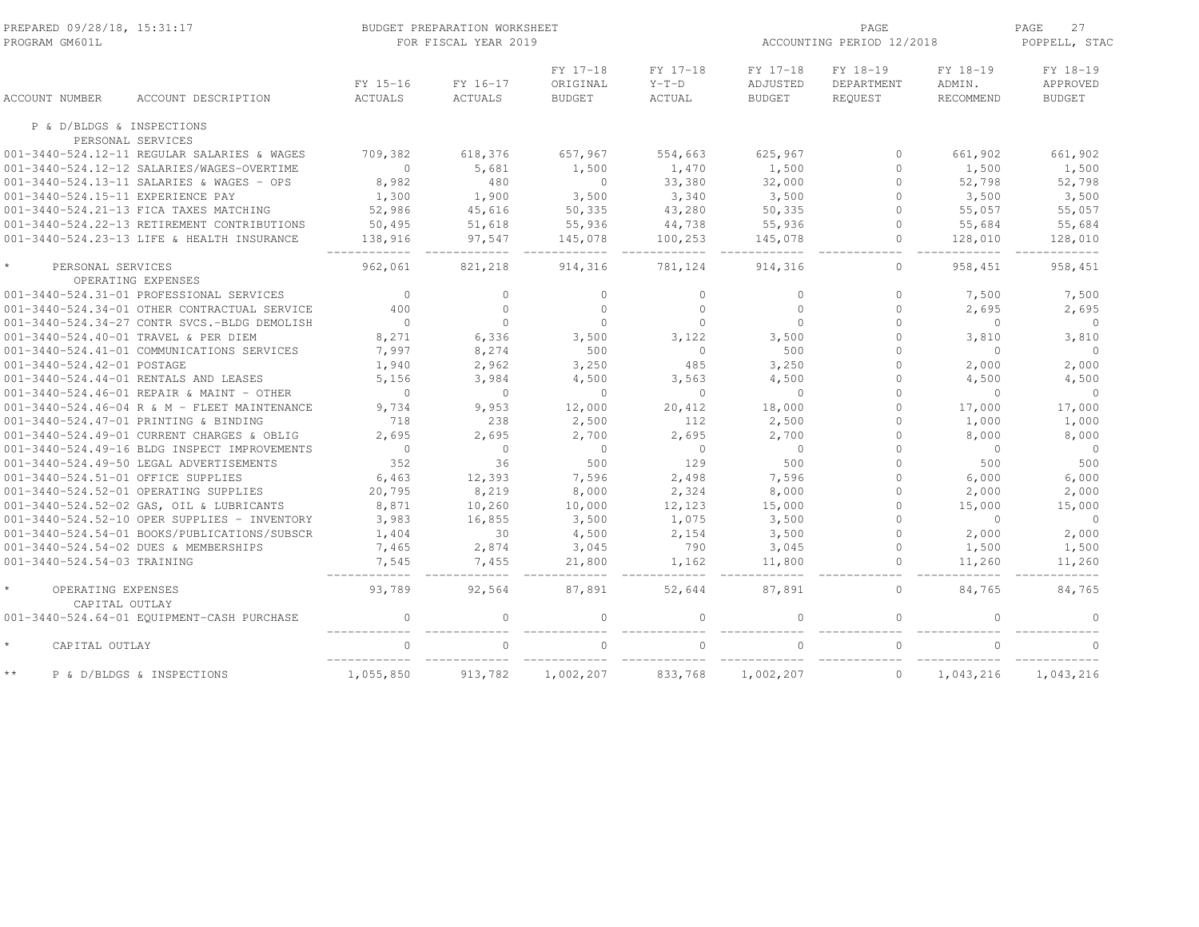BUDGET PREPARATION WORKSHEET
FOR FISCAL YEAR 2019

PREPARED 09/28/18, 15:31:17
PROGRAM GM601L

ACCOUNTING PERIOD 12/2018

POPPELL, STAC

| ACCOUNT NUMBER | ACCOUNT DESCRIPTION | FY 15-16 ACTUALS | FY 16-17 ACTUALS | FY 17-18 ORIGINAL BUDGET | FY 17-18 Y-T-D ACTUAL | FY 17-18 ADJUSTED BUDGET | FY 18-19 DEPARTMENT REQUEST | FY 18-19 ADMIN. RECOMMEND | FY 18-19 APPROVED BUDGET |
|---|---|---|---|---|---|---|---|---|---|
| P & D/BLDGS & INSPECTIONS | | | | | | | | | |
| PERSONAL SERVICES | | | | | | | | | |
| 001-3440-524.12-11 | REGULAR SALARIES & WAGES | 709,382 | 618,376 | 657,967 | 554,663 | 625,967 | 0 | 661,902 | 661,902 |
| 001-3440-524.12-12 | SALARIES/WAGES-OVERTIME | 0 | 5,681 | 1,500 | 1,470 | 1,500 | 0 | 1,500 | 1,500 |
| 001-3440-524.13-11 | SALARIES & WAGES - OPS | 8,982 | 480 | 0 | 33,380 | 32,000 | 0 | 52,798 | 52,798 |
| 001-3440-524.15-11 | EXPERIENCE PAY | 1,300 | 1,900 | 3,500 | 3,340 | 3,500 | 0 | 3,500 | 3,500 |
| 001-3440-524.21-13 | FICA TAXES MATCHING | 52,986 | 45,616 | 50,335 | 43,280 | 50,335 | 0 | 55,057 | 55,057 |
| 001-3440-524.22-13 | RETIREMENT CONTRIBUTIONS | 50,495 | 51,618 | 55,936 | 44,738 | 55,936 | 0 | 55,684 | 55,684 |
| 001-3440-524.23-13 | LIFE & HEALTH INSURANCE | 138,916 | 97,547 | 145,078 | 100,253 | 145,078 | 0 | 128,010 | 128,010 |
| * | PERSONAL SERVICES | 962,061 | 821,218 | 914,316 | 781,124 | 914,316 | 0 | 958,451 | 958,451 |
| OPERATING EXPENSES | | | | | | | | | |
| 001-3440-524.31-01 | PROFESSIONAL SERVICES | 0 | 0 | 0 | 0 | 0 | 0 | 7,500 | 7,500 |
| 001-3440-524.34-01 | OTHER CONTRACTUAL SERVICE | 400 | 0 | 0 | 0 | 0 | 0 | 2,695 | 2,695 |
| 001-3440-524.34-27 | CONTR SVCS.-BLDG DEMOLISH | 0 | 0 | 0 | 0 | 0 | 0 | 0 | 0 |
| 001-3440-524.40-01 | TRAVEL & PER DIEM | 8,271 | 6,336 | 3,500 | 3,122 | 3,500 | 0 | 3,810 | 3,810 |
| 001-3440-524.41-01 | COMMUNICATIONS SERVICES | 7,997 | 8,274 | 500 | 0 | 500 | 0 | 0 | 0 |
| 001-3440-524.42-01 | POSTAGE | 1,940 | 2,962 | 3,250 | 485 | 3,250 | 0 | 2,000 | 2,000 |
| 001-3440-524.44-01 | RENTALS AND LEASES | 5,156 | 3,984 | 4,500 | 3,563 | 4,500 | 0 | 4,500 | 4,500 |
| 001-3440-524.46-01 | REPAIR & MAINT - OTHER | 0 | 0 | 0 | 0 | 0 | 0 | 0 | 0 |
| 001-3440-524.46-04 | R & M - FLEET MAINTENANCE | 9,734 | 9,953 | 12,000 | 20,412 | 18,000 | 0 | 17,000 | 17,000 |
| 001-3440-524.47-01 | PRINTING & BINDING | 718 | 238 | 2,500 | 112 | 2,500 | 0 | 1,000 | 1,000 |
| 001-3440-524.49-01 | CURRENT CHARGES & OBLIG | 2,695 | 2,695 | 2,700 | 2,695 | 2,700 | 0 | 8,000 | 8,000 |
| 001-3440-524.49-16 | BLDG INSPECT IMPROVEMENTS | 0 | 0 | 0 | 0 | 0 | 0 | 0 | 0 |
| 001-3440-524.49-50 | LEGAL ADVERTISEMENTS | 352 | 36 | 500 | 129 | 500 | 0 | 500 | 500 |
| 001-3440-524.51-01 | OFFICE SUPPLIES | 6,463 | 12,393 | 7,596 | 2,498 | 7,596 | 0 | 6,000 | 6,000 |
| 001-3440-524.52-01 | OPERATING SUPPLIES | 20,795 | 8,219 | 8,000 | 2,324 | 8,000 | 0 | 2,000 | 2,000 |
| 001-3440-524.52-02 | GAS, OIL & LUBRICANTS | 8,871 | 10,260 | 10,000 | 12,123 | 15,000 | 0 | 15,000 | 15,000 |
| 001-3440-524.52-10 | OPER SUPPLIES - INVENTORY | 3,983 | 16,855 | 3,500 | 1,075 | 3,500 | 0 | 0 | 0 |
| 001-3440-524.54-01 | BOOKS/PUBLICATIONS/SUBSCR | 1,404 | 30 | 4,500 | 2,154 | 3,500 | 0 | 2,000 | 2,000 |
| 001-3440-524.54-02 | DUES & MEMBERSHIPS | 7,465 | 2,874 | 3,045 | 790 | 3,045 | 0 | 1,500 | 1,500 |
| 001-3440-524.54-03 | TRAINING | 7,545 | 7,455 | 21,800 | 1,162 | 11,800 | 0 | 11,260 | 11,260 |
| * | OPERATING EXPENSES | 93,789 | 92,564 | 87,891 | 52,644 | 87,891 | 0 | 84,765 | 84,765 |
| CAPITAL OUTLAY | | | | | | | | | |
| 001-3440-524.64-01 | EQUIPMENT-CASH PURCHASE | 0 | 0 | 0 | 0 | 0 | 0 | 0 | 0 |
| * | CAPITAL OUTLAY | 0 | 0 | 0 | 0 | 0 | 0 | 0 | 0 |
| ** | P & D/BLDGS & INSPECTIONS | 1,055,850 | 913,782 | 1,002,207 | 833,768 | 1,002,207 | 0 | 1,043,216 | 1,043,216 |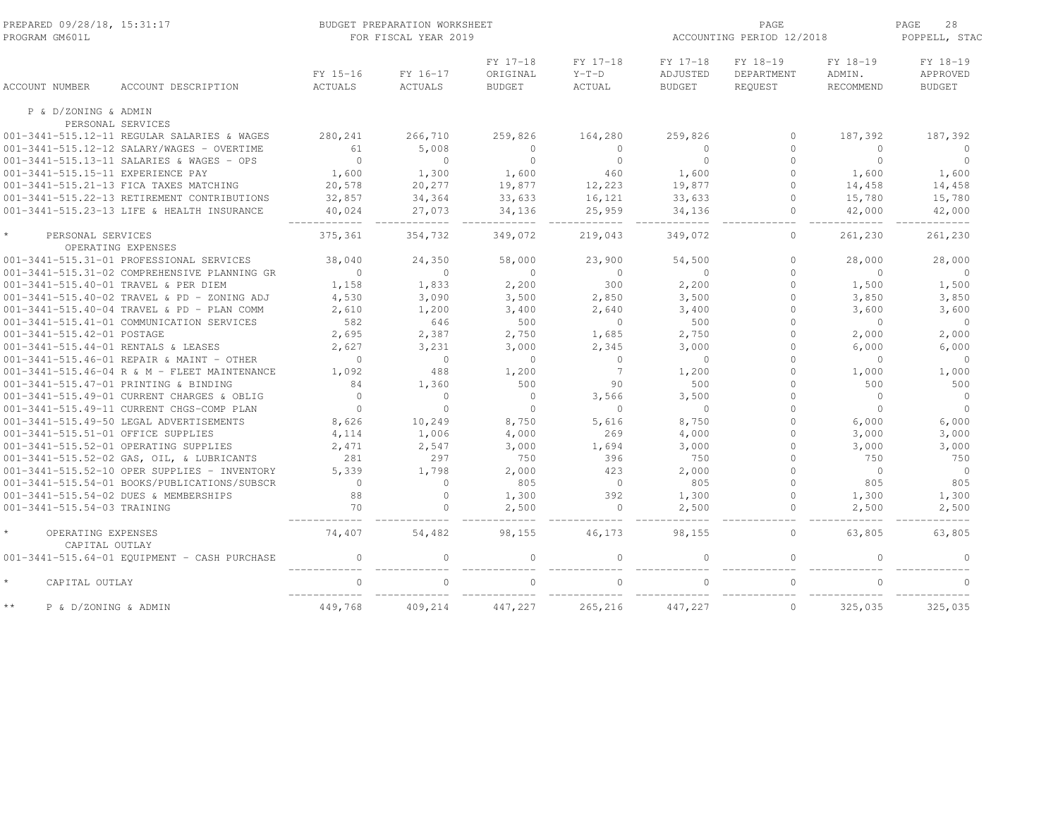PREPARED 09/28/18, 15:31:17 BUDGET PREPARATION WORKSHEET
PROGRAM GM601L FOR FISCAL YEAR 2019
ACCOUNTING PERIOD 12/2018
POPPELL, STAC

| ACCOUNT NUMBER | ACCOUNT DESCRIPTION | FY 15-16 ACTUALS | FY 16-17 ACTUALS | FY 17-18 ORIGINAL BUDGET | FY 17-18 Y-T-D ACTUAL | FY 17-18 ADJUSTED BUDGET | FY 18-19 DEPARTMENT REQUEST | FY 18-19 ADMIN. RECOMMEND | FY 18-19 APPROVED BUDGET |
|---|---|---|---|---|---|---|---|---|---|
| P & D/ZONING & ADMIN | | | | | | | | | |
| PERSONAL SERVICES | | | | | | | | | |
| 001-3441-515.12-11 | REGULAR SALARIES & WAGES | 280,241 | 266,710 | 259,826 | 164,280 | 259,826 | 0 | 187,392 | 187,392 |
| 001-3441-515.12-12 | SALARY/WAGES - OVERTIME | 61 | 5,008 | 0 | 0 | 0 | 0 | 0 | 0 |
| 001-3441-515.13-11 | SALARIES & WAGES - OPS | 0 | 0 | 0 | 0 | 0 | 0 | 0 | 0 |
| 001-3441-515.15-11 | EXPERIENCE PAY | 1,600 | 1,300 | 1,600 | 460 | 1,600 | 0 | 1,600 | 1,600 |
| 001-3441-515.21-13 | FICA TAXES MATCHING | 20,578 | 20,277 | 19,877 | 12,223 | 19,877 | 0 | 14,458 | 14,458 |
| 001-3441-515.22-13 | RETIREMENT CONTRIBUTIONS | 32,857 | 34,364 | 33,633 | 16,121 | 33,633 | 0 | 15,780 | 15,780 |
| 001-3441-515.23-13 | LIFE & HEALTH INSURANCE | 40,024 | 27,073 | 34,136 | 25,959 | 34,136 | 0 | 42,000 | 42,000 |
| * | PERSONAL SERVICES | 375,361 | 354,732 | 349,072 | 219,043 | 349,072 | 0 | 261,230 | 261,230 |
| OPERATING EXPENSES | | | | | | | | | |
| 001-3441-515.31-01 | PROFESSIONAL SERVICES | 38,040 | 24,350 | 58,000 | 23,900 | 54,500 | 0 | 28,000 | 28,000 |
| 001-3441-515.31-02 | COMPREHENSIVE PLANNING GR | 0 | 0 | 0 | 0 | 0 | 0 | 0 | 0 |
| 001-3441-515.40-01 | TRAVEL & PER DIEM | 1,158 | 1,833 | 2,200 | 300 | 2,200 | 0 | 1,500 | 1,500 |
| 001-3441-515.40-02 | TRAVEL & PD - ZONING ADJ | 4,530 | 3,090 | 3,500 | 2,850 | 3,500 | 0 | 3,850 | 3,850 |
| 001-3441-515.40-04 | TRAVEL & PD - PLAN COMM | 2,610 | 1,200 | 3,400 | 2,640 | 3,400 | 0 | 3,600 | 3,600 |
| 001-3441-515.41-01 | COMMUNICATION SERVICES | 582 | 646 | 500 | 0 | 500 | 0 | 0 | 0 |
| 001-3441-515.42-01 | POSTAGE | 2,695 | 2,387 | 2,750 | 1,685 | 2,750 | 0 | 2,000 | 2,000 |
| 001-3441-515.44-01 | RENTALS & LEASES | 2,627 | 3,231 | 3,000 | 2,345 | 3,000 | 0 | 6,000 | 6,000 |
| 001-3441-515.46-01 | REPAIR & MAINT - OTHER | 0 | 0 | 0 | 0 | 0 | 0 | 0 | 0 |
| 001-3441-515.46-04 | R & M - FLEET MAINTENANCE | 1,092 | 488 | 1,200 | 7 | 1,200 | 0 | 1,000 | 1,000 |
| 001-3441-515.47-01 | PRINTING & BINDING | 84 | 1,360 | 500 | 90 | 500 | 0 | 500 | 500 |
| 001-3441-515.49-01 | CURRENT CHARGES & OBLIG | 0 | 0 | 0 | 3,566 | 3,500 | 0 | 0 | 0 |
| 001-3441-515.49-11 | CURRENT CHGS-COMP PLAN | 0 | 0 | 0 | 0 | 0 | 0 | 0 | 0 |
| 001-3441-515.49-50 | LEGAL ADVERTISEMENTS | 8,626 | 10,249 | 8,750 | 5,616 | 8,750 | 0 | 6,000 | 6,000 |
| 001-3441-515.51-01 | OFFICE SUPPLIES | 4,114 | 1,006 | 4,000 | 269 | 4,000 | 0 | 3,000 | 3,000 |
| 001-3441-515.52-01 | OPERATING SUPPLIES | 2,471 | 2,547 | 3,000 | 1,694 | 3,000 | 0 | 3,000 | 3,000 |
| 001-3441-515.52-02 | GAS, OIL, & LUBRICANTS | 281 | 297 | 750 | 396 | 750 | 0 | 750 | 750 |
| 001-3441-515.52-10 | OPER SUPPLIES - INVENTORY | 5,339 | 1,798 | 2,000 | 423 | 2,000 | 0 | 0 | 0 |
| 001-3441-515.54-01 | BOOKS/PUBLICATIONS/SUBSCR | 0 | 0 | 805 | 0 | 805 | 0 | 805 | 805 |
| 001-3441-515.54-02 | DUES & MEMBERSHIPS | 88 | 0 | 1,300 | 392 | 1,300 | 0 | 1,300 | 1,300 |
| 001-3441-515.54-03 | TRAINING | 70 | 0 | 2,500 | 0 | 2,500 | 0 | 2,500 | 2,500 |
| * | OPERATING EXPENSES | 74,407 | 54,482 | 98,155 | 46,173 | 98,155 | 0 | 63,805 | 63,805 |
| CAPITAL OUTLAY | | | | | | | | | |
| 001-3441-515.64-01 | EQUIPMENT - CASH PURCHASE | 0 | 0 | 0 | 0 | 0 | 0 | 0 | 0 |
| * | CAPITAL OUTLAY | 0 | 0 | 0 | 0 | 0 | 0 | 0 | 0 |
| ** | P & D/ZONING & ADMIN | 449,768 | 409,214 | 447,227 | 265,216 | 447,227 | 0 | 325,035 | 325,035 |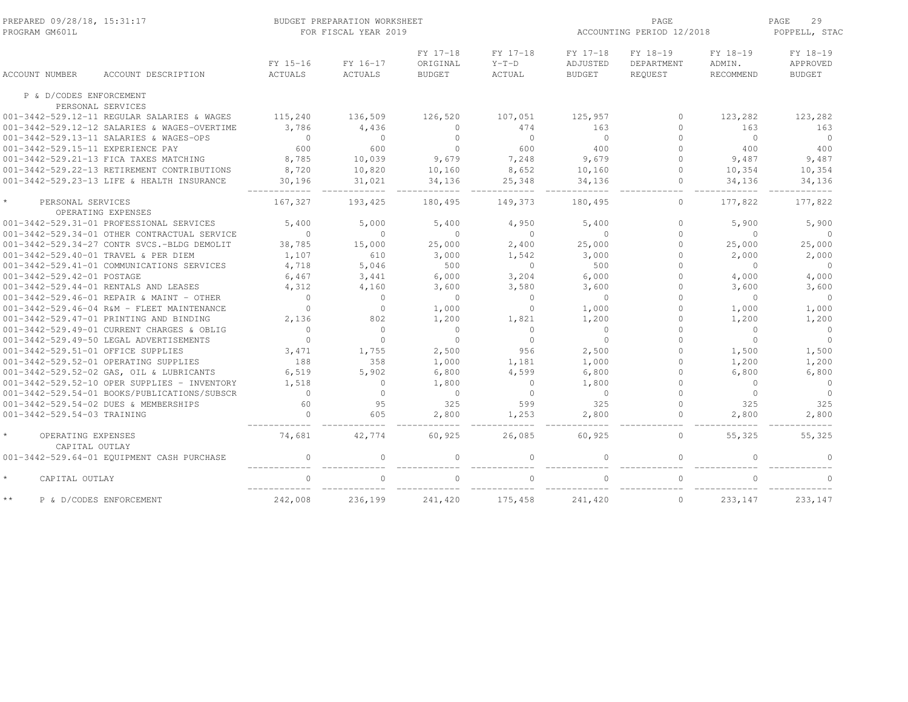# BUDGET PREPARATION WORKSHEET
## FOR FISCAL YEAR 2019

PREPARED 09/28/18, 15:31:17
PROGRAM GM601L

ACCOUNTING PERIOD 12/2018

POPPELL, STAC

| ACCOUNT NUMBER | ACCOUNT DESCRIPTION | FY 15-16 ACTUALS | FY 16-17 ACTUALS | FY 17-18 ORIGINAL BUDGET | FY 17-18 Y-T-D ACTUAL | FY 17-18 ADJUSTED BUDGET | FY 18-19 DEPARTMENT REQUEST | FY 18-19 ADMIN. RECOMMEND | FY 18-19 APPROVED BUDGET |
|---|---|---|---|---|---|---|---|---|---|
| P & D/CODES ENFORCEMENT | | | | | | | | | |
| PERSONAL SERVICES | | | | | | | | | |
| 001-3442-529.12-11 | REGULAR SALARIES & WAGES | 115,240 | 136,509 | 126,520 | 107,051 | 125,957 | 0 | 123,282 | 123,282 |
| 001-3442-529.12-12 | SALARIES & WAGES-OVERTIME | 3,786 | 4,436 | 0 | 474 | 163 | 0 | 163 | 163 |
| 001-3442-529.13-11 | SALARIES & WAGES-OPS | 0 | 0 | 0 | 0 | 0 | 0 | 0 | 0 |
| 001-3442-529.15-11 | EXPERIENCE PAY | 600 | 600 | 0 | 600 | 400 | 0 | 400 | 400 |
| 001-3442-529.21-13 | FICA TAXES MATCHING | 8,785 | 10,039 | 9,679 | 7,248 | 9,679 | 0 | 9,487 | 9,487 |
| 001-3442-529.22-13 | RETIREMENT CONTRIBUTIONS | 8,720 | 10,820 | 10,160 | 8,652 | 10,160 | 0 | 10,354 | 10,354 |
| 001-3442-529.23-13 | LIFE & HEALTH INSURANCE | 30,196 | 31,021 | 34,136 | 25,348 | 34,136 | 0 | 34,136 | 34,136 |
| * | PERSONAL SERVICES | 167,327 | 193,425 | 180,495 | 149,373 | 180,495 | 0 | 177,822 | 177,822 |
| OPERATING EXPENSES | | | | | | | | | |
| 001-3442-529.31-01 | PROFESSIONAL SERVICES | 5,400 | 5,000 | 5,400 | 4,950 | 5,400 | 0 | 5,900 | 5,900 |
| 001-3442-529.34-01 | OTHER CONTRACTUAL SERVICE | 0 | 0 | 0 | 0 | 0 | 0 | 0 | 0 |
| 001-3442-529.34-27 | CONTR SVCS.-BLDG DEMOLIT | 38,785 | 15,000 | 25,000 | 2,400 | 25,000 | 0 | 25,000 | 25,000 |
| 001-3442-529.40-01 | TRAVEL & PER DIEM | 1,107 | 610 | 3,000 | 1,542 | 3,000 | 0 | 2,000 | 2,000 |
| 001-3442-529.41-01 | COMMUNICATIONS SERVICES | 4,718 | 5,046 | 500 | 0 | 500 | 0 | 0 | 0 |
| 001-3442-529.42-01 | POSTAGE | 6,467 | 3,441 | 6,000 | 3,204 | 6,000 | 0 | 4,000 | 4,000 |
| 001-3442-529.44-01 | RENTALS AND LEASES | 4,312 | 4,160 | 3,600 | 3,580 | 3,600 | 0 | 3,600 | 3,600 |
| 001-3442-529.46-01 | REPAIR & MAINT - OTHER | 0 | 0 | 0 | 0 | 0 | 0 | 0 | 0 |
| 001-3442-529.46-04 | R&M - FLEET MAINTENANCE | 0 | 0 | 1,000 | 0 | 1,000 | 0 | 1,000 | 1,000 |
| 001-3442-529.47-01 | PRINTING AND BINDING | 2,136 | 802 | 1,200 | 1,821 | 1,200 | 0 | 1,200 | 1,200 |
| 001-3442-529.49-01 | CURRENT CHARGES & OBLIG | 0 | 0 | 0 | 0 | 0 | 0 | 0 | 0 |
| 001-3442-529.49-50 | LEGAL ADVERTISEMENTS | 0 | 0 | 0 | 0 | 0 | 0 | 0 | 0 |
| 001-3442-529.51-01 | OFFICE SUPPLIES | 3,471 | 1,755 | 2,500 | 956 | 2,500 | 0 | 1,500 | 1,500 |
| 001-3442-529.52-01 | OPERATING SUPPLIES | 188 | 358 | 1,000 | 1,181 | 1,000 | 0 | 1,200 | 1,200 |
| 001-3442-529.52-02 | GAS, OIL & LUBRICANTS | 6,519 | 5,902 | 6,800 | 4,599 | 6,800 | 0 | 6,800 | 6,800 |
| 001-3442-529.52-10 | OPER SUPPLIES - INVENTORY | 1,518 | 0 | 1,800 | 0 | 1,800 | 0 | 0 | 0 |
| 001-3442-529.54-01 | BOOKS/PUBLICATIONS/SUBSCR | 0 | 0 | 0 | 0 | 0 | 0 | 0 | 0 |
| 001-3442-529.54-02 | DUES & MEMBERSHIPS | 60 | 95 | 325 | 599 | 325 | 0 | 325 | 325 |
| 001-3442-529.54-03 | TRAINING | 0 | 605 | 2,800 | 1,253 | 2,800 | 0 | 2,800 | 2,800 |
| * | OPERATING EXPENSES | 74,681 | 42,774 | 60,925 | 26,085 | 60,925 | 0 | 55,325 | 55,325 |
| CAPITAL OUTLAY | | | | | | | | | |
| 001-3442-529.64-01 | EQUIPMENT CASH PURCHASE | 0 | 0 | 0 | 0 | 0 | 0 | 0 | 0 |
| * | CAPITAL OUTLAY | 0 | 0 | 0 | 0 | 0 | 0 | 0 | 0 |
| ** | P & D/CODES ENFORCEMENT | 242,008 | 236,199 | 241,420 | 175,458 | 241,420 | 0 | 233,147 | 233,147 |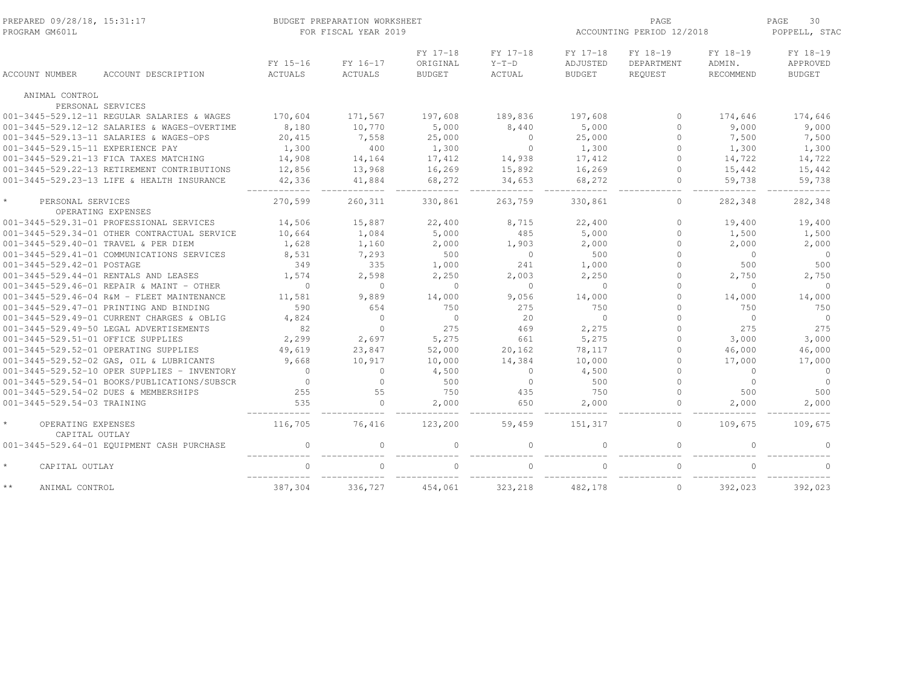BUDGET PREPARATION WORKSHEET
FOR FISCAL YEAR 2019

PREPARED 09/28/18, 15:31:17
PROGRAM GM601L

ACCOUNTING PERIOD 12/2018

POPPELL, STAC

| ACCOUNT NUMBER | ACCOUNT DESCRIPTION | FY 15-16 ACTUALS | FY 16-17 ACTUALS | FY 17-18 ORIGINAL BUDGET | FY 17-18 Y-T-D ACTUAL | FY 17-18 ADJUSTED BUDGET | FY 18-19 DEPARTMENT REQUEST | FY 18-19 ADMIN. RECOMMEND | FY 18-19 APPROVED BUDGET |
|---|---|---|---|---|---|---|---|---|---|
| ANIMAL CONTROL | | | | | | | | | |
| PERSONAL SERVICES | | | | | | | | | |
| 001-3445-529.12-11 | REGULAR SALARIES & WAGES | 170,604 | 171,567 | 197,608 | 189,836 | 197,608 | 0 | 174,646 | 174,646 |
| 001-3445-529.12-12 | SALARIES & WAGES-OVERTIME | 8,180 | 10,770 | 5,000 | 8,440 | 5,000 | 0 | 9,000 | 9,000 |
| 001-3445-529.13-11 | SALARIES & WAGES-OPS | 20,415 | 7,558 | 25,000 | 0 | 25,000 | 0 | 7,500 | 7,500 |
| 001-3445-529.15-11 | EXPERIENCE PAY | 1,300 | 400 | 1,300 | 0 | 1,300 | 0 | 1,300 | 1,300 |
| 001-3445-529.21-13 | FICA TAXES MATCHING | 14,908 | 14,164 | 17,412 | 14,938 | 17,412 | 0 | 14,722 | 14,722 |
| 001-3445-529.22-13 | RETIREMENT CONTRIBUTIONS | 12,856 | 13,968 | 16,269 | 15,892 | 16,269 | 0 | 15,442 | 15,442 |
| 001-3445-529.23-13 | LIFE & HEALTH INSURANCE | 42,336 | 41,884 | 68,272 | 34,653 | 68,272 | 0 | 59,738 | 59,738 |
| * | PERSONAL SERVICES | 270,599 | 260,311 | 330,861 | 263,759 | 330,861 | 0 | 282,348 | 282,348 |
| OPERATING EXPENSES | | | | | | | | | |
| 001-3445-529.31-01 | PROFESSIONAL SERVICES | 14,506 | 15,887 | 22,400 | 8,715 | 22,400 | 0 | 19,400 | 19,400 |
| 001-3445-529.34-01 | OTHER CONTRACTUAL SERVICE | 10,664 | 1,084 | 5,000 | 485 | 5,000 | 0 | 1,500 | 1,500 |
| 001-3445-529.40-01 | TRAVEL & PER DIEM | 1,628 | 1,160 | 2,000 | 1,903 | 2,000 | 0 | 2,000 | 2,000 |
| 001-3445-529.41-01 | COMMUNICATIONS SERVICES | 8,531 | 7,293 | 500 | 0 | 500 | 0 | 0 | 0 |
| 001-3445-529.42-01 | POSTAGE | 349 | 335 | 1,000 | 241 | 1,000 | 0 | 500 | 500 |
| 001-3445-529.44-01 | RENTALS AND LEASES | 1,574 | 2,598 | 2,250 | 2,003 | 2,250 | 0 | 2,750 | 2,750 |
| 001-3445-529.46-01 | REPAIR & MAINT - OTHER | 0 | 0 | 0 | 0 | 0 | 0 | 0 | 0 |
| 001-3445-529.46-04 | R&M - FLEET MAINTENANCE | 11,581 | 9,889 | 14,000 | 9,056 | 14,000 | 0 | 14,000 | 14,000 |
| 001-3445-529.47-01 | PRINTING AND BINDING | 590 | 654 | 750 | 275 | 750 | 0 | 750 | 750 |
| 001-3445-529.49-01 | CURRENT CHARGES & OBLIG | 4,824 | 0 | 0 | 20 | 0 | 0 | 0 | 0 |
| 001-3445-529.49-50 | LEGAL ADVERTISEMENTS | 82 | 0 | 275 | 469 | 2,275 | 0 | 275 | 275 |
| 001-3445-529.51-01 | OFFICE SUPPLIES | 2,299 | 2,697 | 5,275 | 661 | 5,275 | 0 | 3,000 | 3,000 |
| 001-3445-529.52-01 | OPERATING SUPPLIES | 49,619 | 23,847 | 52,000 | 20,162 | 78,117 | 0 | 46,000 | 46,000 |
| 001-3445-529.52-02 | GAS, OIL & LUBRICANTS | 9,668 | 10,917 | 10,000 | 14,384 | 10,000 | 0 | 17,000 | 17,000 |
| 001-3445-529.52-10 | OPER SUPPLIES - INVENTORY | 0 | 0 | 4,500 | 0 | 4,500 | 0 | 0 | 0 |
| 001-3445-529.54-01 | BOOKS/PUBLICATIONS/SUBSCR | 0 | 0 | 500 | 0 | 500 | 0 | 0 | 0 |
| 001-3445-529.54-02 | DUES & MEMBERSHIPS | 255 | 55 | 750 | 435 | 750 | 0 | 500 | 500 |
| 001-3445-529.54-03 | TRAINING | 535 | 0 | 2,000 | 650 | 2,000 | 0 | 2,000 | 2,000 |
| * | OPERATING EXPENSES | 116,705 | 76,416 | 123,200 | 59,459 | 151,317 | 0 | 109,675 | 109,675 |
| CAPITAL OUTLAY | | | | | | | | | |
| 001-3445-529.64-01 | EQUIPMENT CASH PURCHASE | 0 | 0 | 0 | 0 | 0 | 0 | 0 | 0 |
| * | CAPITAL OUTLAY | 0 | 0 | 0 | 0 | 0 | 0 | 0 | 0 |
| ** | ANIMAL CONTROL | 387,304 | 336,727 | 454,061 | 323,218 | 482,178 | 0 | 392,023 | 392,023 |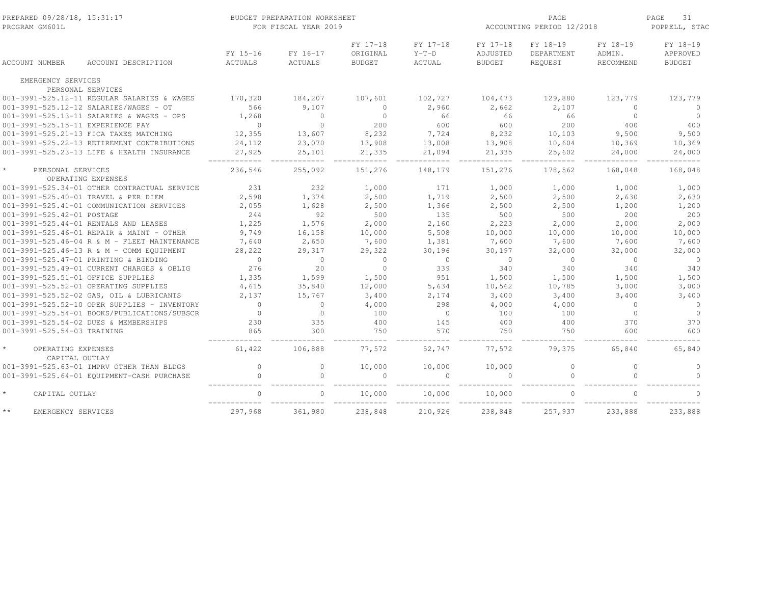BUDGET PREPARATION WORKSHEET
FOR FISCAL YEAR 2019

PREPARED 09/28/18, 15:31:17
PROGRAM GM601L

ACCOUNTING PERIOD 12/2018

POPPELL, STAC

| ACCOUNT NUMBER | ACCOUNT DESCRIPTION | FY 15-16 ACTUALS | FY 16-17 ACTUALS | FY 17-18 ORIGINAL BUDGET | FY 17-18 Y-T-D ACTUAL | FY 17-18 ADJUSTED BUDGET | FY 18-19 DEPARTMENT REQUEST | FY 18-19 ADMIN. RECOMMEND | FY 18-19 APPROVED BUDGET |
|---|---|---|---|---|---|---|---|---|---|
| EMERGENCY SERVICES | | | | | | | | | |
| PERSONAL SERVICES | | | | | | | | | |
| 001-3991-525.12-11 | REGULAR SALARIES & WAGES | 170,320 | 184,207 | 107,601 | 102,727 | 104,473 | 129,880 | 123,779 | 123,779 |
| 001-3991-525.12-12 | SALARIES/WAGES - OT | 566 | 9,107 | 0 | 2,960 | 2,662 | 2,107 | 0 | 0 |
| 001-3991-525.13-11 | SALARIES & WAGES - OPS | 1,268 | 0 | 0 | 66 | 66 | 66 | 0 | 0 |
| 001-3991-525.15-11 | EXPERIENCE PAY | 0 | 0 | 200 | 600 | 600 | 200 | 400 | 400 |
| 001-3991-525.21-13 | FICA TAXES MATCHING | 12,355 | 13,607 | 8,232 | 7,724 | 8,232 | 10,103 | 9,500 | 9,500 |
| 001-3991-525.22-13 | RETIREMENT CONTRIBUTIONS | 24,112 | 23,070 | 13,908 | 13,008 | 13,908 | 10,604 | 10,369 | 10,369 |
| 001-3991-525.23-13 | LIFE & HEALTH INSURANCE | 27,925 | 25,101 | 21,335 | 21,094 | 21,335 | 25,602 | 24,000 | 24,000 |
| * | PERSONAL SERVICES | 236,546 | 255,092 | 151,276 | 148,179 | 151,276 | 178,562 | 168,048 | 168,048 |
| OPERATING EXPENSES | | | | | | | | | |
| 001-3991-525.34-01 | OTHER CONTRACTUAL SERVICE | 231 | 232 | 1,000 | 171 | 1,000 | 1,000 | 1,000 | 1,000 |
| 001-3991-525.40-01 | TRAVEL & PER DIEM | 2,598 | 1,374 | 2,500 | 1,719 | 2,500 | 2,500 | 2,630 | 2,630 |
| 001-3991-525.41-01 | COMMUNICATION SERVICES | 2,055 | 1,628 | 2,500 | 1,366 | 2,500 | 2,500 | 1,200 | 1,200 |
| 001-3991-525.42-01 | POSTAGE | 244 | 92 | 500 | 135 | 500 | 500 | 200 | 200 |
| 001-3991-525.44-01 | RENTALS AND LEASES | 1,225 | 1,576 | 2,000 | 2,160 | 2,223 | 2,000 | 2,000 | 2,000 |
| 001-3991-525.46-01 | REPAIR & MAINT - OTHER | 9,749 | 16,158 | 10,000 | 5,508 | 10,000 | 10,000 | 10,000 | 10,000 |
| 001-3991-525.46-04 | R & M - FLEET MAINTENANCE | 7,640 | 2,650 | 7,600 | 1,381 | 7,600 | 7,600 | 7,600 | 7,600 |
| 001-3991-525.46-13 | R & M - COMM EQUIPMENT | 28,222 | 29,317 | 29,322 | 30,196 | 30,197 | 32,000 | 32,000 | 32,000 |
| 001-3991-525.47-01 | PRINTING & BINDING | 0 | 0 | 0 | 0 | 0 | 0 | 0 | 0 |
| 001-3991-525.49-01 | CURRENT CHARGES & OBLIG | 276 | 20 | 0 | 339 | 340 | 340 | 340 | 340 |
| 001-3991-525.51-01 | OFFICE SUPPLIES | 1,335 | 1,599 | 1,500 | 951 | 1,500 | 1,500 | 1,500 | 1,500 |
| 001-3991-525.52-01 | OPERATING SUPPLIES | 4,615 | 35,840 | 12,000 | 5,634 | 10,562 | 10,785 | 3,000 | 3,000 |
| 001-3991-525.52-02 | GAS, OIL & LUBRICANTS | 2,137 | 15,767 | 3,400 | 2,174 | 3,400 | 3,400 | 3,400 | 3,400 |
| 001-3991-525.52-10 | OPER SUPPLIES - INVENTORY | 0 | 0 | 4,000 | 298 | 4,000 | 4,000 | 0 | 0 |
| 001-3991-525.54-01 | BOOKS/PUBLICATIONS/SUBSCR | 0 | 0 | 100 | 0 | 100 | 100 | 0 | 0 |
| 001-3991-525.54-02 | DUES & MEMBERSHIPS | 230 | 335 | 400 | 145 | 400 | 400 | 370 | 370 |
| 001-3991-525.54-03 | TRAINING | 865 | 300 | 750 | 570 | 750 | 750 | 600 | 600 |
| * | OPERATING EXPENSES | 61,422 | 106,888 | 77,572 | 52,747 | 77,572 | 79,375 | 65,840 | 65,840 |
| CAPITAL OUTLAY | | | | | | | | | |
| 001-3991-525.63-01 | IMPRV OTHER THAN BLDGS | 0 | 0 | 10,000 | 10,000 | 10,000 | 0 | 0 | 0 |
| 001-3991-525.64-01 | EQUIPMENT-CASH PURCHASE | 0 | 0 | 0 | 0 | 0 | 0 | 0 | 0 |
| * | CAPITAL OUTLAY | 0 | 0 | 10,000 | 10,000 | 10,000 | 0 | 0 | 0 |
| ** | EMERGENCY SERVICES | 297,968 | 361,980 | 238,848 | 210,926 | 238,848 | 257,937 | 233,888 | 233,888 |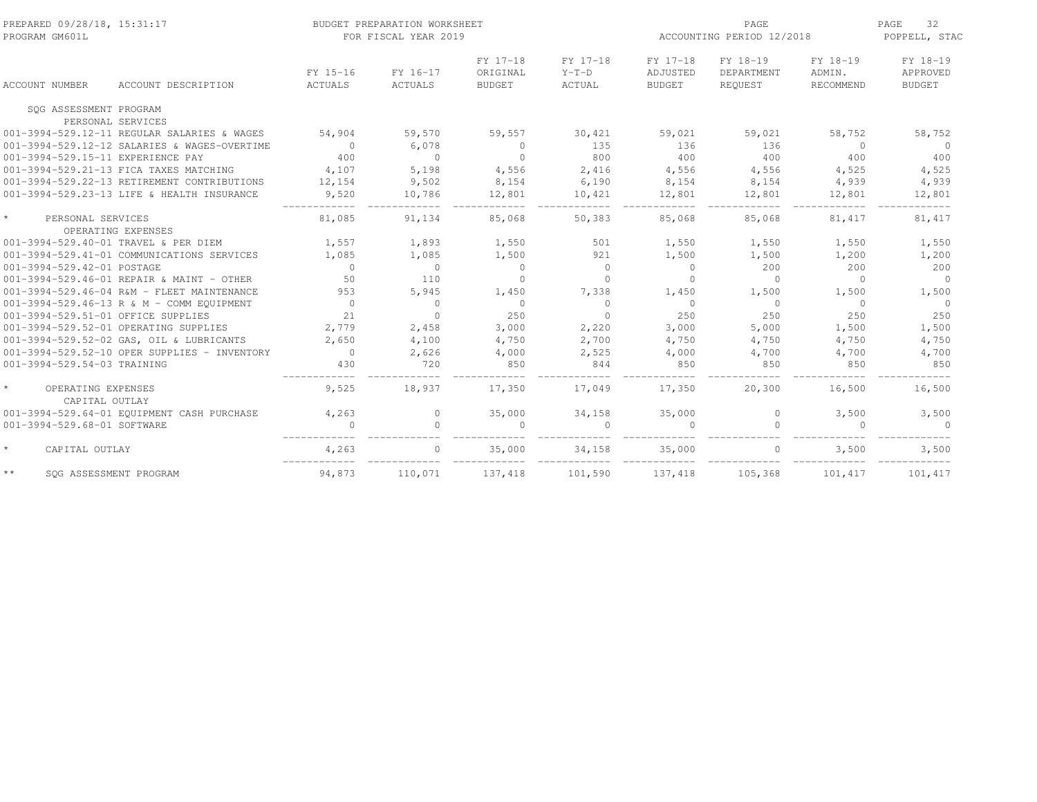BUDGET PREPARATION WORKSHEET
FOR FISCAL YEAR 2019

ACCOUNTING PERIOD 12/2018

| ACCOUNT NUMBER | ACCOUNT DESCRIPTION | FY 15-16 ACTUALS | FY 16-17 ACTUALS | FY 17-18 ORIGINAL BUDGET | FY 17-18 Y-T-D ACTUAL | FY 17-18 ADJUSTED BUDGET | FY 18-19 DEPARTMENT REQUEST | FY 18-19 ADMIN. RECOMMEND | FY 18-19 APPROVED BUDGET |
|---|---|---|---|---|---|---|---|---|---|
| SQG ASSESSMENT PROGRAM | | | | | | | | | |
| PERSONAL SERVICES | | | | | | | | | |
| 001-3994-529.12-11 | REGULAR SALARIES & WAGES | 54,904 | 59,570 | 59,557 | 30,421 | 59,021 | 59,021 | 58,752 | 58,752 |
| 001-3994-529.12-12 | SALARIES & WAGES-OVERTIME | 0 | 6,078 | 0 | 135 | 136 | 136 | 0 | 0 |
| 001-3994-529.15-11 | EXPERIENCE PAY | 400 | 0 | 0 | 800 | 400 | 400 | 400 | 400 |
| 001-3994-529.21-13 | FICA TAXES MATCHING | 4,107 | 5,198 | 4,556 | 2,416 | 4,556 | 4,556 | 4,525 | 4,525 |
| 001-3994-529.22-13 | RETIREMENT CONTRIBUTIONS | 12,154 | 9,502 | 8,154 | 6,190 | 8,154 | 8,154 | 4,939 | 4,939 |
| 001-3994-529.23-13 | LIFE & HEALTH INSURANCE | 9,520 | 10,786 | 12,801 | 10,421 | 12,801 | 12,801 | 12,801 | 12,801 |
| * | PERSONAL SERVICES | 81,085 | 91,134 | 85,068 | 50,383 | 85,068 | 85,068 | 81,417 | 81,417 |
| OPERATING EXPENSES | | | | | | | | | |
| 001-3994-529.40-01 | TRAVEL & PER DIEM | 1,557 | 1,893 | 1,550 | 501 | 1,550 | 1,550 | 1,550 | 1,550 |
| 001-3994-529.41-01 | COMMUNICATIONS SERVICES | 1,085 | 1,085 | 1,500 | 921 | 1,500 | 1,500 | 1,200 | 1,200 |
| 001-3994-529.42-01 | POSTAGE | 0 | 0 | 0 | 0 | 0 | 200 | 200 | 200 |
| 001-3994-529.46-01 | REPAIR & MAINT - OTHER | 50 | 110 | 0 | 0 | 0 | 0 | 0 | 0 |
| 001-3994-529.46-04 | R&M - FLEET MAINTENANCE | 953 | 5,945 | 1,450 | 7,338 | 1,450 | 1,500 | 1,500 | 1,500 |
| 001-3994-529.46-13 | R & M - COMM EQUIPMENT | 0 | 0 | 0 | 0 | 0 | 0 | 0 | 0 |
| 001-3994-529.51-01 | OFFICE SUPPLIES | 21 | 0 | 250 | 0 | 250 | 250 | 250 | 250 |
| 001-3994-529.52-01 | OPERATING SUPPLIES | 2,779 | 2,458 | 3,000 | 2,220 | 3,000 | 5,000 | 1,500 | 1,500 |
| 001-3994-529.52-02 | GAS, OIL & LUBRICANTS | 2,650 | 4,100 | 4,750 | 2,700 | 4,750 | 4,750 | 4,750 | 4,750 |
| 001-3994-529.52-10 | OPER SUPPLIES - INVENTORY | 0 | 2,626 | 4,000 | 2,525 | 4,000 | 4,700 | 4,700 | 4,700 |
| 001-3994-529.54-03 | TRAINING | 430 | 720 | 850 | 844 | 850 | 850 | 850 | 850 |
| * | OPERATING EXPENSES | 9,525 | 18,937 | 17,350 | 17,049 | 17,350 | 20,300 | 16,500 | 16,500 |
| CAPITAL OUTLAY | | | | | | | | | |
| 001-3994-529.64-01 | EQUIPMENT CASH PURCHASE | 4,263 | 0 | 35,000 | 34,158 | 35,000 | 0 | 3,500 | 3,500 |
| 001-3994-529.68-01 | SOFTWARE | 0 | 0 | 0 | 0 | 0 | 0 | 0 | 0 |
| * | CAPITAL OUTLAY | 4,263 | 0 | 35,000 | 34,158 | 35,000 | 0 | 3,500 | 3,500 |
| ** | SQG ASSESSMENT PROGRAM | 94,873 | 110,071 | 137,418 | 101,590 | 137,418 | 105,368 | 101,417 | 101,417 |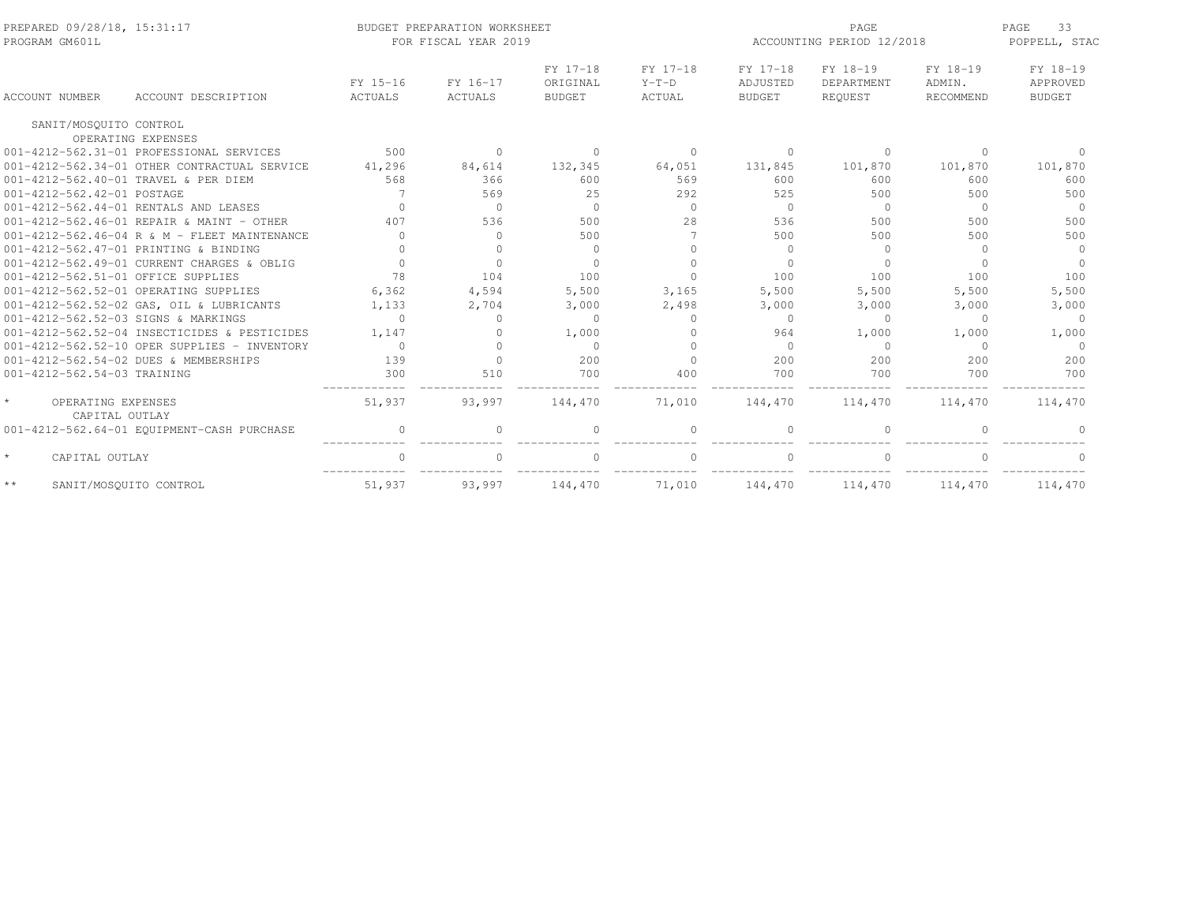PREPARED 09/28/18, 15:31:17
PROGRAM GM601L

BUDGET PREPARATION WORKSHEET
FOR FISCAL YEAR 2019

ACCOUNTING PERIOD 12/2018

POPPELL, STAC

| ACCOUNT NUMBER | ACCOUNT DESCRIPTION | FY 15-16 ACTUALS | FY 16-17 ACTUALS | FY 17-18 ORIGINAL BUDGET | FY 17-18 Y-T-D ACTUAL | FY 17-18 ADJUSTED BUDGET | FY 18-19 DEPARTMENT REQUEST | FY 18-19 ADMIN. RECOMMEND | FY 18-19 APPROVED BUDGET |
|---|---|---|---|---|---|---|---|---|---|
| SANIT/MOSQUITO CONTROL | | | | | | | | | |
| | OPERATING EXPENSES | | | | | | | | |
| 001-4212-562.31-01 | PROFESSIONAL SERVICES | 500 | 0 | 0 | 0 | 0 | 0 | 0 | 0 |
| 001-4212-562.34-01 | OTHER CONTRACTUAL SERVICE | 41,296 | 84,614 | 132,345 | 64,051 | 131,845 | 101,870 | 101,870 | 101,870 |
| 001-4212-562.40-01 | TRAVEL & PER DIEM | 568 | 366 | 600 | 569 | 600 | 600 | 600 | 600 |
| 001-4212-562.42-01 | POSTAGE | 7 | 569 | 25 | 292 | 525 | 500 | 500 | 500 |
| 001-4212-562.44-01 | RENTALS AND LEASES | 0 | 0 | 0 | 0 | 0 | 0 | 0 | 0 |
| 001-4212-562.46-01 | REPAIR & MAINT - OTHER | 407 | 536 | 500 | 28 | 536 | 500 | 500 | 500 |
| 001-4212-562.46-04 | R & M - FLEET MAINTENANCE | 0 | 0 | 500 | 7 | 500 | 500 | 500 | 500 |
| 001-4212-562.47-01 | PRINTING & BINDING | 0 | 0 | 0 | 0 | 0 | 0 | 0 | 0 |
| 001-4212-562.49-01 | CURRENT CHARGES & OBLIG | 0 | 0 | 0 | 0 | 0 | 0 | 0 | 0 |
| 001-4212-562.51-01 | OFFICE SUPPLIES | 78 | 104 | 100 | 0 | 100 | 100 | 100 | 100 |
| 001-4212-562.52-01 | OPERATING SUPPLIES | 6,362 | 4,594 | 5,500 | 3,165 | 5,500 | 5,500 | 5,500 | 5,500 |
| 001-4212-562.52-02 | GAS, OIL & LUBRICANTS | 1,133 | 2,704 | 3,000 | 2,498 | 3,000 | 3,000 | 3,000 | 3,000 |
| 001-4212-562.52-03 | SIGNS & MARKINGS | 0 | 0 | 0 | 0 | 0 | 0 | 0 | 0 |
| 001-4212-562.52-04 | INSECTICIDES & PESTICIDES | 1,147 | 0 | 1,000 | 0 | 964 | 1,000 | 1,000 | 1,000 |
| 001-4212-562.52-10 | OPER SUPPLIES - INVENTORY | 0 | 0 | 0 | 0 | 0 | 0 | 0 | 0 |
| 001-4212-562.54-02 | DUES & MEMBERSHIPS | 139 | 0 | 200 | 0 | 200 | 200 | 200 | 200 |
| 001-4212-562.54-03 | TRAINING | 300 | 510 | 700 | 400 | 700 | 700 | 700 | 700 |
| * | OPERATING EXPENSES | 51,937 | 93,997 | 144,470 | 71,010 | 144,470 | 114,470 | 114,470 | 114,470 |
| | CAPITAL OUTLAY | | | | | | | | |
| 001-4212-562.64-01 | EQUIPMENT-CASH PURCHASE | 0 | 0 | 0 | 0 | 0 | 0 | 0 | 0 |
| * | CAPITAL OUTLAY | 0 | 0 | 0 | 0 | 0 | 0 | 0 | 0 |
| ** | SANIT/MOSQUITO CONTROL | 51,937 | 93,997 | 144,470 | 71,010 | 144,470 | 114,470 | 114,470 | 114,470 |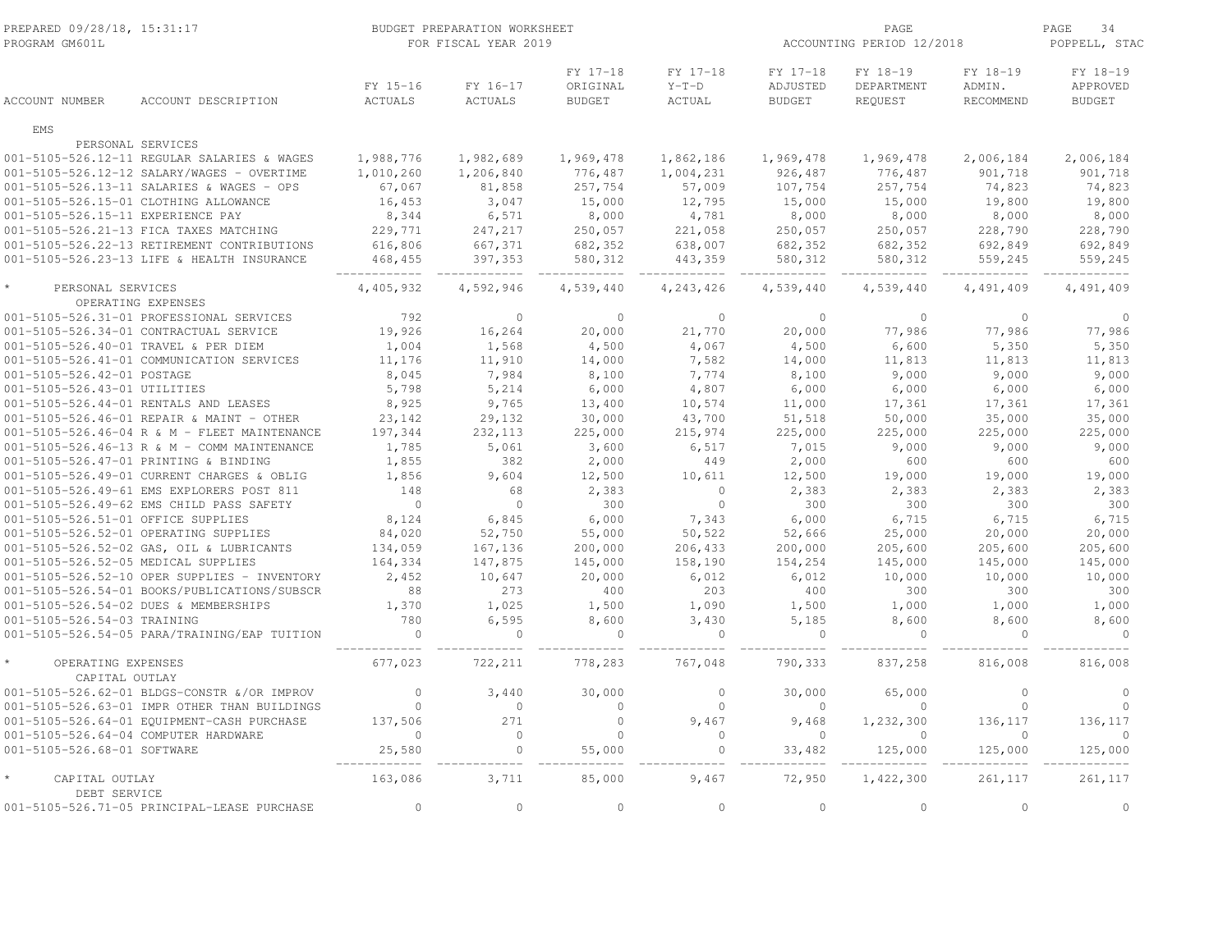PREPARED 09/28/18, 15:31:17
PROGRAM GM601L

BUDGET PREPARATION WORKSHEET
FOR FISCAL YEAR 2019

ACCOUNTING PERIOD 12/2018

POPPELL, STAC

| ACCOUNT NUMBER | ACCOUNT DESCRIPTION | FY 15-16 ACTUALS | FY 16-17 ACTUALS | FY 17-18 ORIGINAL BUDGET | FY 17-18 Y-T-D ACTUAL | FY 17-18 ADJUSTED BUDGET | FY 18-19 DEPARTMENT REQUEST | FY 18-19 ADMIN. RECOMMEND | FY 18-19 APPROVED BUDGET |
|---|---|---|---|---|---|---|---|---|---|
| EMS | | | | | | | | | |
| PERSONAL SERVICES | | | | | | | | | |
| 001-5105-526.12-11 | REGULAR SALARIES & WAGES | 1,988,776 | 1,982,689 | 1,969,478 | 1,862,186 | 1,969,478 | 1,969,478 | 2,006,184 | 2,006,184 |
| 001-5105-526.12-12 | SALARY/WAGES - OVERTIME | 1,010,260 | 1,206,840 | 776,487 | 1,004,231 | 926,487 | 776,487 | 901,718 | 901,718 |
| 001-5105-526.13-11 | SALARIES & WAGES - OPS | 67,067 | 81,858 | 257,754 | 57,009 | 107,754 | 257,754 | 74,823 | 74,823 |
| 001-5105-526.15-01 | CLOTHING ALLOWANCE | 16,453 | 3,047 | 15,000 | 12,795 | 15,000 | 15,000 | 19,800 | 19,800 |
| 001-5105-526.15-11 | EXPERIENCE PAY | 8,344 | 6,571 | 8,000 | 4,781 | 8,000 | 8,000 | 8,000 | 8,000 |
| 001-5105-526.21-13 | FICA TAXES MATCHING | 229,771 | 247,217 | 250,057 | 221,058 | 250,057 | 250,057 | 228,790 | 228,790 |
| 001-5105-526.22-13 | RETIREMENT CONTRIBUTIONS | 616,806 | 667,371 | 682,352 | 638,007 | 682,352 | 682,352 | 692,849 | 692,849 |
| 001-5105-526.23-13 | LIFE & HEALTH INSURANCE | 468,455 | 397,353 | 580,312 | 443,359 | 580,312 | 580,312 | 559,245 | 559,245 |
| * | PERSONAL SERVICES | 4,405,932 | 4,592,946 | 4,539,440 | 4,243,426 | 4,539,440 | 4,539,440 | 4,491,409 | 4,491,409 |
| OPERATING EXPENSES | | | | | | | | | |
| 001-5105-526.31-01 | PROFESSIONAL SERVICES | 792 | 0 | 0 | 0 | 0 | 0 | 0 | 0 |
| 001-5105-526.34-01 | CONTRACTUAL SERVICE | 19,926 | 16,264 | 20,000 | 21,770 | 20,000 | 77,986 | 77,986 | 77,986 |
| 001-5105-526.40-01 | TRAVEL & PER DIEM | 1,004 | 1,568 | 4,500 | 4,067 | 4,500 | 6,600 | 5,350 | 5,350 |
| 001-5105-526.41-01 | COMMUNICATION SERVICES | 11,176 | 11,910 | 14,000 | 7,582 | 14,000 | 11,813 | 11,813 | 11,813 |
| 001-5105-526.42-01 | POSTAGE | 8,045 | 7,984 | 8,100 | 7,774 | 8,100 | 9,000 | 9,000 | 9,000 |
| 001-5105-526.43-01 | UTILITIES | 5,798 | 5,214 | 6,000 | 4,807 | 6,000 | 6,000 | 6,000 | 6,000 |
| 001-5105-526.44-01 | RENTALS AND LEASES | 8,925 | 9,765 | 13,400 | 10,574 | 11,000 | 17,361 | 17,361 | 17,361 |
| 001-5105-526.46-01 | REPAIR & MAINT - OTHER | 23,142 | 29,132 | 30,000 | 43,700 | 51,518 | 50,000 | 35,000 | 35,000 |
| 001-5105-526.46-04 | R & M - FLEET MAINTENANCE | 197,344 | 232,113 | 225,000 | 215,974 | 225,000 | 225,000 | 225,000 | 225,000 |
| 001-5105-526.46-13 | R & M - COMM MAINTENANCE | 1,785 | 5,061 | 3,600 | 6,517 | 7,015 | 9,000 | 9,000 | 9,000 |
| 001-5105-526.47-01 | PRINTING & BINDING | 1,855 | 382 | 2,000 | 449 | 2,000 | 600 | 600 | 600 |
| 001-5105-526.49-01 | CURRENT CHARGES & OBLIG | 1,856 | 9,604 | 12,500 | 10,611 | 12,500 | 19,000 | 19,000 | 19,000 |
| 001-5105-526.49-61 | EMS EXPLORERS POST 811 | 148 | 68 | 2,383 | 0 | 2,383 | 2,383 | 2,383 | 2,383 |
| 001-5105-526.49-62 | EMS CHILD PASS SAFETY | 0 | 0 | 300 | 0 | 300 | 300 | 300 | 300 |
| 001-5105-526.51-01 | OFFICE SUPPLIES | 8,124 | 6,845 | 6,000 | 7,343 | 6,000 | 6,715 | 6,715 | 6,715 |
| 001-5105-526.52-01 | OPERATING SUPPLIES | 84,020 | 52,750 | 55,000 | 50,522 | 52,666 | 25,000 | 20,000 | 20,000 |
| 001-5105-526.52-02 | GAS, OIL & LUBRICANTS | 134,059 | 167,136 | 200,000 | 206,433 | 200,000 | 205,600 | 205,600 | 205,600 |
| 001-5105-526.52-05 | MEDICAL SUPPLIES | 164,334 | 147,875 | 145,000 | 158,190 | 154,254 | 145,000 | 145,000 | 145,000 |
| 001-5105-526.52-10 | OPER SUPPLIES - INVENTORY | 2,452 | 10,647 | 20,000 | 6,012 | 6,012 | 10,000 | 10,000 | 10,000 |
| 001-5105-526.54-01 | BOOKS/PUBLICATIONS/SUBSCR | 88 | 273 | 400 | 203 | 400 | 300 | 300 | 300 |
| 001-5105-526.54-02 | DUES & MEMBERSHIPS | 1,370 | 1,025 | 1,500 | 1,090 | 1,500 | 1,000 | 1,000 | 1,000 |
| 001-5105-526.54-03 | TRAINING | 780 | 6,595 | 8,600 | 3,430 | 5,185 | 8,600 | 8,600 | 8,600 |
| 001-5105-526.54-05 | PARA/TRAINING/EAP TUITION | 0 | 0 | 0 | 0 | 0 | 0 | 0 | 0 |
| * | OPERATING EXPENSES | 677,023 | 722,211 | 778,283 | 767,048 | 790,333 | 837,258 | 816,008 | 816,008 |
| CAPITAL OUTLAY | | | | | | | | | |
| 001-5105-526.62-01 | BLDGS-CONSTR &/OR IMPROV | 0 | 3,440 | 30,000 | 0 | 30,000 | 65,000 | 0 | 0 |
| 001-5105-526.63-01 | IMPR OTHER THAN BUILDINGS | 0 | 0 | 0 | 0 | 0 | 0 | 0 | 0 |
| 001-5105-526.64-01 | EQUIPMENT-CASH PURCHASE | 137,506 | 271 | 0 | 9,467 | 9,468 | 1,232,300 | 136,117 | 136,117 |
| 001-5105-526.64-04 | COMPUTER HARDWARE | 0 | 0 | 0 | 0 | 0 | 0 | 0 | 0 |
| 001-5105-526.68-01 | SOFTWARE | 25,580 | 0 | 55,000 | 0 | 33,482 | 125,000 | 125,000 | 125,000 |
| * | CAPITAL OUTLAY | 163,086 | 3,711 | 85,000 | 9,467 | 72,950 | 1,422,300 | 261,117 | 261,117 |
| DEBT SERVICE | | | | | | | | | |
| 001-5105-526.71-05 | PRINCIPAL-LEASE PURCHASE | 0 | 0 | 0 | 0 | 0 | 0 | 0 | 0 |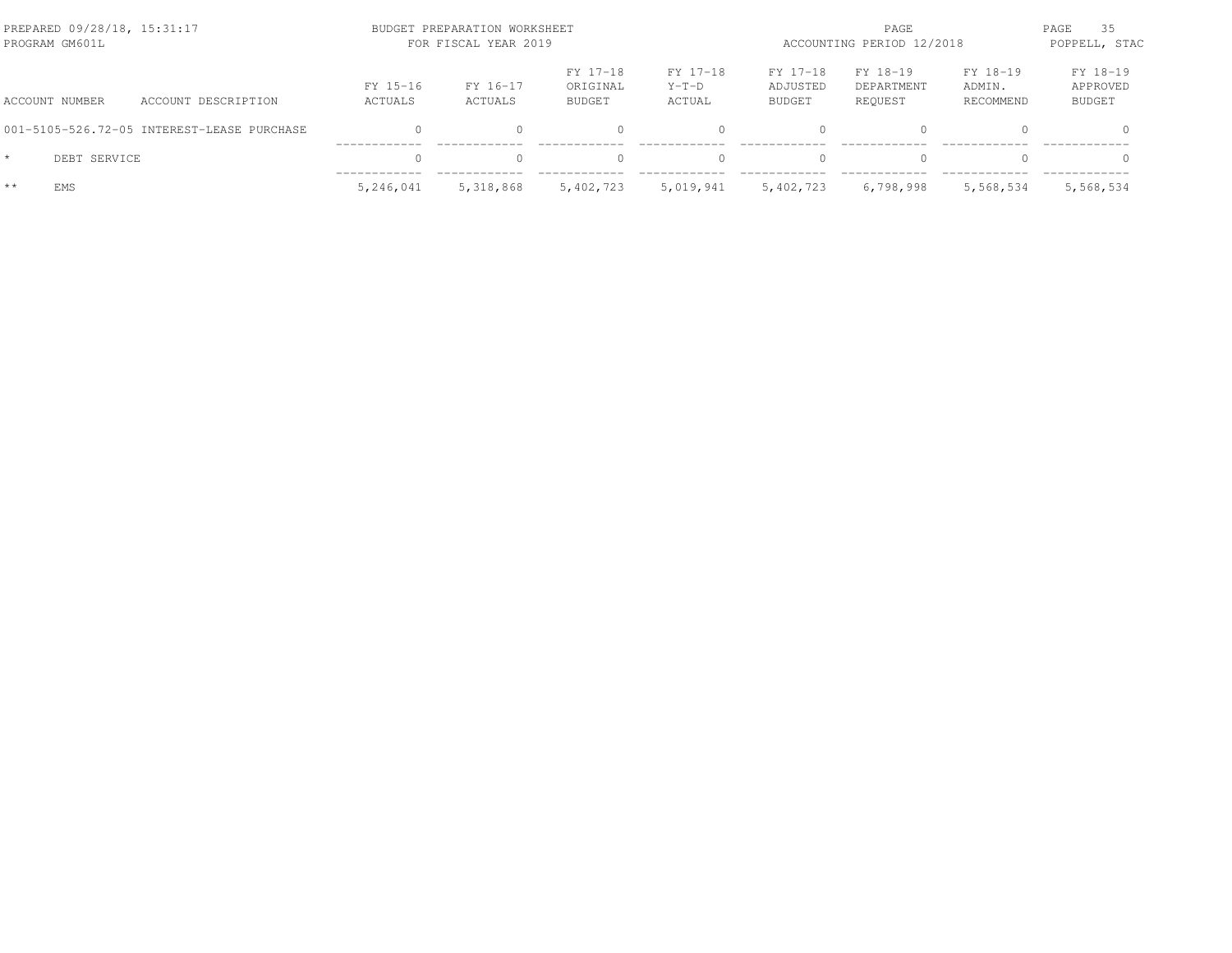PREPARED 09/28/18, 15:31:17 BUDGET PREPARATION WORKSHEET
PROGRAM GM601L FOR FISCAL YEAR 2019
ACCOUNTING PERIOD 12/2018
POPPELL, STAC

| ACCOUNT NUMBER | ACCOUNT DESCRIPTION | FY 15-16 ACTUALS | FY 16-17 ACTUALS | FY 17-18 ORIGINAL BUDGET | FY 17-18 Y-T-D ACTUAL | FY 17-18 ADJUSTED BUDGET | FY 18-19 DEPARTMENT REQUEST | FY 18-19 ADMIN. RECOMMEND | FY 18-19 APPROVED BUDGET |
|---|---|---|---|---|---|---|---|---|---|
| 001-5105-526.72-05 | INTEREST-LEASE PURCHASE | 0 | 0 | 0 | 0 | 0 | 0 | 0 | 0 |
| * | DEBT SERVICE | 0 | 0 | 0 | 0 | 0 | 0 | 0 | 0 |
| ** | EMS | 5,246,041 | 5,318,868 | 5,402,723 | 5,019,941 | 5,402,723 | 6,798,998 | 5,568,534 | 5,568,534 |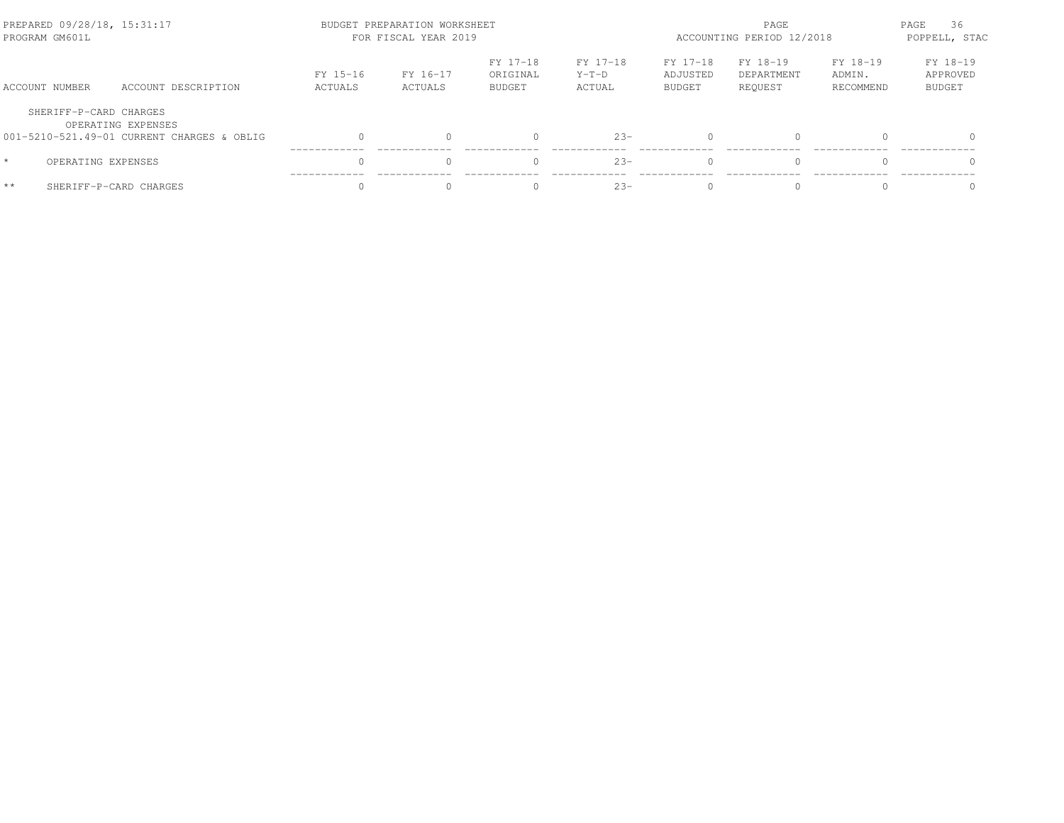BUDGET PREPARATION WORKSHEET
FOR FISCAL YEAR 2019

PREPARED 09/28/18, 15:31:17
PROGRAM GM601L

ACCOUNTING PERIOD 12/2018

POPPELL, STAC

| ACCOUNT NUMBER | ACCOUNT DESCRIPTION | FY 15-16 ACTUALS | FY 16-17 ACTUALS | FY 17-18 ORIGINAL BUDGET | FY 17-18 Y-T-D ACTUAL | FY 17-18 ADJUSTED BUDGET | FY 18-19 DEPARTMENT REQUEST | FY 18-19 ADMIN. RECOMMEND | FY 18-19 APPROVED BUDGET |
|---|---|---|---|---|---|---|---|---|---|
| SHERIFF-P-CARD CHARGES | | | | | | | | | |
| | OPERATING EXPENSES | | | | | | | | |
| 001-5210-521.49-01 | CURRENT CHARGES & OBLIG | 0 | 0 | 0 | 23- | 0 | 0 | 0 | 0 |
| * | OPERATING EXPENSES | 0 | 0 | 0 | 23- | 0 | 0 | 0 | 0 |
| ** | SHERIFF-P-CARD CHARGES | 0 | 0 | 0 | 23- | 0 | 0 | 0 | 0 |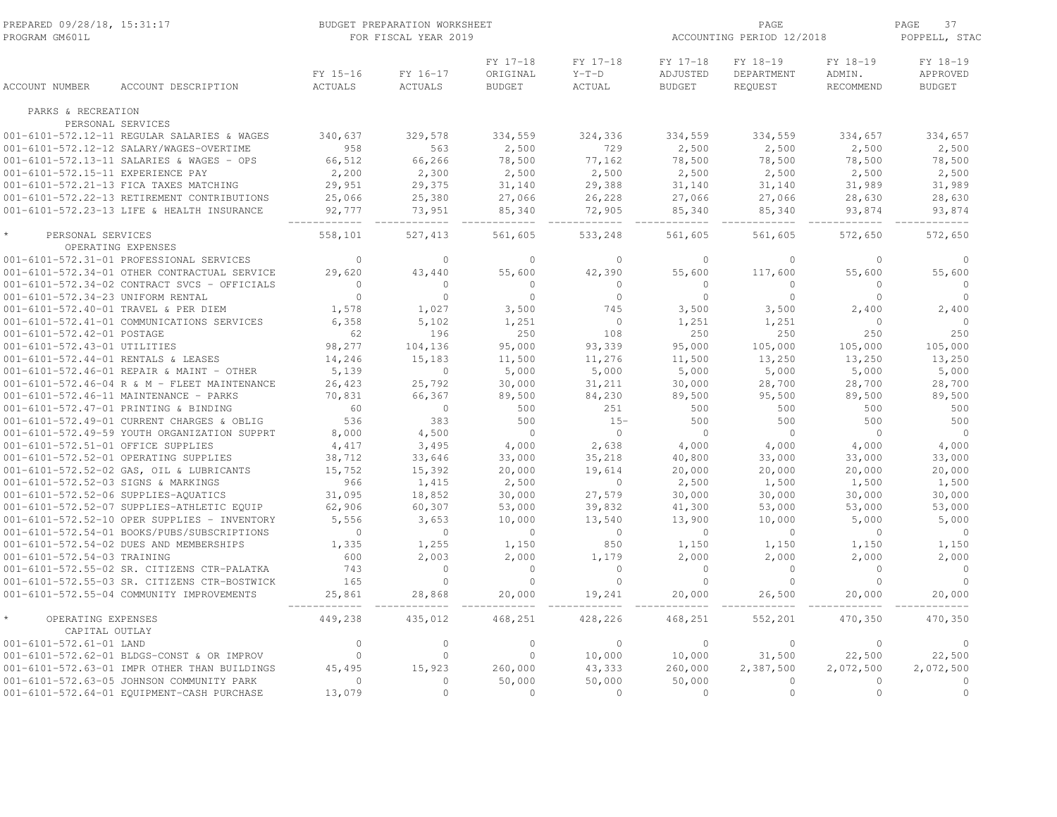PREPARED 09/28/18, 15:31:17 BUDGET PREPARATION WORKSHEET PAGE 37
PROGRAM GM601L FOR FISCAL YEAR 2019 ACCOUNTING PERIOD 12/2018 POPPELL, STAC

| ACCOUNT NUMBER | ACCOUNT DESCRIPTION | FY 15-16 ACTUALS | FY 16-17 ACTUALS | FY 17-18 ORIGINAL BUDGET | FY 17-18 Y-T-D ACTUAL | FY 17-18 ADJUSTED BUDGET | FY 18-19 DEPARTMENT REQUEST | FY 18-19 ADMIN. RECOMMEND | FY 18-19 APPROVED BUDGET |
|---|---|---|---|---|---|---|---|---|---|
| PARKS & RECREATION | | | | | | | | | |
| PERSONAL SERVICES | | | | | | | | | |
| 001-6101-572.12-11 | REGULAR SALARIES & WAGES | 340,637 | 329,578 | 334,559 | 324,336 | 334,559 | 334,559 | 334,657 | 334,657 |
| 001-6101-572.12-12 | SALARY/WAGES-OVERTIME | 958 | 563 | 2,500 | 729 | 2,500 | 2,500 | 2,500 | 2,500 |
| 001-6101-572.13-11 | SALARIES & WAGES - OPS | 66,512 | 66,266 | 78,500 | 77,162 | 78,500 | 78,500 | 78,500 | 78,500 |
| 001-6101-572.15-11 | EXPERIENCE PAY | 2,200 | 2,300 | 2,500 | 2,500 | 2,500 | 2,500 | 2,500 | 2,500 |
| 001-6101-572.21-13 | FICA TAXES MATCHING | 29,951 | 29,375 | 31,140 | 29,388 | 31,140 | 31,140 | 31,989 | 31,989 |
| 001-6101-572.22-13 | RETIREMENT CONTRIBUTIONS | 25,066 | 25,380 | 27,066 | 26,228 | 27,066 | 27,066 | 28,630 | 28,630 |
| 001-6101-572.23-13 | LIFE & HEALTH INSURANCE | 92,777 | 73,951 | 85,340 | 72,905 | 85,340 | 85,340 | 93,874 | 93,874 |
| * PERSONAL SERVICES | | 558,101 | 527,413 | 561,605 | 533,248 | 561,605 | 561,605 | 572,650 | 572,650 |
| OPERATING EXPENSES | | | | | | | | | |
| 001-6101-572.31-01 | PROFESSIONAL SERVICES | 0 | 0 | 0 | 0 | 0 | 0 | 0 | 0 |
| 001-6101-572.34-01 | OTHER CONTRACTUAL SERVICE | 29,620 | 43,440 | 55,600 | 42,390 | 55,600 | 117,600 | 55,600 | 55,600 |
| 001-6101-572.34-02 | CONTRACT SVCS - OFFICIALS | 0 | 0 | 0 | 0 | 0 | 0 | 0 | 0 |
| 001-6101-572.34-23 | UNIFORM RENTAL | 0 | 0 | 0 | 0 | 0 | 0 | 0 | 0 |
| 001-6101-572.40-01 | TRAVEL & PER DIEM | 1,578 | 1,027 | 3,500 | 745 | 3,500 | 3,500 | 2,400 | 2,400 |
| 001-6101-572.41-01 | COMMUNICATIONS SERVICES | 6,358 | 5,102 | 1,251 | 0 | 1,251 | 1,251 | 0 | 0 |
| 001-6101-572.42-01 | POSTAGE | 62 | 196 | 250 | 108 | 250 | 250 | 250 | 250 |
| 001-6101-572.43-01 | UTILITIES | 98,277 | 104,136 | 95,000 | 93,339 | 95,000 | 105,000 | 105,000 | 105,000 |
| 001-6101-572.44-01 | RENTALS & LEASES | 14,246 | 15,183 | 11,500 | 11,276 | 11,500 | 13,250 | 13,250 | 13,250 |
| 001-6101-572.46-01 | REPAIR & MAINT - OTHER | 5,139 | 0 | 5,000 | 5,000 | 5,000 | 5,000 | 5,000 | 5,000 |
| 001-6101-572.46-04 | R & M - FLEET MAINTENANCE | 26,423 | 25,792 | 30,000 | 31,211 | 30,000 | 28,700 | 28,700 | 28,700 |
| 001-6101-572.46-11 | MAINTENANCE - PARKS | 70,831 | 66,367 | 89,500 | 84,230 | 89,500 | 95,500 | 89,500 | 89,500 |
| 001-6101-572.47-01 | PRINTING & BINDING | 60 | 0 | 500 | 251 | 500 | 500 | 500 | 500 |
| 001-6101-572.49-01 | CURRENT CHARGES & OBLIG | 536 | 383 | 500 | 15- | 500 | 500 | 500 | 500 |
| 001-6101-572.49-59 | YOUTH ORGANIZATION SUPPRT | 8,000 | 4,500 | 0 | 0 | 0 | 0 | 0 | 0 |
| 001-6101-572.51-01 | OFFICE SUPPLIES | 4,417 | 3,495 | 4,000 | 2,638 | 4,000 | 4,000 | 4,000 | 4,000 |
| 001-6101-572.52-01 | OPERATING SUPPLIES | 38,712 | 33,646 | 33,000 | 35,218 | 40,800 | 33,000 | 33,000 | 33,000 |
| 001-6101-572.52-02 | GAS, OIL & LUBRICANTS | 15,752 | 15,392 | 20,000 | 19,614 | 20,000 | 20,000 | 20,000 | 20,000 |
| 001-6101-572.52-03 | SIGNS & MARKINGS | 966 | 1,415 | 2,500 | 0 | 2,500 | 1,500 | 1,500 | 1,500 |
| 001-6101-572.52-06 | SUPPLIES-AQUATICS | 31,095 | 18,852 | 30,000 | 27,579 | 30,000 | 30,000 | 30,000 | 30,000 |
| 001-6101-572.52-07 | SUPPLIES-ATHLETIC EQUIP | 62,906 | 60,307 | 53,000 | 39,832 | 41,300 | 53,000 | 53,000 | 53,000 |
| 001-6101-572.52-10 | OPER SUPPLIES - INVENTORY | 5,556 | 3,653 | 10,000 | 13,540 | 13,900 | 10,000 | 5,000 | 5,000 |
| 001-6101-572.54-01 | BOOKS/PUBS/SUBSCRIPTIONS | 0 | 0 | 0 | 0 | 0 | 0 | 0 | 0 |
| 001-6101-572.54-02 | DUES AND MEMBERSHIPS | 1,335 | 1,255 | 1,150 | 850 | 1,150 | 1,150 | 1,150 | 1,150 |
| 001-6101-572.54-03 | TRAINING | 600 | 2,003 | 2,000 | 1,179 | 2,000 | 2,000 | 2,000 | 2,000 |
| 001-6101-572.55-02 | SR. CITIZENS CTR-PALATKA | 743 | 0 | 0 | 0 | 0 | 0 | 0 | 0 |
| 001-6101-572.55-03 | SR. CITIZENS CTR-BOSTWICK | 165 | 0 | 0 | 0 | 0 | 0 | 0 | 0 |
| 001-6101-572.55-04 | COMMUNITY IMPROVEMENTS | 25,861 | 28,868 | 20,000 | 19,241 | 20,000 | 26,500 | 20,000 | 20,000 |
| * OPERATING EXPENSES | | 449,238 | 435,012 | 468,251 | 428,226 | 468,251 | 552,201 | 470,350 | 470,350 |
| CAPITAL OUTLAY | | | | | | | | | |
| 001-6101-572.61-01 | LAND | 0 | 0 | 0 | 0 | 0 | 0 | 0 | 0 |
| 001-6101-572.62-01 | BLDGS-CONST & OR IMPROV | 0 | 0 | 0 | 10,000 | 10,000 | 31,500 | 22,500 | 22,500 |
| 001-6101-572.63-01 | IMPR OTHER THAN BUILDINGS | 45,495 | 15,923 | 260,000 | 43,333 | 260,000 | 2,387,500 | 2,072,500 | 2,072,500 |
| 001-6101-572.63-05 | JOHNSON COMMUNITY PARK | 0 | 0 | 50,000 | 50,000 | 50,000 | 0 | 0 | 0 |
| 001-6101-572.64-01 | EQUIPMENT-CASH PURCHASE | 13,079 | 0 | 0 | 0 | 0 | 0 | 0 | 0 |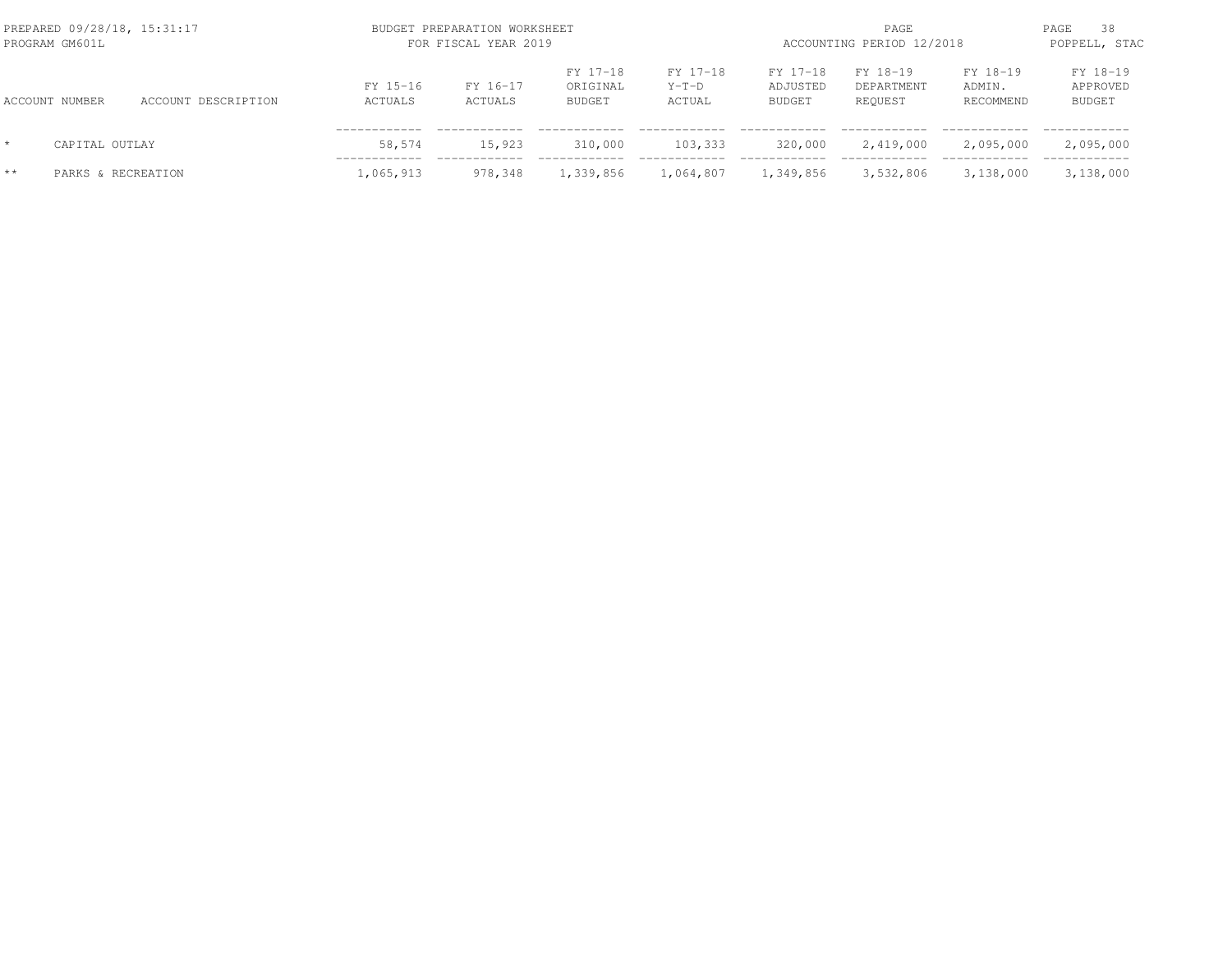| ACCOUNT NUMBER | ACCOUNT DESCRIPTION | FY 15-16 ACTUALS | FY 16-17 ACTUALS | FY 17-18 ORIGINAL BUDGET | FY 17-18 Y-T-D ACTUAL | FY 17-18 ADJUSTED BUDGET | FY 18-19 DEPARTMENT REQUEST | FY 18-19 ADMIN. RECOMMEND | FY 18-19 APPROVED BUDGET |
|---|---|---|---|---|---|---|---|---|---|
| * | CAPITAL OUTLAY | 58,574 | 15,923 | 310,000 | 103,333 | 320,000 | 2,419,000 | 2,095,000 | 2,095,000 |
| ** | PARKS & RECREATION | 1,065,913 | 978,348 | 1,339,856 | 1,064,807 | 1,349,856 | 3,532,806 | 3,138,000 | 3,138,000 |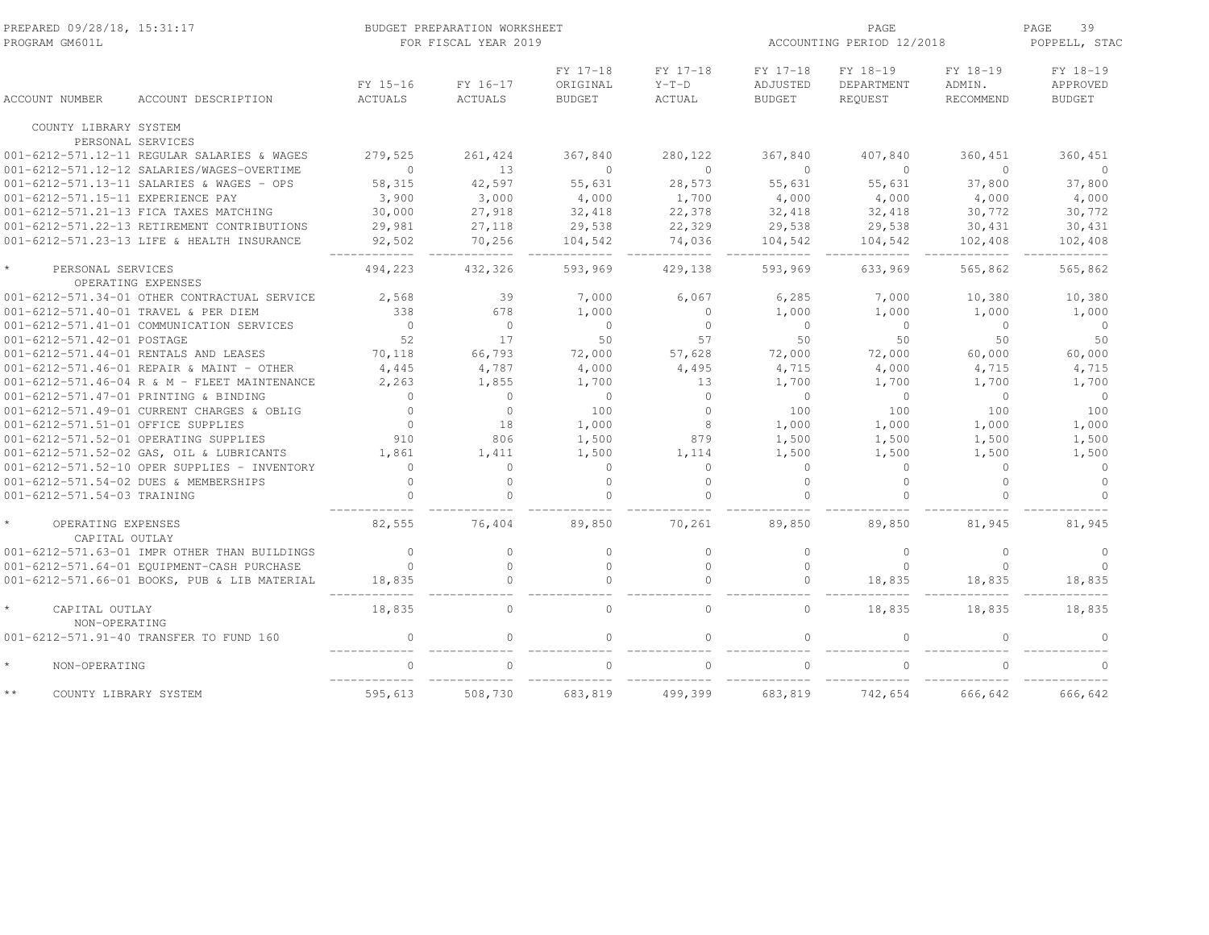PREPARED 09/28/18, 15:31:17 — PROGRAM GM601L

BUDGET PREPARATION WORKSHEET
FOR FISCAL YEAR 2019

ACCOUNTING PERIOD 12/2018 — POPPELL, STAC

| ACCOUNT NUMBER | ACCOUNT DESCRIPTION | FY 15-16 ACTUALS | FY 16-17 ACTUALS | FY 17-18 ORIGINAL BUDGET | FY 17-18 Y-T-D ACTUAL | FY 17-18 ADJUSTED BUDGET | FY 18-19 DEPARTMENT REQUEST | FY 18-19 ADMIN. RECOMMEND | FY 18-19 APPROVED BUDGET |
|---|---|---|---|---|---|---|---|---|---|
| COUNTY LIBRARY SYSTEM | | | | | | | | | |
| PERSONAL SERVICES | | | | | | | | | |
| 001-6212-571.12-11 | REGULAR SALARIES & WAGES | 279,525 | 261,424 | 367,840 | 280,122 | 367,840 | 407,840 | 360,451 | 360,451 |
| 001-6212-571.12-12 | SALARIES/WAGES-OVERTIME | 0 | 13 | 0 | 0 | 0 | 0 | 0 | 0 |
| 001-6212-571.13-11 | SALARIES & WAGES - OPS | 58,315 | 42,597 | 55,631 | 28,573 | 55,631 | 55,631 | 37,800 | 37,800 |
| 001-6212-571.15-11 | EXPERIENCE PAY | 3,900 | 3,000 | 4,000 | 1,700 | 4,000 | 4,000 | 4,000 | 4,000 |
| 001-6212-571.21-13 | FICA TAXES MATCHING | 30,000 | 27,918 | 32,418 | 22,378 | 32,418 | 32,418 | 30,772 | 30,772 |
| 001-6212-571.22-13 | RETIREMENT CONTRIBUTIONS | 29,981 | 27,118 | 29,538 | 22,329 | 29,538 | 29,538 | 30,431 | 30,431 |
| 001-6212-571.23-13 | LIFE & HEALTH INSURANCE | 92,502 | 70,256 | 104,542 | 74,036 | 104,542 | 104,542 | 102,408 | 102,408 |
| * PERSONAL SERVICES | | 494,223 | 432,326 | 593,969 | 429,138 | 593,969 | 633,969 | 565,862 | 565,862 |
| OPERATING EXPENSES | | | | | | | | | |
| 001-6212-571.34-01 | OTHER CONTRACTUAL SERVICE | 2,568 | 39 | 7,000 | 6,067 | 6,285 | 7,000 | 10,380 | 10,380 |
| 001-6212-571.40-01 | TRAVEL & PER DIEM | 338 | 678 | 1,000 | 0 | 1,000 | 1,000 | 1,000 | 1,000 |
| 001-6212-571.41-01 | COMMUNICATION SERVICES | 0 | 0 | 0 | 0 | 0 | 0 | 0 | 0 |
| 001-6212-571.42-01 | POSTAGE | 52 | 17 | 50 | 57 | 50 | 50 | 50 | 50 |
| 001-6212-571.44-01 | RENTALS AND LEASES | 70,118 | 66,793 | 72,000 | 57,628 | 72,000 | 72,000 | 60,000 | 60,000 |
| 001-6212-571.46-01 | REPAIR & MAINT - OTHER | 4,445 | 4,787 | 4,000 | 4,495 | 4,715 | 4,000 | 4,715 | 4,715 |
| 001-6212-571.46-04 | R & M - FLEET MAINTENANCE | 2,263 | 1,855 | 1,700 | 13 | 1,700 | 1,700 | 1,700 | 1,700 |
| 001-6212-571.47-01 | PRINTING & BINDING | 0 | 0 | 0 | 0 | 0 | 0 | 0 | 0 |
| 001-6212-571.49-01 | CURRENT CHARGES & OBLIG | 0 | 0 | 100 | 0 | 100 | 100 | 100 | 100 |
| 001-6212-571.51-01 | OFFICE SUPPLIES | 0 | 18 | 1,000 | 8 | 1,000 | 1,000 | 1,000 | 1,000 |
| 001-6212-571.52-01 | OPERATING SUPPLIES | 910 | 806 | 1,500 | 879 | 1,500 | 1,500 | 1,500 | 1,500 |
| 001-6212-571.52-02 | GAS, OIL & LUBRICANTS | 1,861 | 1,411 | 1,500 | 1,114 | 1,500 | 1,500 | 1,500 | 1,500 |
| 001-6212-571.52-10 | OPER SUPPLIES - INVENTORY | 0 | 0 | 0 | 0 | 0 | 0 | 0 | 0 |
| 001-6212-571.54-02 | DUES & MEMBERSHIPS | 0 | 0 | 0 | 0 | 0 | 0 | 0 | 0 |
| 001-6212-571.54-03 | TRAINING | 0 | 0 | 0 | 0 | 0 | 0 | 0 | 0 |
| * OPERATING EXPENSES | | 82,555 | 76,404 | 89,850 | 70,261 | 89,850 | 89,850 | 81,945 | 81,945 |
| CAPITAL OUTLAY | | | | | | | | | |
| 001-6212-571.63-01 | IMPR OTHER THAN BUILDINGS | 0 | 0 | 0 | 0 | 0 | 0 | 0 | 0 |
| 001-6212-571.64-01 | EQUIPMENT-CASH PURCHASE | 0 | 0 | 0 | 0 | 0 | 0 | 0 | 0 |
| 001-6212-571.66-01 | BOOKS, PUB & LIB MATERIAL | 18,835 | 0 | 0 | 0 | 0 | 18,835 | 18,835 | 18,835 |
| * CAPITAL OUTLAY | | 18,835 | 0 | 0 | 0 | 0 | 18,835 | 18,835 | 18,835 |
| NON-OPERATING | | | | | | | | | |
| 001-6212-571.91-40 | TRANSFER TO FUND 160 | 0 | 0 | 0 | 0 | 0 | 0 | 0 | 0 |
| * NON-OPERATING | | 0 | 0 | 0 | 0 | 0 | 0 | 0 | 0 |
| ** COUNTY LIBRARY SYSTEM | | 595,613 | 508,730 | 683,819 | 499,399 | 683,819 | 742,654 | 666,642 | 666,642 |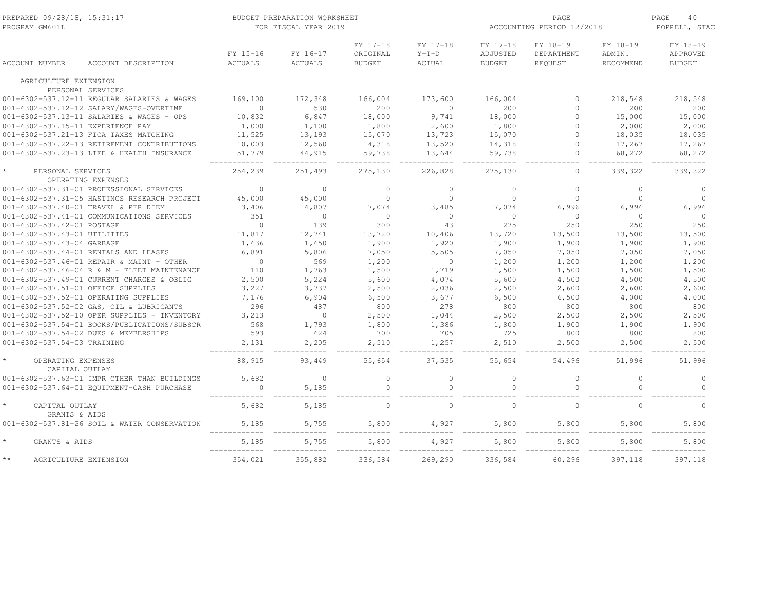# BUDGET PREPARATION WORKSHEET
## FOR FISCAL YEAR 2019

PREPARED 09/28/18, 15:31:17
PROGRAM GM601L

ACCOUNTING PERIOD 12/2018

POPPELL, STAC

| ACCOUNT NUMBER | ACCOUNT DESCRIPTION | FY 15-16 ACTUALS | FY 16-17 ACTUALS | FY 17-18 ORIGINAL BUDGET | FY 17-18 Y-T-D ACTUAL | FY 17-18 ADJUSTED BUDGET | FY 18-19 DEPARTMENT REQUEST | FY 18-19 ADMIN. RECOMMEND | FY 18-19 APPROVED BUDGET |
|---|---|---|---|---|---|---|---|---|---|
| AGRICULTURE EXTENSION | | | | | | | | | |
| | PERSONAL SERVICES | | | | | | | | |
| 001-6302-537.12-11 | REGULAR SALARIES & WAGES | 169,100 | 172,348 | 166,004 | 173,600 | 166,004 | 0 | 218,548 | 218,548 |
| 001-6302-537.12-12 | SALARY/WAGES-OVERTIME | 0 | 530 | 200 | 0 | 200 | 0 | 200 | 200 |
| 001-6302-537.13-11 | SALARIES & WAGES - OPS | 10,832 | 6,847 | 18,000 | 9,741 | 18,000 | 0 | 15,000 | 15,000 |
| 001-6302-537.15-11 | EXPERIENCE PAY | 1,000 | 1,100 | 1,800 | 2,600 | 1,800 | 0 | 2,000 | 2,000 |
| 001-6302-537.21-13 | FICA TAXES MATCHING | 11,525 | 13,193 | 15,070 | 13,723 | 15,070 | 0 | 18,035 | 18,035 |
| 001-6302-537.22-13 | RETIREMENT CONTRIBUTIONS | 10,003 | 12,560 | 14,318 | 13,520 | 14,318 | 0 | 17,267 | 17,267 |
| 001-6302-537.23-13 | LIFE & HEALTH INSURANCE | 51,779 | 44,915 | 59,738 | 13,644 | 59,738 | 0 | 68,272 | 68,272 |
| * | PERSONAL SERVICES | 254,239 | 251,493 | 275,130 | 226,828 | 275,130 | 0 | 339,322 | 339,322 |
| | OPERATING EXPENSES | | | | | | | | |
| 001-6302-537.31-01 | PROFESSIONAL SERVICES | 0 | 0 | 0 | 0 | 0 | 0 | 0 | 0 |
| 001-6302-537.31-05 | HASTINGS RESEARCH PROJECT | 45,000 | 45,000 | 0 | 0 | 0 | 0 | 0 | 0 |
| 001-6302-537.40-01 | TRAVEL & PER DIEM | 3,406 | 4,807 | 7,074 | 3,485 | 7,074 | 6,996 | 6,996 | 6,996 |
| 001-6302-537.41-01 | COMMUNICATIONS SERVICES | 351 | 0 | 0 | 0 | 0 | 0 | 0 | 0 |
| 001-6302-537.42-01 | POSTAGE | 0 | 139 | 300 | 43 | 275 | 250 | 250 | 250 |
| 001-6302-537.43-01 | UTILITIES | 11,817 | 12,741 | 13,720 | 10,406 | 13,720 | 13,500 | 13,500 | 13,500 |
| 001-6302-537.43-04 | GARBAGE | 1,636 | 1,650 | 1,900 | 1,920 | 1,900 | 1,900 | 1,900 | 1,900 |
| 001-6302-537.44-01 | RENTALS AND LEASES | 6,891 | 5,806 | 7,050 | 5,505 | 7,050 | 7,050 | 7,050 | 7,050 |
| 001-6302-537.46-01 | REPAIR & MAINT - OTHER | 0 | 569 | 1,200 | 0 | 1,200 | 1,200 | 1,200 | 1,200 |
| 001-6302-537.46-04 | R & M - FLEET MAINTENANCE | 110 | 1,763 | 1,500 | 1,719 | 1,500 | 1,500 | 1,500 | 1,500 |
| 001-6302-537.49-01 | CURRENT CHARGES & OBLIG | 2,500 | 5,224 | 5,600 | 4,074 | 5,600 | 4,500 | 4,500 | 4,500 |
| 001-6302-537.51-01 | OFFICE SUPPLIES | 3,227 | 3,737 | 2,500 | 2,036 | 2,500 | 2,600 | 2,600 | 2,600 |
| 001-6302-537.52-01 | OPERATING SUPPLIES | 7,176 | 6,904 | 6,500 | 3,677 | 6,500 | 6,500 | 4,000 | 4,000 |
| 001-6302-537.52-02 | GAS, OIL & LUBRICANTS | 296 | 487 | 800 | 278 | 800 | 800 | 800 | 800 |
| 001-6302-537.52-10 | OPER SUPPLIES - INVENTORY | 3,213 | 0 | 2,500 | 1,044 | 2,500 | 2,500 | 2,500 | 2,500 |
| 001-6302-537.54-01 | BOOKS/PUBLICATIONS/SUBSCR | 568 | 1,793 | 1,800 | 1,386 | 1,800 | 1,900 | 1,900 | 1,900 |
| 001-6302-537.54-02 | DUES & MEMBERSHIPS | 593 | 624 | 700 | 705 | 725 | 800 | 800 | 800 |
| 001-6302-537.54-03 | TRAINING | 2,131 | 2,205 | 2,510 | 1,257 | 2,510 | 2,500 | 2,500 | 2,500 |
| * | OPERATING EXPENSES | 88,915 | 93,449 | 55,654 | 37,535 | 55,654 | 54,496 | 51,996 | 51,996 |
| | CAPITAL OUTLAY | | | | | | | | |
| 001-6302-537.63-01 | IMPR OTHER THAN BUILDINGS | 5,682 | 0 | 0 | 0 | 0 | 0 | 0 | 0 |
| 001-6302-537.64-01 | EQUIPMENT-CASH PURCHASE | 0 | 5,185 | 0 | 0 | 0 | 0 | 0 | 0 |
| * | CAPITAL OUTLAY | 5,682 | 5,185 | 0 | 0 | 0 | 0 | 0 | 0 |
| | GRANTS & AIDS | | | | | | | | |
| 001-6302-537.81-26 | SOIL & WATER CONSERVATION | 5,185 | 5,755 | 5,800 | 4,927 | 5,800 | 5,800 | 5,800 | 5,800 |
| * | GRANTS & AIDS | 5,185 | 5,755 | 5,800 | 4,927 | 5,800 | 5,800 | 5,800 | 5,800 |
| ** | AGRICULTURE EXTENSION | 354,021 | 355,882 | 336,584 | 269,290 | 336,584 | 60,296 | 397,118 | 397,118 |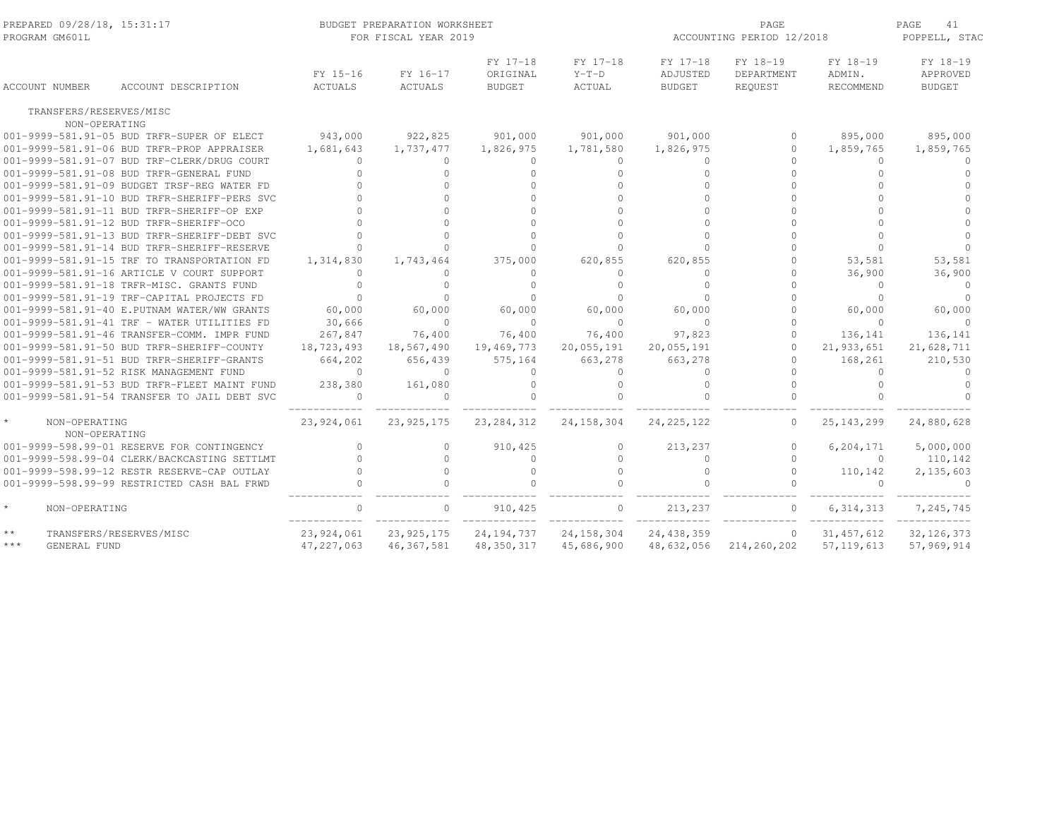PREPARED 09/28/18, 15:31:17 BUDGET PREPARATION WORKSHEET PAGE 41
PROGRAM GM601L FOR FISCAL YEAR 2019 ACCOUNTING PERIOD 12/2018 POPPELL, STAC

| ACCOUNT NUMBER | ACCOUNT DESCRIPTION | FY 15-16 ACTUALS | FY 16-17 ACTUALS | FY 17-18 ORIGINAL BUDGET | FY 17-18 Y-T-D ACTUAL | FY 17-18 ADJUSTED BUDGET | FY 18-19 DEPARTMENT REQUEST | FY 18-19 ADMIN. RECOMMEND | FY 18-19 APPROVED BUDGET |
|---|---|---|---|---|---|---|---|---|---|
| TRANSFERS/RESERVES/MISC | | | | | | | | | |
| NON-OPERATING | | | | | | | | | |
| 001-9999-581.91-05 | BUD TRFR-SUPER OF ELECT | 943,000 | 922,825 | 901,000 | 901,000 | 901,000 | 0 | 895,000 | 895,000 |
| 001-9999-581.91-06 | BUD TRFR-PROP APPRAISER | 1,681,643 | 1,737,477 | 1,826,975 | 1,781,580 | 1,826,975 | 0 | 1,859,765 | 1,859,765 |
| 001-9999-581.91-07 | BUD TRF-CLERK/DRUG COURT | 0 | 0 | 0 | 0 | 0 | 0 | 0 | 0 |
| 001-9999-581.91-08 | BUD TRFR-GENERAL FUND | 0 | 0 | 0 | 0 | 0 | 0 | 0 | 0 |
| 001-9999-581.91-09 | BUDGET TRSF-REG WATER FD | 0 | 0 | 0 | 0 | 0 | 0 | 0 | 0 |
| 001-9999-581.91-10 | BUD TRFR-SHERIFF-PERS SVC | 0 | 0 | 0 | 0 | 0 | 0 | 0 | 0 |
| 001-9999-581.91-11 | BUD TRFR-SHERIFF-OP EXP | 0 | 0 | 0 | 0 | 0 | 0 | 0 | 0 |
| 001-9999-581.91-12 | BUD TRFR-SHERIFF-OCO | 0 | 0 | 0 | 0 | 0 | 0 | 0 | 0 |
| 001-9999-581.91-13 | BUD TRFR-SHERIFF-DEBT SVC | 0 | 0 | 0 | 0 | 0 | 0 | 0 | 0 |
| 001-9999-581.91-14 | BUD TRFR-SHERIFF-RESERVE | 0 | 0 | 0 | 0 | 0 | 0 | 0 | 0 |
| 001-9999-581.91-15 | TRF TO TRANSPORTATION FD | 1,314,830 | 1,743,464 | 375,000 | 620,855 | 620,855 | 0 | 53,581 | 53,581 |
| 001-9999-581.91-16 | ARTICLE V COURT SUPPORT | 0 | 0 | 0 | 0 | 0 | 0 | 36,900 | 36,900 |
| 001-9999-581.91-18 | TRFR-MISC. GRANTS FUND | 0 | 0 | 0 | 0 | 0 | 0 | 0 | 0 |
| 001-9999-581.91-19 | TRF-CAPITAL PROJECTS FD | 0 | 0 | 0 | 0 | 0 | 0 | 0 | 0 |
| 001-9999-581.91-40 | E.PUTNAM WATER/WW GRANTS | 60,000 | 60,000 | 60,000 | 60,000 | 60,000 | 0 | 60,000 | 60,000 |
| 001-9999-581.91-41 | TRF - WATER UTILITIES FD | 30,666 | 0 | 0 | 0 | 0 | 0 | 0 | 0 |
| 001-9999-581.91-46 | TRANSFER-COMM. IMPR FUND | 267,847 | 76,400 | 76,400 | 76,400 | 97,823 | 0 | 136,141 | 136,141 |
| 001-9999-581.91-50 | BUD TRFR-SHERIFF-COUNTY | 18,723,493 | 18,567,490 | 19,469,773 | 20,055,191 | 20,055,191 | 0 | 21,933,651 | 21,628,711 |
| 001-9999-581.91-51 | BUD TRFR-SHERIFF-GRANTS | 664,202 | 656,439 | 575,164 | 663,278 | 663,278 | 0 | 168,261 | 210,530 |
| 001-9999-581.91-52 | RISK MANAGEMENT FUND | 0 | 0 | 0 | 0 | 0 | 0 | 0 | 0 |
| 001-9999-581.91-53 | BUD TRFR-FLEET MAINT FUND | 238,380 | 161,080 | 0 | 0 | 0 | 0 | 0 | 0 |
| 001-9999-581.91-54 | TRANSFER TO JAIL DEBT SVC | 0 | 0 | 0 | 0 | 0 | 0 | 0 | 0 |
| * NON-OPERATING | | 23,924,061 | 23,925,175 | 23,284,312 | 24,158,304 | 24,225,122 | 0 | 25,143,299 | 24,880,628 |
| NON-OPERATING | | | | | | | | | |
| 001-9999-598.99-01 | RESERVE FOR CONTINGENCY | 0 | 0 | 910,425 | 0 | 213,237 | 0 | 6,204,171 | 5,000,000 |
| 001-9999-598.99-04 | CLERK/BACKCASTING SETTLMT | 0 | 0 | 0 | 0 | 0 | 0 | 0 | 110,142 |
| 001-9999-598.99-12 | RESTR RESERVE-CAP OUTLAY | 0 | 0 | 0 | 0 | 0 | 0 | 110,142 | 2,135,603 |
| 001-9999-598.99-99 | RESTRICTED CASH BAL FRWD | 0 | 0 | 0 | 0 | 0 | 0 | 0 | 0 |
| * NON-OPERATING | | 0 | 0 | 910,425 | 0 | 213,237 | 0 | 6,314,313 | 7,245,745 |
| ** TRANSFERS/RESERVES/MISC | | 23,924,061 | 23,925,175 | 24,194,737 | 24,158,304 | 24,438,359 | 0 | 31,457,612 | 32,126,373 |
| *** GENERAL FUND | | 47,227,063 | 46,367,581 | 48,350,317 | 45,686,900 | 48,632,056 | 214,260,202 | 57,119,613 | 57,969,914 |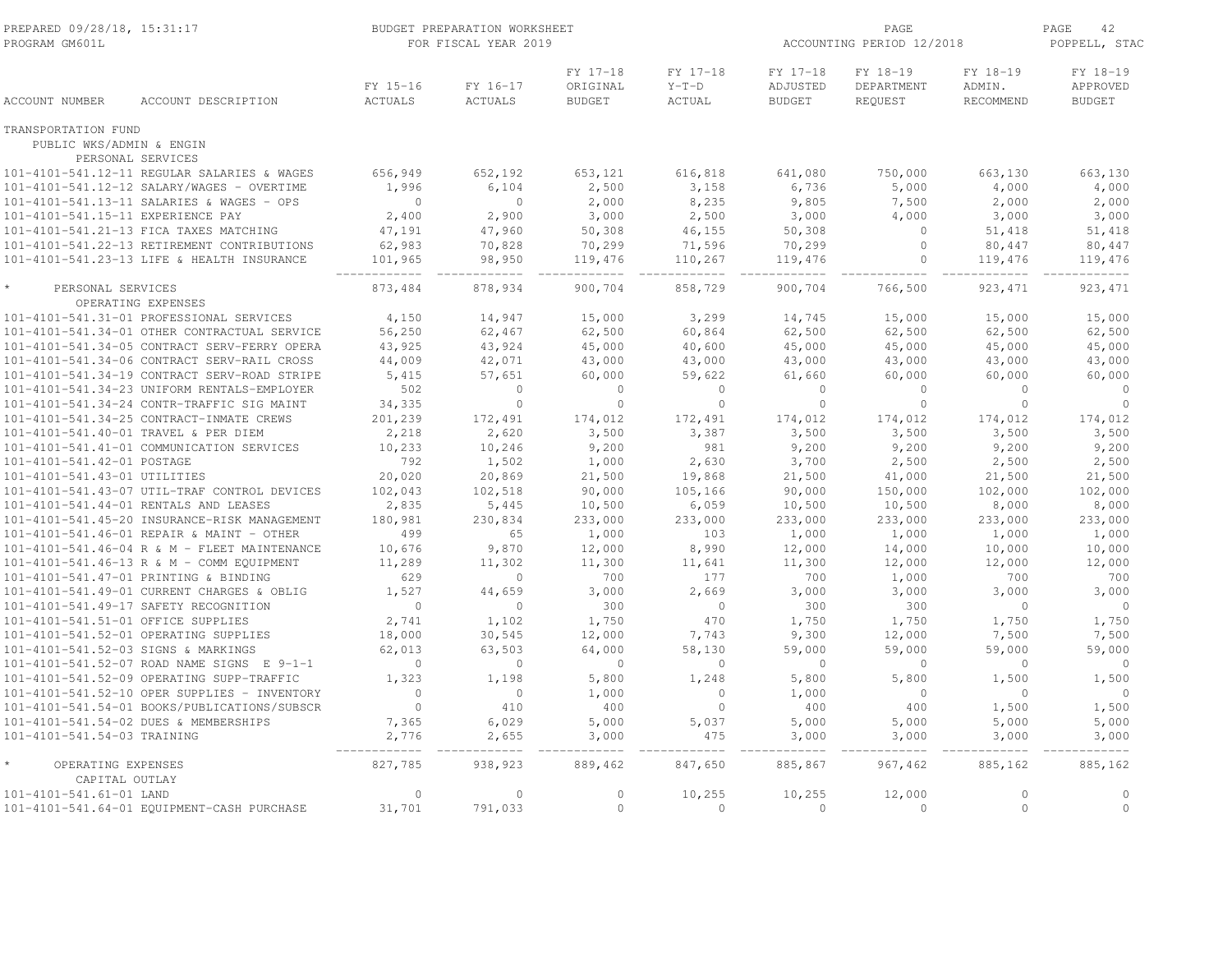PREPARED 09/28/18, 15:31:17
PROGRAM GM601L

BUDGET PREPARATION WORKSHEET
FOR FISCAL YEAR 2019

ACCOUNTING PERIOD 12/2018

POPPELL, STAC

| ACCOUNT NUMBER | ACCOUNT DESCRIPTION | FY 15-16 ACTUALS | FY 16-17 ACTUALS | FY 17-18 ORIGINAL BUDGET | FY 17-18 Y-T-D ACTUAL | FY 17-18 ADJUSTED BUDGET | FY 18-19 DEPARTMENT REQUEST | FY 18-19 ADMIN. RECOMMEND | FY 18-19 APPROVED BUDGET |
|---|---|---|---|---|---|---|---|---|---|
| TRANSPORTATION FUND | | | | | | | | | |
| PUBLIC WKS/ADMIN & ENGIN | | | | | | | | | |
| PERSONAL SERVICES | | | | | | | | | |
| 101-4101-541.12-11 | REGULAR SALARIES & WAGES | 656,949 | 652,192 | 653,121 | 616,818 | 641,080 | 750,000 | 663,130 | 663,130 |
| 101-4101-541.12-12 | SALARY/WAGES - OVERTIME | 1,996 | 6,104 | 2,500 | 3,158 | 6,736 | 5,000 | 4,000 | 4,000 |
| 101-4101-541.13-11 | SALARIES & WAGES - OPS | 0 | 0 | 2,000 | 8,235 | 9,805 | 7,500 | 2,000 | 2,000 |
| 101-4101-541.15-11 | EXPERIENCE PAY | 2,400 | 2,900 | 3,000 | 2,500 | 3,000 | 4,000 | 3,000 | 3,000 |
| 101-4101-541.21-13 | FICA TAXES MATCHING | 47,191 | 47,960 | 50,308 | 46,155 | 50,308 | 0 | 51,418 | 51,418 |
| 101-4101-541.22-13 | RETIREMENT CONTRIBUTIONS | 62,983 | 70,828 | 70,299 | 71,596 | 70,299 | 0 | 80,447 | 80,447 |
| 101-4101-541.23-13 | LIFE & HEALTH INSURANCE | 101,965 | 98,950 | 119,476 | 110,267 | 119,476 | 0 | 119,476 | 119,476 |
| * PERSONAL SERVICES | | 873,484 | 878,934 | 900,704 | 858,729 | 900,704 | 766,500 | 923,471 | 923,471 |
| OPERATING EXPENSES | | | | | | | | | |
| 101-4101-541.31-01 | PROFESSIONAL SERVICES | 4,150 | 14,947 | 15,000 | 3,299 | 14,745 | 15,000 | 15,000 | 15,000 |
| 101-4101-541.34-01 | OTHER CONTRACTUAL SERVICE | 56,250 | 62,467 | 62,500 | 60,864 | 62,500 | 62,500 | 62,500 | 62,500 |
| 101-4101-541.34-05 | CONTRACT SERV-FERRY OPERA | 43,925 | 43,924 | 45,000 | 40,600 | 45,000 | 45,000 | 45,000 | 45,000 |
| 101-4101-541.34-06 | CONTRACT SERV-RAIL CROSS | 44,009 | 42,071 | 43,000 | 43,000 | 43,000 | 43,000 | 43,000 | 43,000 |
| 101-4101-541.34-19 | CONTRACT SERV-ROAD STRIPE | 5,415 | 57,651 | 60,000 | 59,622 | 61,660 | 60,000 | 60,000 | 60,000 |
| 101-4101-541.34-23 | UNIFORM RENTALS-EMPLOYER | 502 | 0 | 0 | 0 | 0 | 0 | 0 | 0 |
| 101-4101-541.34-24 | CONTR-TRAFFIC SIG MAINT | 34,335 | 0 | 0 | 0 | 0 | 0 | 0 | 0 |
| 101-4101-541.34-25 | CONTRACT-INMATE CREWS | 201,239 | 172,491 | 174,012 | 172,491 | 174,012 | 174,012 | 174,012 | 174,012 |
| 101-4101-541.40-01 | TRAVEL & PER DIEM | 2,218 | 2,620 | 3,500 | 3,387 | 3,500 | 3,500 | 3,500 | 3,500 |
| 101-4101-541.41-01 | COMMUNICATION SERVICES | 10,233 | 10,246 | 9,200 | 981 | 9,200 | 9,200 | 9,200 | 9,200 |
| 101-4101-541.42-01 | POSTAGE | 792 | 1,502 | 1,000 | 2,630 | 3,700 | 2,500 | 2,500 | 2,500 |
| 101-4101-541.43-01 | UTILITIES | 20,020 | 20,869 | 21,500 | 19,868 | 21,500 | 41,000 | 21,500 | 21,500 |
| 101-4101-541.43-07 | UTIL-TRAF CONTROL DEVICES | 102,043 | 102,518 | 90,000 | 105,166 | 90,000 | 150,000 | 102,000 | 102,000 |
| 101-4101-541.44-01 | RENTALS AND LEASES | 2,835 | 5,445 | 10,500 | 6,059 | 10,500 | 10,500 | 8,000 | 8,000 |
| 101-4101-541.45-20 | INSURANCE-RISK MANAGEMENT | 180,981 | 230,834 | 233,000 | 233,000 | 233,000 | 233,000 | 233,000 | 233,000 |
| 101-4101-541.46-01 | REPAIR & MAINT - OTHER | 499 | 65 | 1,000 | 103 | 1,000 | 1,000 | 1,000 | 1,000 |
| 101-4101-541.46-04 | R & M - FLEET MAINTENANCE | 10,676 | 9,870 | 12,000 | 8,990 | 12,000 | 14,000 | 10,000 | 10,000 |
| 101-4101-541.46-13 | R & M - COMM EQUIPMENT | 11,289 | 11,302 | 11,300 | 11,641 | 11,300 | 12,000 | 12,000 | 12,000 |
| 101-4101-541.47-01 | PRINTING & BINDING | 629 | 0 | 700 | 177 | 700 | 1,000 | 700 | 700 |
| 101-4101-541.49-01 | CURRENT CHARGES & OBLIG | 1,527 | 44,659 | 3,000 | 2,669 | 3,000 | 3,000 | 3,000 | 3,000 |
| 101-4101-541.49-17 | SAFETY RECOGNITION | 0 | 0 | 300 | 0 | 300 | 300 | 0 | 0 |
| 101-4101-541.51-01 | OFFICE SUPPLIES | 2,741 | 1,102 | 1,750 | 470 | 1,750 | 1,750 | 1,750 | 1,750 |
| 101-4101-541.52-01 | OPERATING SUPPLIES | 18,000 | 30,545 | 12,000 | 7,743 | 9,300 | 12,000 | 7,500 | 7,500 |
| 101-4101-541.52-03 | SIGNS & MARKINGS | 62,013 | 63,503 | 64,000 | 58,130 | 59,000 | 59,000 | 59,000 | 59,000 |
| 101-4101-541.52-07 | ROAD NAME SIGNS E 9-1-1 | 0 | 0 | 0 | 0 | 0 | 0 | 0 | 0 |
| 101-4101-541.52-09 | OPERATING SUPP-TRAFFIC | 1,323 | 1,198 | 5,800 | 1,248 | 5,800 | 5,800 | 1,500 | 1,500 |
| 101-4101-541.52-10 | OPER SUPPLIES - INVENTORY | 0 | 0 | 1,000 | 0 | 1,000 | 0 | 0 | 0 |
| 101-4101-541.54-01 | BOOKS/PUBLICATIONS/SUBSCR | 0 | 410 | 400 | 0 | 400 | 400 | 1,500 | 1,500 |
| 101-4101-541.54-02 | DUES & MEMBERSHIPS | 7,365 | 6,029 | 5,000 | 5,037 | 5,000 | 5,000 | 5,000 | 5,000 |
| 101-4101-541.54-03 | TRAINING | 2,776 | 2,655 | 3,000 | 475 | 3,000 | 3,000 | 3,000 | 3,000 |
| * OPERATING EXPENSES | | 827,785 | 938,923 | 889,462 | 847,650 | 885,867 | 967,462 | 885,162 | 885,162 |
| CAPITAL OUTLAY | | | | | | | | | |
| 101-4101-541.61-01 | LAND | 0 | 0 | 0 | 10,255 | 10,255 | 12,000 | 0 | 0 |
| 101-4101-541.64-01 | EQUIPMENT-CASH PURCHASE | 31,701 | 791,033 | 0 | 0 | 0 | 0 | 0 | 0 |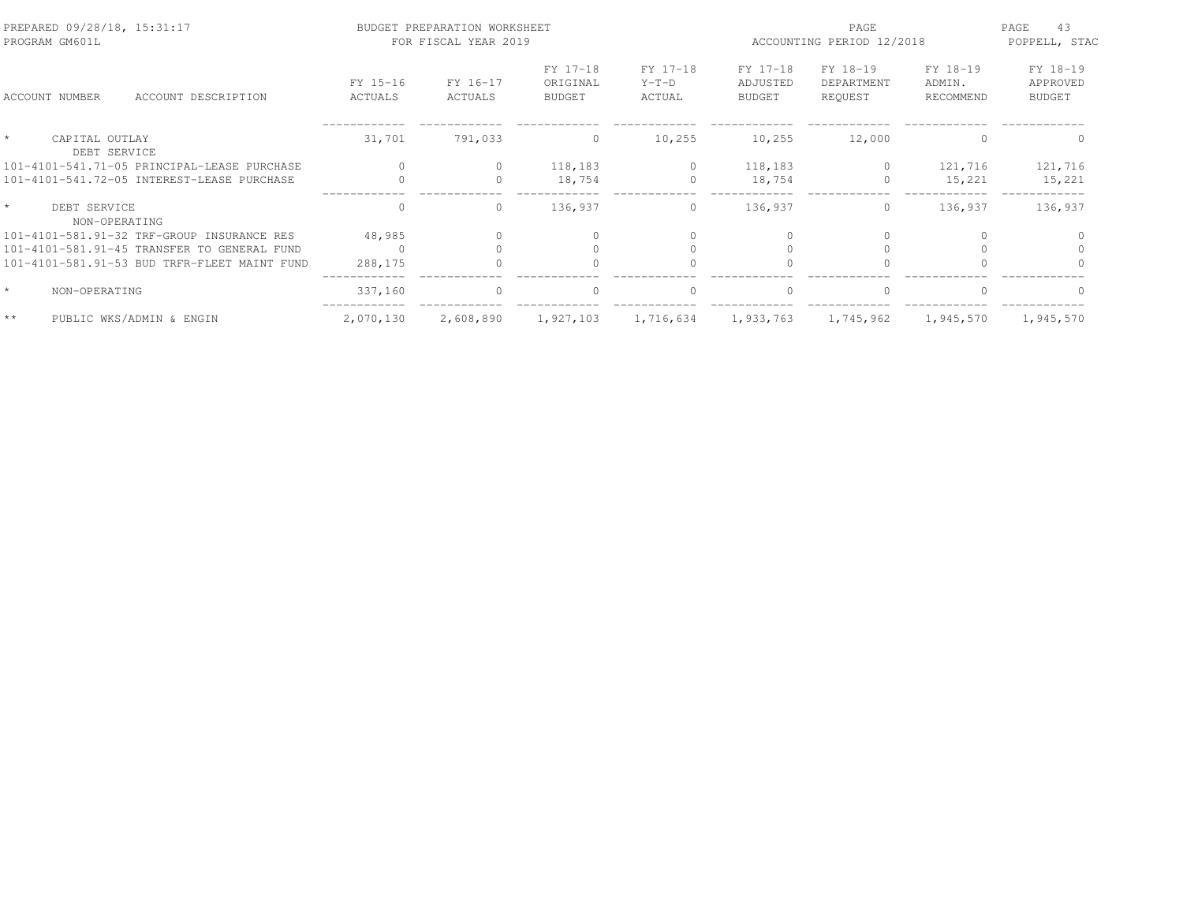PREPARED 09/28/18, 15:31:17 — BUDGET PREPARATION WORKSHEET — FOR FISCAL YEAR 2019 — ACCOUNTING PERIOD 12/2018
PROGRAM GM601L — POPPELL, STAC

| ACCOUNT NUMBER | ACCOUNT DESCRIPTION | FY 15-16 ACTUALS | FY 16-17 ACTUALS | FY 17-18 ORIGINAL BUDGET | FY 17-18 Y-T-D ACTUAL | FY 17-18 ADJUSTED BUDGET | FY 18-19 DEPARTMENT REQUEST | FY 18-19 ADMIN. RECOMMEND | FY 18-19 APPROVED BUDGET |
|---|---|---|---|---|---|---|---|---|---|
| * | CAPITAL OUTLAY | 31,701 | 791,033 | 0 | 10,255 | 10,255 | 12,000 | 0 | 0 |
| | DEBT SERVICE | | | | | | | | |
| 101-4101-541.71-05 | PRINCIPAL-LEASE PURCHASE | 0 | 0 | 118,183 | 0 | 118,183 | 0 | 121,716 | 121,716 |
| 101-4101-541.72-05 | INTEREST-LEASE PURCHASE | 0 | 0 | 18,754 | 0 | 18,754 | 0 | 15,221 | 15,221 |
| * | DEBT SERVICE | 0 | 0 | 136,937 | 0 | 136,937 | 0 | 136,937 | 136,937 |
| | NON-OPERATING | | | | | | | | |
| 101-4101-581.91-32 | TRF-GROUP INSURANCE RES | 48,985 | 0 | 0 | 0 | 0 | 0 | 0 | 0 |
| 101-4101-581.91-45 | TRANSFER TO GENERAL FUND | 0 | 0 | 0 | 0 | 0 | 0 | 0 | 0 |
| 101-4101-581.91-53 | BUD TRFR-FLEET MAINT FUND | 288,175 | 0 | 0 | 0 | 0 | 0 | 0 | 0 |
| * | NON-OPERATING | 337,160 | 0 | 0 | 0 | 0 | 0 | 0 | 0 |
| ** | PUBLIC WKS/ADMIN & ENGIN | 2,070,130 | 2,608,890 | 1,927,103 | 1,716,634 | 1,933,763 | 1,745,962 | 1,945,570 | 1,945,570 |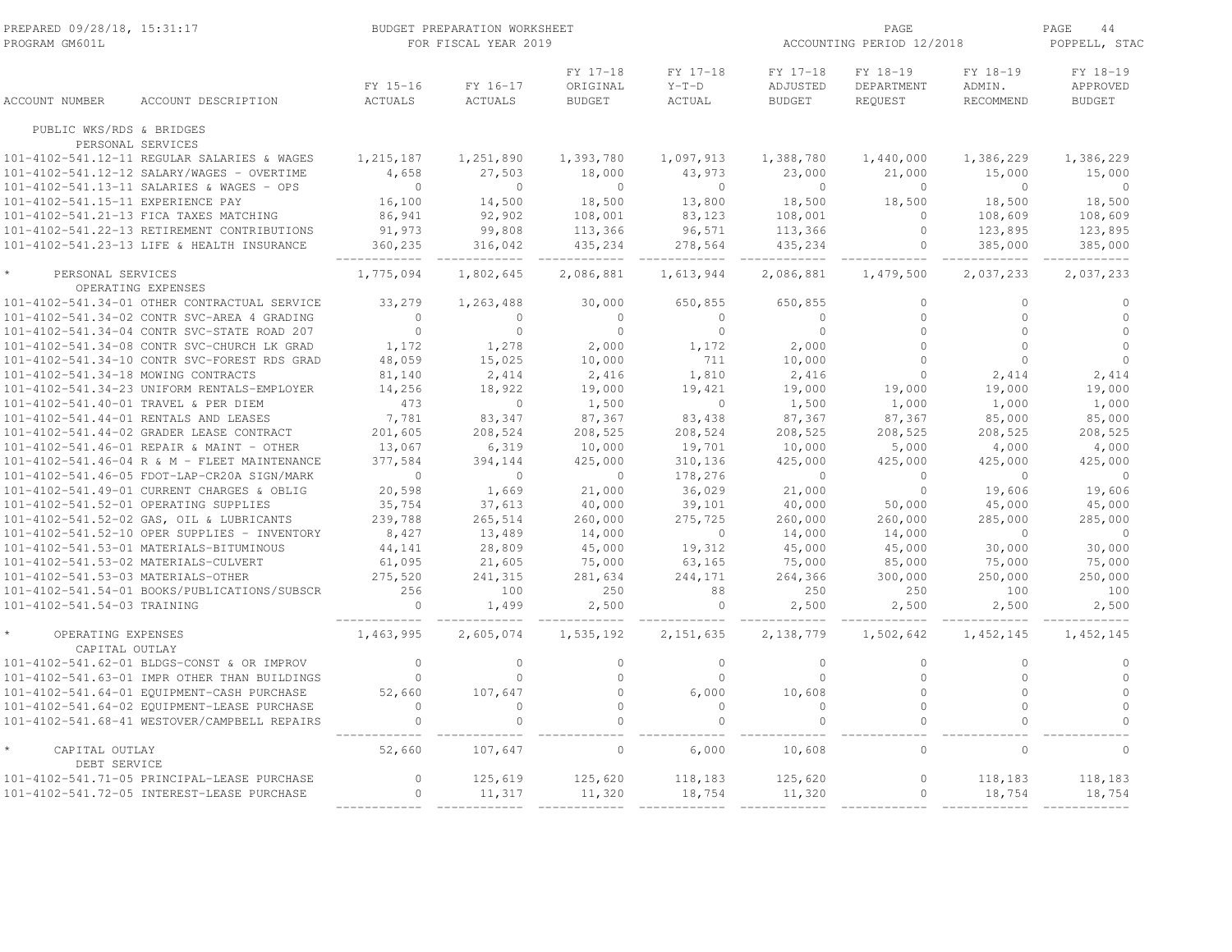BUDGET PREPARATION WORKSHEET
FOR FISCAL YEAR 2019

PREPARED 09/28/18, 15:31:17
PROGRAM GM601L

ACCOUNTING PERIOD 12/2018

POPPELL, STAC

| ACCOUNT NUMBER | ACCOUNT DESCRIPTION | FY 15-16 ACTUALS | FY 16-17 ACTUALS | FY 17-18 ORIGINAL BUDGET | FY 17-18 Y-T-D ACTUAL | FY 17-18 ADJUSTED BUDGET | FY 18-19 DEPARTMENT REQUEST | FY 18-19 ADMIN. RECOMMEND | FY 18-19 APPROVED BUDGET |
|---|---|---|---|---|---|---|---|---|---|
| PUBLIC WKS/RDS & BRIDGES | | | | | | | | | |
| PERSONAL SERVICES | | | | | | | | | |
| 101-4102-541.12-11 | REGULAR SALARIES & WAGES | 1,215,187 | 1,251,890 | 1,393,780 | 1,097,913 | 1,388,780 | 1,440,000 | 1,386,229 | 1,386,229 |
| 101-4102-541.12-12 | SALARY/WAGES - OVERTIME | 4,658 | 27,503 | 18,000 | 43,973 | 23,000 | 21,000 | 15,000 | 15,000 |
| 101-4102-541.13-11 | SALARIES & WAGES - OPS | 0 | 0 | 0 | 0 | 0 | 0 | 0 | 0 |
| 101-4102-541.15-11 | EXPERIENCE PAY | 16,100 | 14,500 | 18,500 | 13,800 | 18,500 | 18,500 | 18,500 | 18,500 |
| 101-4102-541.21-13 | FICA TAXES MATCHING | 86,941 | 92,902 | 108,001 | 83,123 | 108,001 | 0 | 108,609 | 108,609 |
| 101-4102-541.22-13 | RETIREMENT CONTRIBUTIONS | 91,973 | 99,808 | 113,366 | 96,571 | 113,366 | 0 | 123,895 | 123,895 |
| 101-4102-541.23-13 | LIFE & HEALTH INSURANCE | 360,235 | 316,042 | 435,234 | 278,564 | 435,234 | 0 | 385,000 | 385,000 |
| * | PERSONAL SERVICES | 1,775,094 | 1,802,645 | 2,086,881 | 1,613,944 | 2,086,881 | 1,479,500 | 2,037,233 | 2,037,233 |
| OPERATING EXPENSES | | | | | | | | | |
| 101-4102-541.34-01 | OTHER CONTRACTUAL SERVICE | 33,279 | 1,263,488 | 30,000 | 650,855 | 650,855 | 0 | 0 | 0 |
| 101-4102-541.34-02 | CONTR SVC-AREA 4 GRADING | 0 | 0 | 0 | 0 | 0 | 0 | 0 | 0 |
| 101-4102-541.34-04 | CONTR SVC-STATE ROAD 207 | 0 | 0 | 0 | 0 | 0 | 0 | 0 | 0 |
| 101-4102-541.34-08 | CONTR SVC-CHURCH LK GRAD | 1,172 | 1,278 | 2,000 | 1,172 | 2,000 | 0 | 0 | 0 |
| 101-4102-541.34-10 | CONTR SVC-FOREST RDS GRAD | 48,059 | 15,025 | 10,000 | 711 | 10,000 | 0 | 0 | 0 |
| 101-4102-541.34-18 | MOWING CONTRACTS | 81,140 | 2,414 | 2,416 | 1,810 | 2,416 | 0 | 2,414 | 2,414 |
| 101-4102-541.34-23 | UNIFORM RENTALS-EMPLOYER | 14,256 | 18,922 | 19,000 | 19,421 | 19,000 | 19,000 | 19,000 | 19,000 |
| 101-4102-541.40-01 | TRAVEL & PER DIEM | 473 | 0 | 1,500 | 0 | 1,500 | 1,000 | 1,000 | 1,000 |
| 101-4102-541.44-01 | RENTALS AND LEASES | 7,781 | 83,347 | 87,367 | 83,438 | 87,367 | 87,367 | 85,000 | 85,000 |
| 101-4102-541.44-02 | GRADER LEASE CONTRACT | 201,605 | 208,524 | 208,525 | 208,524 | 208,525 | 208,525 | 208,525 | 208,525 |
| 101-4102-541.46-01 | REPAIR & MAINT - OTHER | 13,067 | 6,319 | 10,000 | 19,701 | 10,000 | 5,000 | 4,000 | 4,000 |
| 101-4102-541.46-04 | R & M - FLEET MAINTENANCE | 377,584 | 394,144 | 425,000 | 310,136 | 425,000 | 425,000 | 425,000 | 425,000 |
| 101-4102-541.46-05 | FDOT-LAP-CR20A SIGN/MARK | 0 | 0 | 0 | 178,276 | 0 | 0 | 0 | 0 |
| 101-4102-541.49-01 | CURRENT CHARGES & OBLIG | 20,598 | 1,669 | 21,000 | 36,029 | 21,000 | 0 | 19,606 | 19,606 |
| 101-4102-541.52-01 | OPERATING SUPPLIES | 35,754 | 37,613 | 40,000 | 39,101 | 40,000 | 50,000 | 45,000 | 45,000 |
| 101-4102-541.52-02 | GAS, OIL & LUBRICANTS | 239,788 | 265,514 | 260,000 | 275,725 | 260,000 | 260,000 | 285,000 | 285,000 |
| 101-4102-541.52-10 | OPER SUPPLIES - INVENTORY | 8,427 | 13,489 | 14,000 | 0 | 14,000 | 14,000 | 0 | 0 |
| 101-4102-541.53-01 | MATERIALS-BITUMINOUS | 44,141 | 28,809 | 45,000 | 19,312 | 45,000 | 45,000 | 30,000 | 30,000 |
| 101-4102-541.53-02 | MATERIALS-CULVERT | 61,095 | 21,605 | 75,000 | 63,165 | 75,000 | 85,000 | 75,000 | 75,000 |
| 101-4102-541.53-03 | MATERIALS-OTHER | 275,520 | 241,315 | 281,634 | 244,171 | 264,366 | 300,000 | 250,000 | 250,000 |
| 101-4102-541.54-01 | BOOKS/PUBLICATIONS/SUBSCR | 256 | 100 | 250 | 88 | 250 | 250 | 100 | 100 |
| 101-4102-541.54-03 | TRAINING | 0 | 1,499 | 2,500 | 0 | 2,500 | 2,500 | 2,500 | 2,500 |
| * | OPERATING EXPENSES | 1,463,995 | 2,605,074 | 1,535,192 | 2,151,635 | 2,138,779 | 1,502,642 | 1,452,145 | 1,452,145 |
| CAPITAL OUTLAY | | | | | | | | | |
| 101-4102-541.62-01 | BLDGS-CONST & OR IMPROV | 0 | 0 | 0 | 0 | 0 | 0 | 0 | 0 |
| 101-4102-541.63-01 | IMPR OTHER THAN BUILDINGS | 0 | 0 | 0 | 0 | 0 | 0 | 0 | 0 |
| 101-4102-541.64-01 | EQUIPMENT-CASH PURCHASE | 52,660 | 107,647 | 0 | 6,000 | 10,608 | 0 | 0 | 0 |
| 101-4102-541.64-02 | EQUIPMENT-LEASE PURCHASE | 0 | 0 | 0 | 0 | 0 | 0 | 0 | 0 |
| 101-4102-541.68-41 | WESTOVER/CAMPBELL REPAIRS | 0 | 0 | 0 | 0 | 0 | 0 | 0 | 0 |
| * | CAPITAL OUTLAY | 52,660 | 107,647 | 0 | 6,000 | 10,608 | 0 | 0 | 0 |
| DEBT SERVICE | | | | | | | | | |
| 101-4102-541.71-05 | PRINCIPAL-LEASE PURCHASE | 0 | 125,619 | 125,620 | 118,183 | 125,620 | 0 | 118,183 | 118,183 |
| 101-4102-541.72-05 | INTEREST-LEASE PURCHASE | 0 | 11,317 | 11,320 | 18,754 | 11,320 | 0 | 18,754 | 18,754 |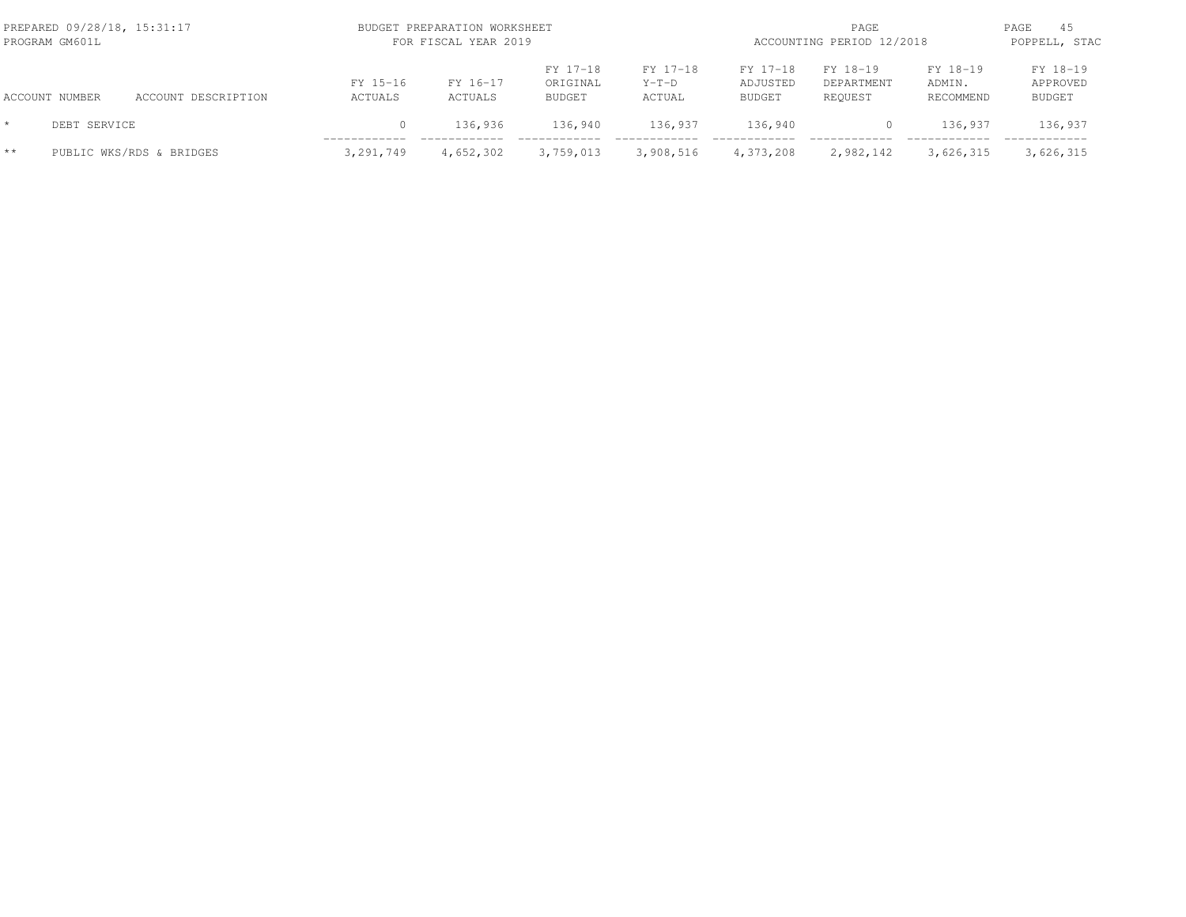| ACCOUNT NUMBER | ACCOUNT DESCRIPTION | FY 15-16 ACTUALS | FY 16-17 ACTUALS | FY 17-18 ORIGINAL BUDGET | FY 17-18 Y-T-D ACTUAL | FY 17-18 ADJUSTED BUDGET | FY 18-19 DEPARTMENT REQUEST | FY 18-19 ADMIN. RECOMMEND | FY 18-19 APPROVED BUDGET |
|---|---|---|---|---|---|---|---|---|---|
| * | DEBT SERVICE | 0 | 136,936 | 136,940 | 136,937 | 136,940 | 0 | 136,937 | 136,937 |
| ** | PUBLIC WKS/RDS & BRIDGES | 3,291,749 | 4,652,302 | 3,759,013 | 3,908,516 | 4,373,208 | 2,982,142 | 3,626,315 | 3,626,315 |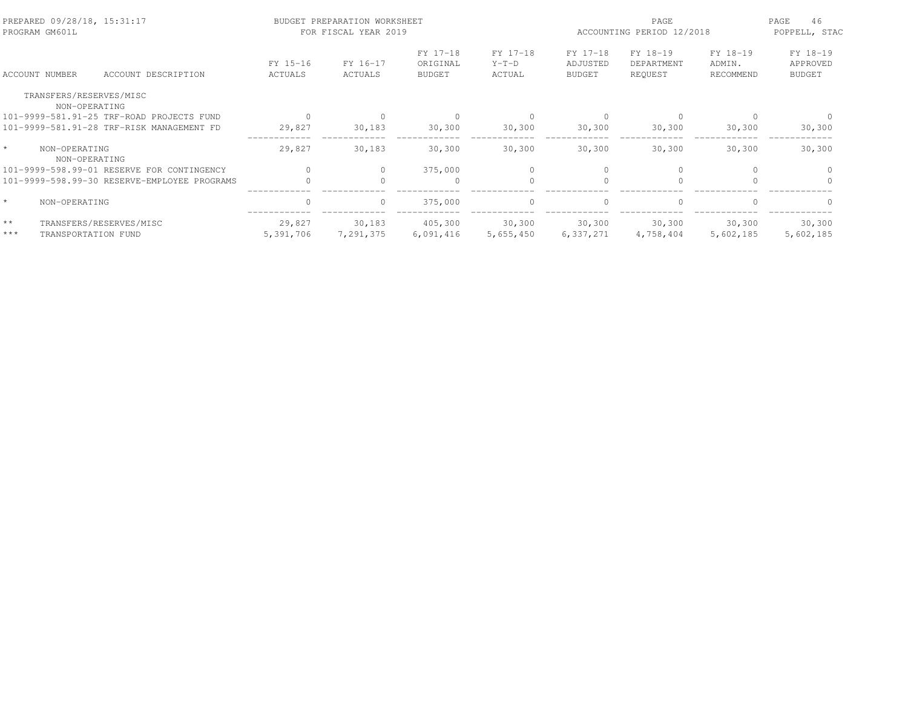PREPARED 09/28/18, 15:31:17 — BUDGET PREPARATION WORKSHEET — FOR FISCAL YEAR 2019 — ACCOUNTING PERIOD 12/2018
PROGRAM GM601L — POPPELL, STAC

| ACCOUNT NUMBER ACCOUNT DESCRIPTION | FY 15-16 ACTUALS | FY 16-17 ACTUALS | FY 17-18 ORIGINAL BUDGET | FY 17-18 Y-T-D ACTUAL | FY 17-18 ADJUSTED BUDGET | FY 18-19 DEPARTMENT REQUEST | FY 18-19 ADMIN. RECOMMEND | FY 18-19 APPROVED BUDGET |
|---|---|---|---|---|---|---|---|---|
| TRANSFERS/RESERVES/MISC | | | | | | | | |
| NON-OPERATING | | | | | | | | |
| 101-9999-581.91-25 TRF-ROAD PROJECTS FUND | 0 | 0 | 0 | 0 | 0 | 0 | 0 | 0 |
| 101-9999-581.91-28 TRF-RISK MANAGEMENT FD | 29,827 | 30,183 | 30,300 | 30,300 | 30,300 | 30,300 | 30,300 | 30,300 |
| * NON-OPERATING | 29,827 | 30,183 | 30,300 | 30,300 | 30,300 | 30,300 | 30,300 | 30,300 |
| NON-OPERATING | | | | | | | | |
| 101-9999-598.99-01 RESERVE FOR CONTINGENCY | 0 | 0 | 375,000 | 0 | 0 | 0 | 0 | 0 |
| 101-9999-598.99-30 RESERVE-EMPLOYEE PROGRAMS | 0 | 0 | 0 | 0 | 0 | 0 | 0 | 0 |
| * NON-OPERATING | 0 | 0 | 375,000 | 0 | 0 | 0 | 0 | 0 |
| ** TRANSFERS/RESERVES/MISC | 29,827 | 30,183 | 405,300 | 30,300 | 30,300 | 30,300 | 30,300 | 30,300 |
| *** TRANSPORTATION FUND | 5,391,706 | 7,291,375 | 6,091,416 | 5,655,450 | 6,337,271 | 4,758,404 | 5,602,185 | 5,602,185 |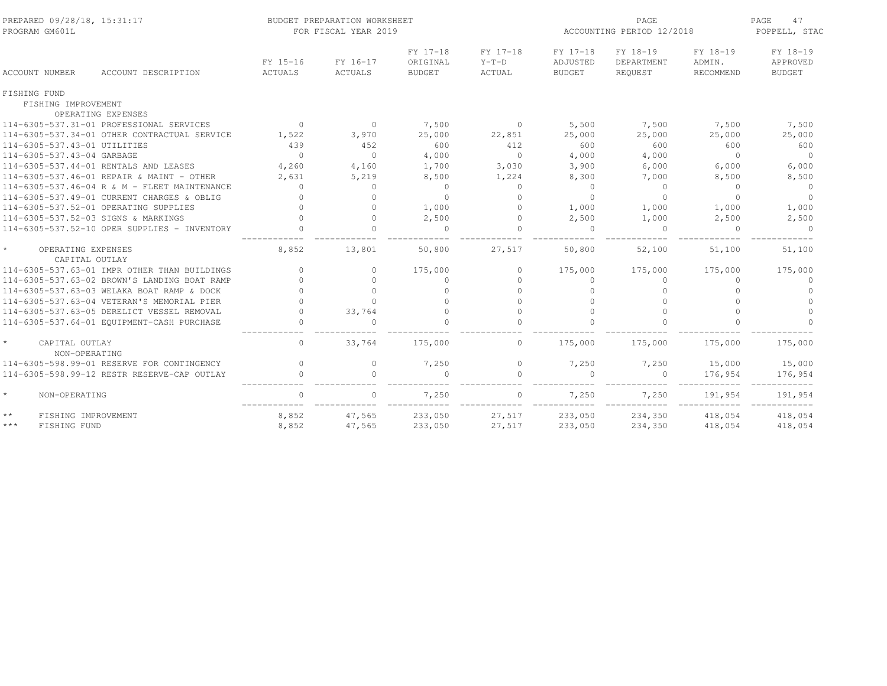BUDGET PREPARATION WORKSHEET
FOR FISCAL YEAR 2019

PREPARED 09/28/18, 15:31:17
PROGRAM GM601L

ACCOUNTING PERIOD 12/2018

| ACCOUNT NUMBER | ACCOUNT DESCRIPTION | FY 15-16 ACTUALS | FY 16-17 ACTUALS | FY 17-18 ORIGINAL BUDGET | FY 17-18 Y-T-D ACTUAL | FY 17-18 ADJUSTED BUDGET | FY 18-19 DEPARTMENT REQUEST | FY 18-19 ADMIN. RECOMMEND | FY 18-19 APPROVED BUDGET |
|---|---|---|---|---|---|---|---|---|---|
| FISHING FUND | | | | | | | | | |
| FISHING IMPROVEMENT | | | | | | | | | |
| OPERATING EXPENSES | | | | | | | | | |
| 114-6305-537.31-01 | PROFESSIONAL SERVICES | 0 | 0 | 7,500 | 0 | 5,500 | 7,500 | 7,500 | 7,500 |
| 114-6305-537.34-01 | OTHER CONTRACTUAL SERVICE | 1,522 | 3,970 | 25,000 | 22,851 | 25,000 | 25,000 | 25,000 | 25,000 |
| 114-6305-537.43-01 | UTILITIES | 439 | 452 | 600 | 412 | 600 | 600 | 600 | 600 |
| 114-6305-537.43-04 | GARBAGE | 0 | 0 | 4,000 | 0 | 4,000 | 4,000 | 0 | 0 |
| 114-6305-537.44-01 | RENTALS AND LEASES | 4,260 | 4,160 | 1,700 | 3,030 | 3,900 | 6,000 | 6,000 | 6,000 |
| 114-6305-537.46-01 | REPAIR & MAINT - OTHER | 2,631 | 5,219 | 8,500 | 1,224 | 8,300 | 7,000 | 8,500 | 8,500 |
| 114-6305-537.46-04 | R & M - FLEET MAINTENANCE | 0 | 0 | 0 | 0 | 0 | 0 | 0 | 0 |
| 114-6305-537.49-01 | CURRENT CHARGES & OBLIG | 0 | 0 | 0 | 0 | 0 | 0 | 0 | 0 |
| 114-6305-537.52-01 | OPERATING SUPPLIES | 0 | 0 | 1,000 | 0 | 1,000 | 1,000 | 1,000 | 1,000 |
| 114-6305-537.52-03 | SIGNS & MARKINGS | 0 | 0 | 2,500 | 0 | 2,500 | 1,000 | 2,500 | 2,500 |
| 114-6305-537.52-10 | OPER SUPPLIES - INVENTORY | 0 | 0 | 0 | 0 | 0 | 0 | 0 | 0 |
| * | OPERATING EXPENSES | 8,852 | 13,801 | 50,800 | 27,517 | 50,800 | 52,100 | 51,100 | 51,100 |
| CAPITAL OUTLAY | | | | | | | | | |
| 114-6305-537.63-01 | IMPR OTHER THAN BUILDINGS | 0 | 0 | 175,000 | 0 | 175,000 | 175,000 | 175,000 | 175,000 |
| 114-6305-537.63-02 | BROWN'S LANDING BOAT RAMP | 0 | 0 | 0 | 0 | 0 | 0 | 0 | 0 |
| 114-6305-537.63-03 | WELAKA BOAT RAMP & DOCK | 0 | 0 | 0 | 0 | 0 | 0 | 0 | 0 |
| 114-6305-537.63-04 | VETERAN'S MEMORIAL PIER | 0 | 0 | 0 | 0 | 0 | 0 | 0 | 0 |
| 114-6305-537.63-05 | DERELICT VESSEL REMOVAL | 0 | 33,764 | 0 | 0 | 0 | 0 | 0 | 0 |
| 114-6305-537.64-01 | EQUIPMENT-CASH PURCHASE | 0 | 0 | 0 | 0 | 0 | 0 | 0 | 0 |
| * | CAPITAL OUTLAY | 0 | 33,764 | 175,000 | 0 | 175,000 | 175,000 | 175,000 | 175,000 |
| NON-OPERATING | | | | | | | | | |
| 114-6305-598.99-01 | RESERVE FOR CONTINGENCY | 0 | 0 | 7,250 | 0 | 7,250 | 7,250 | 15,000 | 15,000 |
| 114-6305-598.99-12 | RESTR RESERVE-CAP OUTLAY | 0 | 0 | 0 | 0 | 0 | 0 | 176,954 | 176,954 |
| * | NON-OPERATING | 0 | 0 | 7,250 | 0 | 7,250 | 7,250 | 191,954 | 191,954 |
| ** | FISHING IMPROVEMENT | 8,852 | 47,565 | 233,050 | 27,517 | 233,050 | 234,350 | 418,054 | 418,054 |
| *** | FISHING FUND | 8,852 | 47,565 | 233,050 | 27,517 | 233,050 | 234,350 | 418,054 | 418,054 |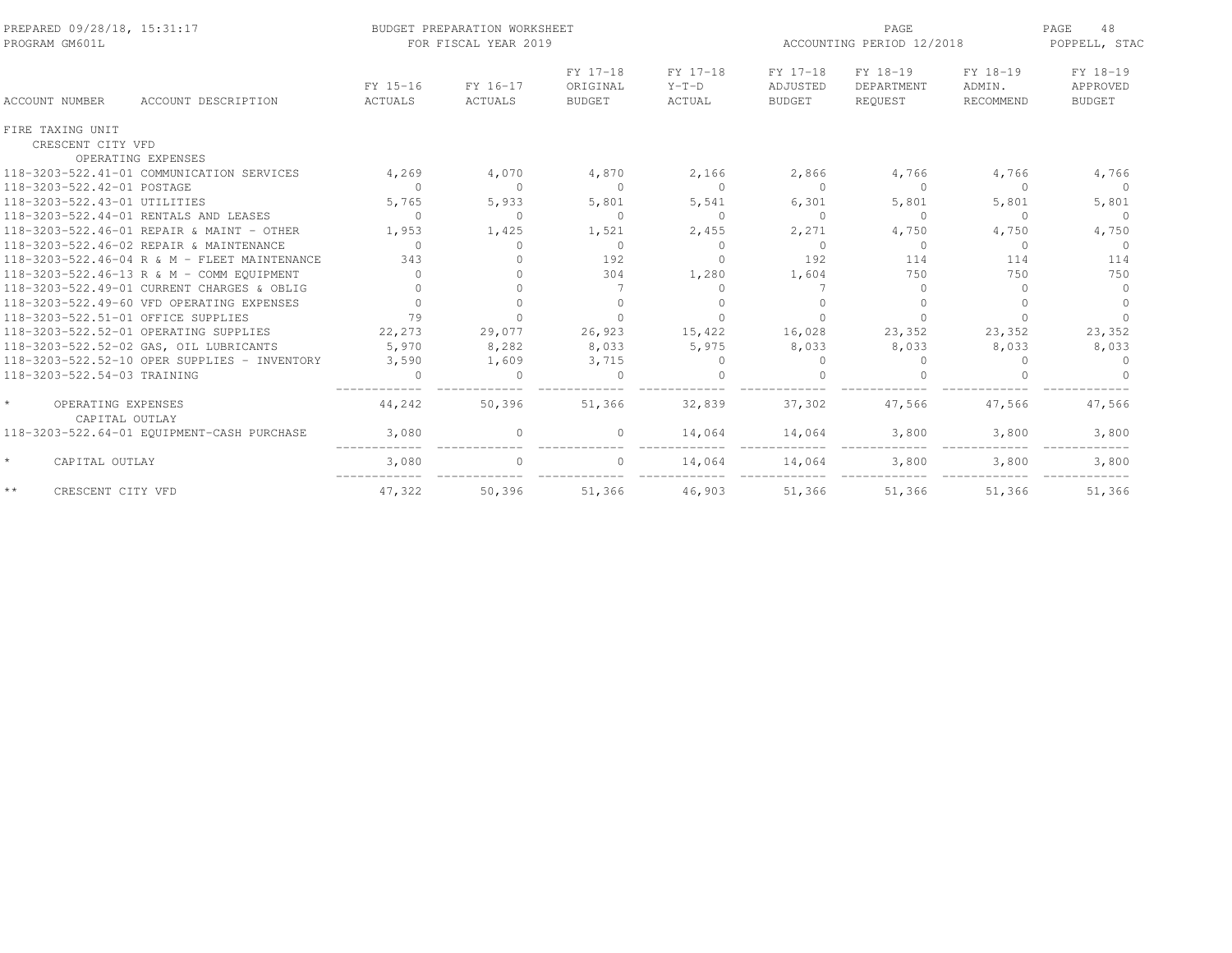PREPARED 09/28/18, 15:31:17
PROGRAM GM601L

BUDGET PREPARATION WORKSHEET
FOR FISCAL YEAR 2019

ACCOUNTING PERIOD 12/2018

POPPELL, STAC

| ACCOUNT NUMBER | ACCOUNT DESCRIPTION | FY 15-16 ACTUALS | FY 16-17 ACTUALS | FY 17-18 ORIGINAL BUDGET | FY 17-18 Y-T-D ACTUAL | FY 17-18 ADJUSTED BUDGET | FY 18-19 DEPARTMENT REQUEST | FY 18-19 ADMIN. RECOMMEND | FY 18-19 APPROVED BUDGET |
|---|---|---|---|---|---|---|---|---|---|
| FIRE TAXING UNIT | | | | | | | | | |
| CRESCENT CITY VFD | | | | | | | | | |
| | OPERATING EXPENSES | | | | | | | | |
| 118-3203-522.41-01 | COMMUNICATION SERVICES | 4,269 | 4,070 | 4,870 | 2,166 | 2,866 | 4,766 | 4,766 | 4,766 |
| 118-3203-522.42-01 | POSTAGE | 0 | 0 | 0 | 0 | 0 | 0 | 0 | 0 |
| 118-3203-522.43-01 | UTILITIES | 5,765 | 5,933 | 5,801 | 5,541 | 6,301 | 5,801 | 5,801 | 5,801 |
| 118-3203-522.44-01 | RENTALS AND LEASES | 0 | 0 | 0 | 0 | 0 | 0 | 0 | 0 |
| 118-3203-522.46-01 | REPAIR & MAINT - OTHER | 1,953 | 1,425 | 1,521 | 2,455 | 2,271 | 4,750 | 4,750 | 4,750 |
| 118-3203-522.46-02 | REPAIR & MAINTENANCE | 0 | 0 | 0 | 0 | 0 | 0 | 0 | 0 |
| 118-3203-522.46-04 | R & M - FLEET MAINTENANCE | 343 | 0 | 192 | 0 | 192 | 114 | 114 | 114 |
| 118-3203-522.46-13 | R & M - COMM EQUIPMENT | 0 | 0 | 304 | 1,280 | 1,604 | 750 | 750 | 750 |
| 118-3203-522.49-01 | CURRENT CHARGES & OBLIG | 0 | 0 | 7 | 0 | 7 | 0 | 0 | 0 |
| 118-3203-522.49-60 | VFD OPERATING EXPENSES | 0 | 0 | 0 | 0 | 0 | 0 | 0 | 0 |
| 118-3203-522.51-01 | OFFICE SUPPLIES | 79 | 0 | 0 | 0 | 0 | 0 | 0 | 0 |
| 118-3203-522.52-01 | OPERATING SUPPLIES | 22,273 | 29,077 | 26,923 | 15,422 | 16,028 | 23,352 | 23,352 | 23,352 |
| 118-3203-522.52-02 | GAS, OIL LUBRICANTS | 5,970 | 8,282 | 8,033 | 5,975 | 8,033 | 8,033 | 8,033 | 8,033 |
| 118-3203-522.52-10 | OPER SUPPLIES - INVENTORY | 3,590 | 1,609 | 3,715 | 0 | 0 | 0 | 0 | 0 |
| 118-3203-522.54-03 | TRAINING | 0 | 0 | 0 | 0 | 0 | 0 | 0 | 0 |
| * | OPERATING EXPENSES | 44,242 | 50,396 | 51,366 | 32,839 | 37,302 | 47,566 | 47,566 | 47,566 |
| | CAPITAL OUTLAY | | | | | | | | |
| 118-3203-522.64-01 | EQUIPMENT-CASH PURCHASE | 3,080 | 0 | 0 | 14,064 | 14,064 | 3,800 | 3,800 | 3,800 |
| * | CAPITAL OUTLAY | 3,080 | 0 | 0 | 14,064 | 14,064 | 3,800 | 3,800 | 3,800 |
| ** | CRESCENT CITY VFD | 47,322 | 50,396 | 51,366 | 46,903 | 51,366 | 51,366 | 51,366 | 51,366 |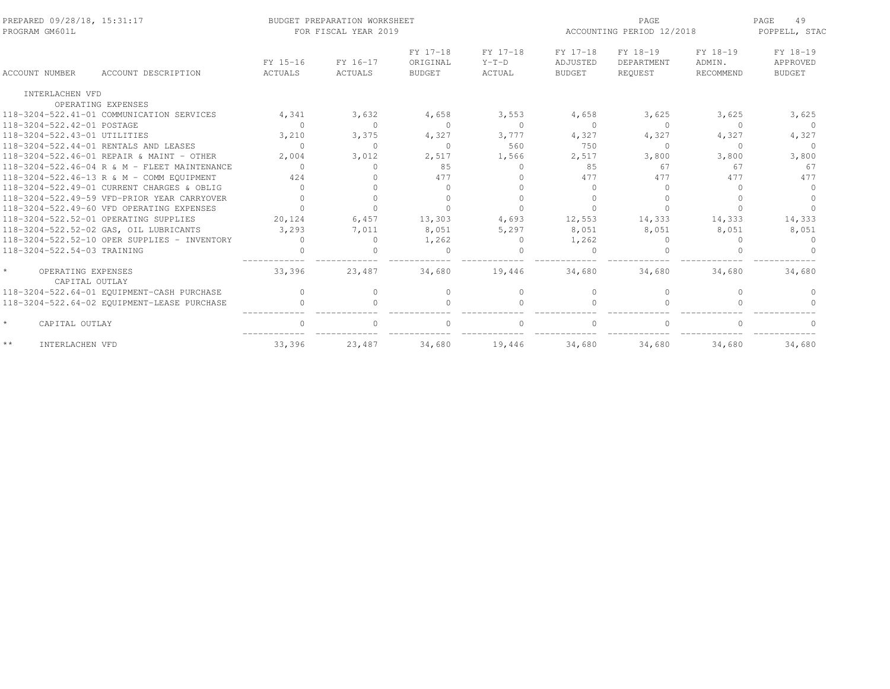BUDGET PREPARATION WORKSHEET
FOR FISCAL YEAR 2019

PREPARED 09/28/18, 15:31:17
PROGRAM GM601L

ACCOUNTING PERIOD 12/2018

POPPELL, STAC

| ACCOUNT NUMBER | ACCOUNT DESCRIPTION | FY 15-16 ACTUALS | FY 16-17 ACTUALS | FY 17-18 ORIGINAL BUDGET | FY 17-18 Y-T-D ACTUAL | FY 17-18 ADJUSTED BUDGET | FY 18-19 DEPARTMENT REQUEST | FY 18-19 ADMIN. RECOMMEND | FY 18-19 APPROVED BUDGET |
|---|---|---|---|---|---|---|---|---|---|
| INTERLACHEN VFD | | | | | | | | | |
| | OPERATING EXPENSES | | | | | | | | |
| 118-3204-522.41-01 | COMMUNICATION SERVICES | 4,341 | 3,632 | 4,658 | 3,553 | 4,658 | 3,625 | 3,625 | 3,625 |
| 118-3204-522.42-01 | POSTAGE | 0 | 0 | 0 | 0 | 0 | 0 | 0 | 0 |
| 118-3204-522.43-01 | UTILITIES | 3,210 | 3,375 | 4,327 | 3,777 | 4,327 | 4,327 | 4,327 | 4,327 |
| 118-3204-522.44-01 | RENTALS AND LEASES | 0 | 0 | 0 | 560 | 750 | 0 | 0 | 0 |
| 118-3204-522.46-01 | REPAIR & MAINT - OTHER | 2,004 | 3,012 | 2,517 | 1,566 | 2,517 | 3,800 | 3,800 | 3,800 |
| 118-3204-522.46-04 | R & M - FLEET MAINTENANCE | 0 | 0 | 85 | 0 | 85 | 67 | 67 | 67 |
| 118-3204-522.46-13 | R & M - COMM EQUIPMENT | 424 | 0 | 477 | 0 | 477 | 477 | 477 | 477 |
| 118-3204-522.49-01 | CURRENT CHARGES & OBLIG | 0 | 0 | 0 | 0 | 0 | 0 | 0 | 0 |
| 118-3204-522.49-59 | VFD-PRIOR YEAR CARRYOVER | 0 | 0 | 0 | 0 | 0 | 0 | 0 | 0 |
| 118-3204-522.49-60 | VFD OPERATING EXPENSES | 0 | 0 | 0 | 0 | 0 | 0 | 0 | 0 |
| 118-3204-522.52-01 | OPERATING SUPPLIES | 20,124 | 6,457 | 13,303 | 4,693 | 12,553 | 14,333 | 14,333 | 14,333 |
| 118-3204-522.52-02 | GAS, OIL LUBRICANTS | 3,293 | 7,011 | 8,051 | 5,297 | 8,051 | 8,051 | 8,051 | 8,051 |
| 118-3204-522.52-10 | OPER SUPPLIES - INVENTORY | 0 | 0 | 1,262 | 0 | 1,262 | 0 | 0 | 0 |
| 118-3204-522.54-03 | TRAINING | 0 | 0 | 0 | 0 | 0 | 0 | 0 | 0 |
| * | OPERATING EXPENSES | 33,396 | 23,487 | 34,680 | 19,446 | 34,680 | 34,680 | 34,680 | 34,680 |
| | CAPITAL OUTLAY | | | | | | | | |
| 118-3204-522.64-01 | EQUIPMENT-CASH PURCHASE | 0 | 0 | 0 | 0 | 0 | 0 | 0 | 0 |
| 118-3204-522.64-02 | EQUIPMENT-LEASE PURCHASE | 0 | 0 | 0 | 0 | 0 | 0 | 0 | 0 |
| * | CAPITAL OUTLAY | 0 | 0 | 0 | 0 | 0 | 0 | 0 | 0 |
| ** | INTERLACHEN VFD | 33,396 | 23,487 | 34,680 | 19,446 | 34,680 | 34,680 | 34,680 | 34,680 |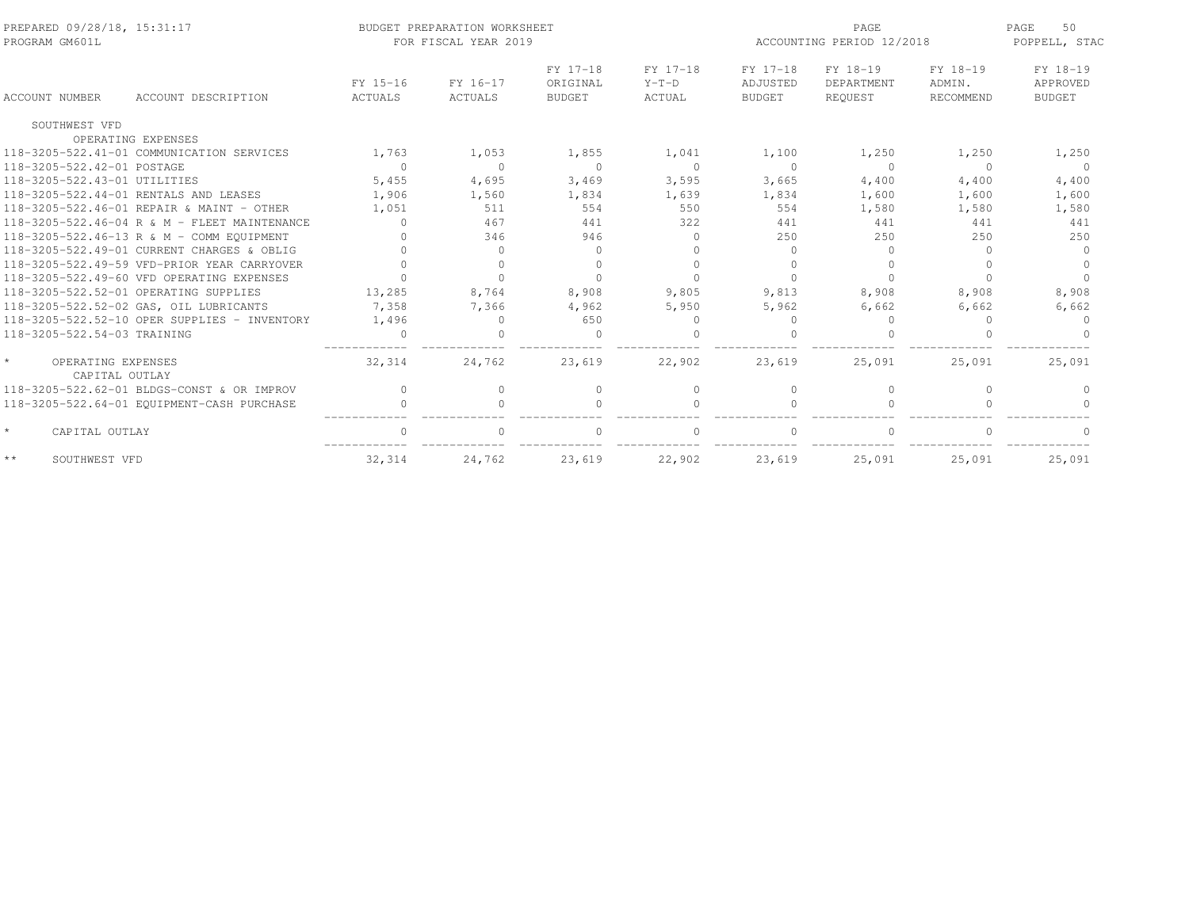PREPARED 09/28/18, 15:31:17 — PROGRAM GM601L

BUDGET PREPARATION WORKSHEET — FOR FISCAL YEAR 2019

ACCOUNTING PERIOD 12/2018 — POPPELL, STAC

| ACCOUNT NUMBER | ACCOUNT DESCRIPTION | FY 15-16 ACTUALS | FY 16-17 ACTUALS | FY 17-18 ORIGINAL BUDGET | FY 17-18 Y-T-D ACTUAL | FY 17-18 ADJUSTED BUDGET | FY 18-19 DEPARTMENT REQUEST | FY 18-19 ADMIN. RECOMMEND | FY 18-19 APPROVED BUDGET |
|---|---|---|---|---|---|---|---|---|---|
| SOUTHWEST VFD | | | | | | | | | |
| | OPERATING EXPENSES | | | | | | | | |
| 118-3205-522.41-01 | COMMUNICATION SERVICES | 1,763 | 1,053 | 1,855 | 1,041 | 1,100 | 1,250 | 1,250 | 1,250 |
| 118-3205-522.42-01 | POSTAGE | 0 | 0 | 0 | 0 | 0 | 0 | 0 | 0 |
| 118-3205-522.43-01 | UTILITIES | 5,455 | 4,695 | 3,469 | 3,595 | 3,665 | 4,400 | 4,400 | 4,400 |
| 118-3205-522.44-01 | RENTALS AND LEASES | 1,906 | 1,560 | 1,834 | 1,639 | 1,834 | 1,600 | 1,600 | 1,600 |
| 118-3205-522.46-01 | REPAIR & MAINT - OTHER | 1,051 | 511 | 554 | 550 | 554 | 1,580 | 1,580 | 1,580 |
| 118-3205-522.46-04 | R & M - FLEET MAINTENANCE | 0 | 467 | 441 | 322 | 441 | 441 | 441 | 441 |
| 118-3205-522.46-13 | R & M - COMM EQUIPMENT | 0 | 346 | 946 | 0 | 250 | 250 | 250 | 250 |
| 118-3205-522.49-01 | CURRENT CHARGES & OBLIG | 0 | 0 | 0 | 0 | 0 | 0 | 0 | 0 |
| 118-3205-522.49-59 | VFD-PRIOR YEAR CARRYOVER | 0 | 0 | 0 | 0 | 0 | 0 | 0 | 0 |
| 118-3205-522.49-60 | VFD OPERATING EXPENSES | 0 | 0 | 0 | 0 | 0 | 0 | 0 | 0 |
| 118-3205-522.52-01 | OPERATING SUPPLIES | 13,285 | 8,764 | 8,908 | 9,805 | 9,813 | 8,908 | 8,908 | 8,908 |
| 118-3205-522.52-02 | GAS, OIL LUBRICANTS | 7,358 | 7,366 | 4,962 | 5,950 | 5,962 | 6,662 | 6,662 | 6,662 |
| 118-3205-522.52-10 | OPER SUPPLIES - INVENTORY | 1,496 | 0 | 650 | 0 | 0 | 0 | 0 | 0 |
| 118-3205-522.54-03 | TRAINING | 0 | 0 | 0 | 0 | 0 | 0 | 0 | 0 |
| * | OPERATING EXPENSES | 32,314 | 24,762 | 23,619 | 22,902 | 23,619 | 25,091 | 25,091 | 25,091 |
| | CAPITAL OUTLAY | | | | | | | | |
| 118-3205-522.62-01 | BLDGS-CONST & OR IMPROV | 0 | 0 | 0 | 0 | 0 | 0 | 0 | 0 |
| 118-3205-522.64-01 | EQUIPMENT-CASH PURCHASE | 0 | 0 | 0 | 0 | 0 | 0 | 0 | 0 |
| * | CAPITAL OUTLAY | 0 | 0 | 0 | 0 | 0 | 0 | 0 | 0 |
| ** | SOUTHWEST VFD | 32,314 | 24,762 | 23,619 | 22,902 | 23,619 | 25,091 | 25,091 | 25,091 |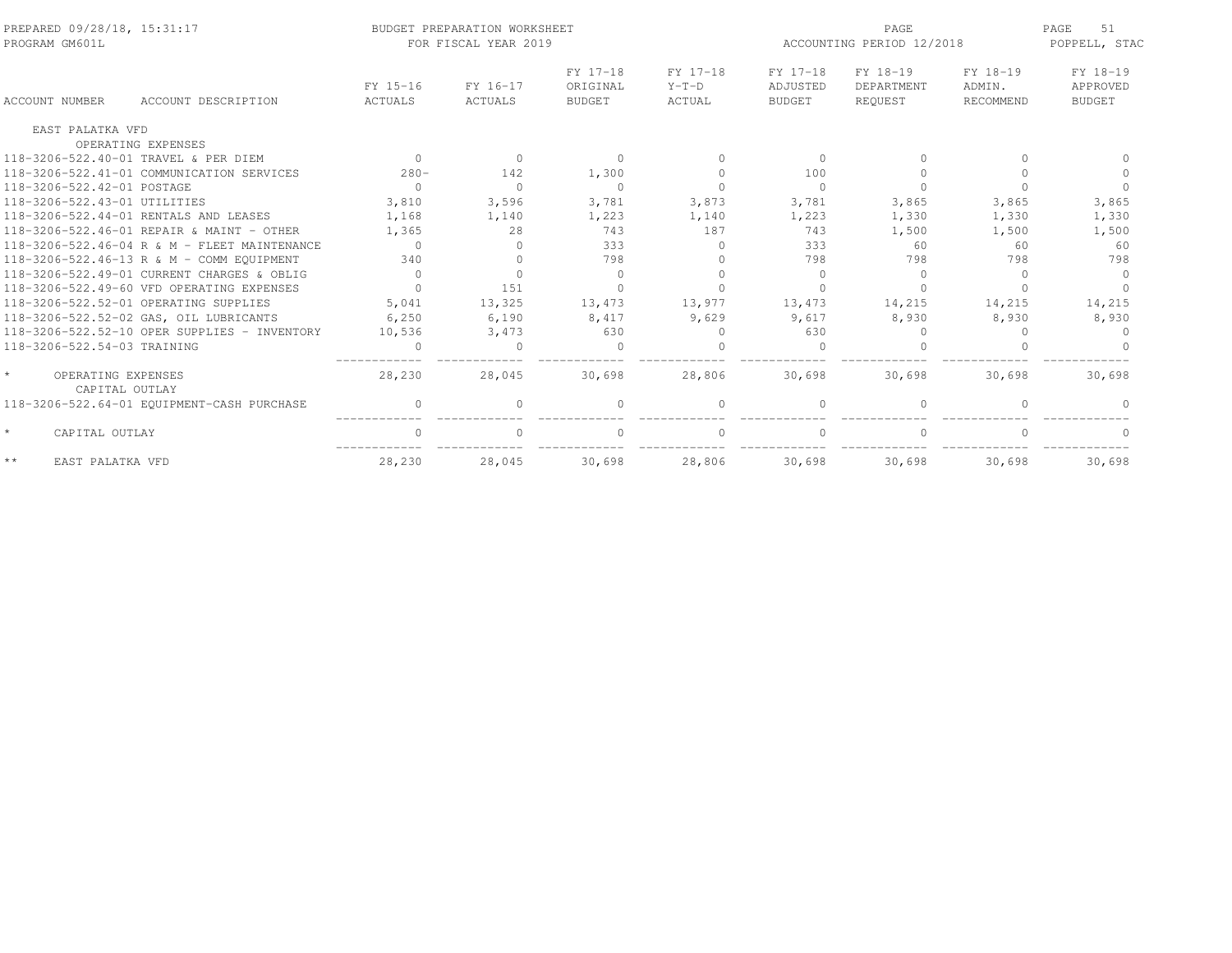BUDGET PREPARATION WORKSHEET
FOR FISCAL YEAR 2019

PREPARED 09/28/18, 15:31:17
PROGRAM GM601L

ACCOUNTING PERIOD 12/2018

POPPELL, STAC

| ACCOUNT NUMBER | ACCOUNT DESCRIPTION | FY 15-16 ACTUALS | FY 16-17 ACTUALS | FY 17-18 ORIGINAL BUDGET | FY 17-18 Y-T-D ACTUAL | FY 17-18 ADJUSTED BUDGET | FY 18-19 DEPARTMENT REQUEST | FY 18-19 ADMIN. RECOMMEND | FY 18-19 APPROVED BUDGET |
|---|---|---|---|---|---|---|---|---|---|
| EAST PALATKA VFD | | | | | | | | | |
| | OPERATING EXPENSES | | | | | | | | |
| 118-3206-522.40-01 | TRAVEL & PER DIEM | 0 | 0 | 0 | 0 | 0 | 0 | 0 | 0 |
| 118-3206-522.41-01 | COMMUNICATION SERVICES | 280- | 142 | 1,300 | 0 | 100 | 0 | 0 | 0 |
| 118-3206-522.42-01 | POSTAGE | 0 | 0 | 0 | 0 | 0 | 0 | 0 | 0 |
| 118-3206-522.43-01 | UTILITIES | 3,810 | 3,596 | 3,781 | 3,873 | 3,781 | 3,865 | 3,865 | 3,865 |
| 118-3206-522.44-01 | RENTALS AND LEASES | 1,168 | 1,140 | 1,223 | 1,140 | 1,223 | 1,330 | 1,330 | 1,330 |
| 118-3206-522.46-01 | REPAIR & MAINT - OTHER | 1,365 | 28 | 743 | 187 | 743 | 1,500 | 1,500 | 1,500 |
| 118-3206-522.46-04 | R & M - FLEET MAINTENANCE | 0 | 0 | 333 | 0 | 333 | 60 | 60 | 60 |
| 118-3206-522.46-13 | R & M - COMM EQUIPMENT | 340 | 0 | 798 | 0 | 798 | 798 | 798 | 798 |
| 118-3206-522.49-01 | CURRENT CHARGES & OBLIG | 0 | 0 | 0 | 0 | 0 | 0 | 0 | 0 |
| 118-3206-522.49-60 | VFD OPERATING EXPENSES | 0 | 151 | 0 | 0 | 0 | 0 | 0 | 0 |
| 118-3206-522.52-01 | OPERATING SUPPLIES | 5,041 | 13,325 | 13,473 | 13,977 | 13,473 | 14,215 | 14,215 | 14,215 |
| 118-3206-522.52-02 | GAS, OIL LUBRICANTS | 6,250 | 6,190 | 8,417 | 9,629 | 9,617 | 8,930 | 8,930 | 8,930 |
| 118-3206-522.52-10 | OPER SUPPLIES - INVENTORY | 10,536 | 3,473 | 630 | 0 | 630 | 0 | 0 | 0 |
| 118-3206-522.54-03 | TRAINING | 0 | 0 | 0 | 0 | 0 | 0 | 0 | 0 |
| * | OPERATING EXPENSES | 28,230 | 28,045 | 30,698 | 28,806 | 30,698 | 30,698 | 30,698 | 30,698 |
| | CAPITAL OUTLAY | | | | | | | | |
| 118-3206-522.64-01 | EQUIPMENT-CASH PURCHASE | 0 | 0 | 0 | 0 | 0 | 0 | 0 | 0 |
| * | CAPITAL OUTLAY | 0 | 0 | 0 | 0 | 0 | 0 | 0 | 0 |
| ** | EAST PALATKA VFD | 28,230 | 28,045 | 30,698 | 28,806 | 30,698 | 30,698 | 30,698 | 30,698 |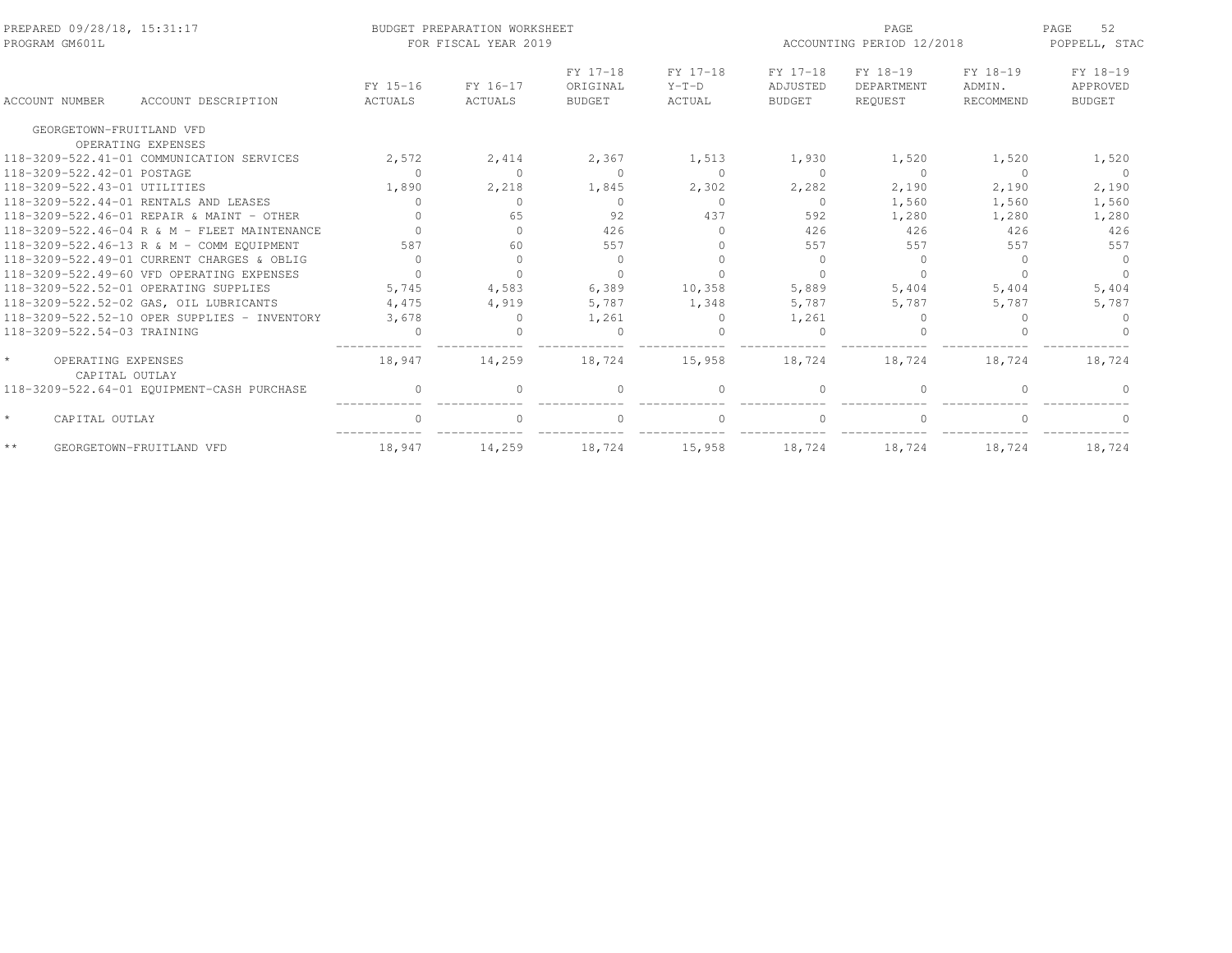PREPARED 09/28/18, 15:31:17
PROGRAM GM601L

BUDGET PREPARATION WORKSHEET
FOR FISCAL YEAR 2019

ACCOUNTING PERIOD 12/2018

POPPELL, STAC

| ACCOUNT NUMBER | ACCOUNT DESCRIPTION | FY 15-16 ACTUALS | FY 16-17 ACTUALS | FY 17-18 ORIGINAL BUDGET | FY 17-18 Y-T-D ACTUAL | FY 17-18 ADJUSTED BUDGET | FY 18-19 DEPARTMENT REQUEST | FY 18-19 ADMIN. RECOMMEND | FY 18-19 APPROVED BUDGET |
|---|---|---|---|---|---|---|---|---|---|
| GEORGETOWN-FRUITLAND VFD | | | | | | | | | |
| | OPERATING EXPENSES | | | | | | | | |
| 118-3209-522.41-01 | COMMUNICATION SERVICES | 2,572 | 2,414 | 2,367 | 1,513 | 1,930 | 1,520 | 1,520 | 1,520 |
| 118-3209-522.42-01 | POSTAGE | 0 | 0 | 0 | 0 | 0 | 0 | 0 | 0 |
| 118-3209-522.43-01 | UTILITIES | 1,890 | 2,218 | 1,845 | 2,302 | 2,282 | 2,190 | 2,190 | 2,190 |
| 118-3209-522.44-01 | RENTALS AND LEASES | 0 | 0 | 0 | 0 | 0 | 1,560 | 1,560 | 1,560 |
| 118-3209-522.46-01 | REPAIR & MAINT - OTHER | 0 | 65 | 92 | 437 | 592 | 1,280 | 1,280 | 1,280 |
| 118-3209-522.46-04 | R & M - FLEET MAINTENANCE | 0 | 0 | 426 | 0 | 426 | 426 | 426 | 426 |
| 118-3209-522.46-13 | R & M - COMM EQUIPMENT | 587 | 60 | 557 | 0 | 557 | 557 | 557 | 557 |
| 118-3209-522.49-01 | CURRENT CHARGES & OBLIG | 0 | 0 | 0 | 0 | 0 | 0 | 0 | 0 |
| 118-3209-522.49-60 | VFD OPERATING EXPENSES | 0 | 0 | 0 | 0 | 0 | 0 | 0 | 0 |
| 118-3209-522.52-01 | OPERATING SUPPLIES | 5,745 | 4,583 | 6,389 | 10,358 | 5,889 | 5,404 | 5,404 | 5,404 |
| 118-3209-522.52-02 | GAS, OIL LUBRICANTS | 4,475 | 4,919 | 5,787 | 1,348 | 5,787 | 5,787 | 5,787 | 5,787 |
| 118-3209-522.52-10 | OPER SUPPLIES - INVENTORY | 3,678 | 0 | 1,261 | 0 | 1,261 | 0 | 0 | 0 |
| 118-3209-522.54-03 | TRAINING | 0 | 0 | 0 | 0 | 0 | 0 | 0 | 0 |
| * | OPERATING EXPENSES | 18,947 | 14,259 | 18,724 | 15,958 | 18,724 | 18,724 | 18,724 | 18,724 |
| | CAPITAL OUTLAY | | | | | | | | |
| 118-3209-522.64-01 | EQUIPMENT-CASH PURCHASE | 0 | 0 | 0 | 0 | 0 | 0 | 0 | 0 |
| * | CAPITAL OUTLAY | 0 | 0 | 0 | 0 | 0 | 0 | 0 | 0 |
| ** | GEORGETOWN-FRUITLAND VFD | 18,947 | 14,259 | 18,724 | 15,958 | 18,724 | 18,724 | 18,724 | 18,724 |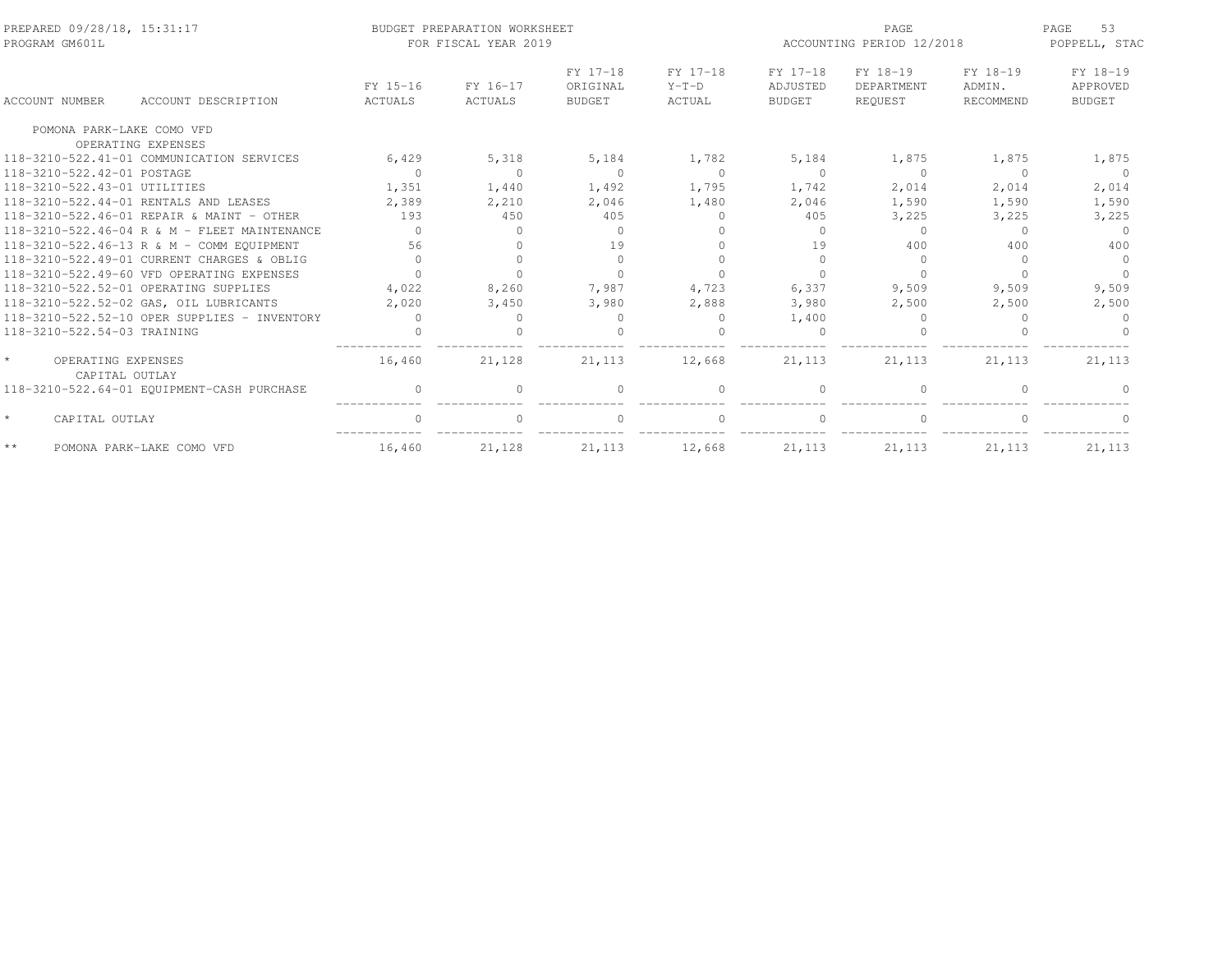PREPARED 09/28/18, 15:31:17
PROGRAM GM601L

BUDGET PREPARATION WORKSHEET
FOR FISCAL YEAR 2019

ACCOUNTING PERIOD 12/2018

POPPELL, STAC

| ACCOUNT NUMBER | ACCOUNT DESCRIPTION | FY 15-16 ACTUALS | FY 16-17 ACTUALS | FY 17-18 ORIGINAL BUDGET | FY 17-18 Y-T-D ACTUAL | FY 17-18 ADJUSTED BUDGET | FY 18-19 DEPARTMENT REQUEST | FY 18-19 ADMIN. RECOMMEND | FY 18-19 APPROVED BUDGET |
|---|---|---|---|---|---|---|---|---|---|
| POMONA PARK-LAKE COMO VFD | | | | | | | | | |
| OPERATING EXPENSES | | | | | | | | | |
| 118-3210-522.41-01 | COMMUNICATION SERVICES | 6,429 | 5,318 | 5,184 | 1,782 | 5,184 | 1,875 | 1,875 | 1,875 |
| 118-3210-522.42-01 | POSTAGE | 0 | 0 | 0 | 0 | 0 | 0 | 0 | 0 |
| 118-3210-522.43-01 | UTILITIES | 1,351 | 1,440 | 1,492 | 1,795 | 1,742 | 2,014 | 2,014 | 2,014 |
| 118-3210-522.44-01 | RENTALS AND LEASES | 2,389 | 2,210 | 2,046 | 1,480 | 2,046 | 1,590 | 1,590 | 1,590 |
| 118-3210-522.46-01 | REPAIR & MAINT - OTHER | 193 | 450 | 405 | 0 | 405 | 3,225 | 3,225 | 3,225 |
| 118-3210-522.46-04 | R & M - FLEET MAINTENANCE | 0 | 0 | 0 | 0 | 0 | 0 | 0 | 0 |
| 118-3210-522.46-13 | R & M - COMM EQUIPMENT | 56 | 0 | 19 | 0 | 19 | 400 | 400 | 400 |
| 118-3210-522.49-01 | CURRENT CHARGES & OBLIG | 0 | 0 | 0 | 0 | 0 | 0 | 0 | 0 |
| 118-3210-522.49-60 | VFD OPERATING EXPENSES | 0 | 0 | 0 | 0 | 0 | 0 | 0 | 0 |
| 118-3210-522.52-01 | OPERATING SUPPLIES | 4,022 | 8,260 | 7,987 | 4,723 | 6,337 | 9,509 | 9,509 | 9,509 |
| 118-3210-522.52-02 | GAS, OIL LUBRICANTS | 2,020 | 3,450 | 3,980 | 2,888 | 3,980 | 2,500 | 2,500 | 2,500 |
| 118-3210-522.52-10 | OPER SUPPLIES - INVENTORY | 0 | 0 | 0 | 0 | 1,400 | 0 | 0 | 0 |
| 118-3210-522.54-03 | TRAINING | 0 | 0 | 0 | 0 | 0 | 0 | 0 | 0 |
| * | OPERATING EXPENSES | 16,460 | 21,128 | 21,113 | 12,668 | 21,113 | 21,113 | 21,113 | 21,113 |
| CAPITAL OUTLAY | | | | | | | | | |
| 118-3210-522.64-01 | EQUIPMENT-CASH PURCHASE | 0 | 0 | 0 | 0 | 0 | 0 | 0 | 0 |
| * | CAPITAL OUTLAY | 0 | 0 | 0 | 0 | 0 | 0 | 0 | 0 |
| ** | POMONA PARK-LAKE COMO VFD | 16,460 | 21,128 | 21,113 | 12,668 | 21,113 | 21,113 | 21,113 | 21,113 |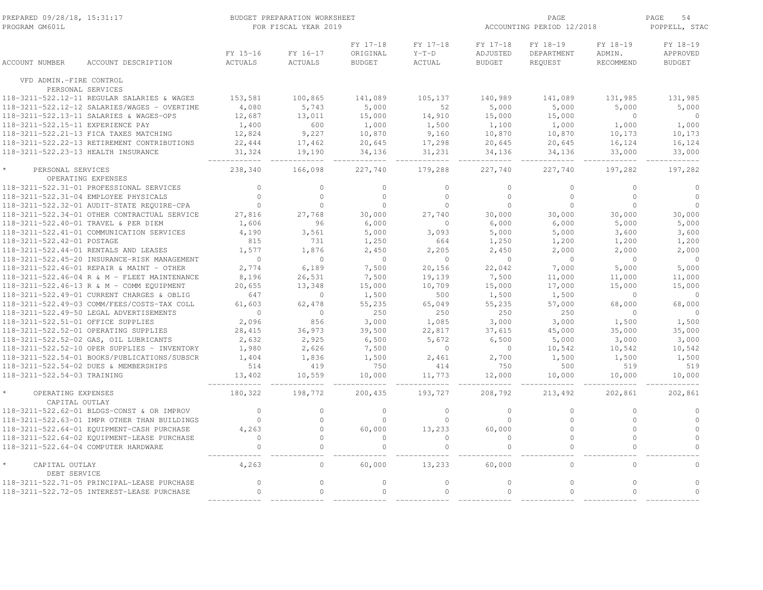BUDGET PREPARATION WORKSHEET
FOR FISCAL YEAR 2019

PREPARED 09/28/18, 15:31:17
PROGRAM GM601L

ACCOUNTING PERIOD 12/2018

POPPELL, STAC

| ACCOUNT NUMBER | ACCOUNT DESCRIPTION | FY 15-16 ACTUALS | FY 16-17 ACTUALS | FY 17-18 ORIGINAL BUDGET | FY 17-18 Y-T-D ACTUAL | FY 17-18 ADJUSTED BUDGET | FY 18-19 DEPARTMENT REQUEST | FY 18-19 ADMIN. RECOMMEND | FY 18-19 APPROVED BUDGET |
|---|---|---|---|---|---|---|---|---|---|
| VFD ADMIN.-FIRE CONTROL | | | | | | | | | |
| PERSONAL SERVICES | | | | | | | | | |
| 118-3211-522.12-11 | REGULAR SALARIES & WAGES | 153,581 | 100,865 | 141,089 | 105,137 | 140,989 | 141,089 | 131,985 | 131,985 |
| 118-3211-522.12-12 | SALARIES/WAGES - OVERTIME | 4,080 | 5,743 | 5,000 | 52 | 5,000 | 5,000 | 5,000 | 5,000 |
| 118-3211-522.13-11 | SALARIES & WAGES-OPS | 12,687 | 13,011 | 15,000 | 14,910 | 15,000 | 15,000 | 0 | 0 |
| 118-3211-522.15-11 | EXPERIENCE PAY | 1,400 | 600 | 1,000 | 1,500 | 1,100 | 1,000 | 1,000 | 1,000 |
| 118-3211-522.21-13 | FICA TAXES MATCHING | 12,824 | 9,227 | 10,870 | 9,160 | 10,870 | 10,870 | 10,173 | 10,173 |
| 118-3211-522.22-13 | RETIREMENT CONTRIBUTIONS | 22,444 | 17,462 | 20,645 | 17,298 | 20,645 | 20,645 | 16,124 | 16,124 |
| 118-3211-522.23-13 | HEALTH INSURANCE | 31,324 | 19,190 | 34,136 | 31,231 | 34,136 | 34,136 | 33,000 | 33,000 |
| * PERSONAL SERVICES | | 238,340 | 166,098 | 227,740 | 179,288 | 227,740 | 227,740 | 197,282 | 197,282 |
| OPERATING EXPENSES | | | | | | | | | |
| 118-3211-522.31-01 | PROFESSIONAL SERVICES | 0 | 0 | 0 | 0 | 0 | 0 | 0 | 0 |
| 118-3211-522.31-04 | EMPLOYEE PHYSICALS | 0 | 0 | 0 | 0 | 0 | 0 | 0 | 0 |
| 118-3211-522.32-01 | AUDIT-STATE REQUIRE-CPA | 0 | 0 | 0 | 0 | 0 | 0 | 0 | 0 |
| 118-3211-522.34-01 | OTHER CONTRACTUAL SERVICE | 27,816 | 27,768 | 30,000 | 27,740 | 30,000 | 30,000 | 30,000 | 30,000 |
| 118-3211-522.40-01 | TRAVEL & PER DIEM | 1,606 | 96 | 6,000 | 0 | 6,000 | 6,000 | 5,000 | 5,000 |
| 118-3211-522.41-01 | COMMUNICATION SERVICES | 4,190 | 3,561 | 5,000 | 3,093 | 5,000 | 5,000 | 3,600 | 3,600 |
| 118-3211-522.42-01 | POSTAGE | 815 | 731 | 1,250 | 664 | 1,250 | 1,200 | 1,200 | 1,200 |
| 118-3211-522.44-01 | RENTALS AND LEASES | 1,577 | 1,876 | 2,450 | 2,205 | 2,450 | 2,000 | 2,000 | 2,000 |
| 118-3211-522.45-20 | INSURANCE-RISK MANAGEMENT | 0 | 0 | 0 | 0 | 0 | 0 | 0 | 0 |
| 118-3211-522.46-01 | REPAIR & MAINT - OTHER | 2,774 | 6,189 | 7,500 | 20,156 | 22,042 | 7,000 | 5,000 | 5,000 |
| 118-3211-522.46-04 | R & M - FLEET MAINTENANCE | 8,196 | 26,531 | 7,500 | 19,139 | 7,500 | 11,000 | 11,000 | 11,000 |
| 118-3211-522.46-13 | R & M - COMM EQUIPMENT | 20,655 | 13,348 | 15,000 | 10,709 | 15,000 | 17,000 | 15,000 | 15,000 |
| 118-3211-522.49-01 | CURRENT CHARGES & OBLIG | 647 | 0 | 1,500 | 500 | 1,500 | 1,500 | 0 | 0 |
| 118-3211-522.49-03 | COMM/FEES/COSTS-TAX COLL | 61,603 | 62,478 | 55,235 | 65,049 | 55,235 | 57,000 | 68,000 | 68,000 |
| 118-3211-522.49-50 | LEGAL ADVERTISEMENTS | 0 | 0 | 250 | 250 | 250 | 250 | 0 | 0 |
| 118-3211-522.51-01 | OFFICE SUPPLIES | 2,096 | 856 | 3,000 | 1,085 | 3,000 | 3,000 | 1,500 | 1,500 |
| 118-3211-522.52-01 | OPERATING SUPPLIES | 28,415 | 36,973 | 39,500 | 22,817 | 37,615 | 45,000 | 35,000 | 35,000 |
| 118-3211-522.52-02 | GAS, OIL LUBRICANTS | 2,632 | 2,925 | 6,500 | 5,672 | 6,500 | 5,000 | 3,000 | 3,000 |
| 118-3211-522.52-10 | OPER SUPPLIES - INVENTORY | 1,980 | 2,626 | 7,500 | 0 | 0 | 10,542 | 10,542 | 10,542 |
| 118-3211-522.54-01 | BOOKS/PUBLICATIONS/SUBSCR | 1,404 | 1,836 | 1,500 | 2,461 | 2,700 | 1,500 | 1,500 | 1,500 |
| 118-3211-522.54-02 | DUES & MEMBERSHIPS | 514 | 419 | 750 | 414 | 750 | 500 | 519 | 519 |
| 118-3211-522.54-03 | TRAINING | 13,402 | 10,559 | 10,000 | 11,773 | 12,000 | 10,000 | 10,000 | 10,000 |
| * OPERATING EXPENSES | | 180,322 | 198,772 | 200,435 | 193,727 | 208,792 | 213,492 | 202,861 | 202,861 |
| CAPITAL OUTLAY | | | | | | | | | |
| 118-3211-522.62-01 | BLDGS-CONST & OR IMPROV | 0 | 0 | 0 | 0 | 0 | 0 | 0 | 0 |
| 118-3211-522.63-01 | IMPR OTHER THAN BUILDINGS | 0 | 0 | 0 | 0 | 0 | 0 | 0 | 0 |
| 118-3211-522.64-01 | EQUIPMENT-CASH PURCHASE | 4,263 | 0 | 60,000 | 13,233 | 60,000 | 0 | 0 | 0 |
| 118-3211-522.64-02 | EQUIPMENT-LEASE PURCHASE | 0 | 0 | 0 | 0 | 0 | 0 | 0 | 0 |
| 118-3211-522.64-04 | COMPUTER HARDWARE | 0 | 0 | 0 | 0 | 0 | 0 | 0 | 0 |
| * CAPITAL OUTLAY | | 4,263 | 0 | 60,000 | 13,233 | 60,000 | 0 | 0 | 0 |
| DEBT SERVICE | | | | | | | | | |
| 118-3211-522.71-05 | PRINCIPAL-LEASE PURCHASE | 0 | 0 | 0 | 0 | 0 | 0 | 0 | 0 |
| 118-3211-522.72-05 | INTEREST-LEASE PURCHASE | 0 | 0 | 0 | 0 | 0 | 0 | 0 | 0 |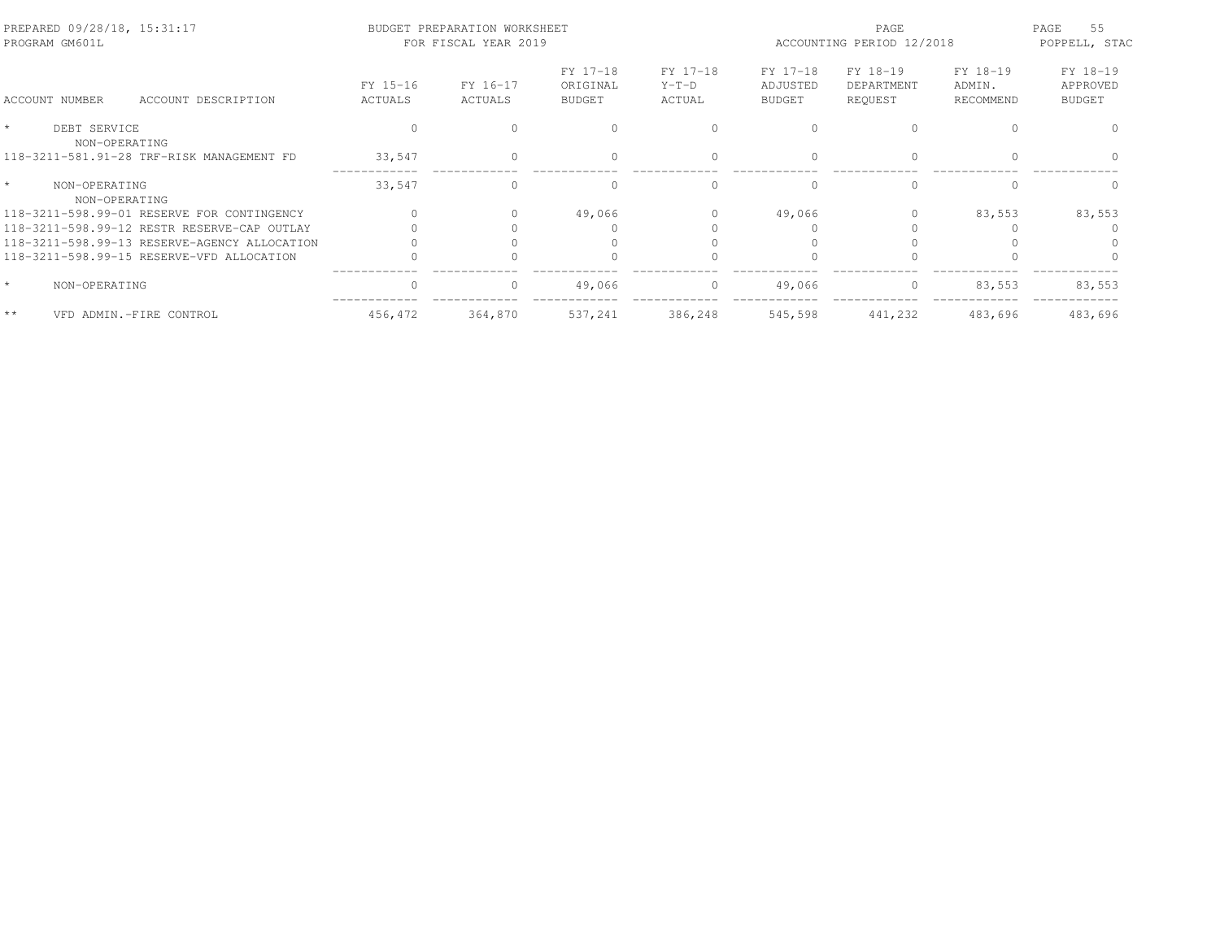| ACCOUNT NUMBER | ACCOUNT DESCRIPTION | FY 15-16 ACTUALS | FY 16-17 ACTUALS | FY 17-18 ORIGINAL BUDGET | FY 17-18 Y-T-D ACTUAL | FY 17-18 ADJUSTED BUDGET | FY 18-19 DEPARTMENT REQUEST | FY 18-19 ADMIN. RECOMMEND | FY 18-19 APPROVED BUDGET |
|---|---|---|---|---|---|---|---|---|---|
| * | DEBT SERVICE | 0 | 0 | 0 | 0 | 0 | 0 | 0 | 0 |
| | NON-OPERATING | | | | | | | | |
| 118-3211-581.91-28 | TRF-RISK MANAGEMENT FD | 33,547 | 0 | 0 | 0 | 0 | 0 | 0 | 0 |
| * | NON-OPERATING | 33,547 | 0 | 0 | 0 | 0 | 0 | 0 | 0 |
| | NON-OPERATING | | | | | | | | |
| 118-3211-598.99-01 | RESERVE FOR CONTINGENCY | 0 | 0 | 49,066 | 0 | 49,066 | 0 | 83,553 | 83,553 |
| 118-3211-598.99-12 | RESTR RESERVE-CAP OUTLAY | 0 | 0 | 0 | 0 | 0 | 0 | 0 | 0 |
| 118-3211-598.99-13 | RESERVE-AGENCY ALLOCATION | 0 | 0 | 0 | 0 | 0 | 0 | 0 | 0 |
| 118-3211-598.99-15 | RESERVE-VFD ALLOCATION | 0 | 0 | 0 | 0 | 0 | 0 | 0 | 0 |
| * | NON-OPERATING | 0 | 0 | 49,066 | 0 | 49,066 | 0 | 83,553 | 83,553 |
| ** | VFD ADMIN.-FIRE CONTROL | 456,472 | 364,870 | 537,241 | 386,248 | 545,598 | 441,232 | 483,696 | 483,696 |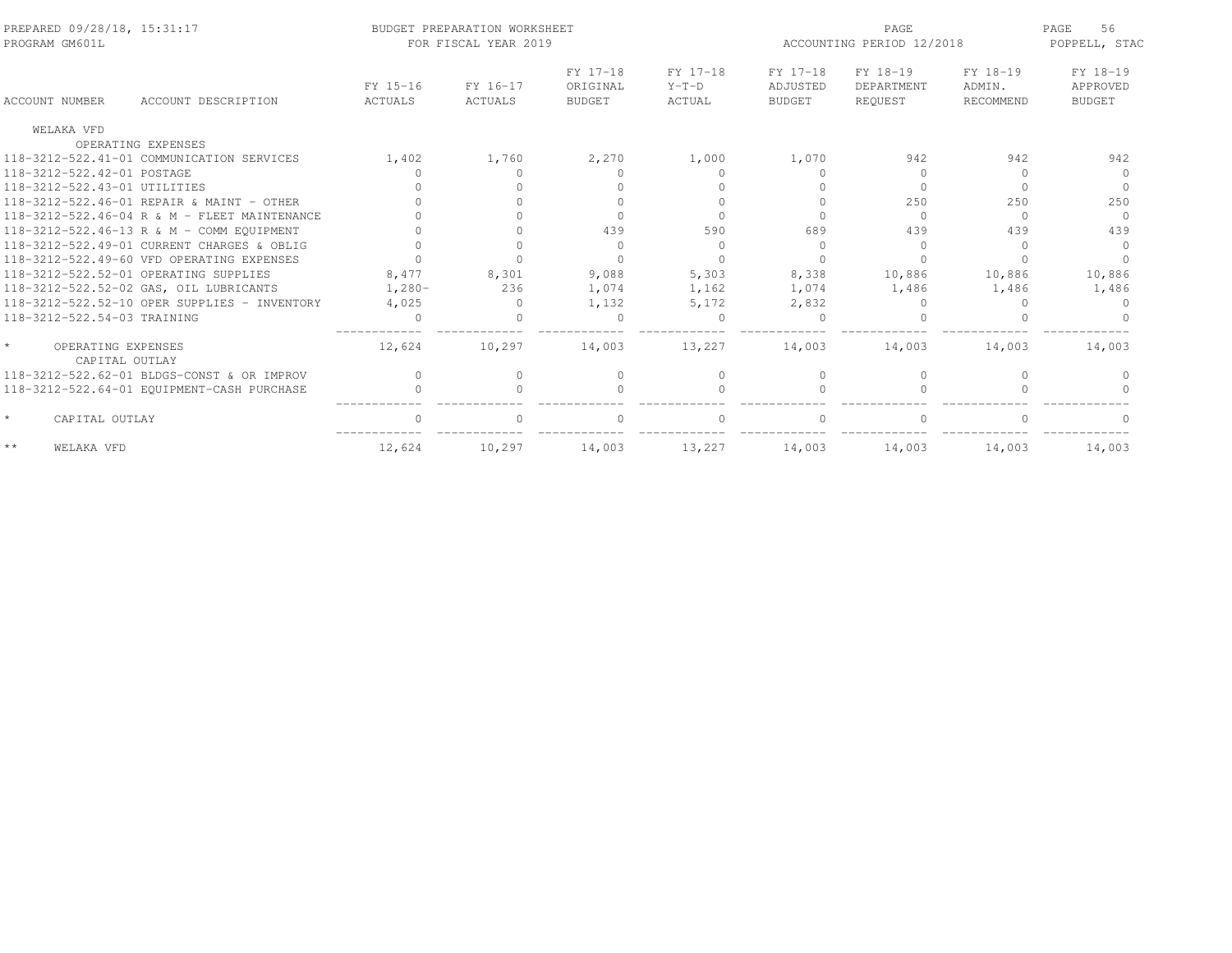PREPARED 09/28/18, 15:31:17
PROGRAM GM601L

BUDGET PREPARATION WORKSHEET
FOR FISCAL YEAR 2019

ACCOUNTING PERIOD 12/2018

POPPELL, STAC

| ACCOUNT NUMBER | ACCOUNT DESCRIPTION | FY 15-16 ACTUALS | FY 16-17 ACTUALS | FY 17-18 ORIGINAL BUDGET | FY 17-18 Y-T-D ACTUAL | FY 17-18 ADJUSTED BUDGET | FY 18-19 DEPARTMENT REQUEST | FY 18-19 ADMIN. RECOMMEND | FY 18-19 APPROVED BUDGET |
|---|---|---|---|---|---|---|---|---|---|
| WELAKA VFD | | | | | | | | | |
| | OPERATING EXPENSES | | | | | | | | |
| 118-3212-522.41-01 | COMMUNICATION SERVICES | 1,402 | 1,760 | 2,270 | 1,000 | 1,070 | 942 | 942 | 942 |
| 118-3212-522.42-01 | POSTAGE | 0 | 0 | 0 | 0 | 0 | 0 | 0 | 0 |
| 118-3212-522.43-01 | UTILITIES | 0 | 0 | 0 | 0 | 0 | 0 | 0 | 0 |
| 118-3212-522.46-01 | REPAIR & MAINT - OTHER | 0 | 0 | 0 | 0 | 0 | 250 | 250 | 250 |
| 118-3212-522.46-04 | R & M - FLEET MAINTENANCE | 0 | 0 | 0 | 0 | 0 | 0 | 0 | 0 |
| 118-3212-522.46-13 | R & M - COMM EQUIPMENT | 0 | 0 | 439 | 590 | 689 | 439 | 439 | 439 |
| 118-3212-522.49-01 | CURRENT CHARGES & OBLIG | 0 | 0 | 0 | 0 | 0 | 0 | 0 | 0 |
| 118-3212-522.49-60 | VFD OPERATING EXPENSES | 0 | 0 | 0 | 0 | 0 | 0 | 0 | 0 |
| 118-3212-522.52-01 | OPERATING SUPPLIES | 8,477 | 8,301 | 9,088 | 5,303 | 8,338 | 10,886 | 10,886 | 10,886 |
| 118-3212-522.52-02 | GAS, OIL LUBRICANTS | 1,280- | 236 | 1,074 | 1,162 | 1,074 | 1,486 | 1,486 | 1,486 |
| 118-3212-522.52-10 | OPER SUPPLIES - INVENTORY | 4,025 | 0 | 1,132 | 5,172 | 2,832 | 0 | 0 | 0 |
| 118-3212-522.54-03 | TRAINING | 0 | 0 | 0 | 0 | 0 | 0 | 0 | 0 |
| * | OPERATING EXPENSES | 12,624 | 10,297 | 14,003 | 13,227 | 14,003 | 14,003 | 14,003 | 14,003 |
| | CAPITAL OUTLAY | | | | | | | | |
| 118-3212-522.62-01 | BLDGS-CONST & OR IMPROV | 0 | 0 | 0 | 0 | 0 | 0 | 0 | 0 |
| 118-3212-522.64-01 | EQUIPMENT-CASH PURCHASE | 0 | 0 | 0 | 0 | 0 | 0 | 0 | 0 |
| * | CAPITAL OUTLAY | 0 | 0 | 0 | 0 | 0 | 0 | 0 | 0 |
| ** | WELAKA VFD | 12,624 | 10,297 | 14,003 | 13,227 | 14,003 | 14,003 | 14,003 | 14,003 |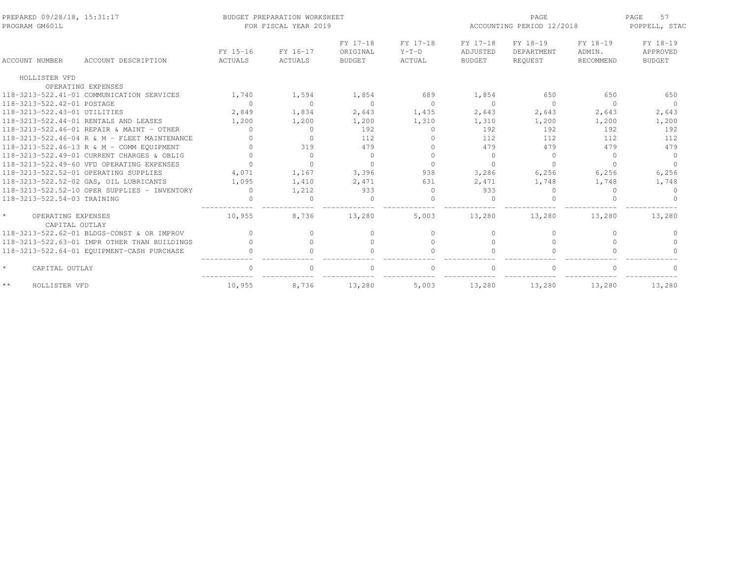BUDGET PREPARATION WORKSHEET
FOR FISCAL YEAR 2019

PREPARED 09/28/18, 15:31:17
PROGRAM GM601L

ACCOUNTING PERIOD 12/2018

POPPELL, STAC

| ACCOUNT NUMBER | ACCOUNT DESCRIPTION | FY 15-16 ACTUALS | FY 16-17 ACTUALS | FY 17-18 ORIGINAL BUDGET | FY 17-18 Y-T-D ACTUAL | FY 17-18 ADJUSTED BUDGET | FY 18-19 DEPARTMENT REQUEST | FY 18-19 ADMIN. RECOMMEND | FY 18-19 APPROVED BUDGET |
|---|---|---|---|---|---|---|---|---|---|
| HOLLISTER VFD | | | | | | | | | |
| | OPERATING EXPENSES | | | | | | | | |
| 118-3213-522.41-01 | COMMUNICATION SERVICES | 1,740 | 1,594 | 1,854 | 689 | 1,854 | 650 | 650 | 650 |
| 118-3213-522.42-01 | POSTAGE | 0 | 0 | 0 | 0 | 0 | 0 | 0 | 0 |
| 118-3213-522.43-01 | UTILITIES | 2,849 | 1,834 | 2,643 | 1,435 | 2,643 | 2,643 | 2,643 | 2,643 |
| 118-3213-522.44-01 | RENTALS AND LEASES | 1,200 | 1,200 | 1,200 | 1,310 | 1,310 | 1,200 | 1,200 | 1,200 |
| 118-3213-522.46-01 | REPAIR & MAINT - OTHER | 0 | 0 | 192 | 0 | 192 | 192 | 192 | 192 |
| 118-3213-522.46-04 | R & M - FLEET MAINTENANCE | 0 | 0 | 112 | 0 | 112 | 112 | 112 | 112 |
| 118-3213-522.46-13 | R & M - COMM EQUIPMENT | 0 | 319 | 479 | 0 | 479 | 479 | 479 | 479 |
| 118-3213-522.49-01 | CURRENT CHARGES & OBLIG | 0 | 0 | 0 | 0 | 0 | 0 | 0 | 0 |
| 118-3213-522.49-60 | VFD OPERATING EXPENSES | 0 | 0 | 0 | 0 | 0 | 0 | 0 | 0 |
| 118-3213-522.52-01 | OPERATING SUPPLIES | 4,071 | 1,167 | 3,396 | 938 | 3,286 | 6,256 | 6,256 | 6,256 |
| 118-3213-522.52-02 | GAS, OIL LUBRICANTS | 1,095 | 1,410 | 2,471 | 631 | 2,471 | 1,748 | 1,748 | 1,748 |
| 118-3213-522.52-10 | OPER SUPPLIES - INVENTORY | 0 | 1,212 | 933 | 0 | 933 | 0 | 0 | 0 |
| 118-3213-522.54-03 | TRAINING | 0 | 0 | 0 | 0 | 0 | 0 | 0 | 0 |
| * | OPERATING EXPENSES | 10,955 | 8,736 | 13,280 | 5,003 | 13,280 | 13,280 | 13,280 | 13,280 |
| | CAPITAL OUTLAY | | | | | | | | |
| 118-3213-522.62-01 | BLDGS-CONST & OR IMPROV | 0 | 0 | 0 | 0 | 0 | 0 | 0 | 0 |
| 118-3213-522.63-01 | IMPR OTHER THAN BUILDINGS | 0 | 0 | 0 | 0 | 0 | 0 | 0 | 0 |
| 118-3213-522.64-01 | EQUIPMENT-CASH PURCHASE | 0 | 0 | 0 | 0 | 0 | 0 | 0 | 0 |
| * | CAPITAL OUTLAY | 0 | 0 | 0 | 0 | 0 | 0 | 0 | 0 |
| ** | HOLLISTER VFD | 10,955 | 8,736 | 13,280 | 5,003 | 13,280 | 13,280 | 13,280 | 13,280 |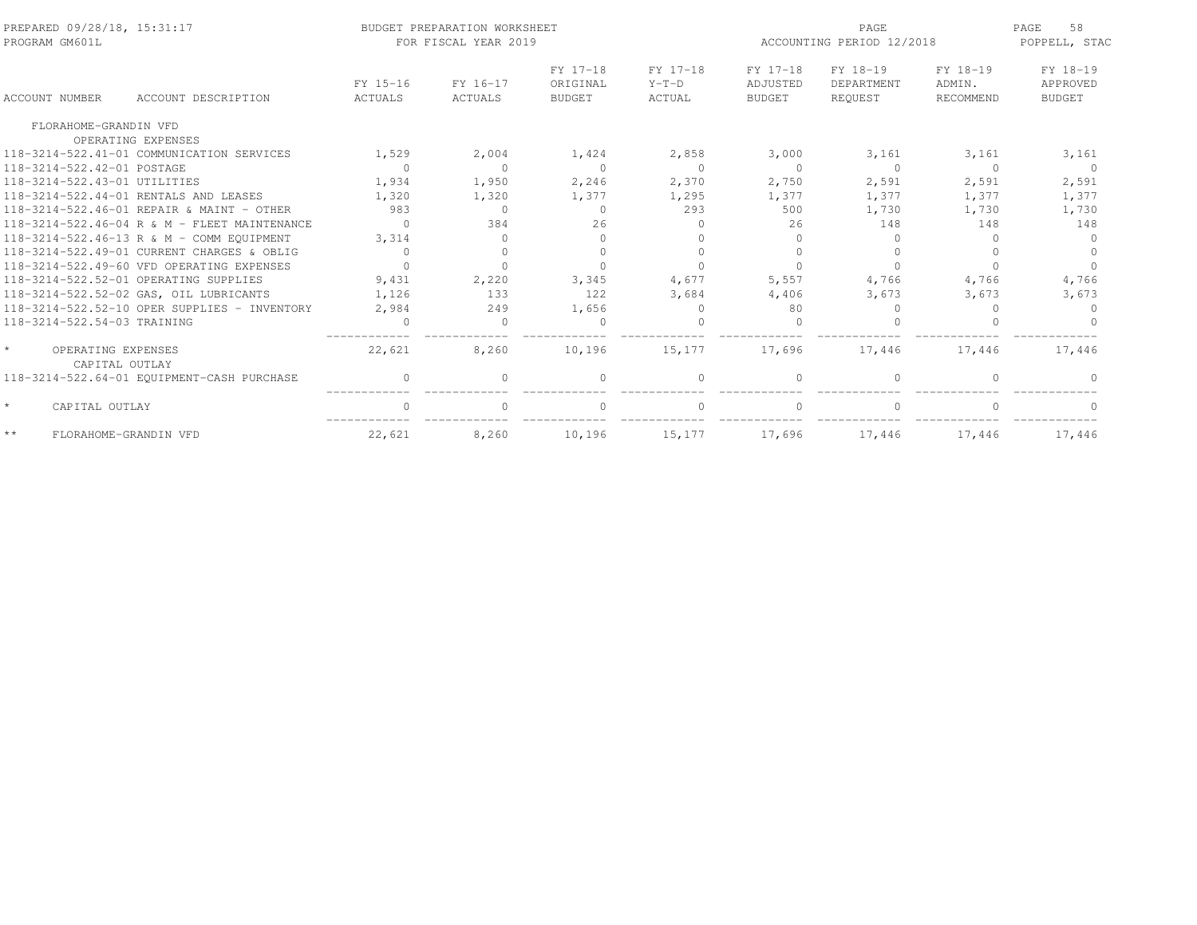BUDGET PREPARATION WORKSHEET
FOR FISCAL YEAR 2019

PREPARED 09/28/18, 15:31:17
PROGRAM GM601L

ACCOUNTING PERIOD 12/2018

POPPELL, STAC

| ACCOUNT NUMBER | ACCOUNT DESCRIPTION | FY 15-16 ACTUALS | FY 16-17 ACTUALS | FY 17-18 ORIGINAL BUDGET | FY 17-18 Y-T-D ACTUAL | FY 17-18 ADJUSTED BUDGET | FY 18-19 DEPARTMENT REQUEST | FY 18-19 ADMIN. RECOMMEND | FY 18-19 APPROVED BUDGET |
|---|---|---|---|---|---|---|---|---|---|
| FLORAHOME-GRANDIN VFD | | | | | | | | | |
| | OPERATING EXPENSES | | | | | | | | |
| 118-3214-522.41-01 | COMMUNICATION SERVICES | 1,529 | 2,004 | 1,424 | 2,858 | 3,000 | 3,161 | 3,161 | 3,161 |
| 118-3214-522.42-01 | POSTAGE | 0 | 0 | 0 | 0 | 0 | 0 | 0 | 0 |
| 118-3214-522.43-01 | UTILITIES | 1,934 | 1,950 | 2,246 | 2,370 | 2,750 | 2,591 | 2,591 | 2,591 |
| 118-3214-522.44-01 | RENTALS AND LEASES | 1,320 | 1,320 | 1,377 | 1,295 | 1,377 | 1,377 | 1,377 | 1,377 |
| 118-3214-522.46-01 | REPAIR & MAINT - OTHER | 983 | 0 | 0 | 293 | 500 | 1,730 | 1,730 | 1,730 |
| 118-3214-522.46-04 | R & M - FLEET MAINTENANCE | 0 | 384 | 26 | 0 | 26 | 148 | 148 | 148 |
| 118-3214-522.46-13 | R & M - COMM EQUIPMENT | 3,314 | 0 | 0 | 0 | 0 | 0 | 0 | 0 |
| 118-3214-522.49-01 | CURRENT CHARGES & OBLIG | 0 | 0 | 0 | 0 | 0 | 0 | 0 | 0 |
| 118-3214-522.49-60 | VFD OPERATING EXPENSES | 0 | 0 | 0 | 0 | 0 | 0 | 0 | 0 |
| 118-3214-522.52-01 | OPERATING SUPPLIES | 9,431 | 2,220 | 3,345 | 4,677 | 5,557 | 4,766 | 4,766 | 4,766 |
| 118-3214-522.52-02 | GAS, OIL LUBRICANTS | 1,126 | 133 | 122 | 3,684 | 4,406 | 3,673 | 3,673 | 3,673 |
| 118-3214-522.52-10 | OPER SUPPLIES - INVENTORY | 2,984 | 249 | 1,656 | 0 | 80 | 0 | 0 | 0 |
| 118-3214-522.54-03 | TRAINING | 0 | 0 | 0 | 0 | 0 | 0 | 0 | 0 |
| * | OPERATING EXPENSES | 22,621 | 8,260 | 10,196 | 15,177 | 17,696 | 17,446 | 17,446 | 17,446 |
| | CAPITAL OUTLAY | | | | | | | | |
| 118-3214-522.64-01 | EQUIPMENT-CASH PURCHASE | 0 | 0 | 0 | 0 | 0 | 0 | 0 | 0 |
| * | CAPITAL OUTLAY | 0 | 0 | 0 | 0 | 0 | 0 | 0 | 0 |
| ** | FLORAHOME-GRANDIN VFD | 22,621 | 8,260 | 10,196 | 15,177 | 17,696 | 17,446 | 17,446 | 17,446 |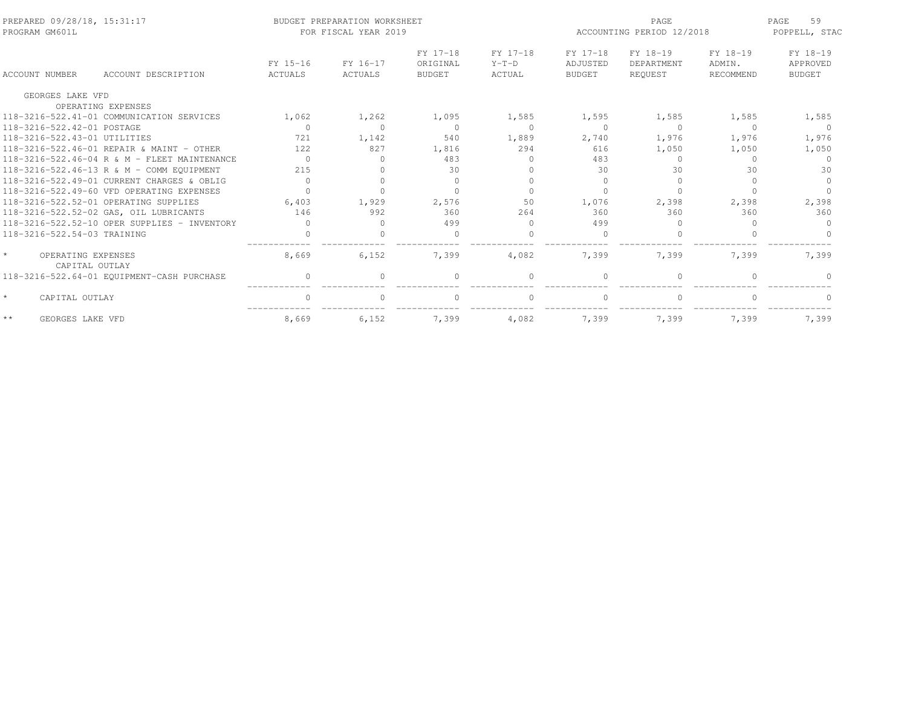PREPARED 09/28/18, 15:31:17 — BUDGET PREPARATION WORKSHEET — PROGRAM GM601L — FOR FISCAL YEAR 2019 — ACCOUNTING PERIOD 12/2018 — POPPELL, STAC

| ACCOUNT NUMBER | ACCOUNT DESCRIPTION | FY 15-16 ACTUALS | FY 16-17 ACTUALS | FY 17-18 ORIGINAL BUDGET | FY 17-18 Y-T-D ACTUAL | FY 17-18 ADJUSTED BUDGET | FY 18-19 DEPARTMENT REQUEST | FY 18-19 ADMIN. RECOMMEND | FY 18-19 APPROVED BUDGET |
|---|---|---|---|---|---|---|---|---|---|
| GEORGES LAKE VFD | | | | | | | | | |
| | OPERATING EXPENSES | | | | | | | | |
| 118-3216-522.41-01 | COMMUNICATION SERVICES | 1,062 | 1,262 | 1,095 | 1,585 | 1,595 | 1,585 | 1,585 | 1,585 |
| 118-3216-522.42-01 | POSTAGE | 0 | 0 | 0 | 0 | 0 | 0 | 0 | 0 |
| 118-3216-522.43-01 | UTILITIES | 721 | 1,142 | 540 | 1,889 | 2,740 | 1,976 | 1,976 | 1,976 |
| 118-3216-522.46-01 | REPAIR & MAINT - OTHER | 122 | 827 | 1,816 | 294 | 616 | 1,050 | 1,050 | 1,050 |
| 118-3216-522.46-04 | R & M - FLEET MAINTENANCE | 0 | 0 | 483 | 0 | 483 | 0 | 0 | 0 |
| 118-3216-522.46-13 | R & M - COMM EQUIPMENT | 215 | 0 | 30 | 0 | 30 | 30 | 30 | 30 |
| 118-3216-522.49-01 | CURRENT CHARGES & OBLIG | 0 | 0 | 0 | 0 | 0 | 0 | 0 | 0 |
| 118-3216-522.49-60 | VFD OPERATING EXPENSES | 0 | 0 | 0 | 0 | 0 | 0 | 0 | 0 |
| 118-3216-522.52-01 | OPERATING SUPPLIES | 6,403 | 1,929 | 2,576 | 50 | 1,076 | 2,398 | 2,398 | 2,398 |
| 118-3216-522.52-02 | GAS, OIL LUBRICANTS | 146 | 992 | 360 | 264 | 360 | 360 | 360 | 360 |
| 118-3216-522.52-10 | OPER SUPPLIES - INVENTORY | 0 | 0 | 499 | 0 | 499 | 0 | 0 | 0 |
| 118-3216-522.54-03 | TRAINING | 0 | 0 | 0 | 0 | 0 | 0 | 0 | 0 |
| * | OPERATING EXPENSES | 8,669 | 6,152 | 7,399 | 4,082 | 7,399 | 7,399 | 7,399 | 7,399 |
| | CAPITAL OUTLAY | | | | | | | | |
| 118-3216-522.64-01 | EQUIPMENT-CASH PURCHASE | 0 | 0 | 0 | 0 | 0 | 0 | 0 | 0 |
| * | CAPITAL OUTLAY | 0 | 0 | 0 | 0 | 0 | 0 | 0 | 0 |
| ** | GEORGES LAKE VFD | 8,669 | 6,152 | 7,399 | 4,082 | 7,399 | 7,399 | 7,399 | 7,399 |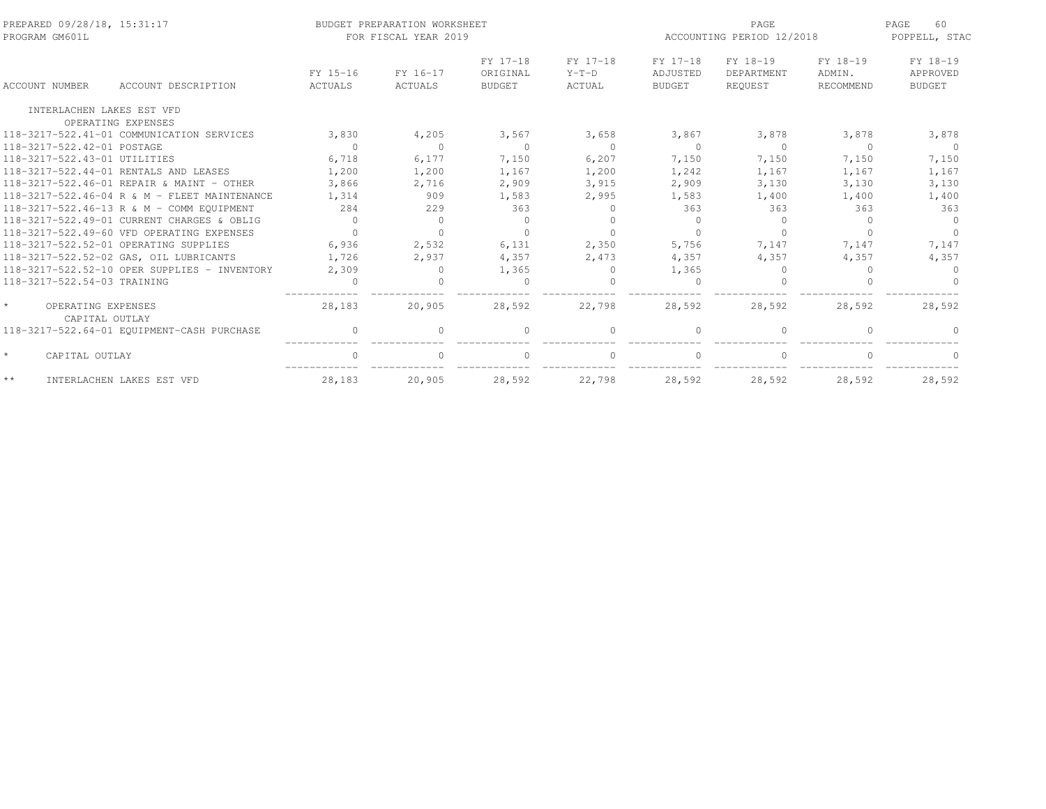BUDGET PREPARATION WORKSHEET
FOR FISCAL YEAR 2019

| ACCOUNT NUMBER | ACCOUNT DESCRIPTION | FY 15-16 ACTUALS | FY 16-17 ACTUALS | FY 17-18 ORIGINAL BUDGET | FY 17-18 Y-T-D ACTUAL | FY 17-18 ADJUSTED BUDGET | FY 18-19 DEPARTMENT REQUEST | FY 18-19 ADMIN. RECOMMEND | FY 18-19 APPROVED BUDGET |
|---|---|---|---|---|---|---|---|---|---|
| INTERLACHEN LAKES EST VFD | | | | | | | | | |
| | OPERATING EXPENSES | | | | | | | | |
| 118-3217-522.41-01 | COMMUNICATION SERVICES | 3,830 | 4,205 | 3,567 | 3,658 | 3,867 | 3,878 | 3,878 | 3,878 |
| 118-3217-522.42-01 | POSTAGE | 0 | 0 | 0 | 0 | 0 | 0 | 0 | 0 |
| 118-3217-522.43-01 | UTILITIES | 6,718 | 6,177 | 7,150 | 6,207 | 7,150 | 7,150 | 7,150 | 7,150 |
| 118-3217-522.44-01 | RENTALS AND LEASES | 1,200 | 1,200 | 1,167 | 1,200 | 1,242 | 1,167 | 1,167 | 1,167 |
| 118-3217-522.46-01 | REPAIR & MAINT - OTHER | 3,866 | 2,716 | 2,909 | 3,915 | 2,909 | 3,130 | 3,130 | 3,130 |
| 118-3217-522.46-04 | R & M - FLEET MAINTENANCE | 1,314 | 909 | 1,583 | 2,995 | 1,583 | 1,400 | 1,400 | 1,400 |
| 118-3217-522.46-13 | R & M - COMM EQUIPMENT | 284 | 229 | 363 | 0 | 363 | 363 | 363 | 363 |
| 118-3217-522.49-01 | CURRENT CHARGES & OBLIG | 0 | 0 | 0 | 0 | 0 | 0 | 0 | 0 |
| 118-3217-522.49-60 | VFD OPERATING EXPENSES | 0 | 0 | 0 | 0 | 0 | 0 | 0 | 0 |
| 118-3217-522.52-01 | OPERATING SUPPLIES | 6,936 | 2,532 | 6,131 | 2,350 | 5,756 | 7,147 | 7,147 | 7,147 |
| 118-3217-522.52-02 | GAS, OIL LUBRICANTS | 1,726 | 2,937 | 4,357 | 2,473 | 4,357 | 4,357 | 4,357 | 4,357 |
| 118-3217-522.52-10 | OPER SUPPLIES - INVENTORY | 2,309 | 0 | 1,365 | 0 | 1,365 | 0 | 0 | 0 |
| 118-3217-522.54-03 | TRAINING | 0 | 0 | 0 | 0 | 0 | 0 | 0 | 0 |
| * | OPERATING EXPENSES | 28,183 | 20,905 | 28,592 | 22,798 | 28,592 | 28,592 | 28,592 | 28,592 |
| | CAPITAL OUTLAY | | | | | | | | |
| 118-3217-522.64-01 | EQUIPMENT-CASH PURCHASE | 0 | 0 | 0 | 0 | 0 | 0 | 0 | 0 |
| * | CAPITAL OUTLAY | 0 | 0 | 0 | 0 | 0 | 0 | 0 | 0 |
| ** | INTERLACHEN LAKES EST VFD | 28,183 | 20,905 | 28,592 | 22,798 | 28,592 | 28,592 | 28,592 | 28,592 |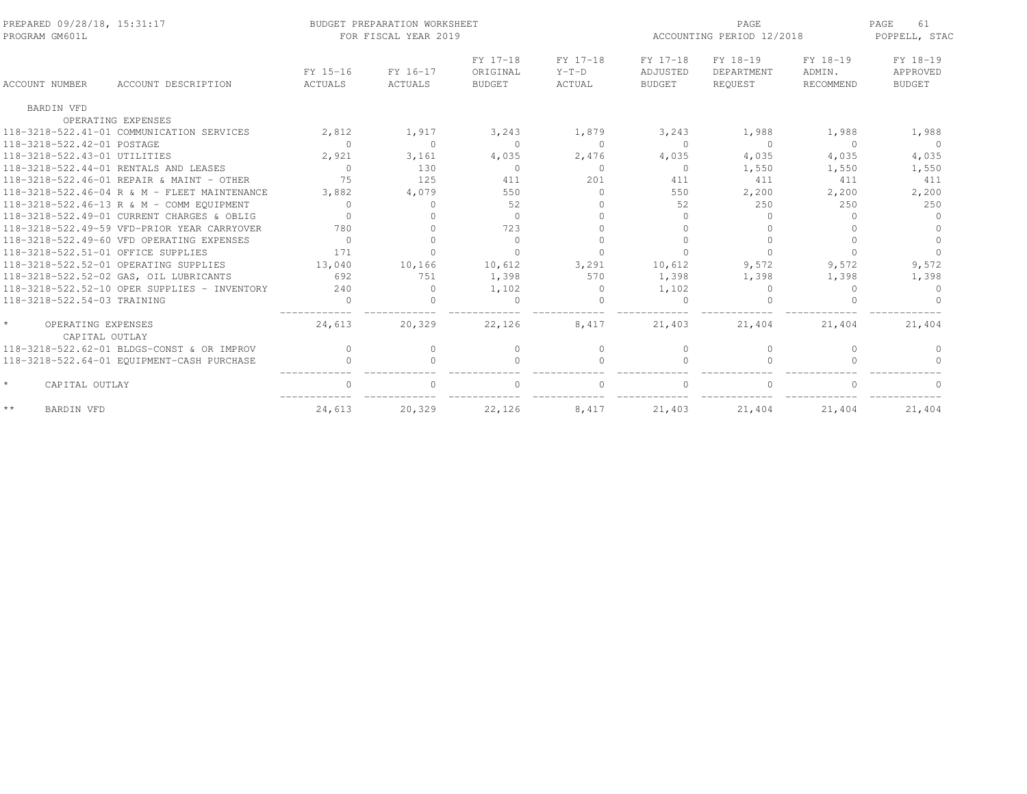PREPARED 09/28/18, 15:31:17 — BUDGET PREPARATION WORKSHEET — PAGE

PROGRAM GM601L — FOR FISCAL YEAR 2019 — ACCOUNTING PERIOD 12/2018 — POPPELL, STAC

| ACCOUNT NUMBER | ACCOUNT DESCRIPTION | FY 15-16 ACTUALS | FY 16-17 ACTUALS | FY 17-18 ORIGINAL BUDGET | FY 17-18 Y-T-D ACTUAL | FY 17-18 ADJUSTED BUDGET | FY 18-19 DEPARTMENT REQUEST | FY 18-19 ADMIN. RECOMMEND | FY 18-19 APPROVED BUDGET |
|---|---|---|---|---|---|---|---|---|---|
| BARDIN VFD | | | | | | | | | |
| | OPERATING EXPENSES | | | | | | | | |
| 118-3218-522.41-01 | COMMUNICATION SERVICES | 2,812 | 1,917 | 3,243 | 1,879 | 3,243 | 1,988 | 1,988 | 1,988 |
| 118-3218-522.42-01 | POSTAGE | 0 | 0 | 0 | 0 | 0 | 0 | 0 | 0 |
| 118-3218-522.43-01 | UTILITIES | 2,921 | 3,161 | 4,035 | 2,476 | 4,035 | 4,035 | 4,035 | 4,035 |
| 118-3218-522.44-01 | RENTALS AND LEASES | 0 | 130 | 0 | 0 | 0 | 1,550 | 1,550 | 1,550 |
| 118-3218-522.46-01 | REPAIR & MAINT - OTHER | 75 | 125 | 411 | 201 | 411 | 411 | 411 | 411 |
| 118-3218-522.46-04 | R & M - FLEET MAINTENANCE | 3,882 | 4,079 | 550 | 0 | 550 | 2,200 | 2,200 | 2,200 |
| 118-3218-522.46-13 | R & M - COMM EQUIPMENT | 0 | 0 | 52 | 0 | 52 | 250 | 250 | 250 |
| 118-3218-522.49-01 | CURRENT CHARGES & OBLIG | 0 | 0 | 0 | 0 | 0 | 0 | 0 | 0 |
| 118-3218-522.49-59 | VFD-PRIOR YEAR CARRYOVER | 780 | 0 | 723 | 0 | 0 | 0 | 0 | 0 |
| 118-3218-522.49-60 | VFD OPERATING EXPENSES | 0 | 0 | 0 | 0 | 0 | 0 | 0 | 0 |
| 118-3218-522.51-01 | OFFICE SUPPLIES | 171 | 0 | 0 | 0 | 0 | 0 | 0 | 0 |
| 118-3218-522.52-01 | OPERATING SUPPLIES | 13,040 | 10,166 | 10,612 | 3,291 | 10,612 | 9,572 | 9,572 | 9,572 |
| 118-3218-522.52-02 | GAS, OIL LUBRICANTS | 692 | 751 | 1,398 | 570 | 1,398 | 1,398 | 1,398 | 1,398 |
| 118-3218-522.52-10 | OPER SUPPLIES - INVENTORY | 240 | 0 | 1,102 | 0 | 1,102 | 0 | 0 | 0 |
| 118-3218-522.54-03 | TRAINING | 0 | 0 | 0 | 0 | 0 | 0 | 0 | 0 |
| * | OPERATING EXPENSES | 24,613 | 20,329 | 22,126 | 8,417 | 21,403 | 21,404 | 21,404 | 21,404 |
| | CAPITAL OUTLAY | | | | | | | | |
| 118-3218-522.62-01 | BLDGS-CONST & OR IMPROV | 0 | 0 | 0 | 0 | 0 | 0 | 0 | 0 |
| 118-3218-522.64-01 | EQUIPMENT-CASH PURCHASE | 0 | 0 | 0 | 0 | 0 | 0 | 0 | 0 |
| * | CAPITAL OUTLAY | 0 | 0 | 0 | 0 | 0 | 0 | 0 | 0 |
| ** | BARDIN VFD | 24,613 | 20,329 | 22,126 | 8,417 | 21,403 | 21,404 | 21,404 | 21,404 |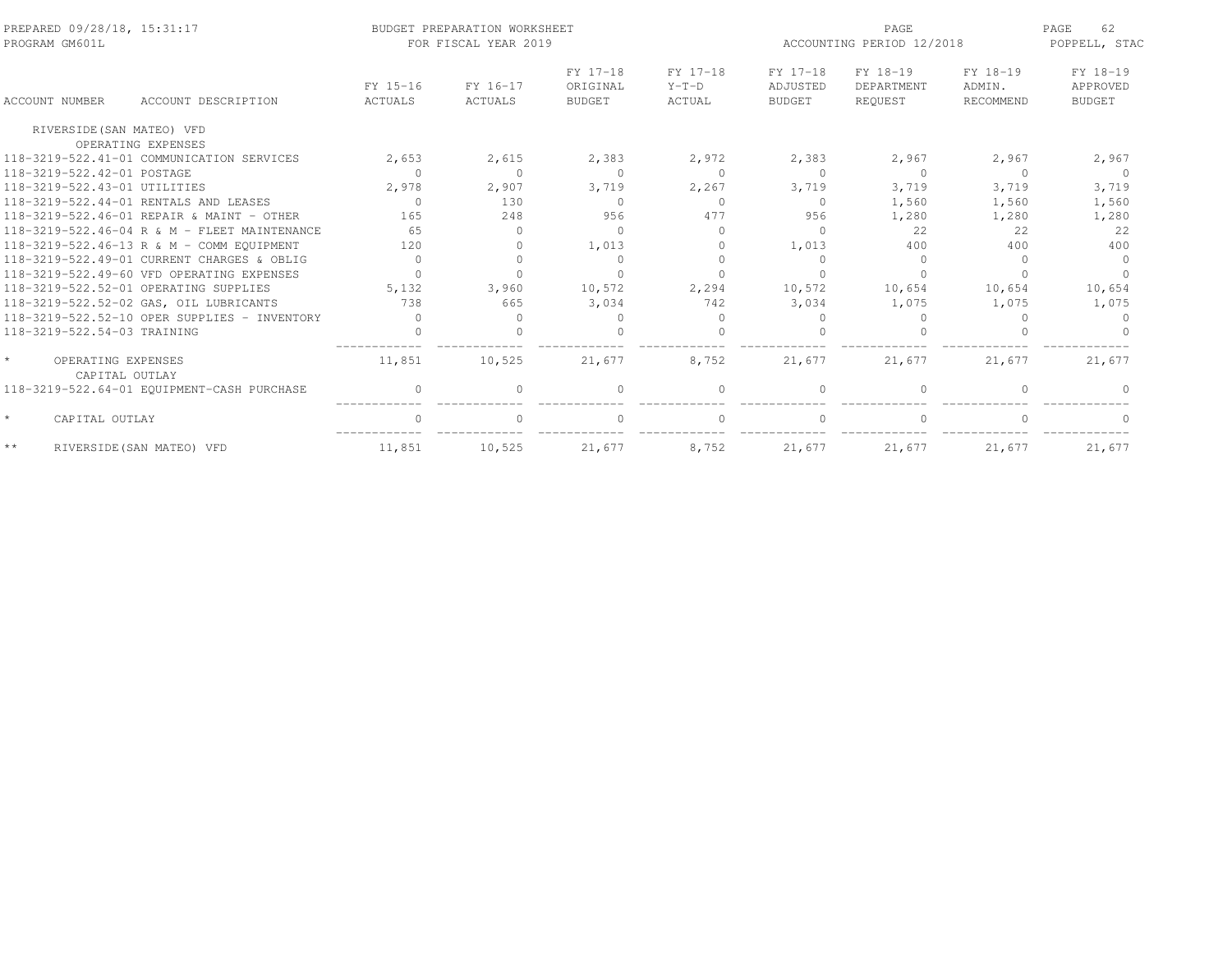BUDGET PREPARATION WORKSHEET
FOR FISCAL YEAR 2019

PREPARED 09/28/18, 15:31:17
PROGRAM GM601L

ACCOUNTING PERIOD 12/2018

POPPELL, STAC

| ACCOUNT NUMBER | ACCOUNT DESCRIPTION | FY 15-16 ACTUALS | FY 16-17 ACTUALS | FY 17-18 ORIGINAL BUDGET | FY 17-18 Y-T-D ACTUAL | FY 17-18 ADJUSTED BUDGET | FY 18-19 DEPARTMENT REQUEST | FY 18-19 ADMIN. RECOMMEND | FY 18-19 APPROVED BUDGET |
|---|---|---|---|---|---|---|---|---|---|
| RIVERSIDE(SAN MATEO) VFD | | | | | | | | | |
| | OPERATING EXPENSES | | | | | | | | |
| 118-3219-522.41-01 | COMMUNICATION SERVICES | 2,653 | 2,615 | 2,383 | 2,972 | 2,383 | 2,967 | 2,967 | 2,967 |
| 118-3219-522.42-01 | POSTAGE | 0 | 0 | 0 | 0 | 0 | 0 | 0 | 0 |
| 118-3219-522.43-01 | UTILITIES | 2,978 | 2,907 | 3,719 | 2,267 | 3,719 | 3,719 | 3,719 | 3,719 |
| 118-3219-522.44-01 | RENTALS AND LEASES | 0 | 130 | 0 | 0 | 0 | 1,560 | 1,560 | 1,560 |
| 118-3219-522.46-01 | REPAIR & MAINT - OTHER | 165 | 248 | 956 | 477 | 956 | 1,280 | 1,280 | 1,280 |
| 118-3219-522.46-04 | R & M - FLEET MAINTENANCE | 65 | 0 | 0 | 0 | 0 | 22 | 22 | 22 |
| 118-3219-522.46-13 | R & M - COMM EQUIPMENT | 120 | 0 | 1,013 | 0 | 1,013 | 400 | 400 | 400 |
| 118-3219-522.49-01 | CURRENT CHARGES & OBLIG | 0 | 0 | 0 | 0 | 0 | 0 | 0 | 0 |
| 118-3219-522.49-60 | VFD OPERATING EXPENSES | 0 | 0 | 0 | 0 | 0 | 0 | 0 | 0 |
| 118-3219-522.52-01 | OPERATING SUPPLIES | 5,132 | 3,960 | 10,572 | 2,294 | 10,572 | 10,654 | 10,654 | 10,654 |
| 118-3219-522.52-02 | GAS, OIL LUBRICANTS | 738 | 665 | 3,034 | 742 | 3,034 | 1,075 | 1,075 | 1,075 |
| 118-3219-522.52-10 | OPER SUPPLIES - INVENTORY | 0 | 0 | 0 | 0 | 0 | 0 | 0 | 0 |
| 118-3219-522.54-03 | TRAINING | 0 | 0 | 0 | 0 | 0 | 0 | 0 | 0 |
| * | OPERATING EXPENSES | 11,851 | 10,525 | 21,677 | 8,752 | 21,677 | 21,677 | 21,677 | 21,677 |
| | CAPITAL OUTLAY | | | | | | | | |
| 118-3219-522.64-01 | EQUIPMENT-CASH PURCHASE | 0 | 0 | 0 | 0 | 0 | 0 | 0 | 0 |
| * | CAPITAL OUTLAY | 0 | 0 | 0 | 0 | 0 | 0 | 0 | 0 |
| ** | RIVERSIDE(SAN MATEO) VFD | 11,851 | 10,525 | 21,677 | 8,752 | 21,677 | 21,677 | 21,677 | 21,677 |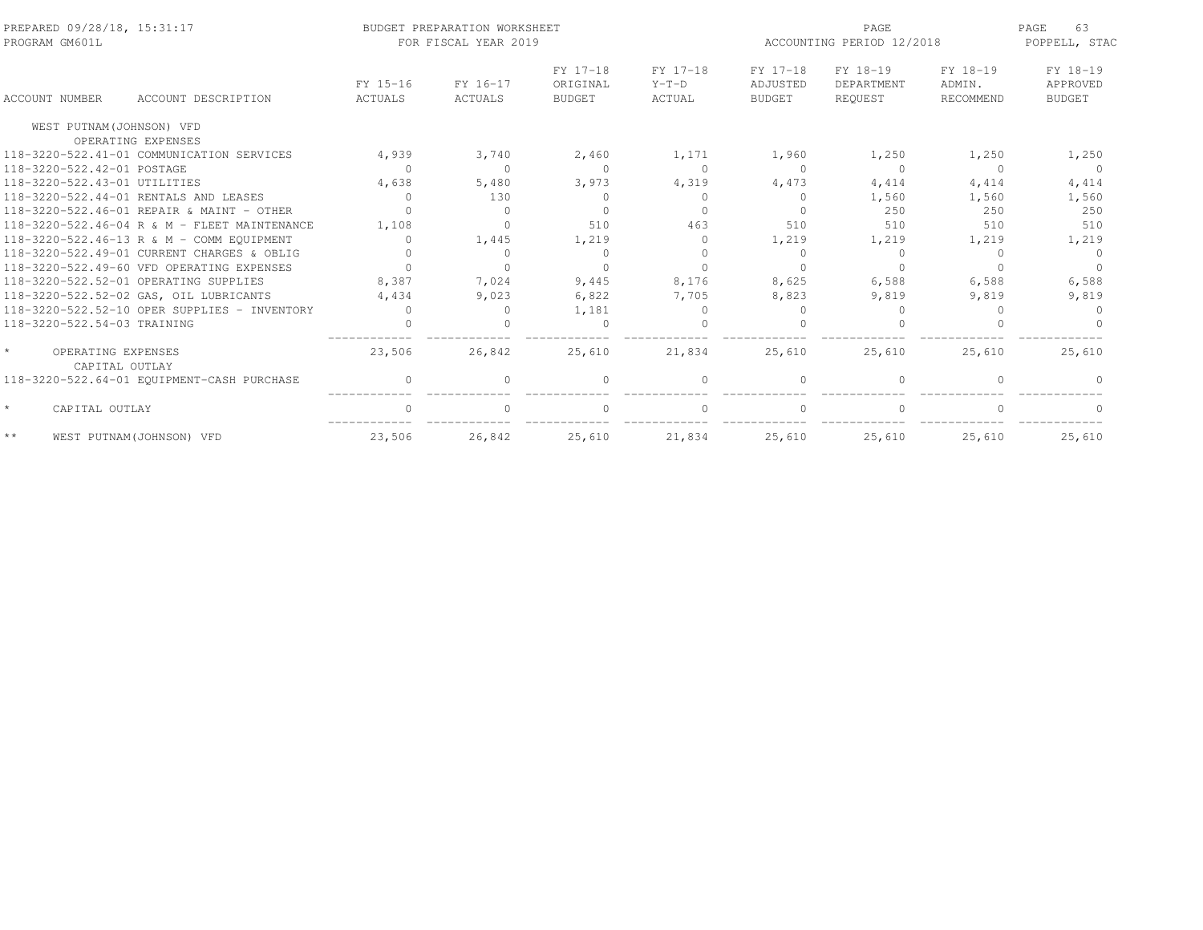| ACCOUNT NUMBER | ACCOUNT DESCRIPTION | FY 15-16 ACTUALS | FY 16-17 ACTUALS | FY 17-18 ORIGINAL BUDGET | FY 17-18 Y-T-D ACTUAL | FY 17-18 ADJUSTED BUDGET | FY 18-19 DEPARTMENT REQUEST | FY 18-19 ADMIN. RECOMMEND | FY 18-19 APPROVED BUDGET |
|---|---|---|---|---|---|---|---|---|---|
| WEST PUTNAM(JOHNSON) VFD | | | | | | | | | |
| | OPERATING EXPENSES | | | | | | | | |
| 118-3220-522.41-01 | COMMUNICATION SERVICES | 4,939 | 3,740 | 2,460 | 1,171 | 1,960 | 1,250 | 1,250 | 1,250 |
| 118-3220-522.42-01 | POSTAGE | 0 | 0 | 0 | 0 | 0 | 0 | 0 | 0 |
| 118-3220-522.43-01 | UTILITIES | 4,638 | 5,480 | 3,973 | 4,319 | 4,473 | 4,414 | 4,414 | 4,414 |
| 118-3220-522.44-01 | RENTALS AND LEASES | 0 | 130 | 0 | 0 | 0 | 1,560 | 1,560 | 1,560 |
| 118-3220-522.46-01 | REPAIR & MAINT - OTHER | 0 | 0 | 0 | 0 | 0 | 250 | 250 | 250 |
| 118-3220-522.46-04 | R & M - FLEET MAINTENANCE | 1,108 | 0 | 510 | 463 | 510 | 510 | 510 | 510 |
| 118-3220-522.46-13 | R & M - COMM EQUIPMENT | 0 | 1,445 | 1,219 | 0 | 1,219 | 1,219 | 1,219 | 1,219 |
| 118-3220-522.49-01 | CURRENT CHARGES & OBLIG | 0 | 0 | 0 | 0 | 0 | 0 | 0 | 0 |
| 118-3220-522.49-60 | VFD OPERATING EXPENSES | 0 | 0 | 0 | 0 | 0 | 0 | 0 | 0 |
| 118-3220-522.52-01 | OPERATING SUPPLIES | 8,387 | 7,024 | 9,445 | 8,176 | 8,625 | 6,588 | 6,588 | 6,588 |
| 118-3220-522.52-02 | GAS, OIL LUBRICANTS | 4,434 | 9,023 | 6,822 | 7,705 | 8,823 | 9,819 | 9,819 | 9,819 |
| 118-3220-522.52-10 | OPER SUPPLIES - INVENTORY | 0 | 0 | 1,181 | 0 | 0 | 0 | 0 | 0 |
| 118-3220-522.54-03 | TRAINING | 0 | 0 | 0 | 0 | 0 | 0 | 0 | 0 |
| * | OPERATING EXPENSES | 23,506 | 26,842 | 25,610 | 21,834 | 25,610 | 25,610 | 25,610 | 25,610 |
| | CAPITAL OUTLAY | | | | | | | | |
| 118-3220-522.64-01 | EQUIPMENT-CASH PURCHASE | 0 | 0 | 0 | 0 | 0 | 0 | 0 | 0 |
| * | CAPITAL OUTLAY | 0 | 0 | 0 | 0 | 0 | 0 | 0 | 0 |
| ** | WEST PUTNAM(JOHNSON) VFD | 23,506 | 26,842 | 25,610 | 21,834 | 25,610 | 25,610 | 25,610 | 25,610 |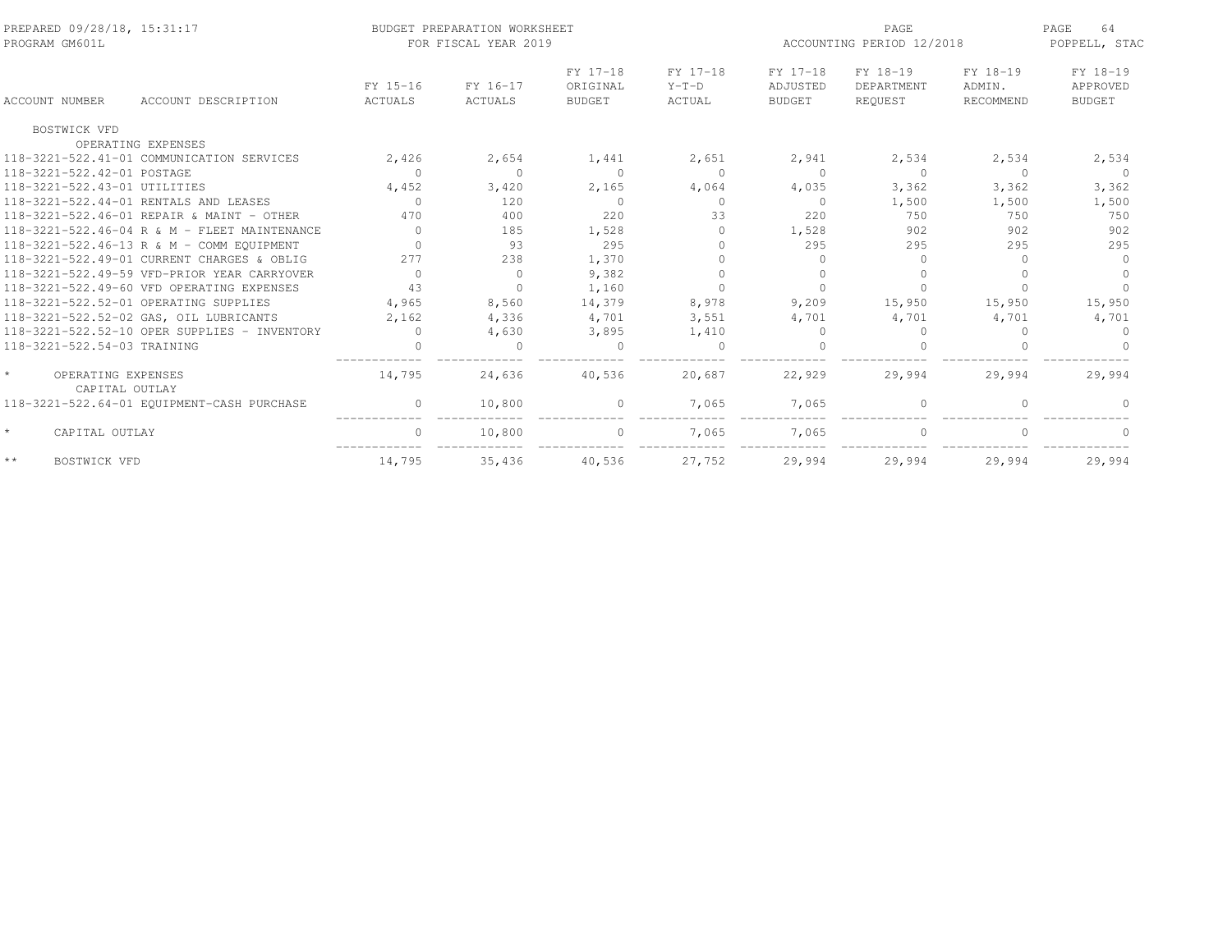BUDGET PREPARATION WORKSHEET
FOR FISCAL YEAR 2019

| ACCOUNT NUMBER | ACCOUNT DESCRIPTION | FY 15-16 ACTUALS | FY 16-17 ACTUALS | FY 17-18 ORIGINAL BUDGET | FY 17-18 Y-T-D ACTUAL | FY 17-18 ADJUSTED BUDGET | FY 18-19 DEPARTMENT REQUEST | FY 18-19 ADMIN. RECOMMEND | FY 18-19 APPROVED BUDGET |
|---|---|---|---|---|---|---|---|---|---|
| BOSTWICK VFD | | | | | | | | | |
| | OPERATING EXPENSES | | | | | | | | |
| 118-3221-522.41-01 | COMMUNICATION SERVICES | 2,426 | 2,654 | 1,441 | 2,651 | 2,941 | 2,534 | 2,534 | 2,534 |
| 118-3221-522.42-01 | POSTAGE | 0 | 0 | 0 | 0 | 0 | 0 | 0 | 0 |
| 118-3221-522.43-01 | UTILITIES | 4,452 | 3,420 | 2,165 | 4,064 | 4,035 | 3,362 | 3,362 | 3,362 |
| 118-3221-522.44-01 | RENTALS AND LEASES | 0 | 120 | 0 | 0 | 0 | 1,500 | 1,500 | 1,500 |
| 118-3221-522.46-01 | REPAIR & MAINT - OTHER | 470 | 400 | 220 | 33 | 220 | 750 | 750 | 750 |
| 118-3221-522.46-04 | R & M - FLEET MAINTENANCE | 0 | 185 | 1,528 | 0 | 1,528 | 902 | 902 | 902 |
| 118-3221-522.46-13 | R & M - COMM EQUIPMENT | 0 | 93 | 295 | 0 | 295 | 295 | 295 | 295 |
| 118-3221-522.49-01 | CURRENT CHARGES & OBLIG | 277 | 238 | 1,370 | 0 | 0 | 0 | 0 | 0 |
| 118-3221-522.49-59 | VFD-PRIOR YEAR CARRYOVER | 0 | 0 | 9,382 | 0 | 0 | 0 | 0 | 0 |
| 118-3221-522.49-60 | VFD OPERATING EXPENSES | 43 | 0 | 1,160 | 0 | 0 | 0 | 0 | 0 |
| 118-3221-522.52-01 | OPERATING SUPPLIES | 4,965 | 8,560 | 14,379 | 8,978 | 9,209 | 15,950 | 15,950 | 15,950 |
| 118-3221-522.52-02 | GAS, OIL LUBRICANTS | 2,162 | 4,336 | 4,701 | 3,551 | 4,701 | 4,701 | 4,701 | 4,701 |
| 118-3221-522.52-10 | OPER SUPPLIES - INVENTORY | 0 | 4,630 | 3,895 | 1,410 | 0 | 0 | 0 | 0 |
| 118-3221-522.54-03 | TRAINING | 0 | 0 | 0 | 0 | 0 | 0 | 0 | 0 |
| * | OPERATING EXPENSES | 14,795 | 24,636 | 40,536 | 20,687 | 22,929 | 29,994 | 29,994 | 29,994 |
| | CAPITAL OUTLAY | | | | | | | | |
| 118-3221-522.64-01 | EQUIPMENT-CASH PURCHASE | 0 | 10,800 | 0 | 7,065 | 7,065 | 0 | 0 | 0 |
| * | CAPITAL OUTLAY | 0 | 10,800 | 0 | 7,065 | 7,065 | 0 | 0 | 0 |
| ** | BOSTWICK VFD | 14,795 | 35,436 | 40,536 | 27,752 | 29,994 | 29,994 | 29,994 | 29,994 |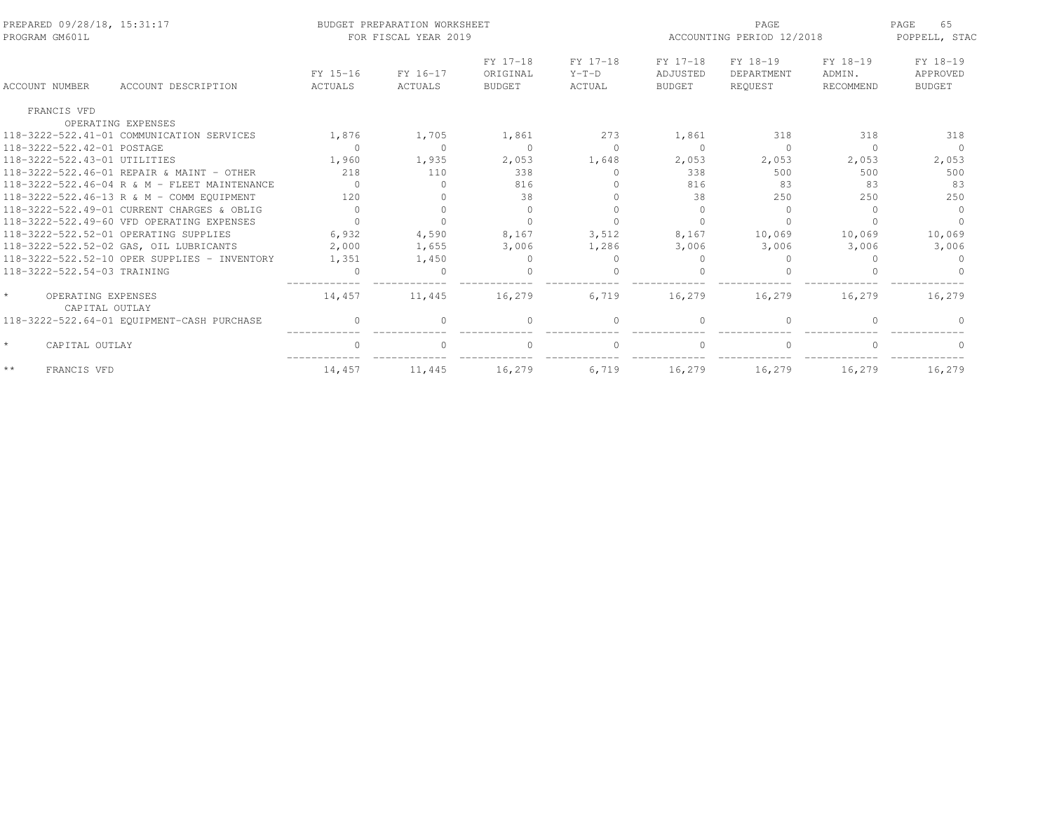BUDGET PREPARATION WORKSHEET
FOR FISCAL YEAR 2019

PREPARED 09/28/18, 15:31:17
PROGRAM GM601L

ACCOUNTING PERIOD 12/2018

POPPELL, STAC

| ACCOUNT NUMBER | ACCOUNT DESCRIPTION | FY 15-16 ACTUALS | FY 16-17 ACTUALS | FY 17-18 ORIGINAL BUDGET | FY 17-18 Y-T-D ACTUAL | FY 17-18 ADJUSTED BUDGET | FY 18-19 DEPARTMENT REQUEST | FY 18-19 ADMIN. RECOMMEND | FY 18-19 APPROVED BUDGET |
|---|---|---|---|---|---|---|---|---|---|
| FRANCIS VFD | | | | | | | | | |
| | OPERATING EXPENSES | | | | | | | | |
| 118-3222-522.41-01 | COMMUNICATION SERVICES | 1,876 | 1,705 | 1,861 | 273 | 1,861 | 318 | 318 | 318 |
| 118-3222-522.42-01 | POSTAGE | 0 | 0 | 0 | 0 | 0 | 0 | 0 | 0 |
| 118-3222-522.43-01 | UTILITIES | 1,960 | 1,935 | 2,053 | 1,648 | 2,053 | 2,053 | 2,053 | 2,053 |
| 118-3222-522.46-01 | REPAIR & MAINT - OTHER | 218 | 110 | 338 | 0 | 338 | 500 | 500 | 500 |
| 118-3222-522.46-04 | R & M - FLEET MAINTENANCE | 0 | 0 | 816 | 0 | 816 | 83 | 83 | 83 |
| 118-3222-522.46-13 | R & M - COMM EQUIPMENT | 120 | 0 | 38 | 0 | 38 | 250 | 250 | 250 |
| 118-3222-522.49-01 | CURRENT CHARGES & OBLIG | 0 | 0 | 0 | 0 | 0 | 0 | 0 | 0 |
| 118-3222-522.49-60 | VFD OPERATING EXPENSES | 0 | 0 | 0 | 0 | 0 | 0 | 0 | 0 |
| 118-3222-522.52-01 | OPERATING SUPPLIES | 6,932 | 4,590 | 8,167 | 3,512 | 8,167 | 10,069 | 10,069 | 10,069 |
| 118-3222-522.52-02 | GAS, OIL LUBRICANTS | 2,000 | 1,655 | 3,006 | 1,286 | 3,006 | 3,006 | 3,006 | 3,006 |
| 118-3222-522.52-10 | OPER SUPPLIES - INVENTORY | 1,351 | 1,450 | 0 | 0 | 0 | 0 | 0 | 0 |
| 118-3222-522.54-03 | TRAINING | 0 | 0 | 0 | 0 | 0 | 0 | 0 | 0 |
| * | OPERATING EXPENSES | 14,457 | 11,445 | 16,279 | 6,719 | 16,279 | 16,279 | 16,279 | 16,279 |
| | CAPITAL OUTLAY | | | | | | | | |
| 118-3222-522.64-01 | EQUIPMENT-CASH PURCHASE | 0 | 0 | 0 | 0 | 0 | 0 | 0 | 0 |
| * | CAPITAL OUTLAY | 0 | 0 | 0 | 0 | 0 | 0 | 0 | 0 |
| ** | FRANCIS VFD | 14,457 | 11,445 | 16,279 | 6,719 | 16,279 | 16,279 | 16,279 | 16,279 |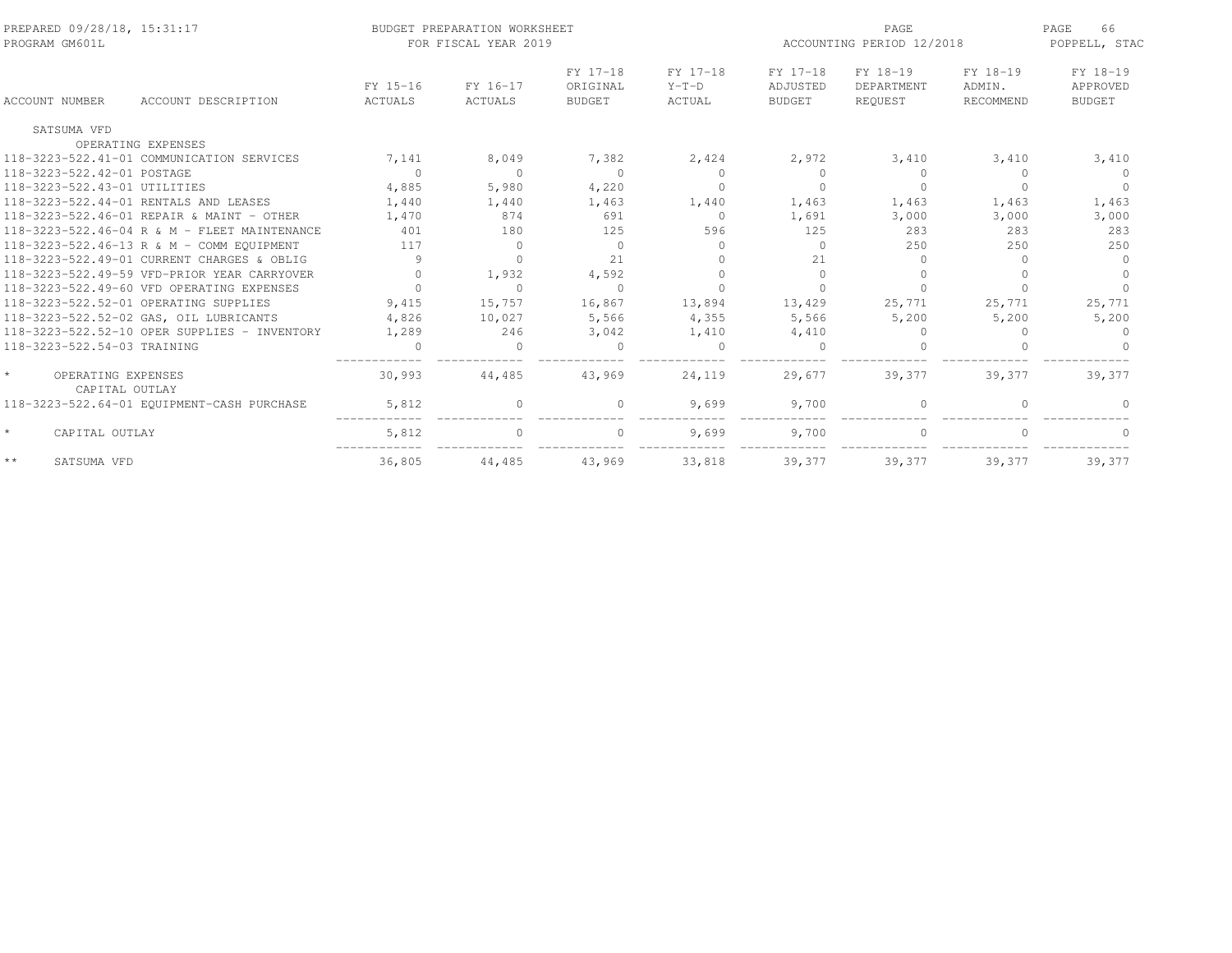PREPARED 09/28/18, 15:31:17 BUDGET PREPARATION WORKSHEET
PROGRAM GM601L FOR FISCAL YEAR 2019
ACCOUNTING PERIOD 12/2018
POPPELL, STAC

| ACCOUNT NUMBER | ACCOUNT DESCRIPTION | FY 15-16 ACTUALS | FY 16-17 ACTUALS | FY 17-18 ORIGINAL BUDGET | FY 17-18 Y-T-D ACTUAL | FY 17-18 ADJUSTED BUDGET | FY 18-19 DEPARTMENT REQUEST | FY 18-19 ADMIN. RECOMMEND | FY 18-19 APPROVED BUDGET |
|---|---|---|---|---|---|---|---|---|---|
| SATSUMA VFD | | | | | | | | | |
| | OPERATING EXPENSES | | | | | | | | |
| 118-3223-522.41-01 | COMMUNICATION SERVICES | 7,141 | 8,049 | 7,382 | 2,424 | 2,972 | 3,410 | 3,410 | 3,410 |
| 118-3223-522.42-01 | POSTAGE | 0 | 0 | 0 | 0 | 0 | 0 | 0 | 0 |
| 118-3223-522.43-01 | UTILITIES | 4,885 | 5,980 | 4,220 | 0 | 0 | 0 | 0 | 0 |
| 118-3223-522.44-01 | RENTALS AND LEASES | 1,440 | 1,440 | 1,463 | 1,440 | 1,463 | 1,463 | 1,463 | 1,463 |
| 118-3223-522.46-01 | REPAIR & MAINT - OTHER | 1,470 | 874 | 691 | 0 | 1,691 | 3,000 | 3,000 | 3,000 |
| 118-3223-522.46-04 | R & M - FLEET MAINTENANCE | 401 | 180 | 125 | 596 | 125 | 283 | 283 | 283 |
| 118-3223-522.46-13 | R & M - COMM EQUIPMENT | 117 | 0 | 0 | 0 | 0 | 250 | 250 | 250 |
| 118-3223-522.49-01 | CURRENT CHARGES & OBLIG | 9 | 0 | 21 | 0 | 21 | 0 | 0 | 0 |
| 118-3223-522.49-59 | VFD-PRIOR YEAR CARRYOVER | 0 | 1,932 | 4,592 | 0 | 0 | 0 | 0 | 0 |
| 118-3223-522.49-60 | VFD OPERATING EXPENSES | 0 | 0 | 0 | 0 | 0 | 0 | 0 | 0 |
| 118-3223-522.52-01 | OPERATING SUPPLIES | 9,415 | 15,757 | 16,867 | 13,894 | 13,429 | 25,771 | 25,771 | 25,771 |
| 118-3223-522.52-02 | GAS, OIL LUBRICANTS | 4,826 | 10,027 | 5,566 | 4,355 | 5,566 | 5,200 | 5,200 | 5,200 |
| 118-3223-522.52-10 | OPER SUPPLIES - INVENTORY | 1,289 | 246 | 3,042 | 1,410 | 4,410 | 0 | 0 | 0 |
| 118-3223-522.54-03 | TRAINING | 0 | 0 | 0 | 0 | 0 | 0 | 0 | 0 |
| * | OPERATING EXPENSES | 30,993 | 44,485 | 43,969 | 24,119 | 29,677 | 39,377 | 39,377 | 39,377 |
| | CAPITAL OUTLAY | | | | | | | | |
| 118-3223-522.64-01 | EQUIPMENT-CASH PURCHASE | 5,812 | 0 | 0 | 9,699 | 9,700 | 0 | 0 | 0 |
| * | CAPITAL OUTLAY | 5,812 | 0 | 0 | 9,699 | 9,700 | 0 | 0 | 0 |
| ** | SATSUMA VFD | 36,805 | 44,485 | 43,969 | 33,818 | 39,377 | 39,377 | 39,377 | 39,377 |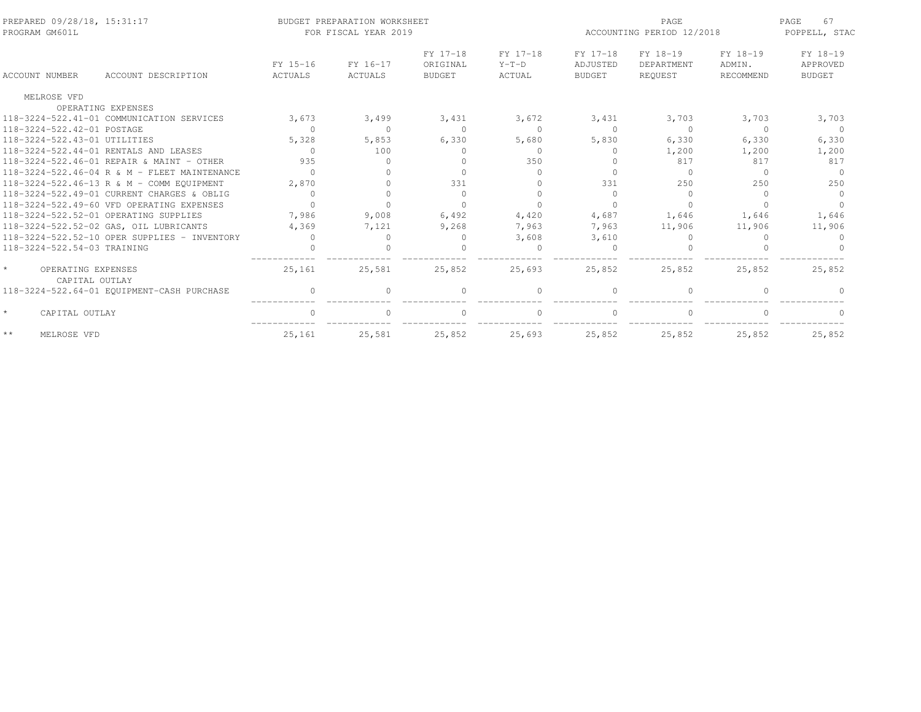PREPARED 09/28/18, 15:31:17 PROGRAM GM601L

BUDGET PREPARATION WORKSHEET FOR FISCAL YEAR 2019

ACCOUNTING PERIOD 12/2018

POPPELL, STAC

| ACCOUNT NUMBER | ACCOUNT DESCRIPTION | FY 15-16 ACTUALS | FY 16-17 ACTUALS | FY 17-18 ORIGINAL BUDGET | FY 17-18 Y-T-D ACTUAL | FY 17-18 ADJUSTED BUDGET | FY 18-19 DEPARTMENT REQUEST | FY 18-19 ADMIN. RECOMMEND | FY 18-19 APPROVED BUDGET |
|---|---|---|---|---|---|---|---|---|---|
| MELROSE VFD | | | | | | | | | |
| | OPERATING EXPENSES | | | | | | | | |
| 118-3224-522.41-01 | COMMUNICATION SERVICES | 3,673 | 3,499 | 3,431 | 3,672 | 3,431 | 3,703 | 3,703 | 3,703 |
| 118-3224-522.42-01 | POSTAGE | 0 | 0 | 0 | 0 | 0 | 0 | 0 | 0 |
| 118-3224-522.43-01 | UTILITIES | 5,328 | 5,853 | 6,330 | 5,680 | 5,830 | 6,330 | 6,330 | 6,330 |
| 118-3224-522.44-01 | RENTALS AND LEASES | 0 | 100 | 0 | 0 | 0 | 1,200 | 1,200 | 1,200 |
| 118-3224-522.46-01 | REPAIR & MAINT - OTHER | 935 | 0 | 0 | 350 | 0 | 817 | 817 | 817 |
| 118-3224-522.46-04 | R & M - FLEET MAINTENANCE | 0 | 0 | 0 | 0 | 0 | 0 | 0 | 0 |
| 118-3224-522.46-13 | R & M - COMM EQUIPMENT | 2,870 | 0 | 331 | 0 | 331 | 250 | 250 | 250 |
| 118-3224-522.49-01 | CURRENT CHARGES & OBLIG | 0 | 0 | 0 | 0 | 0 | 0 | 0 | 0 |
| 118-3224-522.49-60 | VFD OPERATING EXPENSES | 0 | 0 | 0 | 0 | 0 | 0 | 0 | 0 |
| 118-3224-522.52-01 | OPERATING SUPPLIES | 7,986 | 9,008 | 6,492 | 4,420 | 4,687 | 1,646 | 1,646 | 1,646 |
| 118-3224-522.52-02 | GAS, OIL LUBRICANTS | 4,369 | 7,121 | 9,268 | 7,963 | 7,963 | 11,906 | 11,906 | 11,906 |
| 118-3224-522.52-10 | OPER SUPPLIES - INVENTORY | 0 | 0 | 0 | 3,608 | 3,610 | 0 | 0 | 0 |
| 118-3224-522.54-03 | TRAINING | 0 | 0 | 0 | 0 | 0 | 0 | 0 | 0 |
| * | OPERATING EXPENSES | 25,161 | 25,581 | 25,852 | 25,693 | 25,852 | 25,852 | 25,852 | 25,852 |
| | CAPITAL OUTLAY | | | | | | | | |
| 118-3224-522.64-01 | EQUIPMENT-CASH PURCHASE | 0 | 0 | 0 | 0 | 0 | 0 | 0 | 0 |
| * | CAPITAL OUTLAY | 0 | 0 | 0 | 0 | 0 | 0 | 0 | 0 |
| ** | MELROSE VFD | 25,161 | 25,581 | 25,852 | 25,693 | 25,852 | 25,852 | 25,852 | 25,852 |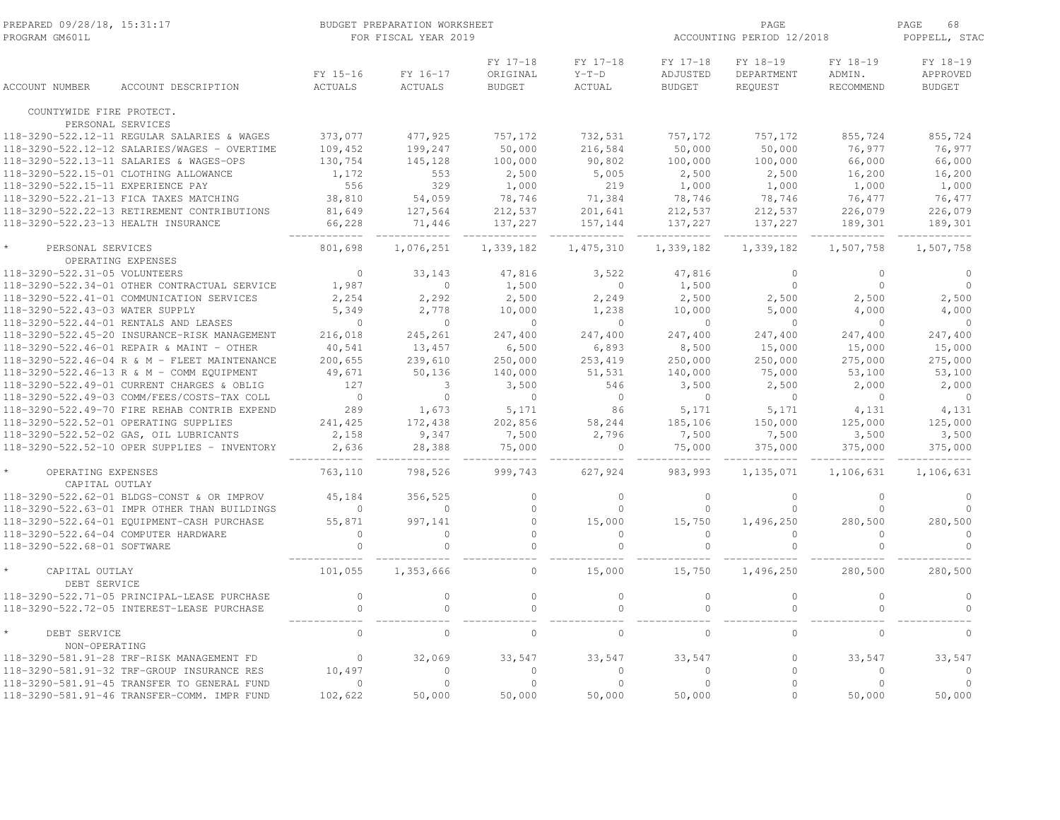BUDGET PREPARATION WORKSHEET
FOR FISCAL YEAR 2019

PREPARED 09/28/18, 15:31:17
PROGRAM GM601L

ACCOUNTING PERIOD 12/2018
POPPELL, STAC

| ACCOUNT NUMBER | ACCOUNT DESCRIPTION | FY 15-16 ACTUALS | FY 16-17 ACTUALS | FY 17-18 ORIGINAL BUDGET | FY 17-18 Y-T-D ACTUAL | FY 17-18 ADJUSTED BUDGET | FY 18-19 DEPARTMENT REQUEST | FY 18-19 ADMIN. RECOMMEND | FY 18-19 APPROVED BUDGET |
|---|---|---|---|---|---|---|---|---|---|
| COUNTYWIDE FIRE PROTECT. | | | | | | | | | |
| PERSONAL SERVICES | | | | | | | | | |
| 118-3290-522.12-11 | REGULAR SALARIES & WAGES | 373,077 | 477,925 | 757,172 | 732,531 | 757,172 | 757,172 | 855,724 | 855,724 |
| 118-3290-522.12-12 | SALARIES/WAGES - OVERTIME | 109,452 | 199,247 | 50,000 | 216,584 | 50,000 | 50,000 | 76,977 | 76,977 |
| 118-3290-522.13-11 | SALARIES & WAGES-OPS | 130,754 | 145,128 | 100,000 | 90,802 | 100,000 | 100,000 | 66,000 | 66,000 |
| 118-3290-522.15-01 | CLOTHING ALLOWANCE | 1,172 | 553 | 2,500 | 5,005 | 2,500 | 2,500 | 16,200 | 16,200 |
| 118-3290-522.15-11 | EXPERIENCE PAY | 556 | 329 | 1,000 | 219 | 1,000 | 1,000 | 1,000 | 1,000 |
| 118-3290-522.21-13 | FICA TAXES MATCHING | 38,810 | 54,059 | 78,746 | 71,384 | 78,746 | 78,746 | 76,477 | 76,477 |
| 118-3290-522.22-13 | RETIREMENT CONTRIBUTIONS | 81,649 | 127,564 | 212,537 | 201,641 | 212,537 | 212,537 | 226,079 | 226,079 |
| 118-3290-522.23-13 | HEALTH INSURANCE | 66,228 | 71,446 | 137,227 | 157,144 | 137,227 | 137,227 | 189,301 | 189,301 |
| * PERSONAL SERVICES | | 801,698 | 1,076,251 | 1,339,182 | 1,475,310 | 1,339,182 | 1,339,182 | 1,507,758 | 1,507,758 |
| OPERATING EXPENSES | | | | | | | | | |
| 118-3290-522.31-05 | VOLUNTEERS | 0 | 33,143 | 47,816 | 3,522 | 47,816 | 0 | 0 | 0 |
| 118-3290-522.34-01 | OTHER CONTRACTUAL SERVICE | 1,987 | 0 | 1,500 | 0 | 1,500 | 0 | 0 | 0 |
| 118-3290-522.41-01 | COMMUNICATION SERVICES | 2,254 | 2,292 | 2,500 | 2,249 | 2,500 | 2,500 | 2,500 | 2,500 |
| 118-3290-522.43-03 | WATER SUPPLY | 5,349 | 2,778 | 10,000 | 1,238 | 10,000 | 5,000 | 4,000 | 4,000 |
| 118-3290-522.44-01 | RENTALS AND LEASES | 0 | 0 | 0 | 0 | 0 | 0 | 0 | 0 |
| 118-3290-522.45-20 | INSURANCE-RISK MANAGEMENT | 216,018 | 245,261 | 247,400 | 247,400 | 247,400 | 247,400 | 247,400 | 247,400 |
| 118-3290-522.46-01 | REPAIR & MAINT - OTHER | 40,541 | 13,457 | 6,500 | 6,893 | 8,500 | 15,000 | 15,000 | 15,000 |
| 118-3290-522.46-04 | R & M - FLEET MAINTENANCE | 200,655 | 239,610 | 250,000 | 253,419 | 250,000 | 250,000 | 275,000 | 275,000 |
| 118-3290-522.46-13 | R & M - COMM EQUIPMENT | 49,671 | 50,136 | 140,000 | 51,531 | 140,000 | 75,000 | 53,100 | 53,100 |
| 118-3290-522.49-01 | CURRENT CHARGES & OBLIG | 127 | 3 | 3,500 | 546 | 3,500 | 2,500 | 2,000 | 2,000 |
| 118-3290-522.49-03 | COMM/FEES/COSTS-TAX COLL | 0 | 0 | 0 | 0 | 0 | 0 | 0 | 0 |
| 118-3290-522.49-70 | FIRE REHAB CONTRIB EXPEND | 289 | 1,673 | 5,171 | 86 | 5,171 | 5,171 | 4,131 | 4,131 |
| 118-3290-522.52-01 | OPERATING SUPPLIES | 241,425 | 172,438 | 202,856 | 58,244 | 185,106 | 150,000 | 125,000 | 125,000 |
| 118-3290-522.52-02 | GAS, OIL LUBRICANTS | 2,158 | 9,347 | 7,500 | 2,796 | 7,500 | 7,500 | 3,500 | 3,500 |
| 118-3290-522.52-10 | OPER SUPPLIES - INVENTORY | 2,636 | 28,388 | 75,000 | 0 | 75,000 | 375,000 | 375,000 | 375,000 |
| * OPERATING EXPENSES | | 763,110 | 798,526 | 999,743 | 627,924 | 983,993 | 1,135,071 | 1,106,631 | 1,106,631 |
| CAPITAL OUTLAY | | | | | | | | | |
| 118-3290-522.62-01 | BLDGS-CONST & OR IMPROV | 45,184 | 356,525 | 0 | 0 | 0 | 0 | 0 | 0 |
| 118-3290-522.63-01 | IMPR OTHER THAN BUILDINGS | 0 | 0 | 0 | 0 | 0 | 0 | 0 | 0 |
| 118-3290-522.64-01 | EQUIPMENT-CASH PURCHASE | 55,871 | 997,141 | 0 | 15,000 | 15,750 | 1,496,250 | 280,500 | 280,500 |
| 118-3290-522.64-04 | COMPUTER HARDWARE | 0 | 0 | 0 | 0 | 0 | 0 | 0 | 0 |
| 118-3290-522.68-01 | SOFTWARE | 0 | 0 | 0 | 0 | 0 | 0 | 0 | 0 |
| * CAPITAL OUTLAY | | 101,055 | 1,353,666 | 0 | 15,000 | 15,750 | 1,496,250 | 280,500 | 280,500 |
| DEBT SERVICE | | | | | | | | | |
| 118-3290-522.71-05 | PRINCIPAL-LEASE PURCHASE | 0 | 0 | 0 | 0 | 0 | 0 | 0 | 0 |
| 118-3290-522.72-05 | INTEREST-LEASE PURCHASE | 0 | 0 | 0 | 0 | 0 | 0 | 0 | 0 |
| * DEBT SERVICE | | 0 | 0 | 0 | 0 | 0 | 0 | 0 | 0 |
| NON-OPERATING | | | | | | | | | |
| 118-3290-581.91-28 | TRF-RISK MANAGEMENT FD | 0 | 32,069 | 33,547 | 33,547 | 33,547 | 0 | 33,547 | 33,547 |
| 118-3290-581.91-32 | TRF-GROUP INSURANCE RES | 10,497 | 0 | 0 | 0 | 0 | 0 | 0 | 0 |
| 118-3290-581.91-45 | TRANSFER TO GENERAL FUND | 0 | 0 | 0 | 0 | 0 | 0 | 0 | 0 |
| 118-3290-581.91-46 | TRANSFER-COMM. IMPR FUND | 102,622 | 50,000 | 50,000 | 50,000 | 50,000 | 0 | 50,000 | 50,000 |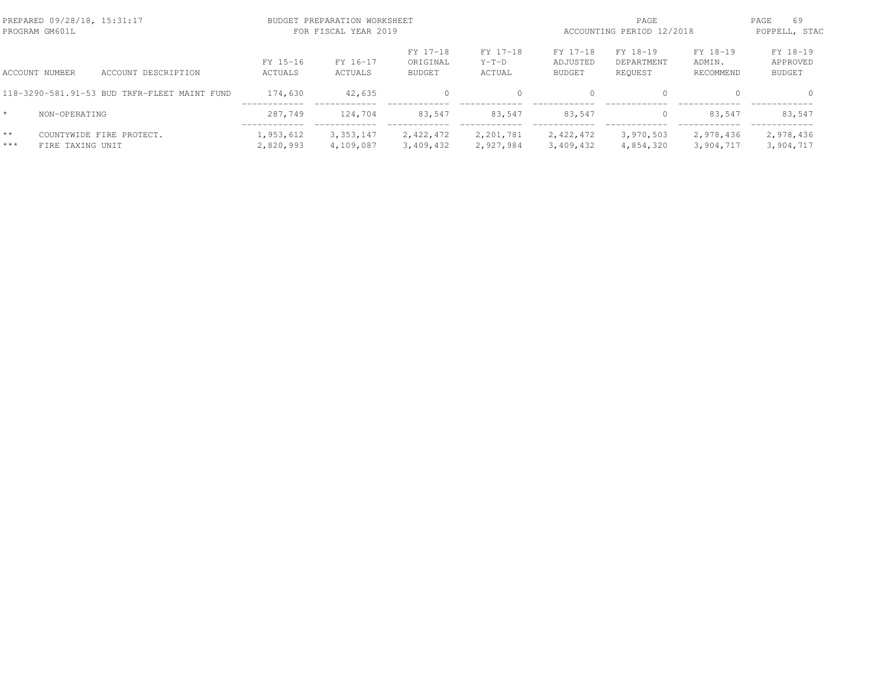PREPARED 09/28/18, 15:31:17
PROGRAM GM601L

BUDGET PREPARATION WORKSHEET
FOR FISCAL YEAR 2019

ACCOUNTING PERIOD 12/2018

POPPELL, STAC

| ACCOUNT NUMBER | ACCOUNT DESCRIPTION | FY 15-16 ACTUALS | FY 16-17 ACTUALS | FY 17-18 ORIGINAL BUDGET | FY 17-18 Y-T-D ACTUAL | FY 17-18 ADJUSTED BUDGET | FY 18-19 DEPARTMENT REQUEST | FY 18-19 ADMIN. RECOMMEND | FY 18-19 APPROVED BUDGET |
|---|---|---|---|---|---|---|---|---|---|
| 118-3290-581.91-53 | BUD TRFR-FLEET MAINT FUND | 174,630 | 42,635 | 0 | 0 | 0 | 0 | 0 | 0 |
| * | NON-OPERATING | 287,749 | 124,704 | 83,547 | 83,547 | 83,547 | 0 | 83,547 | 83,547 |
| ** | COUNTYWIDE FIRE PROTECT. | 1,953,612 | 3,353,147 | 2,422,472 | 2,201,781 | 2,422,472 | 3,970,503 | 2,978,436 | 2,978,436 |
| *** | FIRE TAXING UNIT | 2,820,993 | 4,109,087 | 3,409,432 | 2,927,984 | 3,409,432 | 4,854,320 | 3,904,717 | 3,904,717 |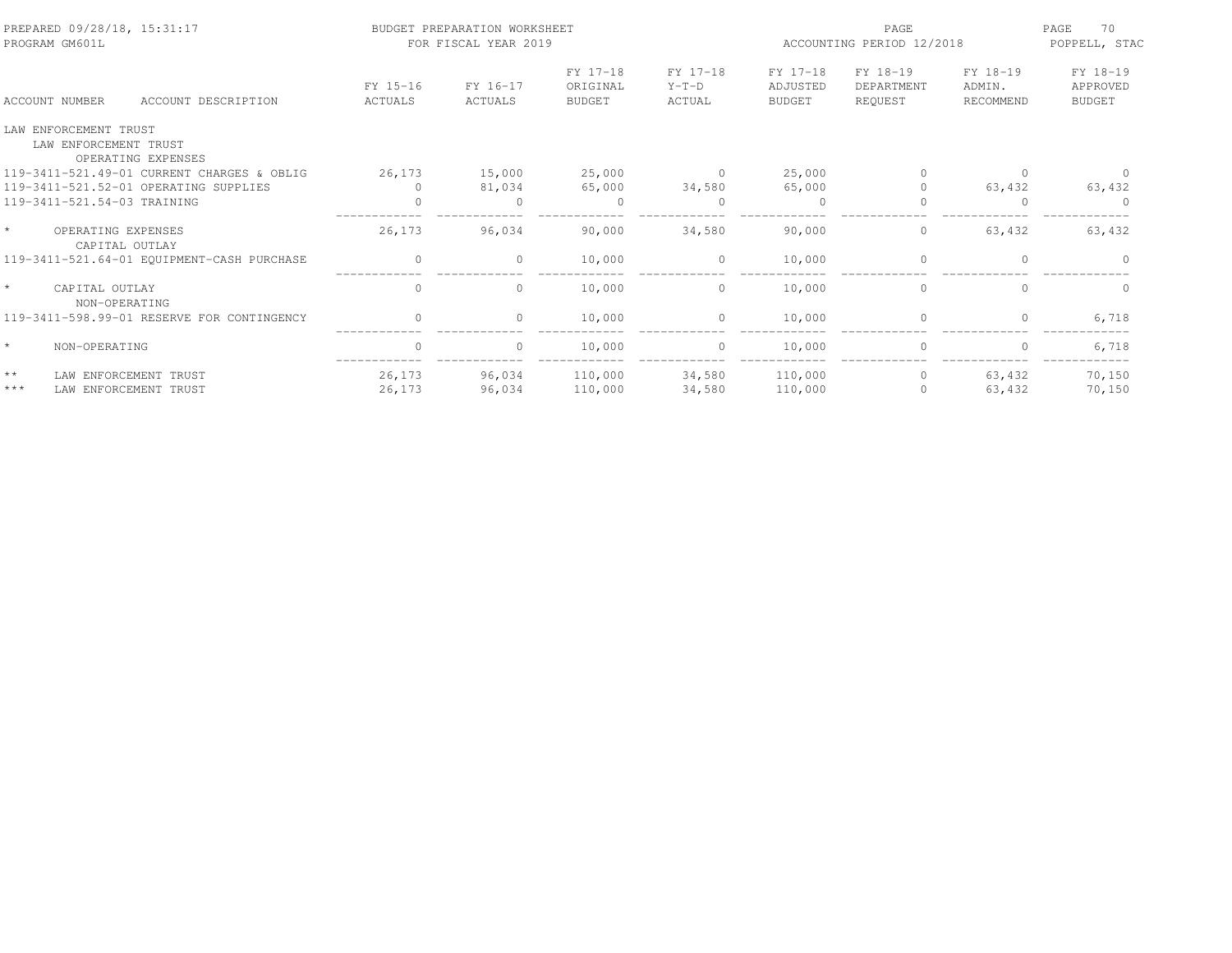| ACCOUNT NUMBER | ACCOUNT DESCRIPTION | FY 15-16 ACTUALS | FY 16-17 ACTUALS | FY 17-18 ORIGINAL BUDGET | FY 17-18 Y-T-D ACTUAL | FY 17-18 ADJUSTED BUDGET | FY 18-19 DEPARTMENT REQUEST | FY 18-19 ADMIN. RECOMMEND | FY 18-19 APPROVED BUDGET |
|---|---|---|---|---|---|---|---|---|---|
| LAW ENFORCEMENT TRUST | | | | | | | | | |
| LAW ENFORCEMENT TRUST | | | | | | | | | |
| | OPERATING EXPENSES | | | | | | | | |
| 119-3411-521.49-01 | CURRENT CHARGES & OBLIG | 26,173 | 15,000 | 25,000 | 0 | 25,000 | 0 | 0 | 0 |
| 119-3411-521.52-01 | OPERATING SUPPLIES | 0 | 81,034 | 65,000 | 34,580 | 65,000 | 0 | 63,432 | 63,432 |
| 119-3411-521.54-03 | TRAINING | 0 | 0 | 0 | 0 | 0 | 0 | 0 | 0 |
| * | OPERATING EXPENSES | 26,173 | 96,034 | 90,000 | 34,580 | 90,000 | 0 | 63,432 | 63,432 |
| | CAPITAL OUTLAY | | | | | | | | |
| 119-3411-521.64-01 | EQUIPMENT-CASH PURCHASE | 0 | 0 | 10,000 | 0 | 10,000 | 0 | 0 | 0 |
| * | CAPITAL OUTLAY | 0 | 0 | 10,000 | 0 | 10,000 | 0 | 0 | 0 |
| | NON-OPERATING | | | | | | | | |
| 119-3411-598.99-01 | RESERVE FOR CONTINGENCY | 0 | 0 | 10,000 | 0 | 10,000 | 0 | 0 | 6,718 |
| * | NON-OPERATING | 0 | 0 | 10,000 | 0 | 10,000 | 0 | 0 | 6,718 |
| ** | LAW ENFORCEMENT TRUST | 26,173 | 96,034 | 110,000 | 34,580 | 110,000 | 0 | 63,432 | 70,150 |
| *** | LAW ENFORCEMENT TRUST | 26,173 | 96,034 | 110,000 | 34,580 | 110,000 | 0 | 63,432 | 70,150 |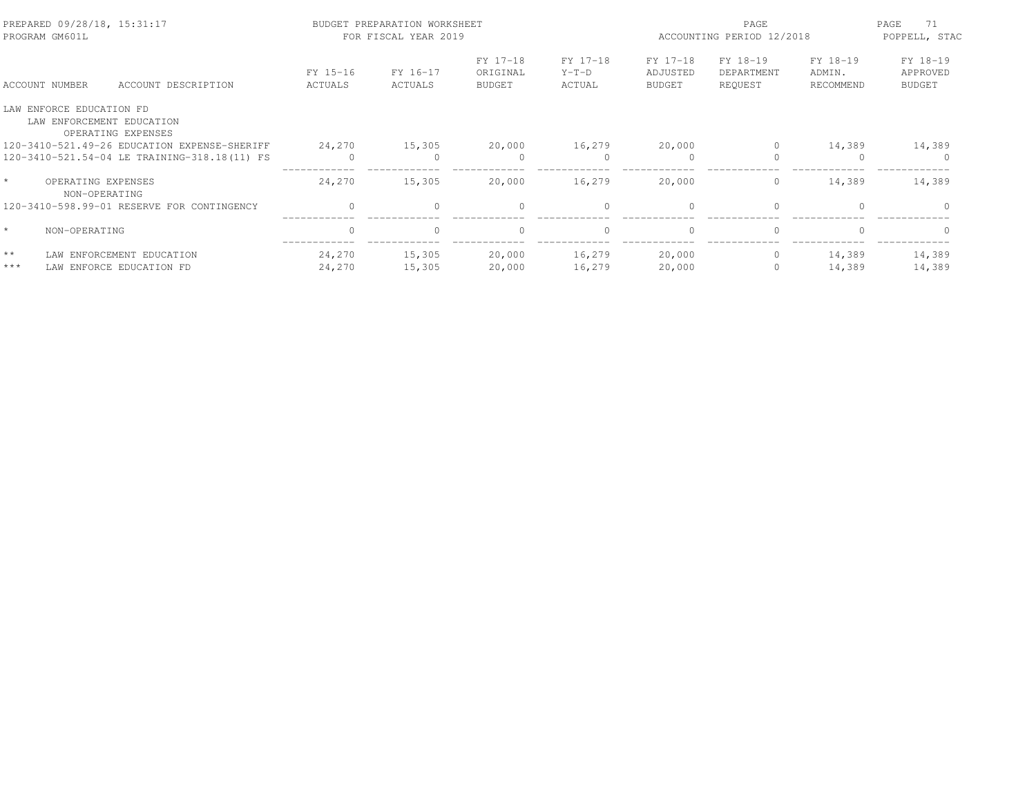| ACCOUNT NUMBER | ACCOUNT DESCRIPTION | FY 15-16 ACTUALS | FY 16-17 ACTUALS | FY 17-18 ORIGINAL BUDGET | FY 17-18 Y-T-D ACTUAL | FY 17-18 ADJUSTED BUDGET | FY 18-19 DEPARTMENT REQUEST | FY 18-19 ADMIN. RECOMMEND | FY 18-19 APPROVED BUDGET |
|---|---|---|---|---|---|---|---|---|---|
| LAW ENFORCE EDUCATION FD | | | | | | | | | |
| LAW ENFORCEMENT EDUCATION | | | | | | | | | |
| OPERATING EXPENSES | | | | | | | | | |
| 120-3410-521.49-26 | EDUCATION EXPENSE-SHERIFF | 24,270 | 15,305 | 20,000 | 16,279 | 20,000 | 0 | 14,389 | 14,389 |
| 120-3410-521.54-04 | LE TRAINING-318.18(11) FS | 0 | 0 | 0 | 0 | 0 | 0 | 0 | 0 |
| * | OPERATING EXPENSES | 24,270 | 15,305 | 20,000 | 16,279 | 20,000 | 0 | 14,389 | 14,389 |
| NON-OPERATING | | | | | | | | | |
| 120-3410-598.99-01 | RESERVE FOR CONTINGENCY | 0 | 0 | 0 | 0 | 0 | 0 | 0 | 0 |
| * | NON-OPERATING | 0 | 0 | 0 | 0 | 0 | 0 | 0 | 0 |
| ** | LAW ENFORCEMENT EDUCATION | 24,270 | 15,305 | 20,000 | 16,279 | 20,000 | 0 | 14,389 | 14,389 |
| *** | LAW ENFORCE EDUCATION FD | 24,270 | 15,305 | 20,000 | 16,279 | 20,000 | 0 | 14,389 | 14,389 |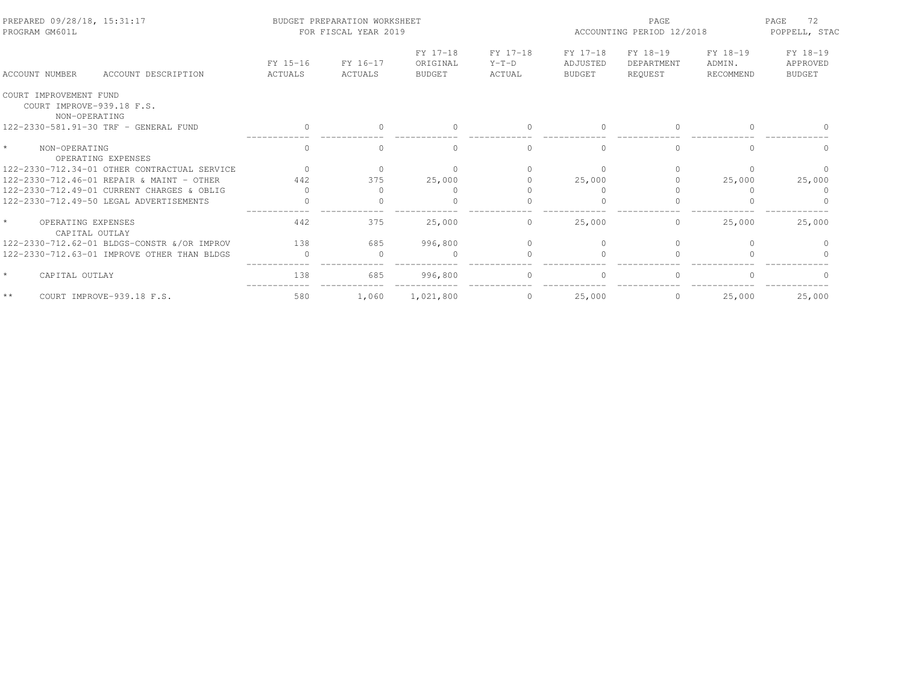PREPARED 09/28/18, 15:31:17 — PROGRAM GM601L

BUDGET PREPARATION WORKSHEET — FOR FISCAL YEAR 2019

ACCOUNTING PERIOD 12/2018 — POPPELL, STAC

| ACCOUNT NUMBER | ACCOUNT DESCRIPTION | FY 15-16 ACTUALS | FY 16-17 ACTUALS | FY 17-18 ORIGINAL BUDGET | FY 17-18 Y-T-D ACTUAL | FY 17-18 ADJUSTED BUDGET | FY 18-19 DEPARTMENT REQUEST | FY 18-19 ADMIN. RECOMMEND | FY 18-19 APPROVED BUDGET |
|---|---|---|---|---|---|---|---|---|---|
| COURT IMPROVEMENT FUND | | | | | | | | | |
| COURT IMPROVE-939.18 F.S. | | | | | | | | | |
| NON-OPERATING | | | | | | | | | |
| 122-2330-581.91-30 | TRF - GENERAL FUND | 0 | 0 | 0 | 0 | 0 | 0 | 0 | 0 |
| * | NON-OPERATING | 0 | 0 | 0 | 0 | 0 | 0 | 0 | 0 |
| OPERATING EXPENSES | | | | | | | | | |
| 122-2330-712.34-01 | OTHER CONTRACTUAL SERVICE | 0 | 0 | 0 | 0 | 0 | 0 | 0 | 0 |
| 122-2330-712.46-01 | REPAIR & MAINT - OTHER | 442 | 375 | 25,000 | 0 | 25,000 | 0 | 25,000 | 25,000 |
| 122-2330-712.49-01 | CURRENT CHARGES & OBLIG | 0 | 0 | 0 | 0 | 0 | 0 | 0 | 0 |
| 122-2330-712.49-50 | LEGAL ADVERTISEMENTS | 0 | 0 | 0 | 0 | 0 | 0 | 0 | 0 |
| * | OPERATING EXPENSES | 442 | 375 | 25,000 | 0 | 25,000 | 0 | 25,000 | 25,000 |
| CAPITAL OUTLAY | | | | | | | | | |
| 122-2330-712.62-01 | BLDGS-CONSTR &/OR IMPROV | 138 | 685 | 996,800 | 0 | 0 | 0 | 0 | 0 |
| 122-2330-712.63-01 | IMPROVE OTHER THAN BLDGS | 0 | 0 | 0 | 0 | 0 | 0 | 0 | 0 |
| * | CAPITAL OUTLAY | 138 | 685 | 996,800 | 0 | 0 | 0 | 0 | 0 |
| ** | COURT IMPROVE-939.18 F.S. | 580 | 1,060 | 1,021,800 | 0 | 25,000 | 0 | 25,000 | 25,000 |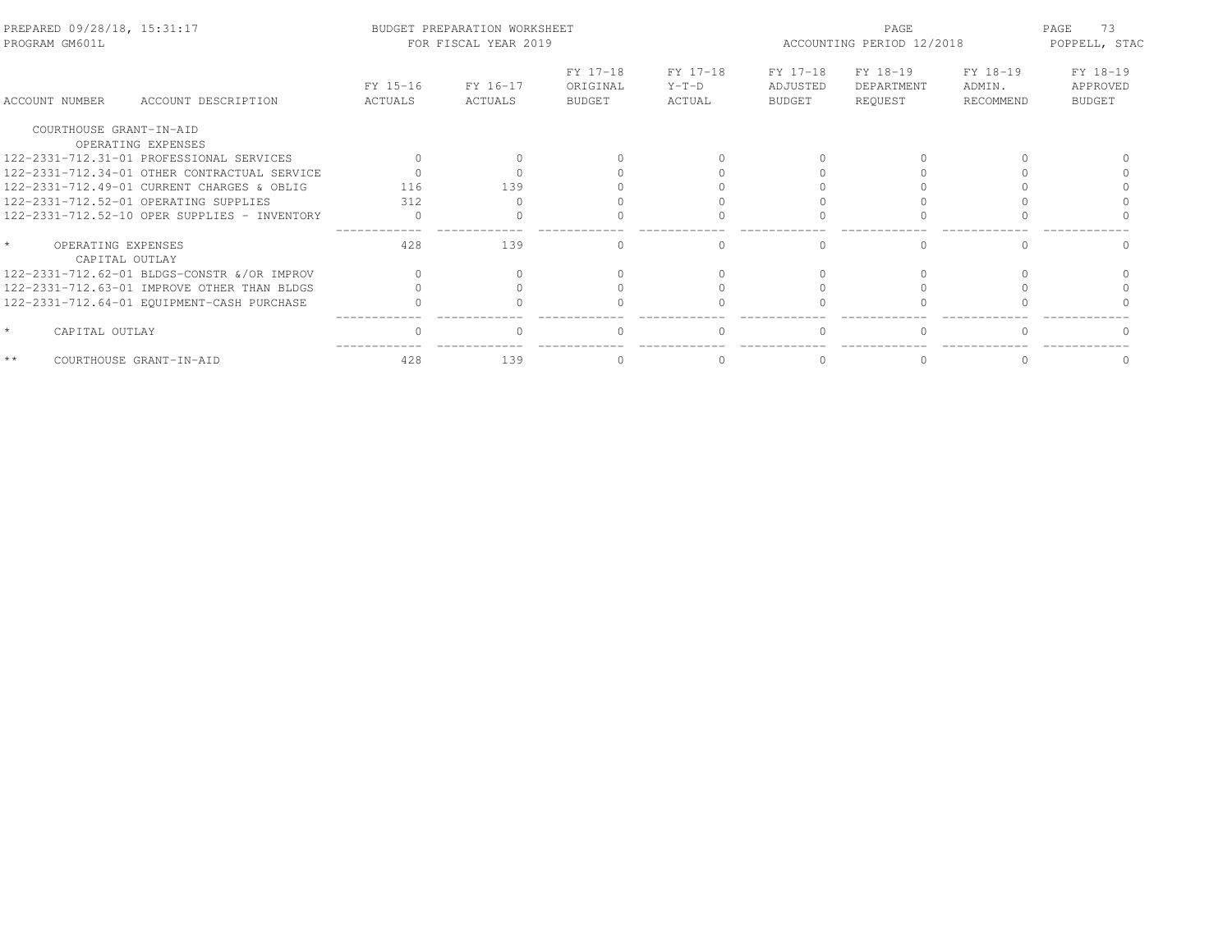PREPARED 09/28/18, 15:31:17 BUDGET PREPARATION WORKSHEET
PROGRAM GM601L FOR FISCAL YEAR 2019
ACCOUNTING PERIOD 12/2018 POPPELL, STAC

| ACCOUNT NUMBER | ACCOUNT DESCRIPTION | FY 15-16 ACTUALS | FY 16-17 ACTUALS | FY 17-18 ORIGINAL BUDGET | FY 17-18 Y-T-D ACTUAL | FY 17-18 ADJUSTED BUDGET | FY 18-19 DEPARTMENT REQUEST | FY 18-19 ADMIN. RECOMMEND | FY 18-19 APPROVED BUDGET |
|---|---|---|---|---|---|---|---|---|---|
| COURTHOUSE GRANT-IN-AID | | | | | | | | | |
| | OPERATING EXPENSES | | | | | | | | |
| 122-2331-712.31-01 | PROFESSIONAL SERVICES | 0 | 0 | 0 | 0 | 0 | 0 | 0 | 0 |
| 122-2331-712.34-01 | OTHER CONTRACTUAL SERVICE | 0 | 0 | 0 | 0 | 0 | 0 | 0 | 0 |
| 122-2331-712.49-01 | CURRENT CHARGES & OBLIG | 116 | 139 | 0 | 0 | 0 | 0 | 0 | 0 |
| 122-2331-712.52-01 | OPERATING SUPPLIES | 312 | 0 | 0 | 0 | 0 | 0 | 0 | 0 |
| 122-2331-712.52-10 | OPER SUPPLIES - INVENTORY | 0 | 0 | 0 | 0 | 0 | 0 | 0 | 0 |
| * | OPERATING EXPENSES | 428 | 139 | 0 | 0 | 0 | 0 | 0 | 0 |
| | CAPITAL OUTLAY | | | | | | | | |
| 122-2331-712.62-01 | BLDGS-CONSTR &/OR IMPROV | 0 | 0 | 0 | 0 | 0 | 0 | 0 | 0 |
| 122-2331-712.63-01 | IMPROVE OTHER THAN BLDGS | 0 | 0 | 0 | 0 | 0 | 0 | 0 | 0 |
| 122-2331-712.64-01 | EQUIPMENT-CASH PURCHASE | 0 | 0 | 0 | 0 | 0 | 0 | 0 | 0 |
| * | CAPITAL OUTLAY | 0 | 0 | 0 | 0 | 0 | 0 | 0 | 0 |
| ** | COURTHOUSE GRANT-IN-AID | 428 | 139 | 0 | 0 | 0 | 0 | 0 | 0 |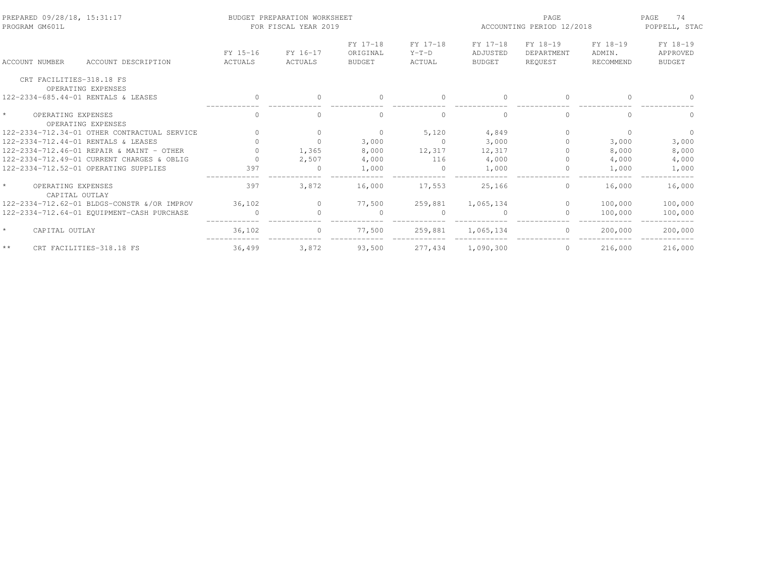PREPARED 09/28/18, 15:31:17
PROGRAM GM601L

BUDGET PREPARATION WORKSHEET
FOR FISCAL YEAR 2019

ACCOUNTING PERIOD 12/2018

POPPELL, STAC

| ACCOUNT NUMBER | ACCOUNT DESCRIPTION | FY 15-16 ACTUALS | FY 16-17 ACTUALS | FY 17-18 ORIGINAL BUDGET | FY 17-18 Y-T-D ACTUAL | FY 17-18 ADJUSTED BUDGET | FY 18-19 DEPARTMENT REQUEST | FY 18-19 ADMIN. RECOMMEND | FY 18-19 APPROVED BUDGET |
|---|---|---|---|---|---|---|---|---|---|
| CRT FACILITIES-318.18 FS | | | | | | | | | |
| | OPERATING EXPENSES | | | | | | | | |
| 122-2334-685.44-01 | RENTALS & LEASES | 0 | 0 | 0 | 0 | 0 | 0 | 0 | 0 |
| * | OPERATING EXPENSES | 0 | 0 | 0 | 0 | 0 | 0 | 0 | 0 |
| | OPERATING EXPENSES | | | | | | | | |
| 122-2334-712.34-01 | OTHER CONTRACTUAL SERVICE | 0 | 0 | 0 | 5,120 | 4,849 | 0 | 0 | 0 |
| 122-2334-712.44-01 | RENTALS & LEASES | 0 | 0 | 3,000 | 0 | 3,000 | 0 | 3,000 | 3,000 |
| 122-2334-712.46-01 | REPAIR & MAINT - OTHER | 0 | 1,365 | 8,000 | 12,317 | 12,317 | 0 | 8,000 | 8,000 |
| 122-2334-712.49-01 | CURRENT CHARGES & OBLIG | 0 | 2,507 | 4,000 | 116 | 4,000 | 0 | 4,000 | 4,000 |
| 122-2334-712.52-01 | OPERATING SUPPLIES | 397 | 0 | 1,000 | 0 | 1,000 | 0 | 1,000 | 1,000 |
| * | OPERATING EXPENSES | 397 | 3,872 | 16,000 | 17,553 | 25,166 | 0 | 16,000 | 16,000 |
| | CAPITAL OUTLAY | | | | | | | | |
| 122-2334-712.62-01 | BLDGS-CONSTR &/OR IMPROV | 36,102 | 0 | 77,500 | 259,881 | 1,065,134 | 0 | 100,000 | 100,000 |
| 122-2334-712.64-01 | EQUIPMENT-CASH PURCHASE | 0 | 0 | 0 | 0 | 0 | 0 | 100,000 | 100,000 |
| * | CAPITAL OUTLAY | 36,102 | 0 | 77,500 | 259,881 | 1,065,134 | 0 | 200,000 | 200,000 |
| ** | CRT FACILITIES-318.18 FS | 36,499 | 3,872 | 93,500 | 277,434 | 1,090,300 | 0 | 216,000 | 216,000 |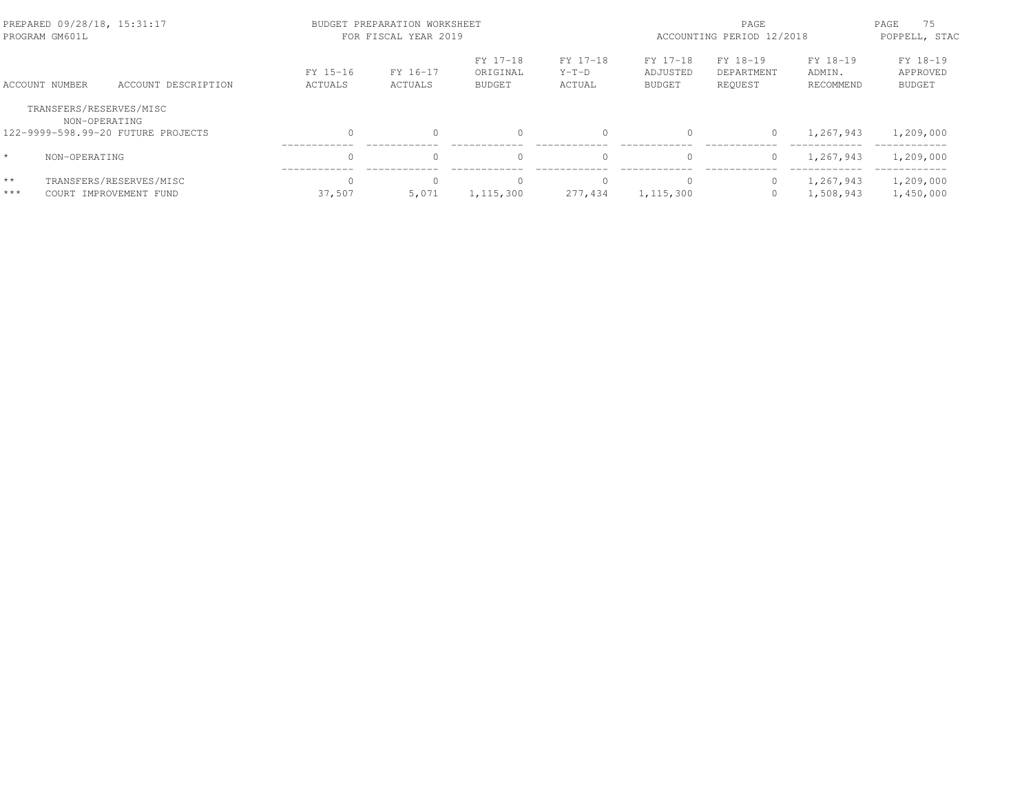PREPARED 09/28/18, 15:31:17
PROGRAM GM601L

BUDGET PREPARATION WORKSHEET
FOR FISCAL YEAR 2019

ACCOUNTING PERIOD 12/2018

POPPELL, STAC

| ACCOUNT NUMBER | ACCOUNT DESCRIPTION | FY 15-16 ACTUALS | FY 16-17 ACTUALS | FY 17-18 ORIGINAL BUDGET | FY 17-18 Y-T-D ACTUAL | FY 17-18 ADJUSTED BUDGET | FY 18-19 DEPARTMENT REQUEST | FY 18-19 ADMIN. RECOMMEND | FY 18-19 APPROVED BUDGET |
|---|---|---|---|---|---|---|---|---|---|
| TRANSFERS/RESERVES/MISC | | | | | | | | | |
| NON-OPERATING | | | | | | | | | |
| 122-9999-598.99-20 | FUTURE PROJECTS | 0 | 0 | 0 | 0 | 0 | 0 | 1,267,943 | 1,209,000 |
| * | NON-OPERATING | 0 | 0 | 0 | 0 | 0 | 0 | 1,267,943 | 1,209,000 |
| ** | TRANSFERS/RESERVES/MISC | 0 | 0 | 0 | 0 | 0 | 0 | 1,267,943 | 1,209,000 |
| *** | COURT IMPROVEMENT FUND | 37,507 | 5,071 | 1,115,300 | 277,434 | 1,115,300 | 0 | 1,508,943 | 1,450,000 |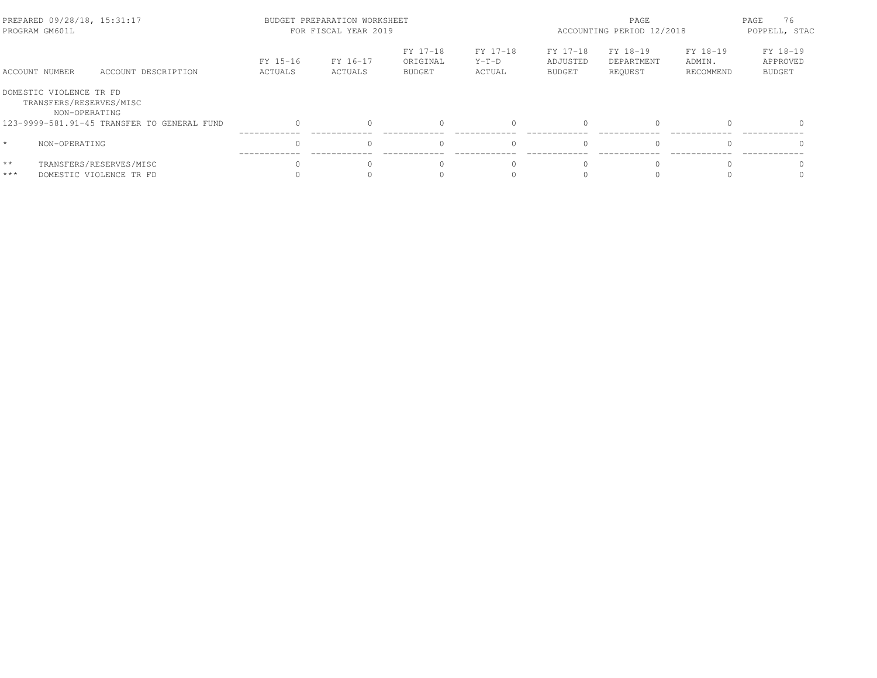BUDGET PREPARATION WORKSHEET
FOR FISCAL YEAR 2019

PREPARED 09/28/18, 15:31:17
PROGRAM GM601L

ACCOUNTING PERIOD 12/2018

POPPELL, STAC

| ACCOUNT NUMBER | ACCOUNT DESCRIPTION | FY 15-16 ACTUALS | FY 16-17 ACTUALS | FY 17-18 ORIGINAL BUDGET | FY 17-18 Y-T-D ACTUAL | FY 17-18 ADJUSTED BUDGET | FY 18-19 DEPARTMENT REQUEST | FY 18-19 ADMIN. RECOMMEND | FY 18-19 APPROVED BUDGET |
|---|---|---|---|---|---|---|---|---|---|
| DOMESTIC VIOLENCE TR FD | | | | | | | | | |
| TRANSFERS/RESERVES/MISC | | | | | | | | | |
| NON-OPERATING | | | | | | | | | |
| 123-9999-581.91-45 | TRANSFER TO GENERAL FUND | 0 | 0 | 0 | 0 | 0 | 0 | 0 | 0 |
| * | NON-OPERATING | 0 | 0 | 0 | 0 | 0 | 0 | 0 | 0 |
| ** | TRANSFERS/RESERVES/MISC | 0 | 0 | 0 | 0 | 0 | 0 | 0 | 0 |
| *** | DOMESTIC VIOLENCE TR FD | 0 | 0 | 0 | 0 | 0 | 0 | 0 | 0 |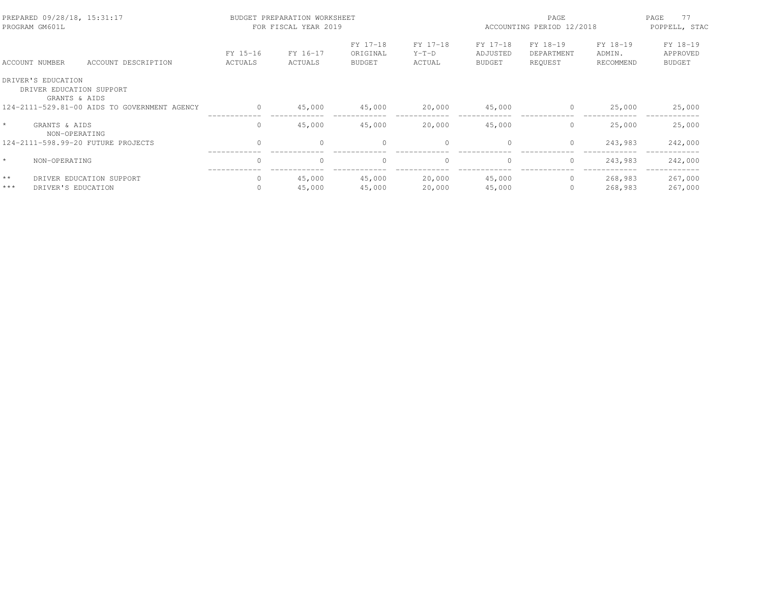BUDGET PREPARATION WORKSHEET
FOR FISCAL YEAR 2019

PREPARED 09/28/18, 15:31:17
PROGRAM GM601L

ACCOUNTING PERIOD 12/2018

POPPELL, STAC

| ACCOUNT NUMBER | ACCOUNT DESCRIPTION | FY 15-16 ACTUALS | FY 16-17 ACTUALS | FY 17-18 ORIGINAL BUDGET | FY 17-18 Y-T-D ACTUAL | FY 17-18 ADJUSTED BUDGET | FY 18-19 DEPARTMENT REQUEST | FY 18-19 ADMIN. RECOMMEND | FY 18-19 APPROVED BUDGET |
|---|---|---|---|---|---|---|---|---|---|
| DRIVER'S EDUCATION | | | | | | | | | |
| DRIVER EDUCATION SUPPORT | | | | | | | | | |
| GRANTS & AIDS | | | | | | | | | |
| 124-2111-529.81-00 | AIDS TO GOVERNMENT AGENCY | 0 | 45,000 | 45,000 | 20,000 | 45,000 | 0 | 25,000 | 25,000 |
| * | GRANTS & AIDS | 0 | 45,000 | 45,000 | 20,000 | 45,000 | 0 | 25,000 | 25,000 |
| NON-OPERATING | | | | | | | | | |
| 124-2111-598.99-20 | FUTURE PROJECTS | 0 | 0 | 0 | 0 | 0 | 0 | 243,983 | 242,000 |
| * | NON-OPERATING | 0 | 0 | 0 | 0 | 0 | 0 | 243,983 | 242,000 |
| ** | DRIVER EDUCATION SUPPORT | 0 | 45,000 | 45,000 | 20,000 | 45,000 | 0 | 268,983 | 267,000 |
| *** | DRIVER'S EDUCATION | 0 | 45,000 | 45,000 | 20,000 | 45,000 | 0 | 268,983 | 267,000 |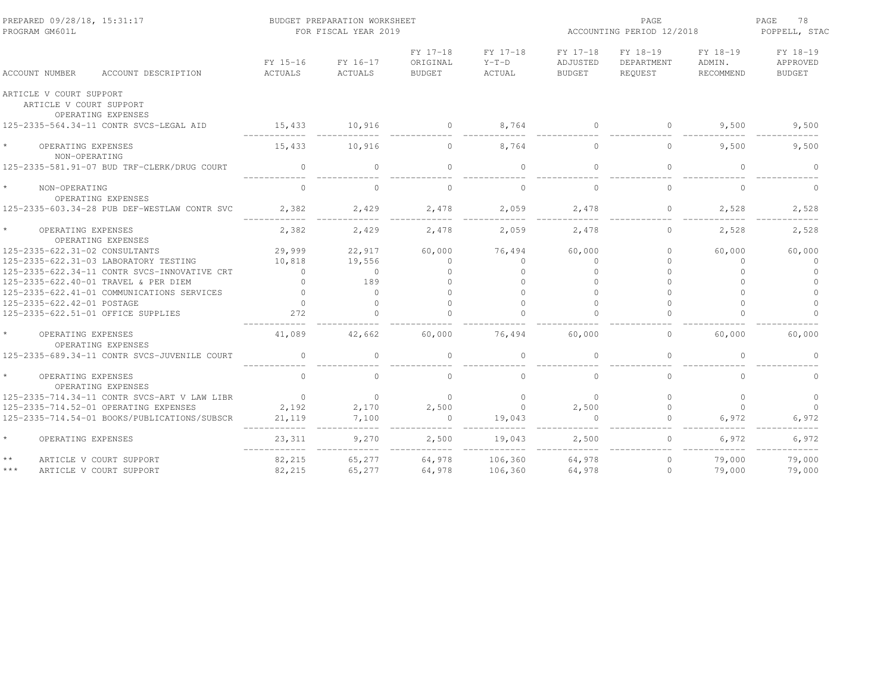PREPARED 09/28/18, 15:31:17 — BUDGET PREPARATION WORKSHEET — FOR FISCAL YEAR 2019 — ACCOUNTING PERIOD 12/2018
PROGRAM GM601L — POPPELL, STAC

| ACCOUNT NUMBER | ACCOUNT DESCRIPTION | FY 15-16 ACTUALS | FY 16-17 ACTUALS | FY 17-18 ORIGINAL BUDGET | FY 17-18 Y-T-D ACTUAL | FY 17-18 ADJUSTED BUDGET | FY 18-19 DEPARTMENT REQUEST | FY 18-19 ADMIN. RECOMMEND | FY 18-19 APPROVED BUDGET |
|---|---|---|---|---|---|---|---|---|---|
| ARTICLE V COURT SUPPORT | | | | | | | | | |
| ARTICLE V COURT SUPPORT | | | | | | | | | |
| OPERATING EXPENSES | | | | | | | | | |
| 125-2335-564.34-11 | CONTR SVCS-LEGAL AID | 15,433 | 10,916 | 0 | 8,764 | 0 | 0 | 9,500 | 9,500 |
| * | OPERATING EXPENSES | 15,433 | 10,916 | 0 | 8,764 | 0 | 0 | 9,500 | 9,500 |
| NON-OPERATING | | | | | | | | | |
| 125-2335-581.91-07 | BUD TRF-CLERK/DRUG COURT | 0 | 0 | 0 | 0 | 0 | 0 | 0 | 0 |
| * | NON-OPERATING | 0 | 0 | 0 | 0 | 0 | 0 | 0 | 0 |
| OPERATING EXPENSES | | | | | | | | | |
| 125-2335-603.34-28 | PUB DEF-WESTLAW CONTR SVC | 2,382 | 2,429 | 2,478 | 2,059 | 2,478 | 0 | 2,528 | 2,528 |
| * | OPERATING EXPENSES | 2,382 | 2,429 | 2,478 | 2,059 | 2,478 | 0 | 2,528 | 2,528 |
| OPERATING EXPENSES | | | | | | | | | |
| 125-2335-622.31-02 | CONSULTANTS | 29,999 | 22,917 | 60,000 | 76,494 | 60,000 | 0 | 60,000 | 60,000 |
| 125-2335-622.31-03 | LABORATORY TESTING | 10,818 | 19,556 | 0 | 0 | 0 | 0 | 0 | 0 |
| 125-2335-622.34-11 | CONTR SVCS-INNOVATIVE CRT | 0 | 0 | 0 | 0 | 0 | 0 | 0 | 0 |
| 125-2335-622.40-01 | TRAVEL & PER DIEM | 0 | 189 | 0 | 0 | 0 | 0 | 0 | 0 |
| 125-2335-622.41-01 | COMMUNICATIONS SERVICES | 0 | 0 | 0 | 0 | 0 | 0 | 0 | 0 |
| 125-2335-622.42-01 | POSTAGE | 0 | 0 | 0 | 0 | 0 | 0 | 0 | 0 |
| 125-2335-622.51-01 | OFFICE SUPPLIES | 272 | 0 | 0 | 0 | 0 | 0 | 0 | 0 |
| * | OPERATING EXPENSES | 41,089 | 42,662 | 60,000 | 76,494 | 60,000 | 0 | 60,000 | 60,000 |
| OPERATING EXPENSES | | | | | | | | | |
| 125-2335-689.34-11 | CONTR SVCS-JUVENILE COURT | 0 | 0 | 0 | 0 | 0 | 0 | 0 | 0 |
| * | OPERATING EXPENSES | 0 | 0 | 0 | 0 | 0 | 0 | 0 | 0 |
| OPERATING EXPENSES | | | | | | | | | |
| 125-2335-714.34-11 | CONTR SVCS-ART V LAW LIBR | 0 | 0 | 0 | 0 | 0 | 0 | 0 | 0 |
| 125-2335-714.52-01 | OPERATING EXPENSES | 2,192 | 2,170 | 2,500 | 0 | 2,500 | 0 | 0 | 0 |
| 125-2335-714.54-01 | BOOKS/PUBLICATIONS/SUBSCR | 21,119 | 7,100 | 0 | 19,043 | 0 | 0 | 6,972 | 6,972 |
| * | OPERATING EXPENSES | 23,311 | 9,270 | 2,500 | 19,043 | 2,500 | 0 | 6,972 | 6,972 |
| ** | ARTICLE V COURT SUPPORT | 82,215 | 65,277 | 64,978 | 106,360 | 64,978 | 0 | 79,000 | 79,000 |
| *** | ARTICLE V COURT SUPPORT | 82,215 | 65,277 | 64,978 | 106,360 | 64,978 | 0 | 79,000 | 79,000 |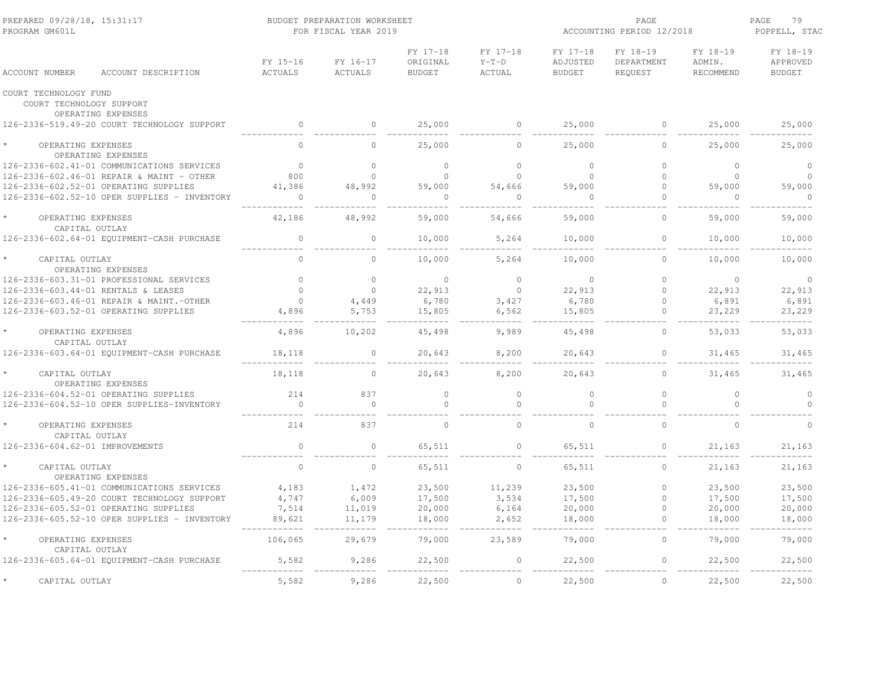| ACCOUNT NUMBER | ACCOUNT DESCRIPTION | FY 15-16 ACTUALS | FY 16-17 ACTUALS | FY 17-18 ORIGINAL BUDGET | FY 17-18 Y-T-D ACTUAL | FY 17-18 ADJUSTED BUDGET | FY 18-19 DEPARTMENT REQUEST | FY 18-19 ADMIN. RECOMMEND | FY 18-19 APPROVED BUDGET |
|---|---|---|---|---|---|---|---|---|---|
| COURT TECHNOLOGY FUND | | | | | | | | | |
| COURT TECHNOLOGY SUPPORT | | | | | | | | | |
| OPERATING EXPENSES | | | | | | | | | |
| 126-2336-519.49-20 | COURT TECHNOLOGY SUPPORT | 0 | 0 | 25,000 | 0 | 25,000 | 0 | 25,000 | 25,000 |
| * | OPERATING EXPENSES | 0 | 0 | 25,000 | 0 | 25,000 | 0 | 25,000 | 25,000 |
| OPERATING EXPENSES | | | | | | | | | |
| 126-2336-602.41-01 | COMMUNICATIONS SERVICES | 0 | 0 | 0 | 0 | 0 | 0 | 0 | 0 |
| 126-2336-602.46-01 | REPAIR & MAINT - OTHER | 800 | 0 | 0 | 0 | 0 | 0 | 0 | 0 |
| 126-2336-602.52-01 | OPERATING SUPPLIES | 41,386 | 48,992 | 59,000 | 54,666 | 59,000 | 0 | 59,000 | 59,000 |
| 126-2336-602.52-10 | OPER SUPPLIES - INVENTORY | 0 | 0 | 0 | 0 | 0 | 0 | 0 | 0 |
| * | OPERATING EXPENSES | 42,186 | 48,992 | 59,000 | 54,666 | 59,000 | 0 | 59,000 | 59,000 |
| CAPITAL OUTLAY | | | | | | | | | |
| 126-2336-602.64-01 | EQUIPMENT-CASH PURCHASE | 0 | 0 | 10,000 | 5,264 | 10,000 | 0 | 10,000 | 10,000 |
| * | CAPITAL OUTLAY | 0 | 0 | 10,000 | 5,264 | 10,000 | 0 | 10,000 | 10,000 |
| OPERATING EXPENSES | | | | | | | | | |
| 126-2336-603.31-01 | PROFESSIONAL SERVICES | 0 | 0 | 0 | 0 | 0 | 0 | 0 | 0 |
| 126-2336-603.44-01 | RENTALS & LEASES | 0 | 0 | 22,913 | 0 | 22,913 | 0 | 22,913 | 22,913 |
| 126-2336-603.46-01 | REPAIR & MAINT.-OTHER | 0 | 4,449 | 6,780 | 3,427 | 6,780 | 0 | 6,891 | 6,891 |
| 126-2336-603.52-01 | OPERATING SUPPLIES | 4,896 | 5,753 | 15,805 | 6,562 | 15,805 | 0 | 23,229 | 23,229 |
| * | OPERATING EXPENSES | 4,896 | 10,202 | 45,498 | 9,989 | 45,498 | 0 | 53,033 | 53,033 |
| CAPITAL OUTLAY | | | | | | | | | |
| 126-2336-603.64-01 | EQUIPMENT-CASH PURCHASE | 18,118 | 0 | 20,643 | 8,200 | 20,643 | 0 | 31,465 | 31,465 |
| * | CAPITAL OUTLAY | 18,118 | 0 | 20,643 | 8,200 | 20,643 | 0 | 31,465 | 31,465 |
| OPERATING EXPENSES | | | | | | | | | |
| 126-2336-604.52-01 | OPERATING SUPPLIES | 214 | 837 | 0 | 0 | 0 | 0 | 0 | 0 |
| 126-2336-604.52-10 | OPER SUPPLIES-INVENTORY | 0 | 0 | 0 | 0 | 0 | 0 | 0 | 0 |
| * | OPERATING EXPENSES | 214 | 837 | 0 | 0 | 0 | 0 | 0 | 0 |
| CAPITAL OUTLAY | | | | | | | | | |
| 126-2336-604.62-01 | IMPROVEMENTS | 0 | 0 | 65,511 | 0 | 65,511 | 0 | 21,163 | 21,163 |
| * | CAPITAL OUTLAY | 0 | 0 | 65,511 | 0 | 65,511 | 0 | 21,163 | 21,163 |
| OPERATING EXPENSES | | | | | | | | | |
| 126-2336-605.41-01 | COMMUNICATIONS SERVICES | 4,183 | 1,472 | 23,500 | 11,239 | 23,500 | 0 | 23,500 | 23,500 |
| 126-2336-605.49-20 | COURT TECHNOLOGY SUPPORT | 4,747 | 6,009 | 17,500 | 3,534 | 17,500 | 0 | 17,500 | 17,500 |
| 126-2336-605.52-01 | OPERATING SUPPLIES | 7,514 | 11,019 | 20,000 | 6,164 | 20,000 | 0 | 20,000 | 20,000 |
| 126-2336-605.52-10 | OPER SUPPLIES - INVENTORY | 89,621 | 11,179 | 18,000 | 2,652 | 18,000 | 0 | 18,000 | 18,000 |
| * | OPERATING EXPENSES | 106,065 | 29,679 | 79,000 | 23,589 | 79,000 | 0 | 79,000 | 79,000 |
| CAPITAL OUTLAY | | | | | | | | | |
| 126-2336-605.64-01 | EQUIPMENT-CASH PURCHASE | 5,582 | 9,286 | 22,500 | 0 | 22,500 | 0 | 22,500 | 22,500 |
| * | CAPITAL OUTLAY | 5,582 | 9,286 | 22,500 | 0 | 22,500 | 0 | 22,500 | 22,500 |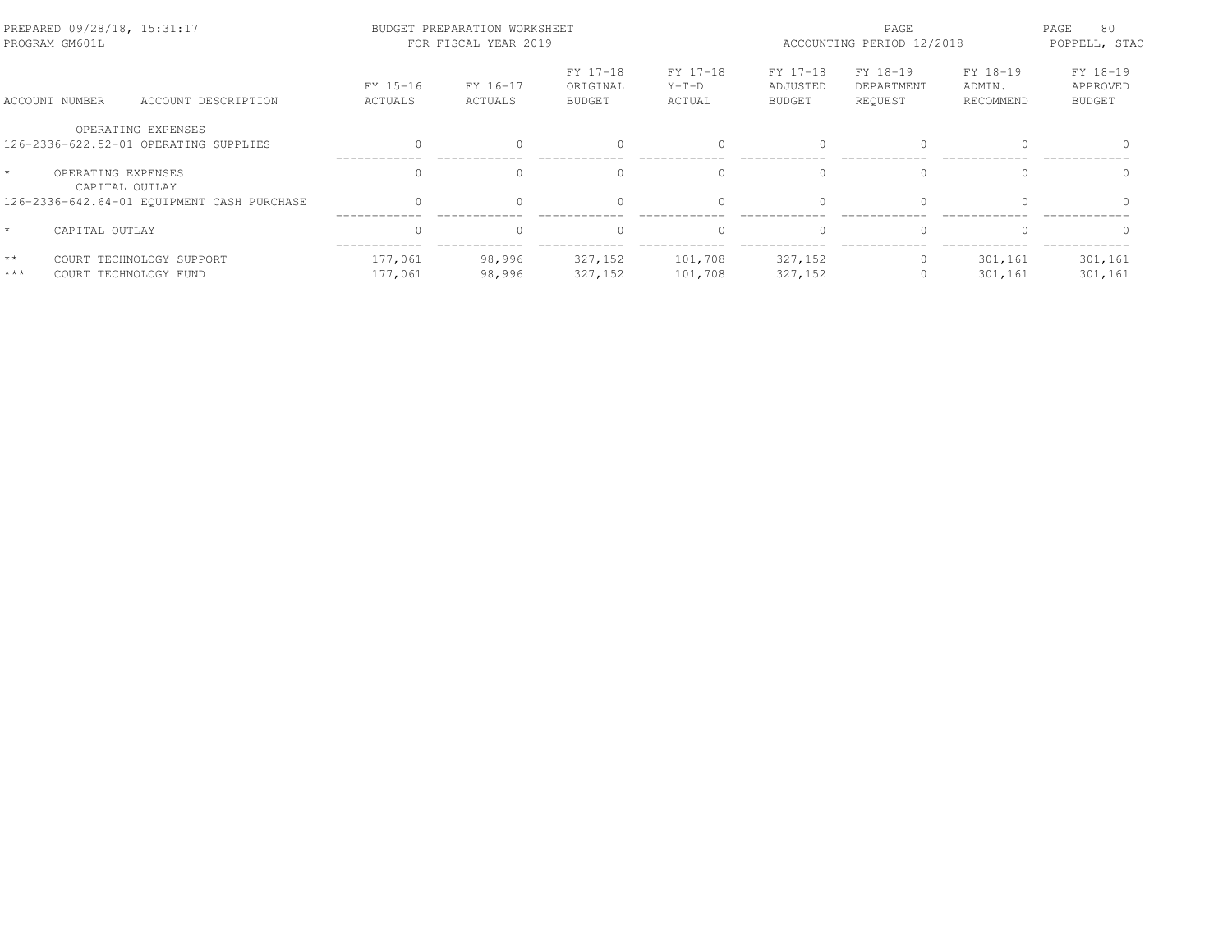| ACCOUNT NUMBER | ACCOUNT DESCRIPTION | FY 15-16 ACTUALS | FY 16-17 ACTUALS | FY 17-18 ORIGINAL BUDGET | FY 17-18 Y-T-D ACTUAL | FY 17-18 ADJUSTED BUDGET | FY 18-19 DEPARTMENT REQUEST | FY 18-19 ADMIN. RECOMMEND | FY 18-19 APPROVED BUDGET |
|---|---|---|---|---|---|---|---|---|---|
| | OPERATING EXPENSES | | | | | | | | |
| 126-2336-622.52-01 | OPERATING SUPPLIES | 0 | 0 | 0 | 0 | 0 | 0 | 0 | 0 |
| * | OPERATING EXPENSES | 0 | 0 | 0 | 0 | 0 | 0 | 0 | 0 |
| | CAPITAL OUTLAY | | | | | | | | |
| 126-2336-642.64-01 | EQUIPMENT CASH PURCHASE | 0 | 0 | 0 | 0 | 0 | 0 | 0 | 0 |
| * | CAPITAL OUTLAY | 0 | 0 | 0 | 0 | 0 | 0 | 0 | 0 |
| ** | COURT TECHNOLOGY SUPPORT | 177,061 | 98,996 | 327,152 | 101,708 | 327,152 | 0 | 301,161 | 301,161 |
| *** | COURT TECHNOLOGY FUND | 177,061 | 98,996 | 327,152 | 101,708 | 327,152 | 0 | 301,161 | 301,161 |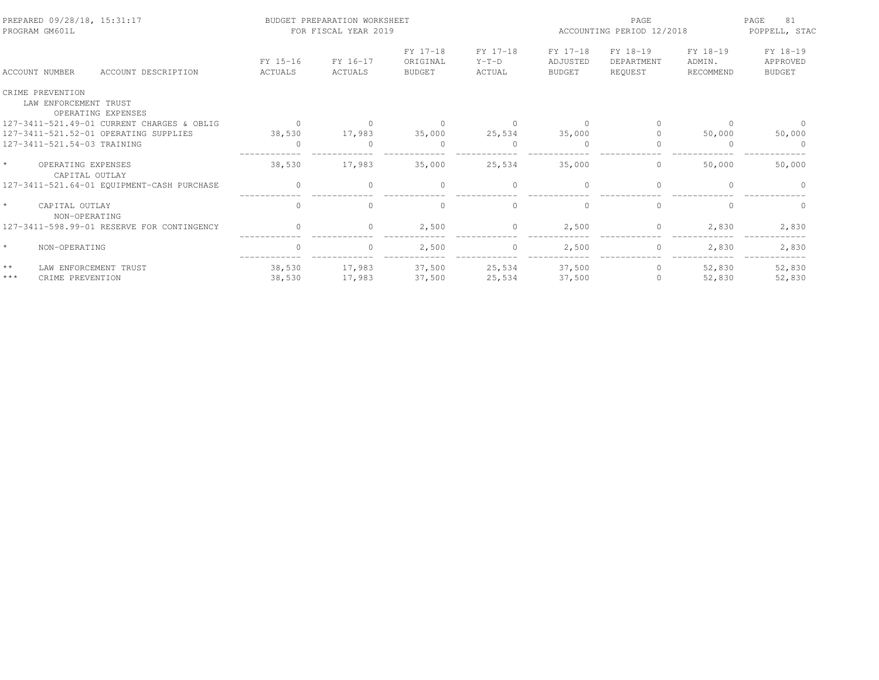| ACCOUNT NUMBER | ACCOUNT DESCRIPTION | FY 15-16 ACTUALS | FY 16-17 ACTUALS | FY 17-18 ORIGINAL BUDGET | FY 17-18 Y-T-D ACTUAL | FY 17-18 ADJUSTED BUDGET | FY 18-19 DEPARTMENT REQUEST | FY 18-19 ADMIN. RECOMMEND | FY 18-19 APPROVED BUDGET |
|---|---|---|---|---|---|---|---|---|---|
| CRIME PREVENTION | | | | | | | | | |
| LAW ENFORCEMENT TRUST | | | | | | | | | |
| OPERATING EXPENSES | | | | | | | | | |
| 127-3411-521.49-01 | CURRENT CHARGES & OBLIG | 0 | 0 | 0 | 0 | 0 | 0 | 0 | 0 |
| 127-3411-521.52-01 | OPERATING SUPPLIES | 38,530 | 17,983 | 35,000 | 25,534 | 35,000 | 0 | 50,000 | 50,000 |
| 127-3411-521.54-03 | TRAINING | 0 | 0 | 0 | 0 | 0 | 0 | 0 | 0 |
| * | OPERATING EXPENSES | 38,530 | 17,983 | 35,000 | 25,534 | 35,000 | 0 | 50,000 | 50,000 |
| CAPITAL OUTLAY | | | | | | | | | |
| 127-3411-521.64-01 | EQUIPMENT-CASH PURCHASE | 0 | 0 | 0 | 0 | 0 | 0 | 0 | 0 |
| * | CAPITAL OUTLAY | 0 | 0 | 0 | 0 | 0 | 0 | 0 | 0 |
| NON-OPERATING | | | | | | | | | |
| 127-3411-598.99-01 | RESERVE FOR CONTINGENCY | 0 | 0 | 2,500 | 0 | 2,500 | 0 | 2,830 | 2,830 |
| * | NON-OPERATING | 0 | 0 | 2,500 | 0 | 2,500 | 0 | 2,830 | 2,830 |
| ** | LAW ENFORCEMENT TRUST | 38,530 | 17,983 | 37,500 | 25,534 | 37,500 | 0 | 52,830 | 52,830 |
| *** | CRIME PREVENTION | 38,530 | 17,983 | 37,500 | 25,534 | 37,500 | 0 | 52,830 | 52,830 |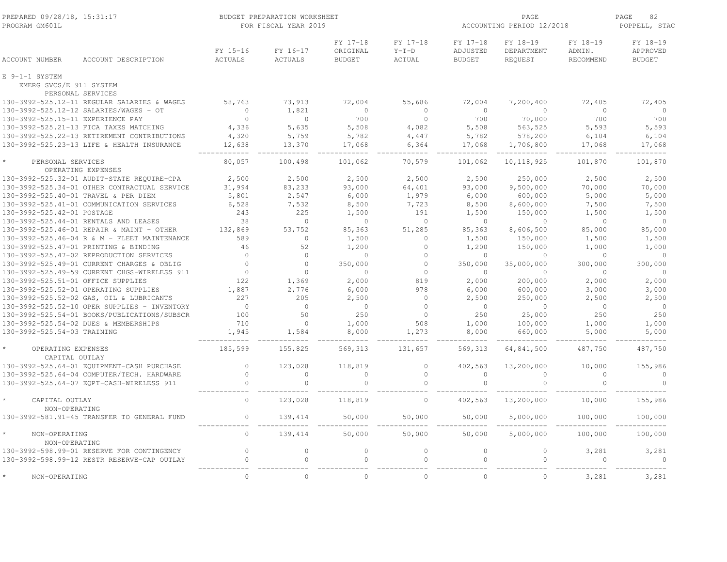PREPARED 09/28/18, 15:31:17 BUDGET PREPARATION WORKSHEET PAGE 82
PROGRAM GM601L FOR FISCAL YEAR 2019 ACCOUNTING PERIOD 12/2018 POPPELL, STAC

| ACCOUNT NUMBER | ACCOUNT DESCRIPTION | FY 15-16 ACTUALS | FY 16-17 ACTUALS | FY 17-18 ORIGINAL BUDGET | FY 17-18 Y-T-D ACTUAL | FY 17-18 ADJUSTED BUDGET | FY 18-19 DEPARTMENT REQUEST | FY 18-19 ADMIN. RECOMMEND | FY 18-19 APPROVED BUDGET |
|---|---|---|---|---|---|---|---|---|---|
| E 9-1-1 SYSTEM | | | | | | | | | |
| EMERG SVCS/E 911 SYSTEM | | | | | | | | | |
| PERSONAL SERVICES | | | | | | | | | |
| 130-3992-525.12-11 | REGULAR SALARIES & WAGES | 58,763 | 73,913 | 72,004 | 55,686 | 72,004 | 7,200,400 | 72,405 | 72,405 |
| 130-3992-525.12-12 | SALARIES/WAGES - OT | 0 | 1,821 | 0 | 0 | 0 | 0 | 0 | 0 |
| 130-3992-525.15-11 | EXPERIENCE PAY | 0 | 0 | 700 | 0 | 700 | 70,000 | 700 | 700 |
| 130-3992-525.21-13 | FICA TAXES MATCHING | 4,336 | 5,635 | 5,508 | 4,082 | 5,508 | 563,525 | 5,593 | 5,593 |
| 130-3992-525.22-13 | RETIREMENT CONTRIBUTIONS | 4,320 | 5,759 | 5,782 | 4,447 | 5,782 | 578,200 | 6,104 | 6,104 |
| 130-3992-525.23-13 | LIFE & HEALTH INSURANCE | 12,638 | 13,370 | 17,068 | 6,364 | 17,068 | 1,706,800 | 17,068 | 17,068 |
| * | PERSONAL SERVICES | 80,057 | 100,498 | 101,062 | 70,579 | 101,062 | 10,118,925 | 101,870 | 101,870 |
| OPERATING EXPENSES | | | | | | | | | |
| 130-3992-525.32-01 | AUDIT-STATE REQUIRE-CPA | 2,500 | 2,500 | 2,500 | 2,500 | 2,500 | 250,000 | 2,500 | 2,500 |
| 130-3992-525.34-01 | OTHER CONTRACTUAL SERVICE | 31,994 | 83,233 | 93,000 | 64,401 | 93,000 | 9,500,000 | 70,000 | 70,000 |
| 130-3992-525.40-01 | TRAVEL & PER DIEM | 5,801 | 2,547 | 6,000 | 1,979 | 6,000 | 600,000 | 5,000 | 5,000 |
| 130-3992-525.41-01 | COMMUNICATION SERVICES | 6,528 | 7,532 | 8,500 | 7,723 | 8,500 | 8,600,000 | 7,500 | 7,500 |
| 130-3992-525.42-01 | POSTAGE | 243 | 225 | 1,500 | 191 | 1,500 | 150,000 | 1,500 | 1,500 |
| 130-3992-525.44-01 | RENTALS AND LEASES | 38 | 0 | 0 | 0 | 0 | 0 | 0 | 0 |
| 130-3992-525.46-01 | REPAIR & MAINT - OTHER | 132,869 | 53,752 | 85,363 | 51,285 | 85,363 | 8,606,500 | 85,000 | 85,000 |
| 130-3992-525.46-04 | R & M - FLEET MAINTENANCE | 589 | 0 | 1,500 | 0 | 1,500 | 150,000 | 1,500 | 1,500 |
| 130-3992-525.47-01 | PRINTING & BINDING | 46 | 52 | 1,200 | 0 | 1,200 | 150,000 | 1,000 | 1,000 |
| 130-3992-525.47-02 | REPRODUCTION SERVICES | 0 | 0 | 0 | 0 | 0 | 0 | 0 | 0 |
| 130-3992-525.49-01 | CURRENT CHARGES & OBLIG | 0 | 0 | 350,000 | 0 | 350,000 | 35,000,000 | 300,000 | 300,000 |
| 130-3992-525.49-59 | CURRENT CHGS-WIRELESS 911 | 0 | 0 | 0 | 0 | 0 | 0 | 0 | 0 |
| 130-3992-525.51-01 | OFFICE SUPPLIES | 122 | 1,369 | 2,000 | 819 | 2,000 | 200,000 | 2,000 | 2,000 |
| 130-3992-525.52-01 | OPERATING SUPPLIES | 1,887 | 2,776 | 6,000 | 978 | 6,000 | 600,000 | 3,000 | 3,000 |
| 130-3992-525.52-02 | GAS, OIL & LUBRICANTS | 227 | 205 | 2,500 | 0 | 2,500 | 250,000 | 2,500 | 2,500 |
| 130-3992-525.52-10 | OPER SUPPLIES - INVENTORY | 0 | 0 | 0 | 0 | 0 | 0 | 0 | 0 |
| 130-3992-525.54-01 | BOOKS/PUBLICATIONS/SUBSCR | 100 | 50 | 250 | 0 | 250 | 25,000 | 250 | 250 |
| 130-3992-525.54-02 | DUES & MEMBERSHIPS | 710 | 0 | 1,000 | 508 | 1,000 | 100,000 | 1,000 | 1,000 |
| 130-3992-525.54-03 | TRAINING | 1,945 | 1,584 | 8,000 | 1,273 | 8,000 | 660,000 | 5,000 | 5,000 |
| * | OPERATING EXPENSES | 185,599 | 155,825 | 569,313 | 131,657 | 569,313 | 64,841,500 | 487,750 | 487,750 |
| CAPITAL OUTLAY | | | | | | | | | |
| 130-3992-525.64-01 | EQUIPMENT-CASH PURCHASE | 0 | 123,028 | 118,819 | 0 | 402,563 | 13,200,000 | 10,000 | 155,986 |
| 130-3992-525.64-04 | COMPUTER/TECH. HARDWARE | 0 | 0 | 0 | 0 | 0 | 0 | 0 | 0 |
| 130-3992-525.64-07 | EQPT-CASH-WIRELESS 911 | 0 | 0 | 0 | 0 | 0 | 0 | 0 | 0 |
| * | CAPITAL OUTLAY | 0 | 123,028 | 118,819 | 0 | 402,563 | 13,200,000 | 10,000 | 155,986 |
| NON-OPERATING | | | | | | | | | |
| 130-3992-581.91-45 | TRANSFER TO GENERAL FUND | 0 | 139,414 | 50,000 | 50,000 | 50,000 | 5,000,000 | 100,000 | 100,000 |
| * | NON-OPERATING | 0 | 139,414 | 50,000 | 50,000 | 50,000 | 5,000,000 | 100,000 | 100,000 |
| NON-OPERATING | | | | | | | | | |
| 130-3992-598.99-01 | RESERVE FOR CONTINGENCY | 0 | 0 | 0 | 0 | 0 | 0 | 3,281 | 3,281 |
| 130-3992-598.99-12 | RESTR RESERVE-CAP OUTLAY | 0 | 0 | 0 | 0 | 0 | 0 | 0 | 0 |
| * | NON-OPERATING | 0 | 0 | 0 | 0 | 0 | 0 | 3,281 | 3,281 |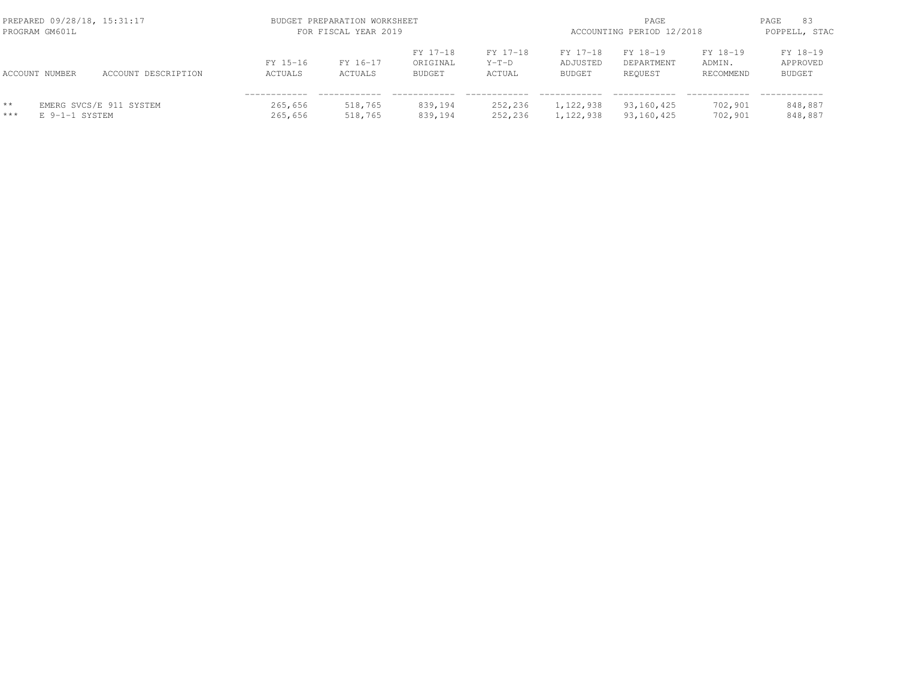| ACCOUNT NUMBER | ACCOUNT DESCRIPTION | FY 15-16 ACTUALS | FY 16-17 ACTUALS | FY 17-18 ORIGINAL BUDGET | FY 17-18 Y-T-D ACTUAL | FY 17-18 ADJUSTED BUDGET | FY 18-19 DEPARTMENT REQUEST | FY 18-19 ADMIN. RECOMMEND | FY 18-19 APPROVED BUDGET |
|---|---|---|---|---|---|---|---|---|---|
| ** | EMERG SVCS/E 911 SYSTEM | 265,656 | 518,765 | 839,194 | 252,236 | 1,122,938 | 93,160,425 | 702,901 | 848,887 |
| *** | E 9-1-1 SYSTEM | 265,656 | 518,765 | 839,194 | 252,236 | 1,122,938 | 93,160,425 | 702,901 | 848,887 |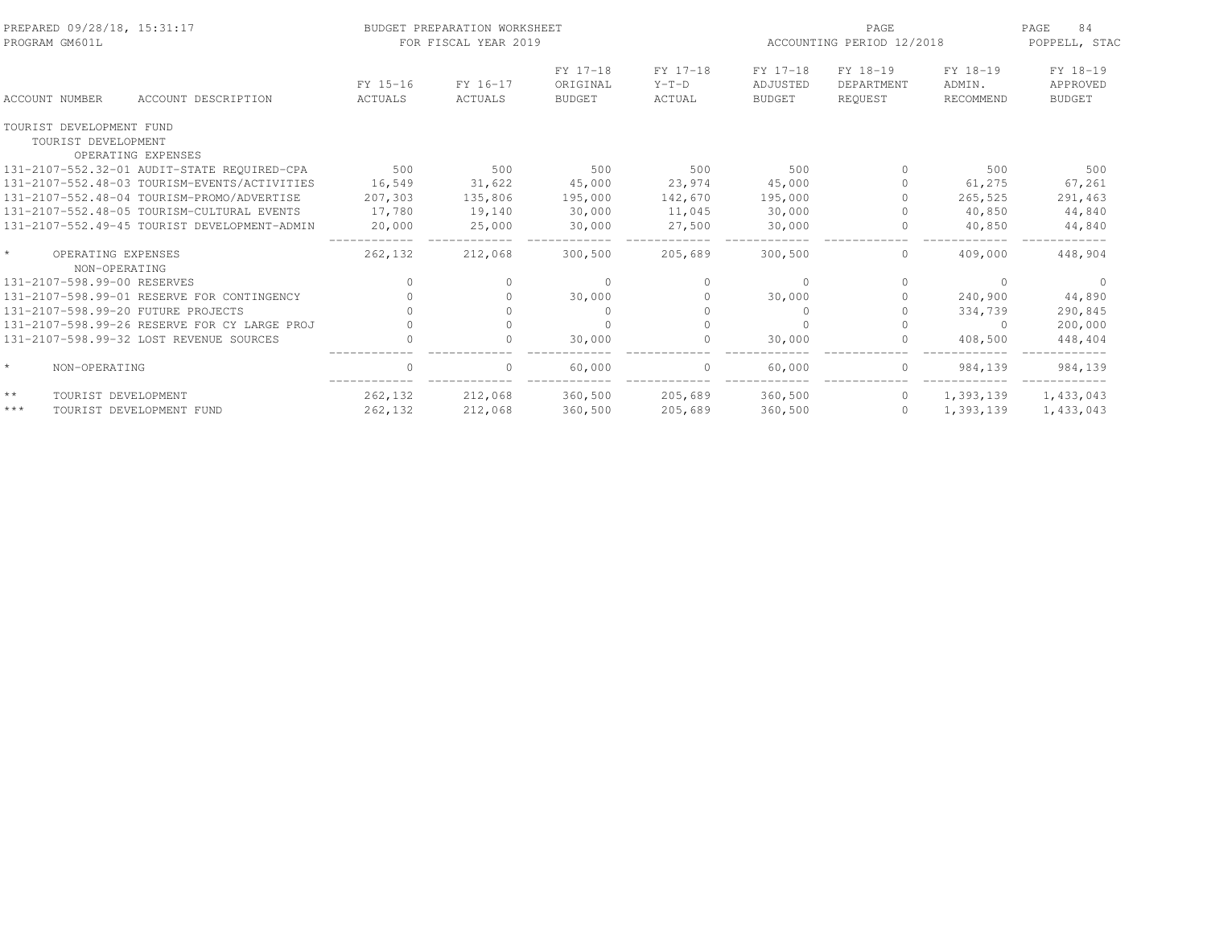BUDGET PREPARATION WORKSHEET
FOR FISCAL YEAR 2019

PREPARED 09/28/18, 15:31:17
PROGRAM GM601L

ACCOUNTING PERIOD 12/2018

POPPELL, STAC

| ACCOUNT NUMBER | ACCOUNT DESCRIPTION | FY 15-16 ACTUALS | FY 16-17 ACTUALS | FY 17-18 ORIGINAL BUDGET | FY 17-18 Y-T-D ACTUAL | FY 17-18 ADJUSTED BUDGET | FY 18-19 DEPARTMENT REQUEST | FY 18-19 ADMIN. RECOMMEND | FY 18-19 APPROVED BUDGET |
|---|---|---|---|---|---|---|---|---|---|
| TOURIST DEVELOPMENT FUND | | | | | | | | | |
| TOURIST DEVELOPMENT | | | | | | | | | |
| OPERATING EXPENSES | | | | | | | | | |
| 131-2107-552.32-01 | AUDIT-STATE REQUIRED-CPA | 500 | 500 | 500 | 500 | 500 | 0 | 500 | 500 |
| 131-2107-552.48-03 | TOURISM-EVENTS/ACTIVITIES | 16,549 | 31,622 | 45,000 | 23,974 | 45,000 | 0 | 61,275 | 67,261 |
| 131-2107-552.48-04 | TOURISM-PROMO/ADVERTISE | 207,303 | 135,806 | 195,000 | 142,670 | 195,000 | 0 | 265,525 | 291,463 |
| 131-2107-552.48-05 | TOURISM-CULTURAL EVENTS | 17,780 | 19,140 | 30,000 | 11,045 | 30,000 | 0 | 40,850 | 44,840 |
| 131-2107-552.49-45 | TOURIST DEVELOPMENT-ADMIN | 20,000 | 25,000 | 30,000 | 27,500 | 30,000 | 0 | 40,850 | 44,840 |
| * | OPERATING EXPENSES | 262,132 | 212,068 | 300,500 | 205,689 | 300,500 | 0 | 409,000 | 448,904 |
| NON-OPERATING | | | | | | | | | |
| 131-2107-598.99-00 | RESERVES | 0 | 0 | 0 | 0 | 0 | 0 | 0 | 0 |
| 131-2107-598.99-01 | RESERVE FOR CONTINGENCY | 0 | 0 | 30,000 | 0 | 30,000 | 0 | 240,900 | 44,890 |
| 131-2107-598.99-20 | FUTURE PROJECTS | 0 | 0 | 0 | 0 | 0 | 0 | 334,739 | 290,845 |
| 131-2107-598.99-26 | RESERVE FOR CY LARGE PROJ | 0 | 0 | 0 | 0 | 0 | 0 | 0 | 200,000 |
| 131-2107-598.99-32 | LOST REVENUE SOURCES | 0 | 0 | 30,000 | 0 | 30,000 | 0 | 408,500 | 448,404 |
| * | NON-OPERATING | 0 | 0 | 60,000 | 0 | 60,000 | 0 | 984,139 | 984,139 |
| ** | TOURIST DEVELOPMENT | 262,132 | 212,068 | 360,500 | 205,689 | 360,500 | 0 | 1,393,139 | 1,433,043 |
| *** | TOURIST DEVELOPMENT FUND | 262,132 | 212,068 | 360,500 | 205,689 | 360,500 | 0 | 1,393,139 | 1,433,043 |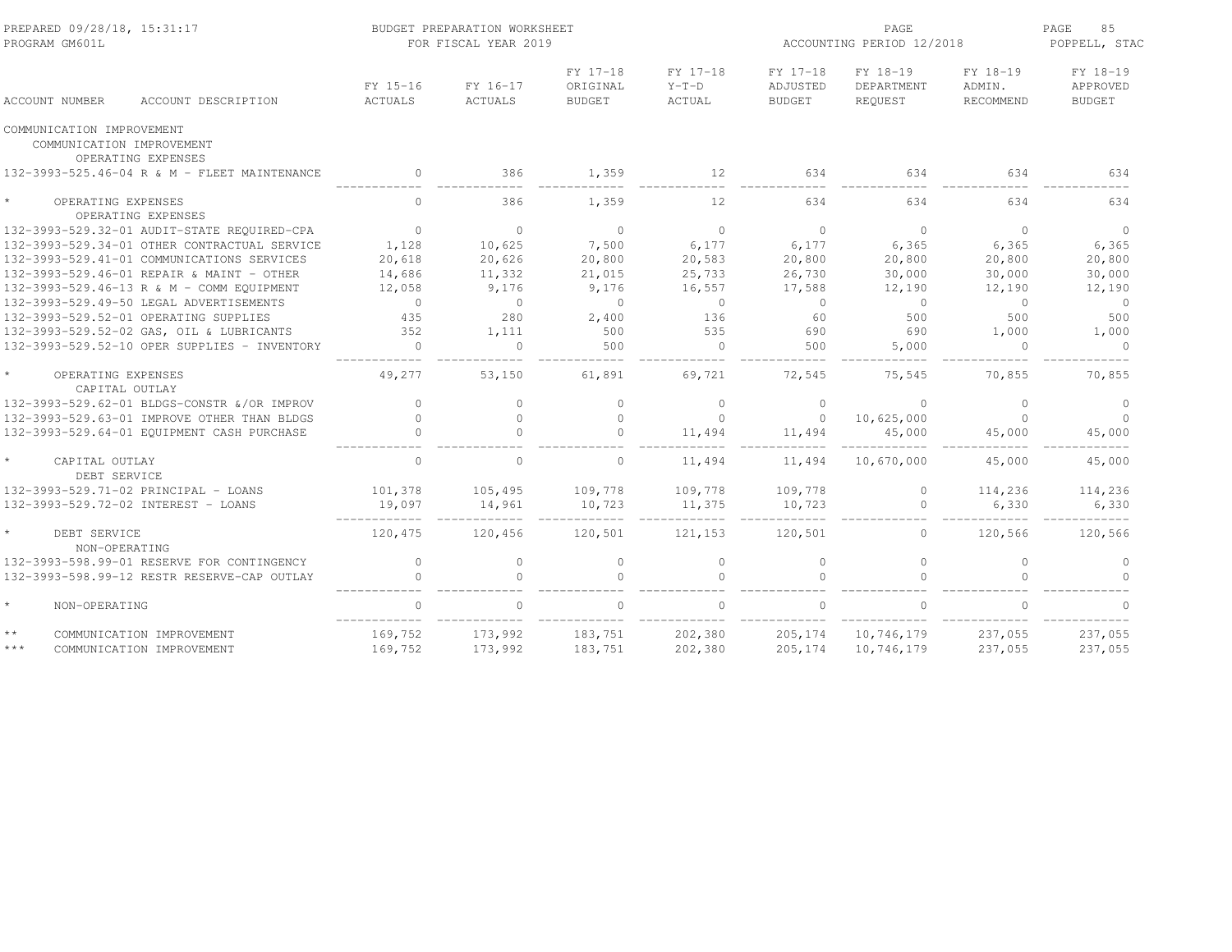| ACCOUNT NUMBER | ACCOUNT DESCRIPTION | FY 15-16 ACTUALS | FY 16-17 ACTUALS | FY 17-18 ORIGINAL BUDGET | FY 17-18 Y-T-D ACTUAL | FY 17-18 ADJUSTED BUDGET | FY 18-19 DEPARTMENT REQUEST | FY 18-19 ADMIN. RECOMMEND | FY 18-19 APPROVED BUDGET |
|---|---|---|---|---|---|---|---|---|---|
| COMMUNICATION IMPROVEMENT | | | | | | | | | |
| COMMUNICATION IMPROVEMENT | | | | | | | | | |
| OPERATING EXPENSES | | | | | | | | | |
| 132-3993-525.46-04 | R & M - FLEET MAINTENANCE | 0 | 386 | 1,359 | 12 | 634 | 634 | 634 | 634 |
| * | OPERATING EXPENSES | 0 | 386 | 1,359 | 12 | 634 | 634 | 634 | 634 |
| OPERATING EXPENSES | | | | | | | | | |
| 132-3993-529.32-01 | AUDIT-STATE REQUIRED-CPA | 0 | 0 | 0 | 0 | 0 | 0 | 0 | 0 |
| 132-3993-529.34-01 | OTHER CONTRACTUAL SERVICE | 1,128 | 10,625 | 7,500 | 6,177 | 6,177 | 6,365 | 6,365 | 6,365 |
| 132-3993-529.41-01 | COMMUNICATIONS SERVICES | 20,618 | 20,626 | 20,800 | 20,583 | 20,800 | 20,800 | 20,800 | 20,800 |
| 132-3993-529.46-01 | REPAIR & MAINT - OTHER | 14,686 | 11,332 | 21,015 | 25,733 | 26,730 | 30,000 | 30,000 | 30,000 |
| 132-3993-529.46-13 | R & M - COMM EQUIPMENT | 12,058 | 9,176 | 9,176 | 16,557 | 17,588 | 12,190 | 12,190 | 12,190 |
| 132-3993-529.49-50 | LEGAL ADVERTISEMENTS | 0 | 0 | 0 | 0 | 0 | 0 | 0 | 0 |
| 132-3993-529.52-01 | OPERATING SUPPLIES | 435 | 280 | 2,400 | 136 | 60 | 500 | 500 | 500 |
| 132-3993-529.52-02 | GAS, OIL & LUBRICANTS | 352 | 1,111 | 500 | 535 | 690 | 690 | 1,000 | 1,000 |
| 132-3993-529.52-10 | OPER SUPPLIES - INVENTORY | 0 | 0 | 500 | 0 | 500 | 5,000 | 0 | 0 |
| * | OPERATING EXPENSES | 49,277 | 53,150 | 61,891 | 69,721 | 72,545 | 75,545 | 70,855 | 70,855 |
| CAPITAL OUTLAY | | | | | | | | | |
| 132-3993-529.62-01 | BLDGS-CONSTR &/OR IMPROV | 0 | 0 | 0 | 0 | 0 | 0 | 0 | 0 |
| 132-3993-529.63-01 | IMPROVE OTHER THAN BLDGS | 0 | 0 | 0 | 0 | 0 | 10,625,000 | 0 | 0 |
| 132-3993-529.64-01 | EQUIPMENT CASH PURCHASE | 0 | 0 | 0 | 11,494 | 11,494 | 45,000 | 45,000 | 45,000 |
| * | CAPITAL OUTLAY | 0 | 0 | 0 | 11,494 | 11,494 | 10,670,000 | 45,000 | 45,000 |
| DEBT SERVICE | | | | | | | | | |
| 132-3993-529.71-02 | PRINCIPAL - LOANS | 101,378 | 105,495 | 109,778 | 109,778 | 109,778 | 0 | 114,236 | 114,236 |
| 132-3993-529.72-02 | INTEREST - LOANS | 19,097 | 14,961 | 10,723 | 11,375 | 10,723 | 0 | 6,330 | 6,330 |
| * | DEBT SERVICE | 120,475 | 120,456 | 120,501 | 121,153 | 120,501 | 0 | 120,566 | 120,566 |
| NON-OPERATING | | | | | | | | | |
| 132-3993-598.99-01 | RESERVE FOR CONTINGENCY | 0 | 0 | 0 | 0 | 0 | 0 | 0 | 0 |
| 132-3993-598.99-12 | RESTR RESERVE-CAP OUTLAY | 0 | 0 | 0 | 0 | 0 | 0 | 0 | 0 |
| * | NON-OPERATING | 0 | 0 | 0 | 0 | 0 | 0 | 0 | 0 |
| ** | COMMUNICATION IMPROVEMENT | 169,752 | 173,992 | 183,751 | 202,380 | 205,174 | 10,746,179 | 237,055 | 237,055 |
| *** | COMMUNICATION IMPROVEMENT | 169,752 | 173,992 | 183,751 | 202,380 | 205,174 | 10,746,179 | 237,055 | 237,055 |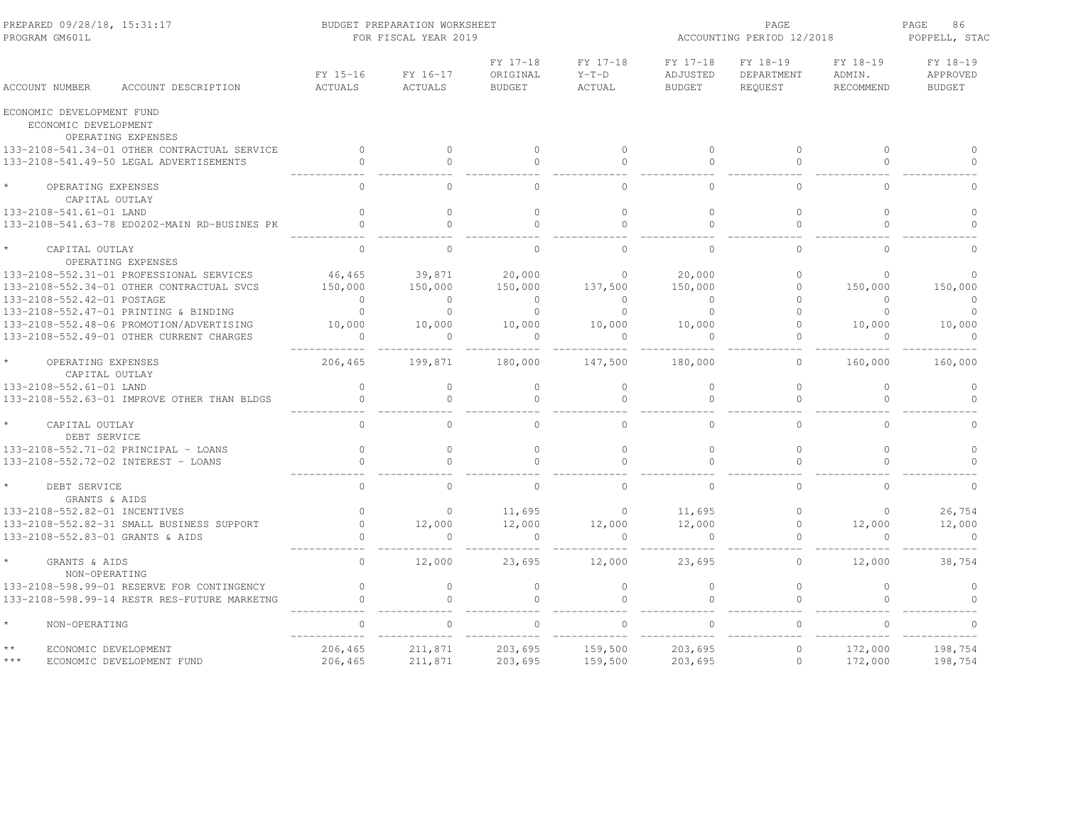PREPARED 09/28/18, 15:31:17
PROGRAM GM601L

BUDGET PREPARATION WORKSHEET
FOR FISCAL YEAR 2019

ACCOUNTING PERIOD 12/2018

POPPELL, STAC

| ACCOUNT NUMBER | ACCOUNT DESCRIPTION | FY 15-16 ACTUALS | FY 16-17 ACTUALS | FY 17-18 ORIGINAL BUDGET | FY 17-18 Y-T-D ACTUAL | FY 17-18 ADJUSTED BUDGET | FY 18-19 DEPARTMENT REQUEST | FY 18-19 ADMIN. RECOMMEND | FY 18-19 APPROVED BUDGET |
|---|---|---|---|---|---|---|---|---|---|
| ECONOMIC DEVELOPMENT FUND | | | | | | | | | |
| ECONOMIC DEVELOPMENT | | | | | | | | | |
| OPERATING EXPENSES | | | | | | | | | |
| 133-2108-541.34-01 | OTHER CONTRACTUAL SERVICE | 0 | 0 | 0 | 0 | 0 | 0 | 0 | 0 |
| 133-2108-541.49-50 | LEGAL ADVERTISEMENTS | 0 | 0 | 0 | 0 | 0 | 0 | 0 | 0 |
| * | OPERATING EXPENSES | 0 | 0 | 0 | 0 | 0 | 0 | 0 | 0 |
| CAPITAL OUTLAY | | | | | | | | | |
| 133-2108-541.61-01 | LAND | 0 | 0 | 0 | 0 | 0 | 0 | 0 | 0 |
| 133-2108-541.63-78 | ED0202-MAIN RD-BUSINES PK | 0 | 0 | 0 | 0 | 0 | 0 | 0 | 0 |
| * | CAPITAL OUTLAY | 0 | 0 | 0 | 0 | 0 | 0 | 0 | 0 |
| OPERATING EXPENSES | | | | | | | | | |
| 133-2108-552.31-01 | PROFESSIONAL SERVICES | 46,465 | 39,871 | 20,000 | 0 | 20,000 | 0 | 0 | 0 |
| 133-2108-552.34-01 | OTHER CONTRACTUAL SVCS | 150,000 | 150,000 | 150,000 | 137,500 | 150,000 | 0 | 150,000 | 150,000 |
| 133-2108-552.42-01 | POSTAGE | 0 | 0 | 0 | 0 | 0 | 0 | 0 | 0 |
| 133-2108-552.47-01 | PRINTING & BINDING | 0 | 0 | 0 | 0 | 0 | 0 | 0 | 0 |
| 133-2108-552.48-06 | PROMOTION/ADVERTISING | 10,000 | 10,000 | 10,000 | 10,000 | 10,000 | 0 | 10,000 | 10,000 |
| 133-2108-552.49-01 | OTHER CURRENT CHARGES | 0 | 0 | 0 | 0 | 0 | 0 | 0 | 0 |
| * | OPERATING EXPENSES | 206,465 | 199,871 | 180,000 | 147,500 | 180,000 | 0 | 160,000 | 160,000 |
| CAPITAL OUTLAY | | | | | | | | | |
| 133-2108-552.61-01 | LAND | 0 | 0 | 0 | 0 | 0 | 0 | 0 | 0 |
| 133-2108-552.63-01 | IMPROVE OTHER THAN BLDGS | 0 | 0 | 0 | 0 | 0 | 0 | 0 | 0 |
| * | CAPITAL OUTLAY | 0 | 0 | 0 | 0 | 0 | 0 | 0 | 0 |
| DEBT SERVICE | | | | | | | | | |
| 133-2108-552.71-02 | PRINCIPAL - LOANS | 0 | 0 | 0 | 0 | 0 | 0 | 0 | 0 |
| 133-2108-552.72-02 | INTEREST - LOANS | 0 | 0 | 0 | 0 | 0 | 0 | 0 | 0 |
| * | DEBT SERVICE | 0 | 0 | 0 | 0 | 0 | 0 | 0 | 0 |
| GRANTS & AIDS | | | | | | | | | |
| 133-2108-552.82-01 | INCENTIVES | 0 | 0 | 11,695 | 0 | 11,695 | 0 | 0 | 26,754 |
| 133-2108-552.82-31 | SMALL BUSINESS SUPPORT | 0 | 12,000 | 12,000 | 12,000 | 12,000 | 0 | 12,000 | 12,000 |
| 133-2108-552.83-01 | GRANTS & AIDS | 0 | 0 | 0 | 0 | 0 | 0 | 0 | 0 |
| * | GRANTS & AIDS | 0 | 12,000 | 23,695 | 12,000 | 23,695 | 0 | 12,000 | 38,754 |
| NON-OPERATING | | | | | | | | | |
| 133-2108-598.99-01 | RESERVE FOR CONTINGENCY | 0 | 0 | 0 | 0 | 0 | 0 | 0 | 0 |
| 133-2108-598.99-14 | RESTR RES-FUTURE MARKETNG | 0 | 0 | 0 | 0 | 0 | 0 | 0 | 0 |
| * | NON-OPERATING | 0 | 0 | 0 | 0 | 0 | 0 | 0 | 0 |
| ** | ECONOMIC DEVELOPMENT | 206,465 | 211,871 | 203,695 | 159,500 | 203,695 | 0 | 172,000 | 198,754 |
| *** | ECONOMIC DEVELOPMENT FUND | 206,465 | 211,871 | 203,695 | 159,500 | 203,695 | 0 | 172,000 | 198,754 |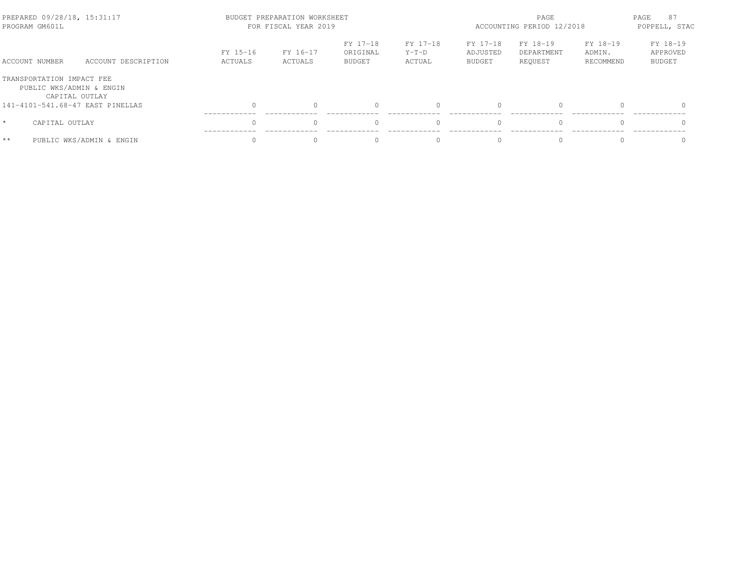BUDGET PREPARATION WORKSHEET
FOR FISCAL YEAR 2019

PREPARED 09/28/18, 15:31:17
PROGRAM GM601L

ACCOUNTING PERIOD 12/2018

POPPELL, STAC

| ACCOUNT NUMBER | ACCOUNT DESCRIPTION | FY 15-16 ACTUALS | FY 16-17 ACTUALS | FY 17-18 ORIGINAL BUDGET | FY 17-18 Y-T-D ACTUAL | FY 17-18 ADJUSTED BUDGET | FY 18-19 DEPARTMENT REQUEST | FY 18-19 ADMIN. RECOMMEND | FY 18-19 APPROVED BUDGET |
|---|---|---|---|---|---|---|---|---|---|
| TRANSPORTATION IMPACT FEE | | | | | | | | | |
| PUBLIC WKS/ADMIN & ENGIN | | | | | | | | | |
| CAPITAL OUTLAY | | | | | | | | | |
| 141-4101-541.68-47 | EAST PINELLAS | 0 | 0 | 0 | 0 | 0 | 0 | 0 | 0 |
| * | CAPITAL OUTLAY | 0 | 0 | 0 | 0 | 0 | 0 | 0 | 0 |
| ** | PUBLIC WKS/ADMIN & ENGIN | 0 | 0 | 0 | 0 | 0 | 0 | 0 | 0 |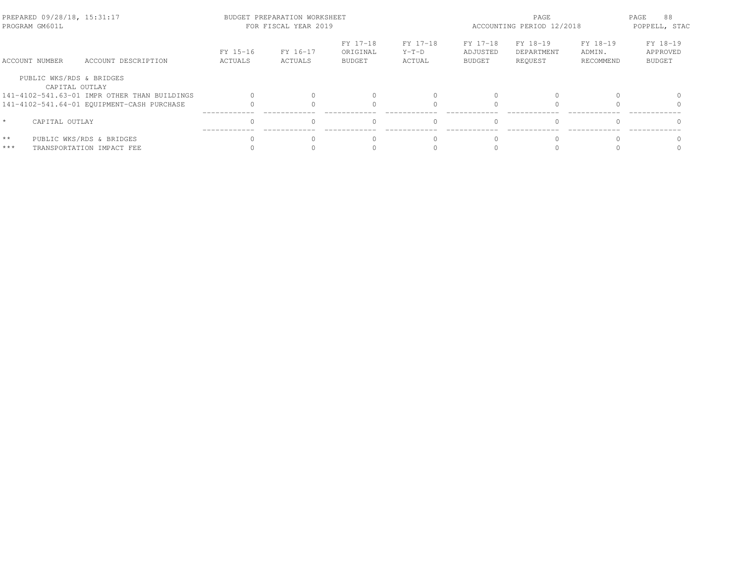| ACCOUNT NUMBER | ACCOUNT DESCRIPTION | FY 15-16 ACTUALS | FY 16-17 ACTUALS | FY 17-18 ORIGINAL BUDGET | FY 17-18 Y-T-D ACTUAL | FY 17-18 ADJUSTED BUDGET | FY 18-19 DEPARTMENT REQUEST | FY 18-19 ADMIN. RECOMMEND | FY 18-19 APPROVED BUDGET |
|---|---|---|---|---|---|---|---|---|---|
| PUBLIC WKS/RDS & BRIDGES | | | | | | | | | |
| CAPITAL OUTLAY | | | | | | | | | |
| 141-4102-541.63-01 | IMPR OTHER THAN BUILDINGS | 0 | 0 | 0 | 0 | 0 | 0 | 0 | 0 |
| 141-4102-541.64-01 | EQUIPMENT-CASH PURCHASE | 0 | 0 | 0 | 0 | 0 | 0 | 0 | 0 |
| * | CAPITAL OUTLAY | 0 | 0 | 0 | 0 | 0 | 0 | 0 | 0 |
| ** | PUBLIC WKS/RDS & BRIDGES | 0 | 0 | 0 | 0 | 0 | 0 | 0 | 0 |
| *** | TRANSPORTATION IMPACT FEE | 0 | 0 | 0 | 0 | 0 | 0 | 0 | 0 |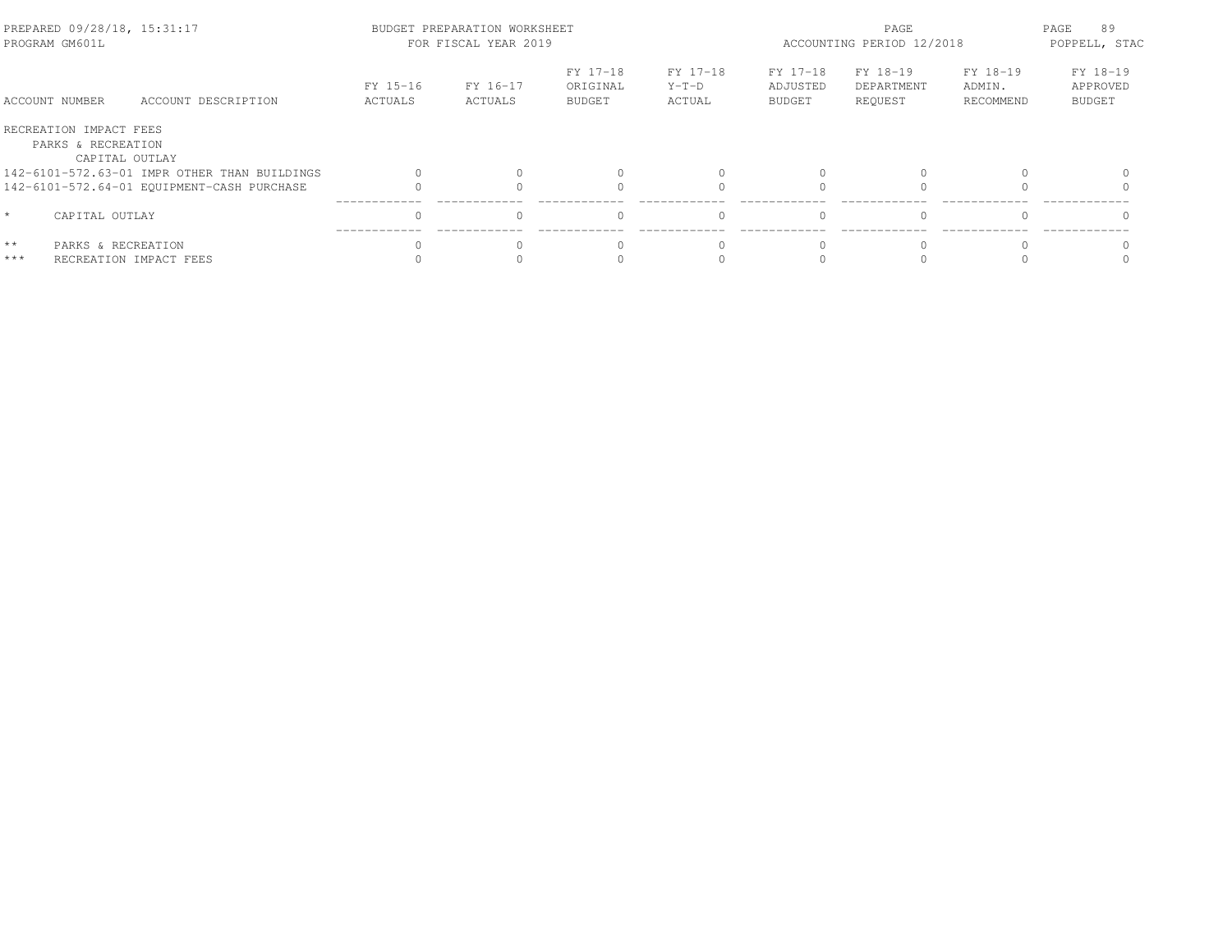BUDGET PREPARATION WORKSHEET
FOR FISCAL YEAR 2019

PREPARED 09/28/18, 15:31:17
PROGRAM GM601L

ACCOUNTING PERIOD 12/2018
POPPELL, STAC

| ACCOUNT NUMBER | ACCOUNT DESCRIPTION | FY 15-16 ACTUALS | FY 16-17 ACTUALS | FY 17-18 ORIGINAL BUDGET | FY 17-18 Y-T-D ACTUAL | FY 17-18 ADJUSTED BUDGET | FY 18-19 DEPARTMENT REQUEST | FY 18-19 ADMIN. RECOMMEND | FY 18-19 APPROVED BUDGET |
|---|---|---|---|---|---|---|---|---|---|
| RECREATION IMPACT FEES | | | | | | | | | |
| PARKS & RECREATION | | | | | | | | | |
| CAPITAL OUTLAY | | | | | | | | | |
| 142-6101-572.63-01 | IMPR OTHER THAN BUILDINGS | 0 | 0 | 0 | 0 | 0 | 0 | 0 | 0 |
| 142-6101-572.64-01 | EQUIPMENT-CASH PURCHASE | 0 | 0 | 0 | 0 | 0 | 0 | 0 | 0 |
| * | CAPITAL OUTLAY | 0 | 0 | 0 | 0 | 0 | 0 | 0 | 0 |
| ** | PARKS & RECREATION | 0 | 0 | 0 | 0 | 0 | 0 | 0 | 0 |
| *** | RECREATION IMPACT FEES | 0 | 0 | 0 | 0 | 0 | 0 | 0 | 0 |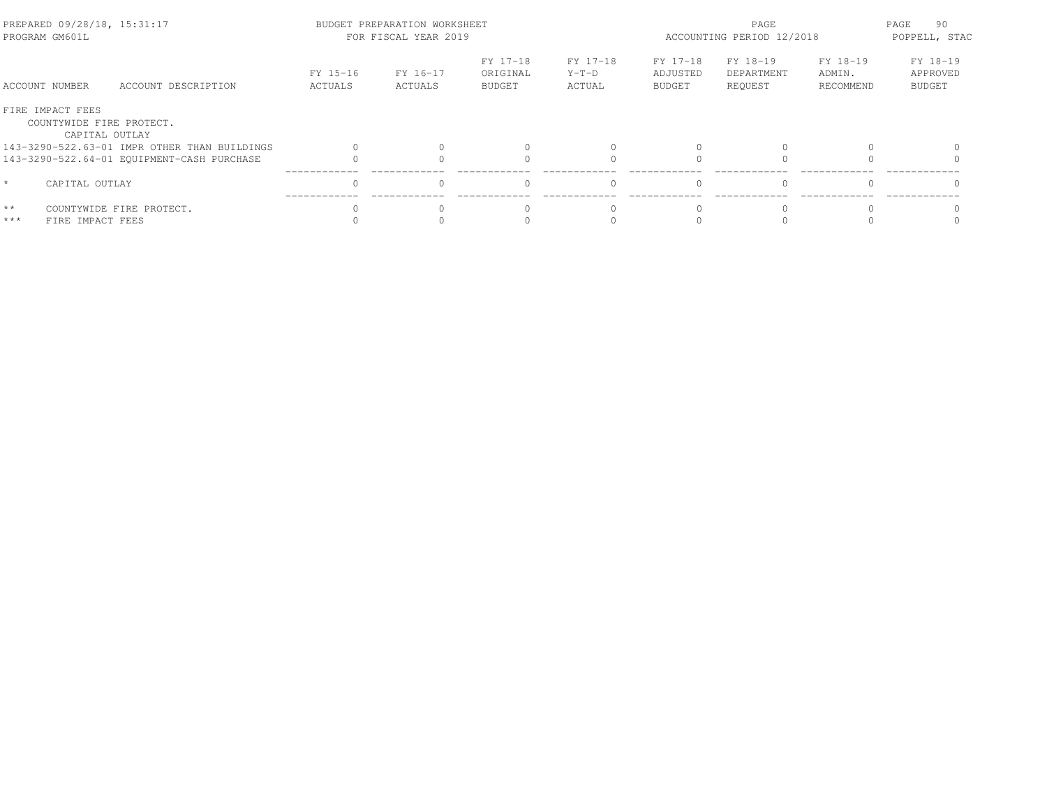| ACCOUNT NUMBER | ACCOUNT DESCRIPTION | FY 15-16 ACTUALS | FY 16-17 ACTUALS | FY 17-18 ORIGINAL BUDGET | FY 17-18 Y-T-D ACTUAL | FY 17-18 ADJUSTED BUDGET | FY 18-19 DEPARTMENT REQUEST | FY 18-19 ADMIN. RECOMMEND | FY 18-19 APPROVED BUDGET |
|---|---|---|---|---|---|---|---|---|---|
| FIRE IMPACT FEES | | | | | | | | | |
| COUNTYWIDE FIRE PROTECT. | | | | | | | | | |
| CAPITAL OUTLAY | | | | | | | | | |
| 143-3290-522.63-01 | IMPR OTHER THAN BUILDINGS | 0 | 0 | 0 | 0 | 0 | 0 | 0 | 0 |
| 143-3290-522.64-01 | EQUIPMENT-CASH PURCHASE | 0 | 0 | 0 | 0 | 0 | 0 | 0 | 0 |
| * | CAPITAL OUTLAY | 0 | 0 | 0 | 0 | 0 | 0 | 0 | 0 |
| ** | COUNTYWIDE FIRE PROTECT. | 0 | 0 | 0 | 0 | 0 | 0 | 0 | 0 |
| *** | FIRE IMPACT FEES | 0 | 0 | 0 | 0 | 0 | 0 | 0 | 0 |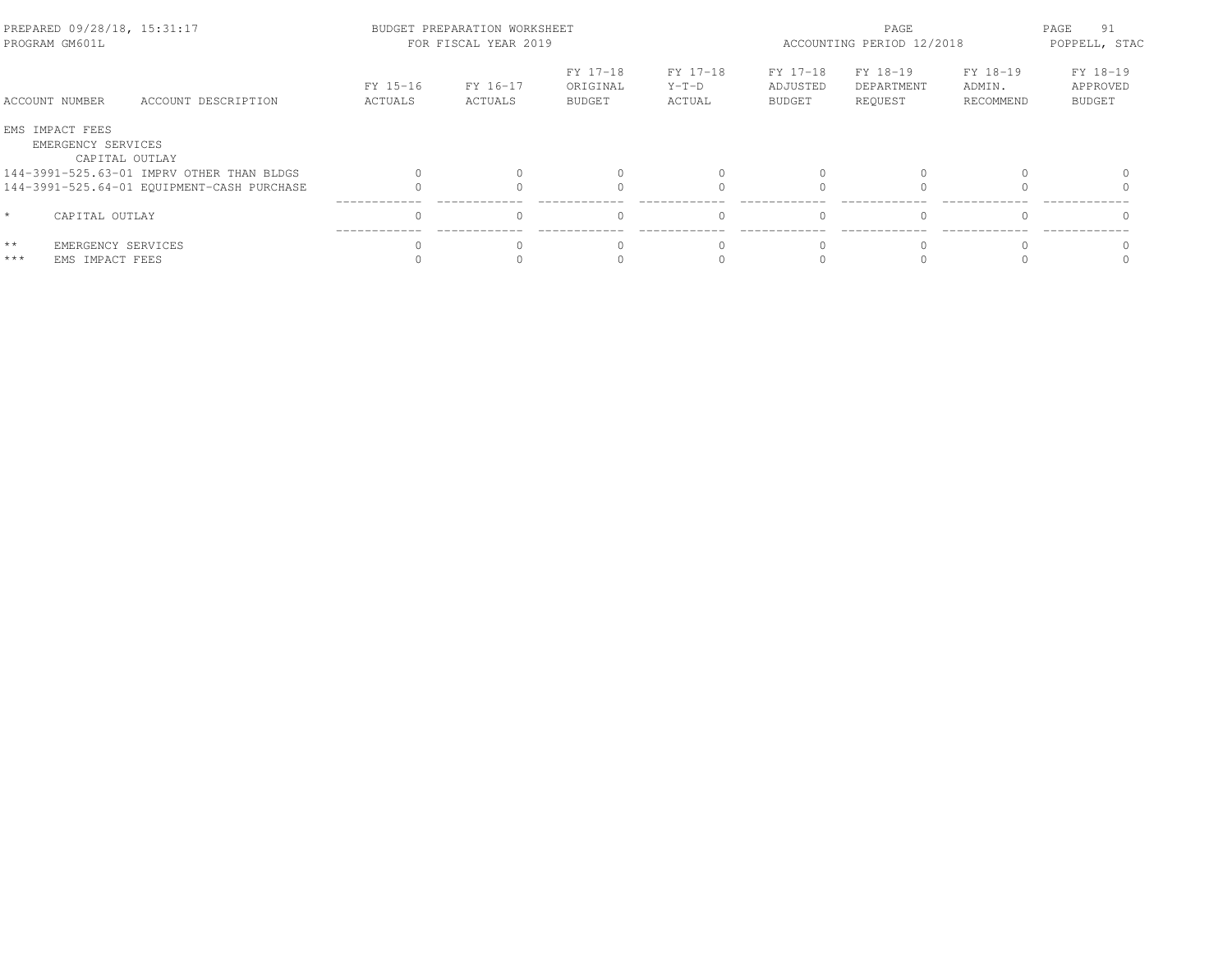| ACCOUNT NUMBER | ACCOUNT DESCRIPTION | FY 15-16 ACTUALS | FY 16-17 ACTUALS | FY 17-18 ORIGINAL BUDGET | FY 17-18 Y-T-D ACTUAL | FY 17-18 ADJUSTED BUDGET | FY 18-19 DEPARTMENT REQUEST | FY 18-19 ADMIN. RECOMMEND | FY 18-19 APPROVED BUDGET |
|---|---|---|---|---|---|---|---|---|---|
| EMS IMPACT FEES | | | | | | | | | |
| EMERGENCY SERVICES | | | | | | | | | |
| CAPITAL OUTLAY | | | | | | | | | |
| 144-3991-525.63-01 | IMPRV OTHER THAN BLDGS | 0 | 0 | 0 | 0 | 0 | 0 | 0 | 0 |
| 144-3991-525.64-01 | EQUIPMENT-CASH PURCHASE | 0 | 0 | 0 | 0 | 0 | 0 | 0 | 0 |
| * | CAPITAL OUTLAY | 0 | 0 | 0 | 0 | 0 | 0 | 0 | 0 |
| ** | EMERGENCY SERVICES | 0 | 0 | 0 | 0 | 0 | 0 | 0 | 0 |
| *** | EMS IMPACT FEES | 0 | 0 | 0 | 0 | 0 | 0 | 0 | 0 |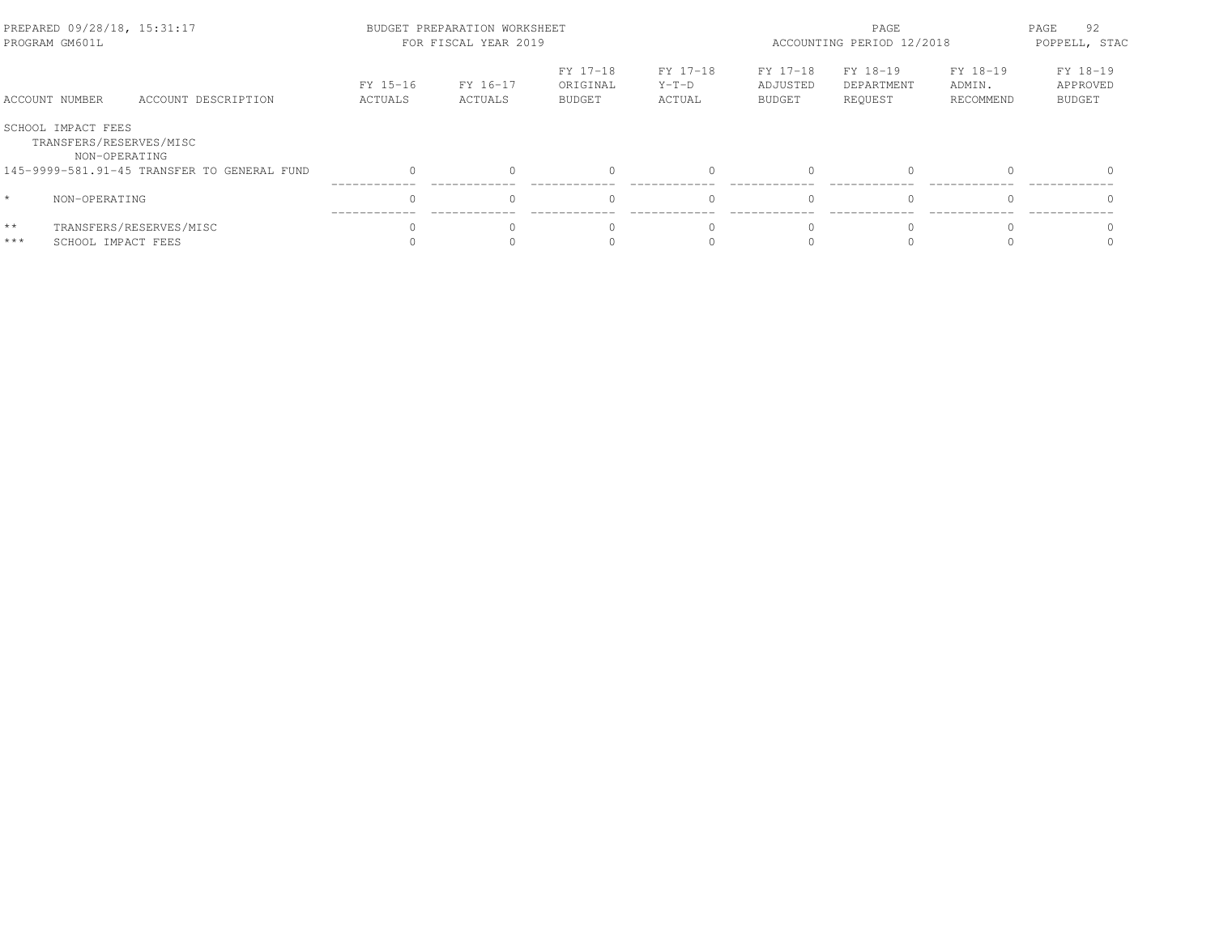PREPARED 09/28/18, 15:31:17
PROGRAM GM601L

BUDGET PREPARATION WORKSHEET
FOR FISCAL YEAR 2019

ACCOUNTING PERIOD 12/2018

POPPELL, STAC

| ACCOUNT NUMBER | ACCOUNT DESCRIPTION | FY 15-16 ACTUALS | FY 16-17 ACTUALS | FY 17-18 ORIGINAL BUDGET | FY 17-18 Y-T-D ACTUAL | FY 17-18 ADJUSTED BUDGET | FY 18-19 DEPARTMENT REQUEST | FY 18-19 ADMIN. RECOMMEND | FY 18-19 APPROVED BUDGET |
|---|---|---|---|---|---|---|---|---|---|
| SCHOOL IMPACT FEES | | | | | | | | | |
| TRANSFERS/RESERVES/MISC | | | | | | | | | |
| NON-OPERATING | | | | | | | | | |
| 145-9999-581.91-45 | TRANSFER TO GENERAL FUND | 0 | 0 | 0 | 0 | 0 | 0 | 0 | 0 |
| * | NON-OPERATING | 0 | 0 | 0 | 0 | 0 | 0 | 0 | 0 |
| ** | TRANSFERS/RESERVES/MISC | 0 | 0 | 0 | 0 | 0 | 0 | 0 | 0 |
| *** | SCHOOL IMPACT FEES | 0 | 0 | 0 | 0 | 0 | 0 | 0 | 0 |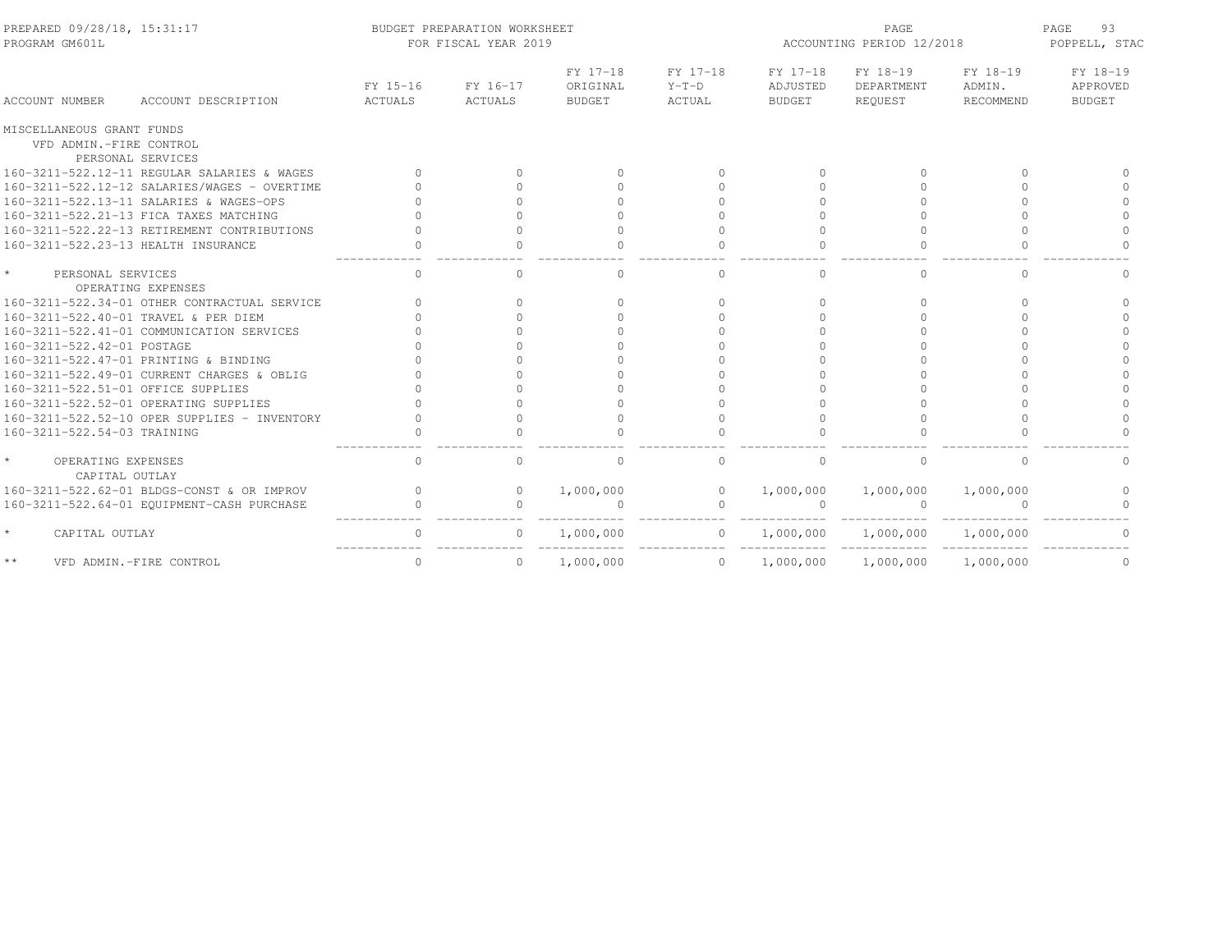| ACCOUNT NUMBER | ACCOUNT DESCRIPTION | FY 15-16 ACTUALS | FY 16-17 ACTUALS | FY 17-18 ORIGINAL BUDGET | FY 17-18 Y-T-D ACTUAL | FY 17-18 ADJUSTED BUDGET | FY 18-19 DEPARTMENT REQUEST | FY 18-19 ADMIN. RECOMMEND | FY 18-19 APPROVED BUDGET |
|---|---|---|---|---|---|---|---|---|---|
| MISCELLANEOUS GRANT FUNDS | | | | | | | | | |
| VFD ADMIN.-FIRE CONTROL | | | | | | | | | |
| PERSONAL SERVICES | | | | | | | | | |
| 160-3211-522.12-11 | REGULAR SALARIES & WAGES | 0 | 0 | 0 | 0 | 0 | 0 | 0 | 0 |
| 160-3211-522.12-12 | SALARIES/WAGES - OVERTIME | 0 | 0 | 0 | 0 | 0 | 0 | 0 | 0 |
| 160-3211-522.13-11 | SALARIES & WAGES-OPS | 0 | 0 | 0 | 0 | 0 | 0 | 0 | 0 |
| 160-3211-522.21-13 | FICA TAXES MATCHING | 0 | 0 | 0 | 0 | 0 | 0 | 0 | 0 |
| 160-3211-522.22-13 | RETIREMENT CONTRIBUTIONS | 0 | 0 | 0 | 0 | 0 | 0 | 0 | 0 |
| 160-3211-522.23-13 | HEALTH INSURANCE | 0 | 0 | 0 | 0 | 0 | 0 | 0 | 0 |
| * | PERSONAL SERVICES | 0 | 0 | 0 | 0 | 0 | 0 | 0 | 0 |
| OPERATING EXPENSES | | | | | | | | | |
| 160-3211-522.34-01 | OTHER CONTRACTUAL SERVICE | 0 | 0 | 0 | 0 | 0 | 0 | 0 | 0 |
| 160-3211-522.40-01 | TRAVEL & PER DIEM | 0 | 0 | 0 | 0 | 0 | 0 | 0 | 0 |
| 160-3211-522.41-01 | COMMUNICATION SERVICES | 0 | 0 | 0 | 0 | 0 | 0 | 0 | 0 |
| 160-3211-522.42-01 | POSTAGE | 0 | 0 | 0 | 0 | 0 | 0 | 0 | 0 |
| 160-3211-522.47-01 | PRINTING & BINDING | 0 | 0 | 0 | 0 | 0 | 0 | 0 | 0 |
| 160-3211-522.49-01 | CURRENT CHARGES & OBLIG | 0 | 0 | 0 | 0 | 0 | 0 | 0 | 0 |
| 160-3211-522.51-01 | OFFICE SUPPLIES | 0 | 0 | 0 | 0 | 0 | 0 | 0 | 0 |
| 160-3211-522.52-01 | OPERATING SUPPLIES | 0 | 0 | 0 | 0 | 0 | 0 | 0 | 0 |
| 160-3211-522.52-10 | OPER SUPPLIES - INVENTORY | 0 | 0 | 0 | 0 | 0 | 0 | 0 | 0 |
| 160-3211-522.54-03 | TRAINING | 0 | 0 | 0 | 0 | 0 | 0 | 0 | 0 |
| * | OPERATING EXPENSES | 0 | 0 | 0 | 0 | 0 | 0 | 0 | 0 |
| CAPITAL OUTLAY | | | | | | | | | |
| 160-3211-522.62-01 | BLDGS-CONST & OR IMPROV | 0 | 0 | 1,000,000 | 0 | 1,000,000 | 1,000,000 | 1,000,000 | 0 |
| 160-3211-522.64-01 | EQUIPMENT-CASH PURCHASE | 0 | 0 | 0 | 0 | 0 | 0 | 0 | 0 |
| * | CAPITAL OUTLAY | 0 | 0 | 1,000,000 | 0 | 1,000,000 | 1,000,000 | 1,000,000 | 0 |
| ** | VFD ADMIN.-FIRE CONTROL | 0 | 0 | 1,000,000 | 0 | 1,000,000 | 1,000,000 | 1,000,000 | 0 |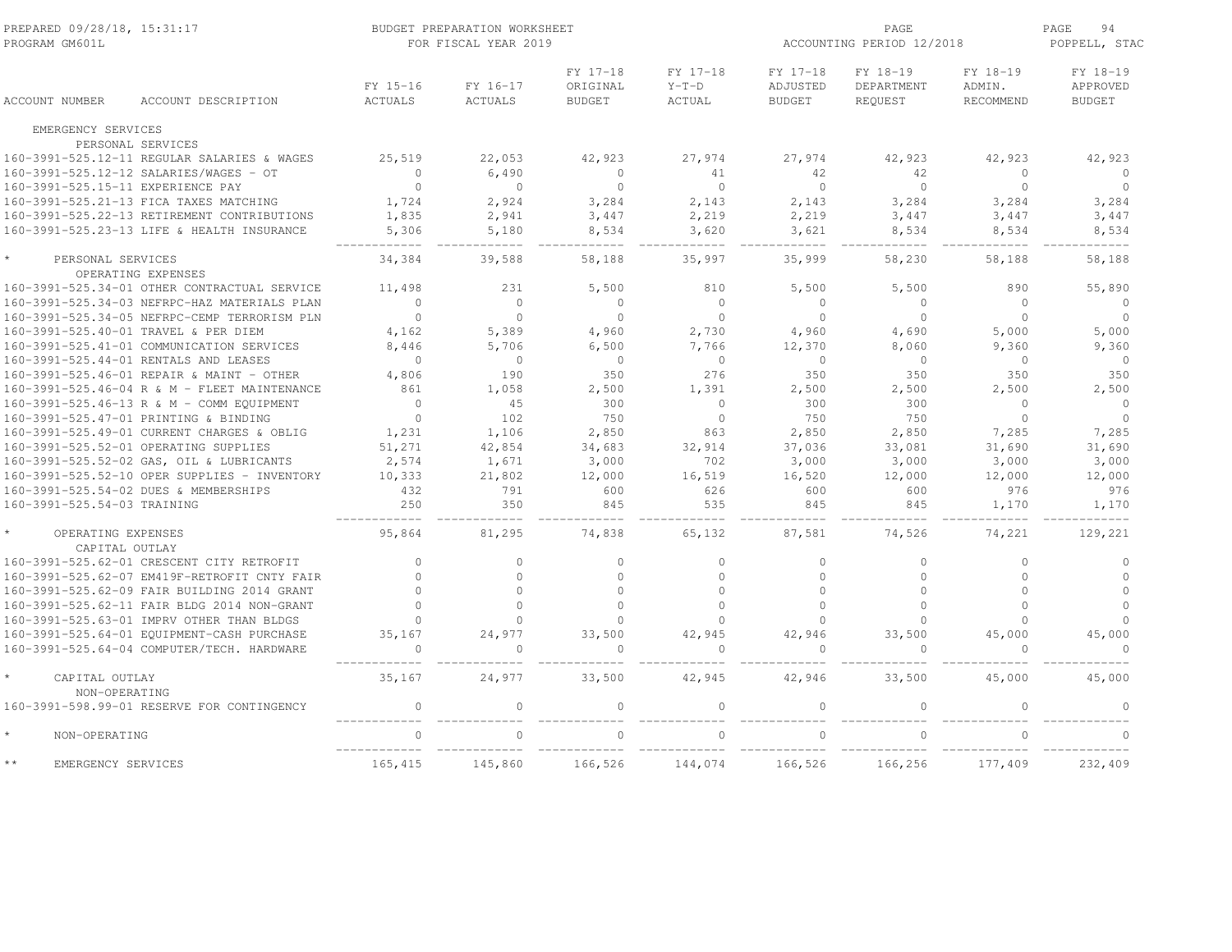PREPARED 09/28/18, 15:31:17 BUDGET PREPARATION WORKSHEET PAGE 94
PROGRAM GM601L FOR FISCAL YEAR 2019 ACCOUNTING PERIOD 12/2018 POPPELL, STAC

| ACCOUNT NUMBER | ACCOUNT DESCRIPTION | FY 15-16 ACTUALS | FY 16-17 ACTUALS | FY 17-18 ORIGINAL BUDGET | FY 17-18 Y-T-D ACTUAL | FY 17-18 ADJUSTED BUDGET | FY 18-19 DEPARTMENT REQUEST | FY 18-19 ADMIN. RECOMMEND | FY 18-19 APPROVED BUDGET |
|---|---|---|---|---|---|---|---|---|---|
| EMERGENCY SERVICES | | | | | | | | | |
| PERSONAL SERVICES | | | | | | | | | |
| 160-3991-525.12-11 | REGULAR SALARIES & WAGES | 25,519 | 22,053 | 42,923 | 27,974 | 27,974 | 42,923 | 42,923 | 42,923 |
| 160-3991-525.12-12 | SALARIES/WAGES - OT | 0 | 6,490 | 0 | 41 | 42 | 42 | 0 | 0 |
| 160-3991-525.15-11 | EXPERIENCE PAY | 0 | 0 | 0 | 0 | 0 | 0 | 0 | 0 |
| 160-3991-525.21-13 | FICA TAXES MATCHING | 1,724 | 2,924 | 3,284 | 2,143 | 2,143 | 3,284 | 3,284 | 3,284 |
| 160-3991-525.22-13 | RETIREMENT CONTRIBUTIONS | 1,835 | 2,941 | 3,447 | 2,219 | 2,219 | 3,447 | 3,447 | 3,447 |
| 160-3991-525.23-13 | LIFE & HEALTH INSURANCE | 5,306 | 5,180 | 8,534 | 3,620 | 3,621 | 8,534 | 8,534 | 8,534 |
| * | PERSONAL SERVICES | 34,384 | 39,588 | 58,188 | 35,997 | 35,999 | 58,230 | 58,188 | 58,188 |
| OPERATING EXPENSES | | | | | | | | | |
| 160-3991-525.34-01 | OTHER CONTRACTUAL SERVICE | 11,498 | 231 | 5,500 | 810 | 5,500 | 5,500 | 890 | 55,890 |
| 160-3991-525.34-03 | NEFRPC-HAZ MATERIALS PLAN | 0 | 0 | 0 | 0 | 0 | 0 | 0 | 0 |
| 160-3991-525.34-05 | NEFRPC-CEMP TERRORISM PLN | 0 | 0 | 0 | 0 | 0 | 0 | 0 | 0 |
| 160-3991-525.40-01 | TRAVEL & PER DIEM | 4,162 | 5,389 | 4,960 | 2,730 | 4,960 | 4,690 | 5,000 | 5,000 |
| 160-3991-525.41-01 | COMMUNICATION SERVICES | 8,446 | 5,706 | 6,500 | 7,766 | 12,370 | 8,060 | 9,360 | 9,360 |
| 160-3991-525.44-01 | RENTALS AND LEASES | 0 | 0 | 0 | 0 | 0 | 0 | 0 | 0 |
| 160-3991-525.46-01 | REPAIR & MAINT - OTHER | 4,806 | 190 | 350 | 276 | 350 | 350 | 350 | 350 |
| 160-3991-525.46-04 | R & M - FLEET MAINTENANCE | 861 | 1,058 | 2,500 | 1,391 | 2,500 | 2,500 | 2,500 | 2,500 |
| 160-3991-525.46-13 | R & M - COMM EQUIPMENT | 0 | 45 | 300 | 0 | 300 | 300 | 0 | 0 |
| 160-3991-525.47-01 | PRINTING & BINDING | 0 | 102 | 750 | 0 | 750 | 750 | 0 | 0 |
| 160-3991-525.49-01 | CURRENT CHARGES & OBLIG | 1,231 | 1,106 | 2,850 | 863 | 2,850 | 2,850 | 7,285 | 7,285 |
| 160-3991-525.52-01 | OPERATING SUPPLIES | 51,271 | 42,854 | 34,683 | 32,914 | 37,036 | 33,081 | 31,690 | 31,690 |
| 160-3991-525.52-02 | GAS, OIL & LUBRICANTS | 2,574 | 1,671 | 3,000 | 702 | 3,000 | 3,000 | 3,000 | 3,000 |
| 160-3991-525.52-10 | OPER SUPPLIES - INVENTORY | 10,333 | 21,802 | 12,000 | 16,519 | 16,520 | 12,000 | 12,000 | 12,000 |
| 160-3991-525.54-02 | DUES & MEMBERSHIPS | 432 | 791 | 600 | 626 | 600 | 600 | 976 | 976 |
| 160-3991-525.54-03 | TRAINING | 250 | 350 | 845 | 535 | 845 | 845 | 1,170 | 1,170 |
| * | OPERATING EXPENSES | 95,864 | 81,295 | 74,838 | 65,132 | 87,581 | 74,526 | 74,221 | 129,221 |
| CAPITAL OUTLAY | | | | | | | | | |
| 160-3991-525.62-01 | CRESCENT CITY RETROFIT | 0 | 0 | 0 | 0 | 0 | 0 | 0 | 0 |
| 160-3991-525.62-07 | EM419F-RETROFIT CNTY FAIR | 0 | 0 | 0 | 0 | 0 | 0 | 0 | 0 |
| 160-3991-525.62-09 | FAIR BUILDING 2014 GRANT | 0 | 0 | 0 | 0 | 0 | 0 | 0 | 0 |
| 160-3991-525.62-11 | FAIR BLDG 2014 NON-GRANT | 0 | 0 | 0 | 0 | 0 | 0 | 0 | 0 |
| 160-3991-525.63-01 | IMPRV OTHER THAN BLDGS | 0 | 0 | 0 | 0 | 0 | 0 | 0 | 0 |
| 160-3991-525.64-01 | EQUIPMENT-CASH PURCHASE | 35,167 | 24,977 | 33,500 | 42,945 | 42,946 | 33,500 | 45,000 | 45,000 |
| 160-3991-525.64-04 | COMPUTER/TECH. HARDWARE | 0 | 0 | 0 | 0 | 0 | 0 | 0 | 0 |
| * | CAPITAL OUTLAY | 35,167 | 24,977 | 33,500 | 42,945 | 42,946 | 33,500 | 45,000 | 45,000 |
| NON-OPERATING | | | | | | | | | |
| 160-3991-598.99-01 | RESERVE FOR CONTINGENCY | 0 | 0 | 0 | 0 | 0 | 0 | 0 | 0 |
| * | NON-OPERATING | 0 | 0 | 0 | 0 | 0 | 0 | 0 | 0 |
| ** | EMERGENCY SERVICES | 165,415 | 145,860 | 166,526 | 144,074 | 166,526 | 166,256 | 177,409 | 232,409 |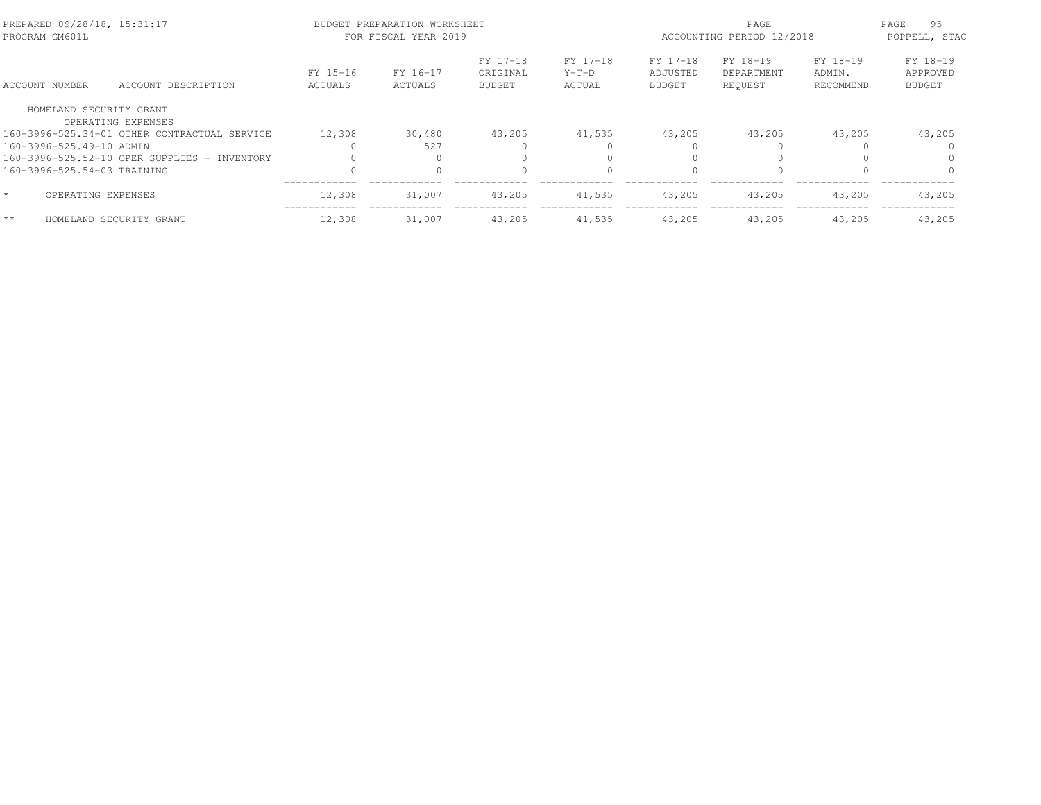PREPARED 09/28/18, 15:31:17 BUDGET PREPARATION WORKSHEET PAGE
PROGRAM GM601L FOR FISCAL YEAR 2019 ACCOUNTING PERIOD 12/2018 POPPELL, STAC

| ACCOUNT NUMBER | ACCOUNT DESCRIPTION | FY 15-16 ACTUALS | FY 16-17 ACTUALS | FY 17-18 ORIGINAL BUDGET | FY 17-18 Y-T-D ACTUAL | FY 17-18 ADJUSTED BUDGET | FY 18-19 DEPARTMENT REQUEST | FY 18-19 ADMIN. RECOMMEND | FY 18-19 APPROVED BUDGET |
|---|---|---|---|---|---|---|---|---|---|
| HOMELAND SECURITY GRANT | | | | | | | | | |
| | OPERATING EXPENSES | | | | | | | | |
| 160-3996-525.34-01 | OTHER CONTRACTUAL SERVICE | 12,308 | 30,480 | 43,205 | 41,535 | 43,205 | 43,205 | 43,205 | 43,205 |
| 160-3996-525.49-10 | ADMIN | 0 | 527 | 0 | 0 | 0 | 0 | 0 | 0 |
| 160-3996-525.52-10 | OPER SUPPLIES - INVENTORY | 0 | 0 | 0 | 0 | 0 | 0 | 0 | 0 |
| 160-3996-525.54-03 | TRAINING | 0 | 0 | 0 | 0 | 0 | 0 | 0 | 0 |
| * | OPERATING EXPENSES | 12,308 | 31,007 | 43,205 | 41,535 | 43,205 | 43,205 | 43,205 | 43,205 |
| ** | HOMELAND SECURITY GRANT | 12,308 | 31,007 | 43,205 | 41,535 | 43,205 | 43,205 | 43,205 | 43,205 |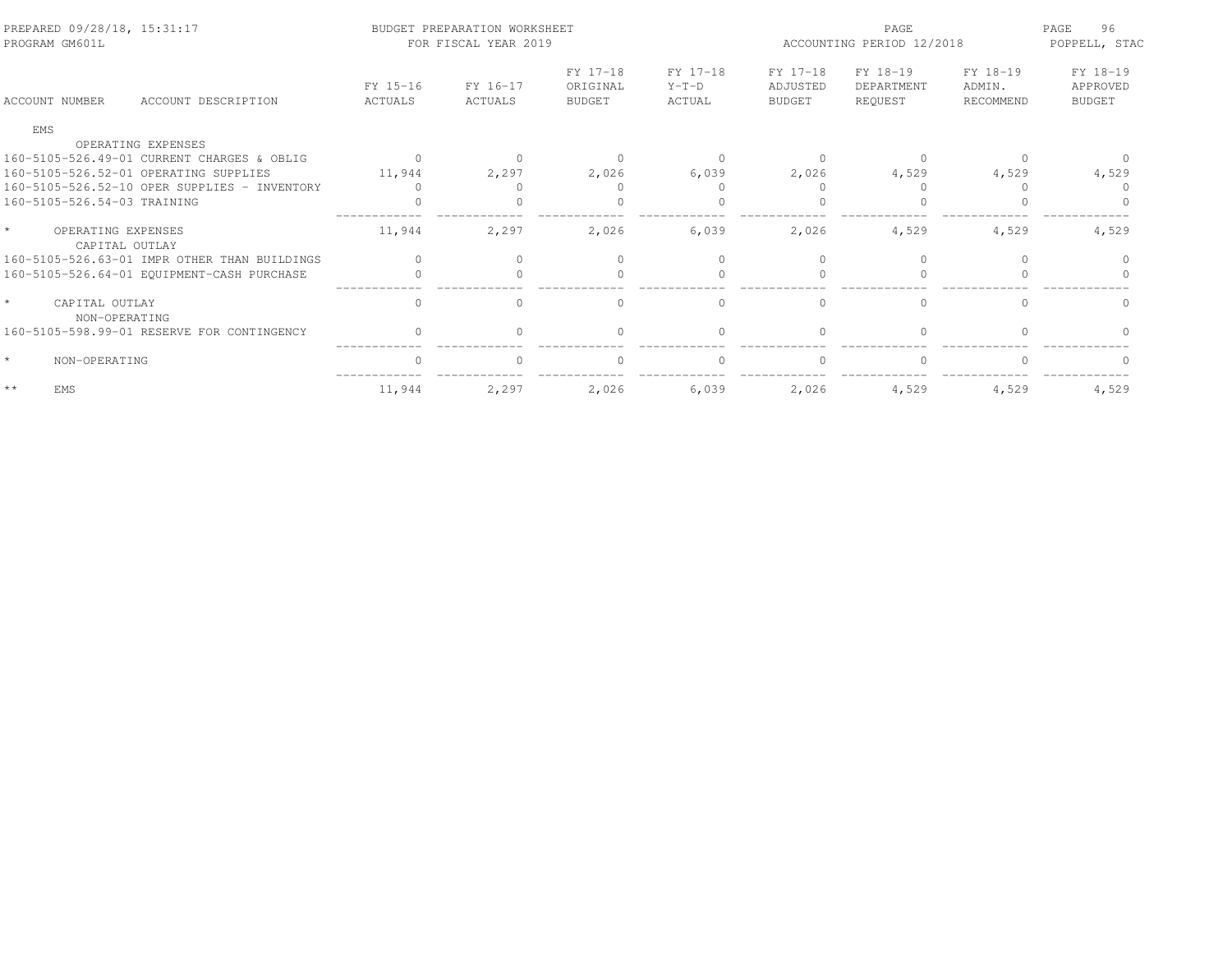PREPARED 09/28/18, 15:31:17 — BUDGET PREPARATION WORKSHEET — FOR FISCAL YEAR 2019 — ACCOUNTING PERIOD 12/2018
PROGRAM GM601L — POPPELL, STAC

| ACCOUNT NUMBER | ACCOUNT DESCRIPTION | FY 15-16 ACTUALS | FY 16-17 ACTUALS | FY 17-18 ORIGINAL BUDGET | FY 17-18 Y-T-D ACTUAL | FY 17-18 ADJUSTED BUDGET | FY 18-19 DEPARTMENT REQUEST | FY 18-19 ADMIN. RECOMMEND | FY 18-19 APPROVED BUDGET |
|---|---|---|---|---|---|---|---|---|---|
| EMS | | | | | | | | | |
| | OPERATING EXPENSES | | | | | | | | |
| 160-5105-526.49-01 | CURRENT CHARGES & OBLIG | 0 | 0 | 0 | 0 | 0 | 0 | 0 | 0 |
| 160-5105-526.52-01 | OPERATING SUPPLIES | 11,944 | 2,297 | 2,026 | 6,039 | 2,026 | 4,529 | 4,529 | 4,529 |
| 160-5105-526.52-10 | OPER SUPPLIES - INVENTORY | 0 | 0 | 0 | 0 | 0 | 0 | 0 | 0 |
| 160-5105-526.54-03 | TRAINING | 0 | 0 | 0 | 0 | 0 | 0 | 0 | 0 |
| * | OPERATING EXPENSES | 11,944 | 2,297 | 2,026 | 6,039 | 2,026 | 4,529 | 4,529 | 4,529 |
| | CAPITAL OUTLAY | | | | | | | | |
| 160-5105-526.63-01 | IMPR OTHER THAN BUILDINGS | 0 | 0 | 0 | 0 | 0 | 0 | 0 | 0 |
| 160-5105-526.64-01 | EQUIPMENT-CASH PURCHASE | 0 | 0 | 0 | 0 | 0 | 0 | 0 | 0 |
| * | CAPITAL OUTLAY | 0 | 0 | 0 | 0 | 0 | 0 | 0 | 0 |
| | NON-OPERATING | | | | | | | | |
| 160-5105-598.99-01 | RESERVE FOR CONTINGENCY | 0 | 0 | 0 | 0 | 0 | 0 | 0 | 0 |
| * | NON-OPERATING | 0 | 0 | 0 | 0 | 0 | 0 | 0 | 0 |
| ** | EMS | 11,944 | 2,297 | 2,026 | 6,039 | 2,026 | 4,529 | 4,529 | 4,529 |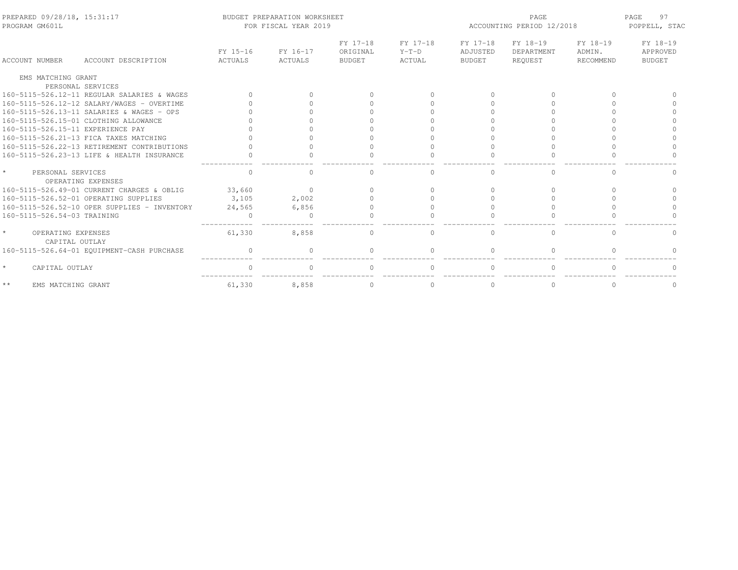PREPARED 09/28/18, 15:31:17 BUDGET PREPARATION WORKSHEET PAGE 97
PROGRAM GM601L FOR FISCAL YEAR 2019 ACCOUNTING PERIOD 12/2018 POPPELL, STAC

| ACCOUNT NUMBER | ACCOUNT DESCRIPTION | FY 15-16 ACTUALS | FY 16-17 ACTUALS | FY 17-18 ORIGINAL BUDGET | FY 17-18 Y-T-D ACTUAL | FY 17-18 ADJUSTED BUDGET | FY 18-19 DEPARTMENT REQUEST | FY 18-19 ADMIN. RECOMMEND | FY 18-19 APPROVED BUDGET |
|---|---|---|---|---|---|---|---|---|---|
| EMS MATCHING GRANT | | | | | | | | | |
| PERSONAL SERVICES | | | | | | | | | |
| 160-5115-526.12-11 | REGULAR SALARIES & WAGES | 0 | 0 | 0 | 0 | 0 | 0 | 0 | 0 |
| 160-5115-526.12-12 | SALARY/WAGES - OVERTIME | 0 | 0 | 0 | 0 | 0 | 0 | 0 | 0 |
| 160-5115-526.13-11 | SALARIES & WAGES - OPS | 0 | 0 | 0 | 0 | 0 | 0 | 0 | 0 |
| 160-5115-526.15-01 | CLOTHING ALLOWANCE | 0 | 0 | 0 | 0 | 0 | 0 | 0 | 0 |
| 160-5115-526.15-11 | EXPERIENCE PAY | 0 | 0 | 0 | 0 | 0 | 0 | 0 | 0 |
| 160-5115-526.21-13 | FICA TAXES MATCHING | 0 | 0 | 0 | 0 | 0 | 0 | 0 | 0 |
| 160-5115-526.22-13 | RETIREMENT CONTRIBUTIONS | 0 | 0 | 0 | 0 | 0 | 0 | 0 | 0 |
| 160-5115-526.23-13 | LIFE & HEALTH INSURANCE | 0 | 0 | 0 | 0 | 0 | 0 | 0 | 0 |
| * | PERSONAL SERVICES | 0 | 0 | 0 | 0 | 0 | 0 | 0 | 0 |
| OPERATING EXPENSES | | | | | | | | | |
| 160-5115-526.49-01 | CURRENT CHARGES & OBLIG | 33,660 | 0 | 0 | 0 | 0 | 0 | 0 | 0 |
| 160-5115-526.52-01 | OPERATING SUPPLIES | 3,105 | 2,002 | 0 | 0 | 0 | 0 | 0 | 0 |
| 160-5115-526.52-10 | OPER SUPPLIES - INVENTORY | 24,565 | 6,856 | 0 | 0 | 0 | 0 | 0 | 0 |
| 160-5115-526.54-03 | TRAINING | 0 | 0 | 0 | 0 | 0 | 0 | 0 | 0 |
| * | OPERATING EXPENSES | 61,330 | 8,858 | 0 | 0 | 0 | 0 | 0 | 0 |
| CAPITAL OUTLAY | | | | | | | | | |
| 160-5115-526.64-01 | EQUIPMENT-CASH PURCHASE | 0 | 0 | 0 | 0 | 0 | 0 | 0 | 0 |
| * | CAPITAL OUTLAY | 0 | 0 | 0 | 0 | 0 | 0 | 0 | 0 |
| ** | EMS MATCHING GRANT | 61,330 | 8,858 | 0 | 0 | 0 | 0 | 0 | 0 |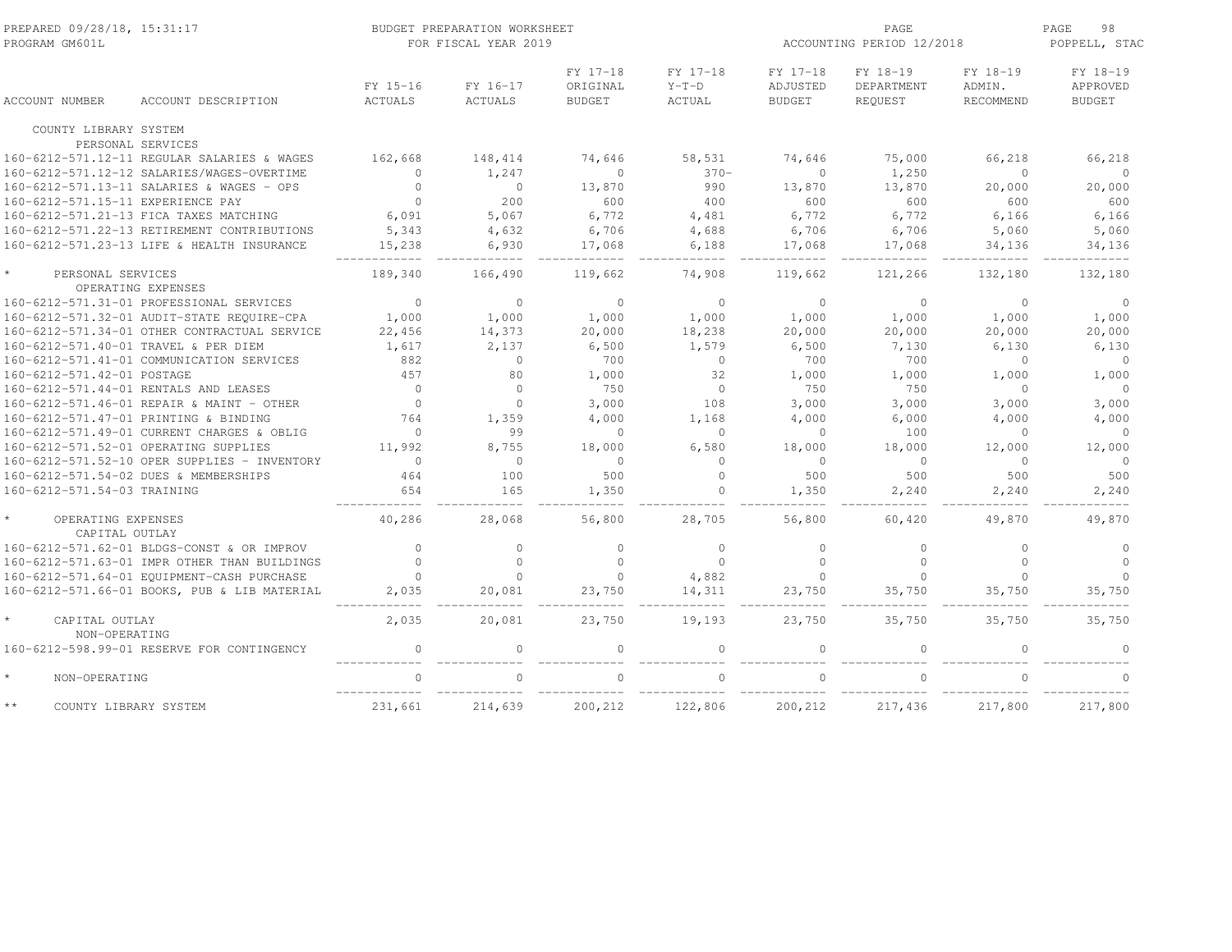PREPARED 09/28/18, 15:31:17
PROGRAM GM601L

BUDGET PREPARATION WORKSHEET
FOR FISCAL YEAR 2019

ACCOUNTING PERIOD 12/2018

POPPELL, STAC

| ACCOUNT NUMBER | ACCOUNT DESCRIPTION | FY 15-16 ACTUALS | FY 16-17 ACTUALS | FY 17-18 ORIGINAL BUDGET | FY 17-18 Y-T-D ACTUAL | FY 17-18 ADJUSTED BUDGET | FY 18-19 DEPARTMENT REQUEST | FY 18-19 ADMIN. RECOMMEND | FY 18-19 APPROVED BUDGET |
|---|---|---|---|---|---|---|---|---|---|
| COUNTY LIBRARY SYSTEM | | | | | | | | | |
| PERSONAL SERVICES | | | | | | | | | |
| 160-6212-571.12-11 | REGULAR SALARIES & WAGES | 162,668 | 148,414 | 74,646 | 58,531 | 74,646 | 75,000 | 66,218 | 66,218 |
| 160-6212-571.12-12 | SALARIES/WAGES-OVERTIME | 0 | 1,247 | 0 | 370- | 0 | 1,250 | 0 | 0 |
| 160-6212-571.13-11 | SALARIES & WAGES - OPS | 0 | 0 | 13,870 | 990 | 13,870 | 13,870 | 20,000 | 20,000 |
| 160-6212-571.15-11 | EXPERIENCE PAY | 0 | 200 | 600 | 400 | 600 | 600 | 600 | 600 |
| 160-6212-571.21-13 | FICA TAXES MATCHING | 6,091 | 5,067 | 6,772 | 4,481 | 6,772 | 6,772 | 6,166 | 6,166 |
| 160-6212-571.22-13 | RETIREMENT CONTRIBUTIONS | 5,343 | 4,632 | 6,706 | 4,688 | 6,706 | 6,706 | 5,060 | 5,060 |
| 160-6212-571.23-13 | LIFE & HEALTH INSURANCE | 15,238 | 6,930 | 17,068 | 6,188 | 17,068 | 17,068 | 34,136 | 34,136 |
| * | PERSONAL SERVICES | 189,340 | 166,490 | 119,662 | 74,908 | 119,662 | 121,266 | 132,180 | 132,180 |
| OPERATING EXPENSES | | | | | | | | | |
| 160-6212-571.31-01 | PROFESSIONAL SERVICES | 0 | 0 | 0 | 0 | 0 | 0 | 0 | 0 |
| 160-6212-571.32-01 | AUDIT-STATE REQUIRE-CPA | 1,000 | 1,000 | 1,000 | 1,000 | 1,000 | 1,000 | 1,000 | 1,000 |
| 160-6212-571.34-01 | OTHER CONTRACTUAL SERVICE | 22,456 | 14,373 | 20,000 | 18,238 | 20,000 | 20,000 | 20,000 | 20,000 |
| 160-6212-571.40-01 | TRAVEL & PER DIEM | 1,617 | 2,137 | 6,500 | 1,579 | 6,500 | 7,130 | 6,130 | 6,130 |
| 160-6212-571.41-01 | COMMUNICATION SERVICES | 882 | 0 | 700 | 0 | 700 | 700 | 0 | 0 |
| 160-6212-571.42-01 | POSTAGE | 457 | 80 | 1,000 | 32 | 1,000 | 1,000 | 1,000 | 1,000 |
| 160-6212-571.44-01 | RENTALS AND LEASES | 0 | 0 | 750 | 0 | 750 | 750 | 0 | 0 |
| 160-6212-571.46-01 | REPAIR & MAINT - OTHER | 0 | 0 | 3,000 | 108 | 3,000 | 3,000 | 3,000 | 3,000 |
| 160-6212-571.47-01 | PRINTING & BINDING | 764 | 1,359 | 4,000 | 1,168 | 4,000 | 6,000 | 4,000 | 4,000 |
| 160-6212-571.49-01 | CURRENT CHARGES & OBLIG | 0 | 99 | 0 | 0 | 0 | 100 | 0 | 0 |
| 160-6212-571.52-01 | OPERATING SUPPLIES | 11,992 | 8,755 | 18,000 | 6,580 | 18,000 | 18,000 | 12,000 | 12,000 |
| 160-6212-571.52-10 | OPER SUPPLIES - INVENTORY | 0 | 0 | 0 | 0 | 0 | 0 | 0 | 0 |
| 160-6212-571.54-02 | DUES & MEMBERSHIPS | 464 | 100 | 500 | 0 | 500 | 500 | 500 | 500 |
| 160-6212-571.54-03 | TRAINING | 654 | 165 | 1,350 | 0 | 1,350 | 2,240 | 2,240 | 2,240 |
| * | OPERATING EXPENSES | 40,286 | 28,068 | 56,800 | 28,705 | 56,800 | 60,420 | 49,870 | 49,870 |
| CAPITAL OUTLAY | | | | | | | | | |
| 160-6212-571.62-01 | BLDGS-CONST & OR IMPROV | 0 | 0 | 0 | 0 | 0 | 0 | 0 | 0 |
| 160-6212-571.63-01 | IMPR OTHER THAN BUILDINGS | 0 | 0 | 0 | 0 | 0 | 0 | 0 | 0 |
| 160-6212-571.64-01 | EQUIPMENT-CASH PURCHASE | 0 | 0 | 0 | 4,882 | 0 | 0 | 0 | 0 |
| 160-6212-571.66-01 | BOOKS, PUB & LIB MATERIAL | 2,035 | 20,081 | 23,750 | 14,311 | 23,750 | 35,750 | 35,750 | 35,750 |
| * | CAPITAL OUTLAY | 2,035 | 20,081 | 23,750 | 19,193 | 23,750 | 35,750 | 35,750 | 35,750 |
| NON-OPERATING | | | | | | | | | |
| 160-6212-598.99-01 | RESERVE FOR CONTINGENCY | 0 | 0 | 0 | 0 | 0 | 0 | 0 | 0 |
| * | NON-OPERATING | 0 | 0 | 0 | 0 | 0 | 0 | 0 | 0 |
| ** | COUNTY LIBRARY SYSTEM | 231,661 | 214,639 | 200,212 | 122,806 | 200,212 | 217,436 | 217,800 | 217,800 |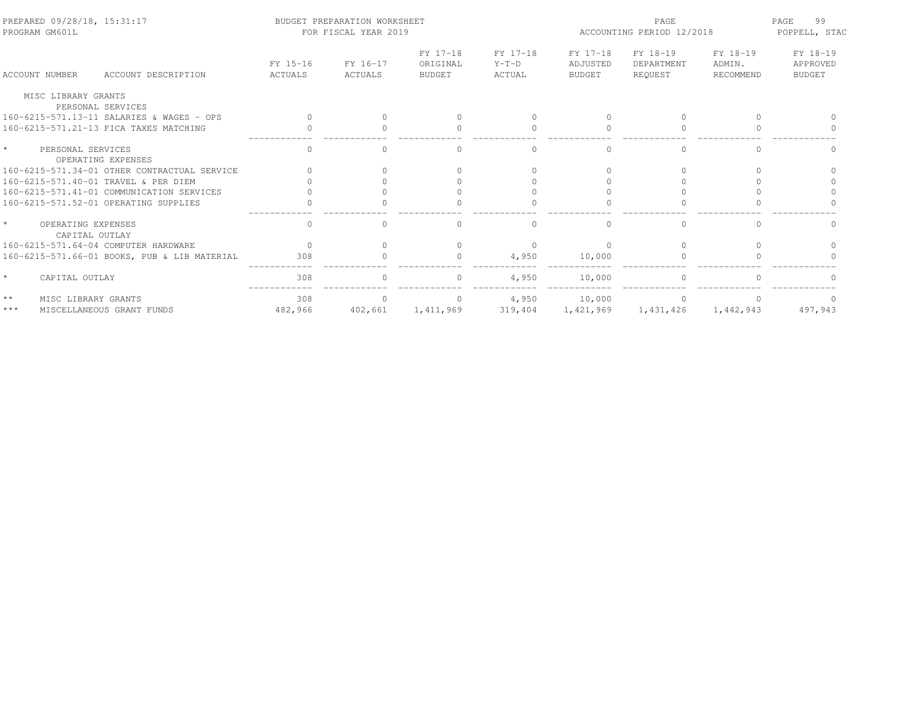BUDGET PREPARATION WORKSHEET
FOR FISCAL YEAR 2019

PREPARED 09/28/18, 15:31:17
PROGRAM GM601L

ACCOUNTING PERIOD 12/2018
POPPELL, STAC

| ACCOUNT NUMBER | ACCOUNT DESCRIPTION | FY 15-16 ACTUALS | FY 16-17 ACTUALS | FY 17-18 ORIGINAL BUDGET | FY 17-18 Y-T-D ACTUAL | FY 17-18 ADJUSTED BUDGET | FY 18-19 DEPARTMENT REQUEST | FY 18-19 ADMIN. RECOMMEND | FY 18-19 APPROVED BUDGET |
|---|---|---|---|---|---|---|---|---|---|
| MISC LIBRARY GRANTS | | | | | | | | | |
| PERSONAL SERVICES | | | | | | | | | |
| 160-6215-571.13-11 | SALARIES & WAGES - OPS | 0 | 0 | 0 | 0 | 0 | 0 | 0 | 0 |
| 160-6215-571.21-13 | FICA TAXES MATCHING | 0 | 0 | 0 | 0 | 0 | 0 | 0 | 0 |
| * | PERSONAL SERVICES | 0 | 0 | 0 | 0 | 0 | 0 | 0 | 0 |
| OPERATING EXPENSES | | | | | | | | | |
| 160-6215-571.34-01 | OTHER CONTRACTUAL SERVICE | 0 | 0 | 0 | 0 | 0 | 0 | 0 | 0 |
| 160-6215-571.40-01 | TRAVEL & PER DIEM | 0 | 0 | 0 | 0 | 0 | 0 | 0 | 0 |
| 160-6215-571.41-01 | COMMUNICATION SERVICES | 0 | 0 | 0 | 0 | 0 | 0 | 0 | 0 |
| 160-6215-571.52-01 | OPERATING SUPPLIES | 0 | 0 | 0 | 0 | 0 | 0 | 0 | 0 |
| * | OPERATING EXPENSES | 0 | 0 | 0 | 0 | 0 | 0 | 0 | 0 |
| CAPITAL OUTLAY | | | | | | | | | |
| 160-6215-571.64-04 | COMPUTER HARDWARE | 0 | 0 | 0 | 0 | 0 | 0 | 0 | 0 |
| 160-6215-571.66-01 | BOOKS, PUB & LIB MATERIAL | 308 | 0 | 0 | 4,950 | 10,000 | 0 | 0 | 0 |
| * | CAPITAL OUTLAY | 308 | 0 | 0 | 4,950 | 10,000 | 0 | 0 | 0 |
| ** | MISC LIBRARY GRANTS | 308 | 0 | 0 | 4,950 | 10,000 | 0 | 0 | 0 |
| *** | MISCELLANEOUS GRANT FUNDS | 482,966 | 402,661 | 1,411,969 | 319,404 | 1,421,969 | 1,431,426 | 1,442,943 | 497,943 |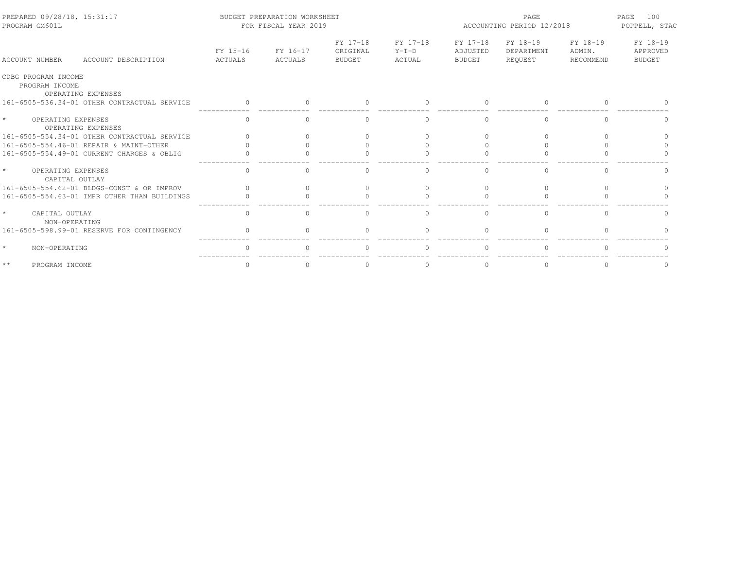BUDGET PREPARATION WORKSHEET
FOR FISCAL YEAR 2019

PREPARED 09/28/18, 15:31:17
PROGRAM GM601L

ACCOUNTING PERIOD 12/2018

| ACCOUNT NUMBER ACCOUNT DESCRIPTION | FY 15-16 ACTUALS | FY 16-17 ACTUALS | FY 17-18 ORIGINAL BUDGET | FY 17-18 Y-T-D ACTUAL | FY 17-18 ADJUSTED BUDGET | FY 18-19 DEPARTMENT REQUEST | FY 18-19 ADMIN. RECOMMEND | FY 18-19 APPROVED BUDGET |
|---|---|---|---|---|---|---|---|---|
| CDBG PROGRAM INCOME | | | | | | | | |
| PROGRAM INCOME | | | | | | | | |
| OPERATING EXPENSES | | | | | | | | |
| 161-6505-536.34-01 OTHER CONTRACTUAL SERVICE | 0 | 0 | 0 | 0 | 0 | 0 | 0 | 0 |
| * OPERATING EXPENSES | 0 | 0 | 0 | 0 | 0 | 0 | 0 | 0 |
| OPERATING EXPENSES | | | | | | | | |
| 161-6505-554.34-01 OTHER CONTRACTUAL SERVICE | 0 | 0 | 0 | 0 | 0 | 0 | 0 | 0 |
| 161-6505-554.46-01 REPAIR & MAINT-OTHER | 0 | 0 | 0 | 0 | 0 | 0 | 0 | 0 |
| 161-6505-554.49-01 CURRENT CHARGES & OBLIG | 0 | 0 | 0 | 0 | 0 | 0 | 0 | 0 |
| * OPERATING EXPENSES | 0 | 0 | 0 | 0 | 0 | 0 | 0 | 0 |
| CAPITAL OUTLAY | | | | | | | | |
| 161-6505-554.62-01 BLDGS-CONST & OR IMPROV | 0 | 0 | 0 | 0 | 0 | 0 | 0 | 0 |
| 161-6505-554.63-01 IMPR OTHER THAN BUILDINGS | 0 | 0 | 0 | 0 | 0 | 0 | 0 | 0 |
| * CAPITAL OUTLAY | 0 | 0 | 0 | 0 | 0 | 0 | 0 | 0 |
| NON-OPERATING | | | | | | | | |
| 161-6505-598.99-01 RESERVE FOR CONTINGENCY | 0 | 0 | 0 | 0 | 0 | 0 | 0 | 0 |
| * NON-OPERATING | 0 | 0 | 0 | 0 | 0 | 0 | 0 | 0 |
| ** PROGRAM INCOME | 0 | 0 | 0 | 0 | 0 | 0 | 0 | 0 |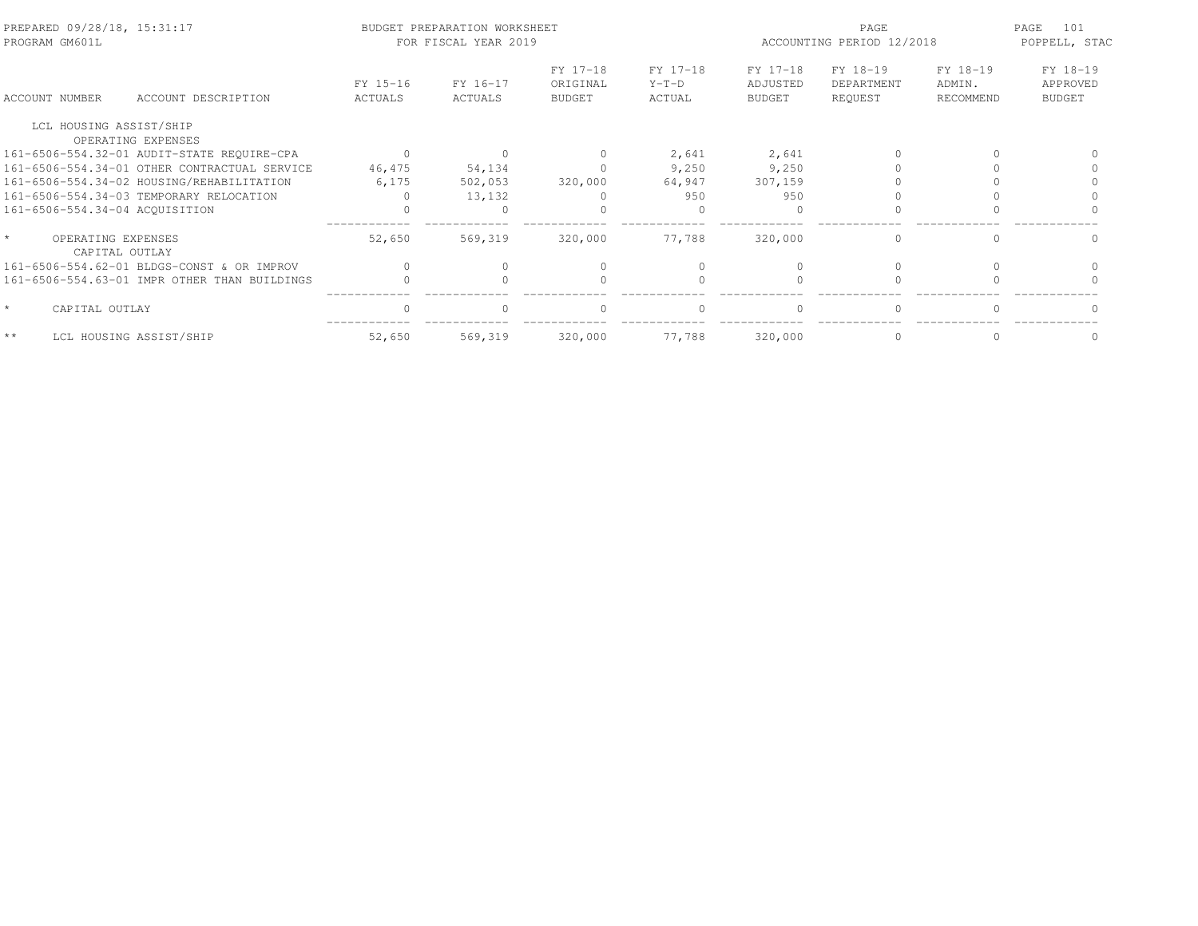| ACCOUNT NUMBER | ACCOUNT DESCRIPTION | FY 15-16 ACTUALS | FY 16-17 ACTUALS | FY 17-18 ORIGINAL BUDGET | FY 17-18 Y-T-D ACTUAL | FY 17-18 ADJUSTED BUDGET | FY 18-19 DEPARTMENT REQUEST | FY 18-19 ADMIN. RECOMMEND | FY 18-19 APPROVED BUDGET |
|---|---|---|---|---|---|---|---|---|---|
| LCL HOUSING ASSIST/SHIP | | | | | | | | | |
| OPERATING EXPENSES | | | | | | | | | |
| 161-6506-554.32-01 | AUDIT-STATE REQUIRE-CPA | 0 | 0 | 0 | 2,641 | 2,641 | 0 | 0 | 0 |
| 161-6506-554.34-01 | OTHER CONTRACTUAL SERVICE | 46,475 | 54,134 | 0 | 9,250 | 9,250 | 0 | 0 | 0 |
| 161-6506-554.34-02 | HOUSING/REHABILITATION | 6,175 | 502,053 | 320,000 | 64,947 | 307,159 | 0 | 0 | 0 |
| 161-6506-554.34-03 | TEMPORARY RELOCATION | 0 | 13,132 | 0 | 950 | 950 | 0 | 0 | 0 |
| 161-6506-554.34-04 | ACQUISITION | 0 | 0 | 0 | 0 | 0 | 0 | 0 | 0 |
| * | OPERATING EXPENSES | 52,650 | 569,319 | 320,000 | 77,788 | 320,000 | 0 | 0 | 0 |
| CAPITAL OUTLAY | | | | | | | | | |
| 161-6506-554.62-01 | BLDGS-CONST & OR IMPROV | 0 | 0 | 0 | 0 | 0 | 0 | 0 | 0 |
| 161-6506-554.63-01 | IMPR OTHER THAN BUILDINGS | 0 | 0 | 0 | 0 | 0 | 0 | 0 | 0 |
| * | CAPITAL OUTLAY | 0 | 0 | 0 | 0 | 0 | 0 | 0 | 0 |
| ** | LCL HOUSING ASSIST/SHIP | 52,650 | 569,319 | 320,000 | 77,788 | 320,000 | 0 | 0 | 0 |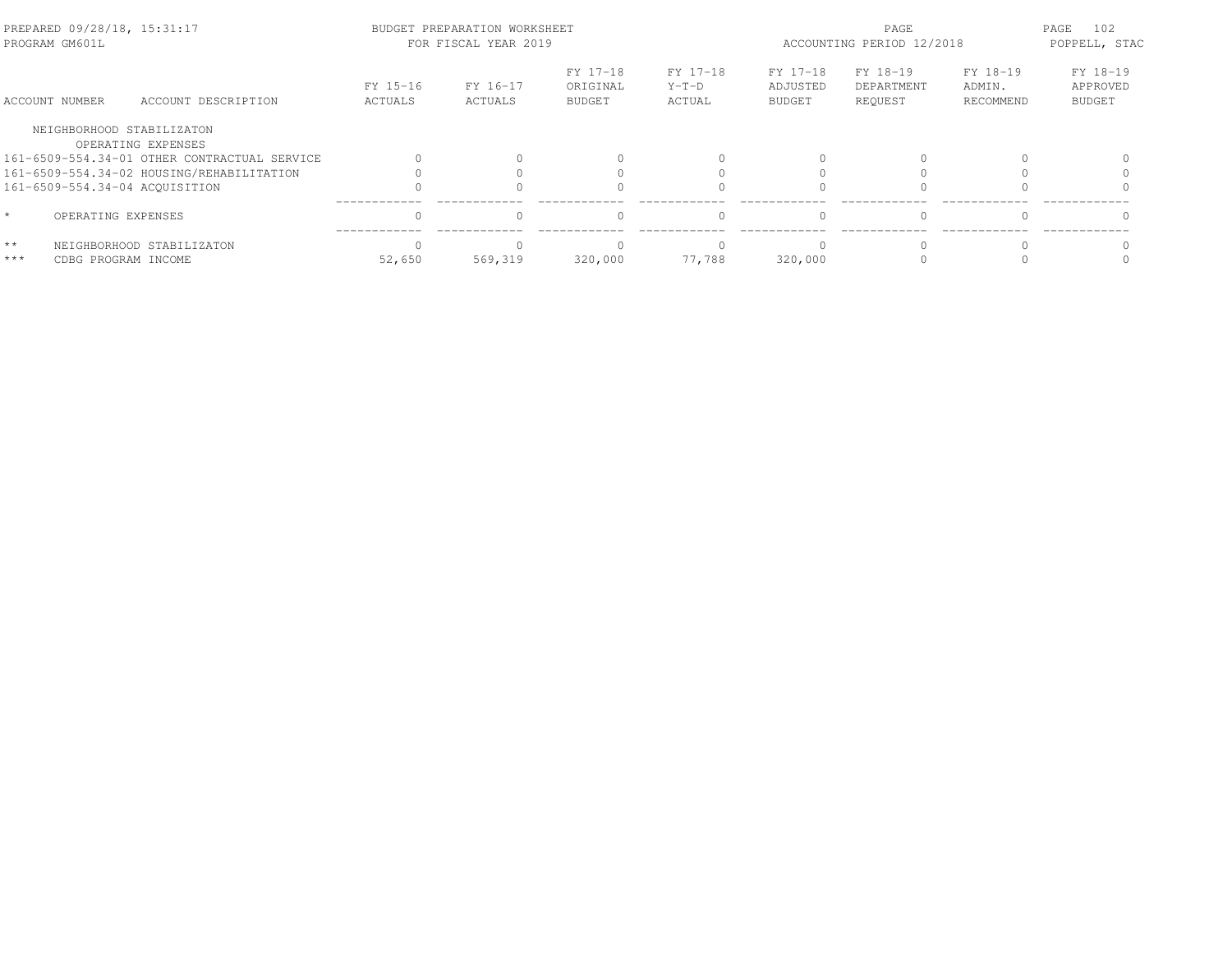PREPARED 09/28/18, 15:31:17
PROGRAM GM601L

BUDGET PREPARATION WORKSHEET
FOR FISCAL YEAR 2019

ACCOUNTING PERIOD 12/2018

POPPELL, STAC

| ACCOUNT NUMBER | ACCOUNT DESCRIPTION | FY 15-16 ACTUALS | FY 16-17 ACTUALS | FY 17-18 ORIGINAL BUDGET | FY 17-18 Y-T-D ACTUAL | FY 17-18 ADJUSTED BUDGET | FY 18-19 DEPARTMENT REQUEST | FY 18-19 ADMIN. RECOMMEND | FY 18-19 APPROVED BUDGET |
|---|---|---|---|---|---|---|---|---|---|
| NEIGHBORHOOD STABILIZATON | | | | | | | | | |
| | OPERATING EXPENSES | | | | | | | | |
| 161-6509-554.34-01 | OTHER CONTRACTUAL SERVICE | 0 | 0 | 0 | 0 | 0 | 0 | 0 | 0 |
| 161-6509-554.34-02 | HOUSING/REHABILITATION | 0 | 0 | 0 | 0 | 0 | 0 | 0 | 0 |
| 161-6509-554.34-04 | ACQUISITION | 0 | 0 | 0 | 0 | 0 | 0 | 0 | 0 |
| * | OPERATING EXPENSES | 0 | 0 | 0 | 0 | 0 | 0 | 0 | 0 |
| ** | NEIGHBORHOOD STABILIZATON | 0 | 0 | 0 | 0 | 0 | 0 | 0 | 0 |
| *** | CDBG PROGRAM INCOME | 52,650 | 569,319 | 320,000 | 77,788 | 320,000 | 0 | 0 | 0 |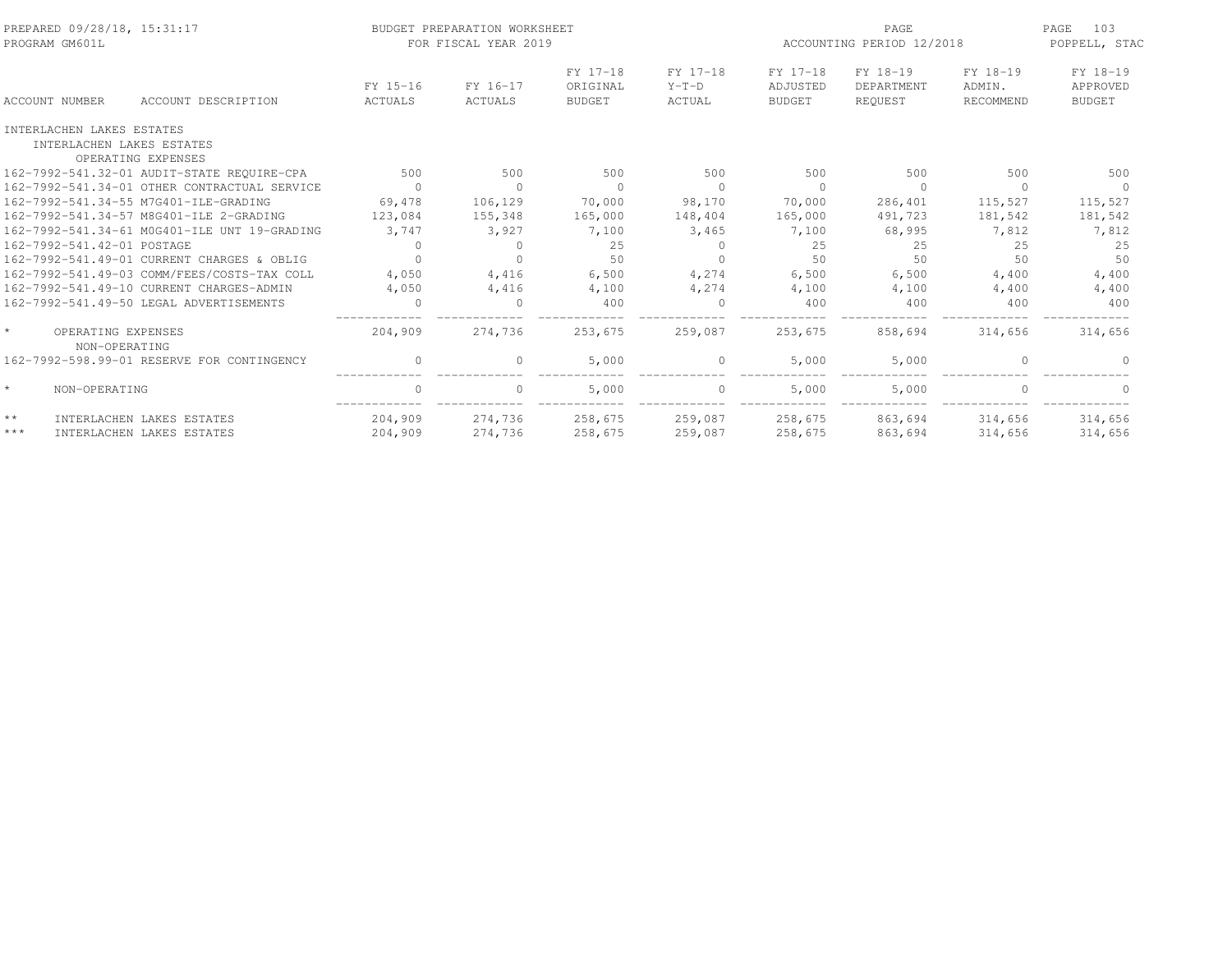BUDGET PREPARATION WORKSHEET
FOR FISCAL YEAR 2019

PREPARED 09/28/18, 15:31:17
PROGRAM GM601L

ACCOUNTING PERIOD 12/2018

POPPELL, STAC

| ACCOUNT NUMBER | ACCOUNT DESCRIPTION | FY 15-16 ACTUALS | FY 16-17 ACTUALS | FY 17-18 ORIGINAL BUDGET | FY 17-18 Y-T-D ACTUAL | FY 17-18 ADJUSTED BUDGET | FY 18-19 DEPARTMENT REQUEST | FY 18-19 ADMIN. RECOMMEND | FY 18-19 APPROVED BUDGET |
|---|---|---|---|---|---|---|---|---|---|
| INTERLACHEN LAKES ESTATES | | | | | | | | | |
| INTERLACHEN LAKES ESTATES | | | | | | | | | |
| OPERATING EXPENSES | | | | | | | | | |
| 162-7992-541.32-01 | AUDIT-STATE REQUIRE-CPA | 500 | 500 | 500 | 500 | 500 | 500 | 500 | 500 |
| 162-7992-541.34-01 | OTHER CONTRACTUAL SERVICE | 0 | 0 | 0 | 0 | 0 | 0 | 0 | 0 |
| 162-7992-541.34-55 | M7G401-ILE-GRADING | 69,478 | 106,129 | 70,000 | 98,170 | 70,000 | 286,401 | 115,527 | 115,527 |
| 162-7992-541.34-57 | M8G401-ILE 2-GRADING | 123,084 | 155,348 | 165,000 | 148,404 | 165,000 | 491,723 | 181,542 | 181,542 |
| 162-7992-541.34-61 | M0G401-ILE UNT 19-GRADING | 3,747 | 3,927 | 7,100 | 3,465 | 7,100 | 68,995 | 7,812 | 7,812 |
| 162-7992-541.42-01 | POSTAGE | 0 | 0 | 25 | 0 | 25 | 25 | 25 | 25 |
| 162-7992-541.49-01 | CURRENT CHARGES & OBLIG | 0 | 0 | 50 | 0 | 50 | 50 | 50 | 50 |
| 162-7992-541.49-03 | COMM/FEES/COSTS-TAX COLL | 4,050 | 4,416 | 6,500 | 4,274 | 6,500 | 6,500 | 4,400 | 4,400 |
| 162-7992-541.49-10 | CURRENT CHARGES-ADMIN | 4,050 | 4,416 | 4,100 | 4,274 | 4,100 | 4,100 | 4,400 | 4,400 |
| 162-7992-541.49-50 | LEGAL ADVERTISEMENTS | 0 | 0 | 400 | 0 | 400 | 400 | 400 | 400 |
| * | OPERATING EXPENSES | 204,909 | 274,736 | 253,675 | 259,087 | 253,675 | 858,694 | 314,656 | 314,656 |
| NON-OPERATING | | | | | | | | | |
| 162-7992-598.99-01 | RESERVE FOR CONTINGENCY | 0 | 0 | 5,000 | 0 | 5,000 | 5,000 | 0 | 0 |
| * | NON-OPERATING | 0 | 0 | 5,000 | 0 | 5,000 | 5,000 | 0 | 0 |
| ** | INTERLACHEN LAKES ESTATES | 204,909 | 274,736 | 258,675 | 259,087 | 258,675 | 863,694 | 314,656 | 314,656 |
| *** | INTERLACHEN LAKES ESTATES | 204,909 | 274,736 | 258,675 | 259,087 | 258,675 | 863,694 | 314,656 | 314,656 |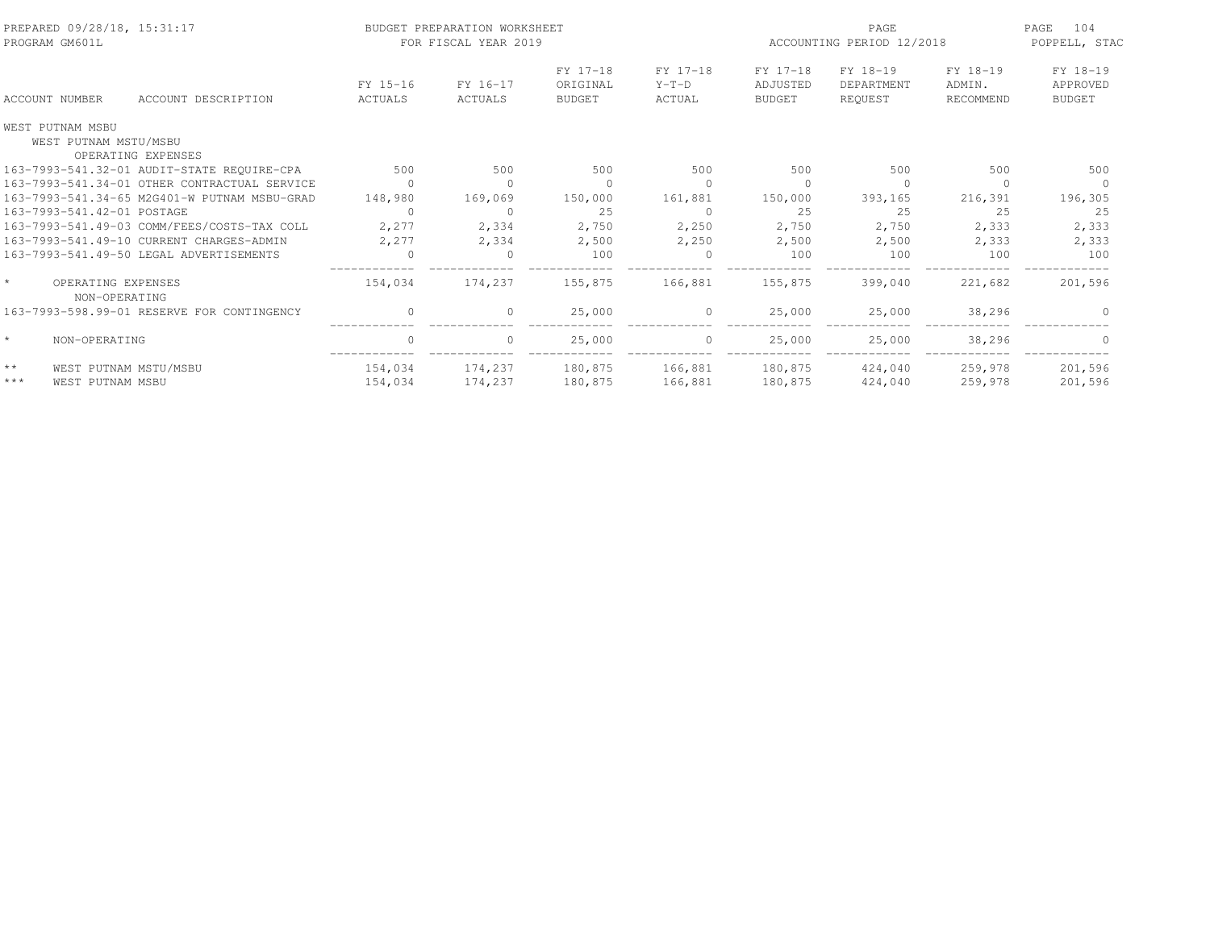BUDGET PREPARATION WORKSHEET
FOR FISCAL YEAR 2019

ACCOUNTING PERIOD 12/2018

| ACCOUNT NUMBER | ACCOUNT DESCRIPTION | FY 15-16 ACTUALS | FY 16-17 ACTUALS | FY 17-18 ORIGINAL BUDGET | FY 17-18 Y-T-D ACTUAL | FY 17-18 ADJUSTED BUDGET | FY 18-19 DEPARTMENT REQUEST | FY 18-19 ADMIN. RECOMMEND | FY 18-19 APPROVED BUDGET |
|---|---|---|---|---|---|---|---|---|---|
| WEST PUTNAM MSBU | | | | | | | | | |
| WEST PUTNAM MSTU/MSBU | | | | | | | | | |
| OPERATING EXPENSES | | | | | | | | | |
| 163-7993-541.32-01 | AUDIT-STATE REQUIRE-CPA | 500 | 500 | 500 | 500 | 500 | 500 | 500 | 500 |
| 163-7993-541.34-01 | OTHER CONTRACTUAL SERVICE | 0 | 0 | 0 | 0 | 0 | 0 | 0 | 0 |
| 163-7993-541.34-65 | M2G401-W PUTNAM MSBU-GRAD | 148,980 | 169,069 | 150,000 | 161,881 | 150,000 | 393,165 | 216,391 | 196,305 |
| 163-7993-541.42-01 | POSTAGE | 0 | 0 | 25 | 0 | 25 | 25 | 25 | 25 |
| 163-7993-541.49-03 | COMM/FEES/COSTS-TAX COLL | 2,277 | 2,334 | 2,750 | 2,250 | 2,750 | 2,750 | 2,333 | 2,333 |
| 163-7993-541.49-10 | CURRENT CHARGES-ADMIN | 2,277 | 2,334 | 2,500 | 2,250 | 2,500 | 2,500 | 2,333 | 2,333 |
| 163-7993-541.49-50 | LEGAL ADVERTISEMENTS | 0 | 0 | 100 | 0 | 100 | 100 | 100 | 100 |
| * | OPERATING EXPENSES | 154,034 | 174,237 | 155,875 | 166,881 | 155,875 | 399,040 | 221,682 | 201,596 |
| NON-OPERATING | | | | | | | | | |
| 163-7993-598.99-01 | RESERVE FOR CONTINGENCY | 0 | 0 | 25,000 | 0 | 25,000 | 25,000 | 38,296 | 0 |
| * | NON-OPERATING | 0 | 0 | 25,000 | 0 | 25,000 | 25,000 | 38,296 | 0 |
| ** | WEST PUTNAM MSTU/MSBU | 154,034 | 174,237 | 180,875 | 166,881 | 180,875 | 424,040 | 259,978 | 201,596 |
| *** | WEST PUTNAM MSBU | 154,034 | 174,237 | 180,875 | 166,881 | 180,875 | 424,040 | 259,978 | 201,596 |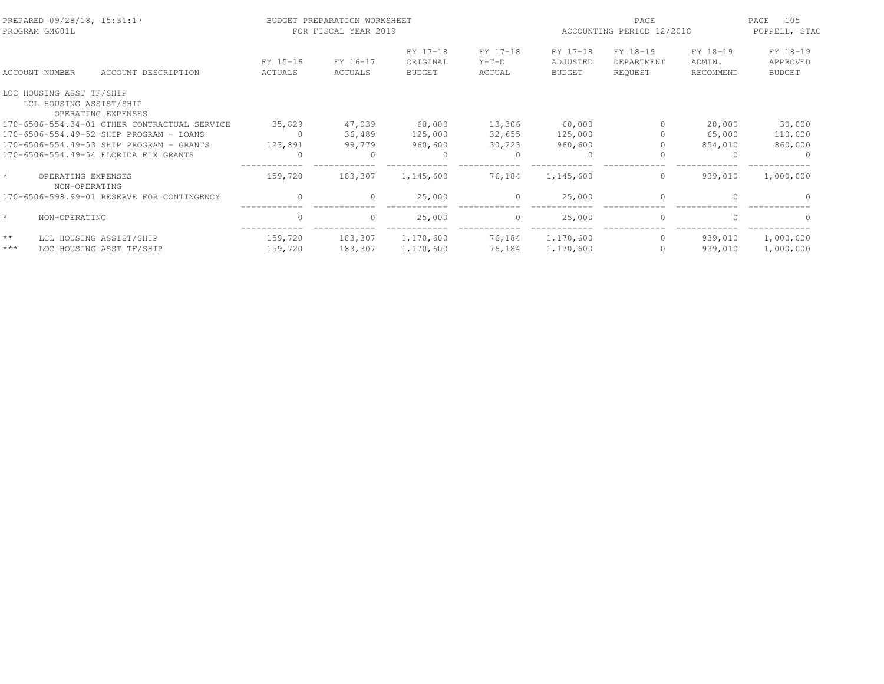BUDGET PREPARATION WORKSHEET
FOR FISCAL YEAR 2019

PREPARED 09/28/18, 15:31:17
PROGRAM GM601L

ACCOUNTING PERIOD 12/2018

POPPELL, STAC

| ACCOUNT NUMBER | ACCOUNT DESCRIPTION | FY 15-16 ACTUALS | FY 16-17 ACTUALS | FY 17-18 ORIGINAL BUDGET | FY 17-18 Y-T-D ACTUAL | FY 17-18 ADJUSTED BUDGET | FY 18-19 DEPARTMENT REQUEST | FY 18-19 ADMIN. RECOMMEND | FY 18-19 APPROVED BUDGET |
|---|---|---|---|---|---|---|---|---|---|
| LOC HOUSING ASST TF/SHIP | | | | | | | | | |
| LCL HOUSING ASSIST/SHIP | | | | | | | | | |
| OPERATING EXPENSES | | | | | | | | | |
| 170-6506-554.34-01 | OTHER CONTRACTUAL SERVICE | 35,829 | 47,039 | 60,000 | 13,306 | 60,000 | 0 | 20,000 | 30,000 |
| 170-6506-554.49-52 | SHIP PROGRAM - LOANS | 0 | 36,489 | 125,000 | 32,655 | 125,000 | 0 | 65,000 | 110,000 |
| 170-6506-554.49-53 | SHIP PROGRAM - GRANTS | 123,891 | 99,779 | 960,600 | 30,223 | 960,600 | 0 | 854,010 | 860,000 |
| 170-6506-554.49-54 | FLORIDA FIX GRANTS | 0 | 0 | 0 | 0 | 0 | 0 | 0 | 0 |
| * | OPERATING EXPENSES | 159,720 | 183,307 | 1,145,600 | 76,184 | 1,145,600 | 0 | 939,010 | 1,000,000 |
| NON-OPERATING | | | | | | | | | |
| 170-6506-598.99-01 | RESERVE FOR CONTINGENCY | 0 | 0 | 25,000 | 0 | 25,000 | 0 | 0 | 0 |
| * | NON-OPERATING | 0 | 0 | 25,000 | 0 | 25,000 | 0 | 0 | 0 |
| ** | LCL HOUSING ASSIST/SHIP | 159,720 | 183,307 | 1,170,600 | 76,184 | 1,170,600 | 0 | 939,010 | 1,000,000 |
| *** | LOC HOUSING ASST TF/SHIP | 159,720 | 183,307 | 1,170,600 | 76,184 | 1,170,600 | 0 | 939,010 | 1,000,000 |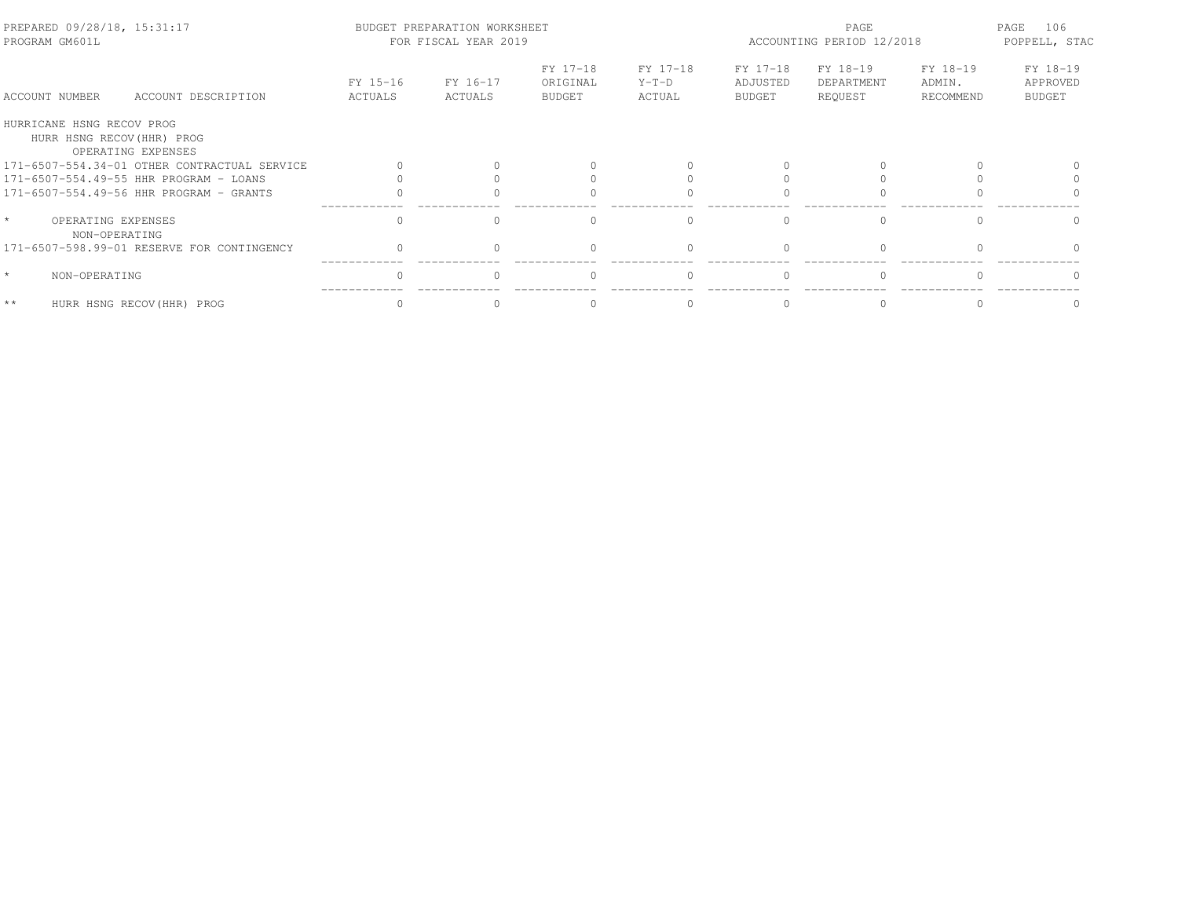BUDGET PREPARATION WORKSHEET
FOR FISCAL YEAR 2019

ACCOUNTING PERIOD 12/2018

| ACCOUNT NUMBER | ACCOUNT DESCRIPTION | FY 15-16 ACTUALS | FY 16-17 ACTUALS | FY 17-18 ORIGINAL BUDGET | FY 17-18 Y-T-D ACTUAL | FY 17-18 ADJUSTED BUDGET | FY 18-19 DEPARTMENT REQUEST | FY 18-19 ADMIN. RECOMMEND | FY 18-19 APPROVED BUDGET |
|---|---|---|---|---|---|---|---|---|---|
| HURRICANE HSNG RECOV PROG | | | | | | | | | |
| HURR HSNG RECOV(HHR) PROG | | | | | | | | | |
| OPERATING EXPENSES | | | | | | | | | |
| 171-6507-554.34-01 | OTHER CONTRACTUAL SERVICE | 0 | 0 | 0 | 0 | 0 | 0 | 0 | 0 |
| 171-6507-554.49-55 | HHR PROGRAM - LOANS | 0 | 0 | 0 | 0 | 0 | 0 | 0 | 0 |
| 171-6507-554.49-56 | HHR PROGRAM - GRANTS | 0 | 0 | 0 | 0 | 0 | 0 | 0 | 0 |
| * | OPERATING EXPENSES | 0 | 0 | 0 | 0 | 0 | 0 | 0 | 0 |
| NON-OPERATING | | | | | | | | | |
| 171-6507-598.99-01 | RESERVE FOR CONTINGENCY | 0 | 0 | 0 | 0 | 0 | 0 | 0 | 0 |
| * | NON-OPERATING | 0 | 0 | 0 | 0 | 0 | 0 | 0 | 0 |
| ** | HURR HSNG RECOV(HHR) PROG | 0 | 0 | 0 | 0 | 0 | 0 | 0 | 0 |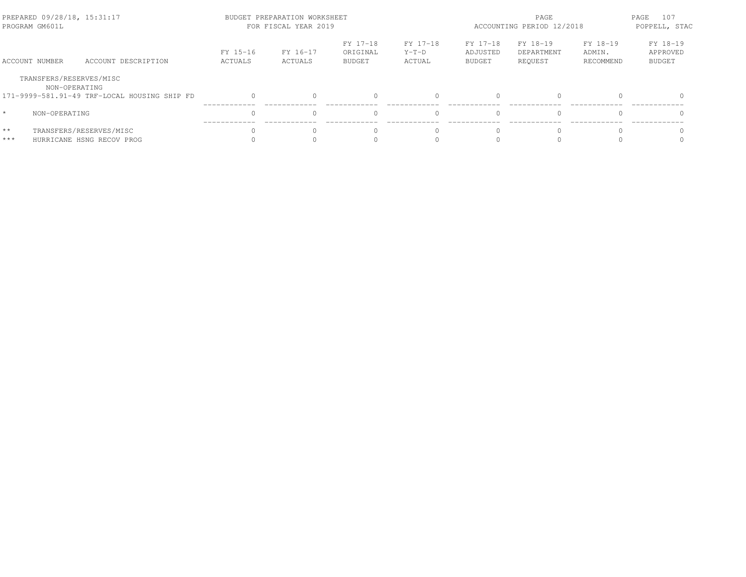PREPARED 09/28/18, 15:31:17 BUDGET PREPARATION WORKSHEET
PROGRAM GM601L FOR FISCAL YEAR 2019
ACCOUNTING PERIOD 12/2018
POPPELL, STAC

| ACCOUNT NUMBER | ACCOUNT DESCRIPTION | FY 15-16 ACTUALS | FY 16-17 ACTUALS | FY 17-18 ORIGINAL BUDGET | FY 17-18 Y-T-D ACTUAL | FY 17-18 ADJUSTED BUDGET | FY 18-19 DEPARTMENT REQUEST | FY 18-19 ADMIN. RECOMMEND | FY 18-19 APPROVED BUDGET |
|---|---|---|---|---|---|---|---|---|---|
| TRANSFERS/RESERVES/MISC | | | | | | | | | |
| NON-OPERATING | | | | | | | | | |
| 171-9999-581.91-49 | TRF-LOCAL HOUSING SHIP FD | 0 | 0 | 0 | 0 | 0 | 0 | 0 | 0 |
| * | NON-OPERATING | 0 | 0 | 0 | 0 | 0 | 0 | 0 | 0 |
| ** | TRANSFERS/RESERVES/MISC | 0 | 0 | 0 | 0 | 0 | 0 | 0 | 0 |
| *** | HURRICANE HSNG RECOV PROG | 0 | 0 | 0 | 0 | 0 | 0 | 0 | 0 |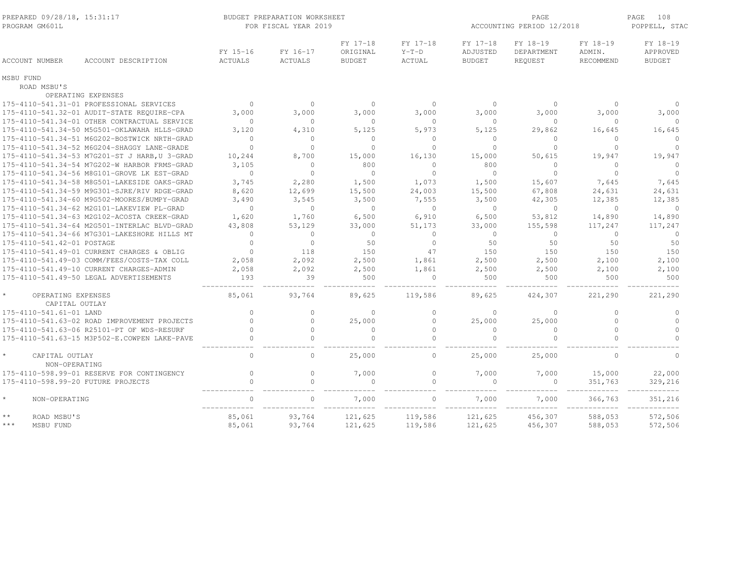PREPARED 09/28/18, 15:31:17
PROGRAM GM601L

BUDGET PREPARATION WORKSHEET
FOR FISCAL YEAR 2019

ACCOUNTING PERIOD 12/2018

POPPELL, STAC

| ACCOUNT NUMBER | ACCOUNT DESCRIPTION | FY 15-16 ACTUALS | FY 16-17 ACTUALS | FY 17-18 ORIGINAL BUDGET | FY 17-18 Y-T-D ACTUAL | FY 17-18 ADJUSTED BUDGET | FY 18-19 DEPARTMENT REQUEST | FY 18-19 ADMIN. RECOMMEND | FY 18-19 APPROVED BUDGET |
|---|---|---|---|---|---|---|---|---|---|
| MSBU FUND | | | | | | | | | |
| ROAD MSBU'S | | | | | | | | | |
| OPERATING EXPENSES | | | | | | | | | |
| 175-4110-541.31-01 | PROFESSIONAL SERVICES | 0 | 0 | 0 | 0 | 0 | 0 | 0 | 0 |
| 175-4110-541.32-01 | AUDIT-STATE REQUIRE-CPA | 3,000 | 3,000 | 3,000 | 3,000 | 3,000 | 3,000 | 3,000 | 3,000 |
| 175-4110-541.34-01 | OTHER CONTRACTUAL SERVICE | 0 | 0 | 0 | 0 | 0 | 0 | 0 | 0 |
| 175-4110-541.34-50 | M5G501-OKLAWAHA HLLS-GRAD | 3,120 | 4,310 | 5,125 | 5,973 | 5,125 | 29,862 | 16,645 | 16,645 |
| 175-4110-541.34-51 | M6G202-BOSTWICK NRTH-GRAD | 0 | 0 | 0 | 0 | 0 | 0 | 0 | 0 |
| 175-4110-541.34-52 | M6G204-SHAGGY LANE-GRADE | 0 | 0 | 0 | 0 | 0 | 0 | 0 | 0 |
| 175-4110-541.34-53 | M7G201-ST J HARB,U 3-GRAD | 10,244 | 8,700 | 15,000 | 16,130 | 15,000 | 50,615 | 19,947 | 19,947 |
| 175-4110-541.34-54 | M7G202-W HARBOR FRMS-GRAD | 3,105 | 0 | 800 | 0 | 800 | 0 | 0 | 0 |
| 175-4110-541.34-56 | M8G101-GROVE LK EST-GRAD | 0 | 0 | 0 | 0 | 0 | 0 | 0 | 0 |
| 175-4110-541.34-58 | M8G501-LAKESIDE OAKS-GRAD | 3,745 | 2,280 | 1,500 | 1,073 | 1,500 | 15,607 | 7,645 | 7,645 |
| 175-4110-541.34-59 | M9G301-SJRE/RIV RDGE-GRAD | 8,620 | 12,699 | 15,500 | 24,003 | 15,500 | 67,808 | 24,631 | 24,631 |
| 175-4110-541.34-60 | M9G502-MOORES/BUMPY-GRAD | 3,490 | 3,545 | 3,500 | 7,555 | 3,500 | 42,305 | 12,385 | 12,385 |
| 175-4110-541.34-62 | M2G101-LAKEVIEW PL-GRAD | 0 | 0 | 0 | 0 | 0 | 0 | 0 | 0 |
| 175-4110-541.34-63 | M2G102-ACOSTA CREEK-GRAD | 1,620 | 1,760 | 6,500 | 6,910 | 6,500 | 53,812 | 14,890 | 14,890 |
| 175-4110-541.34-64 | M2G501-INTERLAC BLVD-GRAD | 43,808 | 53,129 | 33,000 | 51,173 | 33,000 | 155,598 | 117,247 | 117,247 |
| 175-4110-541.34-66 | M7G301-LAKESHORE HILLS MT | 0 | 0 | 0 | 0 | 0 | 0 | 0 | 0 |
| 175-4110-541.42-01 | POSTAGE | 0 | 0 | 50 | 0 | 50 | 50 | 50 | 50 |
| 175-4110-541.49-01 | CURRENT CHARGES & OBLIG | 0 | 118 | 150 | 47 | 150 | 150 | 150 | 150 |
| 175-4110-541.49-03 | COMM/FEES/COSTS-TAX COLL | 2,058 | 2,092 | 2,500 | 1,861 | 2,500 | 2,500 | 2,100 | 2,100 |
| 175-4110-541.49-10 | CURRENT CHARGES-ADMIN | 2,058 | 2,092 | 2,500 | 1,861 | 2,500 | 2,500 | 2,100 | 2,100 |
| 175-4110-541.49-50 | LEGAL ADVERTISEMENTS | 193 | 39 | 500 | 0 | 500 | 500 | 500 | 500 |
| * | OPERATING EXPENSES | 85,061 | 93,764 | 89,625 | 119,586 | 89,625 | 424,307 | 221,290 | 221,290 |
| CAPITAL OUTLAY | | | | | | | | | |
| 175-4110-541.61-01 | LAND | 0 | 0 | 0 | 0 | 0 | 0 | 0 | 0 |
| 175-4110-541.63-02 | ROAD IMPROVEMENT PROJECTS | 0 | 0 | 25,000 | 0 | 25,000 | 25,000 | 0 | 0 |
| 175-4110-541.63-06 | R25101-PT OF WDS-RESURF | 0 | 0 | 0 | 0 | 0 | 0 | 0 | 0 |
| 175-4110-541.63-15 | M3P502-E.COWPEN LAKE-PAVE | 0 | 0 | 0 | 0 | 0 | 0 | 0 | 0 |
| * | CAPITAL OUTLAY | 0 | 0 | 25,000 | 0 | 25,000 | 25,000 | 0 | 0 |
| NON-OPERATING | | | | | | | | | |
| 175-4110-598.99-01 | RESERVE FOR CONTINGENCY | 0 | 0 | 7,000 | 0 | 7,000 | 7,000 | 15,000 | 22,000 |
| 175-4110-598.99-20 | FUTURE PROJECTS | 0 | 0 | 0 | 0 | 0 | 0 | 351,763 | 329,216 |
| * | NON-OPERATING | 0 | 0 | 7,000 | 0 | 7,000 | 7,000 | 366,763 | 351,216 |
| ** | ROAD MSBU'S | 85,061 | 93,764 | 121,625 | 119,586 | 121,625 | 456,307 | 588,053 | 572,506 |
| *** | MSBU FUND | 85,061 | 93,764 | 121,625 | 119,586 | 121,625 | 456,307 | 588,053 | 572,506 |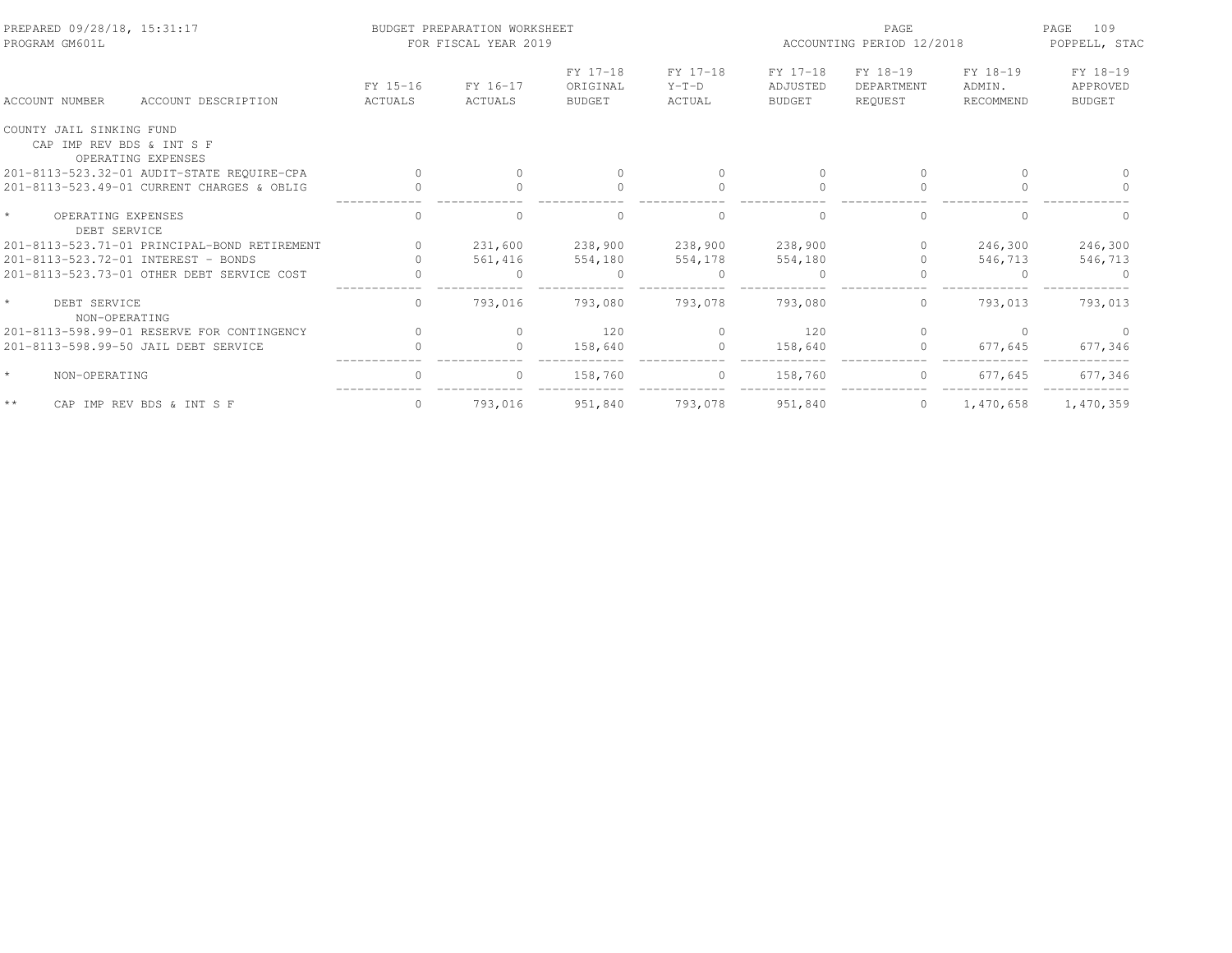| ACCOUNT NUMBER ACCOUNT DESCRIPTION | FY 15-16 ACTUALS | FY 16-17 ACTUALS | FY 17-18 ORIGINAL BUDGET | FY 17-18 Y-T-D ACTUAL | FY 17-18 ADJUSTED BUDGET | FY 18-19 DEPARTMENT REQUEST | FY 18-19 ADMIN. RECOMMEND | FY 18-19 APPROVED BUDGET |
|---|---|---|---|---|---|---|---|---|
| COUNTY JAIL SINKING FUND | | | | | | | | |
| CAP IMP REV BDS & INT S F | | | | | | | | |
| OPERATING EXPENSES | | | | | | | | |
| 201-8113-523.32-01 AUDIT-STATE REQUIRE-CPA | 0 | 0 | 0 | 0 | 0 | 0 | 0 | 0 |
| 201-8113-523.49-01 CURRENT CHARGES & OBLIG | 0 | 0 | 0 | 0 | 0 | 0 | 0 | 0 |
| * OPERATING EXPENSES | 0 | 0 | 0 | 0 | 0 | 0 | 0 | 0 |
| DEBT SERVICE | | | | | | | | |
| 201-8113-523.71-01 PRINCIPAL-BOND RETIREMENT | 0 | 231,600 | 238,900 | 238,900 | 238,900 | 0 | 246,300 | 246,300 |
| 201-8113-523.72-01 INTEREST - BONDS | 0 | 561,416 | 554,180 | 554,178 | 554,180 | 0 | 546,713 | 546,713 |
| 201-8113-523.73-01 OTHER DEBT SERVICE COST | 0 | 0 | 0 | 0 | 0 | 0 | 0 | 0 |
| * DEBT SERVICE | 0 | 793,016 | 793,080 | 793,078 | 793,080 | 0 | 793,013 | 793,013 |
| NON-OPERATING | | | | | | | | |
| 201-8113-598.99-01 RESERVE FOR CONTINGENCY | 0 | 0 | 120 | 0 | 120 | 0 | 0 | 0 |
| 201-8113-598.99-50 JAIL DEBT SERVICE | 0 | 0 | 158,640 | 0 | 158,640 | 0 | 677,645 | 677,346 |
| * NON-OPERATING | 0 | 0 | 158,760 | 0 | 158,760 | 0 | 677,645 | 677,346 |
| ** CAP IMP REV BDS & INT S F | 0 | 793,016 | 951,840 | 793,078 | 951,840 | 0 | 1,470,658 | 1,470,359 |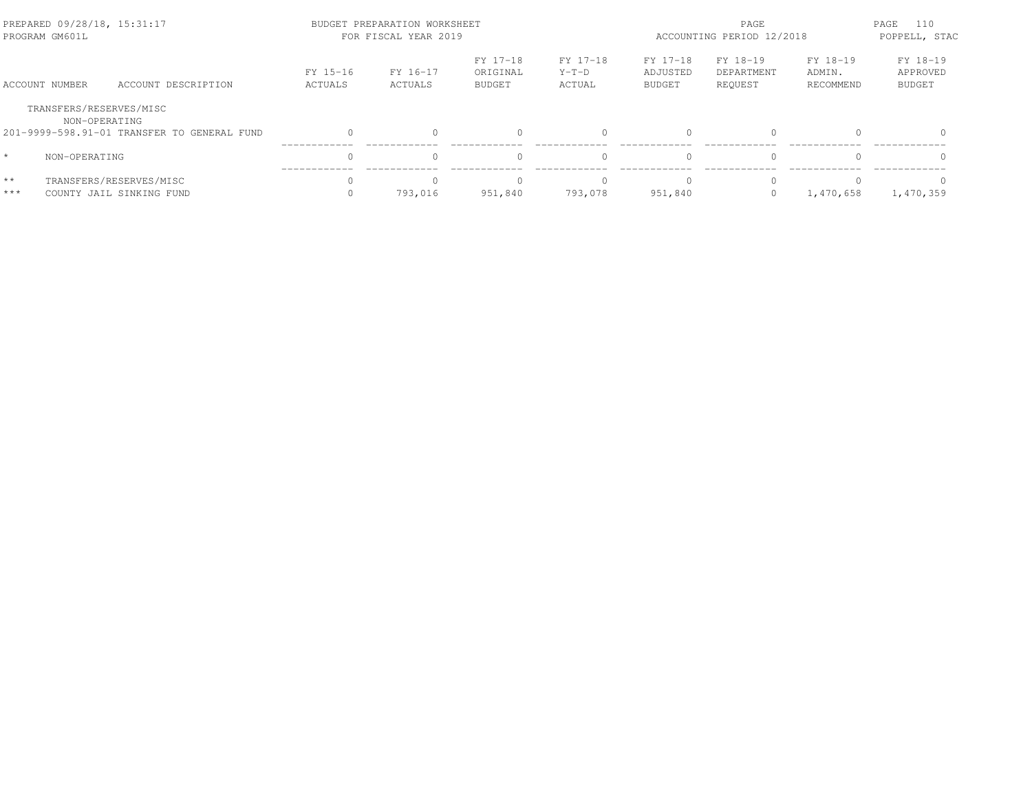PREPARED 09/28/18, 15:31:17
PROGRAM GM601L

BUDGET PREPARATION WORKSHEET
FOR FISCAL YEAR 2019

ACCOUNTING PERIOD 12/2018

POPPELL, STAC

| ACCOUNT NUMBER | ACCOUNT DESCRIPTION | FY 15-16 ACTUALS | FY 16-17 ACTUALS | FY 17-18 ORIGINAL BUDGET | FY 17-18 Y-T-D ACTUAL | FY 17-18 ADJUSTED BUDGET | FY 18-19 DEPARTMENT REQUEST | FY 18-19 ADMIN. RECOMMEND | FY 18-19 APPROVED BUDGET |
|---|---|---|---|---|---|---|---|---|---|
| TRANSFERS/RESERVES/MISC | | | | | | | | | |
| NON-OPERATING | | | | | | | | | |
| 201-9999-598.91-01 | TRANSFER TO GENERAL FUND | 0 | 0 | 0 | 0 | 0 | 0 | 0 | 0 |
| * | NON-OPERATING | 0 | 0 | 0 | 0 | 0 | 0 | 0 | 0 |
| ** | TRANSFERS/RESERVES/MISC | 0 | 0 | 0 | 0 | 0 | 0 | 0 | 0 |
| *** | COUNTY JAIL SINKING FUND | 0 | 793,016 | 951,840 | 793,078 | 951,840 | 0 | 1,470,658 | 1,470,359 |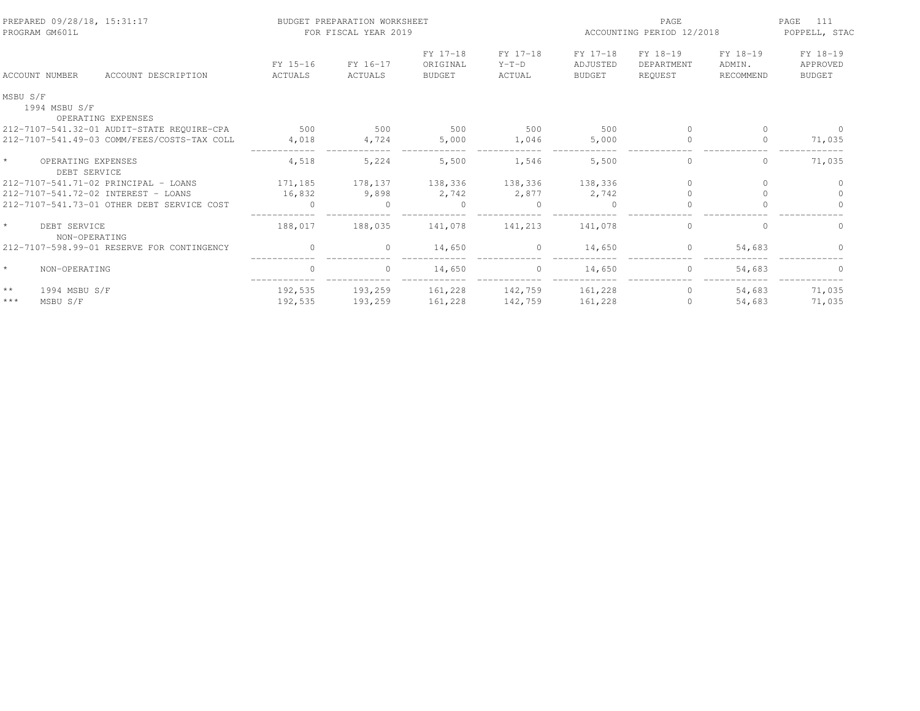PREPARED 09/28/18, 15:31:17 BUDGET PREPARATION WORKSHEET
PROGRAM GM601L FOR FISCAL YEAR 2019
ACCOUNTING PERIOD 12/2018 POPPELL, STAC

| ACCOUNT NUMBER | ACCOUNT DESCRIPTION | FY 15-16 ACTUALS | FY 16-17 ACTUALS | FY 17-18 ORIGINAL BUDGET | FY 17-18 Y-T-D ACTUAL | FY 17-18 ADJUSTED BUDGET | FY 18-19 DEPARTMENT REQUEST | FY 18-19 ADMIN. RECOMMEND | FY 18-19 APPROVED BUDGET |
|---|---|---|---|---|---|---|---|---|---|
| MSBU S/F | | | | | | | | | |
| 1994 MSBU S/F | | | | | | | | | |
| | OPERATING EXPENSES | | | | | | | | |
| 212-7107-541.32-01 | AUDIT-STATE REQUIRE-CPA | 500 | 500 | 500 | 500 | 500 | 0 | 0 | 0 |
| 212-7107-541.49-03 | COMM/FEES/COSTS-TAX COLL | 4,018 | 4,724 | 5,000 | 1,046 | 5,000 | 0 | 0 | 71,035 |
| * | OPERATING EXPENSES | 4,518 | 5,224 | 5,500 | 1,546 | 5,500 | 0 | 0 | 71,035 |
| | DEBT SERVICE | | | | | | | | |
| 212-7107-541.71-02 | PRINCIPAL - LOANS | 171,185 | 178,137 | 138,336 | 138,336 | 138,336 | 0 | 0 | 0 |
| 212-7107-541.72-02 | INTEREST - LOANS | 16,832 | 9,898 | 2,742 | 2,877 | 2,742 | 0 | 0 | 0 |
| 212-7107-541.73-01 | OTHER DEBT SERVICE COST | 0 | 0 | 0 | 0 | 0 | 0 | 0 | 0 |
| * | DEBT SERVICE | 188,017 | 188,035 | 141,078 | 141,213 | 141,078 | 0 | 0 | 0 |
| | NON-OPERATING | | | | | | | | |
| 212-7107-598.99-01 | RESERVE FOR CONTINGENCY | 0 | 0 | 14,650 | 0 | 14,650 | 0 | 54,683 | 0 |
| * | NON-OPERATING | 0 | 0 | 14,650 | 0 | 14,650 | 0 | 54,683 | 0 |
| ** | 1994 MSBU S/F | 192,535 | 193,259 | 161,228 | 142,759 | 161,228 | 0 | 54,683 | 71,035 |
| *** | MSBU S/F | 192,535 | 193,259 | 161,228 | 142,759 | 161,228 | 0 | 54,683 | 71,035 |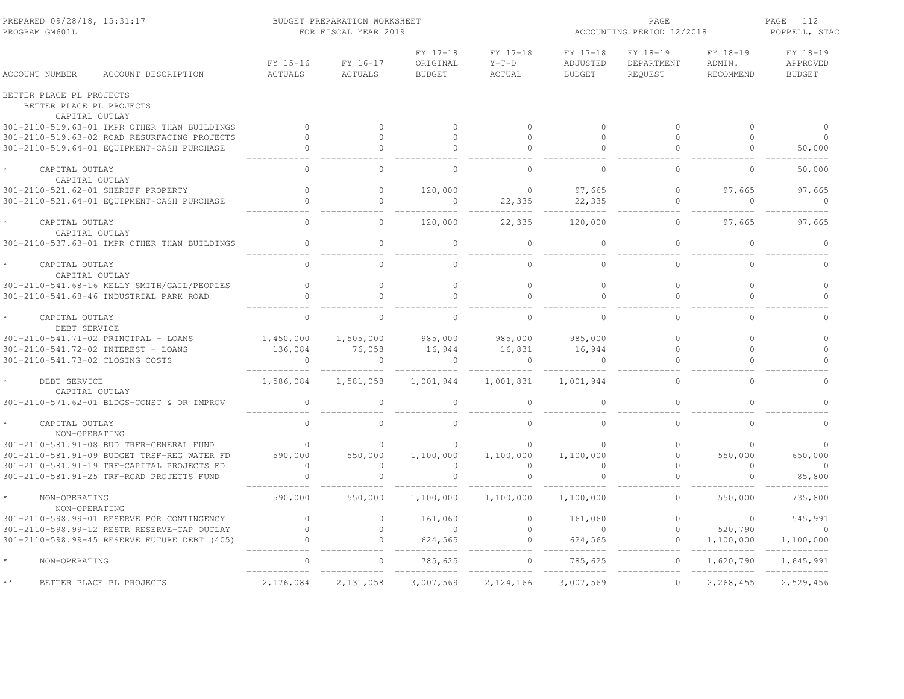PREPARED 09/28/18, 15:31:17
PROGRAM GM601L

BUDGET PREPARATION WORKSHEET
FOR FISCAL YEAR 2019

ACCOUNTING PERIOD 12/2018

POPPELL, STAC

| ACCOUNT NUMBER | ACCOUNT DESCRIPTION | FY 15-16 ACTUALS | FY 16-17 ACTUALS | FY 17-18 ORIGINAL BUDGET | FY 17-18 Y-T-D ACTUAL | FY 17-18 ADJUSTED BUDGET | FY 18-19 DEPARTMENT REQUEST | FY 18-19 ADMIN. RECOMMEND | FY 18-19 APPROVED BUDGET |
|---|---|---|---|---|---|---|---|---|---|
| BETTER PLACE PL PROJECTS | | | | | | | | | |
| BETTER PLACE PL PROJECTS | | | | | | | | | |
| CAPITAL OUTLAY | | | | | | | | | |
| 301-2110-519.63-01 | IMPR OTHER THAN BUILDINGS | 0 | 0 | 0 | 0 | 0 | 0 | 0 | 0 |
| 301-2110-519.63-02 | ROAD RESURFACING PROJECTS | 0 | 0 | 0 | 0 | 0 | 0 | 0 | 0 |
| 301-2110-519.64-01 | EQUIPMENT-CASH PURCHASE | 0 | 0 | 0 | 0 | 0 | 0 | 0 | 50,000 |
| * CAPITAL OUTLAY | | 0 | 0 | 0 | 0 | 0 | 0 | 0 | 50,000 |
| CAPITAL OUTLAY | | | | | | | | | |
| 301-2110-521.62-01 | SHERIFF PROPERTY | 0 | 0 | 120,000 | 0 | 97,665 | 0 | 97,665 | 97,665 |
| 301-2110-521.64-01 | EQUIPMENT-CASH PURCHASE | 0 | 0 | 0 | 22,335 | 22,335 | 0 | 0 | 0 |
| * CAPITAL OUTLAY | | 0 | 0 | 120,000 | 22,335 | 120,000 | 0 | 97,665 | 97,665 |
| CAPITAL OUTLAY | | | | | | | | | |
| 301-2110-537.63-01 | IMPR OTHER THAN BUILDINGS | 0 | 0 | 0 | 0 | 0 | 0 | 0 | 0 |
| * CAPITAL OUTLAY | | 0 | 0 | 0 | 0 | 0 | 0 | 0 | 0 |
| CAPITAL OUTLAY | | | | | | | | | |
| 301-2110-541.68-16 | KELLY SMITH/GAIL/PEOPLES | 0 | 0 | 0 | 0 | 0 | 0 | 0 | 0 |
| 301-2110-541.68-46 | INDUSTRIAL PARK ROAD | 0 | 0 | 0 | 0 | 0 | 0 | 0 | 0 |
| * CAPITAL OUTLAY | | 0 | 0 | 0 | 0 | 0 | 0 | 0 | 0 |
| DEBT SERVICE | | | | | | | | | |
| 301-2110-541.71-02 | PRINCIPAL - LOANS | 1,450,000 | 1,505,000 | 985,000 | 985,000 | 985,000 | 0 | 0 | 0 |
| 301-2110-541.72-02 | INTEREST - LOANS | 136,084 | 76,058 | 16,944 | 16,831 | 16,944 | 0 | 0 | 0 |
| 301-2110-541.73-02 | CLOSING COSTS | 0 | 0 | 0 | 0 | 0 | 0 | 0 | 0 |
| * DEBT SERVICE | | 1,586,084 | 1,581,058 | 1,001,944 | 1,001,831 | 1,001,944 | 0 | 0 | 0 |
| CAPITAL OUTLAY | | | | | | | | | |
| 301-2110-571.62-01 | BLDGS-CONST & OR IMPROV | 0 | 0 | 0 | 0 | 0 | 0 | 0 | 0 |
| * CAPITAL OUTLAY | | 0 | 0 | 0 | 0 | 0 | 0 | 0 | 0 |
| NON-OPERATING | | | | | | | | | |
| 301-2110-581.91-08 | BUD TRFR-GENERAL FUND | 0 | 0 | 0 | 0 | 0 | 0 | 0 | 0 |
| 301-2110-581.91-09 | BUDGET TRSF-REG WATER FD | 590,000 | 550,000 | 1,100,000 | 1,100,000 | 1,100,000 | 0 | 550,000 | 650,000 |
| 301-2110-581.91-19 | TRF-CAPITAL PROJECTS FD | 0 | 0 | 0 | 0 | 0 | 0 | 0 | 0 |
| 301-2110-581.91-25 | TRF-ROAD PROJECTS FUND | 0 | 0 | 0 | 0 | 0 | 0 | 0 | 85,800 |
| * NON-OPERATING | | 590,000 | 550,000 | 1,100,000 | 1,100,000 | 1,100,000 | 0 | 550,000 | 735,800 |
| NON-OPERATING | | | | | | | | | |
| 301-2110-598.99-01 | RESERVE FOR CONTINGENCY | 0 | 0 | 161,060 | 0 | 161,060 | 0 | 0 | 545,991 |
| 301-2110-598.99-12 | RESTR RESERVE-CAP OUTLAY | 0 | 0 | 0 | 0 | 0 | 0 | 520,790 | 0 |
| 301-2110-598.99-45 | RESERVE FUTURE DEBT (405) | 0 | 0 | 624,565 | 0 | 624,565 | 0 | 1,100,000 | 1,100,000 |
| * NON-OPERATING | | 0 | 0 | 785,625 | 0 | 785,625 | 0 | 1,620,790 | 1,645,991 |
| ** BETTER PLACE PL PROJECTS | | 2,176,084 | 2,131,058 | 3,007,569 | 2,124,166 | 3,007,569 | 0 | 2,268,455 | 2,529,456 |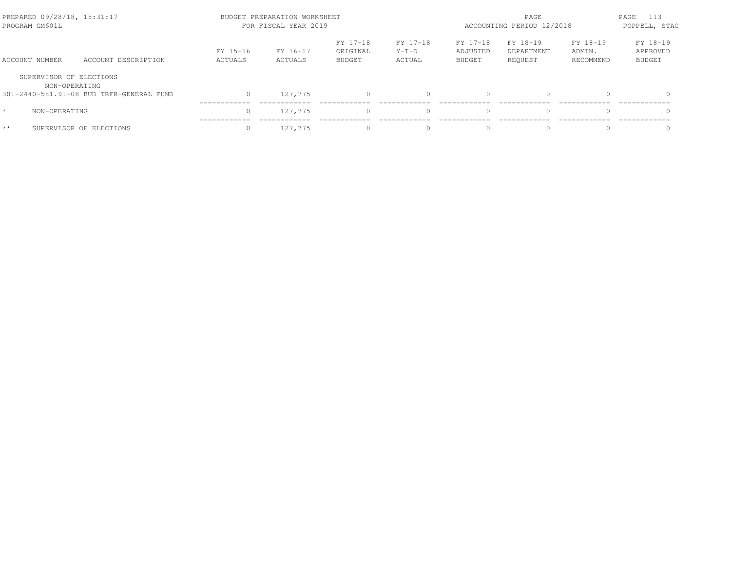BUDGET PREPARATION WORKSHEET
FOR FISCAL YEAR 2019

| ACCOUNT NUMBER | ACCOUNT DESCRIPTION | FY 15-16 ACTUALS | FY 16-17 ACTUALS | FY 17-18 ORIGINAL BUDGET | FY 17-18 Y-T-D ACTUAL | FY 17-18 ADJUSTED BUDGET | FY 18-19 DEPARTMENT REQUEST | FY 18-19 ADMIN. RECOMMEND | FY 18-19 APPROVED BUDGET |
|---|---|---|---|---|---|---|---|---|---|
| SUPERVISOR OF ELECTIONS | | | | | | | | | |
| NON-OPERATING | | | | | | | | | |
| 301-2440-581.91-08 | BUD TRFR-GENERAL FUND | 0 | 127,775 | 0 | 0 | 0 | 0 | 0 | 0 |
| * | NON-OPERATING | 0 | 127,775 | 0 | 0 | 0 | 0 | 0 | 0 |
| ** | SUPERVISOR OF ELECTIONS | 0 | 127,775 | 0 | 0 | 0 | 0 | 0 | 0 |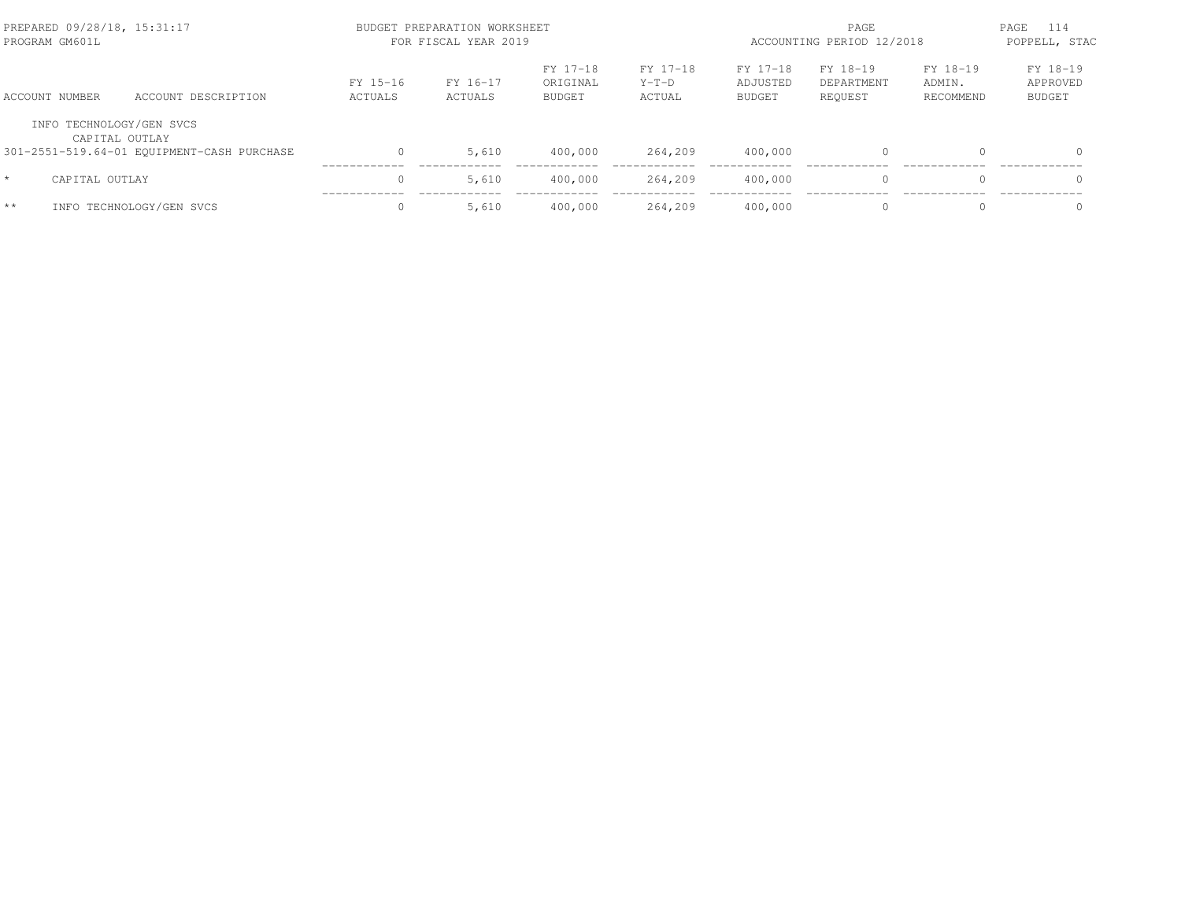| ACCOUNT NUMBER | ACCOUNT DESCRIPTION | FY 15-16 ACTUALS | FY 16-17 ACTUALS | FY 17-18 ORIGINAL BUDGET | FY 17-18 Y-T-D ACTUAL | FY 17-18 ADJUSTED BUDGET | FY 18-19 DEPARTMENT REQUEST | FY 18-19 ADMIN. RECOMMEND | FY 18-19 APPROVED BUDGET |
|---|---|---|---|---|---|---|---|---|---|
| INFO TECHNOLOGY/GEN SVCS | | | | | | | | | |
| CAPITAL OUTLAY | | | | | | | | | |
| 301-2551-519.64-01 | EQUIPMENT-CASH PURCHASE | 0 | 5,610 | 400,000 | 264,209 | 400,000 | 0 | 0 | 0 |
| * | CAPITAL OUTLAY | 0 | 5,610 | 400,000 | 264,209 | 400,000 | 0 | 0 | 0 |
| ** | INFO TECHNOLOGY/GEN SVCS | 0 | 5,610 | 400,000 | 264,209 | 400,000 | 0 | 0 | 0 |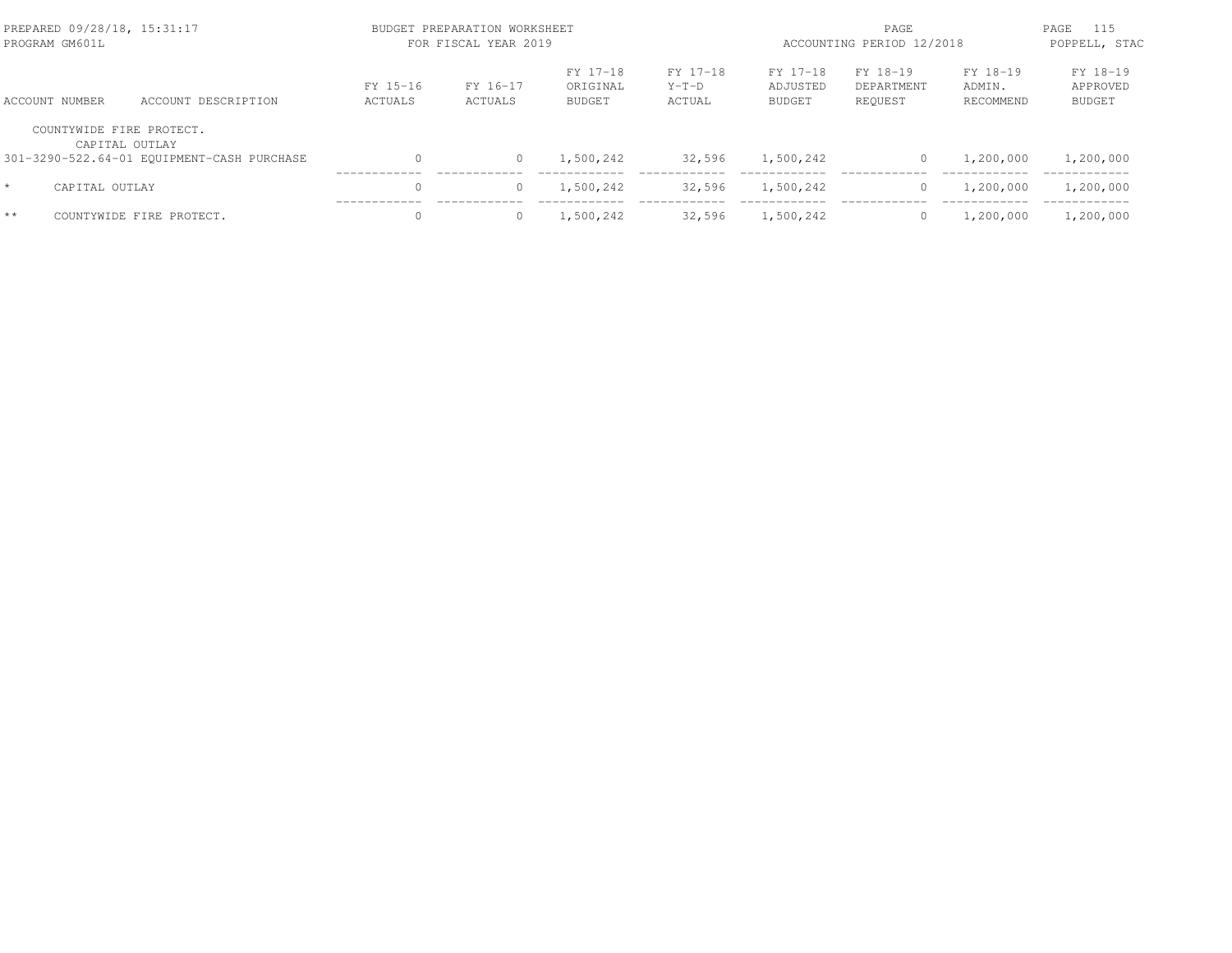| ACCOUNT NUMBER | ACCOUNT DESCRIPTION | FY 15-16 ACTUALS | FY 16-17 ACTUALS | FY 17-18 ORIGINAL BUDGET | FY 17-18 Y-T-D ACTUAL | FY 17-18 ADJUSTED BUDGET | FY 18-19 DEPARTMENT REQUEST | FY 18-19 ADMIN. RECOMMEND | FY 18-19 APPROVED BUDGET |
|---|---|---|---|---|---|---|---|---|---|
| COUNTYWIDE FIRE PROTECT. | | | | | | | | | |
| CAPITAL OUTLAY | | | | | | | | | |
| 301-3290-522.64-01 | EQUIPMENT-CASH PURCHASE | 0 | 0 | 1,500,242 | 32,596 | 1,500,242 | 0 | 1,200,000 | 1,200,000 |
| * | CAPITAL OUTLAY | 0 | 0 | 1,500,242 | 32,596 | 1,500,242 | 0 | 1,200,000 | 1,200,000 |
| ** | COUNTYWIDE FIRE PROTECT. | 0 | 0 | 1,500,242 | 32,596 | 1,500,242 | 0 | 1,200,000 | 1,200,000 |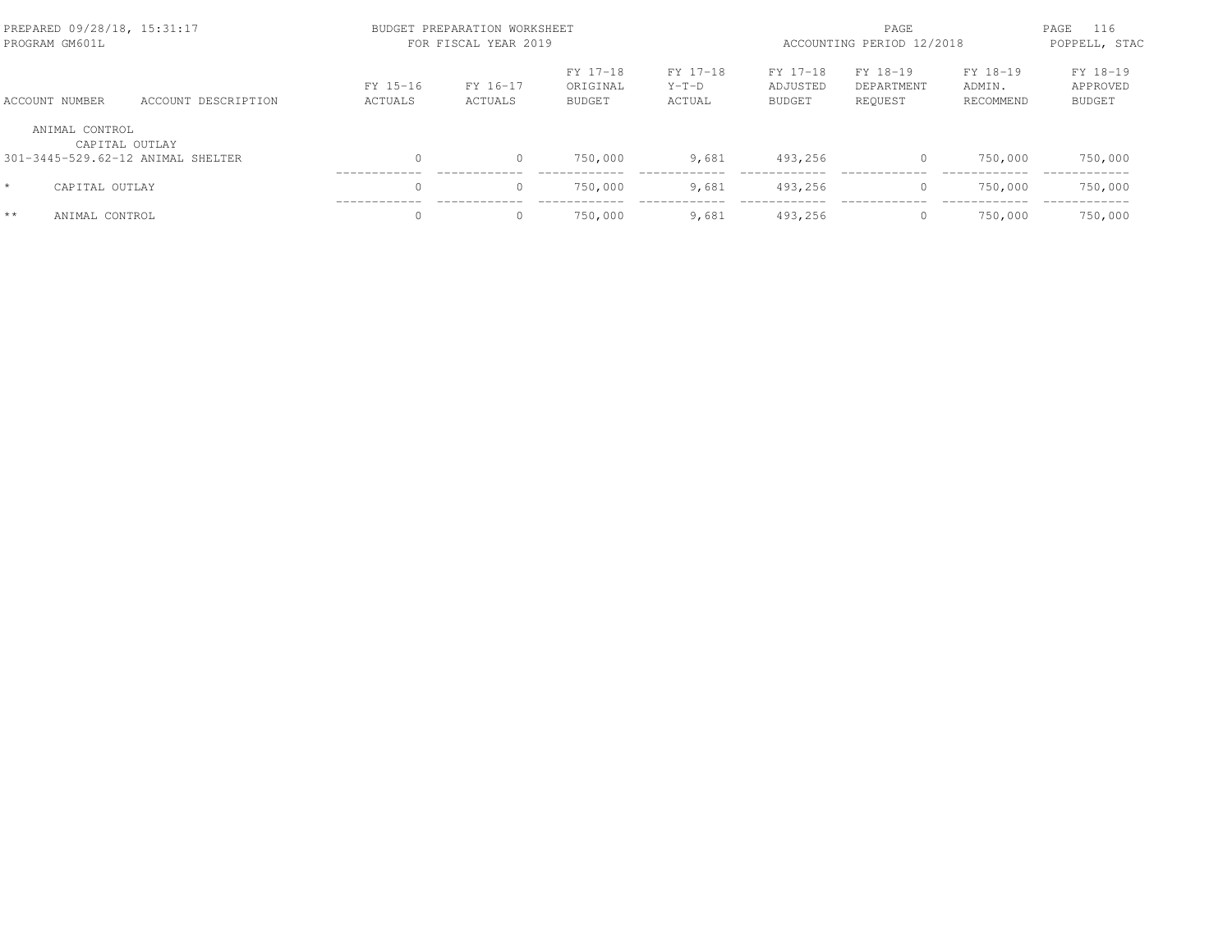| ACCOUNT NUMBER | ACCOUNT DESCRIPTION | FY 15-16 ACTUALS | FY 16-17 ACTUALS | FY 17-18 ORIGINAL BUDGET | FY 17-18 Y-T-D ACTUAL | FY 17-18 ADJUSTED BUDGET | FY 18-19 DEPARTMENT REQUEST | FY 18-19 ADMIN. RECOMMEND | FY 18-19 APPROVED BUDGET |
|---|---|---|---|---|---|---|---|---|---|
| ANIMAL CONTROL | | | | | | | | | |
| CAPITAL OUTLAY | | | | | | | | | |
| 301-3445-529.62-12 | ANIMAL SHELTER | 0 | 0 | 750,000 | 9,681 | 493,256 | 0 | 750,000 | 750,000 |
| * | CAPITAL OUTLAY | 0 | 0 | 750,000 | 9,681 | 493,256 | 0 | 750,000 | 750,000 |
| ** | ANIMAL CONTROL | 0 | 0 | 750,000 | 9,681 | 493,256 | 0 | 750,000 | 750,000 |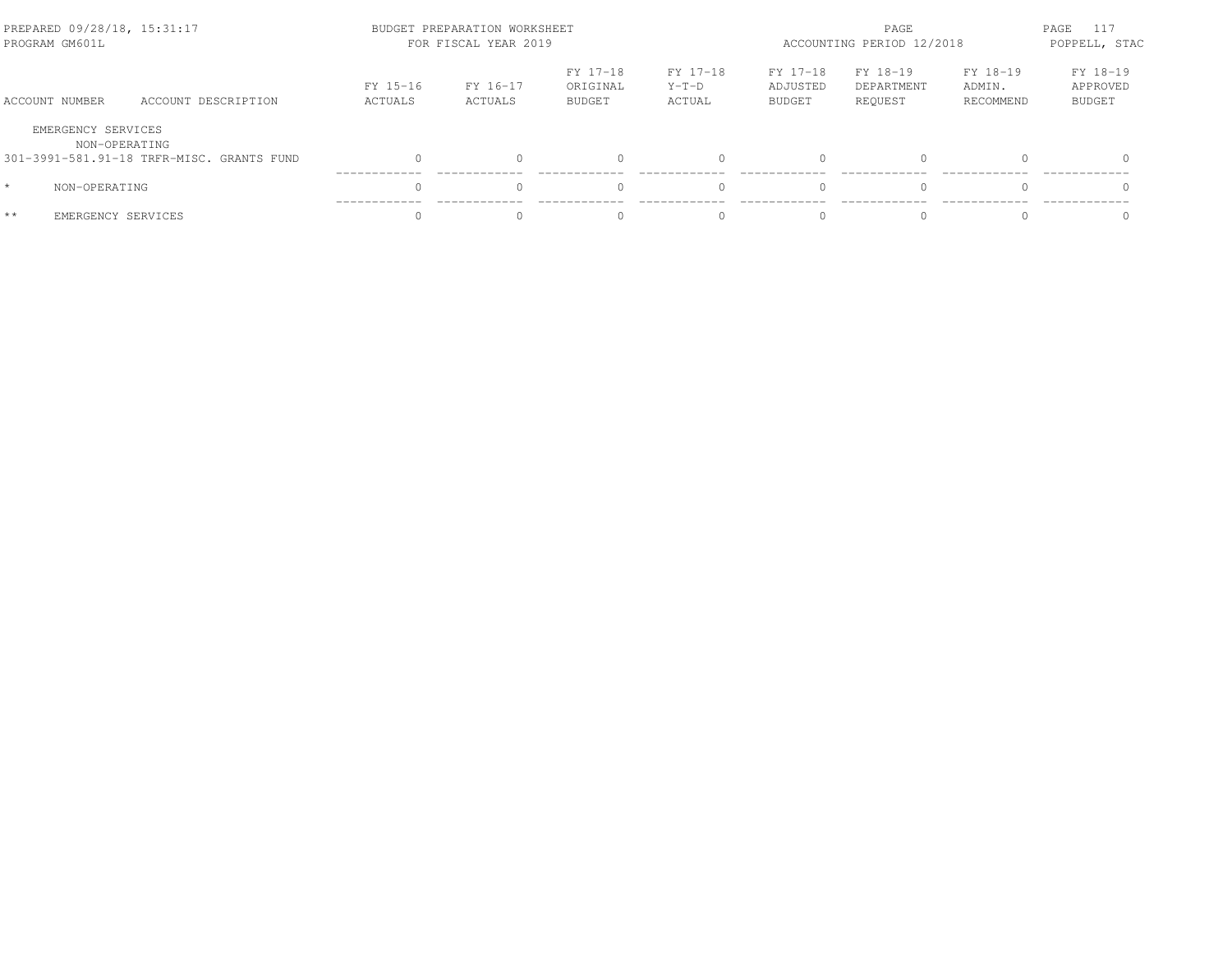| ACCOUNT NUMBER | ACCOUNT DESCRIPTION | FY 15-16 ACTUALS | FY 16-17 ACTUALS | FY 17-18 ORIGINAL BUDGET | FY 17-18 Y-T-D ACTUAL | FY 17-18 ADJUSTED BUDGET | FY 18-19 DEPARTMENT REQUEST | FY 18-19 ADMIN. RECOMMEND | FY 18-19 APPROVED BUDGET |
|---|---|---|---|---|---|---|---|---|---|
| EMERGENCY SERVICES | | | | | | | | | |
| NON-OPERATING | | | | | | | | | |
| 301-3991-581.91-18 | TRFR-MISC. GRANTS FUND | 0 | 0 | 0 | 0 | 0 | 0 | 0 | 0 |
| * | NON-OPERATING | 0 | 0 | 0 | 0 | 0 | 0 | 0 | 0 |
| ** | EMERGENCY SERVICES | 0 | 0 | 0 | 0 | 0 | 0 | 0 | 0 |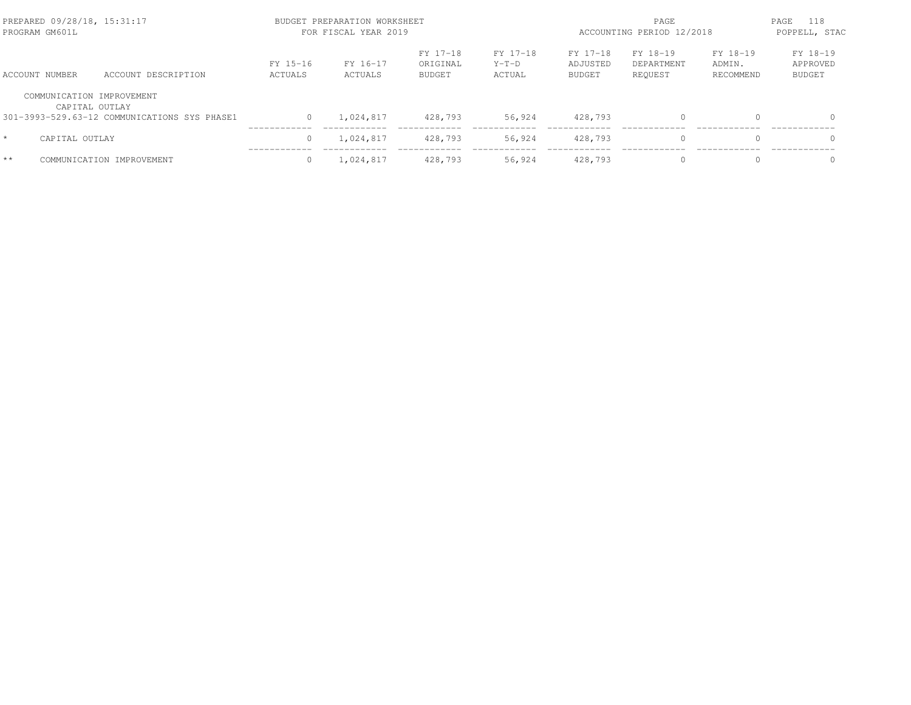PREPARED 09/28/18, 15:31:17
PROGRAM GM601L

BUDGET PREPARATION WORKSHEET
FOR FISCAL YEAR 2019

ACCOUNTING PERIOD 12/2018

POPPELL, STAC

| ACCOUNT NUMBER | ACCOUNT DESCRIPTION | FY 15-16 ACTUALS | FY 16-17 ACTUALS | FY 17-18 ORIGINAL BUDGET | FY 17-18 Y-T-D ACTUAL | FY 17-18 ADJUSTED BUDGET | FY 18-19 DEPARTMENT REQUEST | FY 18-19 ADMIN. RECOMMEND | FY 18-19 APPROVED BUDGET |
|---|---|---|---|---|---|---|---|---|---|
| COMMUNICATION IMPROVEMENT | | | | | | | | | |
| CAPITAL OUTLAY | | | | | | | | | |
| 301-3993-529.63-12 | COMMUNICATIONS SYS PHASE1 | 0 | 1,024,817 | 428,793 | 56,924 | 428,793 | 0 | 0 | 0 |
| * | CAPITAL OUTLAY | 0 | 1,024,817 | 428,793 | 56,924 | 428,793 | 0 | 0 | 0 |
| ** | COMMUNICATION IMPROVEMENT | 0 | 1,024,817 | 428,793 | 56,924 | 428,793 | 0 | 0 | 0 |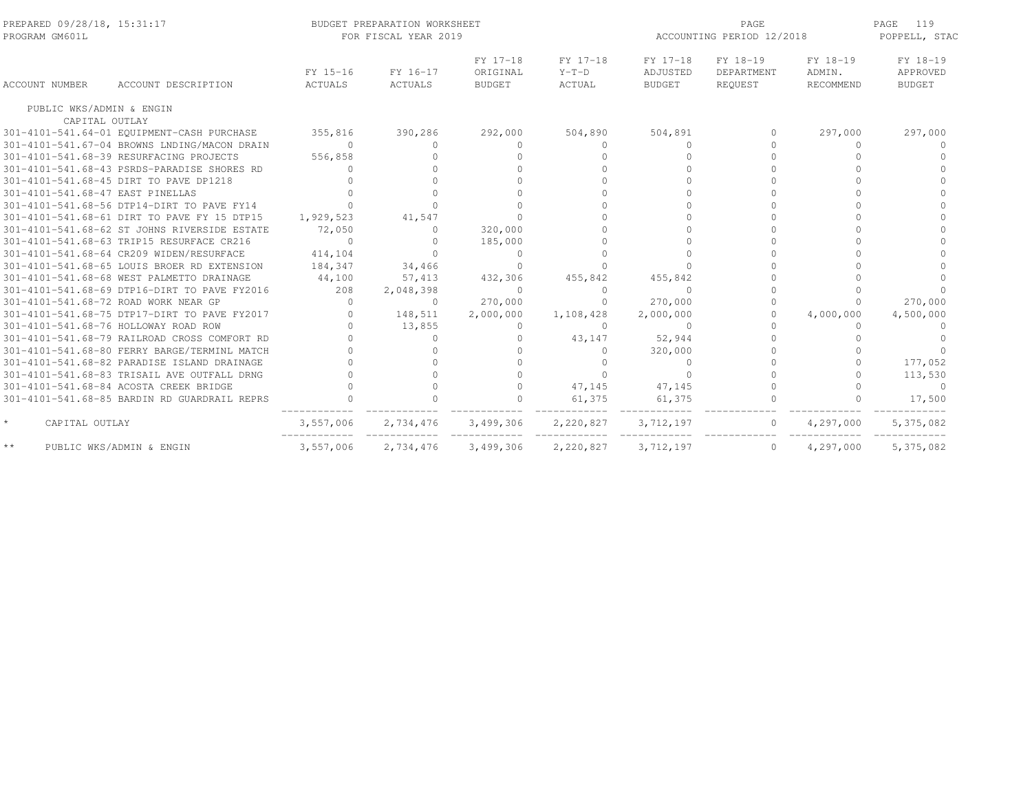PREPARED 09/28/18, 15:31:17
PROGRAM GM601L

BUDGET PREPARATION WORKSHEET
FOR FISCAL YEAR 2019

ACCOUNTING PERIOD 12/2018

POPPELL, STAC

| ACCOUNT NUMBER | ACCOUNT DESCRIPTION | FY 15-16 ACTUALS | FY 16-17 ACTUALS | FY 17-18 ORIGINAL BUDGET | FY 17-18 Y-T-D ACTUAL | FY 17-18 ADJUSTED BUDGET | FY 18-19 DEPARTMENT REQUEST | FY 18-19 ADMIN. RECOMMEND | FY 18-19 APPROVED BUDGET |
|---|---|---|---|---|---|---|---|---|---|
| PUBLIC WKS/ADMIN & ENGIN | | | | | | | | | |
| CAPITAL OUTLAY | | | | | | | | | |
| 301-4101-541.64-01 | EQUIPMENT-CASH PURCHASE | 355,816 | 390,286 | 292,000 | 504,890 | 504,891 | 0 | 297,000 | 297,000 |
| 301-4101-541.67-04 | BROWNS LNDING/MACON DRAIN | 0 | 0 | 0 | 0 | 0 | 0 | 0 | 0 |
| 301-4101-541.68-39 | RESURFACING PROJECTS | 556,858 | 0 | 0 | 0 | 0 | 0 | 0 | 0 |
| 301-4101-541.68-43 | PSRDS-PARADISE SHORES RD | 0 | 0 | 0 | 0 | 0 | 0 | 0 | 0 |
| 301-4101-541.68-45 | DIRT TO PAVE DP1218 | 0 | 0 | 0 | 0 | 0 | 0 | 0 | 0 |
| 301-4101-541.68-47 | EAST PINELLAS | 0 | 0 | 0 | 0 | 0 | 0 | 0 | 0 |
| 301-4101-541.68-56 | DTP14-DIRT TO PAVE FY14 | 0 | 0 | 0 | 0 | 0 | 0 | 0 | 0 |
| 301-4101-541.68-61 | DIRT TO PAVE FY 15 DTP15 | 1,929,523 | 41,547 | 0 | 0 | 0 | 0 | 0 | 0 |
| 301-4101-541.68-62 | ST JOHNS RIVERSIDE ESTATE | 72,050 | 0 | 320,000 | 0 | 0 | 0 | 0 | 0 |
| 301-4101-541.68-63 | TRIP15 RESURFACE CR216 | 0 | 0 | 185,000 | 0 | 0 | 0 | 0 | 0 |
| 301-4101-541.68-64 | CR209 WIDEN/RESURFACE | 414,104 | 0 | 0 | 0 | 0 | 0 | 0 | 0 |
| 301-4101-541.68-65 | LOUIS BROER RD EXTENSION | 184,347 | 34,466 | 0 | 0 | 0 | 0 | 0 | 0 |
| 301-4101-541.68-68 | WEST PALMETTO DRAINAGE | 44,100 | 57,413 | 432,306 | 455,842 | 455,842 | 0 | 0 | 0 |
| 301-4101-541.68-69 | DTP16-DIRT TO PAVE FY2016 | 208 | 2,048,398 | 0 | 0 | 0 | 0 | 0 | 0 |
| 301-4101-541.68-72 | ROAD WORK NEAR GP | 0 | 0 | 270,000 | 0 | 270,000 | 0 | 0 | 270,000 |
| 301-4101-541.68-75 | DTP17-DIRT TO PAVE FY2017 | 0 | 148,511 | 2,000,000 | 1,108,428 | 2,000,000 | 0 | 4,000,000 | 4,500,000 |
| 301-4101-541.68-76 | HOLLOWAY ROAD ROW | 0 | 13,855 | 0 | 0 | 0 | 0 | 0 | 0 |
| 301-4101-541.68-79 | RAILROAD CROSS COMFORT RD | 0 | 0 | 0 | 43,147 | 52,944 | 0 | 0 | 0 |
| 301-4101-541.68-80 | FERRY BARGE/TERMINL MATCH | 0 | 0 | 0 | 0 | 320,000 | 0 | 0 | 0 |
| 301-4101-541.68-82 | PARADISE ISLAND DRAINAGE | 0 | 0 | 0 | 0 | 0 | 0 | 0 | 177,052 |
| 301-4101-541.68-83 | TRISAIL AVE OUTFALL DRNG | 0 | 0 | 0 | 0 | 0 | 0 | 0 | 113,530 |
| 301-4101-541.68-84 | ACOSTA CREEK BRIDGE | 0 | 0 | 0 | 47,145 | 47,145 | 0 | 0 | 0 |
| 301-4101-541.68-85 | BARDIN RD GUARDRAIL REPRS | 0 | 0 | 0 | 61,375 | 61,375 | 0 | 0 | 17,500 |
| * | CAPITAL OUTLAY | 3,557,006 | 2,734,476 | 3,499,306 | 2,220,827 | 3,712,197 | 0 | 4,297,000 | 5,375,082 |
| ** | PUBLIC WKS/ADMIN & ENGIN | 3,557,006 | 2,734,476 | 3,499,306 | 2,220,827 | 3,712,197 | 0 | 4,297,000 | 5,375,082 |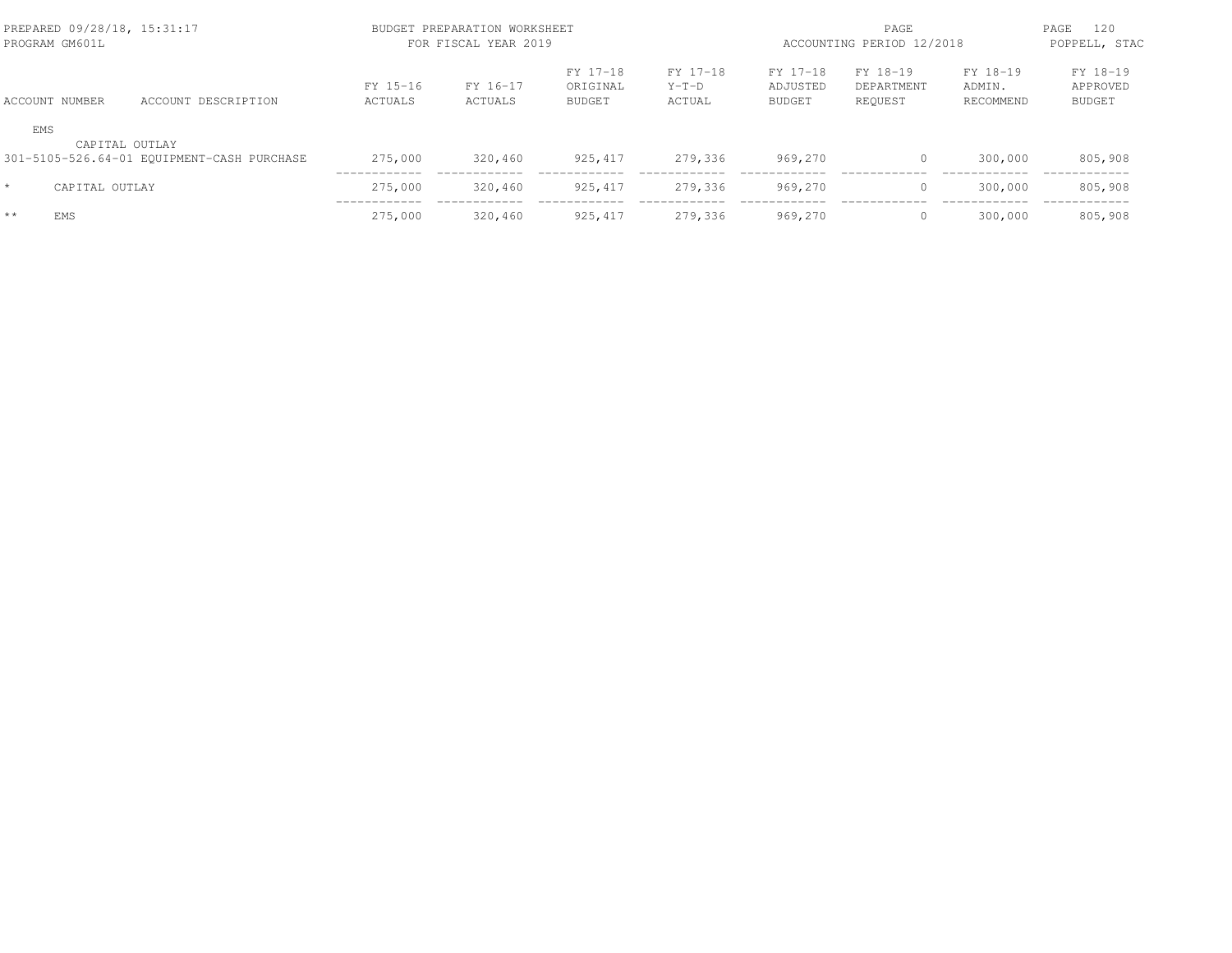BUDGET PREPARATION WORKSHEET
FOR FISCAL YEAR 2019

| ACCOUNT NUMBER | ACCOUNT DESCRIPTION | FY 15-16 ACTUALS | FY 16-17 ACTUALS | FY 17-18 ORIGINAL BUDGET | FY 17-18 Y-T-D ACTUAL | FY 17-18 ADJUSTED BUDGET | FY 18-19 DEPARTMENT REQUEST | FY 18-19 ADMIN. RECOMMEND | FY 18-19 APPROVED BUDGET |
|---|---|---|---|---|---|---|---|---|---|
| EMS | | | | | | | | | |
| CAPITAL OUTLAY | | | | | | | | | |
| 301-5105-526.64-01 | EQUIPMENT-CASH PURCHASE | 275,000 | 320,460 | 925,417 | 279,336 | 969,270 | 0 | 300,000 | 805,908 |
| * CAPITAL OUTLAY | | 275,000 | 320,460 | 925,417 | 279,336 | 969,270 | 0 | 300,000 | 805,908 |
| ** EMS | | 275,000 | 320,460 | 925,417 | 279,336 | 969,270 | 0 | 300,000 | 805,908 |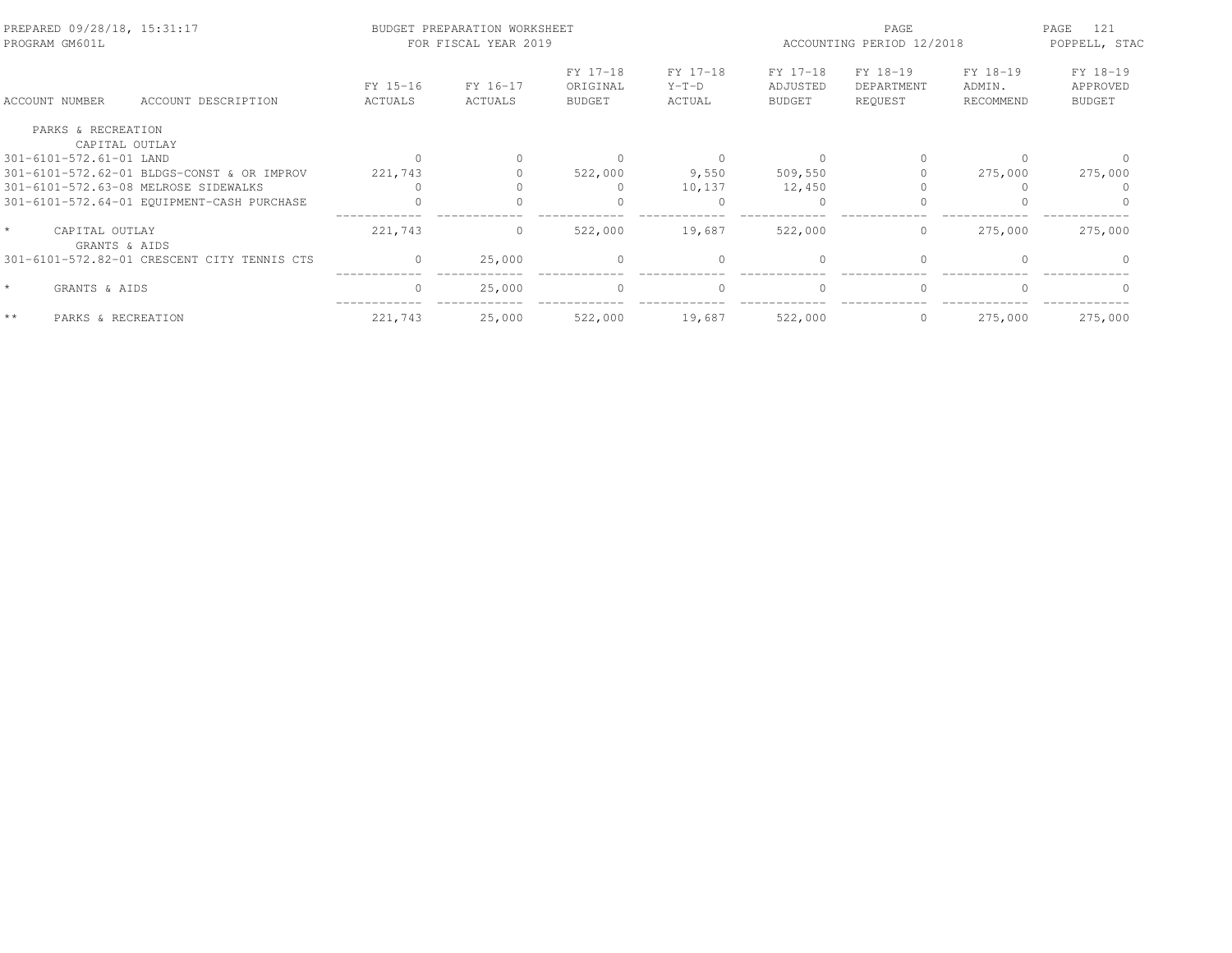BUDGET PREPARATION WORKSHEET
FOR FISCAL YEAR 2019

| ACCOUNT NUMBER | ACCOUNT DESCRIPTION | FY 15-16 ACTUALS | FY 16-17 ACTUALS | FY 17-18 ORIGINAL BUDGET | FY 17-18 Y-T-D ACTUAL | FY 17-18 ADJUSTED BUDGET | FY 18-19 DEPARTMENT REQUEST | FY 18-19 ADMIN. RECOMMEND | FY 18-19 APPROVED BUDGET |
|---|---|---|---|---|---|---|---|---|---|
| PARKS & RECREATION | | | | | | | | | |
| CAPITAL OUTLAY | | | | | | | | | |
| 301-6101-572.61-01 | LAND | 0 | 0 | 0 | 0 | 0 | 0 | 0 | 0 |
| 301-6101-572.62-01 | BLDGS-CONST & OR IMPROV | 221,743 | 0 | 522,000 | 9,550 | 509,550 | 0 | 275,000 | 275,000 |
| 301-6101-572.63-08 | MELROSE SIDEWALKS | 0 | 0 | 0 | 10,137 | 12,450 | 0 | 0 | 0 |
| 301-6101-572.64-01 | EQUIPMENT-CASH PURCHASE | 0 | 0 | 0 | 0 | 0 | 0 | 0 | 0 |
| * | CAPITAL OUTLAY | 221,743 | 0 | 522,000 | 19,687 | 522,000 | 0 | 275,000 | 275,000 |
| GRANTS & AIDS | | | | | | | | | |
| 301-6101-572.82-01 | CRESCENT CITY TENNIS CTS | 0 | 25,000 | 0 | 0 | 0 | 0 | 0 | 0 |
| * | GRANTS & AIDS | 0 | 25,000 | 0 | 0 | 0 | 0 | 0 | 0 |
| ** | PARKS & RECREATION | 221,743 | 25,000 | 522,000 | 19,687 | 522,000 | 0 | 275,000 | 275,000 |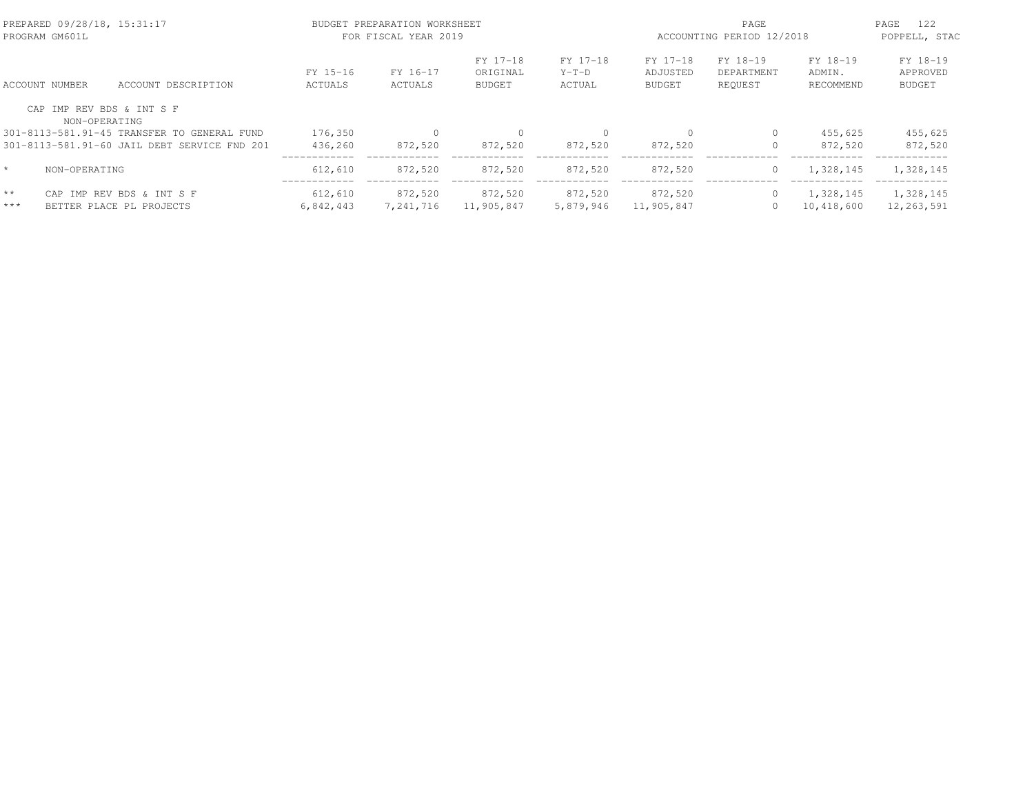PREPARED 09/28/18, 15:31:17 BUDGET PREPARATION WORKSHEET
PROGRAM GM601L FOR FISCAL YEAR 2019
ACCOUNTING PERIOD 12/2018
POPPELL, STAC

| ACCOUNT NUMBER | ACCOUNT DESCRIPTION | FY 15-16 ACTUALS | FY 16-17 ACTUALS | FY 17-18 ORIGINAL BUDGET | FY 17-18 Y-T-D ACTUAL | FY 17-18 ADJUSTED BUDGET | FY 18-19 DEPARTMENT REQUEST | FY 18-19 ADMIN. RECOMMEND | FY 18-19 APPROVED BUDGET |
|---|---|---|---|---|---|---|---|---|---|
| CAP IMP REV BDS & INT S F | | | | | | | | | |
| NON-OPERATING | | | | | | | | | |
| 301-8113-581.91-45 | TRANSFER TO GENERAL FUND | 176,350 | 0 | 0 | 0 | 0 | 0 | 455,625 | 455,625 |
| 301-8113-581.91-60 | JAIL DEBT SERVICE FND 201 | 436,260 | 872,520 | 872,520 | 872,520 | 872,520 | 0 | 872,520 | 872,520 |
| * | NON-OPERATING | 612,610 | 872,520 | 872,520 | 872,520 | 872,520 | 0 | 1,328,145 | 1,328,145 |
| ** | CAP IMP REV BDS & INT S F | 612,610 | 872,520 | 872,520 | 872,520 | 872,520 | 0 | 1,328,145 | 1,328,145 |
| *** | BETTER PLACE PL PROJECTS | 6,842,443 | 7,241,716 | 11,905,847 | 5,879,946 | 11,905,847 | 0 | 10,418,600 | 12,263,591 |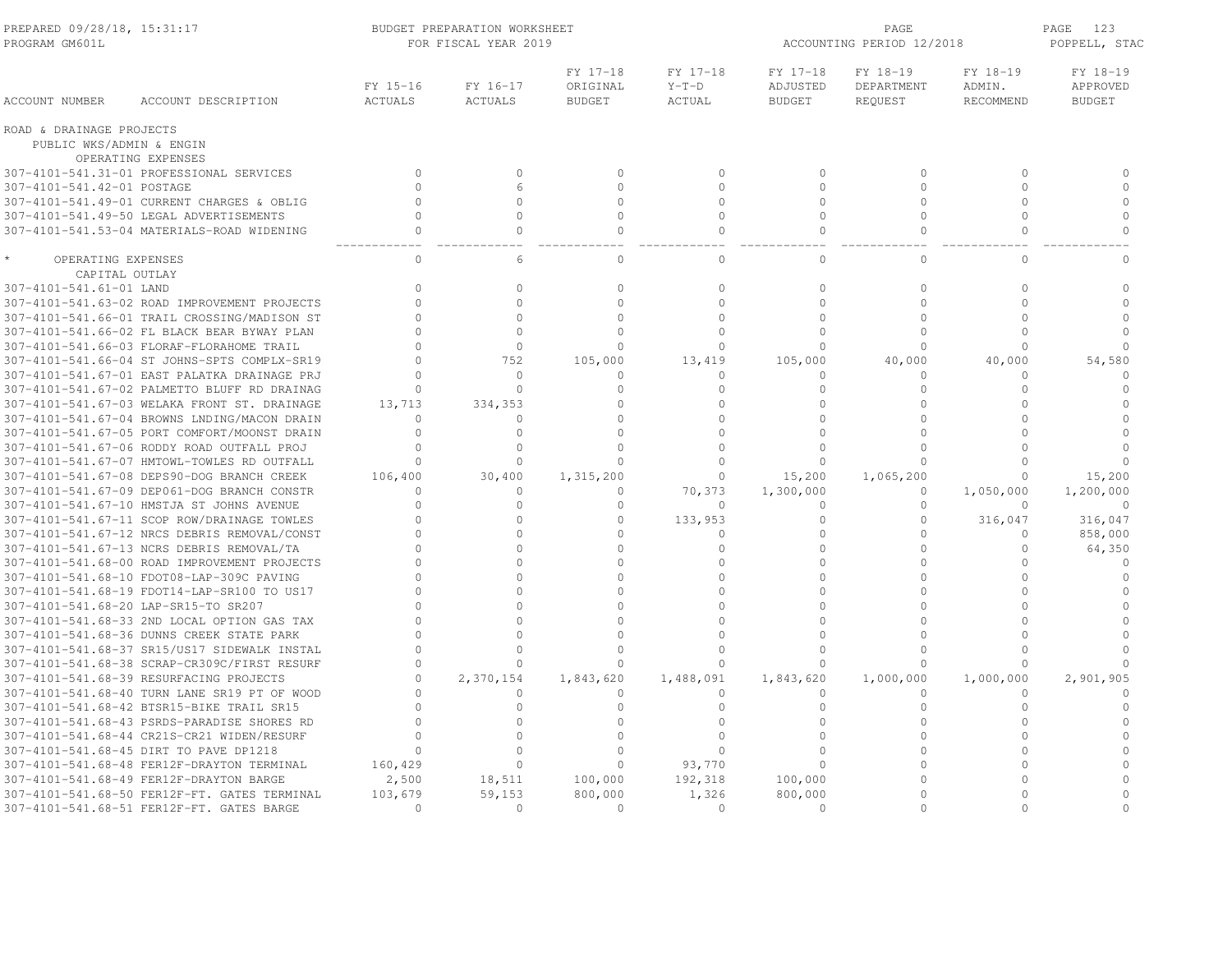PREPARED 09/28/18, 15:31:17
PROGRAM GM601L

BUDGET PREPARATION WORKSHEET
FOR FISCAL YEAR 2019

ACCOUNTING PERIOD 12/2018

POPPELL, STAC

| ACCOUNT NUMBER | ACCOUNT DESCRIPTION | FY 15-16 ACTUALS | FY 16-17 ACTUALS | FY 17-18 ORIGINAL BUDGET | FY 17-18 Y-T-D ACTUAL | FY 17-18 ADJUSTED BUDGET | FY 18-19 DEPARTMENT REQUEST | FY 18-19 ADMIN. RECOMMEND | FY 18-19 APPROVED BUDGET |
|---|---|---|---|---|---|---|---|---|---|
| ROAD & DRAINAGE PROJECTS | | | | | | | | | |
| PUBLIC WKS/ADMIN & ENGIN | | | | | | | | | |
| OPERATING EXPENSES | | | | | | | | | |
| 307-4101-541.31-01 | PROFESSIONAL SERVICES | 0 | 0 | 0 | 0 | 0 | 0 | 0 | 0 |
| 307-4101-541.42-01 | POSTAGE | 0 | 6 | 0 | 0 | 0 | 0 | 0 | 0 |
| 307-4101-541.49-01 | CURRENT CHARGES & OBLIG | 0 | 0 | 0 | 0 | 0 | 0 | 0 | 0 |
| 307-4101-541.49-50 | LEGAL ADVERTISEMENTS | 0 | 0 | 0 | 0 | 0 | 0 | 0 | 0 |
| 307-4101-541.53-04 | MATERIALS-ROAD WIDENING | 0 | 0 | 0 | 0 | 0 | 0 | 0 | 0 |
| * OPERATING EXPENSES | | 0 | 6 | 0 | 0 | 0 | 0 | 0 | 0 |
| CAPITAL OUTLAY | | | | | | | | | |
| 307-4101-541.61-01 | LAND | 0 | 0 | 0 | 0 | 0 | 0 | 0 | 0 |
| 307-4101-541.63-02 | ROAD IMPROVEMENT PROJECTS | 0 | 0 | 0 | 0 | 0 | 0 | 0 | 0 |
| 307-4101-541.66-01 | TRAIL CROSSING/MADISON ST | 0 | 0 | 0 | 0 | 0 | 0 | 0 | 0 |
| 307-4101-541.66-02 | FL BLACK BEAR BYWAY PLAN | 0 | 0 | 0 | 0 | 0 | 0 | 0 | 0 |
| 307-4101-541.66-03 | FLORAF-FLORAHOME TRAIL | 0 | 0 | 0 | 0 | 0 | 0 | 0 | 0 |
| 307-4101-541.66-04 | ST JOHNS-SPTS COMPLX-SR19 | 0 | 752 | 105,000 | 13,419 | 105,000 | 40,000 | 40,000 | 54,580 |
| 307-4101-541.67-01 | EAST PALATKA DRAINAGE PRJ | 0 | 0 | 0 | 0 | 0 | 0 | 0 | 0 |
| 307-4101-541.67-02 | PALMETTO BLUFF RD DRAINAG | 0 | 0 | 0 | 0 | 0 | 0 | 0 | 0 |
| 307-4101-541.67-03 | WELAKA FRONT ST. DRAINAGE | 13,713 | 334,353 | 0 | 0 | 0 | 0 | 0 | 0 |
| 307-4101-541.67-04 | BROWNS LNDING/MACON DRAIN | 0 | 0 | 0 | 0 | 0 | 0 | 0 | 0 |
| 307-4101-541.67-05 | PORT COMFORT/MOONST DRAIN | 0 | 0 | 0 | 0 | 0 | 0 | 0 | 0 |
| 307-4101-541.67-06 | RODDY ROAD OUTFALL PROJ | 0 | 0 | 0 | 0 | 0 | 0 | 0 | 0 |
| 307-4101-541.67-07 | HMTOWL-TOWLES RD OUTFALL | 0 | 0 | 0 | 0 | 0 | 0 | 0 | 0 |
| 307-4101-541.67-08 | DEPS90-DOG BRANCH CREEK | 106,400 | 30,400 | 1,315,200 | 0 | 15,200 | 1,065,200 | 0 | 15,200 |
| 307-4101-541.67-09 | DEP061-DOG BRANCH CONSTR | 0 | 0 | 0 | 70,373 | 1,300,000 | 0 | 1,050,000 | 1,200,000 |
| 307-4101-541.67-10 | HMSTJA ST JOHNS AVENUE | 0 | 0 | 0 | 0 | 0 | 0 | 0 | 0 |
| 307-4101-541.67-11 | SCOP ROW/DRAINAGE TOWLES | 0 | 0 | 0 | 133,953 | 0 | 0 | 316,047 | 316,047 |
| 307-4101-541.67-12 | NRCS DEBRIS REMOVAL/CONST | 0 | 0 | 0 | 0 | 0 | 0 | 0 | 858,000 |
| 307-4101-541.67-13 | NCRS DEBRIS REMOVAL/TA | 0 | 0 | 0 | 0 | 0 | 0 | 0 | 64,350 |
| 307-4101-541.68-00 | ROAD IMPROVEMENT PROJECTS | 0 | 0 | 0 | 0 | 0 | 0 | 0 | 0 |
| 307-4101-541.68-10 | FDOT08-LAP-309C PAVING | 0 | 0 | 0 | 0 | 0 | 0 | 0 | 0 |
| 307-4101-541.68-19 | FDOT14-LAP-SR100 TO US17 | 0 | 0 | 0 | 0 | 0 | 0 | 0 | 0 |
| 307-4101-541.68-20 | LAP-SR15-TO SR207 | 0 | 0 | 0 | 0 | 0 | 0 | 0 | 0 |
| 307-4101-541.68-33 | 2ND LOCAL OPTION GAS TAX | 0 | 0 | 0 | 0 | 0 | 0 | 0 | 0 |
| 307-4101-541.68-36 | DUNNS CREEK STATE PARK | 0 | 0 | 0 | 0 | 0 | 0 | 0 | 0 |
| 307-4101-541.68-37 | SR15/US17 SIDEWALK INSTAL | 0 | 0 | 0 | 0 | 0 | 0 | 0 | 0 |
| 307-4101-541.68-38 | SCRAP-CR309C/FIRST RESURF | 0 | 0 | 0 | 0 | 0 | 0 | 0 | 0 |
| 307-4101-541.68-39 | RESURFACING PROJECTS | 0 | 2,370,154 | 1,843,620 | 1,488,091 | 1,843,620 | 1,000,000 | 1,000,000 | 2,901,905 |
| 307-4101-541.68-40 | TURN LANE SR19 PT OF WOOD | 0 | 0 | 0 | 0 | 0 | 0 | 0 | 0 |
| 307-4101-541.68-42 | BTSR15-BIKE TRAIL SR15 | 0 | 0 | 0 | 0 | 0 | 0 | 0 | 0 |
| 307-4101-541.68-43 | PSRDS-PARADISE SHORES RD | 0 | 0 | 0 | 0 | 0 | 0 | 0 | 0 |
| 307-4101-541.68-44 | CR21S-CR21 WIDEN/RESURF | 0 | 0 | 0 | 0 | 0 | 0 | 0 | 0 |
| 307-4101-541.68-45 | DIRT TO PAVE DP1218 | 0 | 0 | 0 | 0 | 0 | 0 | 0 | 0 |
| 307-4101-541.68-48 | FER12F-DRAYTON TERMINAL | 160,429 | 0 | 0 | 93,770 | 0 | 0 | 0 | 0 |
| 307-4101-541.68-49 | FER12F-DRAYTON BARGE | 2,500 | 18,511 | 100,000 | 192,318 | 100,000 | 0 | 0 | 0 |
| 307-4101-541.68-50 | FER12F-FT. GATES TERMINAL | 103,679 | 59,153 | 800,000 | 1,326 | 800,000 | 0 | 0 | 0 |
| 307-4101-541.68-51 | FER12F-FT. GATES BARGE | 0 | 0 | 0 | 0 | 0 | 0 | 0 | 0 |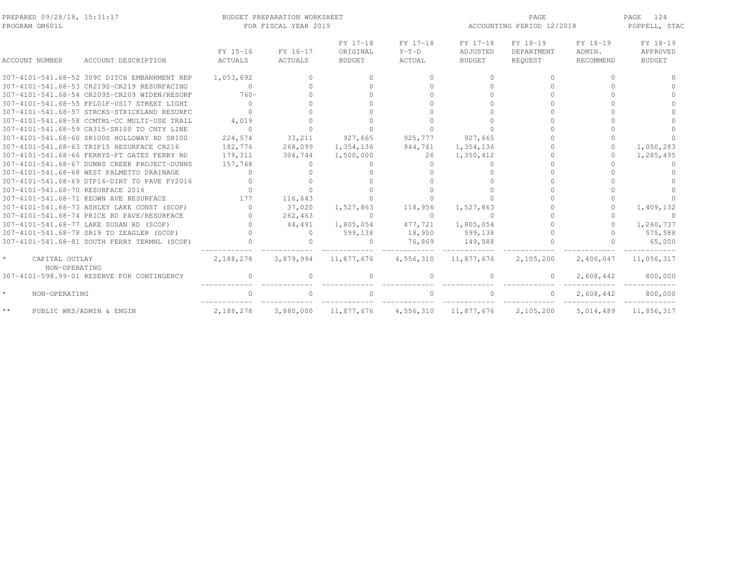PREPARED 09/28/18, 15:31:17 BUDGET PREPARATION WORKSHEET PAGE
PROGRAM GM601L FOR FISCAL YEAR 2019 ACCOUNTING PERIOD 12/2018 POPPELL, STAC

| ACCOUNT NUMBER | ACCOUNT DESCRIPTION | FY 15-16 ACTUALS | FY 16-17 ACTUALS | FY 17-18 ORIGINAL BUDGET | FY 17-18 Y-T-D ACTUAL | FY 17-18 ADJUSTED BUDGET | FY 18-19 DEPARTMENT REQUEST | FY 18-19 ADMIN. RECOMMEND | FY 18-19 APPROVED BUDGET |
|---|---|---|---|---|---|---|---|---|---|
| 307-4101-541.68-52 | 309C DITCH EMBANKMENT REP | 1,053,692 | 0 | 0 | 0 | 0 | 0 | 0 | 0 |
| 307-4101-541.68-53 | CR219S-CR219 RESURFACING | 0 | 0 | 0 | 0 | 0 | 0 | 0 | 0 |
| 307-4101-541.68-54 | CR209S-CR209 WIDEN/RESURF | 760- | 0 | 0 | 0 | 0 | 0 | 0 | 0 |
| 307-4101-541.68-55 | FPL01F-US17 STREET LIGHT | 0 | 0 | 0 | 0 | 0 | 0 | 0 | 0 |
| 307-4101-541.68-57 | STRCKS-STRICKLAND RESURFC | 0 | 0 | 0 | 0 | 0 | 0 | 0 | 0 |
| 307-4101-541.68-58 | CCMTRL-CC MULTI-USE TRAIL | 4,019 | 0 | 0 | 0 | 0 | 0 | 0 | 0 |
| 307-4101-541.68-59 | CR315-SR100 TO CNTY LINE | 0 | 0 | 0 | 0 | 0 | 0 | 0 | 0 |
| 307-4101-541.68-60 | SR100S HOLLOWAY RD SR100 | 224,574 | 33,211 | 927,665 | 925,777 | 927,665 | 0 | 0 | 0 |
| 307-4101-541.68-63 | TRIP15 RESURFACE CR216 | 182,776 | 268,099 | 1,354,136 | 944,761 | 1,354,136 | 0 | 0 | 1,050,283 |
| 307-4101-541.68-66 | FERRYS-FT GATES FERRY RD | 179,311 | 304,744 | 1,500,000 | 26 | 1,350,412 | 0 | 0 | 1,285,495 |
| 307-4101-541.68-67 | DUNNS CREEK PROJECT-DUNNS | 157,768 | 0 | 0 | 0 | 0 | 0 | 0 | 0 |
| 307-4101-541.68-68 | WEST PALMETTO DRAINAGE | 0 | 0 | 0 | 0 | 0 | 0 | 0 | 0 |
| 307-4101-541.68-69 | DTP16-DIRT TO PAVE FY2016 | 0 | 0 | 0 | 0 | 0 | 0 | 0 | 0 |
| 307-4101-541.68-70 | RESURFACE 2016 | 0 | 0 | 0 | 0 | 0 | 0 | 0 | 0 |
| 307-4101-541.68-71 | KEOWN AVE RESURFACE | 177 | 116,643 | 0 | 0 | 0 | 0 | 0 | 0 |
| 307-4101-541.68-73 | ASHLEY LAKE CONST (SCOP) | 0 | 37,020 | 1,527,863 | 118,956 | 1,527,863 | 0 | 0 | 1,409,132 |
| 307-4101-541.68-74 | PRICE RD PAVE/RESURFACE | 0 | 262,463 | 0 | 0 | 0 | 0 | 0 | 0 |
| 307-4101-541.68-77 | LAKE SUSAN RD (SCOP) | 0 | 44,491 | 1,805,054 | 477,721 | 1,805,054 | 0 | 0 | 1,260,737 |
| 307-4101-541.68-78 | SR19 TO ZEAGLER (SCOP) | 0 | 0 | 599,138 | 18,950 | 599,138 | 0 | 0 | 575,588 |
| 307-4101-541.68-81 | SOUTH FERRY TERMNL (SCOP) | 0 | 0 | 0 | 76,869 | 149,588 | 0 | 0 | 65,000 |
| * | CAPITAL OUTLAY | 2,188,278 | 3,879,994 | 11,877,676 | 4,556,310 | 11,877,676 | 2,105,200 | 2,406,047 | 11,056,317 |
| | NON-OPERATING | | | | | | | | |
| 307-4101-598.99-01 | RESERVE FOR CONTINGENCY | 0 | 0 | 0 | 0 | 0 | 0 | 2,608,442 | 800,000 |
| * | NON-OPERATING | 0 | 0 | 0 | 0 | 0 | 0 | 2,608,442 | 800,000 |
| ** | PUBLIC WKS/ADMIN & ENGIN | 2,188,278 | 3,880,000 | 11,877,676 | 4,556,310 | 11,877,676 | 2,105,200 | 5,014,489 | 11,856,317 |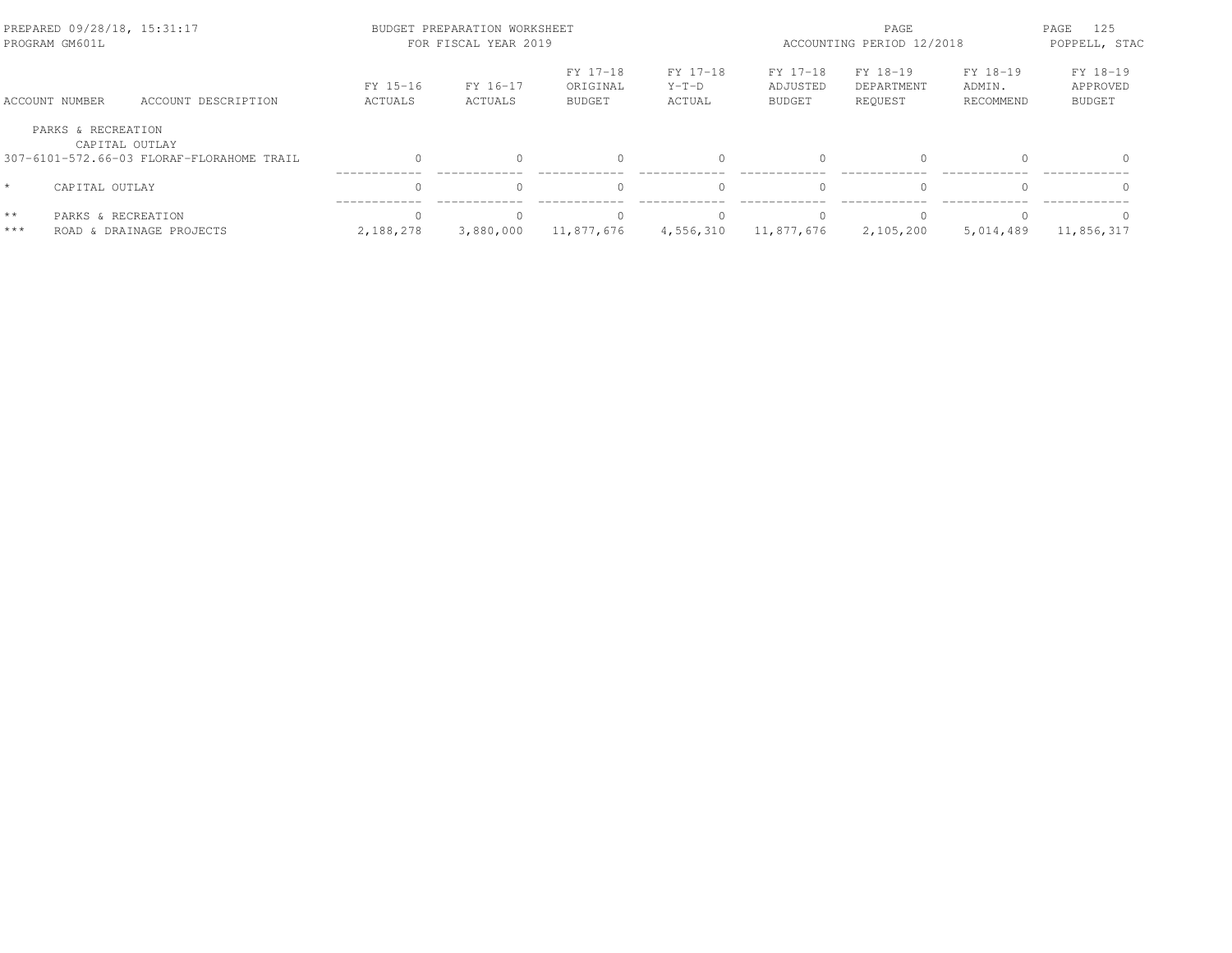BUDGET PREPARATION WORKSHEET
FOR FISCAL YEAR 2019

PREPARED 09/28/18, 15:31:17
PROGRAM GM601L

ACCOUNTING PERIOD 12/2018

| ACCOUNT NUMBER | ACCOUNT DESCRIPTION | FY 15-16 ACTUALS | FY 16-17 ACTUALS | FY 17-18 ORIGINAL BUDGET | FY 17-18 Y-T-D ACTUAL | FY 17-18 ADJUSTED BUDGET | FY 18-19 DEPARTMENT REQUEST | FY 18-19 ADMIN. RECOMMEND | FY 18-19 APPROVED BUDGET |
|---|---|---|---|---|---|---|---|---|---|
| PARKS & RECREATION | | | | | | | | | |
| CAPITAL OUTLAY | | | | | | | | | |
| 307-6101-572.66-03 | FLORAF-FLORAHOME TRAIL | 0 | 0 | 0 | 0 | 0 | 0 | 0 | 0 |
| * | CAPITAL OUTLAY | 0 | 0 | 0 | 0 | 0 | 0 | 0 | 0 |
| ** | PARKS & RECREATION | 0 | 0 | 0 | 0 | 0 | 0 | 0 | 0 |
| *** | ROAD & DRAINAGE PROJECTS | 2,188,278 | 3,880,000 | 11,877,676 | 4,556,310 | 11,877,676 | 2,105,200 | 5,014,489 | 11,856,317 |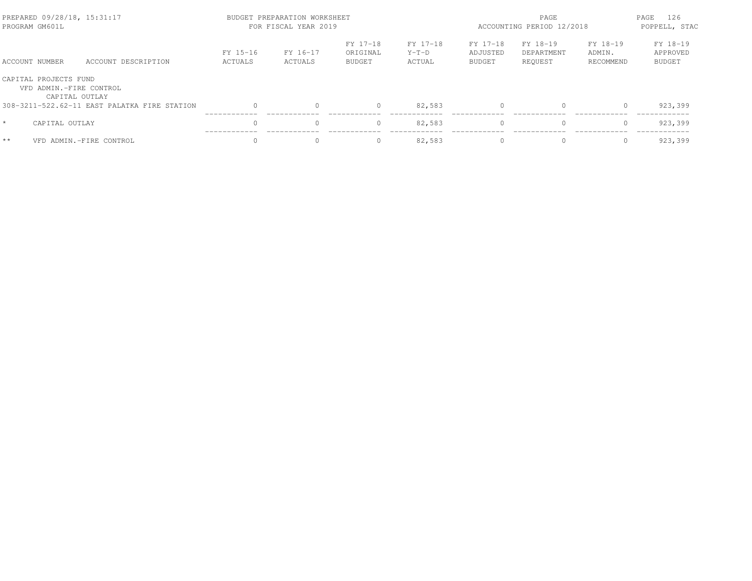BUDGET PREPARATION WORKSHEET
FOR FISCAL YEAR 2019

PREPARED 09/28/18, 15:31:17
PROGRAM GM601L

ACCOUNTING PERIOD 12/2018

POPPELL, STAC

| ACCOUNT NUMBER | ACCOUNT DESCRIPTION | FY 15-16 ACTUALS | FY 16-17 ACTUALS | FY 17-18 ORIGINAL BUDGET | FY 17-18 Y-T-D ACTUAL | FY 17-18 ADJUSTED BUDGET | FY 18-19 DEPARTMENT REQUEST | FY 18-19 ADMIN. RECOMMEND | FY 18-19 APPROVED BUDGET |
|---|---|---|---|---|---|---|---|---|---|
| CAPITAL PROJECTS FUND | | | | | | | | | |
| VFD ADMIN.-FIRE CONTROL | | | | | | | | | |
| CAPITAL OUTLAY | | | | | | | | | |
| 308-3211-522.62-11 | EAST PALATKA FIRE STATION | 0 | 0 | 0 | 82,583 | 0 | 0 | 0 | 923,399 |
| * | CAPITAL OUTLAY | 0 | 0 | 0 | 82,583 | 0 | 0 | 0 | 923,399 |
| ** | VFD ADMIN.-FIRE CONTROL | 0 | 0 | 0 | 82,583 | 0 | 0 | 0 | 923,399 |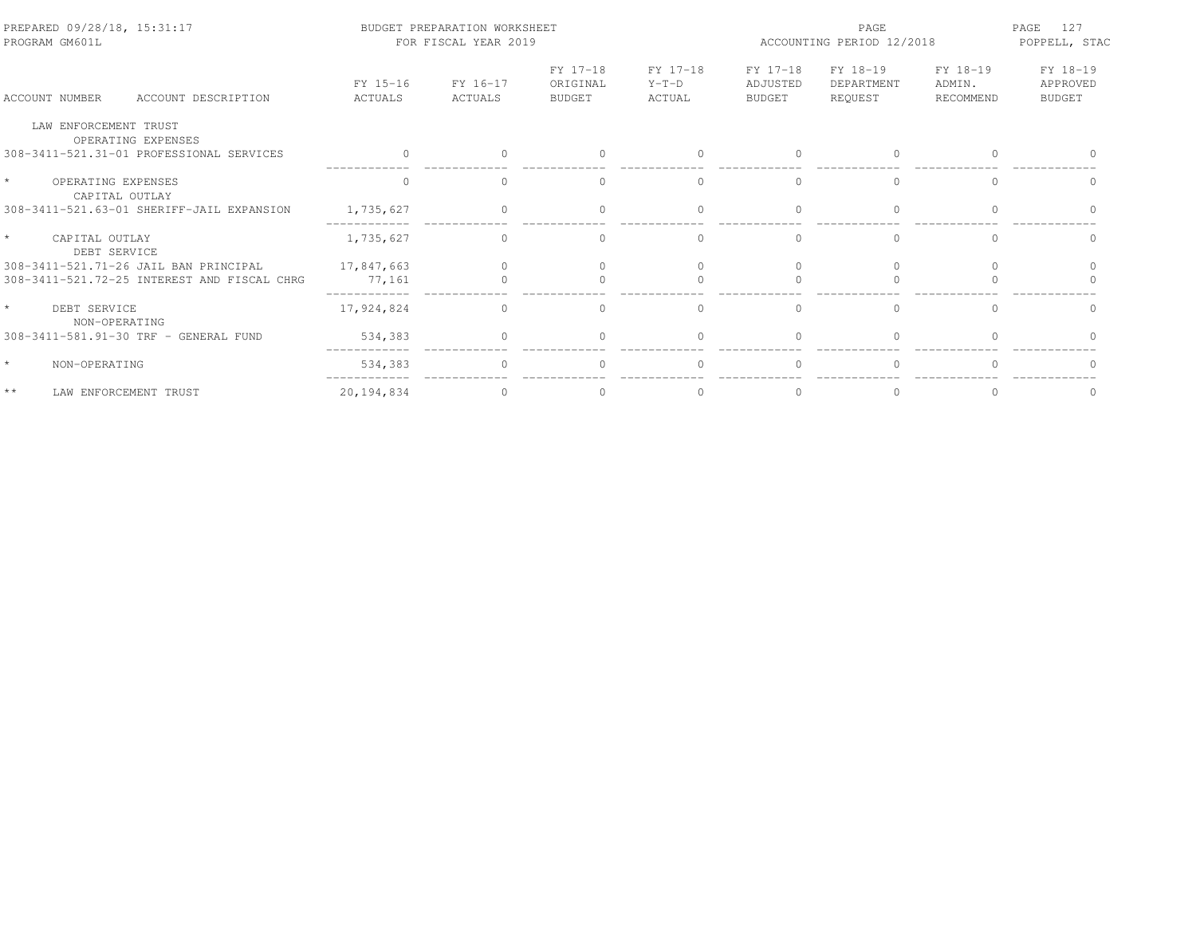BUDGET PREPARATION WORKSHEET
FOR FISCAL YEAR 2019

PREPARED 09/28/18, 15:31:17
PROGRAM GM601L

ACCOUNTING PERIOD 12/2018

POPPELL, STAC

| ACCOUNT NUMBER ACCOUNT DESCRIPTION | FY 15-16 ACTUALS | FY 16-17 ACTUALS | FY 17-18 ORIGINAL BUDGET | FY 17-18 Y-T-D ACTUAL | FY 17-18 ADJUSTED BUDGET | FY 18-19 DEPARTMENT REQUEST | FY 18-19 ADMIN. RECOMMEND | FY 18-19 APPROVED BUDGET |
|---|---|---|---|---|---|---|---|---|
| LAW ENFORCEMENT TRUST | | | | | | | | |
| OPERATING EXPENSES | | | | | | | | |
| 308-3411-521.31-01 PROFESSIONAL SERVICES | 0 | 0 | 0 | 0 | 0 | 0 | 0 | 0 |
| * OPERATING EXPENSES | 0 | 0 | 0 | 0 | 0 | 0 | 0 | 0 |
| CAPITAL OUTLAY | | | | | | | | |
| 308-3411-521.63-01 SHERIFF-JAIL EXPANSION | 1,735,627 | 0 | 0 | 0 | 0 | 0 | 0 | 0 |
| * CAPITAL OUTLAY | 1,735,627 | 0 | 0 | 0 | 0 | 0 | 0 | 0 |
| DEBT SERVICE | | | | | | | | |
| 308-3411-521.71-26 JAIL BAN PRINCIPAL | 17,847,663 | 0 | 0 | 0 | 0 | 0 | 0 | 0 |
| 308-3411-521.72-25 INTEREST AND FISCAL CHRG | 77,161 | 0 | 0 | 0 | 0 | 0 | 0 | 0 |
| * DEBT SERVICE | 17,924,824 | 0 | 0 | 0 | 0 | 0 | 0 | 0 |
| NON-OPERATING | | | | | | | | |
| 308-3411-581.91-30 TRF - GENERAL FUND | 534,383 | 0 | 0 | 0 | 0 | 0 | 0 | 0 |
| * NON-OPERATING | 534,383 | 0 | 0 | 0 | 0 | 0 | 0 | 0 |
| ** LAW ENFORCEMENT TRUST | 20,194,834 | 0 | 0 | 0 | 0 | 0 | 0 | 0 |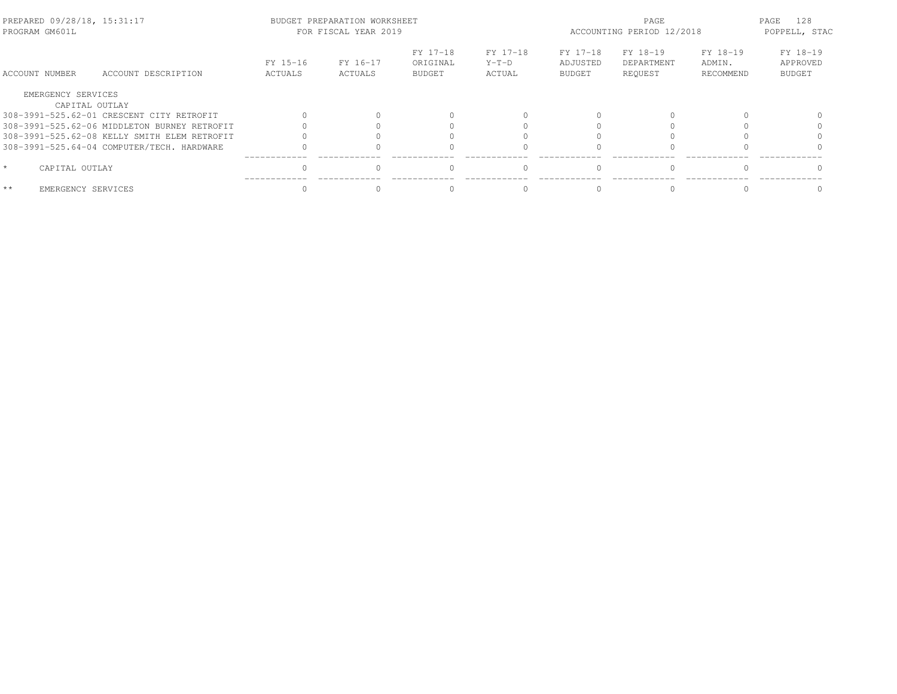BUDGET PREPARATION WORKSHEET
FOR FISCAL YEAR 2019

PREPARED 09/28/18, 15:31:17
PROGRAM GM601L

ACCOUNTING PERIOD 12/2018

POPPELL, STAC

| ACCOUNT NUMBER | ACCOUNT DESCRIPTION | FY 15-16 ACTUALS | FY 16-17 ACTUALS | FY 17-18 ORIGINAL BUDGET | FY 17-18 Y-T-D ACTUAL | FY 17-18 ADJUSTED BUDGET | FY 18-19 DEPARTMENT REQUEST | FY 18-19 ADMIN. RECOMMEND | FY 18-19 APPROVED BUDGET |
|---|---|---|---|---|---|---|---|---|---|
| EMERGENCY SERVICES | | | | | | | | | |
| CAPITAL OUTLAY | | | | | | | | | |
| 308-3991-525.62-01 | CRESCENT CITY RETROFIT | 0 | 0 | 0 | 0 | 0 | 0 | 0 | 0 |
| 308-3991-525.62-06 | MIDDLETON BURNEY RETROFIT | 0 | 0 | 0 | 0 | 0 | 0 | 0 | 0 |
| 308-3991-525.62-08 | KELLY SMITH ELEM RETROFIT | 0 | 0 | 0 | 0 | 0 | 0 | 0 | 0 |
| 308-3991-525.64-04 | COMPUTER/TECH. HARDWARE | 0 | 0 | 0 | 0 | 0 | 0 | 0 | 0 |
| * | CAPITAL OUTLAY | 0 | 0 | 0 | 0 | 0 | 0 | 0 | 0 |
| ** | EMERGENCY SERVICES | 0 | 0 | 0 | 0 | 0 | 0 | 0 | 0 |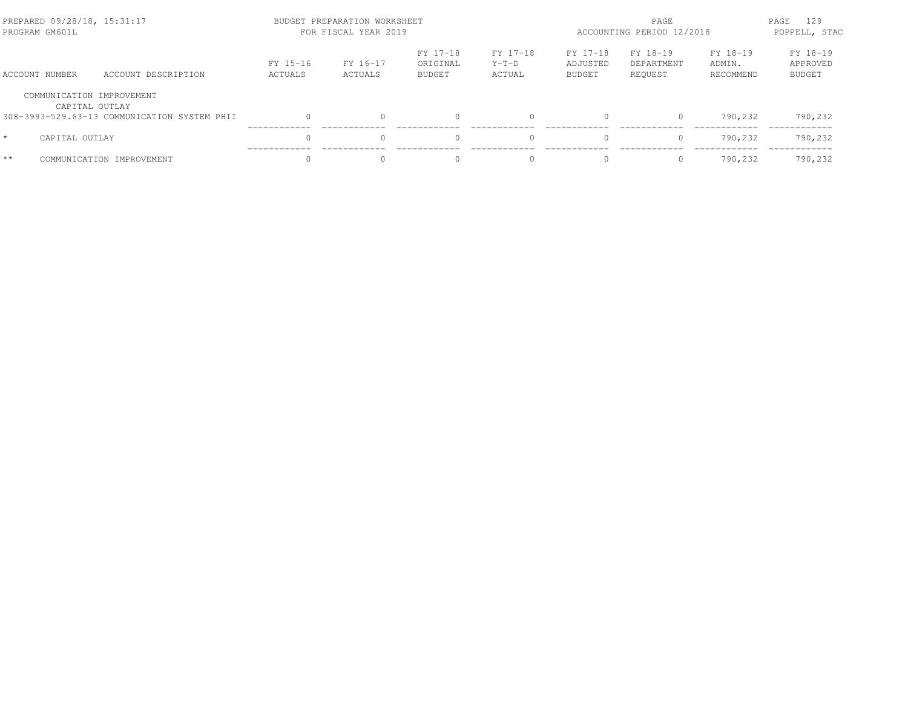| ACCOUNT NUMBER | ACCOUNT DESCRIPTION | FY 15-16 ACTUALS | FY 16-17 ACTUALS | FY 17-18 ORIGINAL BUDGET | FY 17-18 Y-T-D ACTUAL | FY 17-18 ADJUSTED BUDGET | FY 18-19 DEPARTMENT REQUEST | FY 18-19 ADMIN. RECOMMEND | FY 18-19 APPROVED BUDGET |
|---|---|---|---|---|---|---|---|---|---|
| COMMUNICATION IMPROVEMENT | | | | | | | | | |
| CAPITAL OUTLAY | | | | | | | | | |
| 308-3993-529.63-13 | COMMUNICATION SYSTEM PHII | 0 | 0 | 0 | 0 | 0 | 0 | 790,232 | 790,232 |
| * | CAPITAL OUTLAY | 0 | 0 | 0 | 0 | 0 | 0 | 790,232 | 790,232 |
| ** | COMMUNICATION IMPROVEMENT | 0 | 0 | 0 | 0 | 0 | 0 | 790,232 | 790,232 |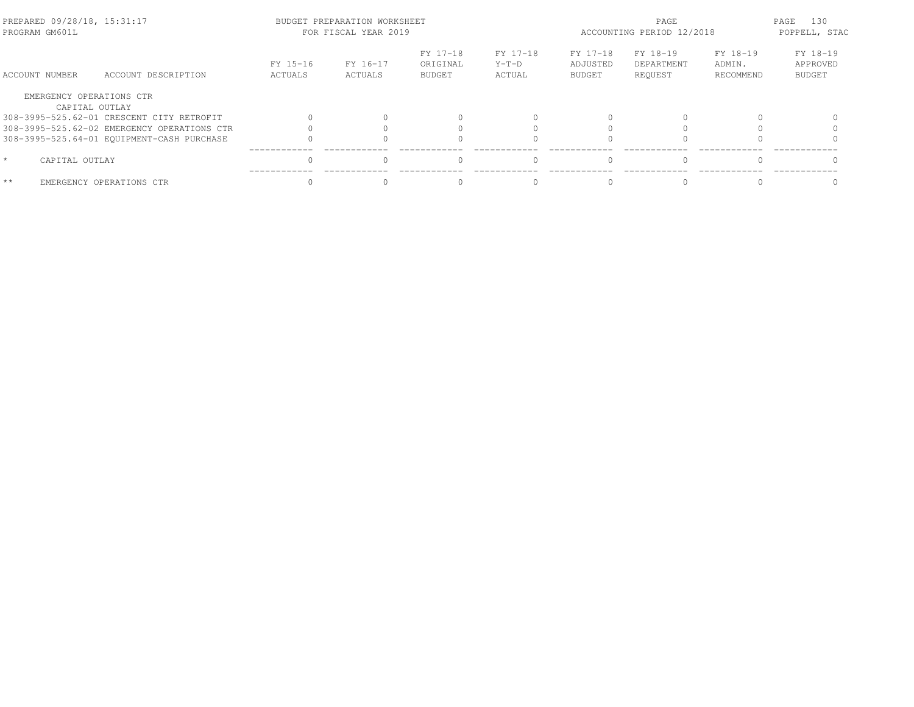| ACCOUNT NUMBER | ACCOUNT DESCRIPTION | FY 15-16 ACTUALS | FY 16-17 ACTUALS | FY 17-18 ORIGINAL BUDGET | FY 17-18 Y-T-D ACTUAL | FY 17-18 ADJUSTED BUDGET | FY 18-19 DEPARTMENT REQUEST | FY 18-19 ADMIN. RECOMMEND | FY 18-19 APPROVED BUDGET |
|---|---|---|---|---|---|---|---|---|---|
| EMERGENCY OPERATIONS CTR | | | | | | | | | |
| CAPITAL OUTLAY | | | | | | | | | |
| 308-3995-525.62-01 | CRESCENT CITY RETROFIT | 0 | 0 | 0 | 0 | 0 | 0 | 0 | 0 |
| 308-3995-525.62-02 | EMERGENCY OPERATIONS CTR | 0 | 0 | 0 | 0 | 0 | 0 | 0 | 0 |
| 308-3995-525.64-01 | EQUIPMENT-CASH PURCHASE | 0 | 0 | 0 | 0 | 0 | 0 | 0 | 0 |
| * | CAPITAL OUTLAY | 0 | 0 | 0 | 0 | 0 | 0 | 0 | 0 |
| ** | EMERGENCY OPERATIONS CTR | 0 | 0 | 0 | 0 | 0 | 0 | 0 | 0 |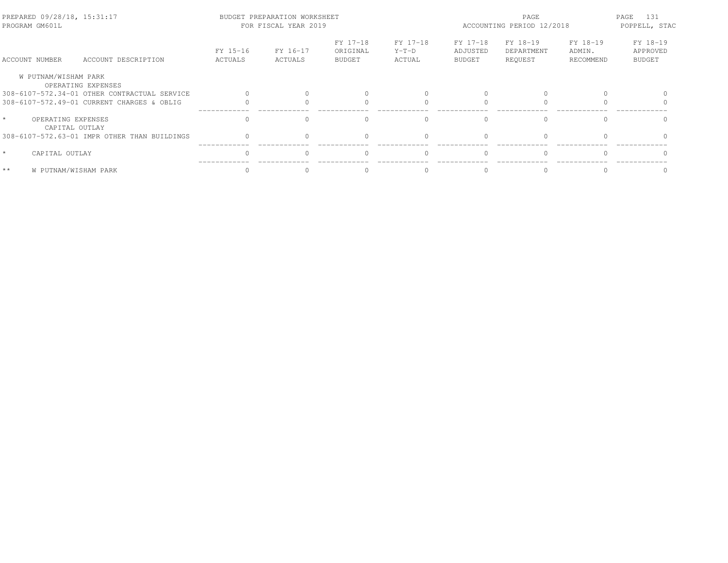PREPARED 09/28/18, 15:31:17
PROGRAM GM601L

BUDGET PREPARATION WORKSHEET
FOR FISCAL YEAR 2019

ACCOUNTING PERIOD 12/2018

POPPELL, STAC

| ACCOUNT NUMBER | ACCOUNT DESCRIPTION | FY 15-16 ACTUALS | FY 16-17 ACTUALS | FY 17-18 ORIGINAL BUDGET | FY 17-18 Y-T-D ACTUAL | FY 17-18 ADJUSTED BUDGET | FY 18-19 DEPARTMENT REQUEST | FY 18-19 ADMIN. RECOMMEND | FY 18-19 APPROVED BUDGET |
|---|---|---|---|---|---|---|---|---|---|
| W PUTNAM/WISHAM PARK | | | | | | | | | |
| | OPERATING EXPENSES | | | | | | | | |
| 308-6107-572.34-01 | OTHER CONTRACTUAL SERVICE | 0 | 0 | 0 | 0 | 0 | 0 | 0 | 0 |
| 308-6107-572.49-01 | CURRENT CHARGES & OBLIG | 0 | 0 | 0 | 0 | 0 | 0 | 0 | 0 |
| * | OPERATING EXPENSES | 0 | 0 | 0 | 0 | 0 | 0 | 0 | 0 |
| | CAPITAL OUTLAY | | | | | | | | |
| 308-6107-572.63-01 | IMPR OTHER THAN BUILDINGS | 0 | 0 | 0 | 0 | 0 | 0 | 0 | 0 |
| * | CAPITAL OUTLAY | 0 | 0 | 0 | 0 | 0 | 0 | 0 | 0 |
| ** | W PUTNAM/WISHAM PARK | 0 | 0 | 0 | 0 | 0 | 0 | 0 | 0 |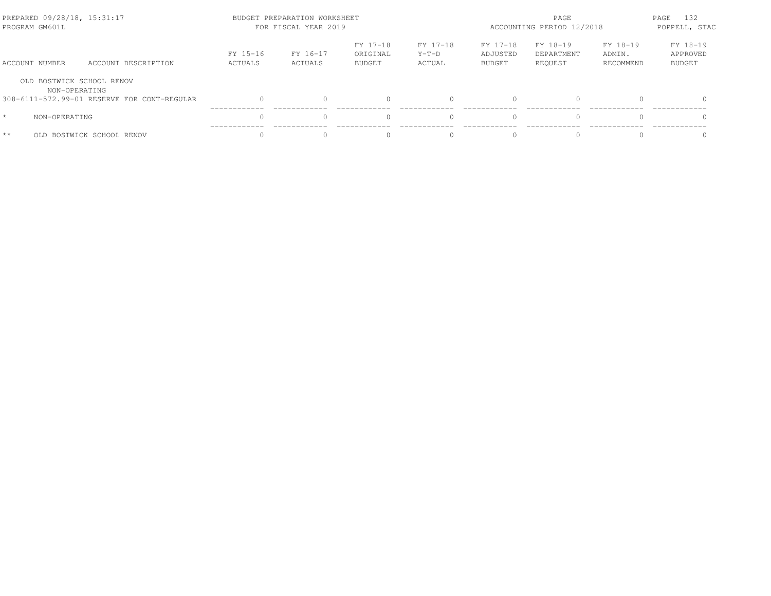| ACCOUNT NUMBER | ACCOUNT DESCRIPTION | FY 15-16 ACTUALS | FY 16-17 ACTUALS | FY 17-18 ORIGINAL BUDGET | FY 17-18 Y-T-D ACTUAL | FY 17-18 ADJUSTED BUDGET | FY 18-19 DEPARTMENT REQUEST | FY 18-19 ADMIN. RECOMMEND | FY 18-19 APPROVED BUDGET |
|---|---|---|---|---|---|---|---|---|---|
| OLD BOSTWICK SCHOOL RENOV | | | | | | | | | |
| NON-OPERATING | | | | | | | | | |
| 308-6111-572.99-01 | RESERVE FOR CONT-REGULAR | 0 | 0 | 0 | 0 | 0 | 0 | 0 | 0 |
| * | NON-OPERATING | 0 | 0 | 0 | 0 | 0 | 0 | 0 | 0 |
| ** | OLD BOSTWICK SCHOOL RENOV | 0 | 0 | 0 | 0 | 0 | 0 | 0 | 0 |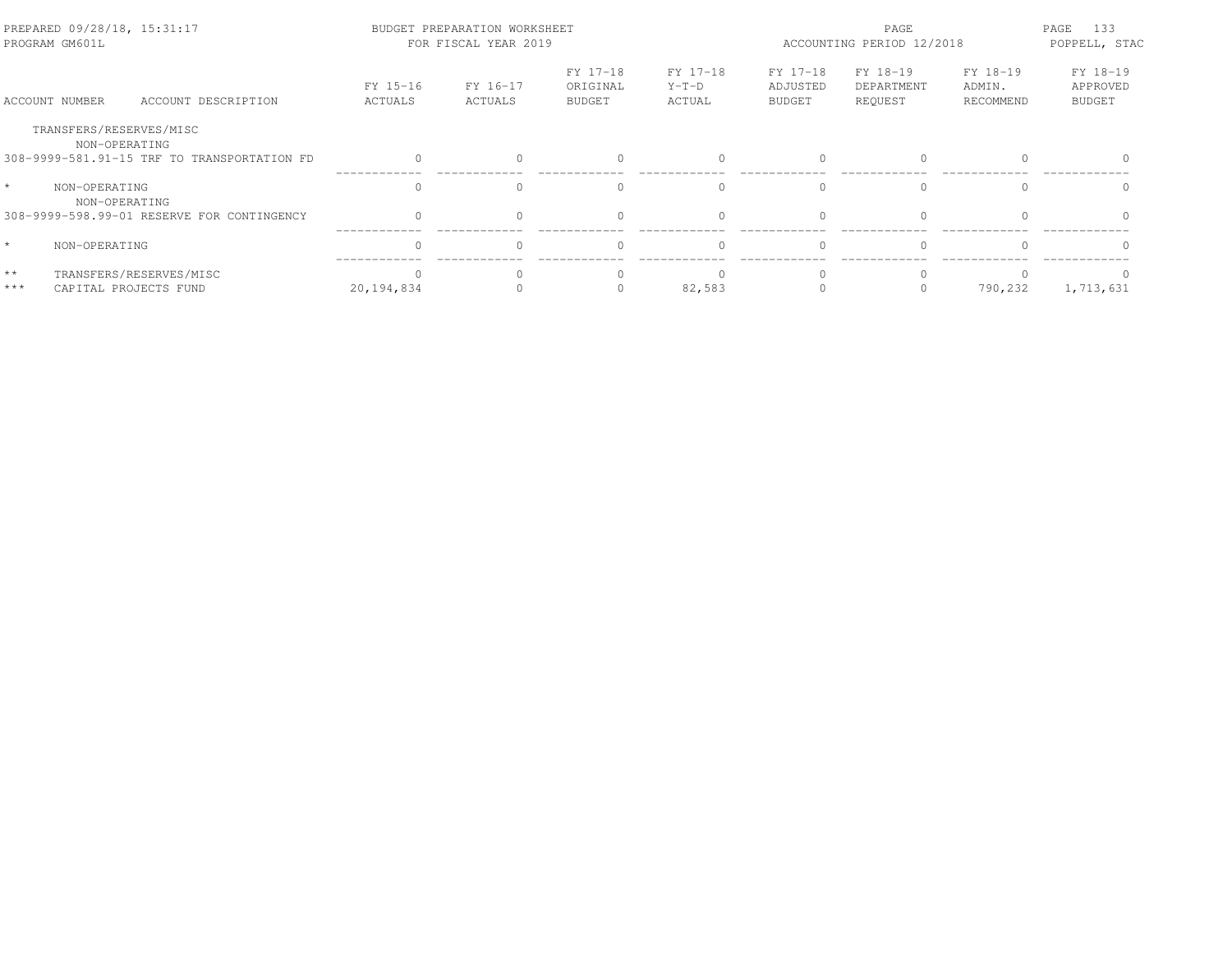| ACCOUNT NUMBER | ACCOUNT DESCRIPTION | FY 15-16 ACTUALS | FY 16-17 ACTUALS | FY 17-18 ORIGINAL BUDGET | FY 17-18 Y-T-D ACTUAL | FY 17-18 ADJUSTED BUDGET | FY 18-19 DEPARTMENT REQUEST | FY 18-19 ADMIN. RECOMMEND | FY 18-19 APPROVED BUDGET |
|---|---|---|---|---|---|---|---|---|---|
| TRANSFERS/RESERVES/MISC | | | | | | | | | |
| NON-OPERATING | | | | | | | | | |
| 308-9999-581.91-15 | TRF TO TRANSPORTATION FD | 0 | 0 | 0 | 0 | 0 | 0 | 0 | 0 |
| * | NON-OPERATING | 0 | 0 | 0 | 0 | 0 | 0 | 0 | 0 |
| NON-OPERATING | | | | | | | | | |
| 308-9999-598.99-01 | RESERVE FOR CONTINGENCY | 0 | 0 | 0 | 0 | 0 | 0 | 0 | 0 |
| * | NON-OPERATING | 0 | 0 | 0 | 0 | 0 | 0 | 0 | 0 |
| ** | TRANSFERS/RESERVES/MISC | 0 | 0 | 0 | 0 | 0 | 0 | 0 | 0 |
| *** | CAPITAL PROJECTS FUND | 20,194,834 | 0 | 0 | 82,583 | 0 | 0 | 790,232 | 1,713,631 |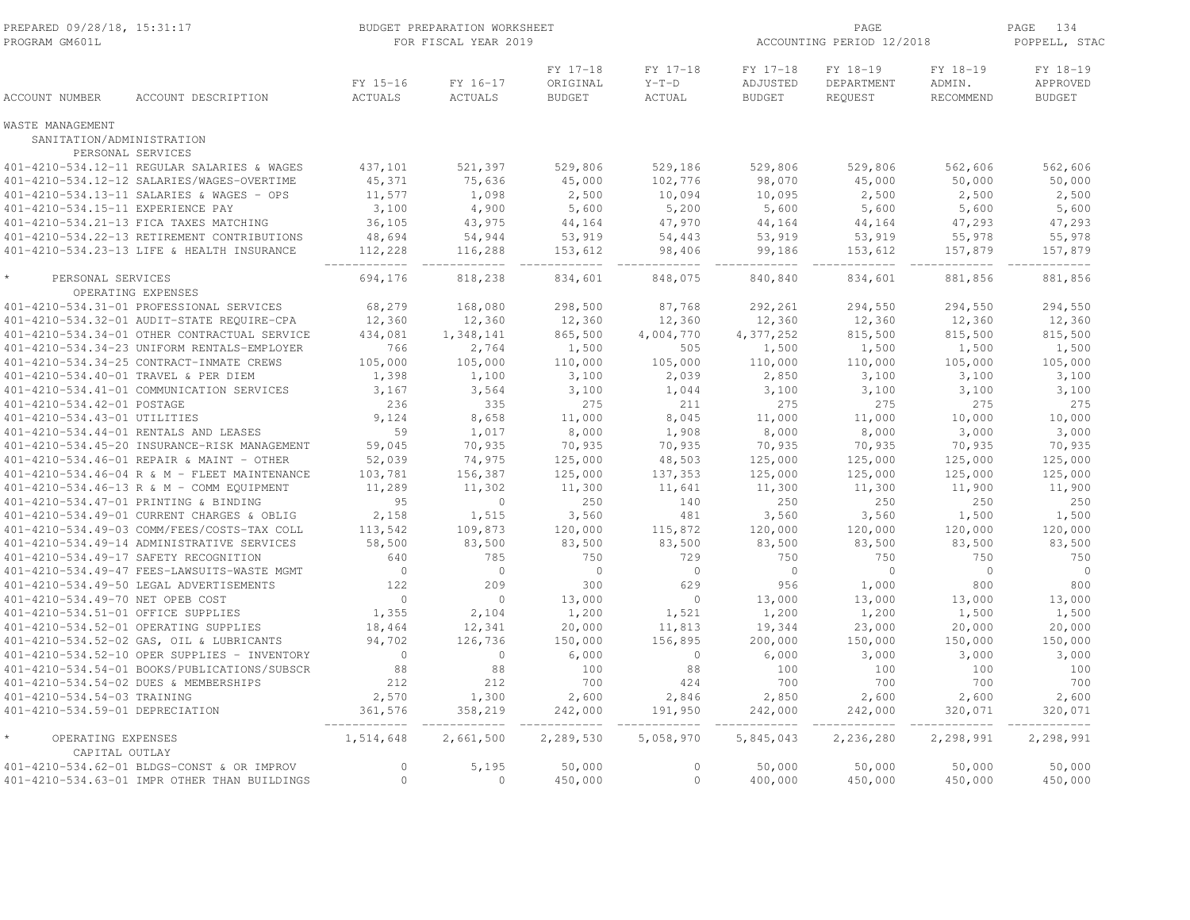| ACCOUNT NUMBER | ACCOUNT DESCRIPTION | FY 15-16 ACTUALS | FY 16-17 ACTUALS | FY 17-18 ORIGINAL BUDGET | FY 17-18 Y-T-D ACTUAL | FY 17-18 ADJUSTED BUDGET | FY 18-19 DEPARTMENT REQUEST | FY 18-19 ADMIN. RECOMMEND | FY 18-19 APPROVED BUDGET |
|---|---|---|---|---|---|---|---|---|---|
| WASTE MANAGEMENT | | | | | | | | | |
| SANITATION/ADMINISTRATION | | | | | | | | | |
| PERSONAL SERVICES | | | | | | | | | |
| 401-4210-534.12-11 | REGULAR SALARIES & WAGES | 437,101 | 521,397 | 529,806 | 529,186 | 529,806 | 529,806 | 562,606 | 562,606 |
| 401-4210-534.12-12 | SALARIES/WAGES-OVERTIME | 45,371 | 75,636 | 45,000 | 102,776 | 98,070 | 45,000 | 50,000 | 50,000 |
| 401-4210-534.13-11 | SALARIES & WAGES - OPS | 11,577 | 1,098 | 2,500 | 10,094 | 10,095 | 2,500 | 2,500 | 2,500 |
| 401-4210-534.15-11 | EXPERIENCE PAY | 3,100 | 4,900 | 5,600 | 5,200 | 5,600 | 5,600 | 5,600 | 5,600 |
| 401-4210-534.21-13 | FICA TAXES MATCHING | 36,105 | 43,975 | 44,164 | 47,970 | 44,164 | 44,164 | 47,293 | 47,293 |
| 401-4210-534.22-13 | RETIREMENT CONTRIBUTIONS | 48,694 | 54,944 | 53,919 | 54,443 | 53,919 | 53,919 | 55,978 | 55,978 |
| 401-4210-534.23-13 | LIFE & HEALTH INSURANCE | 112,228 | 116,288 | 153,612 | 98,406 | 99,186 | 153,612 | 157,879 | 157,879 |
| * PERSONAL SERVICES | | 694,176 | 818,238 | 834,601 | 848,075 | 840,840 | 834,601 | 881,856 | 881,856 |
| OPERATING EXPENSES | | | | | | | | | |
| 401-4210-534.31-01 | PROFESSIONAL SERVICES | 68,279 | 168,080 | 298,500 | 87,768 | 292,261 | 294,550 | 294,550 | 294,550 |
| 401-4210-534.32-01 | AUDIT-STATE REQUIRE-CPA | 12,360 | 12,360 | 12,360 | 12,360 | 12,360 | 12,360 | 12,360 | 12,360 |
| 401-4210-534.34-01 | OTHER CONTRACTUAL SERVICE | 434,081 | 1,348,141 | 865,500 | 4,004,770 | 4,377,252 | 815,500 | 815,500 | 815,500 |
| 401-4210-534.34-23 | UNIFORM RENTALS-EMPLOYER | 766 | 2,764 | 1,500 | 505 | 1,500 | 1,500 | 1,500 | 1,500 |
| 401-4210-534.34-25 | CONTRACT-INMATE CREWS | 105,000 | 105,000 | 110,000 | 105,000 | 110,000 | 110,000 | 105,000 | 105,000 |
| 401-4210-534.40-01 | TRAVEL & PER DIEM | 1,398 | 1,100 | 3,100 | 2,039 | 2,850 | 3,100 | 3,100 | 3,100 |
| 401-4210-534.41-01 | COMMUNICATION SERVICES | 3,167 | 3,564 | 3,100 | 1,044 | 3,100 | 3,100 | 3,100 | 3,100 |
| 401-4210-534.42-01 | POSTAGE | 236 | 335 | 275 | 211 | 275 | 275 | 275 | 275 |
| 401-4210-534.43-01 | UTILITIES | 9,124 | 8,658 | 11,000 | 8,045 | 11,000 | 11,000 | 10,000 | 10,000 |
| 401-4210-534.44-01 | RENTALS AND LEASES | 59 | 1,017 | 8,000 | 1,908 | 8,000 | 8,000 | 3,000 | 3,000 |
| 401-4210-534.45-20 | INSURANCE-RISK MANAGEMENT | 59,045 | 70,935 | 70,935 | 70,935 | 70,935 | 70,935 | 70,935 | 70,935 |
| 401-4210-534.46-01 | REPAIR & MAINT - OTHER | 52,039 | 74,975 | 125,000 | 48,503 | 125,000 | 125,000 | 125,000 | 125,000 |
| 401-4210-534.46-04 | R & M - FLEET MAINTENANCE | 103,781 | 156,387 | 125,000 | 137,353 | 125,000 | 125,000 | 125,000 | 125,000 |
| 401-4210-534.46-13 | R & M - COMM EQUIPMENT | 11,289 | 11,302 | 11,300 | 11,641 | 11,300 | 11,300 | 11,900 | 11,900 |
| 401-4210-534.47-01 | PRINTING & BINDING | 95 | 0 | 250 | 140 | 250 | 250 | 250 | 250 |
| 401-4210-534.49-01 | CURRENT CHARGES & OBLIG | 2,158 | 1,515 | 3,560 | 481 | 3,560 | 3,560 | 1,500 | 1,500 |
| 401-4210-534.49-03 | COMM/FEES/COSTS-TAX COLL | 113,542 | 109,873 | 120,000 | 115,872 | 120,000 | 120,000 | 120,000 | 120,000 |
| 401-4210-534.49-14 | ADMINISTRATIVE SERVICES | 58,500 | 83,500 | 83,500 | 83,500 | 83,500 | 83,500 | 83,500 | 83,500 |
| 401-4210-534.49-17 | SAFETY RECOGNITION | 640 | 785 | 750 | 729 | 750 | 750 | 750 | 750 |
| 401-4210-534.49-47 | FEES-LAWSUITS-WASTE MGMT | 0 | 0 | 0 | 0 | 0 | 0 | 0 | 0 |
| 401-4210-534.49-50 | LEGAL ADVERTISEMENTS | 122 | 209 | 300 | 629 | 956 | 1,000 | 800 | 800 |
| 401-4210-534.49-70 | NET OPEB COST | 0 | 0 | 13,000 | 0 | 13,000 | 13,000 | 13,000 | 13,000 |
| 401-4210-534.51-01 | OFFICE SUPPLIES | 1,355 | 2,104 | 1,200 | 1,521 | 1,200 | 1,200 | 1,500 | 1,500 |
| 401-4210-534.52-01 | OPERATING SUPPLIES | 18,464 | 12,341 | 20,000 | 11,813 | 19,344 | 23,000 | 20,000 | 20,000 |
| 401-4210-534.52-02 | GAS, OIL & LUBRICANTS | 94,702 | 126,736 | 150,000 | 156,895 | 200,000 | 150,000 | 150,000 | 150,000 |
| 401-4210-534.52-10 | OPER SUPPLIES - INVENTORY | 0 | 0 | 6,000 | 0 | 6,000 | 3,000 | 3,000 | 3,000 |
| 401-4210-534.54-01 | BOOKS/PUBLICATIONS/SUBSCR | 88 | 88 | 100 | 88 | 100 | 100 | 100 | 100 |
| 401-4210-534.54-02 | DUES & MEMBERSHIPS | 212 | 212 | 700 | 424 | 700 | 700 | 700 | 700 |
| 401-4210-534.54-03 | TRAINING | 2,570 | 1,300 | 2,600 | 2,846 | 2,850 | 2,600 | 2,600 | 2,600 |
| 401-4210-534.59-01 | DEPRECIATION | 361,576 | 358,219 | 242,000 | 191,950 | 242,000 | 242,000 | 320,071 | 320,071 |
| * OPERATING EXPENSES | | 1,514,648 | 2,661,500 | 2,289,530 | 5,058,970 | 5,845,043 | 2,236,280 | 2,298,991 | 2,298,991 |
| CAPITAL OUTLAY | | | | | | | | | |
| 401-4210-534.62-01 | BLDGS-CONST & OR IMPROV | 0 | 5,195 | 50,000 | 0 | 50,000 | 50,000 | 50,000 | 50,000 |
| 401-4210-534.63-01 | IMPR OTHER THAN BUILDINGS | 0 | 0 | 450,000 | 0 | 400,000 | 450,000 | 450,000 | 450,000 |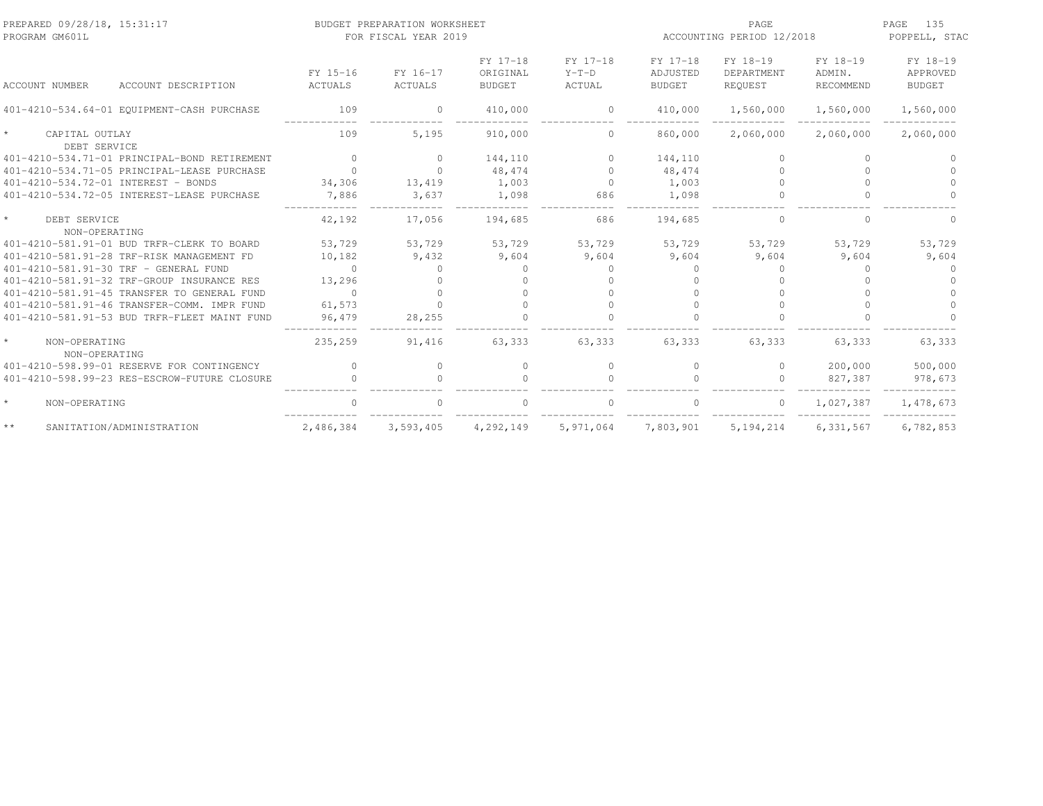BUDGET PREPARATION WORKSHEET
FOR FISCAL YEAR 2019

PREPARED 09/28/18, 15:31:17
PROGRAM GM601L

ACCOUNTING PERIOD 12/2018

POPPELL, STAC

| ACCOUNT NUMBER | ACCOUNT DESCRIPTION | FY 15-16 ACTUALS | FY 16-17 ACTUALS | FY 17-18 ORIGINAL BUDGET | FY 17-18 Y-T-D ACTUAL | FY 17-18 ADJUSTED BUDGET | FY 18-19 DEPARTMENT REQUEST | FY 18-19 ADMIN. RECOMMEND | FY 18-19 APPROVED BUDGET |
|---|---|---|---|---|---|---|---|---|---|
| 401-4210-534.64-01 | EQUIPMENT-CASH PURCHASE | 109 | 0 | 410,000 | 0 | 410,000 | 1,560,000 | 1,560,000 | 1,560,000 |
| * | CAPITAL OUTLAY | 109 | 5,195 | 910,000 | 0 | 860,000 | 2,060,000 | 2,060,000 | 2,060,000 |
| | DEBT SERVICE | | | | | | | | |
| 401-4210-534.71-01 | PRINCIPAL-BOND RETIREMENT | 0 | 0 | 144,110 | 0 | 144,110 | 0 | 0 | 0 |
| 401-4210-534.71-05 | PRINCIPAL-LEASE PURCHASE | 0 | 0 | 48,474 | 0 | 48,474 | 0 | 0 | 0 |
| 401-4210-534.72-01 | INTEREST - BONDS | 34,306 | 13,419 | 1,003 | 0 | 1,003 | 0 | 0 | 0 |
| 401-4210-534.72-05 | INTEREST-LEASE PURCHASE | 7,886 | 3,637 | 1,098 | 686 | 1,098 | 0 | 0 | 0 |
| * | DEBT SERVICE | 42,192 | 17,056 | 194,685 | 686 | 194,685 | 0 | 0 | 0 |
| | NON-OPERATING | | | | | | | | |
| 401-4210-581.91-01 | BUD TRFR-CLERK TO BOARD | 53,729 | 53,729 | 53,729 | 53,729 | 53,729 | 53,729 | 53,729 | 53,729 |
| 401-4210-581.91-28 | TRF-RISK MANAGEMENT FD | 10,182 | 9,432 | 9,604 | 9,604 | 9,604 | 9,604 | 9,604 | 9,604 |
| 401-4210-581.91-30 | TRF - GENERAL FUND | 0 | 0 | 0 | 0 | 0 | 0 | 0 | 0 |
| 401-4210-581.91-32 | TRF-GROUP INSURANCE RES | 13,296 | 0 | 0 | 0 | 0 | 0 | 0 | 0 |
| 401-4210-581.91-45 | TRANSFER TO GENERAL FUND | 0 | 0 | 0 | 0 | 0 | 0 | 0 | 0 |
| 401-4210-581.91-46 | TRANSFER-COMM. IMPR FUND | 61,573 | 0 | 0 | 0 | 0 | 0 | 0 | 0 |
| 401-4210-581.91-53 | BUD TRFR-FLEET MAINT FUND | 96,479 | 28,255 | 0 | 0 | 0 | 0 | 0 | 0 |
| * | NON-OPERATING | 235,259 | 91,416 | 63,333 | 63,333 | 63,333 | 63,333 | 63,333 | 63,333 |
| | NON-OPERATING | | | | | | | | |
| 401-4210-598.99-01 | RESERVE FOR CONTINGENCY | 0 | 0 | 0 | 0 | 0 | 0 | 200,000 | 500,000 |
| 401-4210-598.99-23 | RES-ESCROW-FUTURE CLOSURE | 0 | 0 | 0 | 0 | 0 | 0 | 827,387 | 978,673 |
| * | NON-OPERATING | 0 | 0 | 0 | 0 | 0 | 0 | 1,027,387 | 1,478,673 |
| ** | SANITATION/ADMINISTRATION | 2,486,384 | 3,593,405 | 4,292,149 | 5,971,064 | 7,803,901 | 5,194,214 | 6,331,567 | 6,782,853 |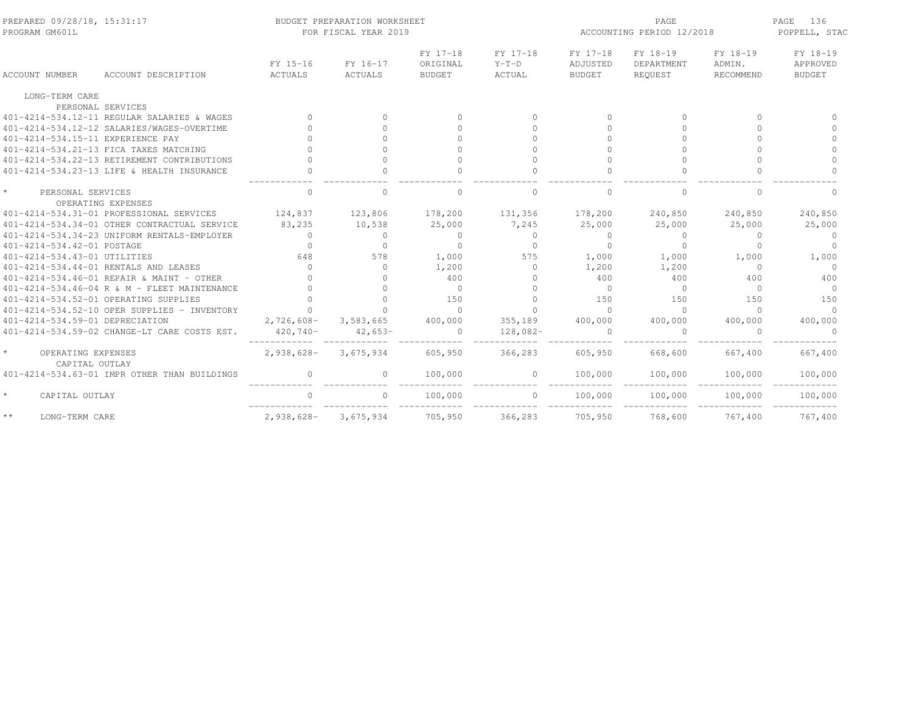PREPARED 09/28/18, 15:31:17 BUDGET PREPARATION WORKSHEET
PROGRAM GM601L FOR FISCAL YEAR 2019
ACCOUNTING PERIOD 12/2018
POPPELL, STAC

| ACCOUNT NUMBER | ACCOUNT DESCRIPTION | FY 15-16 ACTUALS | FY 16-17 ACTUALS | FY 17-18 ORIGINAL BUDGET | FY 17-18 Y-T-D ACTUAL | FY 17-18 ADJUSTED BUDGET | FY 18-19 DEPARTMENT REQUEST | FY 18-19 ADMIN. RECOMMEND | FY 18-19 APPROVED BUDGET |
|---|---|---|---|---|---|---|---|---|---|
| LONG-TERM CARE | | | | | | | | | |
| | PERSONAL SERVICES | | | | | | | | |
| 401-4214-534.12-11 | REGULAR SALARIES & WAGES | 0 | 0 | 0 | 0 | 0 | 0 | 0 | 0 |
| 401-4214-534.12-12 | SALARIES/WAGES-OVERTIME | 0 | 0 | 0 | 0 | 0 | 0 | 0 | 0 |
| 401-4214-534.15-11 | EXPERIENCE PAY | 0 | 0 | 0 | 0 | 0 | 0 | 0 | 0 |
| 401-4214-534.21-13 | FICA TAXES MATCHING | 0 | 0 | 0 | 0 | 0 | 0 | 0 | 0 |
| 401-4214-534.22-13 | RETIREMENT CONTRIBUTIONS | 0 | 0 | 0 | 0 | 0 | 0 | 0 | 0 |
| 401-4214-534.23-13 | LIFE & HEALTH INSURANCE | 0 | 0 | 0 | 0 | 0 | 0 | 0 | 0 |
| * | PERSONAL SERVICES | 0 | 0 | 0 | 0 | 0 | 0 | 0 | 0 |
| | OPERATING EXPENSES | | | | | | | | |
| 401-4214-534.31-01 | PROFESSIONAL SERVICES | 124,837 | 123,806 | 178,200 | 131,356 | 178,200 | 240,850 | 240,850 | 240,850 |
| 401-4214-534.34-01 | OTHER CONTRACTUAL SERVICE | 83,235 | 10,538 | 25,000 | 7,245 | 25,000 | 25,000 | 25,000 | 25,000 |
| 401-4214-534.34-23 | UNIFORM RENTALS-EMPLOYER | 0 | 0 | 0 | 0 | 0 | 0 | 0 | 0 |
| 401-4214-534.42-01 | POSTAGE | 0 | 0 | 0 | 0 | 0 | 0 | 0 | 0 |
| 401-4214-534.43-01 | UTILITIES | 648 | 578 | 1,000 | 575 | 1,000 | 1,000 | 1,000 | 1,000 |
| 401-4214-534.44-01 | RENTALS AND LEASES | 0 | 0 | 1,200 | 0 | 1,200 | 1,200 | 0 | 0 |
| 401-4214-534.46-01 | REPAIR & MAINT - OTHER | 0 | 0 | 400 | 0 | 400 | 400 | 400 | 400 |
| 401-4214-534.46-04 | R & M - FLEET MAINTENANCE | 0 | 0 | 0 | 0 | 0 | 0 | 0 | 0 |
| 401-4214-534.52-01 | OPERATING SUPPLIES | 0 | 0 | 150 | 0 | 150 | 150 | 150 | 150 |
| 401-4214-534.52-10 | OPER SUPPLIES - INVENTORY | 0 | 0 | 0 | 0 | 0 | 0 | 0 | 0 |
| 401-4214-534.59-01 | DEPRECIATION | 2,726,608- | 3,583,665 | 400,000 | 355,189 | 400,000 | 400,000 | 400,000 | 400,000 |
| 401-4214-534.59-02 | CHANGE-LT CARE COSTS EST. | 420,740- | 42,653- | 0 | 128,082- | 0 | 0 | 0 | 0 |
| * | OPERATING EXPENSES | 2,938,628- | 3,675,934 | 605,950 | 366,283 | 605,950 | 668,600 | 667,400 | 667,400 |
| | CAPITAL OUTLAY | | | | | | | | |
| 401-4214-534.63-01 | IMPR OTHER THAN BUILDINGS | 0 | 0 | 100,000 | 0 | 100,000 | 100,000 | 100,000 | 100,000 |
| * | CAPITAL OUTLAY | 0 | 0 | 100,000 | 0 | 100,000 | 100,000 | 100,000 | 100,000 |
| ** | LONG-TERM CARE | 2,938,628- | 3,675,934 | 705,950 | 366,283 | 705,950 | 768,600 | 767,400 | 767,400 |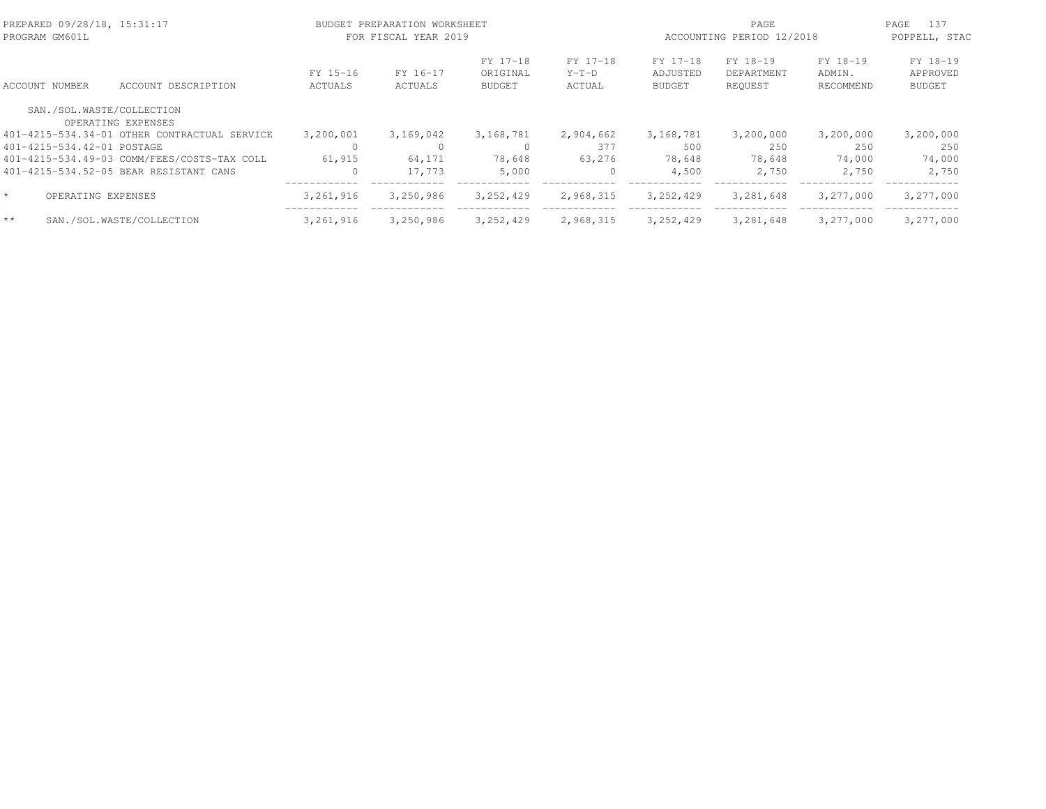BUDGET PREPARATION WORKSHEET
FOR FISCAL YEAR 2019

| ACCOUNT NUMBER | ACCOUNT DESCRIPTION | FY 15-16 ACTUALS | FY 16-17 ACTUALS | FY 17-18 ORIGINAL BUDGET | FY 17-18 Y-T-D ACTUAL | FY 17-18 ADJUSTED BUDGET | FY 18-19 DEPARTMENT REQUEST | FY 18-19 ADMIN. RECOMMEND | FY 18-19 APPROVED BUDGET |
|---|---|---|---|---|---|---|---|---|---|
| SAN./SOL.WASTE/COLLECTION | | | | | | | | | |
| | OPERATING EXPENSES | | | | | | | | |
| 401-4215-534.34-01 | OTHER CONTRACTUAL SERVICE | 3,200,001 | 3,169,042 | 3,168,781 | 2,904,662 | 3,168,781 | 3,200,000 | 3,200,000 | 3,200,000 |
| 401-4215-534.42-01 | POSTAGE | 0 | 0 | 0 | 377 | 500 | 250 | 250 | 250 |
| 401-4215-534.49-03 | COMM/FEES/COSTS-TAX COLL | 61,915 | 64,171 | 78,648 | 63,276 | 78,648 | 78,648 | 74,000 | 74,000 |
| 401-4215-534.52-05 | BEAR RESISTANT CANS | 0 | 17,773 | 5,000 | 0 | 4,500 | 2,750 | 2,750 | 2,750 |
| * | OPERATING EXPENSES | 3,261,916 | 3,250,986 | 3,252,429 | 2,968,315 | 3,252,429 | 3,281,648 | 3,277,000 | 3,277,000 |
| ** | SAN./SOL.WASTE/COLLECTION | 3,261,916 | 3,250,986 | 3,252,429 | 2,968,315 | 3,252,429 | 3,281,648 | 3,277,000 | 3,277,000 |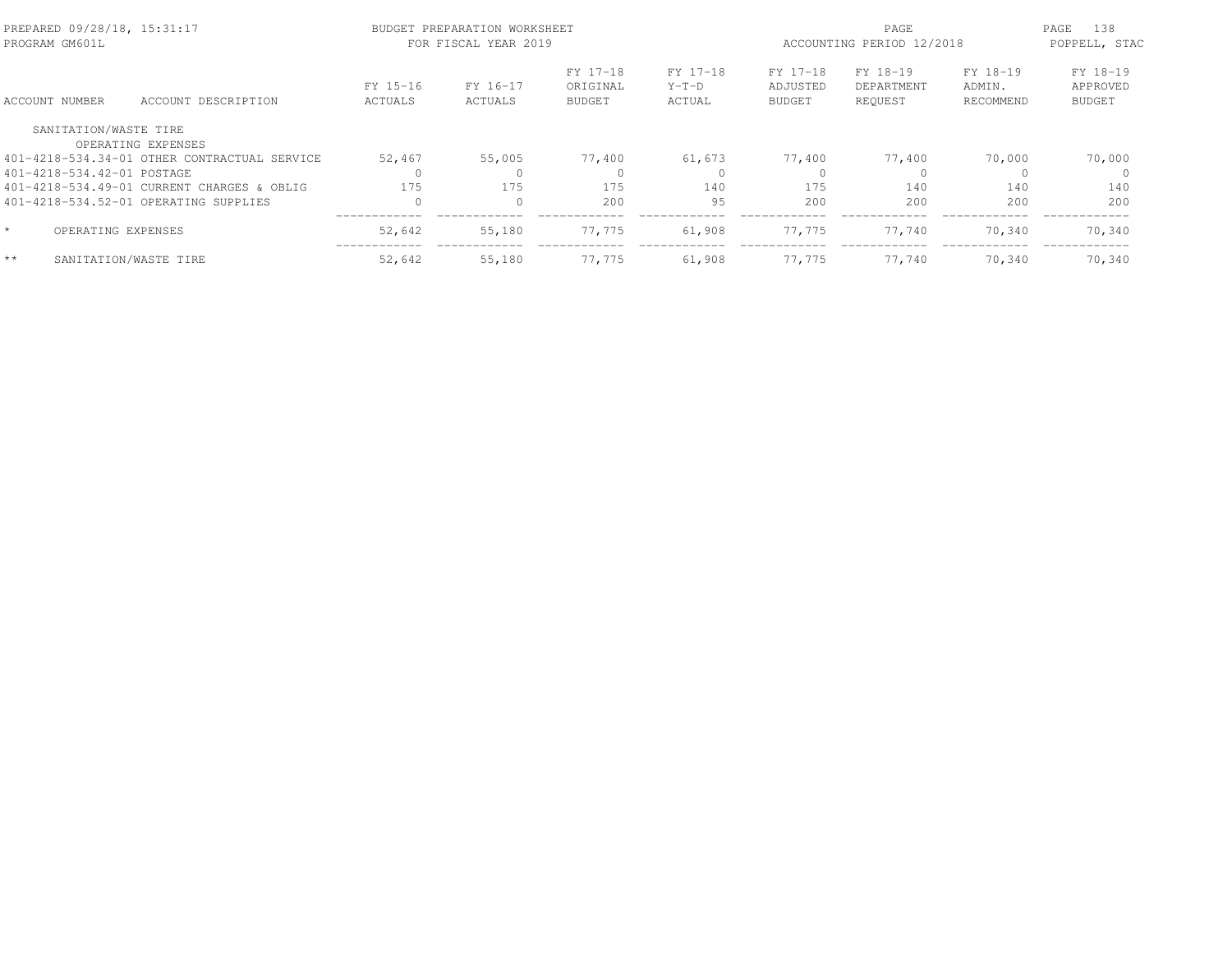PREPARED 09/28/18, 15:31:17 BUDGET PREPARATION WORKSHEET
PROGRAM GM601L FOR FISCAL YEAR 2019 ACCOUNTING PERIOD 12/2018 POPPELL, STAC

| ACCOUNT NUMBER | ACCOUNT DESCRIPTION | FY 15-16 ACTUALS | FY 16-17 ACTUALS | FY 17-18 ORIGINAL BUDGET | FY 17-18 Y-T-D ACTUAL | FY 17-18 ADJUSTED BUDGET | FY 18-19 DEPARTMENT REQUEST | FY 18-19 ADMIN. RECOMMEND | FY 18-19 APPROVED BUDGET |
|---|---|---|---|---|---|---|---|---|---|
| SANITATION/WASTE TIRE | | | | | | | | | |
| | OPERATING EXPENSES | | | | | | | | |
| 401-4218-534.34-01 | OTHER CONTRACTUAL SERVICE | 52,467 | 55,005 | 77,400 | 61,673 | 77,400 | 77,400 | 70,000 | 70,000 |
| 401-4218-534.42-01 | POSTAGE | 0 | 0 | 0 | 0 | 0 | 0 | 0 | 0 |
| 401-4218-534.49-01 | CURRENT CHARGES & OBLIG | 175 | 175 | 175 | 140 | 175 | 140 | 140 | 140 |
| 401-4218-534.52-01 | OPERATING SUPPLIES | 0 | 0 | 200 | 95 | 200 | 200 | 200 | 200 |
| * | OPERATING EXPENSES | 52,642 | 55,180 | 77,775 | 61,908 | 77,775 | 77,740 | 70,340 | 70,340 |
| ** | SANITATION/WASTE TIRE | 52,642 | 55,180 | 77,775 | 61,908 | 77,775 | 77,740 | 70,340 | 70,340 |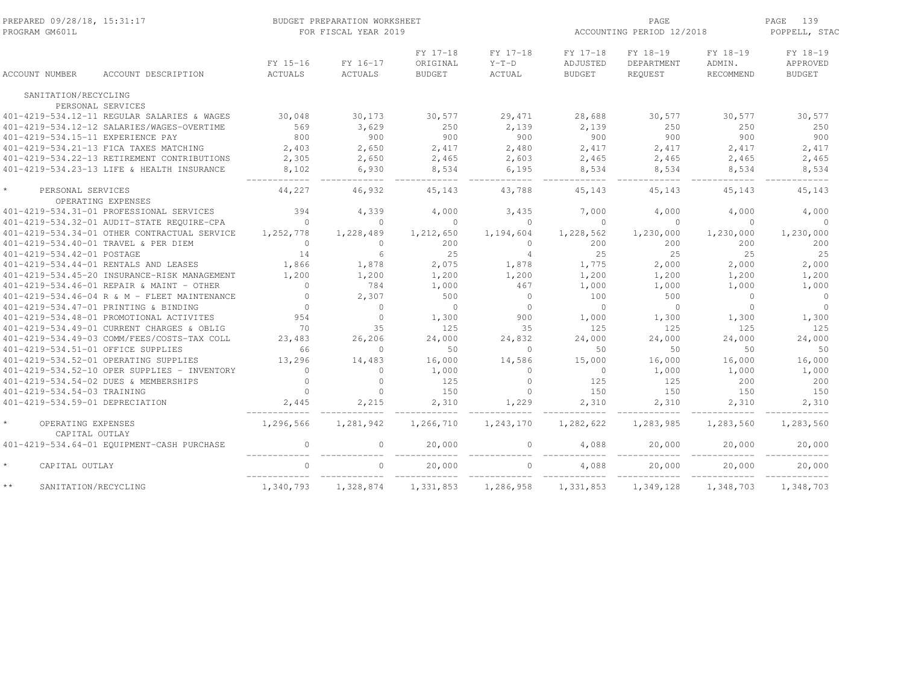BUDGET PREPARATION WORKSHEET
FOR FISCAL YEAR 2019

| ACCOUNT NUMBER | ACCOUNT DESCRIPTION | FY 15-16 ACTUALS | FY 16-17 ACTUALS | FY 17-18 ORIGINAL BUDGET | FY 17-18 Y-T-D ACTUAL | FY 17-18 ADJUSTED BUDGET | FY 18-19 DEPARTMENT REQUEST | FY 18-19 ADMIN. RECOMMEND | FY 18-19 APPROVED BUDGET |
|---|---|---|---|---|---|---|---|---|---|
| SANITATION/RECYCLING | | | | | | | | | |
| | PERSONAL SERVICES | | | | | | | | |
| 401-4219-534.12-11 | REGULAR SALARIES & WAGES | 30,048 | 30,173 | 30,577 | 29,471 | 28,688 | 30,577 | 30,577 | 30,577 |
| 401-4219-534.12-12 | SALARIES/WAGES-OVERTIME | 569 | 3,629 | 250 | 2,139 | 2,139 | 250 | 250 | 250 |
| 401-4219-534.15-11 | EXPERIENCE PAY | 800 | 900 | 900 | 900 | 900 | 900 | 900 | 900 |
| 401-4219-534.21-13 | FICA TAXES MATCHING | 2,403 | 2,650 | 2,417 | 2,480 | 2,417 | 2,417 | 2,417 | 2,417 |
| 401-4219-534.22-13 | RETIREMENT CONTRIBUTIONS | 2,305 | 2,650 | 2,465 | 2,603 | 2,465 | 2,465 | 2,465 | 2,465 |
| 401-4219-534.23-13 | LIFE & HEALTH INSURANCE | 8,102 | 6,930 | 8,534 | 6,195 | 8,534 | 8,534 | 8,534 | 8,534 |
| * | PERSONAL SERVICES | 44,227 | 46,932 | 45,143 | 43,788 | 45,143 | 45,143 | 45,143 | 45,143 |
| | OPERATING EXPENSES | | | | | | | | |
| 401-4219-534.31-01 | PROFESSIONAL SERVICES | 394 | 4,339 | 4,000 | 3,435 | 7,000 | 4,000 | 4,000 | 4,000 |
| 401-4219-534.32-01 | AUDIT-STATE REQUIRE-CPA | 0 | 0 | 0 | 0 | 0 | 0 | 0 | 0 |
| 401-4219-534.34-01 | OTHER CONTRACTUAL SERVICE | 1,252,778 | 1,228,489 | 1,212,650 | 1,194,604 | 1,228,562 | 1,230,000 | 1,230,000 | 1,230,000 |
| 401-4219-534.40-01 | TRAVEL & PER DIEM | 0 | 0 | 200 | 0 | 200 | 200 | 200 | 200 |
| 401-4219-534.42-01 | POSTAGE | 14 | 6 | 25 | 4 | 25 | 25 | 25 | 25 |
| 401-4219-534.44-01 | RENTALS AND LEASES | 1,866 | 1,878 | 2,075 | 1,878 | 1,775 | 2,000 | 2,000 | 2,000 |
| 401-4219-534.45-20 | INSURANCE-RISK MANAGEMENT | 1,200 | 1,200 | 1,200 | 1,200 | 1,200 | 1,200 | 1,200 | 1,200 |
| 401-4219-534.46-01 | REPAIR & MAINT - OTHER | 0 | 784 | 1,000 | 467 | 1,000 | 1,000 | 1,000 | 1,000 |
| 401-4219-534.46-04 | R & M - FLEET MAINTENANCE | 0 | 2,307 | 500 | 0 | 100 | 500 | 0 | 0 |
| 401-4219-534.47-01 | PRINTING & BINDING | 0 | 0 | 0 | 0 | 0 | 0 | 0 | 0 |
| 401-4219-534.48-01 | PROMOTIONAL ACTIVITES | 954 | 0 | 1,300 | 900 | 1,000 | 1,300 | 1,300 | 1,300 |
| 401-4219-534.49-01 | CURRENT CHARGES & OBLIG | 70 | 35 | 125 | 35 | 125 | 125 | 125 | 125 |
| 401-4219-534.49-03 | COMM/FEES/COSTS-TAX COLL | 23,483 | 26,206 | 24,000 | 24,832 | 24,000 | 24,000 | 24,000 | 24,000 |
| 401-4219-534.51-01 | OFFICE SUPPLIES | 66 | 0 | 50 | 0 | 50 | 50 | 50 | 50 |
| 401-4219-534.52-01 | OPERATING SUPPLIES | 13,296 | 14,483 | 16,000 | 14,586 | 15,000 | 16,000 | 16,000 | 16,000 |
| 401-4219-534.52-10 | OPER SUPPLIES - INVENTORY | 0 | 0 | 1,000 | 0 | 0 | 1,000 | 1,000 | 1,000 |
| 401-4219-534.54-02 | DUES & MEMBERSHIPS | 0 | 0 | 125 | 0 | 125 | 125 | 200 | 200 |
| 401-4219-534.54-03 | TRAINING | 0 | 0 | 150 | 0 | 150 | 150 | 150 | 150 |
| 401-4219-534.59-01 | DEPRECIATION | 2,445 | 2,215 | 2,310 | 1,229 | 2,310 | 2,310 | 2,310 | 2,310 |
| * | OPERATING EXPENSES | 1,296,566 | 1,281,942 | 1,266,710 | 1,243,170 | 1,282,622 | 1,283,985 | 1,283,560 | 1,283,560 |
| | CAPITAL OUTLAY | | | | | | | | |
| 401-4219-534.64-01 | EQUIPMENT-CASH PURCHASE | 0 | 0 | 20,000 | 0 | 4,088 | 20,000 | 20,000 | 20,000 |
| * | CAPITAL OUTLAY | 0 | 0 | 20,000 | 0 | 4,088 | 20,000 | 20,000 | 20,000 |
| ** | SANITATION/RECYCLING | 1,340,793 | 1,328,874 | 1,331,853 | 1,286,958 | 1,331,853 | 1,349,128 | 1,348,703 | 1,348,703 |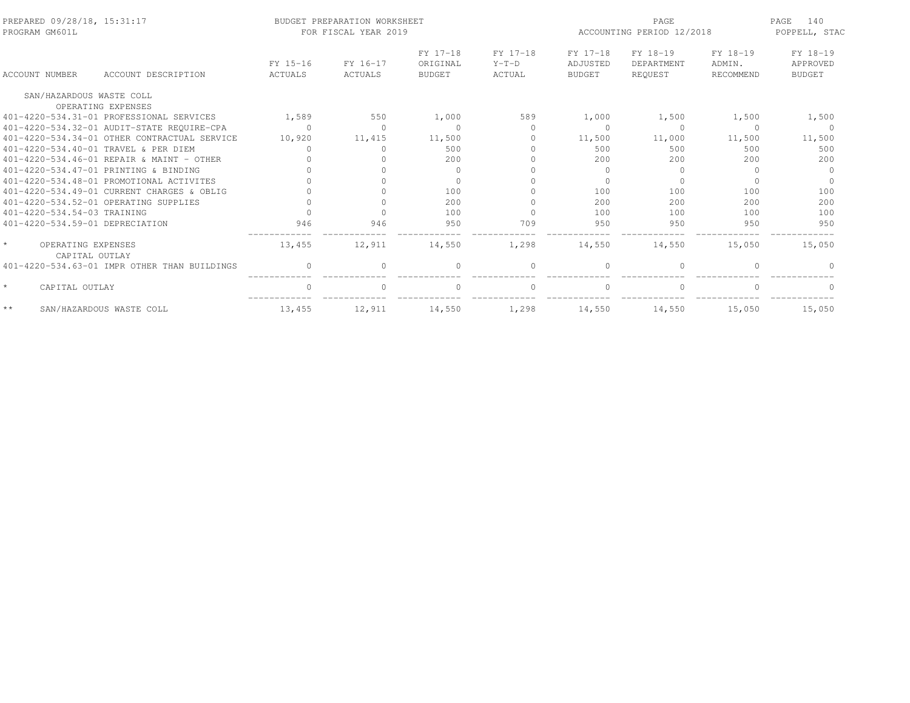PREPARED 09/28/18, 15:31:17 BUDGET PREPARATION WORKSHEET
PROGRAM GM601L FOR FISCAL YEAR 2019
ACCOUNTING PERIOD 12/2018 POPPELL, STAC

| ACCOUNT NUMBER | ACCOUNT DESCRIPTION | FY 15-16 ACTUALS | FY 16-17 ACTUALS | FY 17-18 ORIGINAL BUDGET | FY 17-18 Y-T-D ACTUAL | FY 17-18 ADJUSTED BUDGET | FY 18-19 DEPARTMENT REQUEST | FY 18-19 ADMIN. RECOMMEND | FY 18-19 APPROVED BUDGET |
|---|---|---|---|---|---|---|---|---|---|
| SAN/HAZARDOUS WASTE COLL | | | | | | | | | |
| OPERATING EXPENSES | | | | | | | | | |
| 401-4220-534.31-01 | PROFESSIONAL SERVICES | 1,589 | 550 | 1,000 | 589 | 1,000 | 1,500 | 1,500 | 1,500 |
| 401-4220-534.32-01 | AUDIT-STATE REQUIRE-CPA | 0 | 0 | 0 | 0 | 0 | 0 | 0 | 0 |
| 401-4220-534.34-01 | OTHER CONTRACTUAL SERVICE | 10,920 | 11,415 | 11,500 | 0 | 11,500 | 11,000 | 11,500 | 11,500 |
| 401-4220-534.40-01 | TRAVEL & PER DIEM | 0 | 0 | 500 | 0 | 500 | 500 | 500 | 500 |
| 401-4220-534.46-01 | REPAIR & MAINT - OTHER | 0 | 0 | 200 | 0 | 200 | 200 | 200 | 200 |
| 401-4220-534.47-01 | PRINTING & BINDING | 0 | 0 | 0 | 0 | 0 | 0 | 0 | 0 |
| 401-4220-534.48-01 | PROMOTIONAL ACTIVITES | 0 | 0 | 0 | 0 | 0 | 0 | 0 | 0 |
| 401-4220-534.49-01 | CURRENT CHARGES & OBLIG | 0 | 0 | 100 | 0 | 100 | 100 | 100 | 100 |
| 401-4220-534.52-01 | OPERATING SUPPLIES | 0 | 0 | 200 | 0 | 200 | 200 | 200 | 200 |
| 401-4220-534.54-03 | TRAINING | 0 | 0 | 100 | 0 | 100 | 100 | 100 | 100 |
| 401-4220-534.59-01 | DEPRECIATION | 946 | 946 | 950 | 709 | 950 | 950 | 950 | 950 |
| * | OPERATING EXPENSES | 13,455 | 12,911 | 14,550 | 1,298 | 14,550 | 14,550 | 15,050 | 15,050 |
| CAPITAL OUTLAY | | | | | | | | | |
| 401-4220-534.63-01 | IMPR OTHER THAN BUILDINGS | 0 | 0 | 0 | 0 | 0 | 0 | 0 | 0 |
| * | CAPITAL OUTLAY | 0 | 0 | 0 | 0 | 0 | 0 | 0 | 0 |
| ** | SAN/HAZARDOUS WASTE COLL | 13,455 | 12,911 | 14,550 | 1,298 | 14,550 | 14,550 | 15,050 | 15,050 |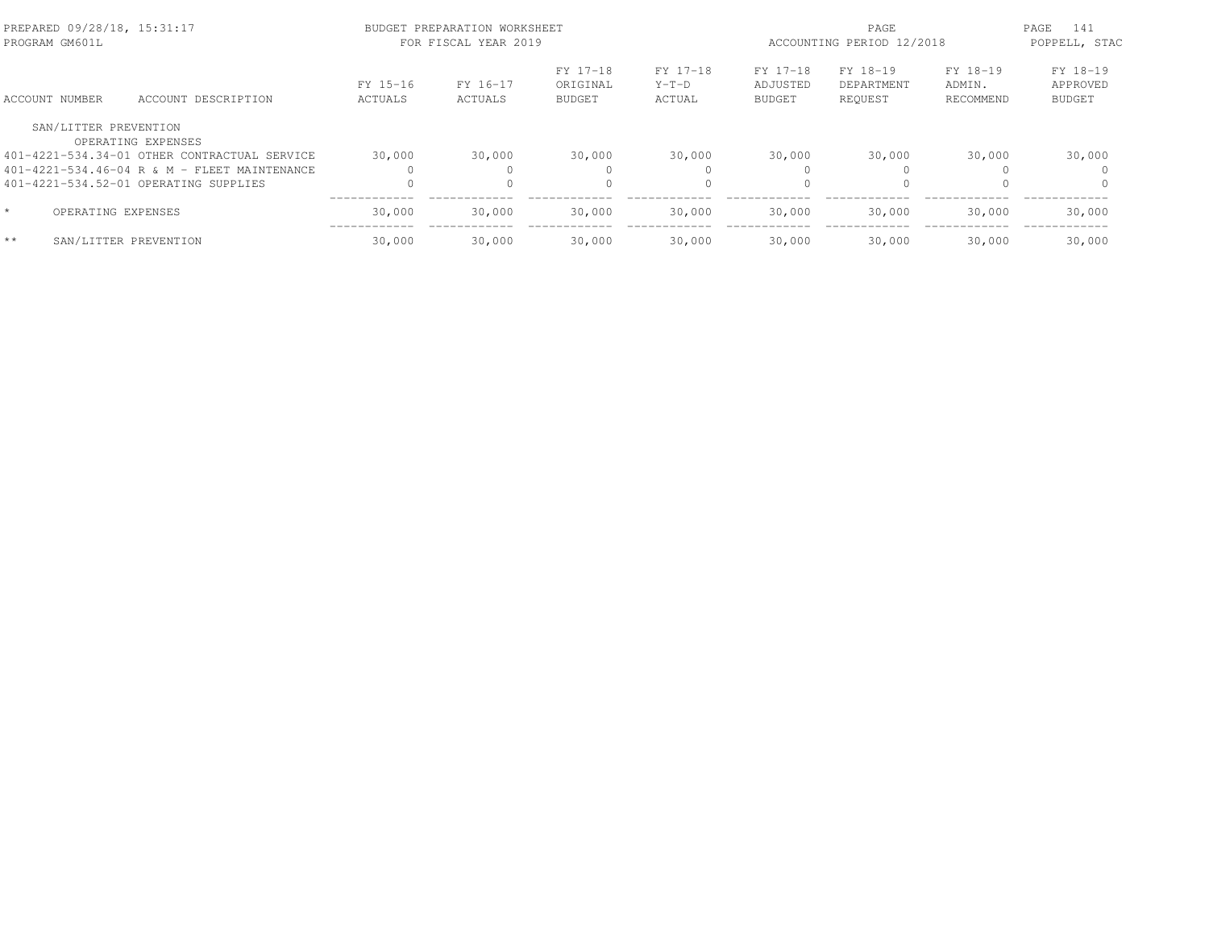PREPARED 09/28/18, 15:31:17
PROGRAM GM601L

BUDGET PREPARATION WORKSHEET
FOR FISCAL YEAR 2019

ACCOUNTING PERIOD 12/2018

POPPELL, STAC

| ACCOUNT NUMBER | ACCOUNT DESCRIPTION | FY 15-16 ACTUALS | FY 16-17 ACTUALS | FY 17-18 ORIGINAL BUDGET | FY 17-18 Y-T-D ACTUAL | FY 17-18 ADJUSTED BUDGET | FY 18-19 DEPARTMENT REQUEST | FY 18-19 ADMIN. RECOMMEND | FY 18-19 APPROVED BUDGET |
|---|---|---|---|---|---|---|---|---|---|
| SAN/LITTER PREVENTION | | | | | | | | | |
| | OPERATING EXPENSES | | | | | | | | |
| 401-4221-534.34-01 | OTHER CONTRACTUAL SERVICE | 30,000 | 30,000 | 30,000 | 30,000 | 30,000 | 30,000 | 30,000 | 30,000 |
| 401-4221-534.46-04 | R & M - FLEET MAINTENANCE | 0 | 0 | 0 | 0 | 0 | 0 | 0 | 0 |
| 401-4221-534.52-01 | OPERATING SUPPLIES | 0 | 0 | 0 | 0 | 0 | 0 | 0 | 0 |
| * | OPERATING EXPENSES | 30,000 | 30,000 | 30,000 | 30,000 | 30,000 | 30,000 | 30,000 | 30,000 |
| ** | SAN/LITTER PREVENTION | 30,000 | 30,000 | 30,000 | 30,000 | 30,000 | 30,000 | 30,000 | 30,000 |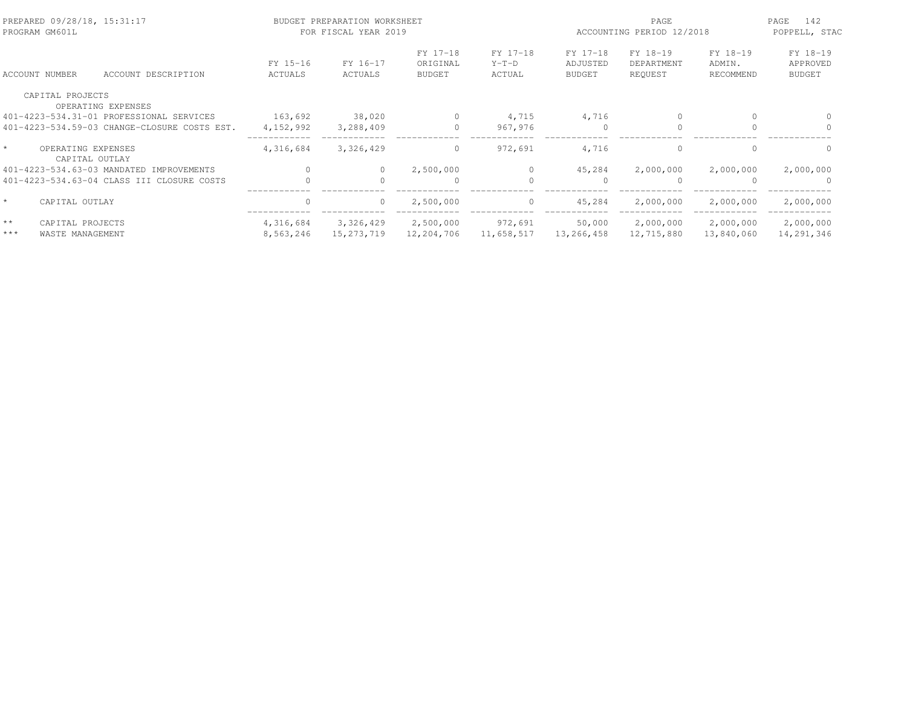| ACCOUNT NUMBER | ACCOUNT DESCRIPTION | FY 15-16 ACTUALS | FY 16-17 ACTUALS | FY 17-18 ORIGINAL BUDGET | FY 17-18 Y-T-D ACTUAL | FY 17-18 ADJUSTED BUDGET | FY 18-19 DEPARTMENT REQUEST | FY 18-19 ADMIN. RECOMMEND | FY 18-19 APPROVED BUDGET |
|---|---|---|---|---|---|---|---|---|---|
| CAPITAL PROJECTS | | | | | | | | | |
| | OPERATING EXPENSES | | | | | | | | |
| 401-4223-534.31-01 | PROFESSIONAL SERVICES | 163,692 | 38,020 | 0 | 4,715 | 4,716 | 0 | 0 | 0 |
| 401-4223-534.59-03 | CHANGE-CLOSURE COSTS EST. | 4,152,992 | 3,288,409 | 0 | 967,976 | 0 | 0 | 0 | 0 |
| * | OPERATING EXPENSES | 4,316,684 | 3,326,429 | 0 | 972,691 | 4,716 | 0 | 0 | 0 |
| | CAPITAL OUTLAY | | | | | | | | |
| 401-4223-534.63-03 | MANDATED IMPROVEMENTS | 0 | 0 | 2,500,000 | 0 | 45,284 | 2,000,000 | 2,000,000 | 2,000,000 |
| 401-4223-534.63-04 | CLASS III CLOSURE COSTS | 0 | 0 | 0 | 0 | 0 | 0 | 0 | 0 |
| * | CAPITAL OUTLAY | 0 | 0 | 2,500,000 | 0 | 45,284 | 2,000,000 | 2,000,000 | 2,000,000 |
| ** | CAPITAL PROJECTS | 4,316,684 | 3,326,429 | 2,500,000 | 972,691 | 50,000 | 2,000,000 | 2,000,000 | 2,000,000 |
| *** | WASTE MANAGEMENT | 8,563,246 | 15,273,719 | 12,204,706 | 11,658,517 | 13,266,458 | 12,715,880 | 13,840,060 | 14,291,346 |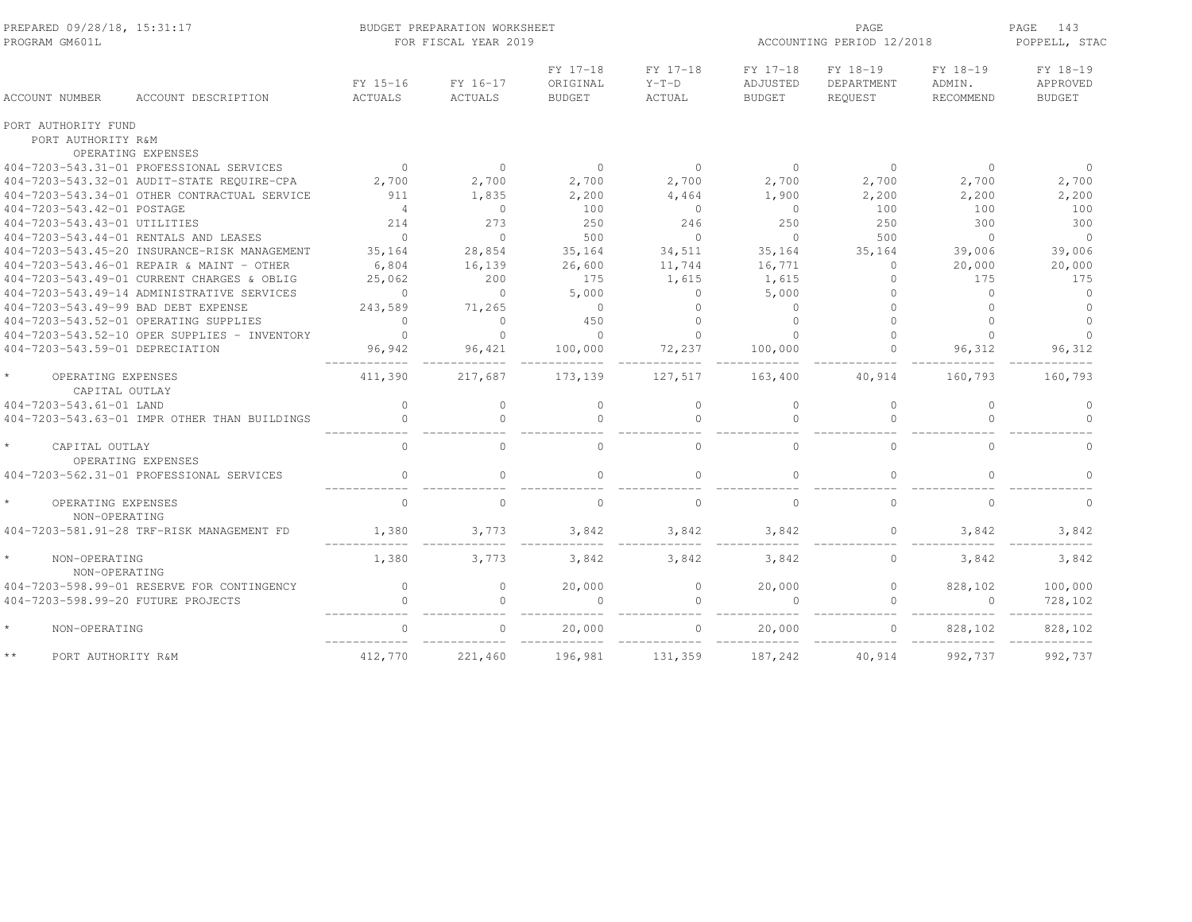PREPARED 09/28/18, 15:31:17 — PROGRAM GM601L

BUDGET PREPARATION WORKSHEET FOR FISCAL YEAR 2019

ACCOUNTING PERIOD 12/2018 — POPPELL, STAC

| ACCOUNT NUMBER ACCOUNT DESCRIPTION | FY 15-16 ACTUALS | FY 16-17 ACTUALS | FY 17-18 ORIGINAL BUDGET | FY 17-18 Y-T-D ACTUAL | FY 17-18 ADJUSTED BUDGET | FY 18-19 DEPARTMENT REQUEST | FY 18-19 ADMIN. RECOMMEND | FY 18-19 APPROVED BUDGET |
|---|---|---|---|---|---|---|---|---|
| PORT AUTHORITY FUND | | | | | | | | |
| PORT AUTHORITY R&M | | | | | | | | |
| OPERATING EXPENSES | | | | | | | | |
| 404-7203-543.31-01 PROFESSIONAL SERVICES | 0 | 0 | 0 | 0 | 0 | 0 | 0 | 0 |
| 404-7203-543.32-01 AUDIT-STATE REQUIRE-CPA | 2,700 | 2,700 | 2,700 | 2,700 | 2,700 | 2,700 | 2,700 | 2,700 |
| 404-7203-543.34-01 OTHER CONTRACTUAL SERVICE | 911 | 1,835 | 2,200 | 4,464 | 1,900 | 2,200 | 2,200 | 2,200 |
| 404-7203-543.42-01 POSTAGE | 4 | 0 | 100 | 0 | 0 | 100 | 100 | 100 |
| 404-7203-543.43-01 UTILITIES | 214 | 273 | 250 | 246 | 250 | 250 | 300 | 300 |
| 404-7203-543.44-01 RENTALS AND LEASES | 0 | 0 | 500 | 0 | 0 | 500 | 0 | 0 |
| 404-7203-543.45-20 INSURANCE-RISK MANAGEMENT | 35,164 | 28,854 | 35,164 | 34,511 | 35,164 | 35,164 | 39,006 | 39,006 |
| 404-7203-543.46-01 REPAIR & MAINT - OTHER | 6,804 | 16,139 | 26,600 | 11,744 | 16,771 | 0 | 20,000 | 20,000 |
| 404-7203-543.49-01 CURRENT CHARGES & OBLIG | 25,062 | 200 | 175 | 1,615 | 1,615 | 0 | 175 | 175 |
| 404-7203-543.49-14 ADMINISTRATIVE SERVICES | 0 | 0 | 5,000 | 0 | 5,000 | 0 | 0 | 0 |
| 404-7203-543.49-99 BAD DEBT EXPENSE | 243,589 | 71,265 | 0 | 0 | 0 | 0 | 0 | 0 |
| 404-7203-543.52-01 OPERATING SUPPLIES | 0 | 0 | 450 | 0 | 0 | 0 | 0 | 0 |
| 404-7203-543.52-10 OPER SUPPLIES - INVENTORY | 0 | 0 | 0 | 0 | 0 | 0 | 0 | 0 |
| 404-7203-543.59-01 DEPRECIATION | 96,942 | 96,421 | 100,000 | 72,237 | 100,000 | 0 | 96,312 | 96,312 |
| * OPERATING EXPENSES | 411,390 | 217,687 | 173,139 | 127,517 | 163,400 | 40,914 | 160,793 | 160,793 |
| CAPITAL OUTLAY | | | | | | | | |
| 404-7203-543.61-01 LAND | 0 | 0 | 0 | 0 | 0 | 0 | 0 | 0 |
| 404-7203-543.63-01 IMPR OTHER THAN BUILDINGS | 0 | 0 | 0 | 0 | 0 | 0 | 0 | 0 |
| * CAPITAL OUTLAY | 0 | 0 | 0 | 0 | 0 | 0 | 0 | 0 |
| OPERATING EXPENSES | | | | | | | | |
| 404-7203-562.31-01 PROFESSIONAL SERVICES | 0 | 0 | 0 | 0 | 0 | 0 | 0 | 0 |
| * OPERATING EXPENSES | 0 | 0 | 0 | 0 | 0 | 0 | 0 | 0 |
| NON-OPERATING | | | | | | | | |
| 404-7203-581.91-28 TRF-RISK MANAGEMENT FD | 1,380 | 3,773 | 3,842 | 3,842 | 3,842 | 0 | 3,842 | 3,842 |
| * NON-OPERATING | 1,380 | 3,773 | 3,842 | 3,842 | 3,842 | 0 | 3,842 | 3,842 |
| NON-OPERATING | | | | | | | | |
| 404-7203-598.99-01 RESERVE FOR CONTINGENCY | 0 | 0 | 20,000 | 0 | 20,000 | 0 | 828,102 | 100,000 |
| 404-7203-598.99-20 FUTURE PROJECTS | 0 | 0 | 0 | 0 | 0 | 0 | 0 | 728,102 |
| * NON-OPERATING | 0 | 0 | 20,000 | 0 | 20,000 | 0 | 828,102 | 828,102 |
| ** PORT AUTHORITY R&M | 412,770 | 221,460 | 196,981 | 131,359 | 187,242 | 40,914 | 992,737 | 992,737 |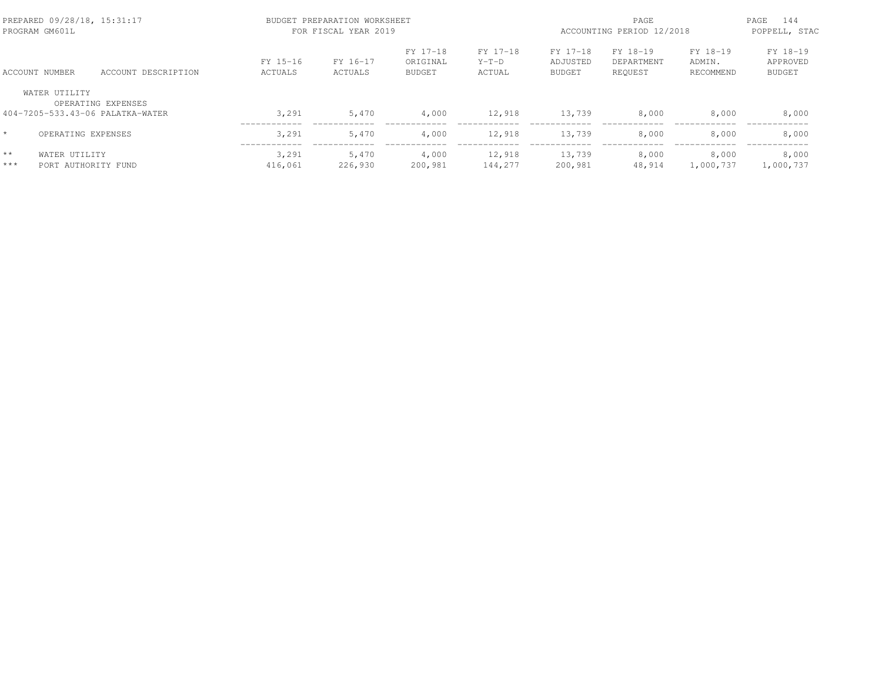PREPARED 09/28/18, 15:31:17
PROGRAM GM601L

BUDGET PREPARATION WORKSHEET
FOR FISCAL YEAR 2019

ACCOUNTING PERIOD 12/2018

POPPELL, STAC

| ACCOUNT NUMBER | ACCOUNT DESCRIPTION | FY 15-16 ACTUALS | FY 16-17 ACTUALS | FY 17-18 ORIGINAL BUDGET | FY 17-18 Y-T-D ACTUAL | FY 17-18 ADJUSTED BUDGET | FY 18-19 DEPARTMENT REQUEST | FY 18-19 ADMIN. RECOMMEND | FY 18-19 APPROVED BUDGET |
|---|---|---|---|---|---|---|---|---|---|
| WATER UTILITY | | | | | | | | | |
| | OPERATING EXPENSES | | | | | | | | |
| 404-7205-533.43-06 | PALATKA-WATER | 3,291 | 5,470 | 4,000 | 12,918 | 13,739 | 8,000 | 8,000 | 8,000 |
| * | OPERATING EXPENSES | 3,291 | 5,470 | 4,000 | 12,918 | 13,739 | 8,000 | 8,000 | 8,000 |
| ** | WATER UTILITY | 3,291 | 5,470 | 4,000 | 12,918 | 13,739 | 8,000 | 8,000 | 8,000 |
| *** | PORT AUTHORITY FUND | 416,061 | 226,930 | 200,981 | 144,277 | 200,981 | 48,914 | 1,000,737 | 1,000,737 |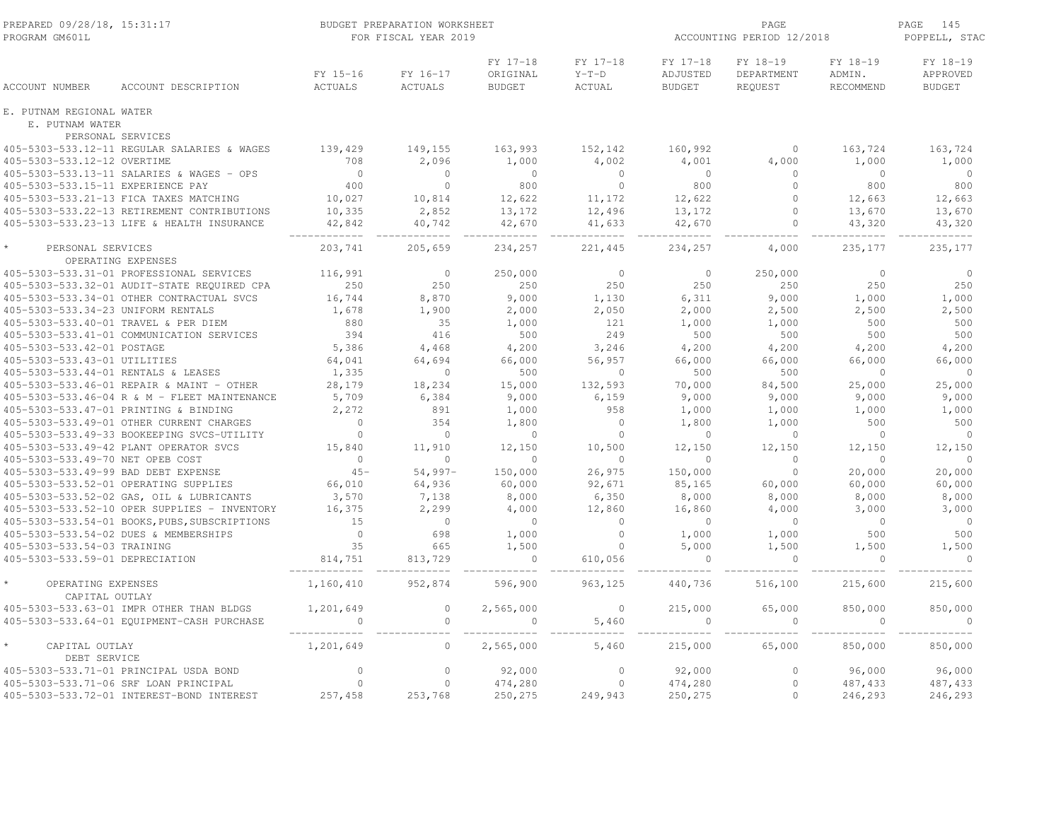PREPARED 09/28/18, 15:31:17 PROGRAM GM601L

BUDGET PREPARATION WORKSHEET FOR FISCAL YEAR 2019

ACCOUNTING PERIOD 12/2018

POPPELL, STAC

| ACCOUNT NUMBER | ACCOUNT DESCRIPTION | FY 15-16 ACTUALS | FY 16-17 ACTUALS | FY 17-18 ORIGINAL BUDGET | FY 17-18 Y-T-D ACTUAL | FY 17-18 ADJUSTED BUDGET | FY 18-19 DEPARTMENT REQUEST | FY 18-19 ADMIN. RECOMMEND | FY 18-19 APPROVED BUDGET |
|---|---|---|---|---|---|---|---|---|---|
| E. PUTNAM REGIONAL WATER | | | | | | | | | |
| E. PUTNAM WATER | | | | | | | | | |
| PERSONAL SERVICES | | | | | | | | | |
| 405-5303-533.12-11 | REGULAR SALARIES & WAGES | 139,429 | 149,155 | 163,993 | 152,142 | 160,992 | 0 | 163,724 | 163,724 |
| 405-5303-533.12-12 | OVERTIME | 708 | 2,096 | 1,000 | 4,002 | 4,001 | 4,000 | 1,000 | 1,000 |
| 405-5303-533.13-11 | SALARIES & WAGES - OPS | 0 | 0 | 0 | 0 | 0 | 0 | 0 | 0 |
| 405-5303-533.15-11 | EXPERIENCE PAY | 400 | 0 | 800 | 0 | 800 | 0 | 800 | 800 |
| 405-5303-533.21-13 | FICA TAXES MATCHING | 10,027 | 10,814 | 12,622 | 11,172 | 12,622 | 0 | 12,663 | 12,663 |
| 405-5303-533.22-13 | RETIREMENT CONTRIBUTIONS | 10,335 | 2,852 | 13,172 | 12,496 | 13,172 | 0 | 13,670 | 13,670 |
| 405-5303-533.23-13 | LIFE & HEALTH INSURANCE | 42,842 | 40,742 | 42,670 | 41,633 | 42,670 | 0 | 43,320 | 43,320 |
| * PERSONAL SERVICES | | 203,741 | 205,659 | 234,257 | 221,445 | 234,257 | 4,000 | 235,177 | 235,177 |
| OPERATING EXPENSES | | | | | | | | | |
| 405-5303-533.31-01 | PROFESSIONAL SERVICES | 116,991 | 0 | 250,000 | 0 | 0 | 250,000 | 0 | 0 |
| 405-5303-533.32-01 | AUDIT-STATE REQUIRED CPA | 250 | 250 | 250 | 250 | 250 | 250 | 250 | 250 |
| 405-5303-533.34-01 | OTHER CONTRACTUAL SVCS | 16,744 | 8,870 | 9,000 | 1,130 | 6,311 | 9,000 | 1,000 | 1,000 |
| 405-5303-533.34-23 | UNIFORM RENTALS | 1,678 | 1,900 | 2,000 | 2,050 | 2,000 | 2,500 | 2,500 | 2,500 |
| 405-5303-533.40-01 | TRAVEL & PER DIEM | 880 | 35 | 1,000 | 121 | 1,000 | 1,000 | 500 | 500 |
| 405-5303-533.41-01 | COMMUNICATION SERVICES | 394 | 416 | 500 | 249 | 500 | 500 | 500 | 500 |
| 405-5303-533.42-01 | POSTAGE | 5,386 | 4,468 | 4,200 | 3,246 | 4,200 | 4,200 | 4,200 | 4,200 |
| 405-5303-533.43-01 | UTILITIES | 64,041 | 64,694 | 66,000 | 56,957 | 66,000 | 66,000 | 66,000 | 66,000 |
| 405-5303-533.44-01 | RENTALS & LEASES | 1,335 | 0 | 500 | 0 | 500 | 500 | 0 | 0 |
| 405-5303-533.46-01 | REPAIR & MAINT - OTHER | 28,179 | 18,234 | 15,000 | 132,593 | 70,000 | 84,500 | 25,000 | 25,000 |
| 405-5303-533.46-04 | R & M - FLEET MAINTENANCE | 5,709 | 6,384 | 9,000 | 6,159 | 9,000 | 9,000 | 9,000 | 9,000 |
| 405-5303-533.47-01 | PRINTING & BINDING | 2,272 | 891 | 1,000 | 958 | 1,000 | 1,000 | 1,000 | 1,000 |
| 405-5303-533.49-01 | OTHER CURRENT CHARGES | 0 | 354 | 1,800 | 0 | 1,800 | 1,000 | 500 | 500 |
| 405-5303-533.49-33 | BOOKEEPING SVCS-UTILITY | 0 | 0 | 0 | 0 | 0 | 0 | 0 | 0 |
| 405-5303-533.49-42 | PLANT OPERATOR SVCS | 15,840 | 11,910 | 12,150 | 10,500 | 12,150 | 12,150 | 12,150 | 12,150 |
| 405-5303-533.49-70 | NET OPEB COST | 0 | 0 | 0 | 0 | 0 | 0 | 0 | 0 |
| 405-5303-533.49-99 | BAD DEBT EXPENSE | 45- | 54,997- | 150,000 | 26,975 | 150,000 | 0 | 20,000 | 20,000 |
| 405-5303-533.52-01 | OPERATING SUPPLIES | 66,010 | 64,936 | 60,000 | 92,671 | 85,165 | 60,000 | 60,000 | 60,000 |
| 405-5303-533.52-02 | GAS, OIL & LUBRICANTS | 3,570 | 7,138 | 8,000 | 6,350 | 8,000 | 8,000 | 8,000 | 8,000 |
| 405-5303-533.52-10 | OPER SUPPLIES - INVENTORY | 16,375 | 2,299 | 4,000 | 12,860 | 16,860 | 4,000 | 3,000 | 3,000 |
| 405-5303-533.54-01 | BOOKS,PUBS,SUBSCRIPTIONS | 15 | 0 | 0 | 0 | 0 | 0 | 0 | 0 |
| 405-5303-533.54-02 | DUES & MEMBERSHIPS | 0 | 698 | 1,000 | 0 | 1,000 | 1,000 | 500 | 500 |
| 405-5303-533.54-03 | TRAINING | 35 | 665 | 1,500 | 0 | 5,000 | 1,500 | 1,500 | 1,500 |
| 405-5303-533.59-01 | DEPRECIATION | 814,751 | 813,729 | 0 | 610,056 | 0 | 0 | 0 | 0 |
| * OPERATING EXPENSES | | 1,160,410 | 952,874 | 596,900 | 963,125 | 440,736 | 516,100 | 215,600 | 215,600 |
| CAPITAL OUTLAY | | | | | | | | | |
| 405-5303-533.63-01 | IMPR OTHER THAN BLDGS | 1,201,649 | 0 | 2,565,000 | 0 | 215,000 | 65,000 | 850,000 | 850,000 |
| 405-5303-533.64-01 | EQUIPMENT-CASH PURCHASE | 0 | 0 | 0 | 5,460 | 0 | 0 | 0 | 0 |
| * CAPITAL OUTLAY | | 1,201,649 | 0 | 2,565,000 | 5,460 | 215,000 | 65,000 | 850,000 | 850,000 |
| DEBT SERVICE | | | | | | | | | |
| 405-5303-533.71-01 | PRINCIPAL USDA BOND | 0 | 0 | 92,000 | 0 | 92,000 | 0 | 96,000 | 96,000 |
| 405-5303-533.71-06 | SRF LOAN PRINCIPAL | 0 | 0 | 474,280 | 0 | 474,280 | 0 | 487,433 | 487,433 |
| 405-5303-533.72-01 | INTEREST-BOND INTEREST | 257,458 | 253,768 | 250,275 | 249,943 | 250,275 | 0 | 246,293 | 246,293 |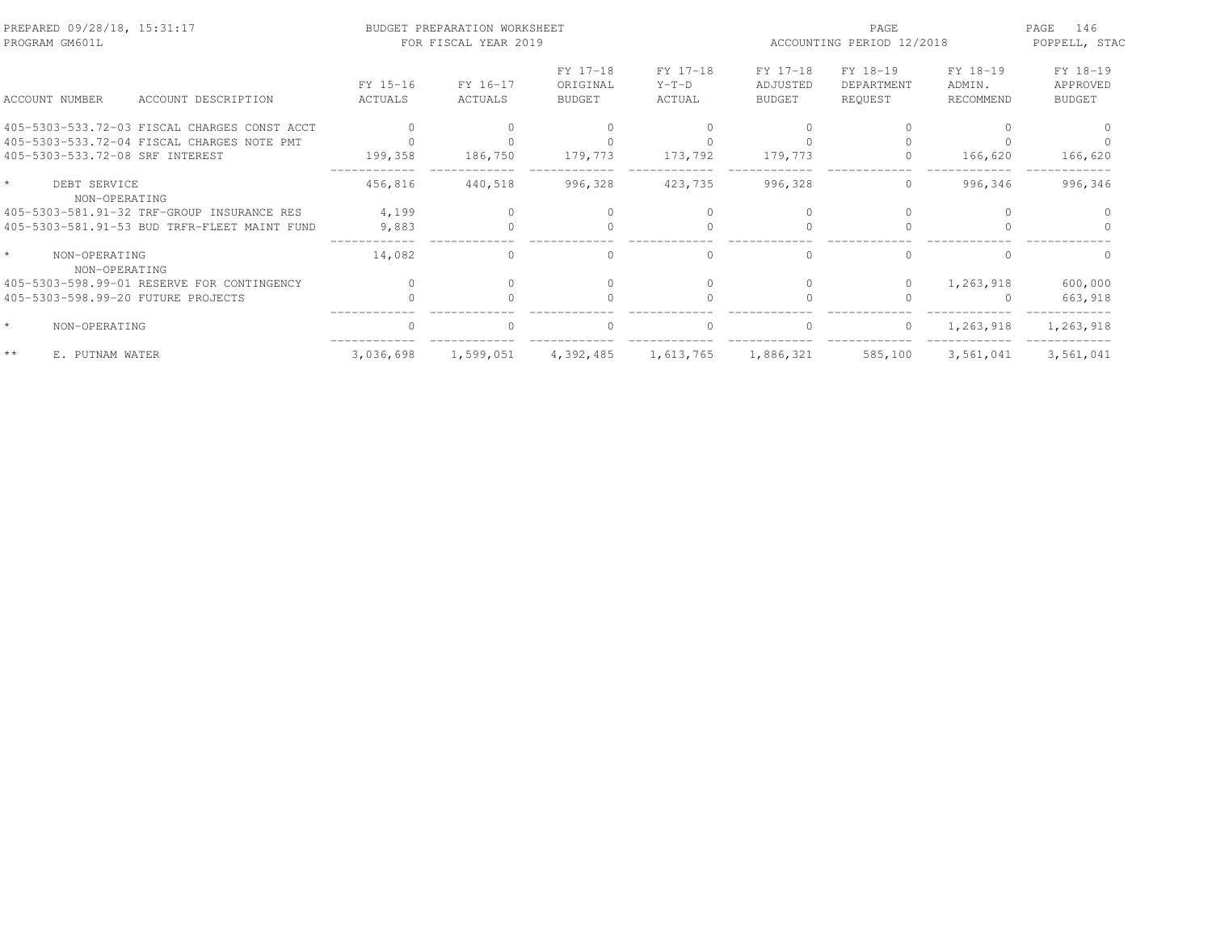PREPARED 09/28/18, 15:31:17 BUDGET PREPARATION WORKSHEET PAGE 146
PROGRAM GM601L FOR FISCAL YEAR 2019 ACCOUNTING PERIOD 12/2018 POPPELL, STAC

| ACCOUNT NUMBER | ACCOUNT DESCRIPTION | FY 15-16 ACTUALS | FY 16-17 ACTUALS | FY 17-18 ORIGINAL BUDGET | FY 17-18 Y-T-D ACTUAL | FY 17-18 ADJUSTED BUDGET | FY 18-19 DEPARTMENT REQUEST | FY 18-19 ADMIN. RECOMMEND | FY 18-19 APPROVED BUDGET |
|---|---|---|---|---|---|---|---|---|---|
| 405-5303-533.72-03 | FISCAL CHARGES CONST ACCT | 0 | 0 | 0 | 0 | 0 | 0 | 0 | 0 |
| 405-5303-533.72-04 | FISCAL CHARGES NOTE PMT | 0 | 0 | 0 | 0 | 0 | 0 | 0 | 0 |
| 405-5303-533.72-08 | SRF INTEREST | 199,358 | 186,750 | 179,773 | 173,792 | 179,773 | 0 | 166,620 | 166,620 |
| * | DEBT SERVICE | 456,816 | 440,518 | 996,328 | 423,735 | 996,328 | 0 | 996,346 | 996,346 |
| | NON-OPERATING | | | | | | | | |
| 405-5303-581.91-32 | TRF-GROUP INSURANCE RES | 4,199 | 0 | 0 | 0 | 0 | 0 | 0 | 0 |
| 405-5303-581.91-53 | BUD TRFR-FLEET MAINT FUND | 9,883 | 0 | 0 | 0 | 0 | 0 | 0 | 0 |
| * | NON-OPERATING | 14,082 | 0 | 0 | 0 | 0 | 0 | 0 | 0 |
| | NON-OPERATING | | | | | | | | |
| 405-5303-598.99-01 | RESERVE FOR CONTINGENCY | 0 | 0 | 0 | 0 | 0 | 0 | 1,263,918 | 600,000 |
| 405-5303-598.99-20 | FUTURE PROJECTS | 0 | 0 | 0 | 0 | 0 | 0 | 0 | 663,918 |
| * | NON-OPERATING | 0 | 0 | 0 | 0 | 0 | 0 | 1,263,918 | 1,263,918 |
| ** | E. PUTNAM WATER | 3,036,698 | 1,599,051 | 4,392,485 | 1,613,765 | 1,886,321 | 585,100 | 3,561,041 | 3,561,041 |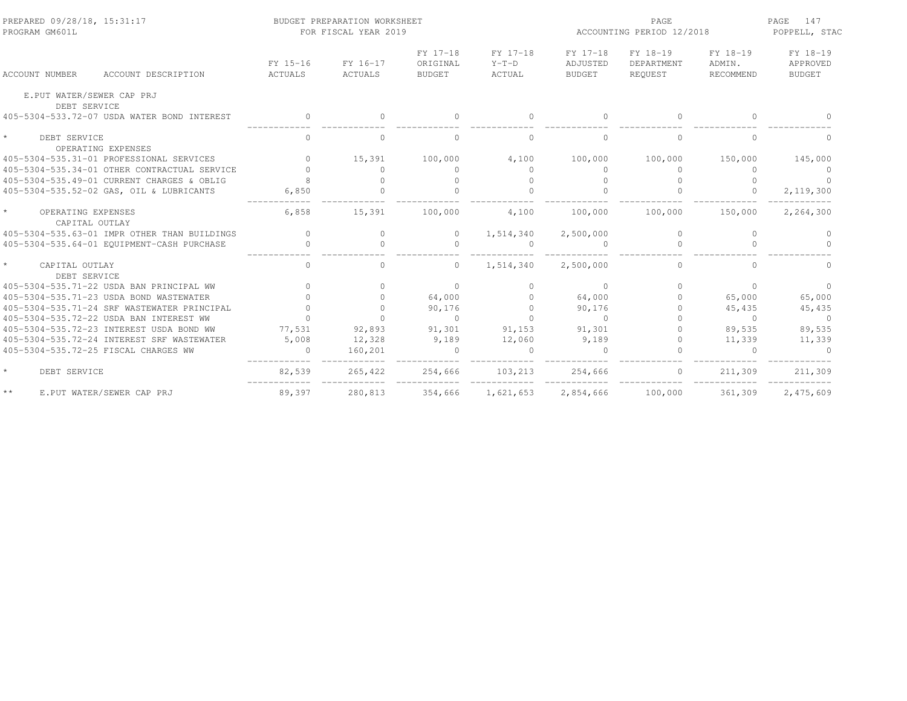| ACCOUNT NUMBER | ACCOUNT DESCRIPTION | FY 15-16 ACTUALS | FY 16-17 ACTUALS | FY 17-18 ORIGINAL BUDGET | FY 17-18 Y-T-D ACTUAL | FY 17-18 ADJUSTED BUDGET | FY 18-19 DEPARTMENT REQUEST | FY 18-19 ADMIN. RECOMMEND | FY 18-19 APPROVED BUDGET |
|---|---|---|---|---|---|---|---|---|---|
| E.PUT WATER/SEWER CAP PRJ | | | | | | | | | |
| DEBT SERVICE | | | | | | | | | |
| 405-5304-533.72-07 | USDA WATER BOND INTEREST | 0 | 0 | 0 | 0 | 0 | 0 | 0 | 0 |
| * | DEBT SERVICE | 0 | 0 | 0 | 0 | 0 | 0 | 0 | 0 |
| OPERATING EXPENSES | | | | | | | | | |
| 405-5304-535.31-01 | PROFESSIONAL SERVICES | 0 | 15,391 | 100,000 | 4,100 | 100,000 | 100,000 | 150,000 | 145,000 |
| 405-5304-535.34-01 | OTHER CONTRACTUAL SERVICE | 0 | 0 | 0 | 0 | 0 | 0 | 0 | 0 |
| 405-5304-535.49-01 | CURRENT CHARGES & OBLIG | 8 | 0 | 0 | 0 | 0 | 0 | 0 | 0 |
| 405-5304-535.52-02 | GAS, OIL & LUBRICANTS | 6,850 | 0 | 0 | 0 | 0 | 0 | 0 | 2,119,300 |
| * | OPERATING EXPENSES | 6,858 | 15,391 | 100,000 | 4,100 | 100,000 | 100,000 | 150,000 | 2,264,300 |
| CAPITAL OUTLAY | | | | | | | | | |
| 405-5304-535.63-01 | IMPR OTHER THAN BUILDINGS | 0 | 0 | 0 | 1,514,340 | 2,500,000 | 0 | 0 | 0 |
| 405-5304-535.64-01 | EQUIPMENT-CASH PURCHASE | 0 | 0 | 0 | 0 | 0 | 0 | 0 | 0 |
| * | CAPITAL OUTLAY | 0 | 0 | 0 | 1,514,340 | 2,500,000 | 0 | 0 | 0 |
| DEBT SERVICE | | | | | | | | | |
| 405-5304-535.71-22 | USDA BAN PRINCIPAL WW | 0 | 0 | 0 | 0 | 0 | 0 | 0 | 0 |
| 405-5304-535.71-23 | USDA BOND WASTEWATER | 0 | 0 | 64,000 | 0 | 64,000 | 0 | 65,000 | 65,000 |
| 405-5304-535.71-24 | SRF WASTEWATER PRINCIPAL | 0 | 0 | 90,176 | 0 | 90,176 | 0 | 45,435 | 45,435 |
| 405-5304-535.72-22 | USDA BAN INTEREST WW | 0 | 0 | 0 | 0 | 0 | 0 | 0 | 0 |
| 405-5304-535.72-23 | INTEREST USDA BOND WW | 77,531 | 92,893 | 91,301 | 91,153 | 91,301 | 0 | 89,535 | 89,535 |
| 405-5304-535.72-24 | INTEREST SRF WASTEWATER | 5,008 | 12,328 | 9,189 | 12,060 | 9,189 | 0 | 11,339 | 11,339 |
| 405-5304-535.72-25 | FISCAL CHARGES WW | 0 | 160,201 | 0 | 0 | 0 | 0 | 0 | 0 |
| * | DEBT SERVICE | 82,539 | 265,422 | 254,666 | 103,213 | 254,666 | 0 | 211,309 | 211,309 |
| ** | E.PUT WATER/SEWER CAP PRJ | 89,397 | 280,813 | 354,666 | 1,621,653 | 2,854,666 | 100,000 | 361,309 | 2,475,609 |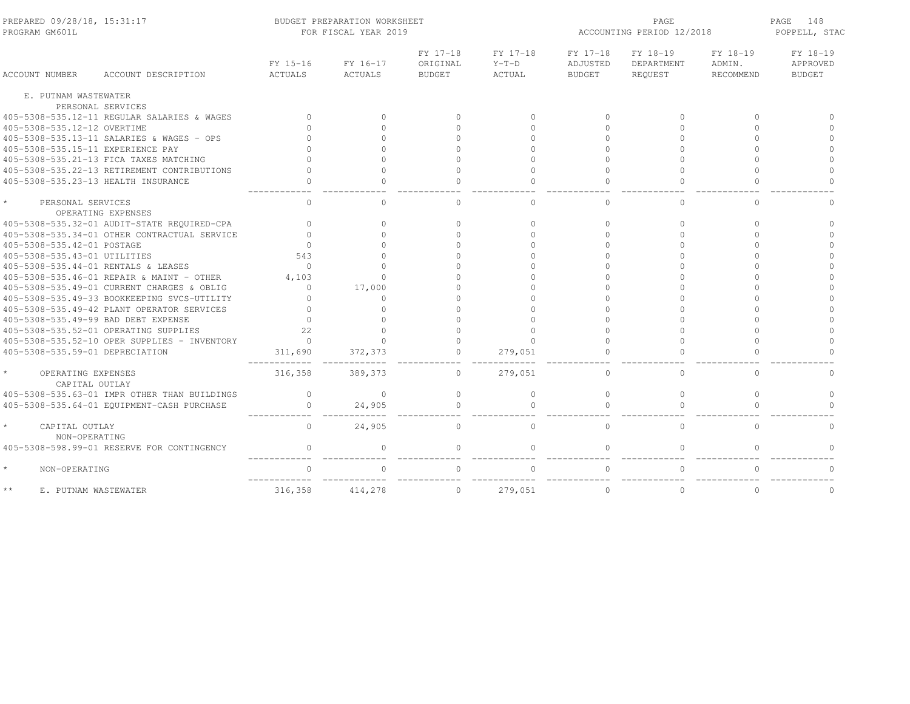PREPARED 09/28/18, 15:31:17 BUDGET PREPARATION WORKSHEET
PROGRAM GM601L FOR FISCAL YEAR 2019
ACCOUNTING PERIOD 12/2018
POPPELL, STAC

| ACCOUNT NUMBER | ACCOUNT DESCRIPTION | FY 15-16 ACTUALS | FY 16-17 ACTUALS | FY 17-18 ORIGINAL BUDGET | FY 17-18 Y-T-D ACTUAL | FY 17-18 ADJUSTED BUDGET | FY 18-19 DEPARTMENT REQUEST | FY 18-19 ADMIN. RECOMMEND | FY 18-19 APPROVED BUDGET |
|---|---|---|---|---|---|---|---|---|---|
| E. PUTNAM WASTEWATER | | | | | | | | | |
| | PERSONAL SERVICES | | | | | | | | |
| 405-5308-535.12-11 | REGULAR SALARIES & WAGES | 0 | 0 | 0 | 0 | 0 | 0 | 0 | 0 |
| 405-5308-535.12-12 | OVERTIME | 0 | 0 | 0 | 0 | 0 | 0 | 0 | 0 |
| 405-5308-535.13-11 | SALARIES & WAGES - OPS | 0 | 0 | 0 | 0 | 0 | 0 | 0 | 0 |
| 405-5308-535.15-11 | EXPERIENCE PAY | 0 | 0 | 0 | 0 | 0 | 0 | 0 | 0 |
| 405-5308-535.21-13 | FICA TAXES MATCHING | 0 | 0 | 0 | 0 | 0 | 0 | 0 | 0 |
| 405-5308-535.22-13 | RETIREMENT CONTRIBUTIONS | 0 | 0 | 0 | 0 | 0 | 0 | 0 | 0 |
| 405-5308-535.23-13 | HEALTH INSURANCE | 0 | 0 | 0 | 0 | 0 | 0 | 0 | 0 |
| * | PERSONAL SERVICES | 0 | 0 | 0 | 0 | 0 | 0 | 0 | 0 |
| | OPERATING EXPENSES | | | | | | | | |
| 405-5308-535.32-01 | AUDIT-STATE REQUIRED-CPA | 0 | 0 | 0 | 0 | 0 | 0 | 0 | 0 |
| 405-5308-535.34-01 | OTHER CONTRACTUAL SERVICE | 0 | 0 | 0 | 0 | 0 | 0 | 0 | 0 |
| 405-5308-535.42-01 | POSTAGE | 0 | 0 | 0 | 0 | 0 | 0 | 0 | 0 |
| 405-5308-535.43-01 | UTILITIES | 543 | 0 | 0 | 0 | 0 | 0 | 0 | 0 |
| 405-5308-535.44-01 | RENTALS & LEASES | 0 | 0 | 0 | 0 | 0 | 0 | 0 | 0 |
| 405-5308-535.46-01 | REPAIR & MAINT - OTHER | 4,103 | 0 | 0 | 0 | 0 | 0 | 0 | 0 |
| 405-5308-535.49-01 | CURRENT CHARGES & OBLIG | 0 | 17,000 | 0 | 0 | 0 | 0 | 0 | 0 |
| 405-5308-535.49-33 | BOOKKEEPING SVCS-UTILITY | 0 | 0 | 0 | 0 | 0 | 0 | 0 | 0 |
| 405-5308-535.49-42 | PLANT OPERATOR SERVICES | 0 | 0 | 0 | 0 | 0 | 0 | 0 | 0 |
| 405-5308-535.49-99 | BAD DEBT EXPENSE | 0 | 0 | 0 | 0 | 0 | 0 | 0 | 0 |
| 405-5308-535.52-01 | OPERATING SUPPLIES | 22 | 0 | 0 | 0 | 0 | 0 | 0 | 0 |
| 405-5308-535.52-10 | OPER SUPPLIES - INVENTORY | 0 | 0 | 0 | 0 | 0 | 0 | 0 | 0 |
| 405-5308-535.59-01 | DEPRECIATION | 311,690 | 372,373 | 0 | 279,051 | 0 | 0 | 0 | 0 |
| * | OPERATING EXPENSES | 316,358 | 389,373 | 0 | 279,051 | 0 | 0 | 0 | 0 |
| | CAPITAL OUTLAY | | | | | | | | |
| 405-5308-535.63-01 | IMPR OTHER THAN BUILDINGS | 0 | 0 | 0 | 0 | 0 | 0 | 0 | 0 |
| 405-5308-535.64-01 | EQUIPMENT-CASH PURCHASE | 0 | 24,905 | 0 | 0 | 0 | 0 | 0 | 0 |
| * | CAPITAL OUTLAY | 0 | 24,905 | 0 | 0 | 0 | 0 | 0 | 0 |
| | NON-OPERATING | | | | | | | | |
| 405-5308-598.99-01 | RESERVE FOR CONTINGENCY | 0 | 0 | 0 | 0 | 0 | 0 | 0 | 0 |
| * | NON-OPERATING | 0 | 0 | 0 | 0 | 0 | 0 | 0 | 0 |
| ** | E. PUTNAM WASTEWATER | 316,358 | 414,278 | 0 | 279,051 | 0 | 0 | 0 | 0 |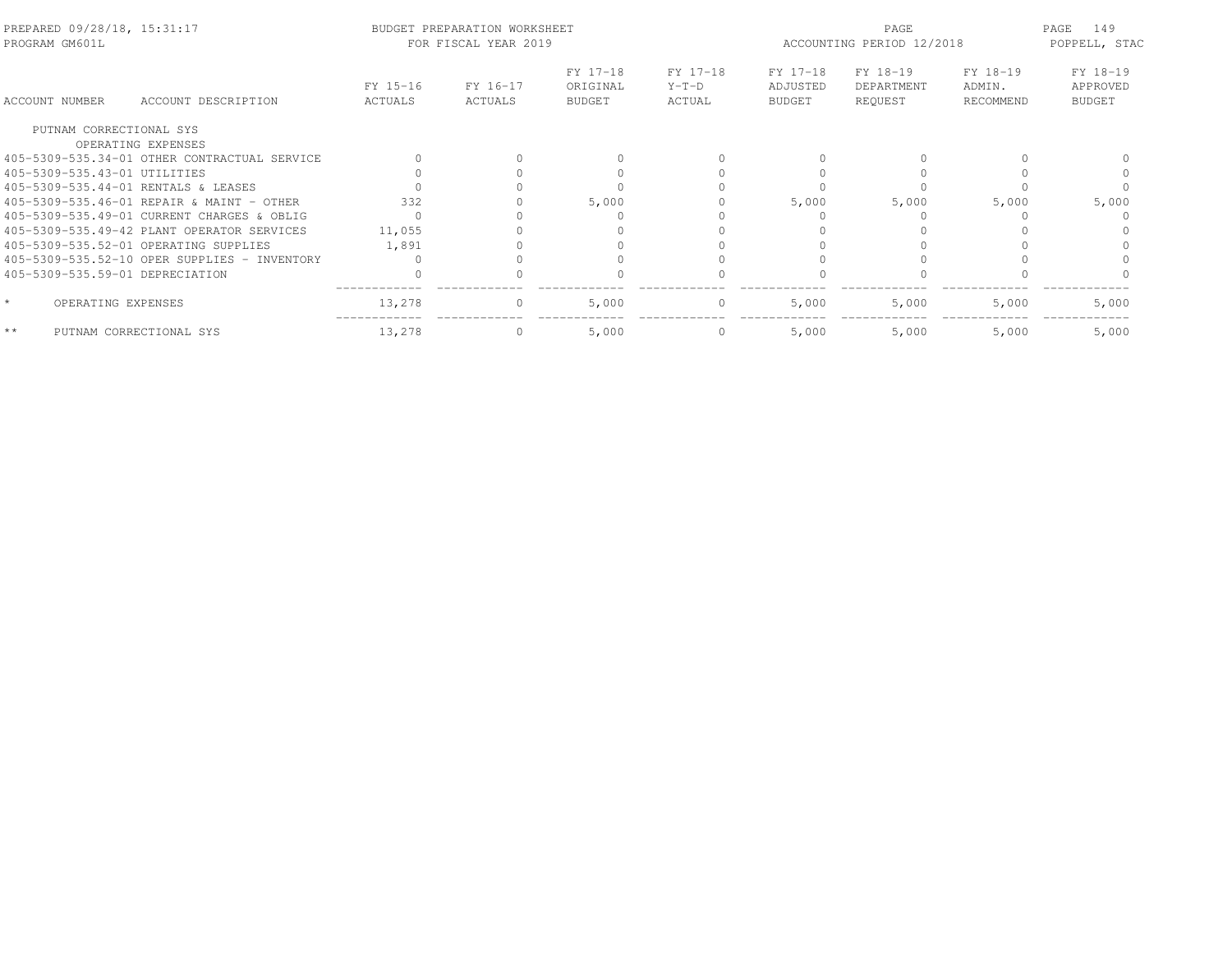BUDGET PREPARATION WORKSHEET
FOR FISCAL YEAR 2019

PREPARED 09/28/18, 15:31:17
PROGRAM GM601L

ACCOUNTING PERIOD 12/2018

POPPELL, STAC

| ACCOUNT NUMBER | ACCOUNT DESCRIPTION | FY 15-16 ACTUALS | FY 16-17 ACTUALS | FY 17-18 ORIGINAL BUDGET | FY 17-18 Y-T-D ACTUAL | FY 17-18 ADJUSTED BUDGET | FY 18-19 DEPARTMENT REQUEST | FY 18-19 ADMIN. RECOMMEND | FY 18-19 APPROVED BUDGET |
|---|---|---|---|---|---|---|---|---|---|
| PUTNAM CORRECTIONAL SYS | | | | | | | | | |
| | OPERATING EXPENSES | | | | | | | | |
| 405-5309-535.34-01 | OTHER CONTRACTUAL SERVICE | 0 | 0 | 0 | 0 | 0 | 0 | 0 | 0 |
| 405-5309-535.43-01 | UTILITIES | 0 | 0 | 0 | 0 | 0 | 0 | 0 | 0 |
| 405-5309-535.44-01 | RENTALS & LEASES | 0 | 0 | 0 | 0 | 0 | 0 | 0 | 0 |
| 405-5309-535.46-01 | REPAIR & MAINT - OTHER | 332 | 0 | 5,000 | 0 | 5,000 | 5,000 | 5,000 | 5,000 |
| 405-5309-535.49-01 | CURRENT CHARGES & OBLIG | 0 | 0 | 0 | 0 | 0 | 0 | 0 | 0 |
| 405-5309-535.49-42 | PLANT OPERATOR SERVICES | 11,055 | 0 | 0 | 0 | 0 | 0 | 0 | 0 |
| 405-5309-535.52-01 | OPERATING SUPPLIES | 1,891 | 0 | 0 | 0 | 0 | 0 | 0 | 0 |
| 405-5309-535.52-10 | OPER SUPPLIES - INVENTORY | 0 | 0 | 0 | 0 | 0 | 0 | 0 | 0 |
| 405-5309-535.59-01 | DEPRECIATION | 0 | 0 | 0 | 0 | 0 | 0 | 0 | 0 |
| * | OPERATING EXPENSES | 13,278 | 0 | 5,000 | 0 | 5,000 | 5,000 | 5,000 | 5,000 |
| ** | PUTNAM CORRECTIONAL SYS | 13,278 | 0 | 5,000 | 0 | 5,000 | 5,000 | 5,000 | 5,000 |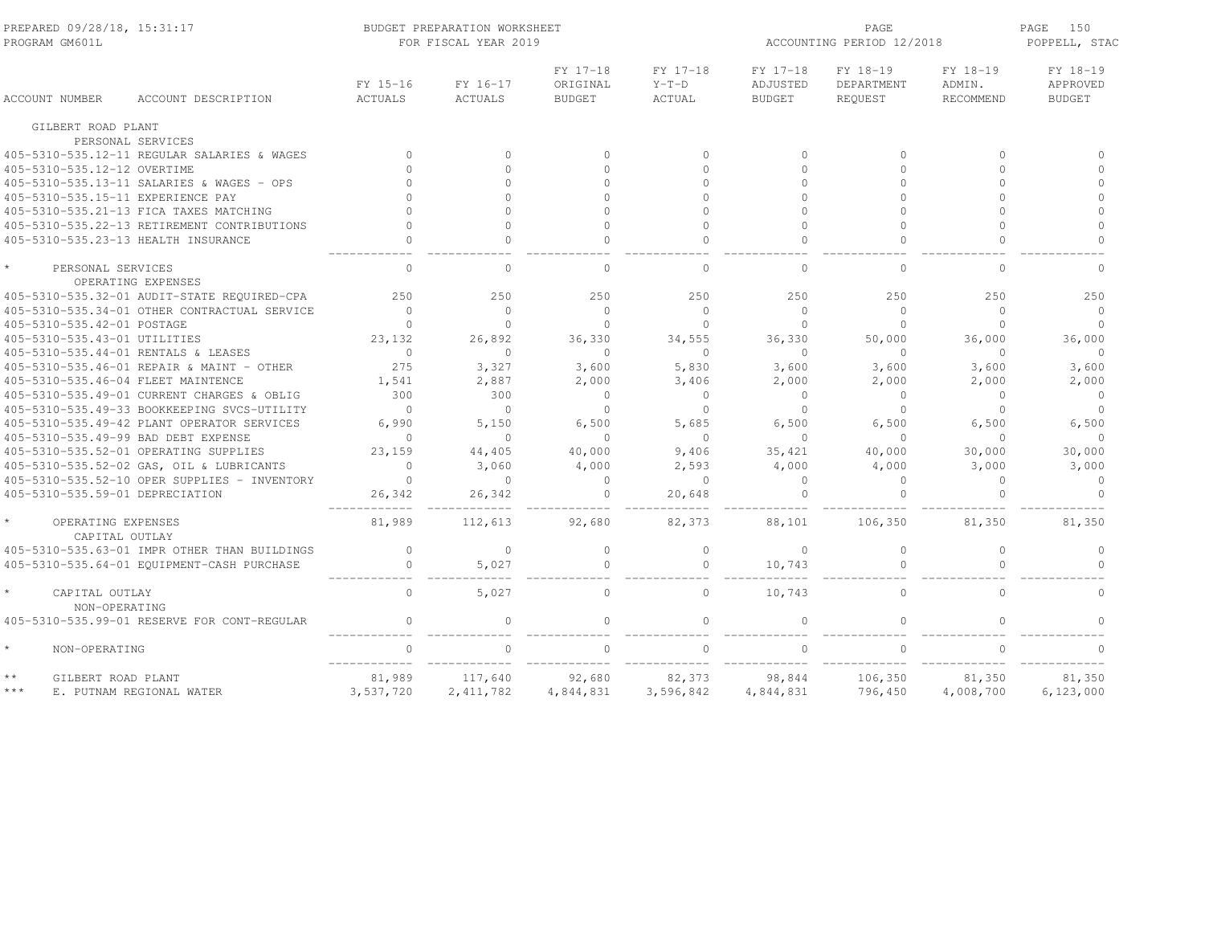PREPARED 09/28/18, 15:31:17 BUDGET PREPARATION WORKSHEET
PROGRAM GM601L FOR FISCAL YEAR 2019
ACCOUNTING PERIOD 12/2018
POPPELL, STAC

| ACCOUNT NUMBER | ACCOUNT DESCRIPTION | FY 15-16 ACTUALS | FY 16-17 ACTUALS | FY 17-18 ORIGINAL BUDGET | FY 17-18 Y-T-D ACTUAL | FY 17-18 ADJUSTED BUDGET | FY 18-19 DEPARTMENT REQUEST | FY 18-19 ADMIN. RECOMMEND | FY 18-19 APPROVED BUDGET |
|---|---|---|---|---|---|---|---|---|---|
| GILBERT ROAD PLANT | | | | | | | | | |
| | PERSONAL SERVICES | | | | | | | | |
| 405-5310-535.12-11 | REGULAR SALARIES & WAGES | 0 | 0 | 0 | 0 | 0 | 0 | 0 | 0 |
| 405-5310-535.12-12 | OVERTIME | 0 | 0 | 0 | 0 | 0 | 0 | 0 | 0 |
| 405-5310-535.13-11 | SALARIES & WAGES - OPS | 0 | 0 | 0 | 0 | 0 | 0 | 0 | 0 |
| 405-5310-535.15-11 | EXPERIENCE PAY | 0 | 0 | 0 | 0 | 0 | 0 | 0 | 0 |
| 405-5310-535.21-13 | FICA TAXES MATCHING | 0 | 0 | 0 | 0 | 0 | 0 | 0 | 0 |
| 405-5310-535.22-13 | RETIREMENT CONTRIBUTIONS | 0 | 0 | 0 | 0 | 0 | 0 | 0 | 0 |
| 405-5310-535.23-13 | HEALTH INSURANCE | 0 | 0 | 0 | 0 | 0 | 0 | 0 | 0 |
| * | PERSONAL SERVICES | 0 | 0 | 0 | 0 | 0 | 0 | 0 | 0 |
| | OPERATING EXPENSES | | | | | | | | |
| 405-5310-535.32-01 | AUDIT-STATE REQUIRED-CPA | 250 | 250 | 250 | 250 | 250 | 250 | 250 | 250 |
| 405-5310-535.34-01 | OTHER CONTRACTUAL SERVICE | 0 | 0 | 0 | 0 | 0 | 0 | 0 | 0 |
| 405-5310-535.42-01 | POSTAGE | 0 | 0 | 0 | 0 | 0 | 0 | 0 | 0 |
| 405-5310-535.43-01 | UTILITIES | 23,132 | 26,892 | 36,330 | 34,555 | 36,330 | 50,000 | 36,000 | 36,000 |
| 405-5310-535.44-01 | RENTALS & LEASES | 0 | 0 | 0 | 0 | 0 | 0 | 0 | 0 |
| 405-5310-535.46-01 | REPAIR & MAINT - OTHER | 275 | 3,327 | 3,600 | 5,830 | 3,600 | 3,600 | 3,600 | 3,600 |
| 405-5310-535.46-04 | FLEET MAINTENCE | 1,541 | 2,887 | 2,000 | 3,406 | 2,000 | 2,000 | 2,000 | 2,000 |
| 405-5310-535.49-01 | CURRENT CHARGES & OBLIG | 300 | 300 | 0 | 0 | 0 | 0 | 0 | 0 |
| 405-5310-535.49-33 | BOOKKEEPING SVCS-UTILITY | 0 | 0 | 0 | 0 | 0 | 0 | 0 | 0 |
| 405-5310-535.49-42 | PLANT OPERATOR SERVICES | 6,990 | 5,150 | 6,500 | 5,685 | 6,500 | 6,500 | 6,500 | 6,500 |
| 405-5310-535.49-99 | BAD DEBT EXPENSE | 0 | 0 | 0 | 0 | 0 | 0 | 0 | 0 |
| 405-5310-535.52-01 | OPERATING SUPPLIES | 23,159 | 44,405 | 40,000 | 9,406 | 35,421 | 40,000 | 30,000 | 30,000 |
| 405-5310-535.52-02 | GAS, OIL & LUBRICANTS | 0 | 3,060 | 4,000 | 2,593 | 4,000 | 4,000 | 3,000 | 3,000 |
| 405-5310-535.52-10 | OPER SUPPLIES - INVENTORY | 0 | 0 | 0 | 0 | 0 | 0 | 0 | 0 |
| 405-5310-535.59-01 | DEPRECIATION | 26,342 | 26,342 | 0 | 20,648 | 0 | 0 | 0 | 0 |
| * | OPERATING EXPENSES | 81,989 | 112,613 | 92,680 | 82,373 | 88,101 | 106,350 | 81,350 | 81,350 |
| | CAPITAL OUTLAY | | | | | | | | |
| 405-5310-535.63-01 | IMPR OTHER THAN BUILDINGS | 0 | 0 | 0 | 0 | 0 | 0 | 0 | 0 |
| 405-5310-535.64-01 | EQUIPMENT-CASH PURCHASE | 0 | 5,027 | 0 | 0 | 10,743 | 0 | 0 | 0 |
| * | CAPITAL OUTLAY | 0 | 5,027 | 0 | 0 | 10,743 | 0 | 0 | 0 |
| | NON-OPERATING | | | | | | | | |
| 405-5310-535.99-01 | RESERVE FOR CONT-REGULAR | 0 | 0 | 0 | 0 | 0 | 0 | 0 | 0 |
| * | NON-OPERATING | 0 | 0 | 0 | 0 | 0 | 0 | 0 | 0 |
| ** | GILBERT ROAD PLANT | 81,989 | 117,640 | 92,680 | 82,373 | 98,844 | 106,350 | 81,350 | 81,350 |
| *** | E. PUTNAM REGIONAL WATER | 3,537,720 | 2,411,782 | 4,844,831 | 3,596,842 | 4,844,831 | 796,450 | 4,008,700 | 6,123,000 |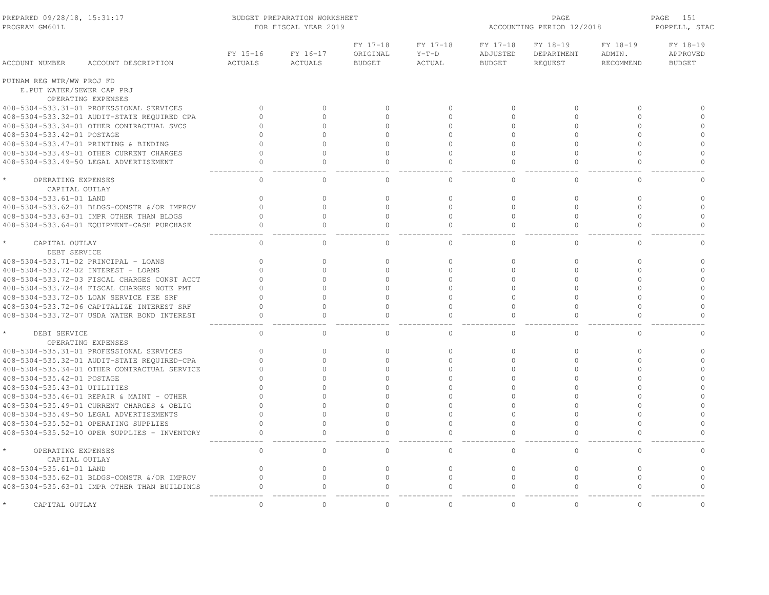PREPARED 09/28/18, 15:31:17 BUDGET PREPARATION WORKSHEET
PROGRAM GM601L FOR FISCAL YEAR 2019
ACCOUNTING PERIOD 12/2018
POPPELL, STAC

| ACCOUNT NUMBER | ACCOUNT DESCRIPTION | FY 15-16 ACTUALS | FY 16-17 ACTUALS | FY 17-18 ORIGINAL BUDGET | FY 17-18 Y-T-D ACTUAL | FY 17-18 ADJUSTED BUDGET | FY 18-19 DEPARTMENT REQUEST | FY 18-19 ADMIN. RECOMMEND | FY 18-19 APPROVED BUDGET |
|---|---|---|---|---|---|---|---|---|---|
| PUTNAM REG WTR/WW PROJ FD | | | | | | | | | |
| E.PUT WATER/SEWER CAP PRJ | | | | | | | | | |
| | OPERATING EXPENSES | | | | | | | | |
| 408-5304-533.31-01 | PROFESSIONAL SERVICES | 0 | 0 | 0 | 0 | 0 | 0 | 0 | 0 |
| 408-5304-533.32-01 | AUDIT-STATE REQUIRED CPA | 0 | 0 | 0 | 0 | 0 | 0 | 0 | 0 |
| 408-5304-533.34-01 | OTHER CONTRACTUAL SVCS | 0 | 0 | 0 | 0 | 0 | 0 | 0 | 0 |
| 408-5304-533.42-01 | POSTAGE | 0 | 0 | 0 | 0 | 0 | 0 | 0 | 0 |
| 408-5304-533.47-01 | PRINTING & BINDING | 0 | 0 | 0 | 0 | 0 | 0 | 0 | 0 |
| 408-5304-533.49-01 | OTHER CURRENT CHARGES | 0 | 0 | 0 | 0 | 0 | 0 | 0 | 0 |
| 408-5304-533.49-50 | LEGAL ADVERTISEMENT | 0 | 0 | 0 | 0 | 0 | 0 | 0 | 0 |
| * | OPERATING EXPENSES | 0 | 0 | 0 | 0 | 0 | 0 | 0 | 0 |
| | CAPITAL OUTLAY | | | | | | | | |
| 408-5304-533.61-01 | LAND | 0 | 0 | 0 | 0 | 0 | 0 | 0 | 0 |
| 408-5304-533.62-01 | BLDGS-CONSTR &/OR IMPROV | 0 | 0 | 0 | 0 | 0 | 0 | 0 | 0 |
| 408-5304-533.63-01 | IMPR OTHER THAN BLDGS | 0 | 0 | 0 | 0 | 0 | 0 | 0 | 0 |
| 408-5304-533.64-01 | EQUIPMENT-CASH PURCHASE | 0 | 0 | 0 | 0 | 0 | 0 | 0 | 0 |
| * | CAPITAL OUTLAY | 0 | 0 | 0 | 0 | 0 | 0 | 0 | 0 |
| | DEBT SERVICE | | | | | | | | |
| 408-5304-533.71-02 | PRINCIPAL - LOANS | 0 | 0 | 0 | 0 | 0 | 0 | 0 | 0 |
| 408-5304-533.72-02 | INTEREST - LOANS | 0 | 0 | 0 | 0 | 0 | 0 | 0 | 0 |
| 408-5304-533.72-03 | FISCAL CHARGES CONST ACCT | 0 | 0 | 0 | 0 | 0 | 0 | 0 | 0 |
| 408-5304-533.72-04 | FISCAL CHARGES NOTE PMT | 0 | 0 | 0 | 0 | 0 | 0 | 0 | 0 |
| 408-5304-533.72-05 | LOAN SERVICE FEE SRF | 0 | 0 | 0 | 0 | 0 | 0 | 0 | 0 |
| 408-5304-533.72-06 | CAPITALIZE INTEREST SRF | 0 | 0 | 0 | 0 | 0 | 0 | 0 | 0 |
| 408-5304-533.72-07 | USDA WATER BOND INTEREST | 0 | 0 | 0 | 0 | 0 | 0 | 0 | 0 |
| * | DEBT SERVICE | 0 | 0 | 0 | 0 | 0 | 0 | 0 | 0 |
| | OPERATING EXPENSES | | | | | | | | |
| 408-5304-535.31-01 | PROFESSIONAL SERVICES | 0 | 0 | 0 | 0 | 0 | 0 | 0 | 0 |
| 408-5304-535.32-01 | AUDIT-STATE REQUIRED-CPA | 0 | 0 | 0 | 0 | 0 | 0 | 0 | 0 |
| 408-5304-535.34-01 | OTHER CONTRACTUAL SERVICE | 0 | 0 | 0 | 0 | 0 | 0 | 0 | 0 |
| 408-5304-535.42-01 | POSTAGE | 0 | 0 | 0 | 0 | 0 | 0 | 0 | 0 |
| 408-5304-535.43-01 | UTILITIES | 0 | 0 | 0 | 0 | 0 | 0 | 0 | 0 |
| 408-5304-535.46-01 | REPAIR & MAINT - OTHER | 0 | 0 | 0 | 0 | 0 | 0 | 0 | 0 |
| 408-5304-535.49-01 | CURRENT CHARGES & OBLIG | 0 | 0 | 0 | 0 | 0 | 0 | 0 | 0 |
| 408-5304-535.49-50 | LEGAL ADVERTISEMENTS | 0 | 0 | 0 | 0 | 0 | 0 | 0 | 0 |
| 408-5304-535.52-01 | OPERATING SUPPLIES | 0 | 0 | 0 | 0 | 0 | 0 | 0 | 0 |
| 408-5304-535.52-10 | OPER SUPPLIES - INVENTORY | 0 | 0 | 0 | 0 | 0 | 0 | 0 | 0 |
| * | OPERATING EXPENSES | 0 | 0 | 0 | 0 | 0 | 0 | 0 | 0 |
| | CAPITAL OUTLAY | | | | | | | | |
| 408-5304-535.61-01 | LAND | 0 | 0 | 0 | 0 | 0 | 0 | 0 | 0 |
| 408-5304-535.62-01 | BLDGS-CONSTR &/OR IMPROV | 0 | 0 | 0 | 0 | 0 | 0 | 0 | 0 |
| 408-5304-535.63-01 | IMPR OTHER THAN BUILDINGS | 0 | 0 | 0 | 0 | 0 | 0 | 0 | 0 |
| * | CAPITAL OUTLAY | 0 | 0 | 0 | 0 | 0 | 0 | 0 | 0 |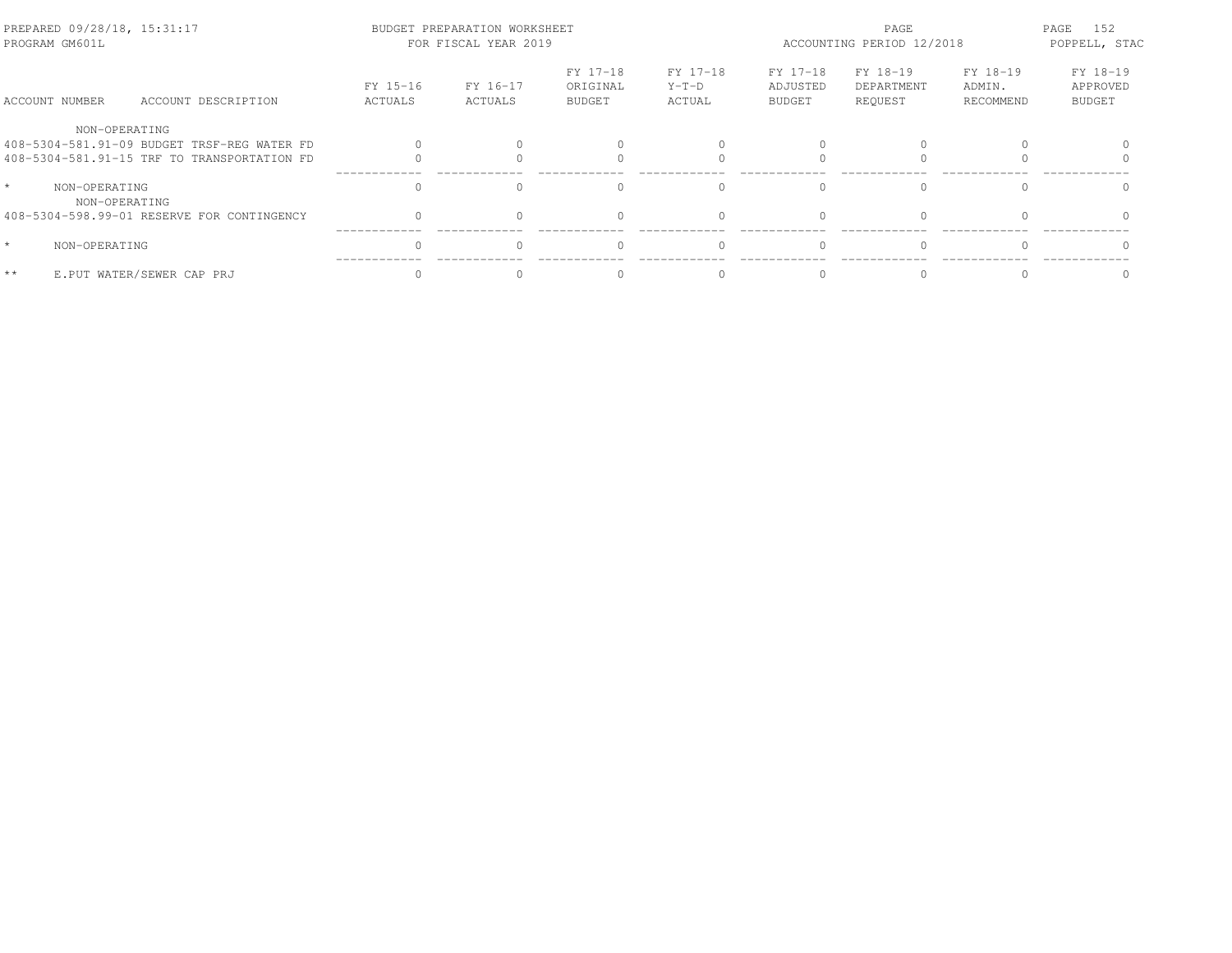BUDGET PREPARATION WORKSHEET
FOR FISCAL YEAR 2019

ACCOUNTING PERIOD 12/2018

| ACCOUNT NUMBER | ACCOUNT DESCRIPTION | FY 15-16 ACTUALS | FY 16-17 ACTUALS | FY 17-18 ORIGINAL BUDGET | FY 17-18 Y-T-D ACTUAL | FY 17-18 ADJUSTED BUDGET | FY 18-19 DEPARTMENT REQUEST | FY 18-19 ADMIN. RECOMMEND | FY 18-19 APPROVED BUDGET |
|---|---|---|---|---|---|---|---|---|---|
| | NON-OPERATING | | | | | | | | |
| 408-5304-581.91-09 | BUDGET TRSF-REG WATER FD | 0 | 0 | 0 | 0 | 0 | 0 | 0 | 0 |
| 408-5304-581.91-15 | TRF TO TRANSPORTATION FD | 0 | 0 | 0 | 0 | 0 | 0 | 0 | 0 |
| * | NON-OPERATING | 0 | 0 | 0 | 0 | 0 | 0 | 0 | 0 |
| | NON-OPERATING | | | | | | | | |
| 408-5304-598.99-01 | RESERVE FOR CONTINGENCY | 0 | 0 | 0 | 0 | 0 | 0 | 0 | 0 |
| * | NON-OPERATING | 0 | 0 | 0 | 0 | 0 | 0 | 0 | 0 |
| ** | E.PUT WATER/SEWER CAP PRJ | 0 | 0 | 0 | 0 | 0 | 0 | 0 | 0 |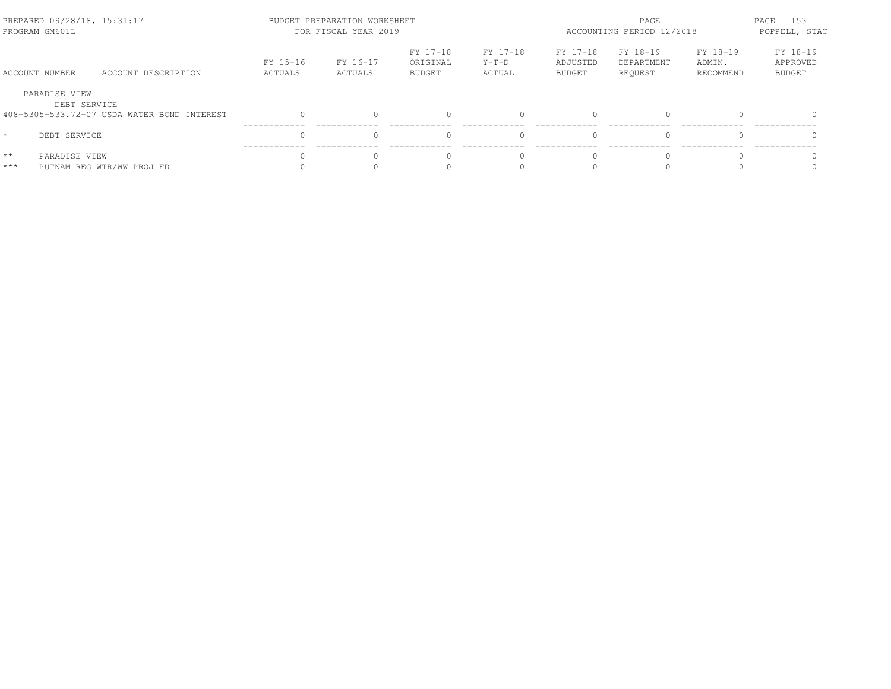| ACCOUNT NUMBER | ACCOUNT DESCRIPTION | FY 15-16 ACTUALS | FY 16-17 ACTUALS | FY 17-18 ORIGINAL BUDGET | FY 17-18 Y-T-D ACTUAL | FY 17-18 ADJUSTED BUDGET | FY 18-19 DEPARTMENT REQUEST | FY 18-19 ADMIN. RECOMMEND | FY 18-19 APPROVED BUDGET |
|---|---|---|---|---|---|---|---|---|---|
| PARADISE VIEW | | | | | | | | | |
| DEBT SERVICE | | | | | | | | | |
| 408-5305-533.72-07 | USDA WATER BOND INTEREST | 0 | 0 | 0 | 0 | 0 | 0 | 0 | 0 |
| * | DEBT SERVICE | 0 | 0 | 0 | 0 | 0 | 0 | 0 | 0 |
| ** | PARADISE VIEW | 0 | 0 | 0 | 0 | 0 | 0 | 0 | 0 |
| *** | PUTNAM REG WTR/WW PROJ FD | 0 | 0 | 0 | 0 | 0 | 0 | 0 | 0 |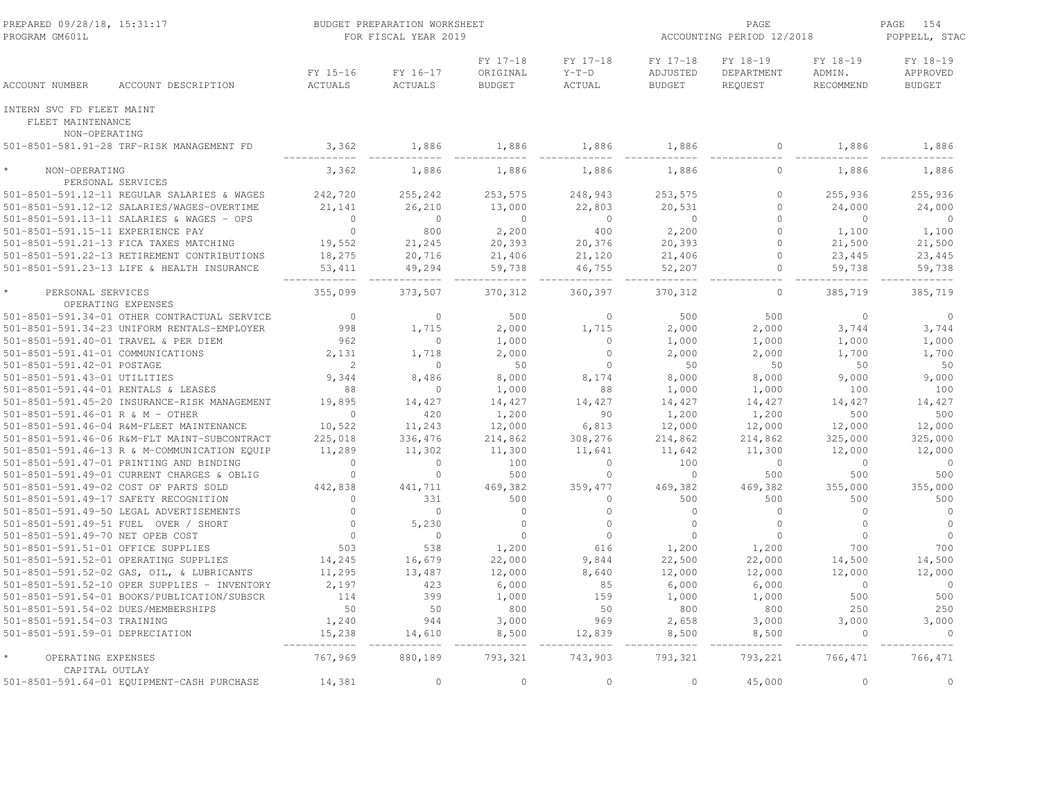BUDGET PREPARATION WORKSHEET
FOR FISCAL YEAR 2019

PREPARED 09/28/18, 15:31:17
PROGRAM GM601L

ACCOUNTING PERIOD 12/2018

POPPELL, STAC

| ACCOUNT NUMBER | ACCOUNT DESCRIPTION | FY 15-16 ACTUALS | FY 16-17 ACTUALS | FY 17-18 ORIGINAL BUDGET | FY 17-18 Y-T-D ACTUAL | FY 17-18 ADJUSTED BUDGET | FY 18-19 DEPARTMENT REQUEST | FY 18-19 ADMIN. RECOMMEND | FY 18-19 APPROVED BUDGET |
|---|---|---|---|---|---|---|---|---|---|
| INTERN SVC FD FLEET MAINT | | | | | | | | | |
| FLEET MAINTENANCE | | | | | | | | | |
| NON-OPERATING | | | | | | | | | |
| 501-8501-581.91-28 | TRF-RISK MANAGEMENT FD | 3,362 | 1,886 | 1,886 | 1,886 | 1,886 | 0 | 1,886 | 1,886 |
| * NON-OPERATING | | 3,362 | 1,886 | 1,886 | 1,886 | 1,886 | 0 | 1,886 | 1,886 |
| PERSONAL SERVICES | | | | | | | | | |
| 501-8501-591.12-11 | REGULAR SALARIES & WAGES | 242,720 | 255,242 | 253,575 | 248,943 | 253,575 | 0 | 255,936 | 255,936 |
| 501-8501-591.12-12 | SALARIES/WAGES-OVERTIME | 21,141 | 26,210 | 13,000 | 22,803 | 20,531 | 0 | 24,000 | 24,000 |
| 501-8501-591.13-11 | SALARIES & WAGES - OPS | 0 | 0 | 0 | 0 | 0 | 0 | 0 | 0 |
| 501-8501-591.15-11 | EXPERIENCE PAY | 0 | 800 | 2,200 | 400 | 2,200 | 0 | 1,100 | 1,100 |
| 501-8501-591.21-13 | FICA TAXES MATCHING | 19,552 | 21,245 | 20,393 | 20,376 | 20,393 | 0 | 21,500 | 21,500 |
| 501-8501-591.22-13 | RETIREMENT CONTRIBUTIONS | 18,275 | 20,716 | 21,406 | 21,120 | 21,406 | 0 | 23,445 | 23,445 |
| 501-8501-591.23-13 | LIFE & HEALTH INSURANCE | 53,411 | 49,294 | 59,738 | 46,755 | 52,207 | 0 | 59,738 | 59,738 |
| * PERSONAL SERVICES | | 355,099 | 373,507 | 370,312 | 360,397 | 370,312 | 0 | 385,719 | 385,719 |
| OPERATING EXPENSES | | | | | | | | | |
| 501-8501-591.34-01 | OTHER CONTRACTUAL SERVICE | 0 | 0 | 500 | 0 | 500 | 500 | 0 | 0 |
| 501-8501-591.34-23 | UNIFORM RENTALS-EMPLOYER | 998 | 1,715 | 2,000 | 1,715 | 2,000 | 2,000 | 3,744 | 3,744 |
| 501-8501-591.40-01 | TRAVEL & PER DIEM | 962 | 0 | 1,000 | 0 | 1,000 | 1,000 | 1,000 | 1,000 |
| 501-8501-591.41-01 | COMMUNICATIONS | 2,131 | 1,718 | 2,000 | 0 | 2,000 | 2,000 | 1,700 | 1,700 |
| 501-8501-591.42-01 | POSTAGE | 2 | 0 | 50 | 0 | 50 | 50 | 50 | 50 |
| 501-8501-591.43-01 | UTILITIES | 9,344 | 8,486 | 8,000 | 8,174 | 8,000 | 8,000 | 9,000 | 9,000 |
| 501-8501-591.44-01 | RENTALS & LEASES | 88 | 0 | 1,000 | 88 | 1,000 | 1,000 | 100 | 100 |
| 501-8501-591.45-20 | INSURANCE-RISK MANAGEMENT | 19,895 | 14,427 | 14,427 | 14,427 | 14,427 | 14,427 | 14,427 | 14,427 |
| 501-8501-591.46-01 | R & M - OTHER | 0 | 420 | 1,200 | 90 | 1,200 | 1,200 | 500 | 500 |
| 501-8501-591.46-04 | R&M-FLEET MAINTENANCE | 10,522 | 11,243 | 12,000 | 6,813 | 12,000 | 12,000 | 12,000 | 12,000 |
| 501-8501-591.46-06 | R&M-FLT MAINT-SUBCONTRACT | 225,018 | 336,476 | 214,862 | 308,276 | 214,862 | 214,862 | 325,000 | 325,000 |
| 501-8501-591.46-13 | R & M-COMMUNICATION EQUIP | 11,289 | 11,302 | 11,300 | 11,641 | 11,642 | 11,300 | 12,000 | 12,000 |
| 501-8501-591.47-01 | PRINTING AND BINDING | 0 | 0 | 100 | 0 | 100 | 0 | 0 | 0 |
| 501-8501-591.49-01 | CURRENT CHARGES & OBLIG | 0 | 0 | 500 | 0 | 0 | 500 | 500 | 500 |
| 501-8501-591.49-02 | COST OF PARTS SOLD | 442,838 | 441,711 | 469,382 | 359,477 | 469,382 | 469,382 | 355,000 | 355,000 |
| 501-8501-591.49-17 | SAFETY RECOGNITION | 0 | 331 | 500 | 0 | 500 | 500 | 500 | 500 |
| 501-8501-591.49-50 | LEGAL ADVERTISEMENTS | 0 | 0 | 0 | 0 | 0 | 0 | 0 | 0 |
| 501-8501-591.49-51 | FUEL OVER / SHORT | 0 | 5,230 | 0 | 0 | 0 | 0 | 0 | 0 |
| 501-8501-591.49-70 | NET OPEB COST | 0 | 0 | 0 | 0 | 0 | 0 | 0 | 0 |
| 501-8501-591.51-01 | OFFICE SUPPLIES | 503 | 538 | 1,200 | 616 | 1,200 | 1,200 | 700 | 700 |
| 501-8501-591.52-01 | OPERATING SUPPLIES | 14,245 | 16,679 | 22,000 | 9,844 | 22,500 | 22,000 | 14,500 | 14,500 |
| 501-8501-591.52-02 | GAS, OIL, & LUBRICANTS | 11,295 | 13,487 | 12,000 | 8,640 | 12,000 | 12,000 | 12,000 | 12,000 |
| 501-8501-591.52-10 | OPER SUPPLIES - INVENTORY | 2,197 | 423 | 6,000 | 85 | 6,000 | 6,000 | 0 | 0 |
| 501-8501-591.54-01 | BOOKS/PUBLICATION/SUBSCR | 114 | 399 | 1,000 | 159 | 1,000 | 1,000 | 500 | 500 |
| 501-8501-591.54-02 | DUES/MEMBERSHIPS | 50 | 50 | 800 | 50 | 800 | 800 | 250 | 250 |
| 501-8501-591.54-03 | TRAINING | 1,240 | 944 | 3,000 | 969 | 2,658 | 3,000 | 3,000 | 3,000 |
| 501-8501-591.59-01 | DEPRECIATION | 15,238 | 14,610 | 8,500 | 12,839 | 8,500 | 8,500 | 0 | 0 |
| * OPERATING EXPENSES | | 767,969 | 880,189 | 793,321 | 743,903 | 793,321 | 793,221 | 766,471 | 766,471 |
| CAPITAL OUTLAY | | | | | | | | | |
| 501-8501-591.64-01 | EQUIPMENT-CASH PURCHASE | 14,381 | 0 | 0 | 0 | 0 | 45,000 | 0 | 0 |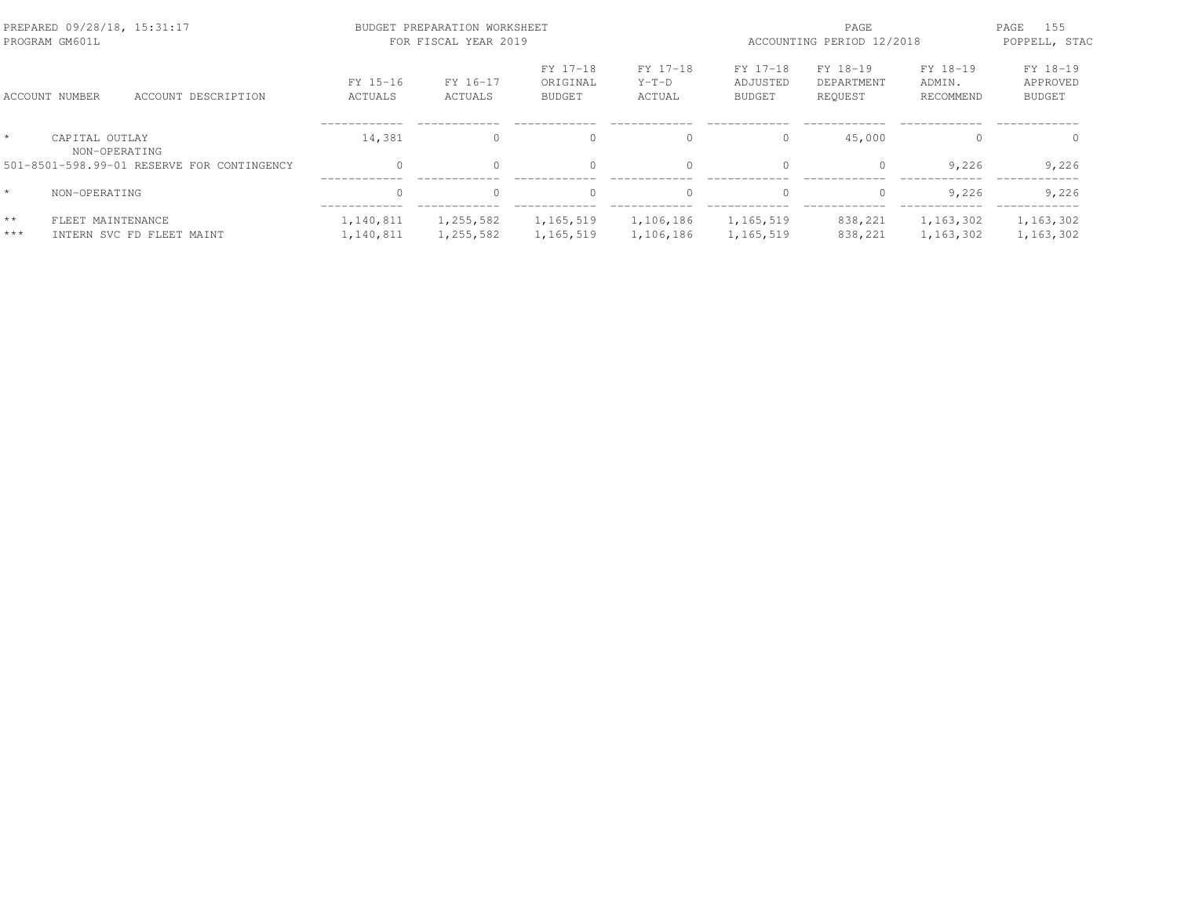| ACCOUNT NUMBER | ACCOUNT DESCRIPTION | FY 15-16 ACTUALS | FY 16-17 ACTUALS | FY 17-18 ORIGINAL BUDGET | FY 17-18 Y-T-D ACTUAL | FY 17-18 ADJUSTED BUDGET | FY 18-19 DEPARTMENT REQUEST | FY 18-19 ADMIN. RECOMMEND | FY 18-19 APPROVED BUDGET |
|---|---|---|---|---|---|---|---|---|---|
| * | CAPITAL OUTLAY | 14,381 | 0 | 0 | 0 | 0 | 45,000 | 0 | 0 |
| | NON-OPERATING | | | | | | | | |
| 501-8501-598.99-01 | RESERVE FOR CONTINGENCY | 0 | 0 | 0 | 0 | 0 | 0 | 9,226 | 9,226 |
| * | NON-OPERATING | 0 | 0 | 0 | 0 | 0 | 0 | 9,226 | 9,226 |
| ** | FLEET MAINTENANCE | 1,140,811 | 1,255,582 | 1,165,519 | 1,106,186 | 1,165,519 | 838,221 | 1,163,302 | 1,163,302 |
| *** | INTERN SVC FD FLEET MAINT | 1,140,811 | 1,255,582 | 1,165,519 | 1,106,186 | 1,165,519 | 838,221 | 1,163,302 | 1,163,302 |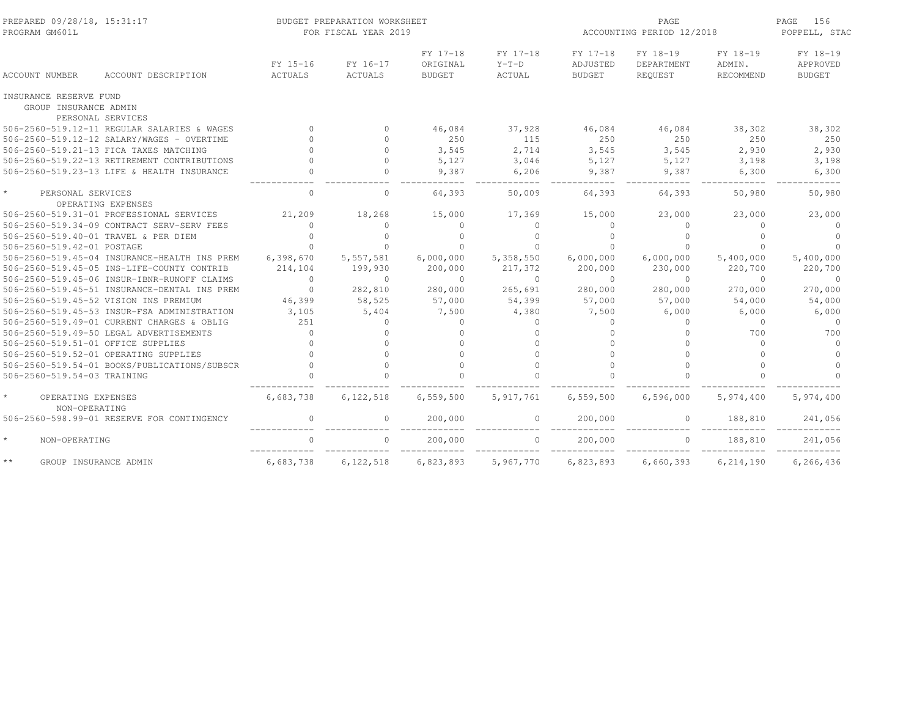BUDGET PREPARATION WORKSHEET
FOR FISCAL YEAR 2019

PREPARED 09/28/18, 15:31:17
PROGRAM GM601L

ACCOUNTING PERIOD 12/2018

POPPELL, STAC

| ACCOUNT NUMBER | ACCOUNT DESCRIPTION | FY 15-16 ACTUALS | FY 16-17 ACTUALS | FY 17-18 ORIGINAL BUDGET | FY 17-18 Y-T-D ACTUAL | FY 17-18 ADJUSTED BUDGET | FY 18-19 DEPARTMENT REQUEST | FY 18-19 ADMIN. RECOMMEND | FY 18-19 APPROVED BUDGET |
|---|---|---|---|---|---|---|---|---|---|
| INSURANCE RESERVE FUND | | | | | | | | | |
| GROUP INSURANCE ADMIN | | | | | | | | | |
| PERSONAL SERVICES | | | | | | | | | |
| 506-2560-519.12-11 | REGULAR SALARIES & WAGES | 0 | 0 | 46,084 | 37,928 | 46,084 | 46,084 | 38,302 | 38,302 |
| 506-2560-519.12-12 | SALARY/WAGES - OVERTIME | 0 | 0 | 250 | 115 | 250 | 250 | 250 | 250 |
| 506-2560-519.21-13 | FICA TAXES MATCHING | 0 | 0 | 3,545 | 2,714 | 3,545 | 3,545 | 2,930 | 2,930 |
| 506-2560-519.22-13 | RETIREMENT CONTRIBUTIONS | 0 | 0 | 5,127 | 3,046 | 5,127 | 5,127 | 3,198 | 3,198 |
| 506-2560-519.23-13 | LIFE & HEALTH INSURANCE | 0 | 0 | 9,387 | 6,206 | 9,387 | 9,387 | 6,300 | 6,300 |
| * | PERSONAL SERVICES | 0 | 0 | 64,393 | 50,009 | 64,393 | 64,393 | 50,980 | 50,980 |
| OPERATING EXPENSES | | | | | | | | | |
| 506-2560-519.31-01 | PROFESSIONAL SERVICES | 21,209 | 18,268 | 15,000 | 17,369 | 15,000 | 23,000 | 23,000 | 23,000 |
| 506-2560-519.34-09 | CONTRACT SERV-SERV FEES | 0 | 0 | 0 | 0 | 0 | 0 | 0 | 0 |
| 506-2560-519.40-01 | TRAVEL & PER DIEM | 0 | 0 | 0 | 0 | 0 | 0 | 0 | 0 |
| 506-2560-519.42-01 | POSTAGE | 0 | 0 | 0 | 0 | 0 | 0 | 0 | 0 |
| 506-2560-519.45-04 | INSURANCE-HEALTH INS PREM | 6,398,670 | 5,557,581 | 6,000,000 | 5,358,550 | 6,000,000 | 6,000,000 | 5,400,000 | 5,400,000 |
| 506-2560-519.45-05 | INS-LIFE-COUNTY CONTRIB | 214,104 | 199,930 | 200,000 | 217,372 | 200,000 | 230,000 | 220,700 | 220,700 |
| 506-2560-519.45-06 | INSUR-IBNR-RUNOFF CLAIMS | 0 | 0 | 0 | 0 | 0 | 0 | 0 | 0 |
| 506-2560-519.45-51 | INSURANCE-DENTAL INS PREM | 0 | 282,810 | 280,000 | 265,691 | 280,000 | 280,000 | 270,000 | 270,000 |
| 506-2560-519.45-52 | VISION INS PREMIUM | 46,399 | 58,525 | 57,000 | 54,399 | 57,000 | 57,000 | 54,000 | 54,000 |
| 506-2560-519.45-53 | INSUR-FSA ADMINISTRATION | 3,105 | 5,404 | 7,500 | 4,380 | 7,500 | 6,000 | 6,000 | 6,000 |
| 506-2560-519.49-01 | CURRENT CHARGES & OBLIG | 251 | 0 | 0 | 0 | 0 | 0 | 0 | 0 |
| 506-2560-519.49-50 | LEGAL ADVERTISEMENTS | 0 | 0 | 0 | 0 | 0 | 0 | 700 | 700 |
| 506-2560-519.51-01 | OFFICE SUPPLIES | 0 | 0 | 0 | 0 | 0 | 0 | 0 | 0 |
| 506-2560-519.52-01 | OPERATING SUPPLIES | 0 | 0 | 0 | 0 | 0 | 0 | 0 | 0 |
| 506-2560-519.54-01 | BOOKS/PUBLICATIONS/SUBSCR | 0 | 0 | 0 | 0 | 0 | 0 | 0 | 0 |
| 506-2560-519.54-03 | TRAINING | 0 | 0 | 0 | 0 | 0 | 0 | 0 | 0 |
| * | OPERATING EXPENSES | 6,683,738 | 6,122,518 | 6,559,500 | 5,917,761 | 6,559,500 | 6,596,000 | 5,974,400 | 5,974,400 |
| NON-OPERATING | | | | | | | | | |
| 506-2560-598.99-01 | RESERVE FOR CONTINGENCY | 0 | 0 | 200,000 | 0 | 200,000 | 0 | 188,810 | 241,056 |
| * | NON-OPERATING | 0 | 0 | 200,000 | 0 | 200,000 | 0 | 188,810 | 241,056 |
| ** | GROUP INSURANCE ADMIN | 6,683,738 | 6,122,518 | 6,823,893 | 5,967,770 | 6,823,893 | 6,660,393 | 6,214,190 | 6,266,436 |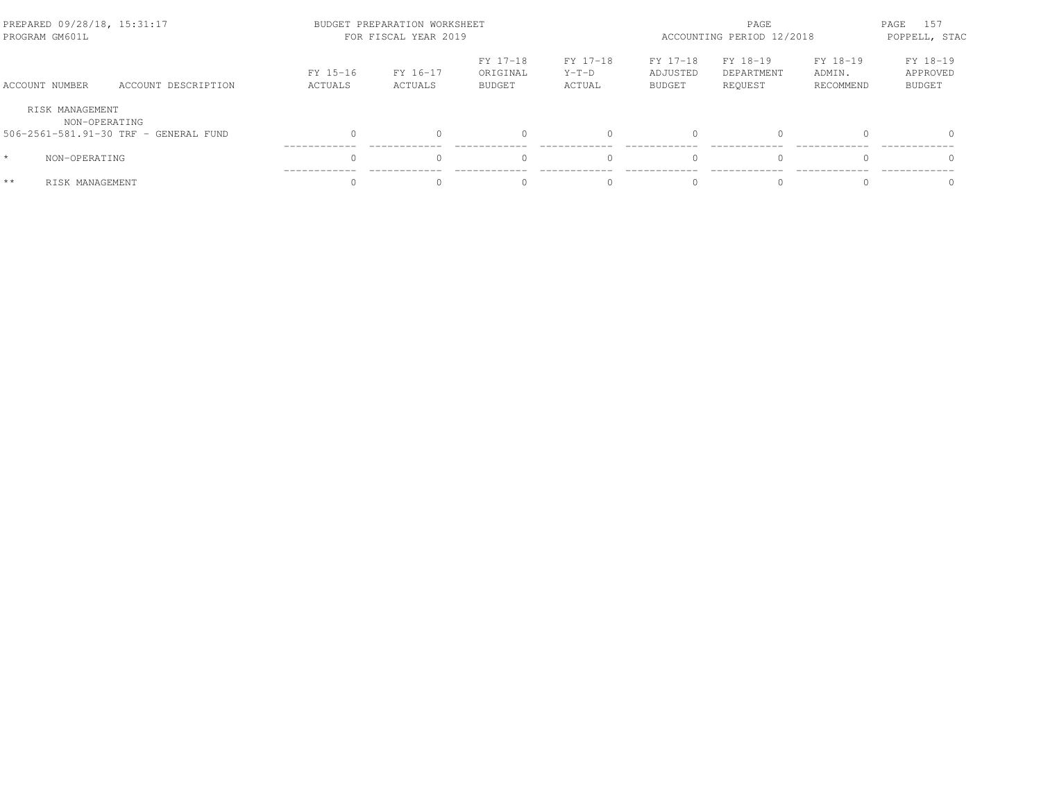PREPARED 09/28/18, 15:31:17 PROGRAM GM601L

BUDGET PREPARATION WORKSHEET FOR FISCAL YEAR 2019

ACCOUNTING PERIOD 12/2018

POPPELL, STAC

| ACCOUNT NUMBER | ACCOUNT DESCRIPTION | FY 15-16 ACTUALS | FY 16-17 ACTUALS | FY 17-18 ORIGINAL BUDGET | FY 17-18 Y-T-D ACTUAL | FY 17-18 ADJUSTED BUDGET | FY 18-19 DEPARTMENT REQUEST | FY 18-19 ADMIN. RECOMMEND | FY 18-19 APPROVED BUDGET |
|---|---|---|---|---|---|---|---|---|---|
| RISK MANAGEMENT | | | | | | | | | |
| NON-OPERATING | | | | | | | | | |
| 506-2561-581.91-30 | TRF - GENERAL FUND | 0 | 0 | 0 | 0 | 0 | 0 | 0 | 0 |
| * | NON-OPERATING | 0 | 0 | 0 | 0 | 0 | 0 | 0 | 0 |
| ** | RISK MANAGEMENT | 0 | 0 | 0 | 0 | 0 | 0 | 0 | 0 |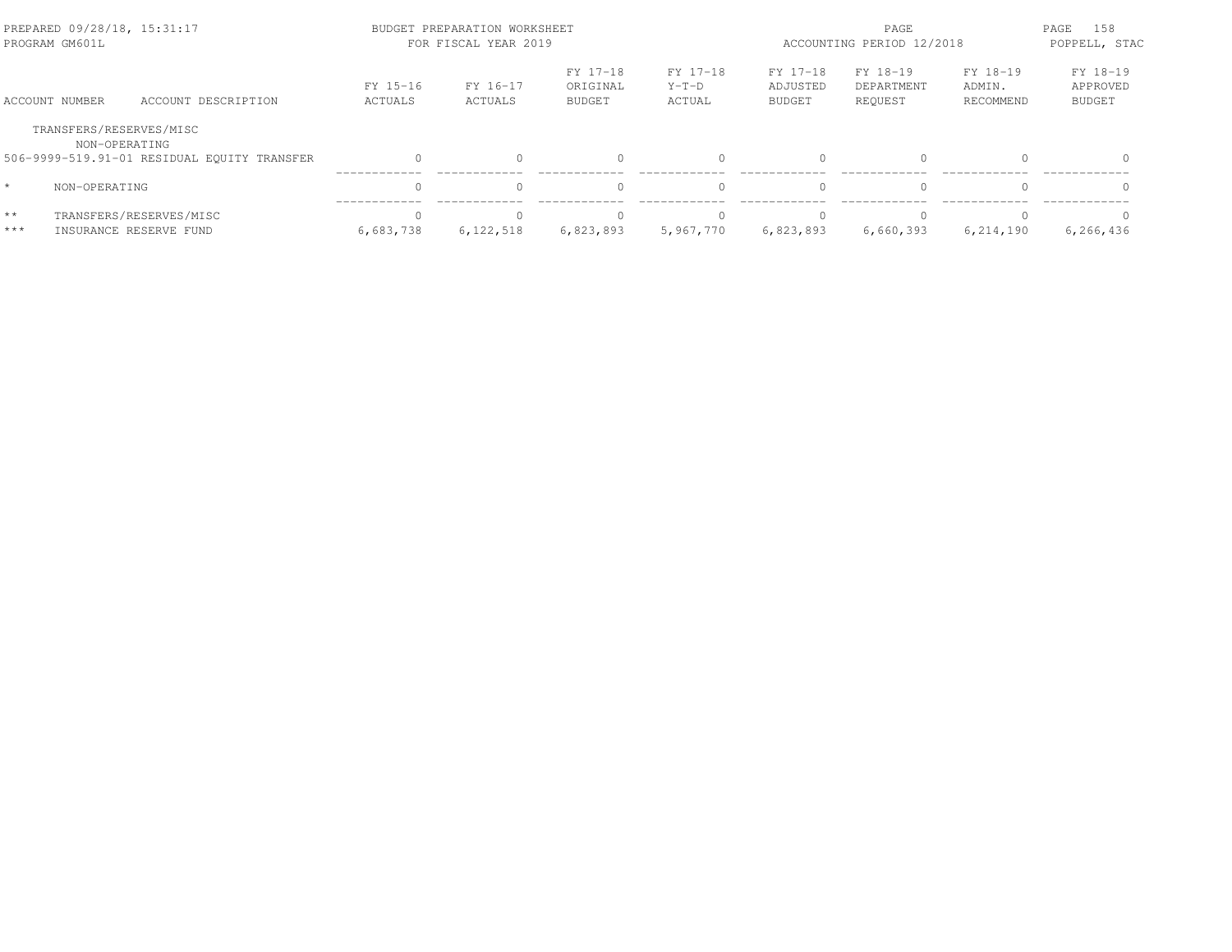BUDGET PREPARATION WORKSHEET
FOR FISCAL YEAR 2019

PREPARED 09/28/18, 15:31:17
PROGRAM GM601L

ACCOUNTING PERIOD 12/2018

POPPELL, STAC

| ACCOUNT NUMBER | ACCOUNT DESCRIPTION | FY 15-16 ACTUALS | FY 16-17 ACTUALS | FY 17-18 ORIGINAL BUDGET | FY 17-18 Y-T-D ACTUAL | FY 17-18 ADJUSTED BUDGET | FY 18-19 DEPARTMENT REQUEST | FY 18-19 ADMIN. RECOMMEND | FY 18-19 APPROVED BUDGET |
|---|---|---|---|---|---|---|---|---|---|
| TRANSFERS/RESERVES/MISC | | | | | | | | | |
| NON-OPERATING | | | | | | | | | |
| 506-9999-519.91-01 | RESIDUAL EQUITY TRANSFER | 0 | 0 | 0 | 0 | 0 | 0 | 0 | 0 |
| * | NON-OPERATING | 0 | 0 | 0 | 0 | 0 | 0 | 0 | 0 |
| ** | TRANSFERS/RESERVES/MISC | 0 | 0 | 0 | 0 | 0 | 0 | 0 | 0 |
| *** | INSURANCE RESERVE FUND | 6,683,738 | 6,122,518 | 6,823,893 | 5,967,770 | 6,823,893 | 6,660,393 | 6,214,190 | 6,266,436 |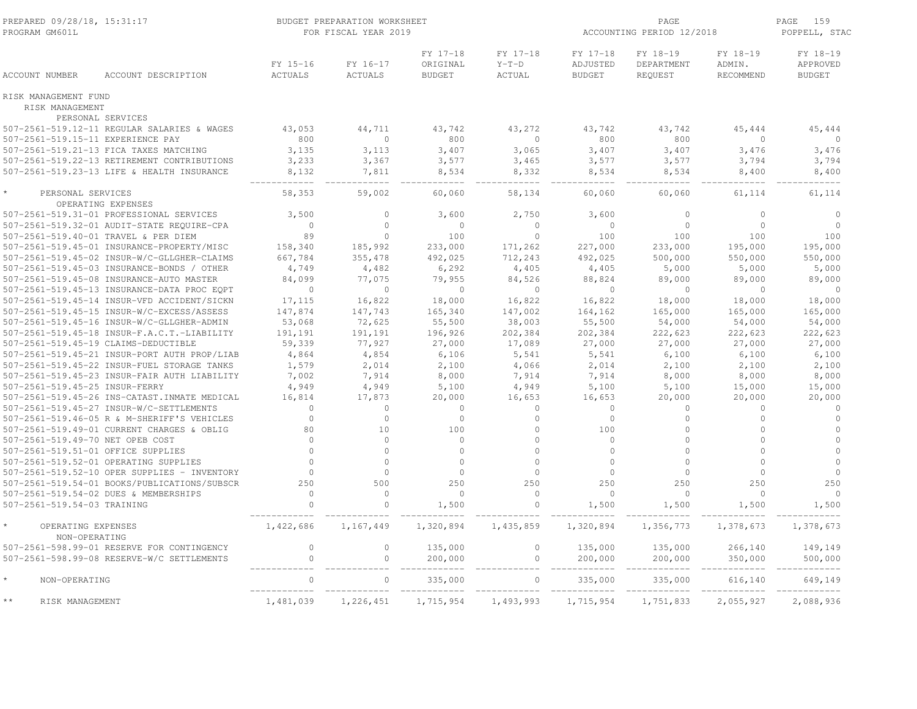PREPARED 09/28/18, 15:31:17
PROGRAM GM601L

BUDGET PREPARATION WORKSHEET
FOR FISCAL YEAR 2019

ACCOUNTING PERIOD 12/2018

POPPELL, STAC

| ACCOUNT NUMBER | ACCOUNT DESCRIPTION | FY 15-16 ACTUALS | FY 16-17 ACTUALS | FY 17-18 ORIGINAL BUDGET | FY 17-18 Y-T-D ACTUAL | FY 17-18 ADJUSTED BUDGET | FY 18-19 DEPARTMENT REQUEST | FY 18-19 ADMIN. RECOMMEND | FY 18-19 APPROVED BUDGET |
|---|---|---|---|---|---|---|---|---|---|
| RISK MANAGEMENT FUND | | | | | | | | | |
| RISK MANAGEMENT | | | | | | | | | |
| PERSONAL SERVICES | | | | | | | | | |
| 507-2561-519.12-11 | REGULAR SALARIES & WAGES | 43,053 | 44,711 | 43,742 | 43,272 | 43,742 | 43,742 | 45,444 | 45,444 |
| 507-2561-519.15-11 | EXPERIENCE PAY | 800 | 0 | 800 | 0 | 800 | 800 | 0 | 0 |
| 507-2561-519.21-13 | FICA TAXES MATCHING | 3,135 | 3,113 | 3,407 | 3,065 | 3,407 | 3,407 | 3,476 | 3,476 |
| 507-2561-519.22-13 | RETIREMENT CONTRIBUTIONS | 3,233 | 3,367 | 3,577 | 3,465 | 3,577 | 3,577 | 3,794 | 3,794 |
| 507-2561-519.23-13 | LIFE & HEALTH INSURANCE | 8,132 | 7,811 | 8,534 | 8,332 | 8,534 | 8,534 | 8,400 | 8,400 |
| * | PERSONAL SERVICES | 58,353 | 59,002 | 60,060 | 58,134 | 60,060 | 60,060 | 61,114 | 61,114 |
| OPERATING EXPENSES | | | | | | | | | |
| 507-2561-519.31-01 | PROFESSIONAL SERVICES | 3,500 | 0 | 3,600 | 2,750 | 3,600 | 0 | 0 | 0 |
| 507-2561-519.32-01 | AUDIT-STATE REQUIRE-CPA | 0 | 0 | 0 | 0 | 0 | 0 | 0 | 0 |
| 507-2561-519.40-01 | TRAVEL & PER DIEM | 89 | 0 | 100 | 0 | 100 | 100 | 100 | 100 |
| 507-2561-519.45-01 | INSURANCE-PROPERTY/MISC | 158,340 | 185,992 | 233,000 | 171,262 | 227,000 | 233,000 | 195,000 | 195,000 |
| 507-2561-519.45-02 | INSUR-W/C-GLLGHER-CLAIMS | 667,784 | 355,478 | 492,025 | 712,243 | 492,025 | 500,000 | 550,000 | 550,000 |
| 507-2561-519.45-03 | INSURANCE-BONDS / OTHER | 4,749 | 4,482 | 6,292 | 4,405 | 4,405 | 5,000 | 5,000 | 5,000 |
| 507-2561-519.45-08 | INSURANCE-AUTO MASTER | 84,099 | 77,075 | 79,955 | 84,526 | 88,824 | 89,000 | 89,000 | 89,000 |
| 507-2561-519.45-13 | INSURANCE-DATA PROC EQPT | 0 | 0 | 0 | 0 | 0 | 0 | 0 | 0 |
| 507-2561-519.45-14 | INSUR-VFD ACCIDENT/SICKN | 17,115 | 16,822 | 18,000 | 16,822 | 16,822 | 18,000 | 18,000 | 18,000 |
| 507-2561-519.45-15 | INSUR-W/C-EXCESS/ASSESS | 147,874 | 147,743 | 165,340 | 147,002 | 164,162 | 165,000 | 165,000 | 165,000 |
| 507-2561-519.45-16 | INSUR-W/C-GLLGHER-ADMIN | 53,068 | 72,625 | 55,500 | 38,003 | 55,500 | 54,000 | 54,000 | 54,000 |
| 507-2561-519.45-18 | INSUR-F.A.C.T.-LIABILITY | 191,191 | 191,191 | 196,926 | 202,384 | 202,384 | 222,623 | 222,623 | 222,623 |
| 507-2561-519.45-19 | CLAIMS-DEDUCTIBLE | 59,339 | 77,927 | 27,000 | 17,089 | 27,000 | 27,000 | 27,000 | 27,000 |
| 507-2561-519.45-21 | INSUR-PORT AUTH PROP/LIAB | 4,864 | 4,854 | 6,106 | 5,541 | 5,541 | 6,100 | 6,100 | 6,100 |
| 507-2561-519.45-22 | INSUR-FUEL STORAGE TANKS | 1,579 | 2,014 | 2,100 | 4,066 | 2,014 | 2,100 | 2,100 | 2,100 |
| 507-2561-519.45-23 | INSUR-FAIR AUTH LIABILITY | 7,002 | 7,914 | 8,000 | 7,914 | 7,914 | 8,000 | 8,000 | 8,000 |
| 507-2561-519.45-25 | INSUR-FERRY | 4,949 | 4,949 | 5,100 | 4,949 | 5,100 | 5,100 | 15,000 | 15,000 |
| 507-2561-519.45-26 | INS-CATAST.INMATE MEDICAL | 16,814 | 17,873 | 20,000 | 16,653 | 16,653 | 20,000 | 20,000 | 20,000 |
| 507-2561-519.45-27 | INSUR-W/C-SETTLEMENTS | 0 | 0 | 0 | 0 | 0 | 0 | 0 | 0 |
| 507-2561-519.46-05 | R & M-SHERIFF'S VEHICLES | 0 | 0 | 0 | 0 | 0 | 0 | 0 | 0 |
| 507-2561-519.49-01 | CURRENT CHARGES & OBLIG | 80 | 10 | 100 | 0 | 100 | 0 | 0 | 0 |
| 507-2561-519.49-70 | NET OPEB COST | 0 | 0 | 0 | 0 | 0 | 0 | 0 | 0 |
| 507-2561-519.51-01 | OFFICE SUPPLIES | 0 | 0 | 0 | 0 | 0 | 0 | 0 | 0 |
| 507-2561-519.52-01 | OPERATING SUPPLIES | 0 | 0 | 0 | 0 | 0 | 0 | 0 | 0 |
| 507-2561-519.52-10 | OPER SUPPLIES - INVENTORY | 0 | 0 | 0 | 0 | 0 | 0 | 0 | 0 |
| 507-2561-519.54-01 | BOOKS/PUBLICATIONS/SUBSCR | 250 | 500 | 250 | 250 | 250 | 250 | 250 | 250 |
| 507-2561-519.54-02 | DUES & MEMBERSHIPS | 0 | 0 | 0 | 0 | 0 | 0 | 0 | 0 |
| 507-2561-519.54-03 | TRAINING | 0 | 0 | 1,500 | 0 | 1,500 | 1,500 | 1,500 | 1,500 |
| * | OPERATING EXPENSES | 1,422,686 | 1,167,449 | 1,320,894 | 1,435,859 | 1,320,894 | 1,356,773 | 1,378,673 | 1,378,673 |
| NON-OPERATING | | | | | | | | | |
| 507-2561-598.99-01 | RESERVE FOR CONTINGENCY | 0 | 0 | 135,000 | 0 | 135,000 | 135,000 | 266,140 | 149,149 |
| 507-2561-598.99-08 | RESERVE-W/C SETTLEMENTS | 0 | 0 | 200,000 | 0 | 200,000 | 200,000 | 350,000 | 500,000 |
| * | NON-OPERATING | 0 | 0 | 335,000 | 0 | 335,000 | 335,000 | 616,140 | 649,149 |
| ** | RISK MANAGEMENT | 1,481,039 | 1,226,451 | 1,715,954 | 1,493,993 | 1,715,954 | 1,751,833 | 2,055,927 | 2,088,936 |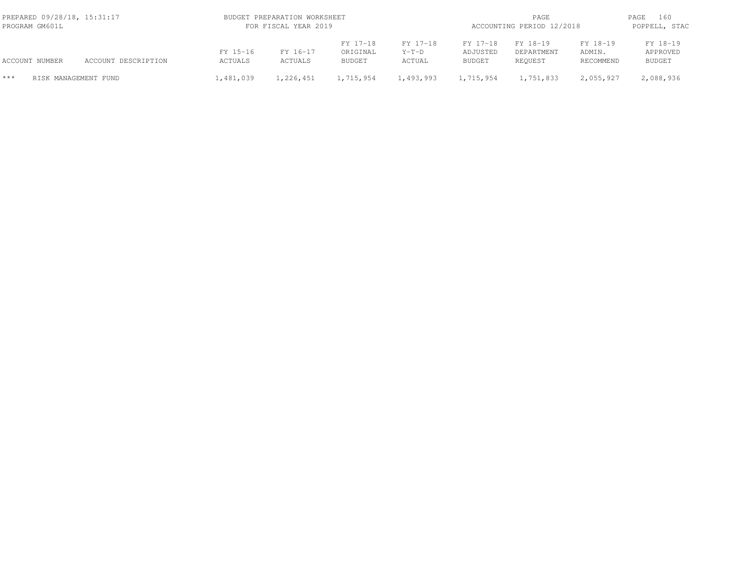| ACCOUNT NUMBER | ACCOUNT DESCRIPTION | FY 15-16 ACTUALS | FY 16-17 ACTUALS | FY 17-18 ORIGINAL BUDGET | FY 17-18 Y-T-D ACTUAL | FY 17-18 ADJUSTED BUDGET | FY 18-19 DEPARTMENT REQUEST | FY 18-19 ADMIN. RECOMMEND | FY 18-19 APPROVED BUDGET |
|---|---|---|---|---|---|---|---|---|---|
| *** | RISK MANAGEMENT FUND | 1,481,039 | 1,226,451 | 1,715,954 | 1,493,993 | 1,715,954 | 1,751,833 | 2,055,927 | 2,088,936 |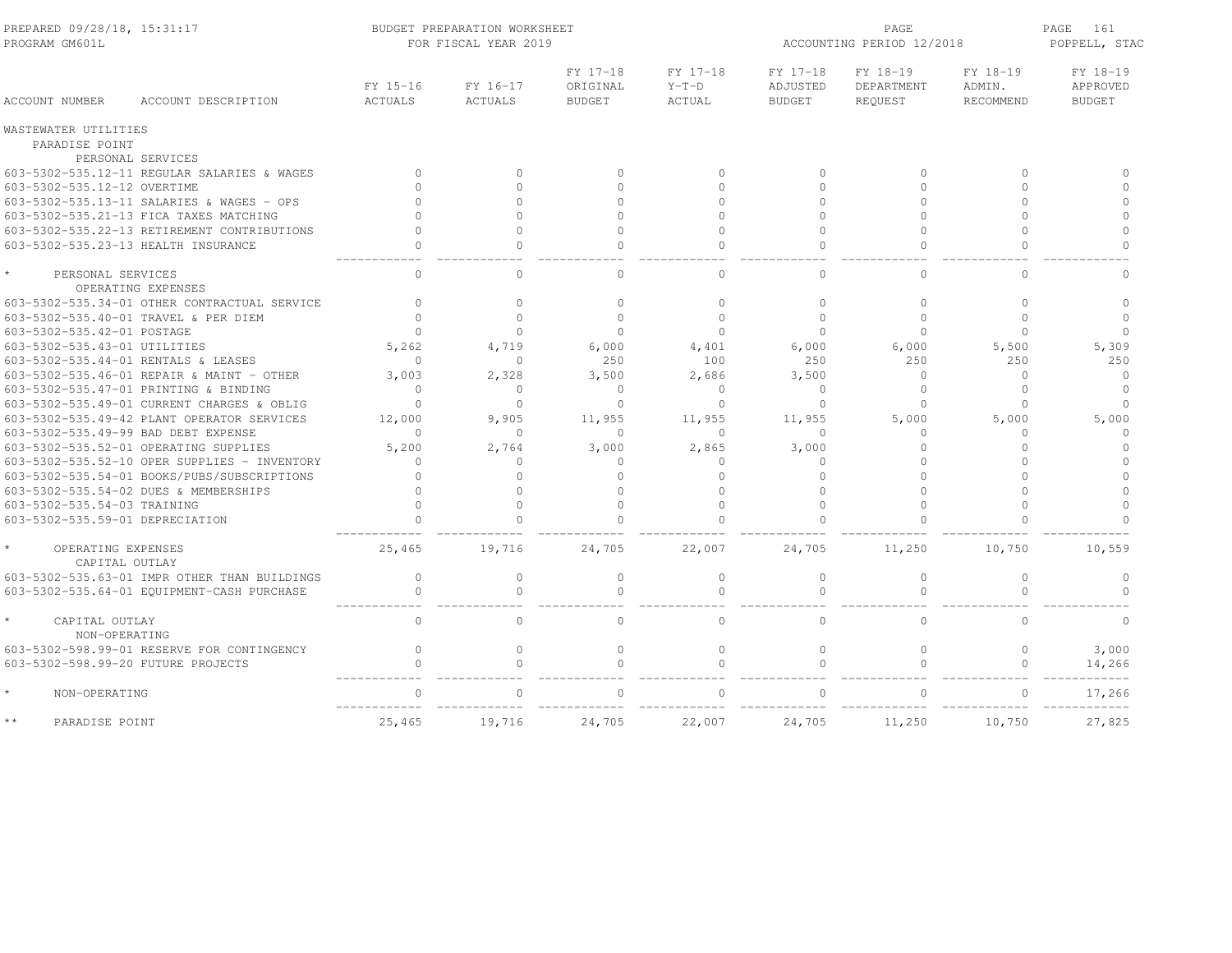BUDGET PREPARATION WORKSHEET
FOR FISCAL YEAR 2019

PREPARED 09/28/18, 15:31:17
PROGRAM GM601L

ACCOUNTING PERIOD 12/2018

POPPELL, STAC

| ACCOUNT NUMBER | ACCOUNT DESCRIPTION | FY 15-16 ACTUALS | FY 16-17 ACTUALS | FY 17-18 ORIGINAL BUDGET | FY 17-18 Y-T-D ACTUAL | FY 17-18 ADJUSTED BUDGET | FY 18-19 DEPARTMENT REQUEST | FY 18-19 ADMIN. RECOMMEND | FY 18-19 APPROVED BUDGET |
|---|---|---|---|---|---|---|---|---|---|
| WASTEWATER UTILITIES | | | | | | | | | |
| PARADISE POINT | | | | | | | | | |
| PERSONAL SERVICES | | | | | | | | | |
| 603-5302-535.12-11 | REGULAR SALARIES & WAGES | 0 | 0 | 0 | 0 | 0 | 0 | 0 | 0 |
| 603-5302-535.12-12 | OVERTIME | 0 | 0 | 0 | 0 | 0 | 0 | 0 | 0 |
| 603-5302-535.13-11 | SALARIES & WAGES - OPS | 0 | 0 | 0 | 0 | 0 | 0 | 0 | 0 |
| 603-5302-535.21-13 | FICA TAXES MATCHING | 0 | 0 | 0 | 0 | 0 | 0 | 0 | 0 |
| 603-5302-535.22-13 | RETIREMENT CONTRIBUTIONS | 0 | 0 | 0 | 0 | 0 | 0 | 0 | 0 |
| 603-5302-535.23-13 | HEALTH INSURANCE | 0 | 0 | 0 | 0 | 0 | 0 | 0 | 0 |
| * | PERSONAL SERVICES | 0 | 0 | 0 | 0 | 0 | 0 | 0 | 0 |
| OPERATING EXPENSES | | | | | | | | | |
| 603-5302-535.34-01 | OTHER CONTRACTUAL SERVICE | 0 | 0 | 0 | 0 | 0 | 0 | 0 | 0 |
| 603-5302-535.40-01 | TRAVEL & PER DIEM | 0 | 0 | 0 | 0 | 0 | 0 | 0 | 0 |
| 603-5302-535.42-01 | POSTAGE | 0 | 0 | 0 | 0 | 0 | 0 | 0 | 0 |
| 603-5302-535.43-01 | UTILITIES | 5,262 | 4,719 | 6,000 | 4,401 | 6,000 | 6,000 | 5,500 | 5,309 |
| 603-5302-535.44-01 | RENTALS & LEASES | 0 | 0 | 250 | 100 | 250 | 250 | 250 | 250 |
| 603-5302-535.46-01 | REPAIR & MAINT - OTHER | 3,003 | 2,328 | 3,500 | 2,686 | 3,500 | 0 | 0 | 0 |
| 603-5302-535.47-01 | PRINTING & BINDING | 0 | 0 | 0 | 0 | 0 | 0 | 0 | 0 |
| 603-5302-535.49-01 | CURRENT CHARGES & OBLIG | 0 | 0 | 0 | 0 | 0 | 0 | 0 | 0 |
| 603-5302-535.49-42 | PLANT OPERATOR SERVICES | 12,000 | 9,905 | 11,955 | 11,955 | 11,955 | 5,000 | 5,000 | 5,000 |
| 603-5302-535.49-99 | BAD DEBT EXPENSE | 0 | 0 | 0 | 0 | 0 | 0 | 0 | 0 |
| 603-5302-535.52-01 | OPERATING SUPPLIES | 5,200 | 2,764 | 3,000 | 2,865 | 3,000 | 0 | 0 | 0 |
| 603-5302-535.52-10 | OPER SUPPLIES - INVENTORY | 0 | 0 | 0 | 0 | 0 | 0 | 0 | 0 |
| 603-5302-535.54-01 | BOOKS/PUBS/SUBSCRIPTIONS | 0 | 0 | 0 | 0 | 0 | 0 | 0 | 0 |
| 603-5302-535.54-02 | DUES & MEMBERSHIPS | 0 | 0 | 0 | 0 | 0 | 0 | 0 | 0 |
| 603-5302-535.54-03 | TRAINING | 0 | 0 | 0 | 0 | 0 | 0 | 0 | 0 |
| 603-5302-535.59-01 | DEPRECIATION | 0 | 0 | 0 | 0 | 0 | 0 | 0 | 0 |
| * | OPERATING EXPENSES | 25,465 | 19,716 | 24,705 | 22,007 | 24,705 | 11,250 | 10,750 | 10,559 |
| CAPITAL OUTLAY | | | | | | | | | |
| 603-5302-535.63-01 | IMPR OTHER THAN BUILDINGS | 0 | 0 | 0 | 0 | 0 | 0 | 0 | 0 |
| 603-5302-535.64-01 | EQUIPMENT-CASH PURCHASE | 0 | 0 | 0 | 0 | 0 | 0 | 0 | 0 |
| * | CAPITAL OUTLAY | 0 | 0 | 0 | 0 | 0 | 0 | 0 | 0 |
| NON-OPERATING | | | | | | | | | |
| 603-5302-598.99-01 | RESERVE FOR CONTINGENCY | 0 | 0 | 0 | 0 | 0 | 0 | 0 | 3,000 |
| 603-5302-598.99-20 | FUTURE PROJECTS | 0 | 0 | 0 | 0 | 0 | 0 | 0 | 14,266 |
| * | NON-OPERATING | 0 | 0 | 0 | 0 | 0 | 0 | 0 | 17,266 |
| ** | PARADISE POINT | 25,465 | 19,716 | 24,705 | 22,007 | 24,705 | 11,250 | 10,750 | 27,825 |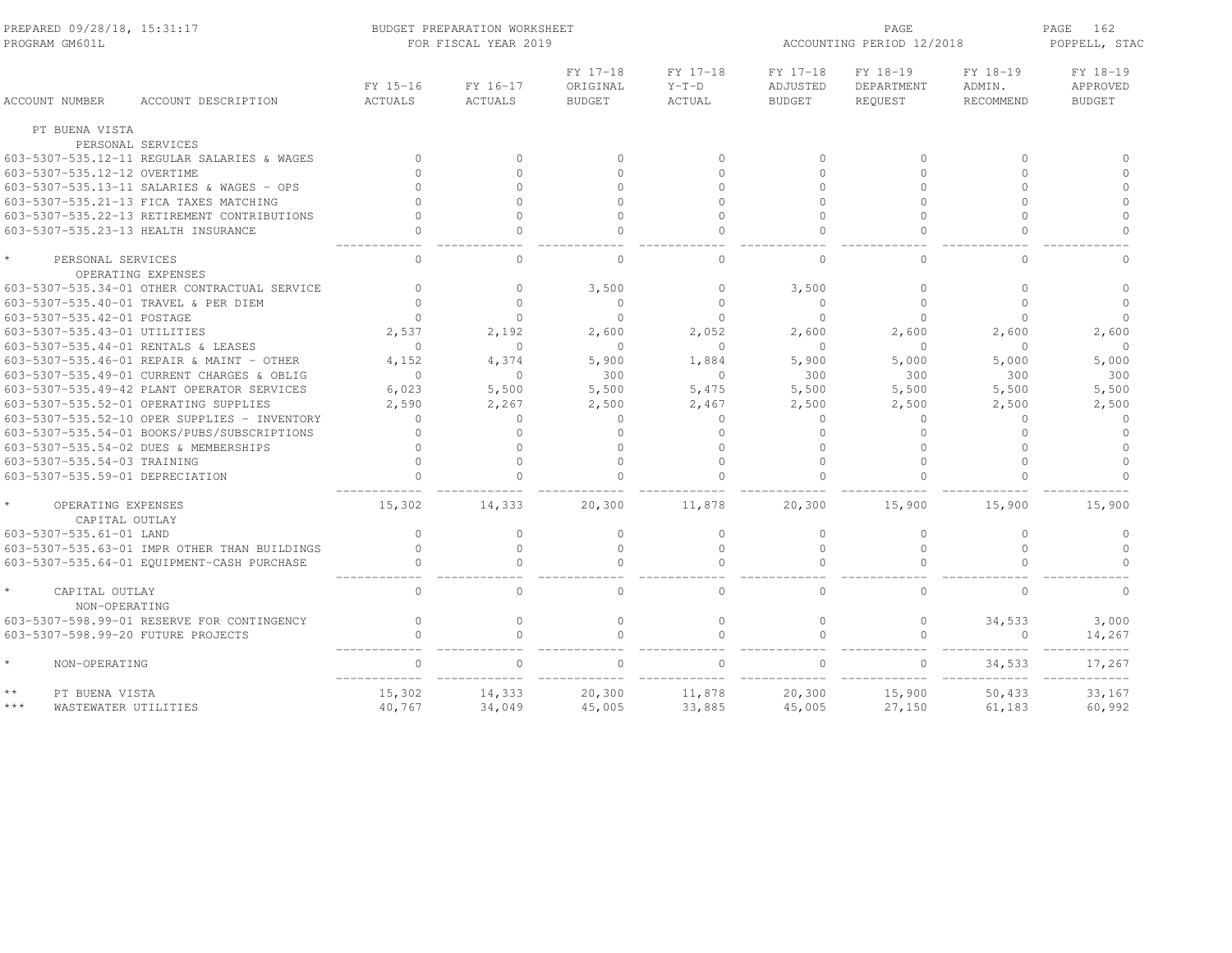PREPARED 09/28/18, 15:31:17
PROGRAM GM601L

BUDGET PREPARATION WORKSHEET
FOR FISCAL YEAR 2019

ACCOUNTING PERIOD 12/2018

POPPELL, STAC

| ACCOUNT NUMBER | ACCOUNT DESCRIPTION | FY 15-16 ACTUALS | FY 16-17 ACTUALS | FY 17-18 ORIGINAL BUDGET | FY 17-18 Y-T-D ACTUAL | FY 17-18 ADJUSTED BUDGET | FY 18-19 DEPARTMENT REQUEST | FY 18-19 ADMIN. RECOMMEND | FY 18-19 APPROVED BUDGET |
|---|---|---|---|---|---|---|---|---|---|
| PT BUENA VISTA | | | | | | | | | |
| | PERSONAL SERVICES | | | | | | | | |
| 603-5307-535.12-11 | REGULAR SALARIES & WAGES | 0 | 0 | 0 | 0 | 0 | 0 | 0 | 0 |
| 603-5307-535.12-12 | OVERTIME | 0 | 0 | 0 | 0 | 0 | 0 | 0 | 0 |
| 603-5307-535.13-11 | SALARIES & WAGES - OPS | 0 | 0 | 0 | 0 | 0 | 0 | 0 | 0 |
| 603-5307-535.21-13 | FICA TAXES MATCHING | 0 | 0 | 0 | 0 | 0 | 0 | 0 | 0 |
| 603-5307-535.22-13 | RETIREMENT CONTRIBUTIONS | 0 | 0 | 0 | 0 | 0 | 0 | 0 | 0 |
| 603-5307-535.23-13 | HEALTH INSURANCE | 0 | 0 | 0 | 0 | 0 | 0 | 0 | 0 |
| * | PERSONAL SERVICES | 0 | 0 | 0 | 0 | 0 | 0 | 0 | 0 |
| | OPERATING EXPENSES | | | | | | | | |
| 603-5307-535.34-01 | OTHER CONTRACTUAL SERVICE | 0 | 0 | 3,500 | 0 | 3,500 | 0 | 0 | 0 |
| 603-5307-535.40-01 | TRAVEL & PER DIEM | 0 | 0 | 0 | 0 | 0 | 0 | 0 | 0 |
| 603-5307-535.42-01 | POSTAGE | 0 | 0 | 0 | 0 | 0 | 0 | 0 | 0 |
| 603-5307-535.43-01 | UTILITIES | 2,537 | 2,192 | 2,600 | 2,052 | 2,600 | 2,600 | 2,600 | 2,600 |
| 603-5307-535.44-01 | RENTALS & LEASES | 0 | 0 | 0 | 0 | 0 | 0 | 0 | 0 |
| 603-5307-535.46-01 | REPAIR & MAINT - OTHER | 4,152 | 4,374 | 5,900 | 1,884 | 5,900 | 5,000 | 5,000 | 5,000 |
| 603-5307-535.49-01 | CURRENT CHARGES & OBLIG | 0 | 0 | 300 | 0 | 300 | 300 | 300 | 300 |
| 603-5307-535.49-42 | PLANT OPERATOR SERVICES | 6,023 | 5,500 | 5,500 | 5,475 | 5,500 | 5,500 | 5,500 | 5,500 |
| 603-5307-535.52-01 | OPERATING SUPPLIES | 2,590 | 2,267 | 2,500 | 2,467 | 2,500 | 2,500 | 2,500 | 2,500 |
| 603-5307-535.52-10 | OPER SUPPLIES - INVENTORY | 0 | 0 | 0 | 0 | 0 | 0 | 0 | 0 |
| 603-5307-535.54-01 | BOOKS/PUBS/SUBSCRIPTIONS | 0 | 0 | 0 | 0 | 0 | 0 | 0 | 0 |
| 603-5307-535.54-02 | DUES & MEMBERSHIPS | 0 | 0 | 0 | 0 | 0 | 0 | 0 | 0 |
| 603-5307-535.54-03 | TRAINING | 0 | 0 | 0 | 0 | 0 | 0 | 0 | 0 |
| 603-5307-535.59-01 | DEPRECIATION | 0 | 0 | 0 | 0 | 0 | 0 | 0 | 0 |
| * | OPERATING EXPENSES | 15,302 | 14,333 | 20,300 | 11,878 | 20,300 | 15,900 | 15,900 | 15,900 |
| | CAPITAL OUTLAY | | | | | | | | |
| 603-5307-535.61-01 | LAND | 0 | 0 | 0 | 0 | 0 | 0 | 0 | 0 |
| 603-5307-535.63-01 | IMPR OTHER THAN BUILDINGS | 0 | 0 | 0 | 0 | 0 | 0 | 0 | 0 |
| 603-5307-535.64-01 | EQUIPMENT-CASH PURCHASE | 0 | 0 | 0 | 0 | 0 | 0 | 0 | 0 |
| * | CAPITAL OUTLAY | 0 | 0 | 0 | 0 | 0 | 0 | 0 | 0 |
| | NON-OPERATING | | | | | | | | |
| 603-5307-598.99-01 | RESERVE FOR CONTINGENCY | 0 | 0 | 0 | 0 | 0 | 0 | 34,533 | 3,000 |
| 603-5307-598.99-20 | FUTURE PROJECTS | 0 | 0 | 0 | 0 | 0 | 0 | 0 | 14,267 |
| * | NON-OPERATING | 0 | 0 | 0 | 0 | 0 | 0 | 34,533 | 17,267 |
| ** | PT BUENA VISTA | 15,302 | 14,333 | 20,300 | 11,878 | 20,300 | 15,900 | 50,433 | 33,167 |
| *** | WASTEWATER UTILITIES | 40,767 | 34,049 | 45,005 | 33,885 | 45,005 | 27,150 | 61,183 | 60,992 |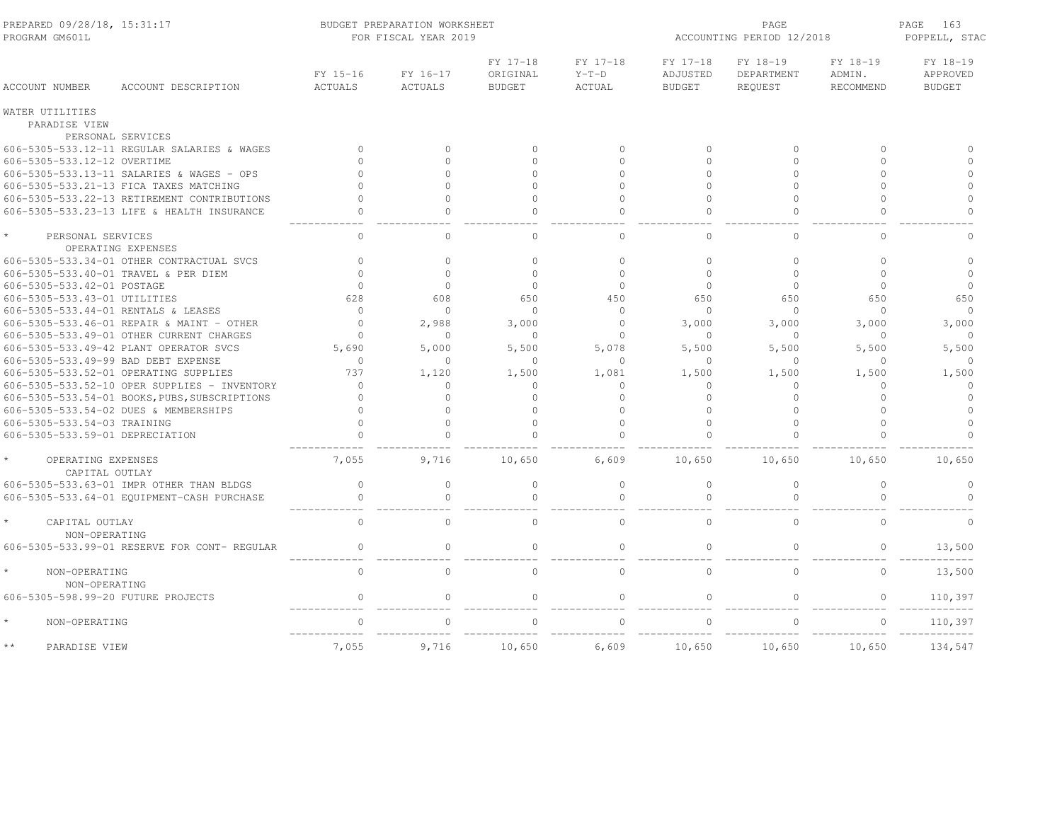PREPARED 09/28/18, 15:31:17 — PROGRAM GM601L

BUDGET PREPARATION WORKSHEET FOR FISCAL YEAR 2019

ACCOUNTING PERIOD 12/2018 — POPPELL, STAC

| ACCOUNT NUMBER | ACCOUNT DESCRIPTION | FY 15-16 ACTUALS | FY 16-17 ACTUALS | FY 17-18 ORIGINAL BUDGET | FY 17-18 Y-T-D ACTUAL | FY 17-18 ADJUSTED BUDGET | FY 18-19 DEPARTMENT REQUEST | FY 18-19 ADMIN. RECOMMEND | FY 18-19 APPROVED BUDGET |
|---|---|---|---|---|---|---|---|---|---|
| WATER UTILITIES | | | | | | | | | |
| PARADISE VIEW | | | | | | | | | |
| PERSONAL SERVICES | | | | | | | | | |
| 606-5305-533.12-11 | REGULAR SALARIES & WAGES | 0 | 0 | 0 | 0 | 0 | 0 | 0 | 0 |
| 606-5305-533.12-12 | OVERTIME | 0 | 0 | 0 | 0 | 0 | 0 | 0 | 0 |
| 606-5305-533.13-11 | SALARIES & WAGES - OPS | 0 | 0 | 0 | 0 | 0 | 0 | 0 | 0 |
| 606-5305-533.21-13 | FICA TAXES MATCHING | 0 | 0 | 0 | 0 | 0 | 0 | 0 | 0 |
| 606-5305-533.22-13 | RETIREMENT CONTRIBUTIONS | 0 | 0 | 0 | 0 | 0 | 0 | 0 | 0 |
| 606-5305-533.23-13 | LIFE & HEALTH INSURANCE | 0 | 0 | 0 | 0 | 0 | 0 | 0 | 0 |
| * | PERSONAL SERVICES | 0 | 0 | 0 | 0 | 0 | 0 | 0 | 0 |
| OPERATING EXPENSES | | | | | | | | | |
| 606-5305-533.34-01 | OTHER CONTRACTUAL SVCS | 0 | 0 | 0 | 0 | 0 | 0 | 0 | 0 |
| 606-5305-533.40-01 | TRAVEL & PER DIEM | 0 | 0 | 0 | 0 | 0 | 0 | 0 | 0 |
| 606-5305-533.42-01 | POSTAGE | 0 | 0 | 0 | 0 | 0 | 0 | 0 | 0 |
| 606-5305-533.43-01 | UTILITIES | 628 | 608 | 650 | 450 | 650 | 650 | 650 | 650 |
| 606-5305-533.44-01 | RENTALS & LEASES | 0 | 0 | 0 | 0 | 0 | 0 | 0 | 0 |
| 606-5305-533.46-01 | REPAIR & MAINT - OTHER | 0 | 2,988 | 3,000 | 0 | 3,000 | 3,000 | 3,000 | 3,000 |
| 606-5305-533.49-01 | OTHER CURRENT CHARGES | 0 | 0 | 0 | 0 | 0 | 0 | 0 | 0 |
| 606-5305-533.49-42 | PLANT OPERATOR SVCS | 5,690 | 5,000 | 5,500 | 5,078 | 5,500 | 5,500 | 5,500 | 5,500 |
| 606-5305-533.49-99 | BAD DEBT EXPENSE | 0 | 0 | 0 | 0 | 0 | 0 | 0 | 0 |
| 606-5305-533.52-01 | OPERATING SUPPLIES | 737 | 1,120 | 1,500 | 1,081 | 1,500 | 1,500 | 1,500 | 1,500 |
| 606-5305-533.52-10 | OPER SUPPLIES - INVENTORY | 0 | 0 | 0 | 0 | 0 | 0 | 0 | 0 |
| 606-5305-533.54-01 | BOOKS,PUBS,SUBSCRIPTIONS | 0 | 0 | 0 | 0 | 0 | 0 | 0 | 0 |
| 606-5305-533.54-02 | DUES & MEMBERSHIPS | 0 | 0 | 0 | 0 | 0 | 0 | 0 | 0 |
| 606-5305-533.54-03 | TRAINING | 0 | 0 | 0 | 0 | 0 | 0 | 0 | 0 |
| 606-5305-533.59-01 | DEPRECIATION | 0 | 0 | 0 | 0 | 0 | 0 | 0 | 0 |
| * | OPERATING EXPENSES | 7,055 | 9,716 | 10,650 | 6,609 | 10,650 | 10,650 | 10,650 | 10,650 |
| CAPITAL OUTLAY | | | | | | | | | |
| 606-5305-533.63-01 | IMPR OTHER THAN BLDGS | 0 | 0 | 0 | 0 | 0 | 0 | 0 | 0 |
| 606-5305-533.64-01 | EQUIPMENT-CASH PURCHASE | 0 | 0 | 0 | 0 | 0 | 0 | 0 | 0 |
| * | CAPITAL OUTLAY | 0 | 0 | 0 | 0 | 0 | 0 | 0 | 0 |
| NON-OPERATING | | | | | | | | | |
| 606-5305-533.99-01 | RESERVE FOR CONT- REGULAR | 0 | 0 | 0 | 0 | 0 | 0 | 0 | 13,500 |
| * | NON-OPERATING | 0 | 0 | 0 | 0 | 0 | 0 | 0 | 13,500 |
| NON-OPERATING | | | | | | | | | |
| 606-5305-598.99-20 | FUTURE PROJECTS | 0 | 0 | 0 | 0 | 0 | 0 | 0 | 110,397 |
| * | NON-OPERATING | 0 | 0 | 0 | 0 | 0 | 0 | 0 | 110,397 |
| ** | PARADISE VIEW | 7,055 | 9,716 | 10,650 | 6,609 | 10,650 | 10,650 | 10,650 | 134,547 |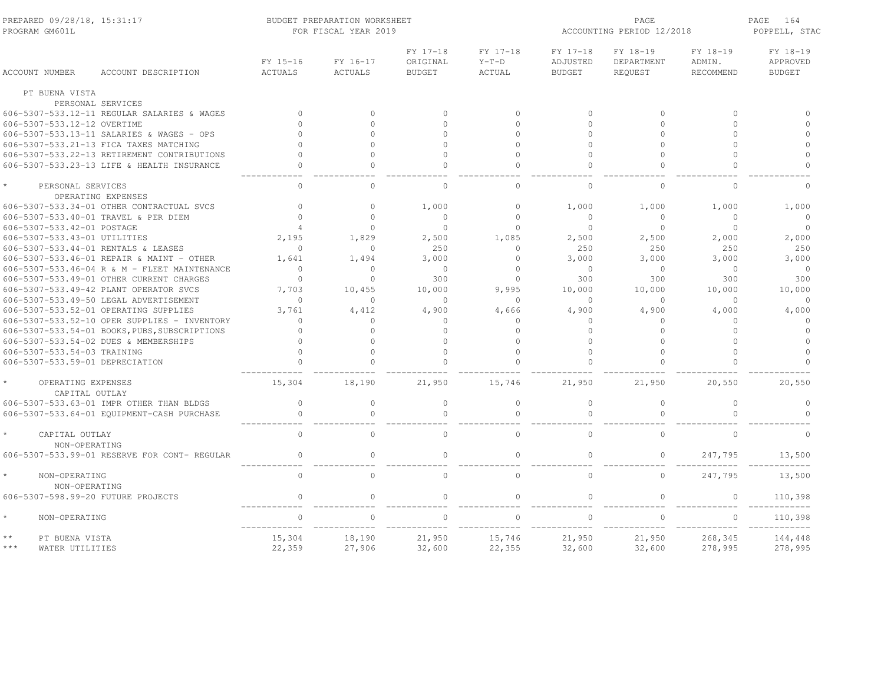PREPARED 09/28/18, 15:31:17 — BUDGET PREPARATION WORKSHEET FOR FISCAL YEAR 2019 — ACCOUNTING PERIOD 12/2018

PROGRAM GM601L — POPPELL, STAC

| ACCOUNT NUMBER | ACCOUNT DESCRIPTION | FY 15-16 ACTUALS | FY 16-17 ACTUALS | FY 17-18 ORIGINAL BUDGET | FY 17-18 Y-T-D ACTUAL | FY 17-18 ADJUSTED BUDGET | FY 18-19 DEPARTMENT REQUEST | FY 18-19 ADMIN. RECOMMEND | FY 18-19 APPROVED BUDGET |
|---|---|---|---|---|---|---|---|---|---|
| PT BUENA VISTA | | | | | | | | | |
| | PERSONAL SERVICES | | | | | | | | |
| 606-5307-533.12-11 | REGULAR SALARIES & WAGES | 0 | 0 | 0 | 0 | 0 | 0 | 0 | 0 |
| 606-5307-533.12-12 | OVERTIME | 0 | 0 | 0 | 0 | 0 | 0 | 0 | 0 |
| 606-5307-533.13-11 | SALARIES & WAGES - OPS | 0 | 0 | 0 | 0 | 0 | 0 | 0 | 0 |
| 606-5307-533.21-13 | FICA TAXES MATCHING | 0 | 0 | 0 | 0 | 0 | 0 | 0 | 0 |
| 606-5307-533.22-13 | RETIREMENT CONTRIBUTIONS | 0 | 0 | 0 | 0 | 0 | 0 | 0 | 0 |
| 606-5307-533.23-13 | LIFE & HEALTH INSURANCE | 0 | 0 | 0 | 0 | 0 | 0 | 0 | 0 |
| * | PERSONAL SERVICES | 0 | 0 | 0 | 0 | 0 | 0 | 0 | 0 |
| | OPERATING EXPENSES | | | | | | | | |
| 606-5307-533.34-01 | OTHER CONTRACTUAL SVCS | 0 | 0 | 1,000 | 0 | 1,000 | 1,000 | 1,000 | 1,000 |
| 606-5307-533.40-01 | TRAVEL & PER DIEM | 0 | 0 | 0 | 0 | 0 | 0 | 0 | 0 |
| 606-5307-533.42-01 | POSTAGE | 4 | 0 | 0 | 0 | 0 | 0 | 0 | 0 |
| 606-5307-533.43-01 | UTILITIES | 2,195 | 1,829 | 2,500 | 1,085 | 2,500 | 2,500 | 2,000 | 2,000 |
| 606-5307-533.44-01 | RENTALS & LEASES | 0 | 0 | 250 | 0 | 250 | 250 | 250 | 250 |
| 606-5307-533.46-01 | REPAIR & MAINT - OTHER | 1,641 | 1,494 | 3,000 | 0 | 3,000 | 3,000 | 3,000 | 3,000 |
| 606-5307-533.46-04 | R & M - FLEET MAINTENANCE | 0 | 0 | 0 | 0 | 0 | 0 | 0 | 0 |
| 606-5307-533.49-01 | OTHER CURRENT CHARGES | 0 | 0 | 300 | 0 | 300 | 300 | 300 | 300 |
| 606-5307-533.49-42 | PLANT OPERATOR SVCS | 7,703 | 10,455 | 10,000 | 9,995 | 10,000 | 10,000 | 10,000 | 10,000 |
| 606-5307-533.49-50 | LEGAL ADVERTISEMENT | 0 | 0 | 0 | 0 | 0 | 0 | 0 | 0 |
| 606-5307-533.52-01 | OPERATING SUPPLIES | 3,761 | 4,412 | 4,900 | 4,666 | 4,900 | 4,900 | 4,000 | 4,000 |
| 606-5307-533.52-10 | OPER SUPPLIES - INVENTORY | 0 | 0 | 0 | 0 | 0 | 0 | 0 | 0 |
| 606-5307-533.54-01 | BOOKS,PUBS,SUBSCRIPTIONS | 0 | 0 | 0 | 0 | 0 | 0 | 0 | 0 |
| 606-5307-533.54-02 | DUES & MEMBERSHIPS | 0 | 0 | 0 | 0 | 0 | 0 | 0 | 0 |
| 606-5307-533.54-03 | TRAINING | 0 | 0 | 0 | 0 | 0 | 0 | 0 | 0 |
| 606-5307-533.59-01 | DEPRECIATION | 0 | 0 | 0 | 0 | 0 | 0 | 0 | 0 |
| * | OPERATING EXPENSES | 15,304 | 18,190 | 21,950 | 15,746 | 21,950 | 21,950 | 20,550 | 20,550 |
| | CAPITAL OUTLAY | | | | | | | | |
| 606-5307-533.63-01 | IMPR OTHER THAN BLDGS | 0 | 0 | 0 | 0 | 0 | 0 | 0 | 0 |
| 606-5307-533.64-01 | EQUIPMENT-CASH PURCHASE | 0 | 0 | 0 | 0 | 0 | 0 | 0 | 0 |
| * | CAPITAL OUTLAY | 0 | 0 | 0 | 0 | 0 | 0 | 0 | 0 |
| | NON-OPERATING | | | | | | | | |
| 606-5307-533.99-01 | RESERVE FOR CONT- REGULAR | 0 | 0 | 0 | 0 | 0 | 0 | 247,795 | 13,500 |
| * | NON-OPERATING | 0 | 0 | 0 | 0 | 0 | 0 | 247,795 | 13,500 |
| | NON-OPERATING | | | | | | | | |
| 606-5307-598.99-20 | FUTURE PROJECTS | 0 | 0 | 0 | 0 | 0 | 0 | 0 | 110,398 |
| * | NON-OPERATING | 0 | 0 | 0 | 0 | 0 | 0 | 0 | 110,398 |
| ** | PT BUENA VISTA | 15,304 | 18,190 | 21,950 | 15,746 | 21,950 | 21,950 | 268,345 | 144,448 |
| *** | WATER UTILITIES | 22,359 | 27,906 | 32,600 | 22,355 | 32,600 | 32,600 | 278,995 | 278,995 |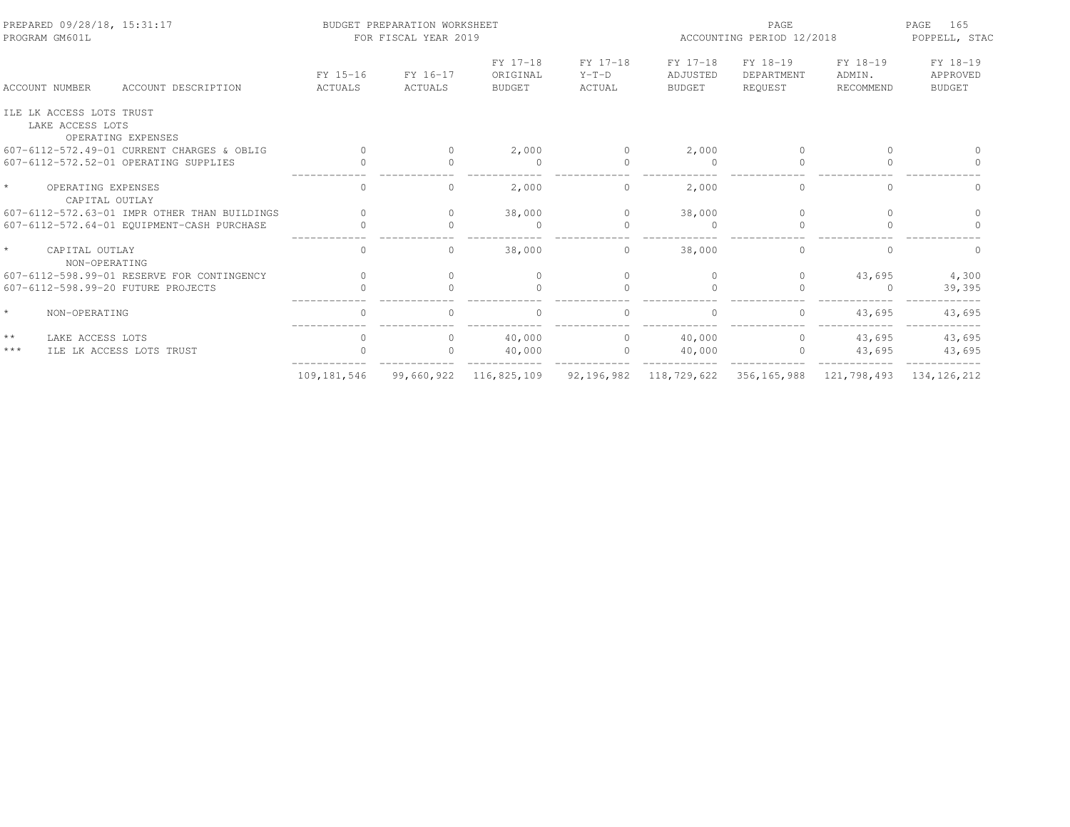PREPARED 09/28/18, 15:31:17
PROGRAM GM601L

BUDGET PREPARATION WORKSHEET
FOR FISCAL YEAR 2019

ACCOUNTING PERIOD 12/2018

POPPELL, STAC

| ACCOUNT NUMBER | ACCOUNT DESCRIPTION | FY 15-16 ACTUALS | FY 16-17 ACTUALS | FY 17-18 ORIGINAL BUDGET | FY 17-18 Y-T-D ACTUAL | FY 17-18 ADJUSTED BUDGET | FY 18-19 DEPARTMENT REQUEST | FY 18-19 ADMIN. RECOMMEND | FY 18-19 APPROVED BUDGET |
|---|---|---|---|---|---|---|---|---|---|
| ILE LK ACCESS LOTS TRUST | | | | | | | | | |
| LAKE ACCESS LOTS | | | | | | | | | |
| OPERATING EXPENSES | | | | | | | | | |
| 607-6112-572.49-01 | CURRENT CHARGES & OBLIG | 0 | 0 | 2,000 | 0 | 2,000 | 0 | 0 | 0 |
| 607-6112-572.52-01 | OPERATING SUPPLIES | 0 | 0 | 0 | 0 | 0 | 0 | 0 | 0 |
| * | OPERATING EXPENSES | 0 | 0 | 2,000 | 0 | 2,000 | 0 | 0 | 0 |
| CAPITAL OUTLAY | | | | | | | | | |
| 607-6112-572.63-01 | IMPR OTHER THAN BUILDINGS | 0 | 0 | 38,000 | 0 | 38,000 | 0 | 0 | 0 |
| 607-6112-572.64-01 | EQUIPMENT-CASH PURCHASE | 0 | 0 | 0 | 0 | 0 | 0 | 0 | 0 |
| * | CAPITAL OUTLAY | 0 | 0 | 38,000 | 0 | 38,000 | 0 | 0 | 0 |
| NON-OPERATING | | | | | | | | | |
| 607-6112-598.99-01 | RESERVE FOR CONTINGENCY | 0 | 0 | 0 | 0 | 0 | 0 | 43,695 | 4,300 |
| 607-6112-598.99-20 | FUTURE PROJECTS | 0 | 0 | 0 | 0 | 0 | 0 | 0 | 39,395 |
| * | NON-OPERATING | 0 | 0 | 0 | 0 | 0 | 0 | 43,695 | 43,695 |
| ** | LAKE ACCESS LOTS | 0 | 0 | 40,000 | 0 | 40,000 | 0 | 43,695 | 43,695 |
| *** | ILE LK ACCESS LOTS TRUST | 0 | 0 | 40,000 | 0 | 40,000 | 0 | 43,695 | 43,695 |
| | | 109,181,546 | 99,660,922 | 116,825,109 | 92,196,982 | 118,729,622 | 356,165,988 | 121,798,493 | 134,126,212 |